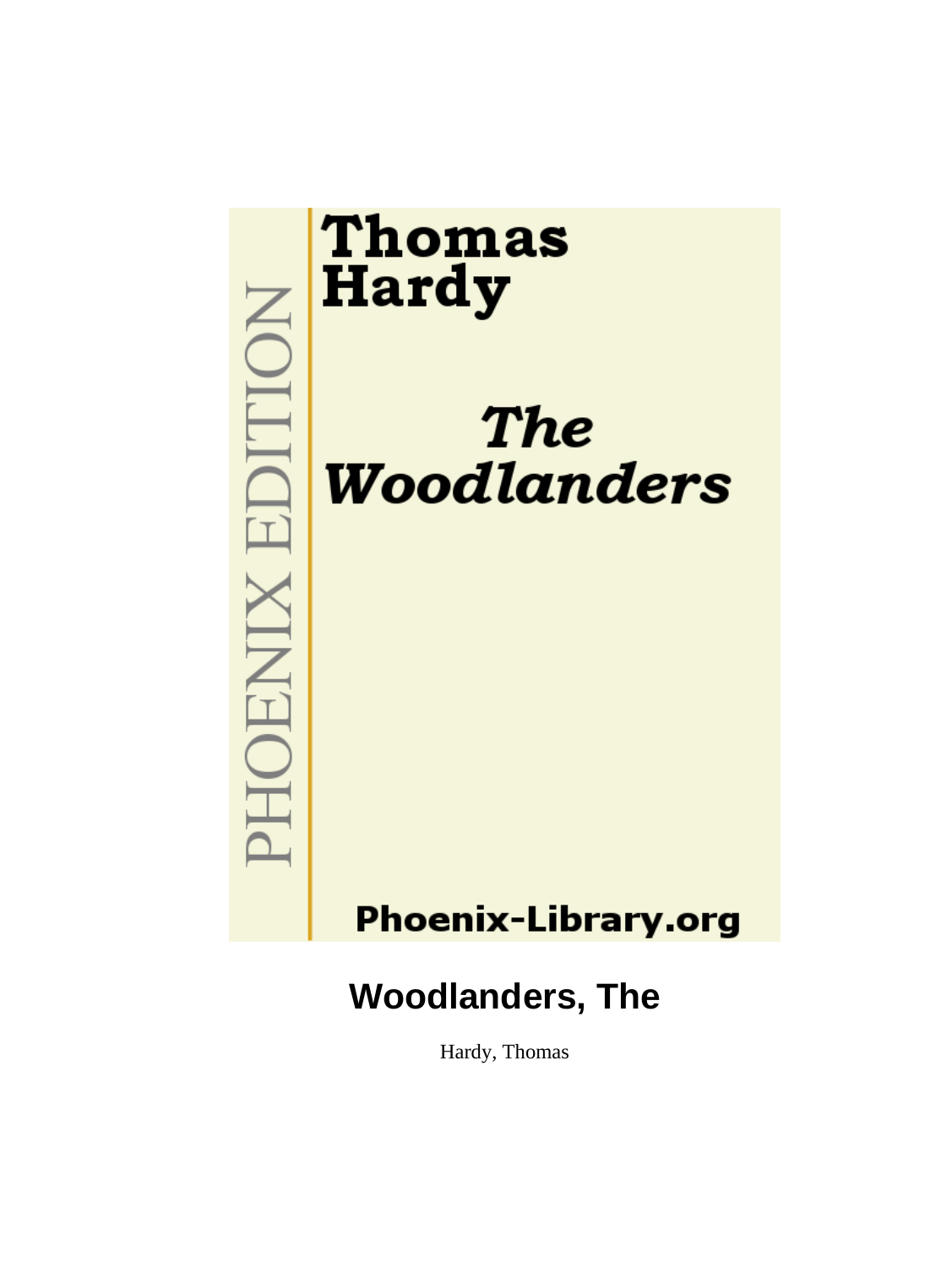PHOENIX EDITION

# Thomas Hardy

# *The Woodlanders*

Phoenix-Library.org

## Woodlanders, The

Hardy, Thomas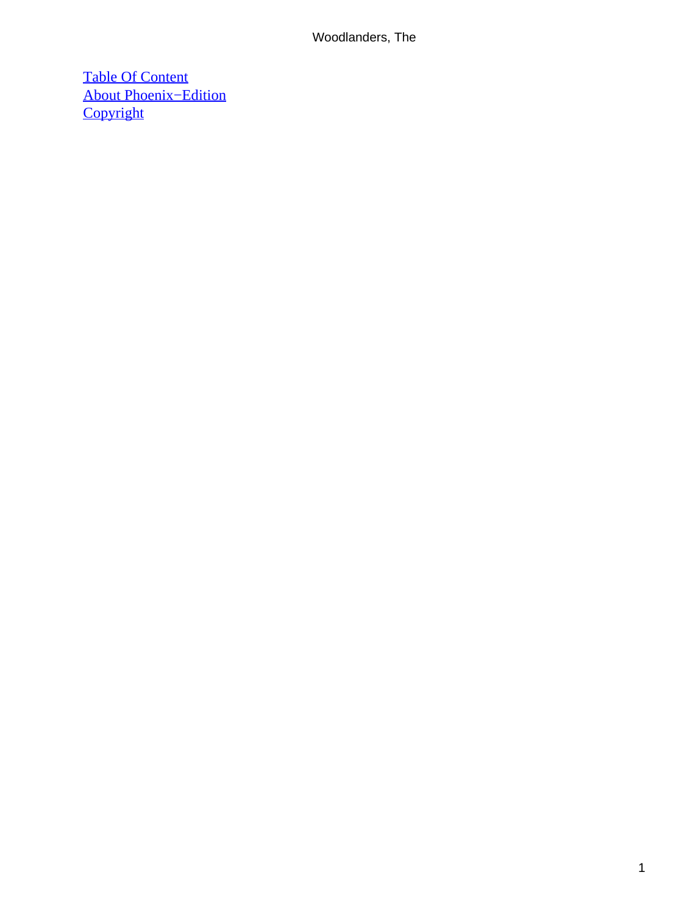[Table Of Content](#)
[About Phoenix−Edition](#)
[Copyright](#)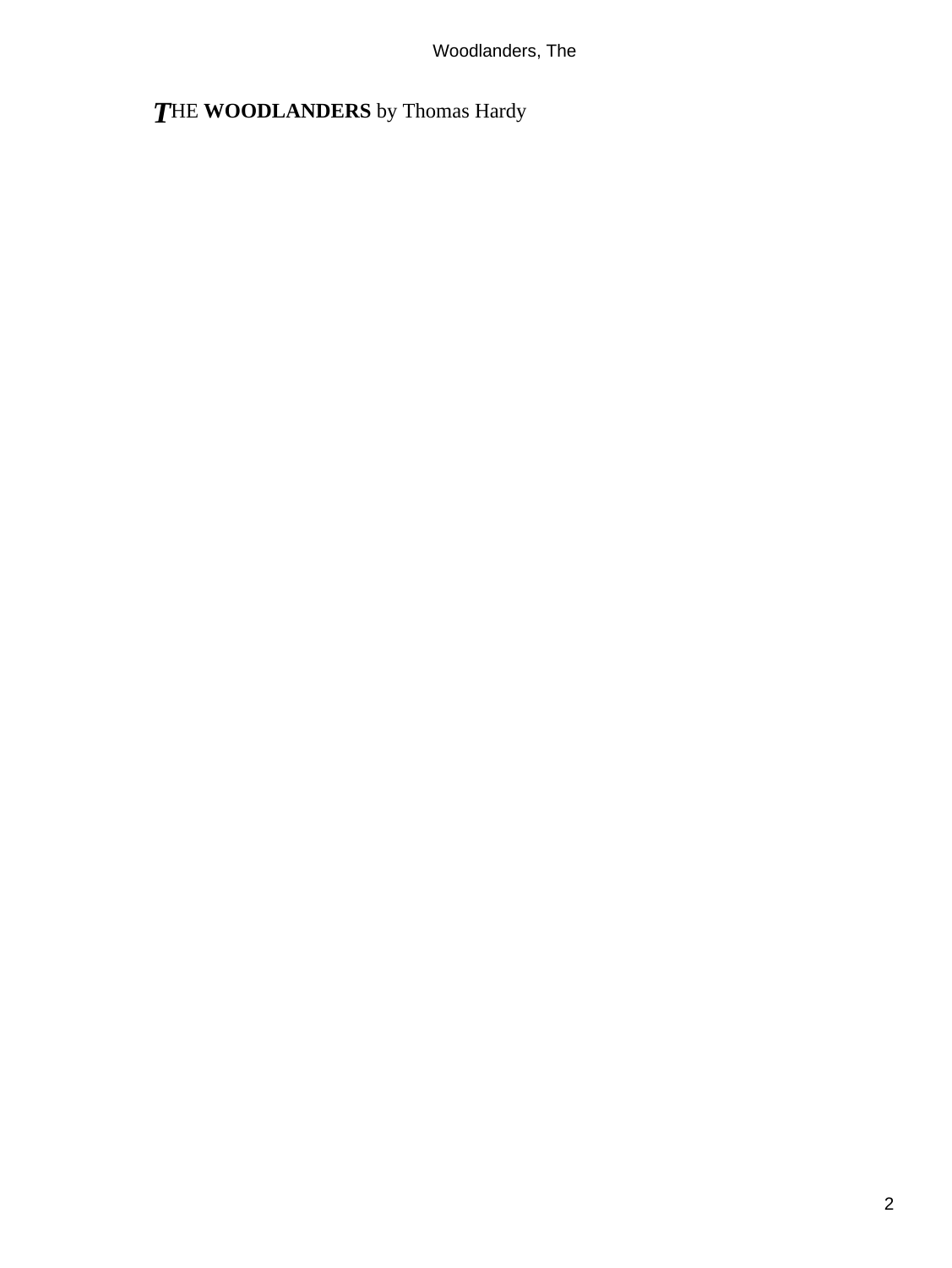*T*HE **WOODLANDERS** by Thomas Hardy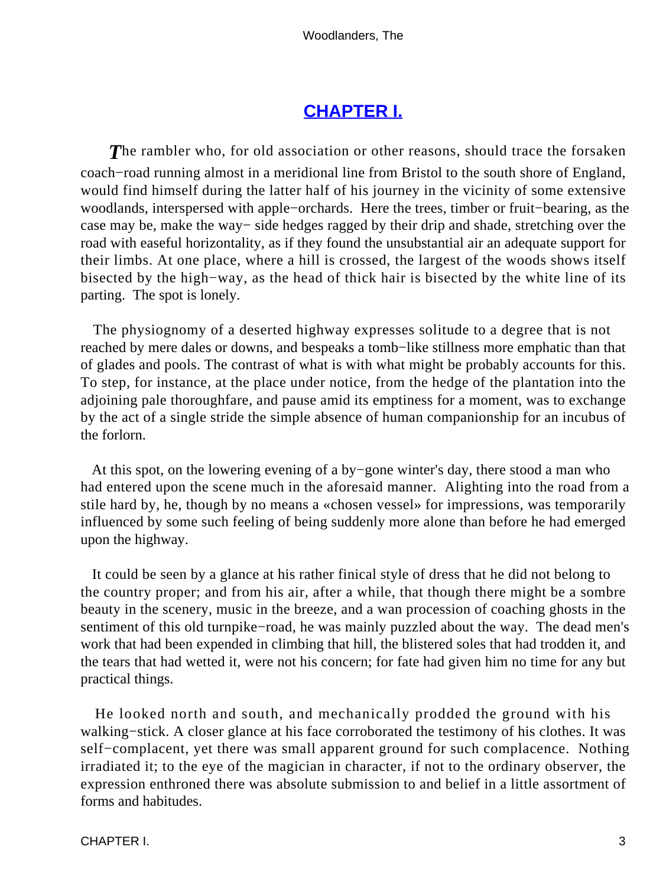## CHAPTER I.

*T*he rambler who, for old association or other reasons, should trace the forsaken coach−road running almost in a meridional line from Bristol to the south shore of England, would find himself during the latter half of his journey in the vicinity of some extensive woodlands, interspersed with apple−orchards. Here the trees, timber or fruit−bearing, as the case may be, make the way− side hedges ragged by their drip and shade, stretching over the road with easeful horizontality, as if they found the unsubstantial air an adequate support for their limbs. At one place, where a hill is crossed, the largest of the woods shows itself bisected by the high−way, as the head of thick hair is bisected by the white line of its parting. The spot is lonely.

The physiognomy of a deserted highway expresses solitude to a degree that is not reached by mere dales or downs, and bespeaks a tomb−like stillness more emphatic than that of glades and pools. The contrast of what is with what might be probably accounts for this. To step, for instance, at the place under notice, from the hedge of the plantation into the adjoining pale thoroughfare, and pause amid its emptiness for a moment, was to exchange by the act of a single stride the simple absence of human companionship for an incubus of the forlorn.

At this spot, on the lowering evening of a by−gone winter's day, there stood a man who had entered upon the scene much in the aforesaid manner. Alighting into the road from a stile hard by, he, though by no means a «chosen vessel» for impressions, was temporarily influenced by some such feeling of being suddenly more alone than before he had emerged upon the highway.

It could be seen by a glance at his rather finical style of dress that he did not belong to the country proper; and from his air, after a while, that though there might be a sombre beauty in the scenery, music in the breeze, and a wan procession of coaching ghosts in the sentiment of this old turnpike−road, he was mainly puzzled about the way. The dead men's work that had been expended in climbing that hill, the blistered soles that had trodden it, and the tears that had wetted it, were not his concern; for fate had given him no time for any but practical things.

He looked north and south, and mechanically prodded the ground with his walking−stick. A closer glance at his face corroborated the testimony of his clothes. It was self−complacent, yet there was small apparent ground for such complacence. Nothing irradiated it; to the eye of the magician in character, if not to the ordinary observer, the expression enthroned there was absolute submission to and belief in a little assortment of forms and habitudes.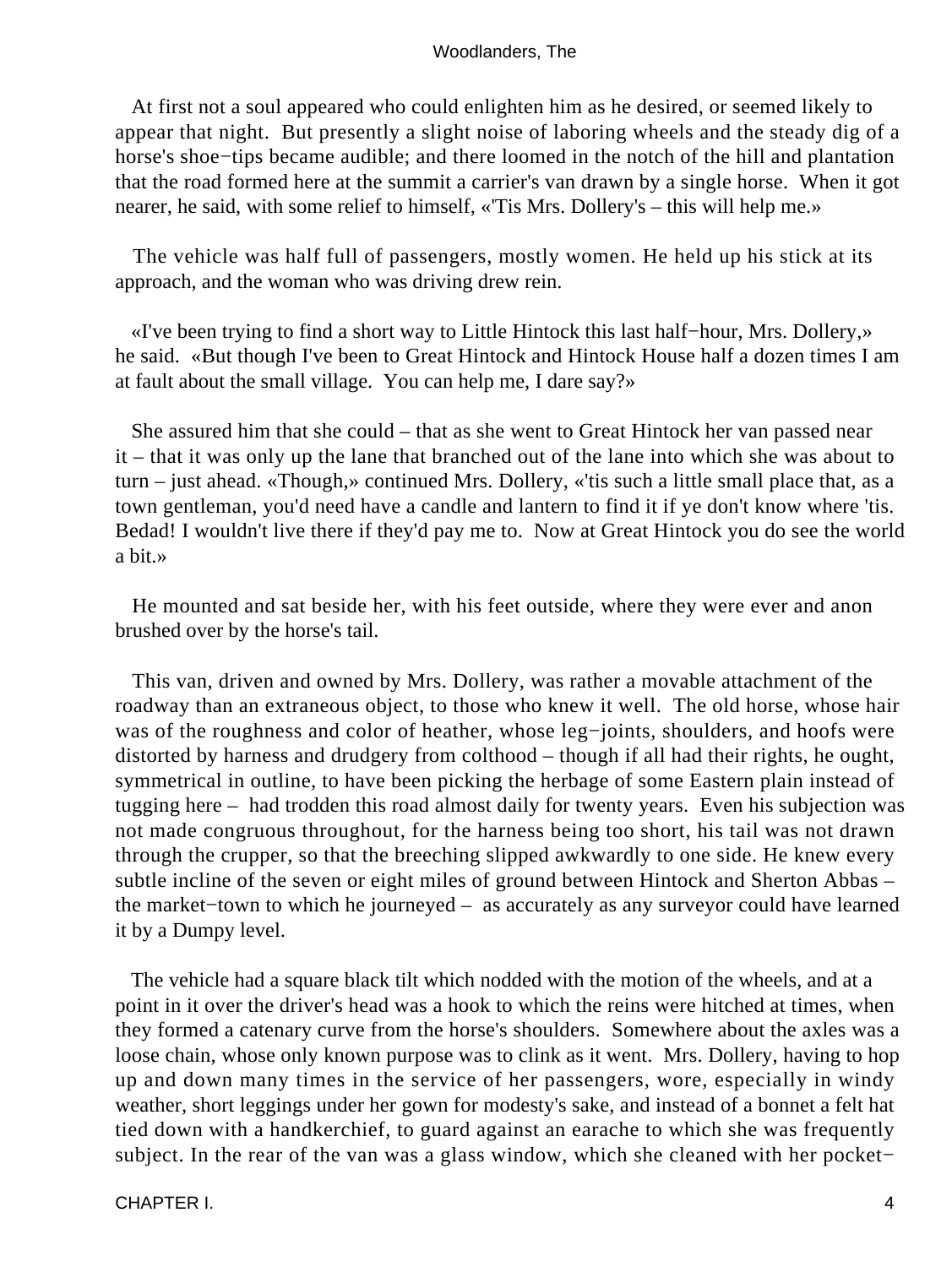At first not a soul appeared who could enlighten him as he desired, or seemed likely to appear that night. But presently a slight noise of laboring wheels and the steady dig of a horse's shoe−tips became audible; and there loomed in the notch of the hill and plantation that the road formed here at the summit a carrier's van drawn by a single horse. When it got nearer, he said, with some relief to himself, «'Tis Mrs. Dollery's – this will help me.»

The vehicle was half full of passengers, mostly women. He held up his stick at its approach, and the woman who was driving drew rein.

«I've been trying to find a short way to Little Hintock this last half−hour, Mrs. Dollery,» he said. «But though I've been to Great Hintock and Hintock House half a dozen times I am at fault about the small village. You can help me, I dare say?»

She assured him that she could – that as she went to Great Hintock her van passed near it – that it was only up the lane that branched out of the lane into which she was about to turn – just ahead. «Though,» continued Mrs. Dollery, «'tis such a little small place that, as a town gentleman, you'd need have a candle and lantern to find it if ye don't know where 'tis. Bedad! I wouldn't live there if they'd pay me to. Now at Great Hintock you do see the world a bit.»

He mounted and sat beside her, with his feet outside, where they were ever and anon brushed over by the horse's tail.

This van, driven and owned by Mrs. Dollery, was rather a movable attachment of the roadway than an extraneous object, to those who knew it well. The old horse, whose hair was of the roughness and color of heather, whose leg−joints, shoulders, and hoofs were distorted by harness and drudgery from colthood – though if all had their rights, he ought, symmetrical in outline, to have been picking the herbage of some Eastern plain instead of tugging here – had trodden this road almost daily for twenty years. Even his subjection was not made congruous throughout, for the harness being too short, his tail was not drawn through the crupper, so that the breeching slipped awkwardly to one side. He knew every subtle incline of the seven or eight miles of ground between Hintock and Sherton Abbas – the market−town to which he journeyed – as accurately as any surveyor could have learned it by a Dumpy level.

The vehicle had a square black tilt which nodded with the motion of the wheels, and at a point in it over the driver's head was a hook to which the reins were hitched at times, when they formed a catenary curve from the horse's shoulders. Somewhere about the axles was a loose chain, whose only known purpose was to clink as it went. Mrs. Dollery, having to hop up and down many times in the service of her passengers, wore, especially in windy weather, short leggings under her gown for modesty's sake, and instead of a bonnet a felt hat tied down with a handkerchief, to guard against an earache to which she was frequently subject. In the rear of the van was a glass window, which she cleaned with her pocket−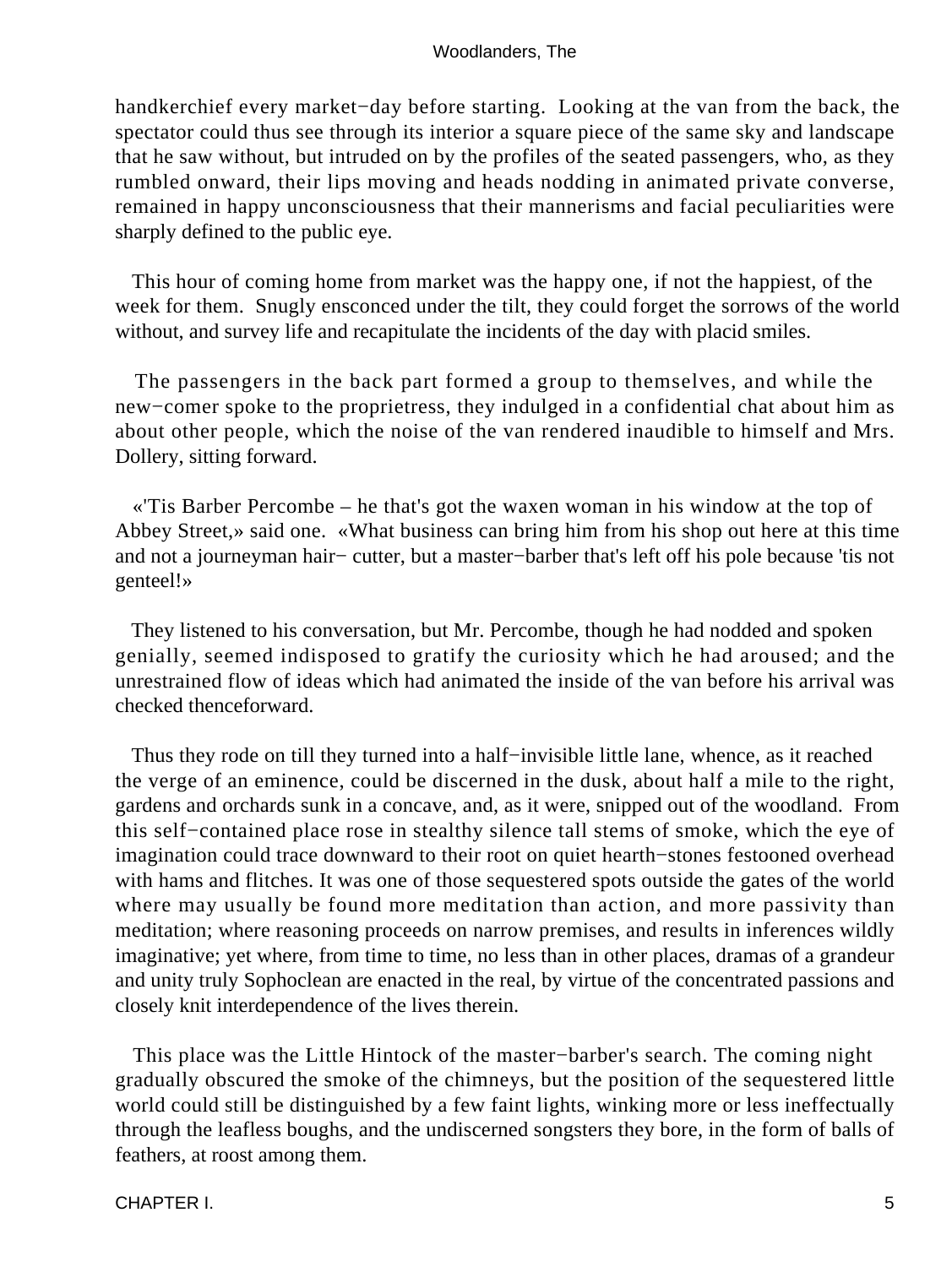handkerchief every market−day before starting. Looking at the van from the back, the spectator could thus see through its interior a square piece of the same sky and landscape that he saw without, but intruded on by the profiles of the seated passengers, who, as they rumbled onward, their lips moving and heads nodding in animated private converse, remained in happy unconsciousness that their mannerisms and facial peculiarities were sharply defined to the public eye.

This hour of coming home from market was the happy one, if not the happiest, of the week for them. Snugly ensconced under the tilt, they could forget the sorrows of the world without, and survey life and recapitulate the incidents of the day with placid smiles.

The passengers in the back part formed a group to themselves, and while the new−comer spoke to the proprietress, they indulged in a confidential chat about him as about other people, which the noise of the van rendered inaudible to himself and Mrs. Dollery, sitting forward.

«'Tis Barber Percombe – he that's got the waxen woman in his window at the top of Abbey Street,» said one. «What business can bring him from his shop out here at this time and not a journeyman hair− cutter, but a master−barber that's left off his pole because 'tis not genteel!»

They listened to his conversation, but Mr. Percombe, though he had nodded and spoken genially, seemed indisposed to gratify the curiosity which he had aroused; and the unrestrained flow of ideas which had animated the inside of the van before his arrival was checked thenceforward.

Thus they rode on till they turned into a half−invisible little lane, whence, as it reached the verge of an eminence, could be discerned in the dusk, about half a mile to the right, gardens and orchards sunk in a concave, and, as it were, snipped out of the woodland. From this self−contained place rose in stealthy silence tall stems of smoke, which the eye of imagination could trace downward to their root on quiet hearth−stones festooned overhead with hams and flitches. It was one of those sequestered spots outside the gates of the world where may usually be found more meditation than action, and more passivity than meditation; where reasoning proceeds on narrow premises, and results in inferences wildly imaginative; yet where, from time to time, no less than in other places, dramas of a grandeur and unity truly Sophoclean are enacted in the real, by virtue of the concentrated passions and closely knit interdependence of the lives therein.

This place was the Little Hintock of the master−barber's search. The coming night gradually obscured the smoke of the chimneys, but the position of the sequestered little world could still be distinguished by a few faint lights, winking more or less ineffectually through the leafless boughs, and the undiscerned songsters they bore, in the form of balls of feathers, at roost among them.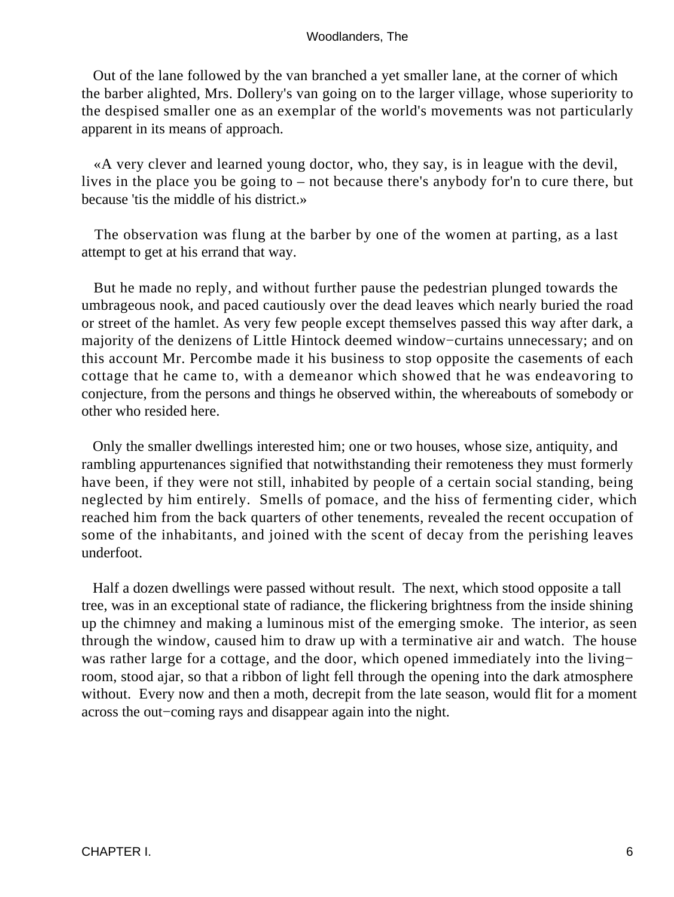Out of the lane followed by the van branched a yet smaller lane, at the corner of which the barber alighted, Mrs. Dollery's van going on to the larger village, whose superiority to the despised smaller one as an exemplar of the world's movements was not particularly apparent in its means of approach.

«A very clever and learned young doctor, who, they say, is in league with the devil, lives in the place you be going to – not because there's anybody for'n to cure there, but because 'tis the middle of his district.»

The observation was flung at the barber by one of the women at parting, as a last attempt to get at his errand that way.

But he made no reply, and without further pause the pedestrian plunged towards the umbrageous nook, and paced cautiously over the dead leaves which nearly buried the road or street of the hamlet. As very few people except themselves passed this way after dark, a majority of the denizens of Little Hintock deemed window−curtains unnecessary; and on this account Mr. Percombe made it his business to stop opposite the casements of each cottage that he came to, with a demeanor which showed that he was endeavoring to conjecture, from the persons and things he observed within, the whereabouts of somebody or other who resided here.

Only the smaller dwellings interested him; one or two houses, whose size, antiquity, and rambling appurtenances signified that notwithstanding their remoteness they must formerly have been, if they were not still, inhabited by people of a certain social standing, being neglected by him entirely. Smells of pomace, and the hiss of fermenting cider, which reached him from the back quarters of other tenements, revealed the recent occupation of some of the inhabitants, and joined with the scent of decay from the perishing leaves underfoot.

Half a dozen dwellings were passed without result. The next, which stood opposite a tall tree, was in an exceptional state of radiance, the flickering brightness from the inside shining up the chimney and making a luminous mist of the emerging smoke. The interior, as seen through the window, caused him to draw up with a terminative air and watch. The house was rather large for a cottage, and the door, which opened immediately into the living−room, stood ajar, so that a ribbon of light fell through the opening into the dark atmosphere without. Every now and then a moth, decrepit from the late season, would flit for a moment across the out−coming rays and disappear again into the night.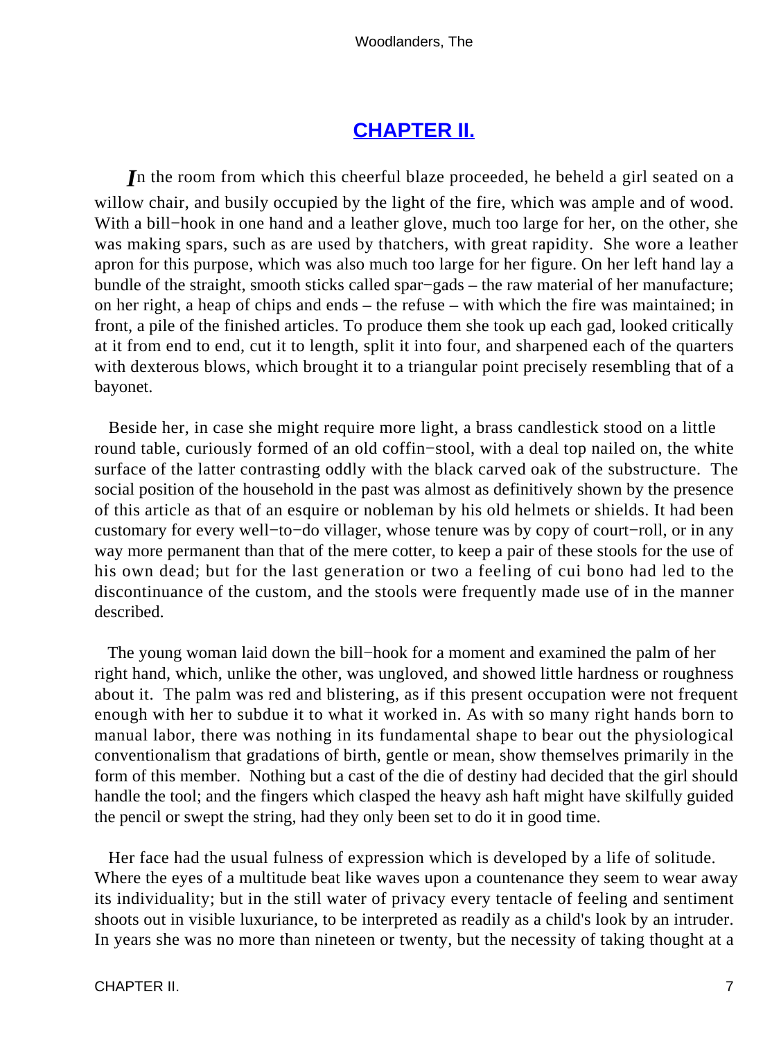## CHAPTER II.

*I*n the room from which this cheerful blaze proceeded, he beheld a girl seated on a willow chair, and busily occupied by the light of the fire, which was ample and of wood. With a bill−hook in one hand and a leather glove, much too large for her, on the other, she was making spars, such as are used by thatchers, with great rapidity. She wore a leather apron for this purpose, which was also much too large for her figure. On her left hand lay a bundle of the straight, smooth sticks called spar−gads – the raw material of her manufacture; on her right, a heap of chips and ends – the refuse – with which the fire was maintained; in front, a pile of the finished articles. To produce them she took up each gad, looked critically at it from end to end, cut it to length, split it into four, and sharpened each of the quarters with dexterous blows, which brought it to a triangular point precisely resembling that of a bayonet.

Beside her, in case she might require more light, a brass candlestick stood on a little round table, curiously formed of an old coffin−stool, with a deal top nailed on, the white surface of the latter contrasting oddly with the black carved oak of the substructure. The social position of the household in the past was almost as definitively shown by the presence of this article as that of an esquire or nobleman by his old helmets or shields. It had been customary for every well−to−do villager, whose tenure was by copy of court−roll, or in any way more permanent than that of the mere cotter, to keep a pair of these stools for the use of his own dead; but for the last generation or two a feeling of cui bono had led to the discontinuance of the custom, and the stools were frequently made use of in the manner described.

The young woman laid down the bill−hook for a moment and examined the palm of her right hand, which, unlike the other, was ungloved, and showed little hardness or roughness about it. The palm was red and blistering, as if this present occupation were not frequent enough with her to subdue it to what it worked in. As with so many right hands born to manual labor, there was nothing in its fundamental shape to bear out the physiological conventionalism that gradations of birth, gentle or mean, show themselves primarily in the form of this member. Nothing but a cast of the die of destiny had decided that the girl should handle the tool; and the fingers which clasped the heavy ash haft might have skilfully guided the pencil or swept the string, had they only been set to do it in good time.

Her face had the usual fulness of expression which is developed by a life of solitude. Where the eyes of a multitude beat like waves upon a countenance they seem to wear away its individuality; but in the still water of privacy every tentacle of feeling and sentiment shoots out in visible luxuriance, to be interpreted as readily as a child's look by an intruder. In years she was no more than nineteen or twenty, but the necessity of taking thought at a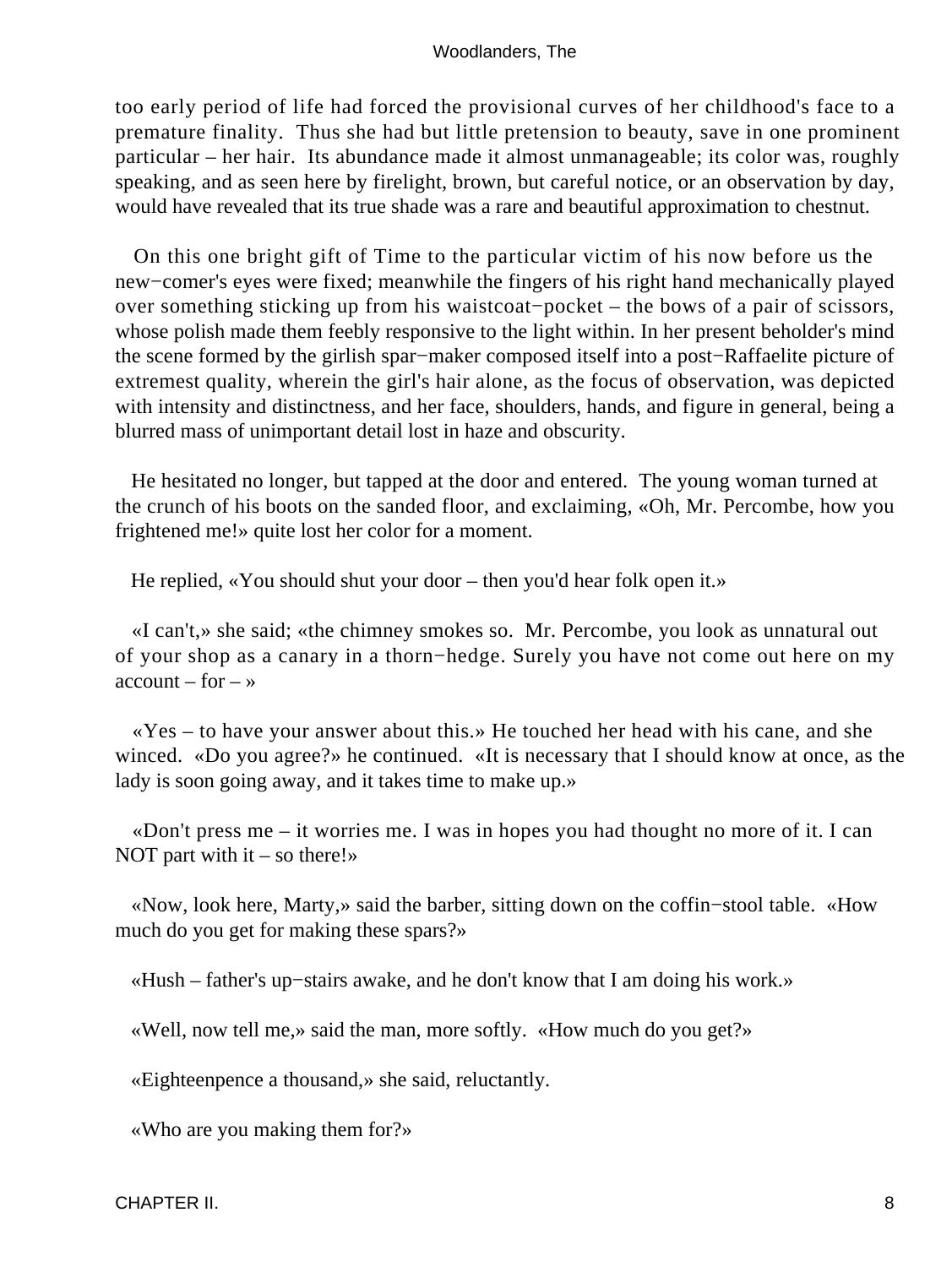too early period of life had forced the provisional curves of her childhood's face to a premature finality. Thus she had but little pretension to beauty, save in one prominent particular – her hair. Its abundance made it almost unmanageable; its color was, roughly speaking, and as seen here by firelight, brown, but careful notice, or an observation by day, would have revealed that its true shade was a rare and beautiful approximation to chestnut.

On this one bright gift of Time to the particular victim of his now before us the new−comer's eyes were fixed; meanwhile the fingers of his right hand mechanically played over something sticking up from his waistcoat−pocket – the bows of a pair of scissors, whose polish made them feebly responsive to the light within. In her present beholder's mind the scene formed by the girlish spar−maker composed itself into a post−Raffaelite picture of extremest quality, wherein the girl's hair alone, as the focus of observation, was depicted with intensity and distinctness, and her face, shoulders, hands, and figure in general, being a blurred mass of unimportant detail lost in haze and obscurity.

He hesitated no longer, but tapped at the door and entered. The young woman turned at the crunch of his boots on the sanded floor, and exclaiming, «Oh, Mr. Percombe, how you frightened me!» quite lost her color for a moment.

He replied, «You should shut your door – then you'd hear folk open it.»

«I can't,» she said; «the chimney smokes so. Mr. Percombe, you look as unnatural out of your shop as a canary in a thorn−hedge. Surely you have not come out here on my account – for – »

«Yes – to have your answer about this.» He touched her head with his cane, and she winced. «Do you agree?» he continued. «It is necessary that I should know at once, as the lady is soon going away, and it takes time to make up.»

«Don't press me – it worries me. I was in hopes you had thought no more of it. I can NOT part with it – so there!»

«Now, look here, Marty,» said the barber, sitting down on the coffin−stool table. «How much do you get for making these spars?»

«Hush – father's up−stairs awake, and he don't know that I am doing his work.»

«Well, now tell me,» said the man, more softly. «How much do you get?»

«Eighteenpence a thousand,» she said, reluctantly.

«Who are you making them for?»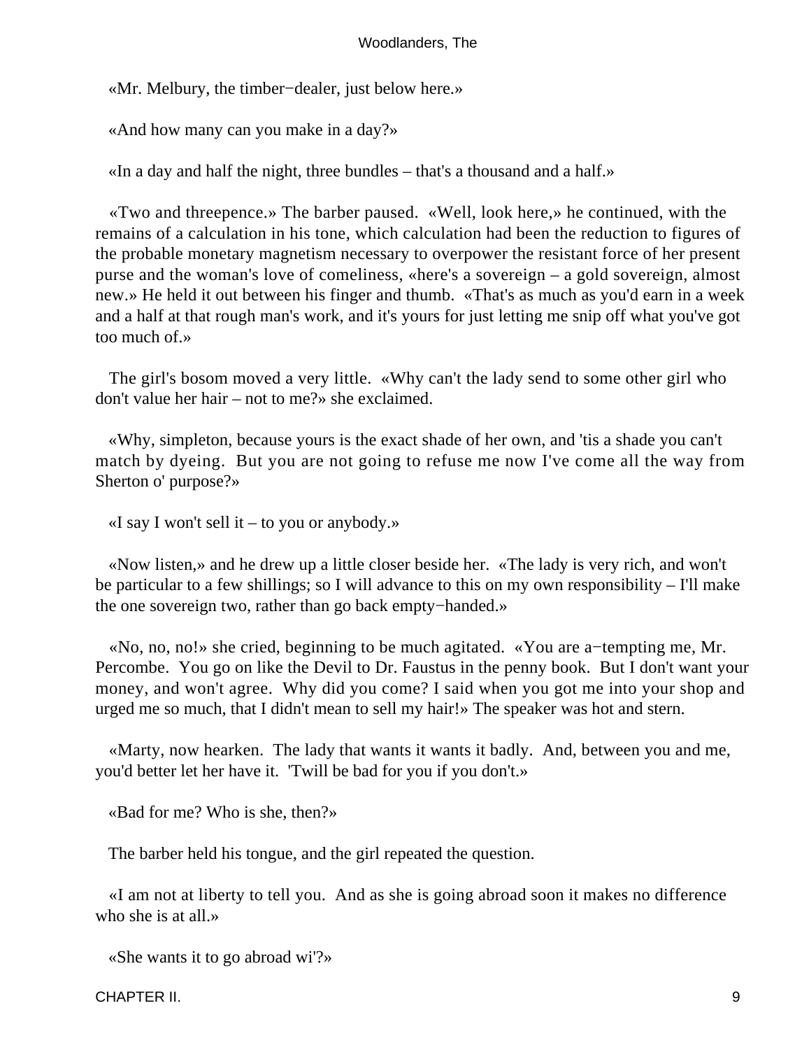«Mr. Melbury, the timber−dealer, just below here.»

«And how many can you make in a day?»

«In a day and half the night, three bundles – that's a thousand and a half.»

«Two and threepence.» The barber paused. «Well, look here,» he continued, with the remains of a calculation in his tone, which calculation had been the reduction to figures of the probable monetary magnetism necessary to overpower the resistant force of her present purse and the woman's love of comeliness, «here's a sovereign – a gold sovereign, almost new.» He held it out between his finger and thumb. «That's as much as you'd earn in a week and a half at that rough man's work, and it's yours for just letting me snip off what you've got too much of.»

The girl's bosom moved a very little. «Why can't the lady send to some other girl who don't value her hair – not to me?» she exclaimed.

«Why, simpleton, because yours is the exact shade of her own, and 'tis a shade you can't match by dyeing. But you are not going to refuse me now I've come all the way from Sherton o' purpose?»

«I say I won't sell it – to you or anybody.»

«Now listen,» and he drew up a little closer beside her. «The lady is very rich, and won't be particular to a few shillings; so I will advance to this on my own responsibility – I'll make the one sovereign two, rather than go back empty−handed.»

«No, no, no!» she cried, beginning to be much agitated. «You are a−tempting me, Mr. Percombe. You go on like the Devil to Dr. Faustus in the penny book. But I don't want your money, and won't agree. Why did you come? I said when you got me into your shop and urged me so much, that I didn't mean to sell my hair!» The speaker was hot and stern.

«Marty, now hearken. The lady that wants it wants it badly. And, between you and me, you'd better let her have it. 'Twill be bad for you if you don't.»

«Bad for me? Who is she, then?»

The barber held his tongue, and the girl repeated the question.

«I am not at liberty to tell you. And as she is going abroad soon it makes no difference who she is at all.»

«She wants it to go abroad wi'?»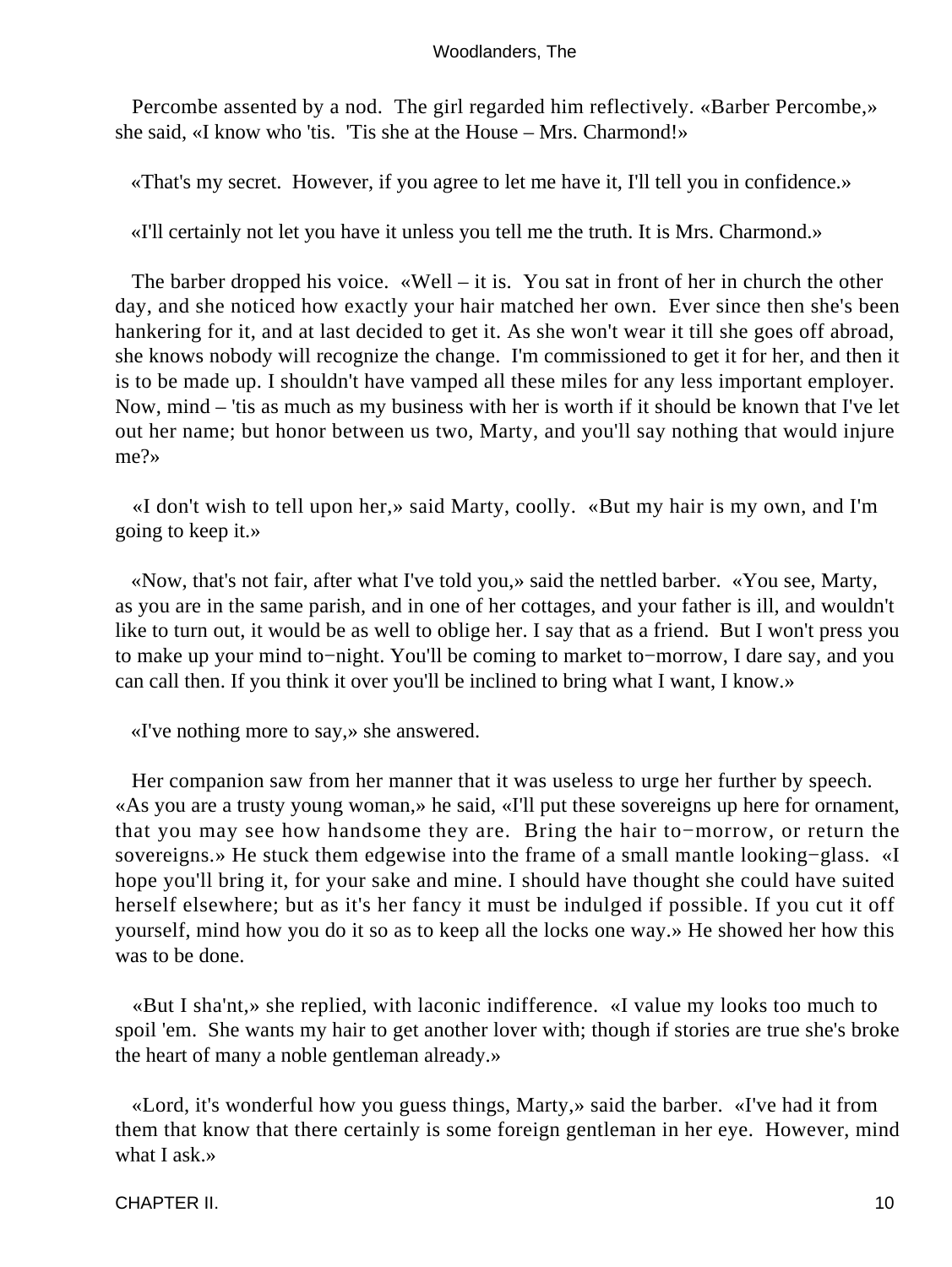Percombe assented by a nod. The girl regarded him reflectively. «Barber Percombe,» she said, «I know who 'tis. 'Tis she at the House – Mrs. Charmond!»

«That's my secret. However, if you agree to let me have it, I'll tell you in confidence.»

«I'll certainly not let you have it unless you tell me the truth. It is Mrs. Charmond.»

The barber dropped his voice. «Well – it is. You sat in front of her in church the other day, and she noticed how exactly your hair matched her own. Ever since then she's been hankering for it, and at last decided to get it. As she won't wear it till she goes off abroad, she knows nobody will recognize the change. I'm commissioned to get it for her, and then it is to be made up. I shouldn't have vamped all these miles for any less important employer. Now, mind – 'tis as much as my business with her is worth if it should be known that I've let out her name; but honor between us two, Marty, and you'll say nothing that would injure me?»

«I don't wish to tell upon her,» said Marty, coolly. «But my hair is my own, and I'm going to keep it.»

«Now, that's not fair, after what I've told you,» said the nettled barber. «You see, Marty, as you are in the same parish, and in one of her cottages, and your father is ill, and wouldn't like to turn out, it would be as well to oblige her. I say that as a friend. But I won't press you to make up your mind to−night. You'll be coming to market to−morrow, I dare say, and you can call then. If you think it over you'll be inclined to bring what I want, I know.»

«I've nothing more to say,» she answered.

Her companion saw from her manner that it was useless to urge her further by speech. «As you are a trusty young woman,» he said, «I'll put these sovereigns up here for ornament, that you may see how handsome they are. Bring the hair to−morrow, or return the sovereigns.» He stuck them edgewise into the frame of a small mantle looking−glass. «I hope you'll bring it, for your sake and mine. I should have thought she could have suited herself elsewhere; but as it's her fancy it must be indulged if possible. If you cut it off yourself, mind how you do it so as to keep all the locks one way.» He showed her how this was to be done.

«But I sha'nt,» she replied, with laconic indifference. «I value my looks too much to spoil 'em. She wants my hair to get another lover with; though if stories are true she's broke the heart of many a noble gentleman already.»

«Lord, it's wonderful how you guess things, Marty,» said the barber. «I've had it from them that know that there certainly is some foreign gentleman in her eye. However, mind what I ask.»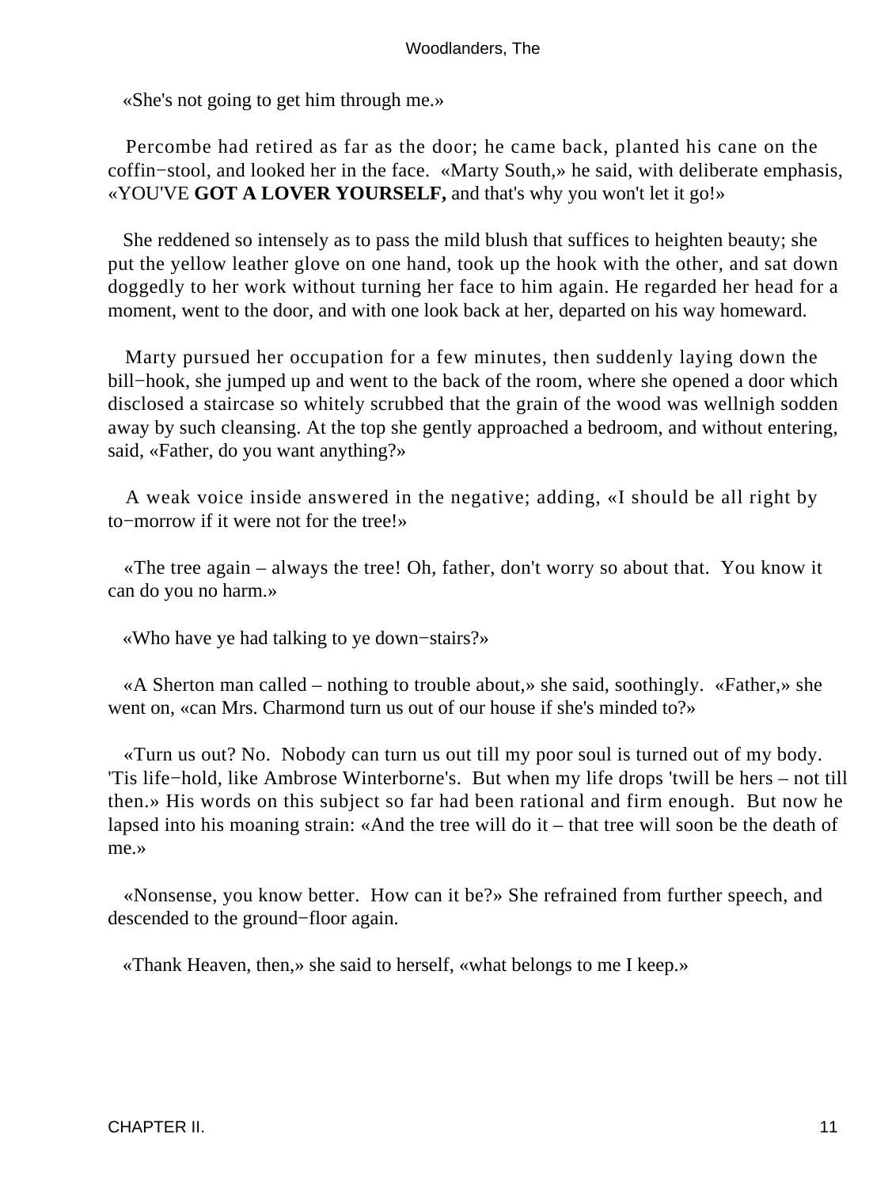«She's not going to get him through me.»

Percombe had retired as far as the door; he came back, planted his cane on the coffin−stool, and looked her in the face. «Marty South,» he said, with deliberate emphasis, «YOU'VE **GOT A LOVER YOURSELF,** and that's why you won't let it go!»

She reddened so intensely as to pass the mild blush that suffices to heighten beauty; she put the yellow leather glove on one hand, took up the hook with the other, and sat down doggedly to her work without turning her face to him again. He regarded her head for a moment, went to the door, and with one look back at her, departed on his way homeward.

Marty pursued her occupation for a few minutes, then suddenly laying down the bill−hook, she jumped up and went to the back of the room, where she opened a door which disclosed a staircase so whitely scrubbed that the grain of the wood was wellnigh sodden away by such cleansing. At the top she gently approached a bedroom, and without entering, said, «Father, do you want anything?»

A weak voice inside answered in the negative; adding, «I should be all right by to−morrow if it were not for the tree!»

«The tree again – always the tree! Oh, father, don't worry so about that. You know it can do you no harm.»

«Who have ye had talking to ye down−stairs?»

«A Sherton man called – nothing to trouble about,» she said, soothingly. «Father,» she went on, «can Mrs. Charmond turn us out of our house if she's minded to?»

«Turn us out? No. Nobody can turn us out till my poor soul is turned out of my body. 'Tis life−hold, like Ambrose Winterborne's. But when my life drops 'twill be hers – not till then.» His words on this subject so far had been rational and firm enough. But now he lapsed into his moaning strain: «And the tree will do it – that tree will soon be the death of me.»

«Nonsense, you know better. How can it be?» She refrained from further speech, and descended to the ground−floor again.

«Thank Heaven, then,» she said to herself, «what belongs to me I keep.»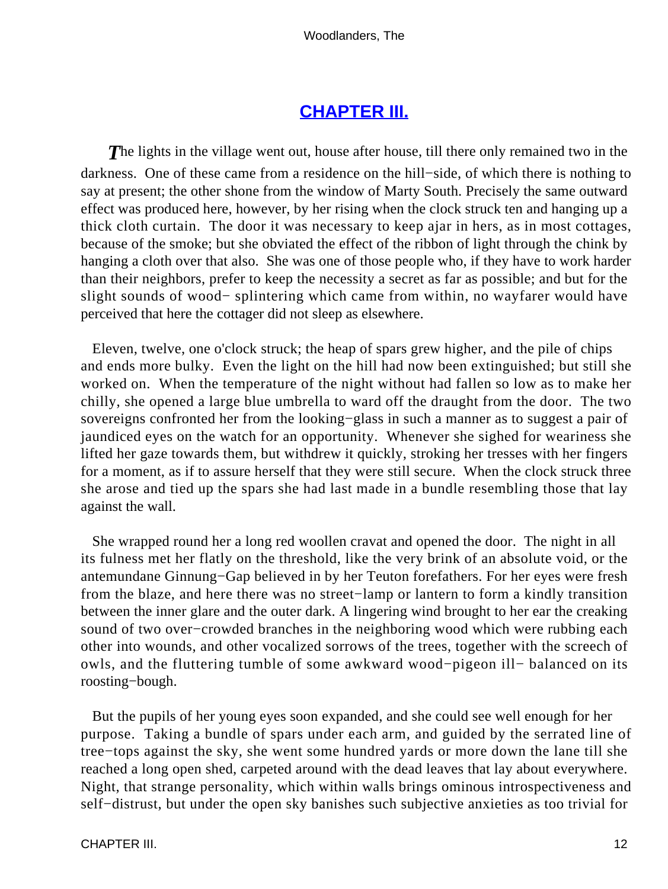## CHAPTER III.

*T*he lights in the village went out, house after house, till there only remained two in the darkness. One of these came from a residence on the hill−side, of which there is nothing to say at present; the other shone from the window of Marty South. Precisely the same outward effect was produced here, however, by her rising when the clock struck ten and hanging up a thick cloth curtain. The door it was necessary to keep ajar in hers, as in most cottages, because of the smoke; but she obviated the effect of the ribbon of light through the chink by hanging a cloth over that also. She was one of those people who, if they have to work harder than their neighbors, prefer to keep the necessity a secret as far as possible; and but for the slight sounds of wood− splintering which came from within, no wayfarer would have perceived that here the cottager did not sleep as elsewhere.

Eleven, twelve, one o'clock struck; the heap of spars grew higher, and the pile of chips and ends more bulky. Even the light on the hill had now been extinguished; but still she worked on. When the temperature of the night without had fallen so low as to make her chilly, she opened a large blue umbrella to ward off the draught from the door. The two sovereigns confronted her from the looking−glass in such a manner as to suggest a pair of jaundiced eyes on the watch for an opportunity. Whenever she sighed for weariness she lifted her gaze towards them, but withdrew it quickly, stroking her tresses with her fingers for a moment, as if to assure herself that they were still secure. When the clock struck three she arose and tied up the spars she had last made in a bundle resembling those that lay against the wall.

She wrapped round her a long red woollen cravat and opened the door. The night in all its fulness met her flatly on the threshold, like the very brink of an absolute void, or the antemundane Ginnung−Gap believed in by her Teuton forefathers. For her eyes were fresh from the blaze, and here there was no street−lamp or lantern to form a kindly transition between the inner glare and the outer dark. A lingering wind brought to her ear the creaking sound of two over−crowded branches in the neighboring wood which were rubbing each other into wounds, and other vocalized sorrows of the trees, together with the screech of owls, and the fluttering tumble of some awkward wood−pigeon ill− balanced on its roosting−bough.

But the pupils of her young eyes soon expanded, and she could see well enough for her purpose. Taking a bundle of spars under each arm, and guided by the serrated line of tree−tops against the sky, she went some hundred yards or more down the lane till she reached a long open shed, carpeted around with the dead leaves that lay about everywhere. Night, that strange personality, which within walls brings ominous introspectiveness and self−distrust, but under the open sky banishes such subjective anxieties as too trivial for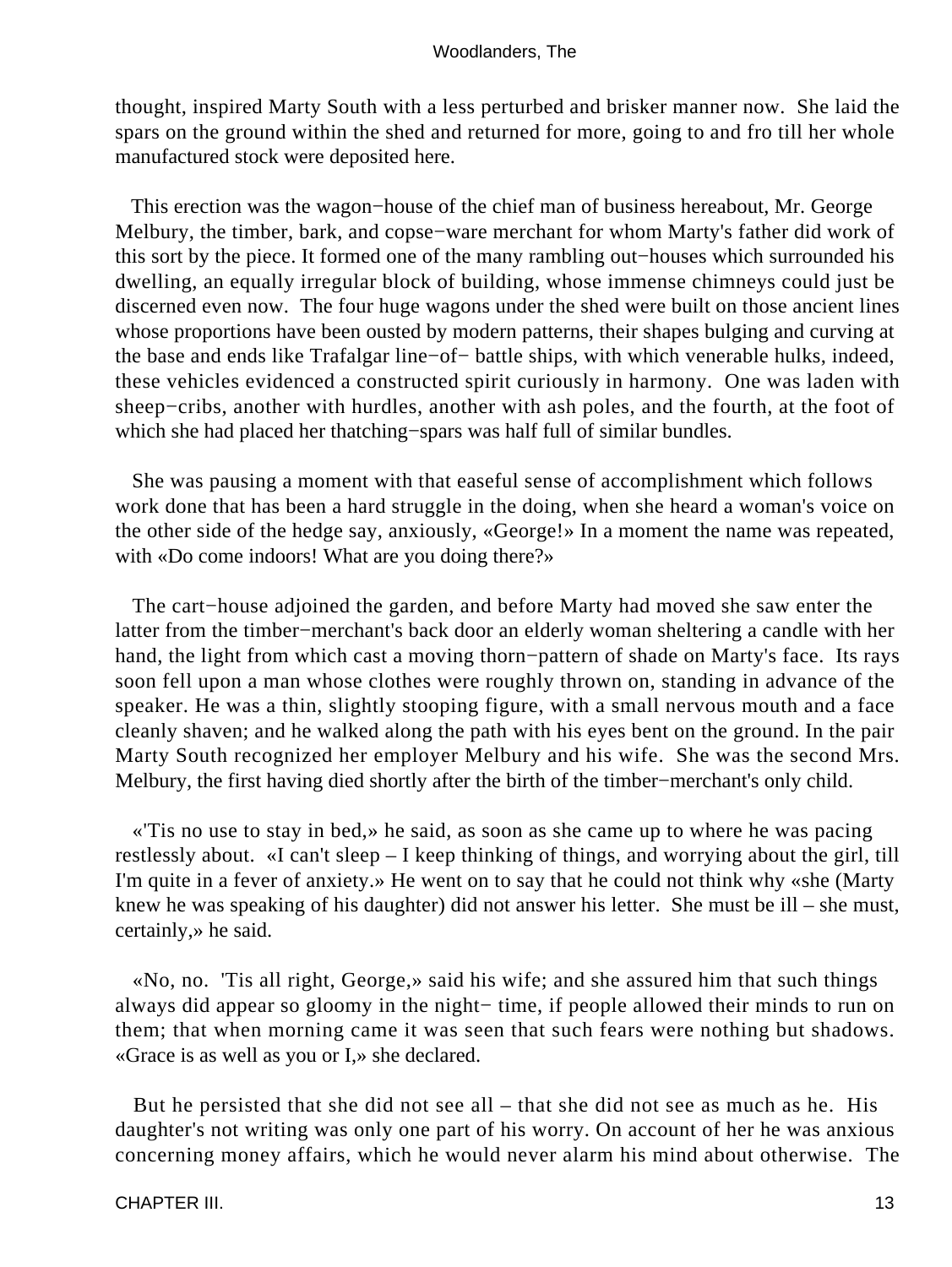thought, inspired Marty South with a less perturbed and brisker manner now. She laid the spars on the ground within the shed and returned for more, going to and fro till her whole manufactured stock were deposited here.

This erection was the wagon−house of the chief man of business hereabout, Mr. George Melbury, the timber, bark, and copse−ware merchant for whom Marty's father did work of this sort by the piece. It formed one of the many rambling out−houses which surrounded his dwelling, an equally irregular block of building, whose immense chimneys could just be discerned even now. The four huge wagons under the shed were built on those ancient lines whose proportions have been ousted by modern patterns, their shapes bulging and curving at the base and ends like Trafalgar line−of− battle ships, with which venerable hulks, indeed, these vehicles evidenced a constructed spirit curiously in harmony. One was laden with sheep−cribs, another with hurdles, another with ash poles, and the fourth, at the foot of which she had placed her thatching−spars was half full of similar bundles.

She was pausing a moment with that easeful sense of accomplishment which follows work done that has been a hard struggle in the doing, when she heard a woman's voice on the other side of the hedge say, anxiously, «George!» In a moment the name was repeated, with «Do come indoors! What are you doing there?»

The cart−house adjoined the garden, and before Marty had moved she saw enter the latter from the timber−merchant's back door an elderly woman sheltering a candle with her hand, the light from which cast a moving thorn−pattern of shade on Marty's face. Its rays soon fell upon a man whose clothes were roughly thrown on, standing in advance of the speaker. He was a thin, slightly stooping figure, with a small nervous mouth and a face cleanly shaven; and he walked along the path with his eyes bent on the ground. In the pair Marty South recognized her employer Melbury and his wife. She was the second Mrs. Melbury, the first having died shortly after the birth of the timber−merchant's only child.

«'Tis no use to stay in bed,» he said, as soon as she came up to where he was pacing restlessly about. «I can't sleep – I keep thinking of things, and worrying about the girl, till I'm quite in a fever of anxiety.» He went on to say that he could not think why «she (Marty knew he was speaking of his daughter) did not answer his letter. She must be ill – she must, certainly,» he said.

«No, no. 'Tis all right, George,» said his wife; and she assured him that such things always did appear so gloomy in the night− time, if people allowed their minds to run on them; that when morning came it was seen that such fears were nothing but shadows. «Grace is as well as you or I,» she declared.

But he persisted that she did not see all – that she did not see as much as he. His daughter's not writing was only one part of his worry. On account of her he was anxious concerning money affairs, which he would never alarm his mind about otherwise. The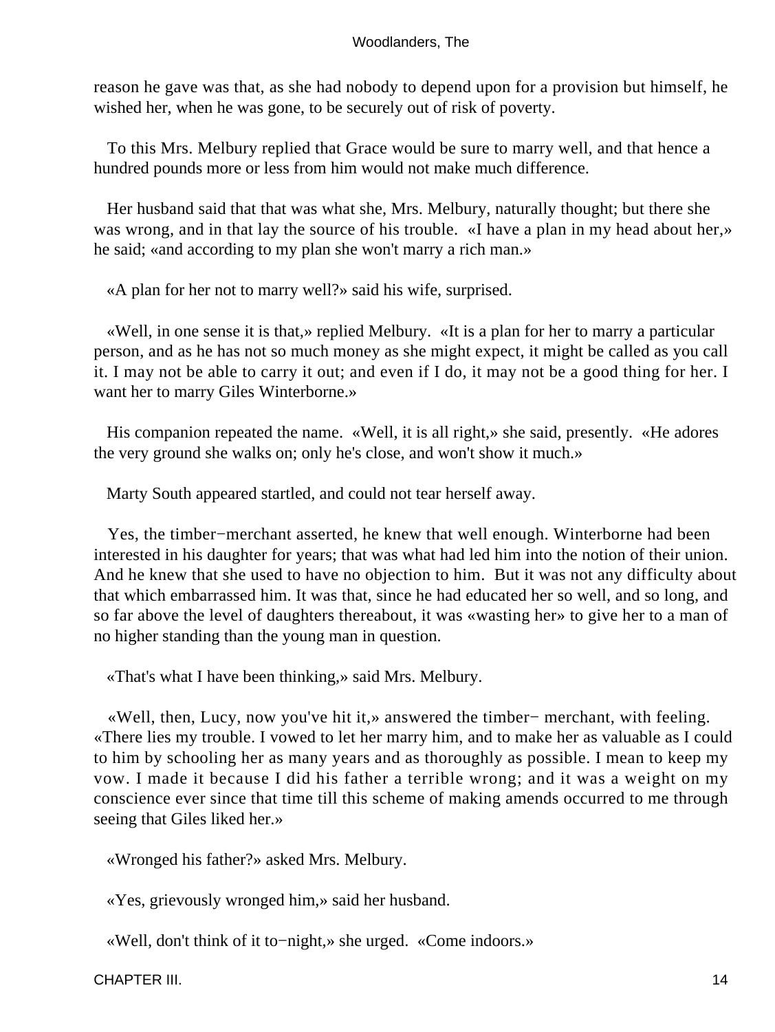reason he gave was that, as she had nobody to depend upon for a provision but himself, he wished her, when he was gone, to be securely out of risk of poverty.

To this Mrs. Melbury replied that Grace would be sure to marry well, and that hence a hundred pounds more or less from him would not make much difference.

Her husband said that that was what she, Mrs. Melbury, naturally thought; but there she was wrong, and in that lay the source of his trouble. «I have a plan in my head about her,» he said; «and according to my plan she won't marry a rich man.»

«A plan for her not to marry well?» said his wife, surprised.

«Well, in one sense it is that,» replied Melbury. «It is a plan for her to marry a particular person, and as he has not so much money as she might expect, it might be called as you call it. I may not be able to carry it out; and even if I do, it may not be a good thing for her. I want her to marry Giles Winterborne.»

His companion repeated the name. «Well, it is all right,» she said, presently. «He adores the very ground she walks on; only he's close, and won't show it much.»

Marty South appeared startled, and could not tear herself away.

Yes, the timber−merchant asserted, he knew that well enough. Winterborne had been interested in his daughter for years; that was what had led him into the notion of their union. And he knew that she used to have no objection to him. But it was not any difficulty about that which embarrassed him. It was that, since he had educated her so well, and so long, and so far above the level of daughters thereabout, it was «wasting her» to give her to a man of no higher standing than the young man in question.

«That's what I have been thinking,» said Mrs. Melbury.

«Well, then, Lucy, now you've hit it,» answered the timber− merchant, with feeling. «There lies my trouble. I vowed to let her marry him, and to make her as valuable as I could to him by schooling her as many years and as thoroughly as possible. I mean to keep my vow. I made it because I did his father a terrible wrong; and it was a weight on my conscience ever since that time till this scheme of making amends occurred to me through seeing that Giles liked her.»

«Wronged his father?» asked Mrs. Melbury.

«Yes, grievously wronged him,» said her husband.

«Well, don't think of it to−night,» she urged. «Come indoors.»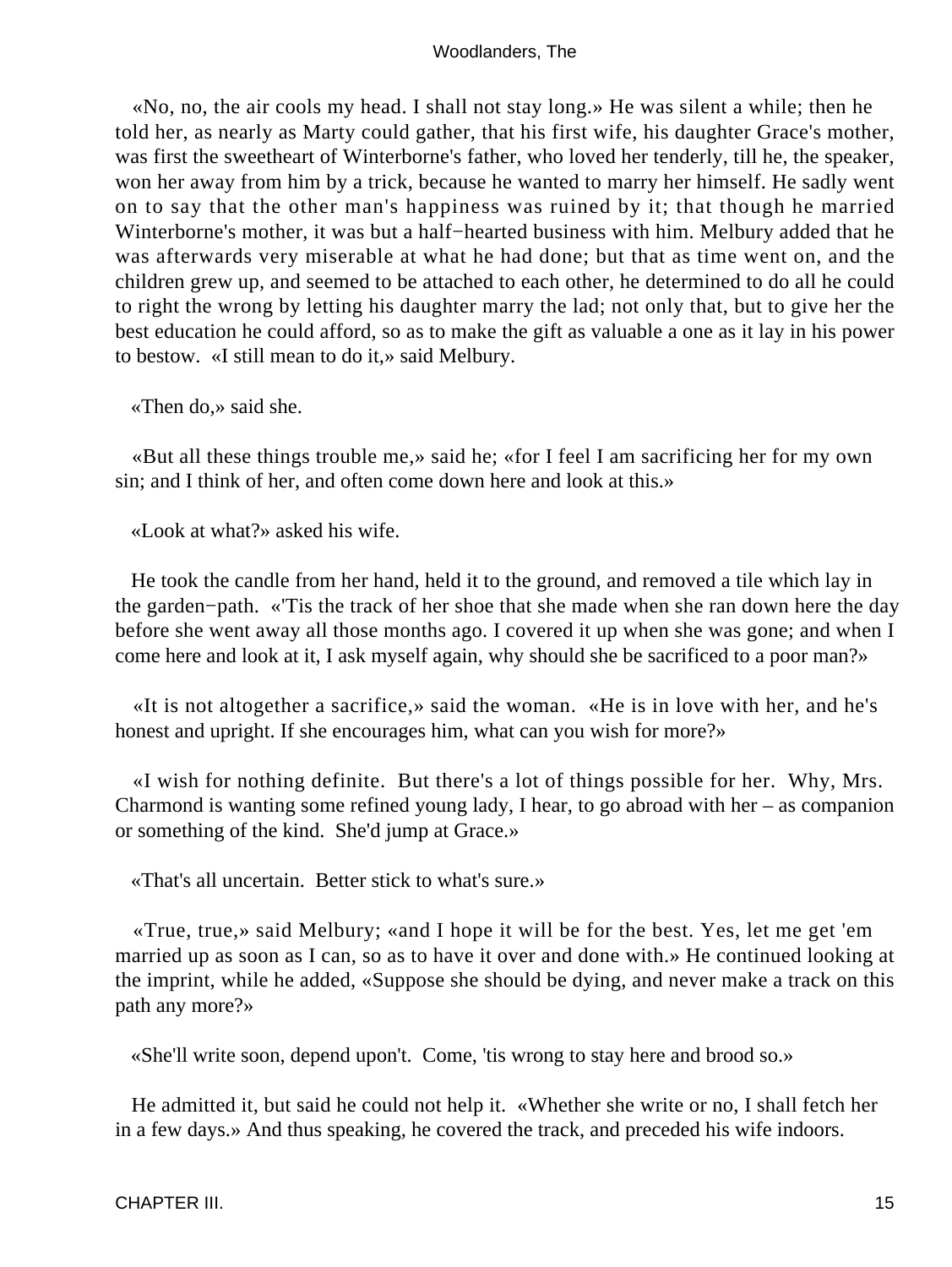«No, no, the air cools my head. I shall not stay long.» He was silent a while; then he told her, as nearly as Marty could gather, that his first wife, his daughter Grace's mother, was first the sweetheart of Winterborne's father, who loved her tenderly, till he, the speaker, won her away from him by a trick, because he wanted to marry her himself. He sadly went on to say that the other man's happiness was ruined by it; that though he married Winterborne's mother, it was but a half−hearted business with him. Melbury added that he was afterwards very miserable at what he had done; but that as time went on, and the children grew up, and seemed to be attached to each other, he determined to do all he could to right the wrong by letting his daughter marry the lad; not only that, but to give her the best education he could afford, so as to make the gift as valuable a one as it lay in his power to bestow. «I still mean to do it,» said Melbury.

«Then do,» said she.

«But all these things trouble me,» said he; «for I feel I am sacrificing her for my own sin; and I think of her, and often come down here and look at this.»

«Look at what?» asked his wife.

He took the candle from her hand, held it to the ground, and removed a tile which lay in the garden−path. «'Tis the track of her shoe that she made when she ran down here the day before she went away all those months ago. I covered it up when she was gone; and when I come here and look at it, I ask myself again, why should she be sacrificed to a poor man?»

«It is not altogether a sacrifice,» said the woman. «He is in love with her, and he's honest and upright. If she encourages him, what can you wish for more?»

«I wish for nothing definite. But there's a lot of things possible for her. Why, Mrs. Charmond is wanting some refined young lady, I hear, to go abroad with her – as companion or something of the kind. She'd jump at Grace.»

«That's all uncertain. Better stick to what's sure.»

«True, true,» said Melbury; «and I hope it will be for the best. Yes, let me get 'em married up as soon as I can, so as to have it over and done with.» He continued looking at the imprint, while he added, «Suppose she should be dying, and never make a track on this path any more?»

«She'll write soon, depend upon't. Come, 'tis wrong to stay here and brood so.»

He admitted it, but said he could not help it. «Whether she write or no, I shall fetch her in a few days.» And thus speaking, he covered the track, and preceded his wife indoors.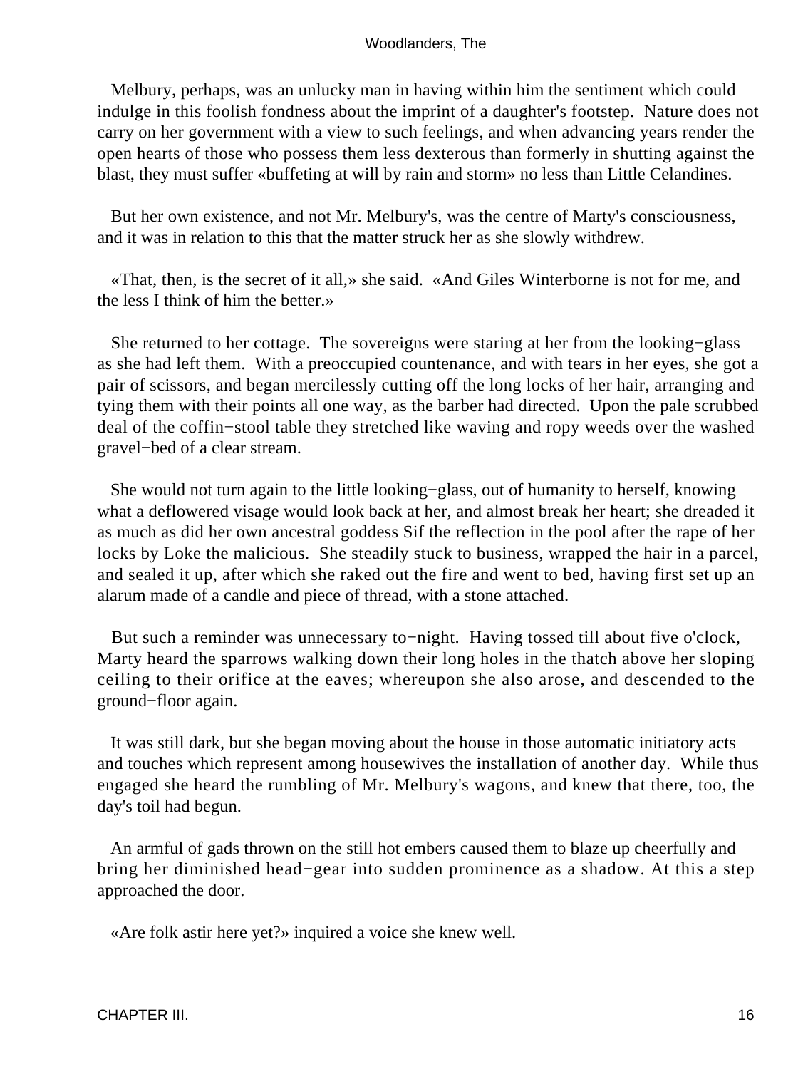Melbury, perhaps, was an unlucky man in having within him the sentiment which could indulge in this foolish fondness about the imprint of a daughter's footstep. Nature does not carry on her government with a view to such feelings, and when advancing years render the open hearts of those who possess them less dexterous than formerly in shutting against the blast, they must suffer «buffeting at will by rain and storm» no less than Little Celandines.

But her own existence, and not Mr. Melbury's, was the centre of Marty's consciousness, and it was in relation to this that the matter struck her as she slowly withdrew.

«That, then, is the secret of it all,» she said. «And Giles Winterborne is not for me, and the less I think of him the better.»

She returned to her cottage. The sovereigns were staring at her from the looking−glass as she had left them. With a preoccupied countenance, and with tears in her eyes, she got a pair of scissors, and began mercilessly cutting off the long locks of her hair, arranging and tying them with their points all one way, as the barber had directed. Upon the pale scrubbed deal of the coffin−stool table they stretched like waving and ropy weeds over the washed gravel−bed of a clear stream.

She would not turn again to the little looking−glass, out of humanity to herself, knowing what a deflowered visage would look back at her, and almost break her heart; she dreaded it as much as did her own ancestral goddess Sif the reflection in the pool after the rape of her locks by Loke the malicious. She steadily stuck to business, wrapped the hair in a parcel, and sealed it up, after which she raked out the fire and went to bed, having first set up an alarum made of a candle and piece of thread, with a stone attached.

But such a reminder was unnecessary to−night. Having tossed till about five o'clock, Marty heard the sparrows walking down their long holes in the thatch above her sloping ceiling to their orifice at the eaves; whereupon she also arose, and descended to the ground−floor again.

It was still dark, but she began moving about the house in those automatic initiatory acts and touches which represent among housewives the installation of another day. While thus engaged she heard the rumbling of Mr. Melbury's wagons, and knew that there, too, the day's toil had begun.

An armful of gads thrown on the still hot embers caused them to blaze up cheerfully and bring her diminished head−gear into sudden prominence as a shadow. At this a step approached the door.

«Are folk astir here yet?» inquired a voice she knew well.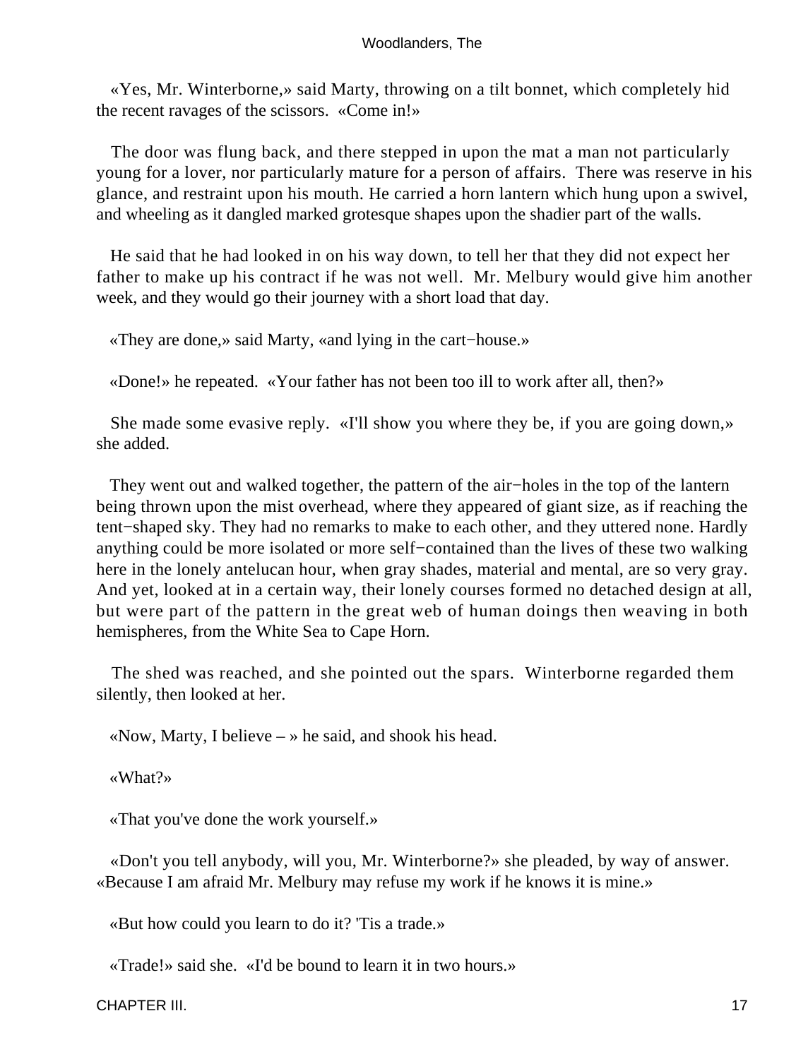«Yes, Mr. Winterborne,» said Marty, throwing on a tilt bonnet, which completely hid the recent ravages of the scissors. «Come in!»

The door was flung back, and there stepped in upon the mat a man not particularly young for a lover, nor particularly mature for a person of affairs. There was reserve in his glance, and restraint upon his mouth. He carried a horn lantern which hung upon a swivel, and wheeling as it dangled marked grotesque shapes upon the shadier part of the walls.

He said that he had looked in on his way down, to tell her that they did not expect her father to make up his contract if he was not well. Mr. Melbury would give him another week, and they would go their journey with a short load that day.

«They are done,» said Marty, «and lying in the cart−house.»

«Done!» he repeated. «Your father has not been too ill to work after all, then?»

She made some evasive reply. «I'll show you where they be, if you are going down,» she added.

They went out and walked together, the pattern of the air−holes in the top of the lantern being thrown upon the mist overhead, where they appeared of giant size, as if reaching the tent−shaped sky. They had no remarks to make to each other, and they uttered none. Hardly anything could be more isolated or more self−contained than the lives of these two walking here in the lonely antelucan hour, when gray shades, material and mental, are so very gray. And yet, looked at in a certain way, their lonely courses formed no detached design at all, but were part of the pattern in the great web of human doings then weaving in both hemispheres, from the White Sea to Cape Horn.

The shed was reached, and she pointed out the spars. Winterborne regarded them silently, then looked at her.

«Now, Marty, I believe – » he said, and shook his head.

«What?»

«That you've done the work yourself.»

«Don't you tell anybody, will you, Mr. Winterborne?» she pleaded, by way of answer. «Because I am afraid Mr. Melbury may refuse my work if he knows it is mine.»

«But how could you learn to do it? 'Tis a trade.»

«Trade!» said she. «I'd be bound to learn it in two hours.»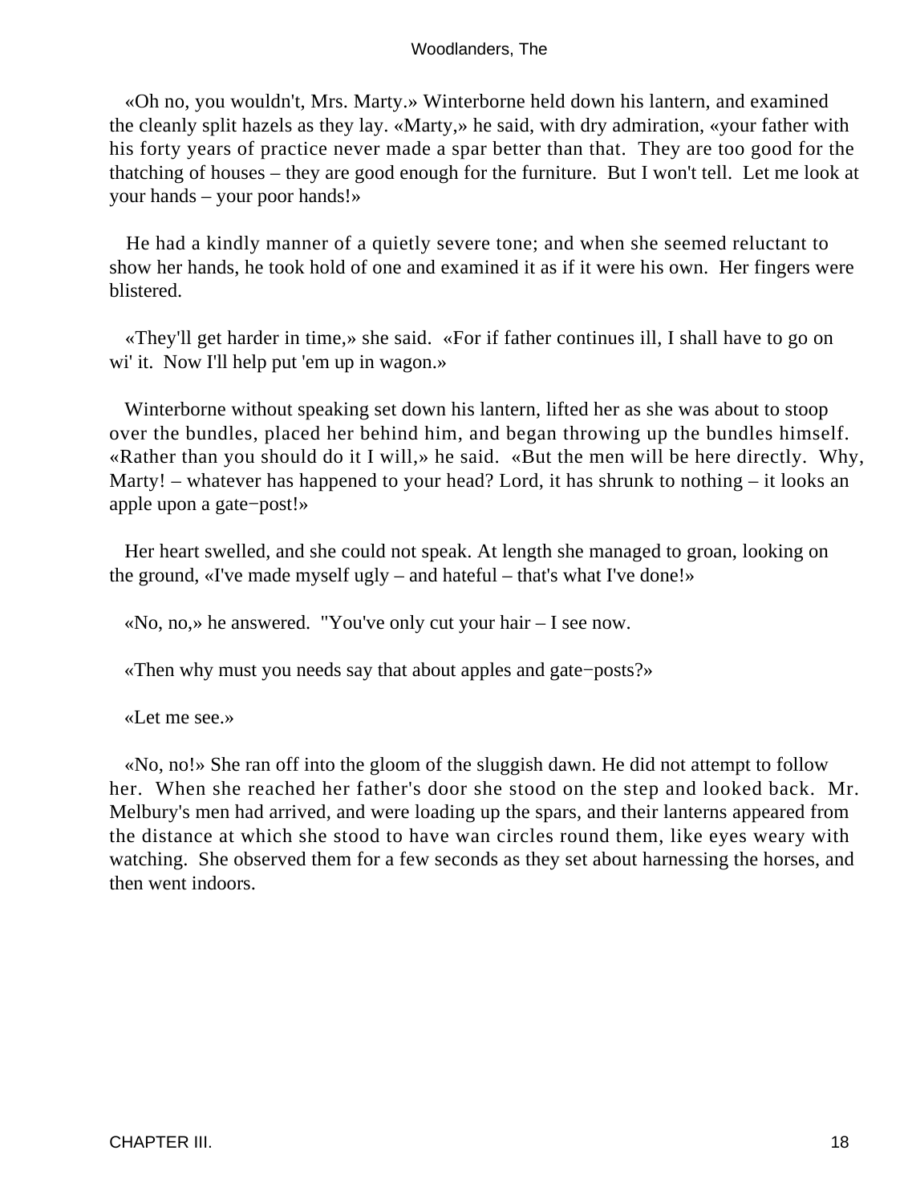«Oh no, you wouldn't, Mrs. Marty.» Winterborne held down his lantern, and examined the cleanly split hazels as they lay. «Marty,» he said, with dry admiration, «your father with his forty years of practice never made a spar better than that. They are too good for the thatching of houses – they are good enough for the furniture. But I won't tell. Let me look at your hands – your poor hands!»

He had a kindly manner of a quietly severe tone; and when she seemed reluctant to show her hands, he took hold of one and examined it as if it were his own. Her fingers were blistered.

«They'll get harder in time,» she said. «For if father continues ill, I shall have to go on wi' it. Now I'll help put 'em up in wagon.»

Winterborne without speaking set down his lantern, lifted her as she was about to stoop over the bundles, placed her behind him, and began throwing up the bundles himself. «Rather than you should do it I will,» he said. «But the men will be here directly. Why, Marty! – whatever has happened to your head? Lord, it has shrunk to nothing – it looks an apple upon a gate−post!»

Her heart swelled, and she could not speak. At length she managed to groan, looking on the ground, «I've made myself ugly – and hateful – that's what I've done!»

«No, no,» he answered. "You've only cut your hair – I see now.

«Then why must you needs say that about apples and gate−posts?»

«Let me see.»

«No, no!» She ran off into the gloom of the sluggish dawn. He did not attempt to follow her. When she reached her father's door she stood on the step and looked back. Mr. Melbury's men had arrived, and were loading up the spars, and their lanterns appeared from the distance at which she stood to have wan circles round them, like eyes weary with watching. She observed them for a few seconds as they set about harnessing the horses, and then went indoors.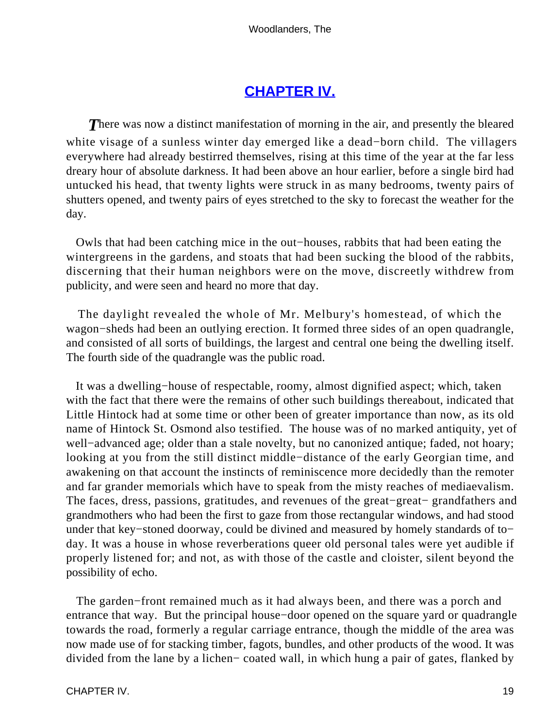## CHAPTER IV.

*T*here was now a distinct manifestation of morning in the air, and presently the bleared white visage of a sunless winter day emerged like a dead−born child. The villagers everywhere had already bestirred themselves, rising at this time of the year at the far less dreary hour of absolute darkness. It had been above an hour earlier, before a single bird had untucked his head, that twenty lights were struck in as many bedrooms, twenty pairs of shutters opened, and twenty pairs of eyes stretched to the sky to forecast the weather for the day.

Owls that had been catching mice in the out−houses, rabbits that had been eating the wintergreens in the gardens, and stoats that had been sucking the blood of the rabbits, discerning that their human neighbors were on the move, discreetly withdrew from publicity, and were seen and heard no more that day.

The daylight revealed the whole of Mr. Melbury's homestead, of which the wagon−sheds had been an outlying erection. It formed three sides of an open quadrangle, and consisted of all sorts of buildings, the largest and central one being the dwelling itself. The fourth side of the quadrangle was the public road.

It was a dwelling−house of respectable, roomy, almost dignified aspect; which, taken with the fact that there were the remains of other such buildings thereabout, indicated that Little Hintock had at some time or other been of greater importance than now, as its old name of Hintock St. Osmond also testified. The house was of no marked antiquity, yet of well−advanced age; older than a stale novelty, but no canonized antique; faded, not hoary; looking at you from the still distinct middle−distance of the early Georgian time, and awakening on that account the instincts of reminiscence more decidedly than the remoter and far grander memorials which have to speak from the misty reaches of mediaevalism. The faces, dress, passions, gratitudes, and revenues of the great−great− grandfathers and grandmothers who had been the first to gaze from those rectangular windows, and had stood under that key−stoned doorway, could be divined and measured by homely standards of to−day. It was a house in whose reverberations queer old personal tales were yet audible if properly listened for; and not, as with those of the castle and cloister, silent beyond the possibility of echo.

The garden−front remained much as it had always been, and there was a porch and entrance that way. But the principal house−door opened on the square yard or quadrangle towards the road, formerly a regular carriage entrance, though the middle of the area was now made use of for stacking timber, fagots, bundles, and other products of the wood. It was divided from the lane by a lichen− coated wall, in which hung a pair of gates, flanked by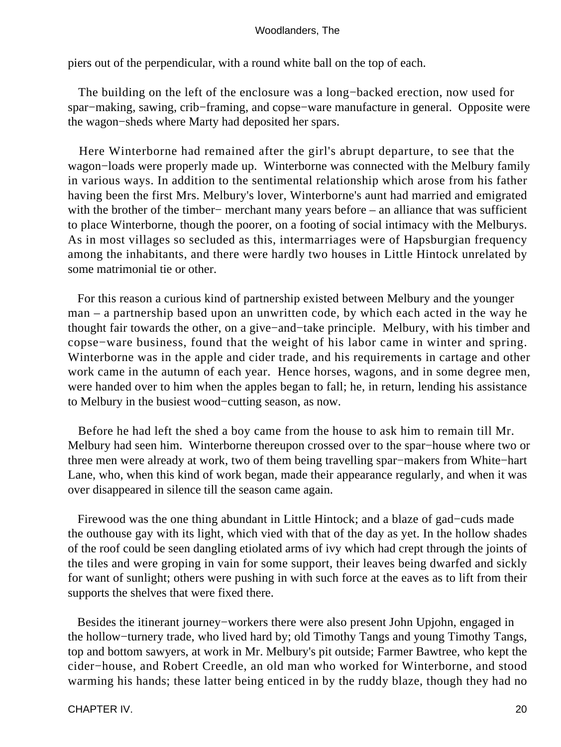piers out of the perpendicular, with a round white ball on the top of each.

The building on the left of the enclosure was a long−backed erection, now used for spar−making, sawing, crib−framing, and copse−ware manufacture in general. Opposite were the wagon−sheds where Marty had deposited her spars.

Here Winterborne had remained after the girl's abrupt departure, to see that the wagon−loads were properly made up. Winterborne was connected with the Melbury family in various ways. In addition to the sentimental relationship which arose from his father having been the first Mrs. Melbury's lover, Winterborne's aunt had married and emigrated with the brother of the timber− merchant many years before – an alliance that was sufficient to place Winterborne, though the poorer, on a footing of social intimacy with the Melburys. As in most villages so secluded as this, intermarriages were of Hapsburgian frequency among the inhabitants, and there were hardly two houses in Little Hintock unrelated by some matrimonial tie or other.

For this reason a curious kind of partnership existed between Melbury and the younger man – a partnership based upon an unwritten code, by which each acted in the way he thought fair towards the other, on a give−and−take principle. Melbury, with his timber and copse−ware business, found that the weight of his labor came in winter and spring. Winterborne was in the apple and cider trade, and his requirements in cartage and other work came in the autumn of each year. Hence horses, wagons, and in some degree men, were handed over to him when the apples began to fall; he, in return, lending his assistance to Melbury in the busiest wood−cutting season, as now.

Before he had left the shed a boy came from the house to ask him to remain till Mr. Melbury had seen him. Winterborne thereupon crossed over to the spar−house where two or three men were already at work, two of them being travelling spar−makers from White−hart Lane, who, when this kind of work began, made their appearance regularly, and when it was over disappeared in silence till the season came again.

Firewood was the one thing abundant in Little Hintock; and a blaze of gad−cuds made the outhouse gay with its light, which vied with that of the day as yet. In the hollow shades of the roof could be seen dangling etiolated arms of ivy which had crept through the joints of the tiles and were groping in vain for some support, their leaves being dwarfed and sickly for want of sunlight; others were pushing in with such force at the eaves as to lift from their supports the shelves that were fixed there.

Besides the itinerant journey−workers there were also present John Upjohn, engaged in the hollow−turnery trade, who lived hard by; old Timothy Tangs and young Timothy Tangs, top and bottom sawyers, at work in Mr. Melbury's pit outside; Farmer Bawtree, who kept the cider−house, and Robert Creedle, an old man who worked for Winterborne, and stood warming his hands; these latter being enticed in by the ruddy blaze, though they had no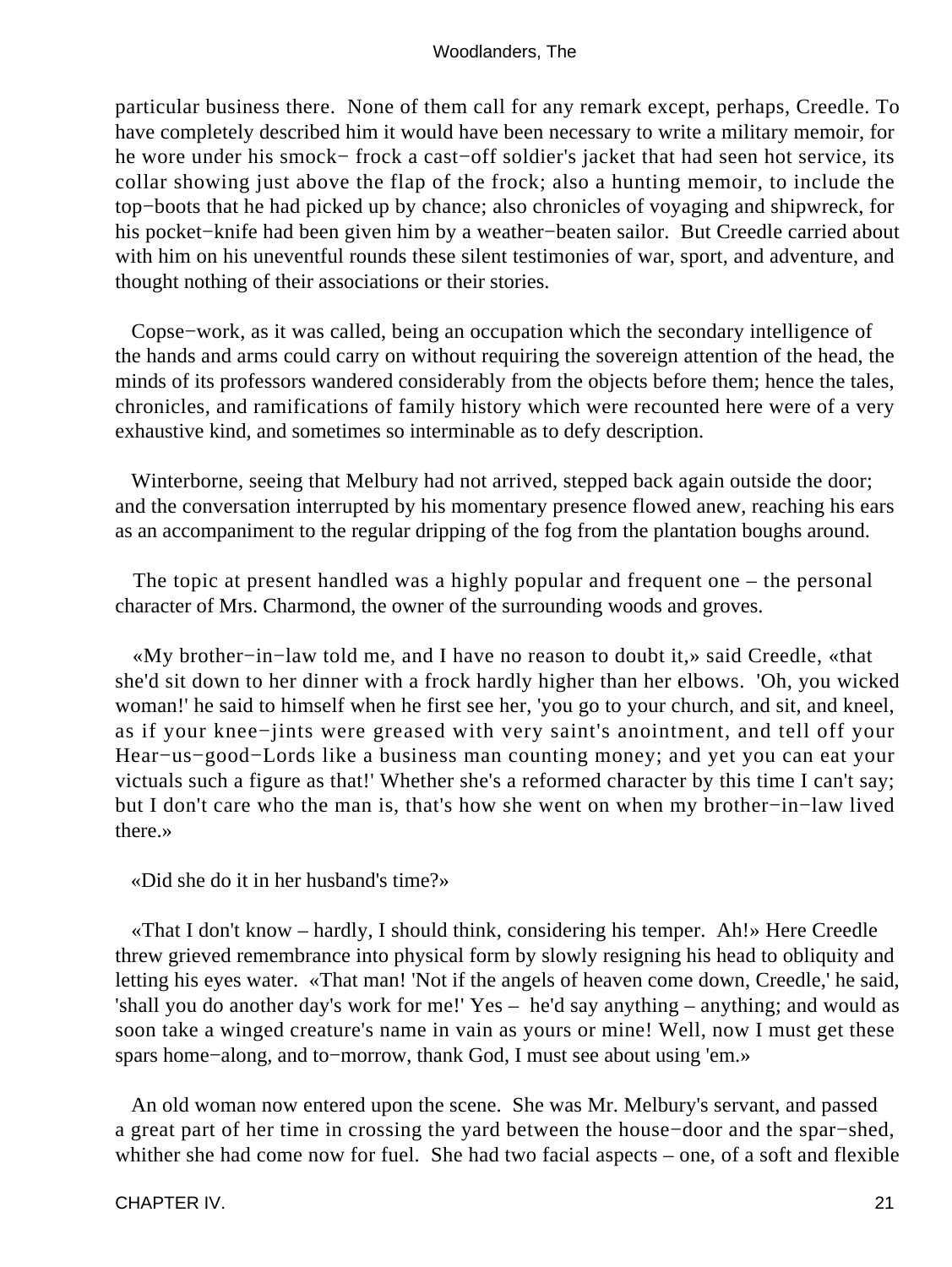particular business there. None of them call for any remark except, perhaps, Creedle. To have completely described him it would have been necessary to write a military memoir, for he wore under his smock− frock a cast−off soldier's jacket that had seen hot service, its collar showing just above the flap of the frock; also a hunting memoir, to include the top−boots that he had picked up by chance; also chronicles of voyaging and shipwreck, for his pocket−knife had been given him by a weather−beaten sailor. But Creedle carried about with him on his uneventful rounds these silent testimonies of war, sport, and adventure, and thought nothing of their associations or their stories.

Copse−work, as it was called, being an occupation which the secondary intelligence of the hands and arms could carry on without requiring the sovereign attention of the head, the minds of its professors wandered considerably from the objects before them; hence the tales, chronicles, and ramifications of family history which were recounted here were of a very exhaustive kind, and sometimes so interminable as to defy description.

Winterborne, seeing that Melbury had not arrived, stepped back again outside the door; and the conversation interrupted by his momentary presence flowed anew, reaching his ears as an accompaniment to the regular dripping of the fog from the plantation boughs around.

The topic at present handled was a highly popular and frequent one – the personal character of Mrs. Charmond, the owner of the surrounding woods and groves.

«My brother−in−law told me, and I have no reason to doubt it,» said Creedle, «that she'd sit down to her dinner with a frock hardly higher than her elbows. 'Oh, you wicked woman!' he said to himself when he first see her, 'you go to your church, and sit, and kneel, as if your knee−jints were greased with very saint's anointment, and tell off your Hear−us−good−Lords like a business man counting money; and yet you can eat your victuals such a figure as that!' Whether she's a reformed character by this time I can't say; but I don't care who the man is, that's how she went on when my brother−in−law lived there.»

«Did she do it in her husband's time?»

«That I don't know – hardly, I should think, considering his temper. Ah!» Here Creedle threw grieved remembrance into physical form by slowly resigning his head to obliquity and letting his eyes water. «That man! 'Not if the angels of heaven come down, Creedle,' he said, 'shall you do another day's work for me!' Yes – he'd say anything – anything; and would as soon take a winged creature's name in vain as yours or mine! Well, now I must get these spars home−along, and to−morrow, thank God, I must see about using 'em.»

An old woman now entered upon the scene. She was Mr. Melbury's servant, and passed a great part of her time in crossing the yard between the house−door and the spar−shed, whither she had come now for fuel. She had two facial aspects – one, of a soft and flexible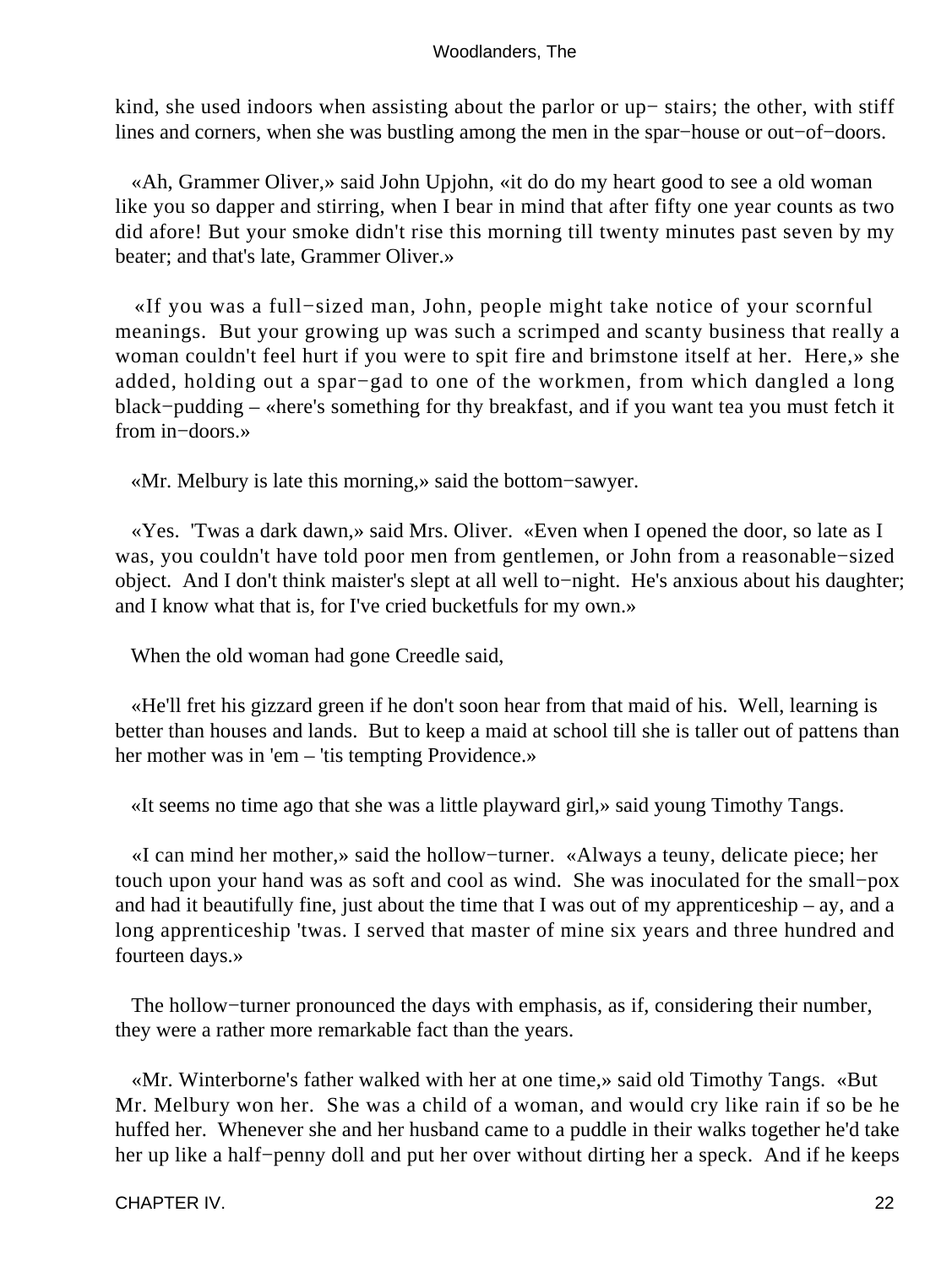kind, she used indoors when assisting about the parlor or up− stairs; the other, with stiff lines and corners, when she was bustling among the men in the spar−house or out−of−doors.

«Ah, Grammer Oliver,» said John Upjohn, «it do do my heart good to see a old woman like you so dapper and stirring, when I bear in mind that after fifty one year counts as two did afore! But your smoke didn't rise this morning till twenty minutes past seven by my beater; and that's late, Grammer Oliver.»

«If you was a full−sized man, John, people might take notice of your scornful meanings. But your growing up was such a scrimped and scanty business that really a woman couldn't feel hurt if you were to spit fire and brimstone itself at her. Here,» she added, holding out a spar−gad to one of the workmen, from which dangled a long black−pudding – «here's something for thy breakfast, and if you want tea you must fetch it from in−doors.»

«Mr. Melbury is late this morning,» said the bottom−sawyer.

«Yes. 'Twas a dark dawn,» said Mrs. Oliver. «Even when I opened the door, so late as I was, you couldn't have told poor men from gentlemen, or John from a reasonable−sized object. And I don't think maister's slept at all well to−night. He's anxious about his daughter; and I know what that is, for I've cried bucketfuls for my own.»

When the old woman had gone Creedle said,

«He'll fret his gizzard green if he don't soon hear from that maid of his. Well, learning is better than houses and lands. But to keep a maid at school till she is taller out of pattens than her mother was in 'em – 'tis tempting Providence.»

«It seems no time ago that she was a little playward girl,» said young Timothy Tangs.

«I can mind her mother,» said the hollow−turner. «Always a teuny, delicate piece; her touch upon your hand was as soft and cool as wind. She was inoculated for the small−pox and had it beautifully fine, just about the time that I was out of my apprenticeship – ay, and a long apprenticeship 'twas. I served that master of mine six years and three hundred and fourteen days.»

The hollow−turner pronounced the days with emphasis, as if, considering their number, they were a rather more remarkable fact than the years.

«Mr. Winterborne's father walked with her at one time,» said old Timothy Tangs. «But Mr. Melbury won her. She was a child of a woman, and would cry like rain if so be he huffed her. Whenever she and her husband came to a puddle in their walks together he'd take her up like a half−penny doll and put her over without dirting her a speck. And if he keeps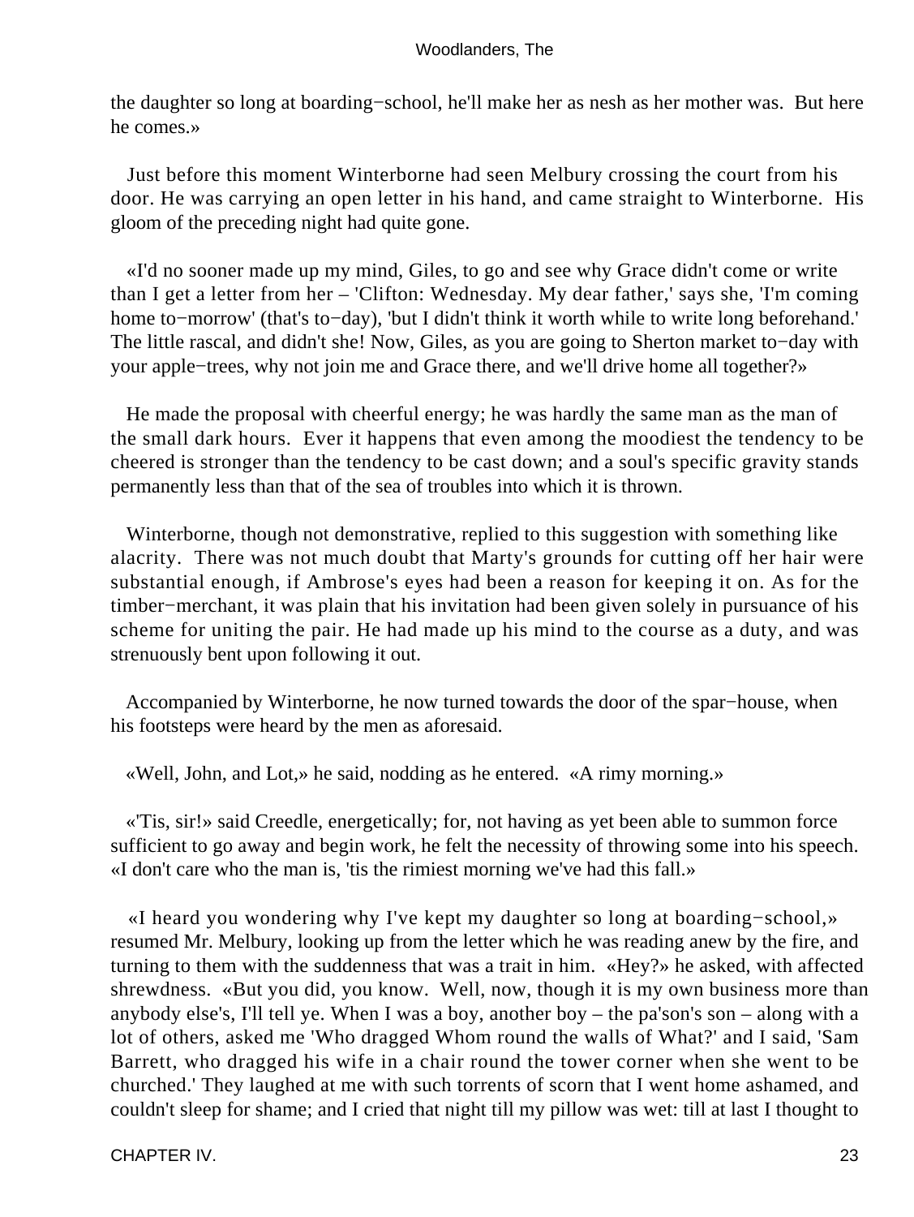the daughter so long at boarding−school, he'll make her as nesh as her mother was. But here he comes.»

Just before this moment Winterborne had seen Melbury crossing the court from his door. He was carrying an open letter in his hand, and came straight to Winterborne. His gloom of the preceding night had quite gone.

«I'd no sooner made up my mind, Giles, to go and see why Grace didn't come or write than I get a letter from her – 'Clifton: Wednesday. My dear father,' says she, 'I'm coming home to−morrow' (that's to−day), 'but I didn't think it worth while to write long beforehand.' The little rascal, and didn't she! Now, Giles, as you are going to Sherton market to−day with your apple−trees, why not join me and Grace there, and we'll drive home all together?»

He made the proposal with cheerful energy; he was hardly the same man as the man of the small dark hours. Ever it happens that even among the moodiest the tendency to be cheered is stronger than the tendency to be cast down; and a soul's specific gravity stands permanently less than that of the sea of troubles into which it is thrown.

Winterborne, though not demonstrative, replied to this suggestion with something like alacrity. There was not much doubt that Marty's grounds for cutting off her hair were substantial enough, if Ambrose's eyes had been a reason for keeping it on. As for the timber−merchant, it was plain that his invitation had been given solely in pursuance of his scheme for uniting the pair. He had made up his mind to the course as a duty, and was strenuously bent upon following it out.

Accompanied by Winterborne, he now turned towards the door of the spar−house, when his footsteps were heard by the men as aforesaid.

«Well, John, and Lot,» he said, nodding as he entered. «A rimy morning.»

«'Tis, sir!» said Creedle, energetically; for, not having as yet been able to summon force sufficient to go away and begin work, he felt the necessity of throwing some into his speech. «I don't care who the man is, 'tis the rimiest morning we've had this fall.»

«I heard you wondering why I've kept my daughter so long at boarding−school,» resumed Mr. Melbury, looking up from the letter which he was reading anew by the fire, and turning to them with the suddenness that was a trait in him. «Hey?» he asked, with affected shrewdness. «But you did, you know. Well, now, though it is my own business more than anybody else's, I'll tell ye. When I was a boy, another boy – the pa'son's son – along with a lot of others, asked me 'Who dragged Whom round the walls of What?' and I said, 'Sam Barrett, who dragged his wife in a chair round the tower corner when she went to be churched.' They laughed at me with such torrents of scorn that I went home ashamed, and couldn't sleep for shame; and I cried that night till my pillow was wet: till at last I thought to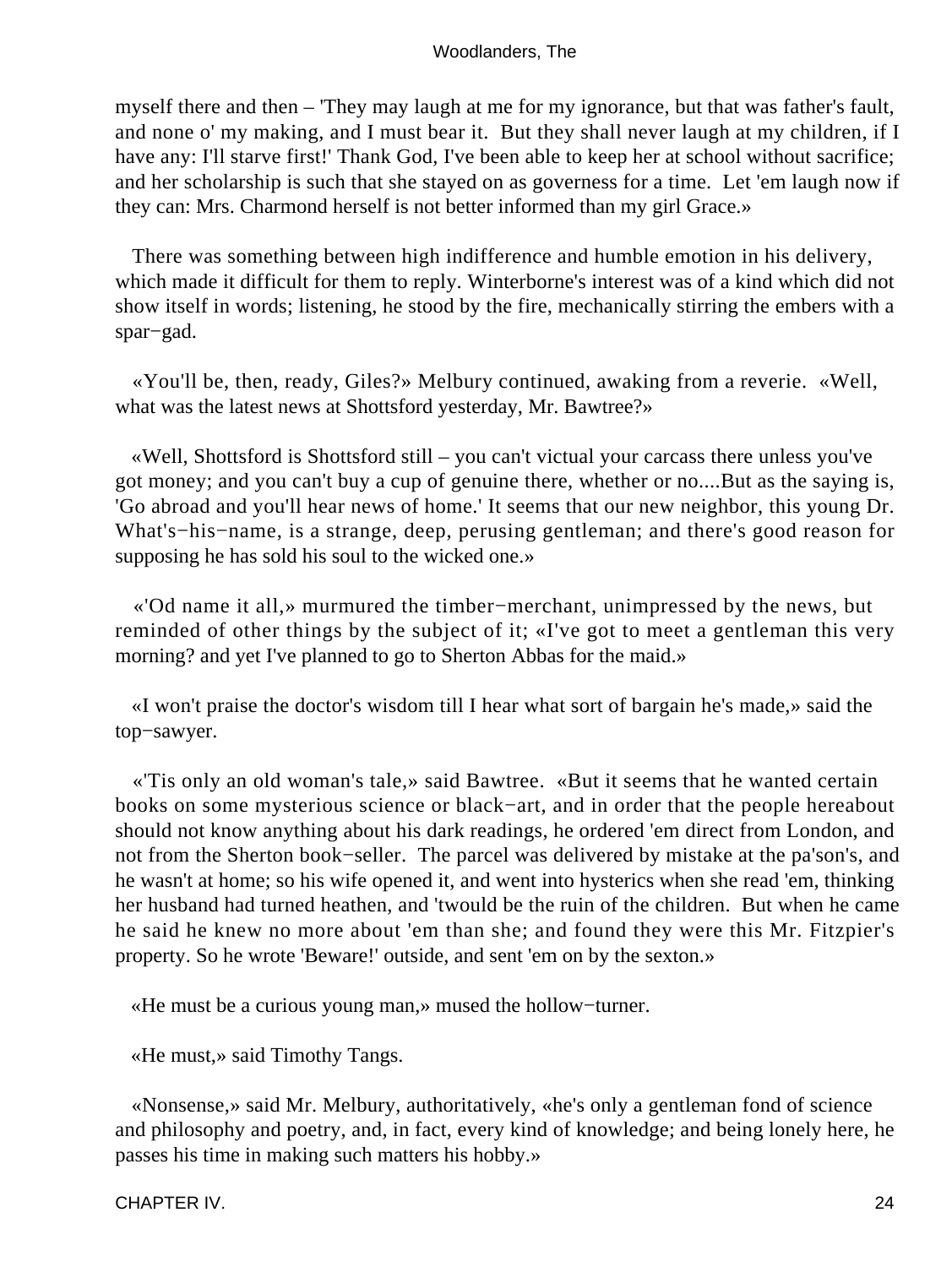myself there and then – 'They may laugh at me for my ignorance, but that was father's fault, and none o' my making, and I must bear it. But they shall never laugh at my children, if I have any: I'll starve first!' Thank God, I've been able to keep her at school without sacrifice; and her scholarship is such that she stayed on as governess for a time. Let 'em laugh now if they can: Mrs. Charmond herself is not better informed than my girl Grace.»

There was something between high indifference and humble emotion in his delivery, which made it difficult for them to reply. Winterborne's interest was of a kind which did not show itself in words; listening, he stood by the fire, mechanically stirring the embers with a spar−gad.

«You'll be, then, ready, Giles?» Melbury continued, awaking from a reverie. «Well, what was the latest news at Shottsford yesterday, Mr. Bawtree?»

«Well, Shottsford is Shottsford still – you can't victual your carcass there unless you've got money; and you can't buy a cup of genuine there, whether or no....But as the saying is, 'Go abroad and you'll hear news of home.' It seems that our new neighbor, this young Dr. What's−his−name, is a strange, deep, perusing gentleman; and there's good reason for supposing he has sold his soul to the wicked one.»

«'Od name it all,» murmured the timber−merchant, unimpressed by the news, but reminded of other things by the subject of it; «I've got to meet a gentleman this very morning? and yet I've planned to go to Sherton Abbas for the maid.»

«I won't praise the doctor's wisdom till I hear what sort of bargain he's made,» said the top−sawyer.

«'Tis only an old woman's tale,» said Bawtree. «But it seems that he wanted certain books on some mysterious science or black−art, and in order that the people hereabout should not know anything about his dark readings, he ordered 'em direct from London, and not from the Sherton book−seller. The parcel was delivered by mistake at the pa'son's, and he wasn't at home; so his wife opened it, and went into hysterics when she read 'em, thinking her husband had turned heathen, and 'twould be the ruin of the children. But when he came he said he knew no more about 'em than she; and found they were this Mr. Fitzpier's property. So he wrote 'Beware!' outside, and sent 'em on by the sexton.»

«He must be a curious young man,» mused the hollow−turner.

«He must,» said Timothy Tangs.

«Nonsense,» said Mr. Melbury, authoritatively, «he's only a gentleman fond of science and philosophy and poetry, and, in fact, every kind of knowledge; and being lonely here, he passes his time in making such matters his hobby.»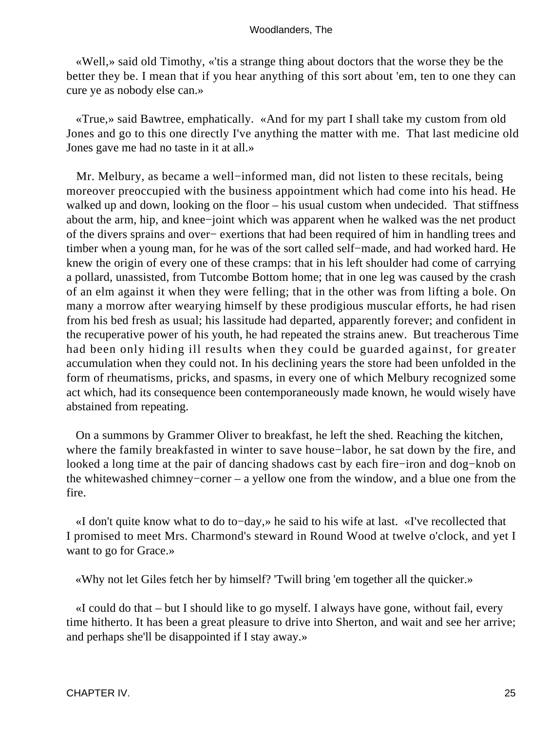«Well,» said old Timothy, «'tis a strange thing about doctors that the worse they be the better they be. I mean that if you hear anything of this sort about 'em, ten to one they can cure ye as nobody else can.»

«True,» said Bawtree, emphatically. «And for my part I shall take my custom from old Jones and go to this one directly I've anything the matter with me. That last medicine old Jones gave me had no taste in it at all.»

Mr. Melbury, as became a well−informed man, did not listen to these recitals, being moreover preoccupied with the business appointment which had come into his head. He walked up and down, looking on the floor – his usual custom when undecided. That stiffness about the arm, hip, and knee−joint which was apparent when he walked was the net product of the divers sprains and over− exertions that had been required of him in handling trees and timber when a young man, for he was of the sort called self−made, and had worked hard. He knew the origin of every one of these cramps: that in his left shoulder had come of carrying a pollard, unassisted, from Tutcombe Bottom home; that in one leg was caused by the crash of an elm against it when they were felling; that in the other was from lifting a bole. On many a morrow after wearying himself by these prodigious muscular efforts, he had risen from his bed fresh as usual; his lassitude had departed, apparently forever; and confident in the recuperative power of his youth, he had repeated the strains anew. But treacherous Time had been only hiding ill results when they could be guarded against, for greater accumulation when they could not. In his declining years the store had been unfolded in the form of rheumatisms, pricks, and spasms, in every one of which Melbury recognized some act which, had its consequence been contemporaneously made known, he would wisely have abstained from repeating.

On a summons by Grammer Oliver to breakfast, he left the shed. Reaching the kitchen, where the family breakfasted in winter to save house−labor, he sat down by the fire, and looked a long time at the pair of dancing shadows cast by each fire−iron and dog−knob on the whitewashed chimney−corner – a yellow one from the window, and a blue one from the fire.

«I don't quite know what to do to−day,» he said to his wife at last. «I've recollected that I promised to meet Mrs. Charmond's steward in Round Wood at twelve o'clock, and yet I want to go for Grace.»

«Why not let Giles fetch her by himself? 'Twill bring 'em together all the quicker.»

«I could do that – but I should like to go myself. I always have gone, without fail, every time hitherto. It has been a great pleasure to drive into Sherton, and wait and see her arrive; and perhaps she'll be disappointed if I stay away.»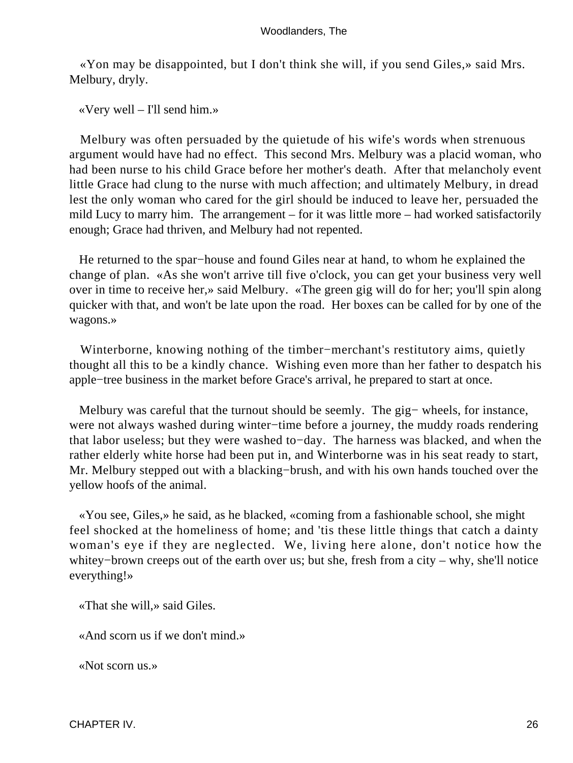«Yon may be disappointed, but I don't think she will, if you send Giles,» said Mrs. Melbury, dryly.

«Very well – I'll send him.»

Melbury was often persuaded by the quietude of his wife's words when strenuous argument would have had no effect. This second Mrs. Melbury was a placid woman, who had been nurse to his child Grace before her mother's death. After that melancholy event little Grace had clung to the nurse with much affection; and ultimately Melbury, in dread lest the only woman who cared for the girl should be induced to leave her, persuaded the mild Lucy to marry him. The arrangement – for it was little more – had worked satisfactorily enough; Grace had thriven, and Melbury had not repented.

He returned to the spar−house and found Giles near at hand, to whom he explained the change of plan. «As she won't arrive till five o'clock, you can get your business very well over in time to receive her,» said Melbury. «The green gig will do for her; you'll spin along quicker with that, and won't be late upon the road. Her boxes can be called for by one of the wagons.»

Winterborne, knowing nothing of the timber−merchant's restitutory aims, quietly thought all this to be a kindly chance. Wishing even more than her father to despatch his apple−tree business in the market before Grace's arrival, he prepared to start at once.

Melbury was careful that the turnout should be seemly. The gig− wheels, for instance, were not always washed during winter−time before a journey, the muddy roads rendering that labor useless; but they were washed to−day. The harness was blacked, and when the rather elderly white horse had been put in, and Winterborne was in his seat ready to start, Mr. Melbury stepped out with a blacking−brush, and with his own hands touched over the yellow hoofs of the animal.

«You see, Giles,» he said, as he blacked, «coming from a fashionable school, she might feel shocked at the homeliness of home; and 'tis these little things that catch a dainty woman's eye if they are neglected. We, living here alone, don't notice how the whitey−brown creeps out of the earth over us; but she, fresh from a city – why, she'll notice everything!»

«That she will,» said Giles.

«And scorn us if we don't mind.»

«Not scorn us.»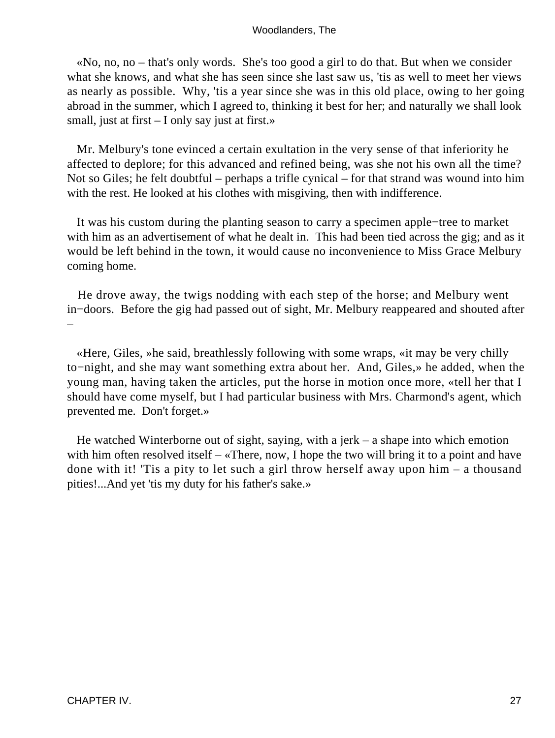«No, no, no – that's only words. She's too good a girl to do that. But when we consider what she knows, and what she has seen since she last saw us, 'tis as well to meet her views as nearly as possible. Why, 'tis a year since she was in this old place, owing to her going abroad in the summer, which I agreed to, thinking it best for her; and naturally we shall look small, just at first – I only say just at first.»

Mr. Melbury's tone evinced a certain exultation in the very sense of that inferiority he affected to deplore; for this advanced and refined being, was she not his own all the time? Not so Giles; he felt doubtful – perhaps a trifle cynical – for that strand was wound into him with the rest. He looked at his clothes with misgiving, then with indifference.

It was his custom during the planting season to carry a specimen apple−tree to market with him as an advertisement of what he dealt in. This had been tied across the gig; and as it would be left behind in the town, it would cause no inconvenience to Miss Grace Melbury coming home.

He drove away, the twigs nodding with each step of the horse; and Melbury went in−doors. Before the gig had passed out of sight, Mr. Melbury reappeared and shouted after –

«Here, Giles, »he said, breathlessly following with some wraps, «it may be very chilly to−night, and she may want something extra about her. And, Giles,» he added, when the young man, having taken the articles, put the horse in motion once more, «tell her that I should have come myself, but I had particular business with Mrs. Charmond's agent, which prevented me. Don't forget.»

He watched Winterborne out of sight, saying, with a jerk – a shape into which emotion with him often resolved itself – «There, now, I hope the two will bring it to a point and have done with it! 'Tis a pity to let such a girl throw herself away upon him – a thousand pities!...And yet 'tis my duty for his father's sake.»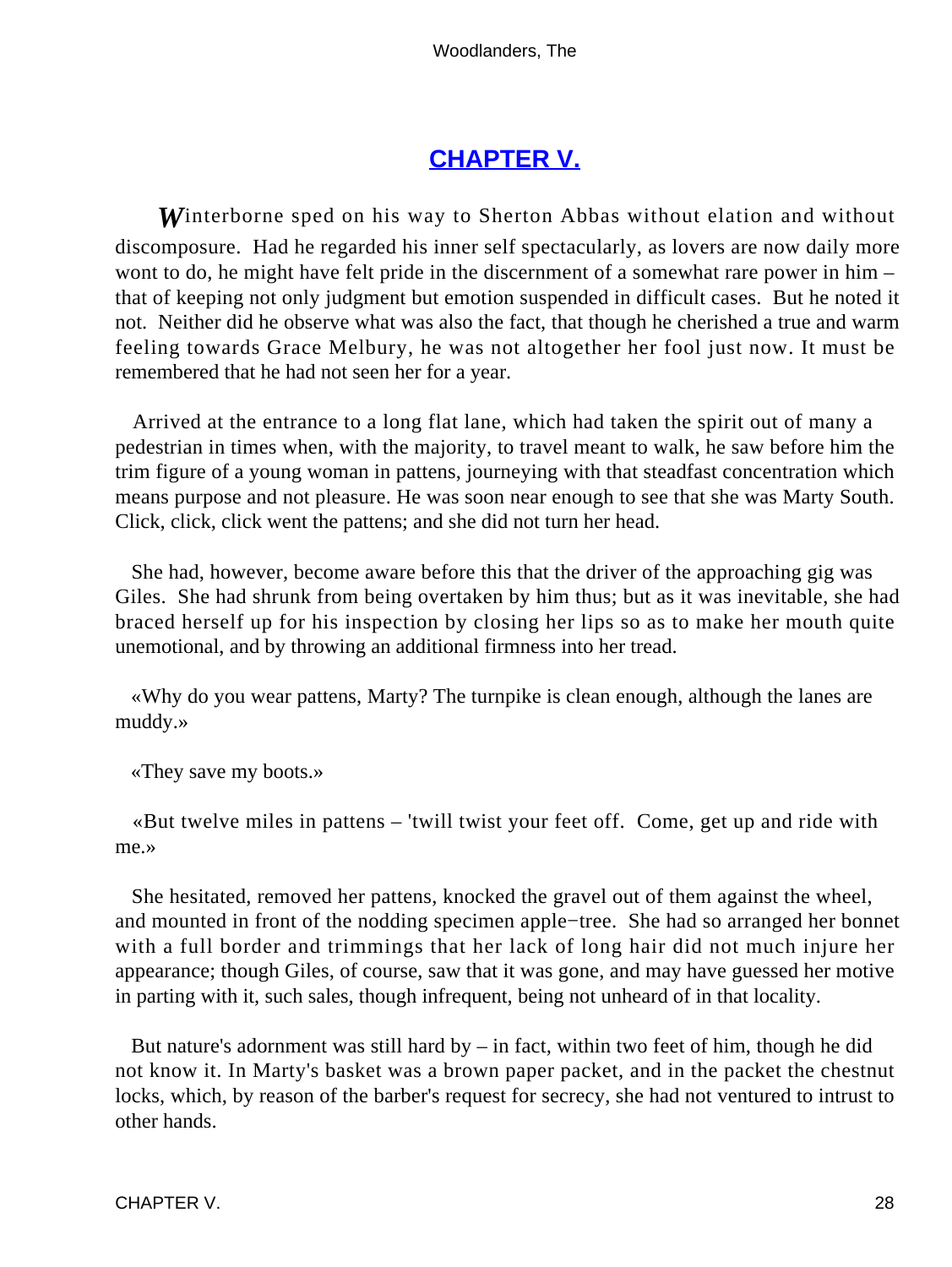## CHAPTER V.

*W*interborne sped on his way to Sherton Abbas without elation and without discomposure. Had he regarded his inner self spectacularly, as lovers are now daily more wont to do, he might have felt pride in the discernment of a somewhat rare power in him – that of keeping not only judgment but emotion suspended in difficult cases. But he noted it not. Neither did he observe what was also the fact, that though he cherished a true and warm feeling towards Grace Melbury, he was not altogether her fool just now. It must be remembered that he had not seen her for a year.

Arrived at the entrance to a long flat lane, which had taken the spirit out of many a pedestrian in times when, with the majority, to travel meant to walk, he saw before him the trim figure of a young woman in pattens, journeying with that steadfast concentration which means purpose and not pleasure. He was soon near enough to see that she was Marty South. Click, click, click went the pattens; and she did not turn her head.

She had, however, become aware before this that the driver of the approaching gig was Giles. She had shrunk from being overtaken by him thus; but as it was inevitable, she had braced herself up for his inspection by closing her lips so as to make her mouth quite unemotional, and by throwing an additional firmness into her tread.

«Why do you wear pattens, Marty? The turnpike is clean enough, although the lanes are muddy.»

«They save my boots.»

«But twelve miles in pattens – 'twill twist your feet off. Come, get up and ride with me.»

She hesitated, removed her pattens, knocked the gravel out of them against the wheel, and mounted in front of the nodding specimen apple-tree. She had so arranged her bonnet with a full border and trimmings that her lack of long hair did not much injure her appearance; though Giles, of course, saw that it was gone, and may have guessed her motive in parting with it, such sales, though infrequent, being not unheard of in that locality.

But nature's adornment was still hard by – in fact, within two feet of him, though he did not know it. In Marty's basket was a brown paper packet, and in the packet the chestnut locks, which, by reason of the barber's request for secrecy, she had not ventured to intrust to other hands.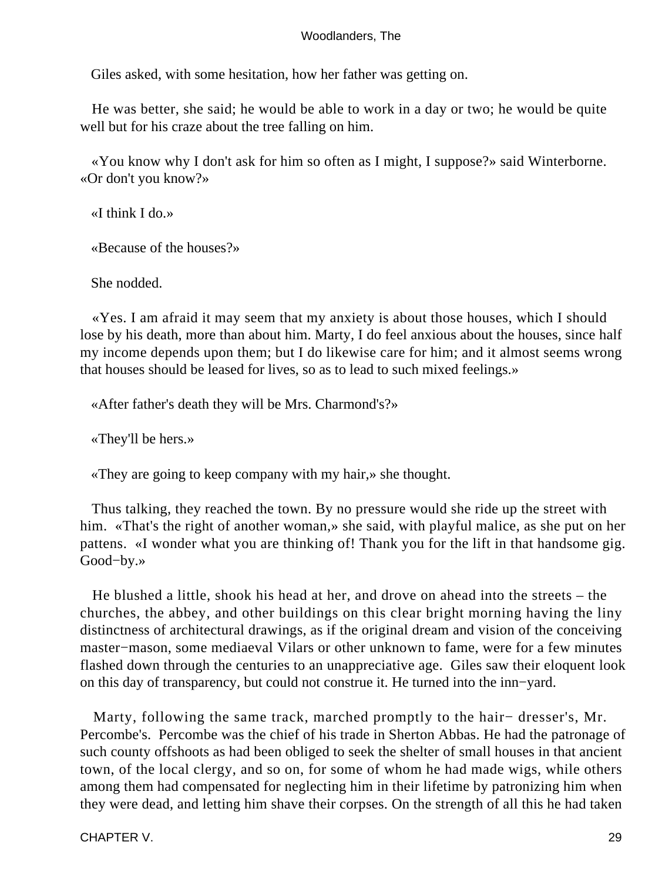Giles asked, with some hesitation, how her father was getting on.

He was better, she said; he would be able to work in a day or two; he would be quite well but for his craze about the tree falling on him.

«You know why I don't ask for him so often as I might, I suppose?» said Winterborne. «Or don't you know?»

«I think I do.»

«Because of the houses?»

She nodded.

«Yes. I am afraid it may seem that my anxiety is about those houses, which I should lose by his death, more than about him. Marty, I do feel anxious about the houses, since half my income depends upon them; but I do likewise care for him; and it almost seems wrong that houses should be leased for lives, so as to lead to such mixed feelings.»

«After father's death they will be Mrs. Charmond's?»

«They'll be hers.»

«They are going to keep company with my hair,» she thought.

Thus talking, they reached the town. By no pressure would she ride up the street with him. «That's the right of another woman,» she said, with playful malice, as she put on her pattens. «I wonder what you are thinking of! Thank you for the lift in that handsome gig. Good−by.»

He blushed a little, shook his head at her, and drove on ahead into the streets – the churches, the abbey, and other buildings on this clear bright morning having the liny distinctness of architectural drawings, as if the original dream and vision of the conceiving master−mason, some mediaeval Vilars or other unknown to fame, were for a few minutes flashed down through the centuries to an unappreciative age. Giles saw their eloquent look on this day of transparency, but could not construe it. He turned into the inn−yard.

Marty, following the same track, marched promptly to the hair− dresser's, Mr. Percombe's. Percombe was the chief of his trade in Sherton Abbas. He had the patronage of such county offshoots as had been obliged to seek the shelter of small houses in that ancient town, of the local clergy, and so on, for some of whom he had made wigs, while others among them had compensated for neglecting him in their lifetime by patronizing him when they were dead, and letting him shave their corpses. On the strength of all this he had taken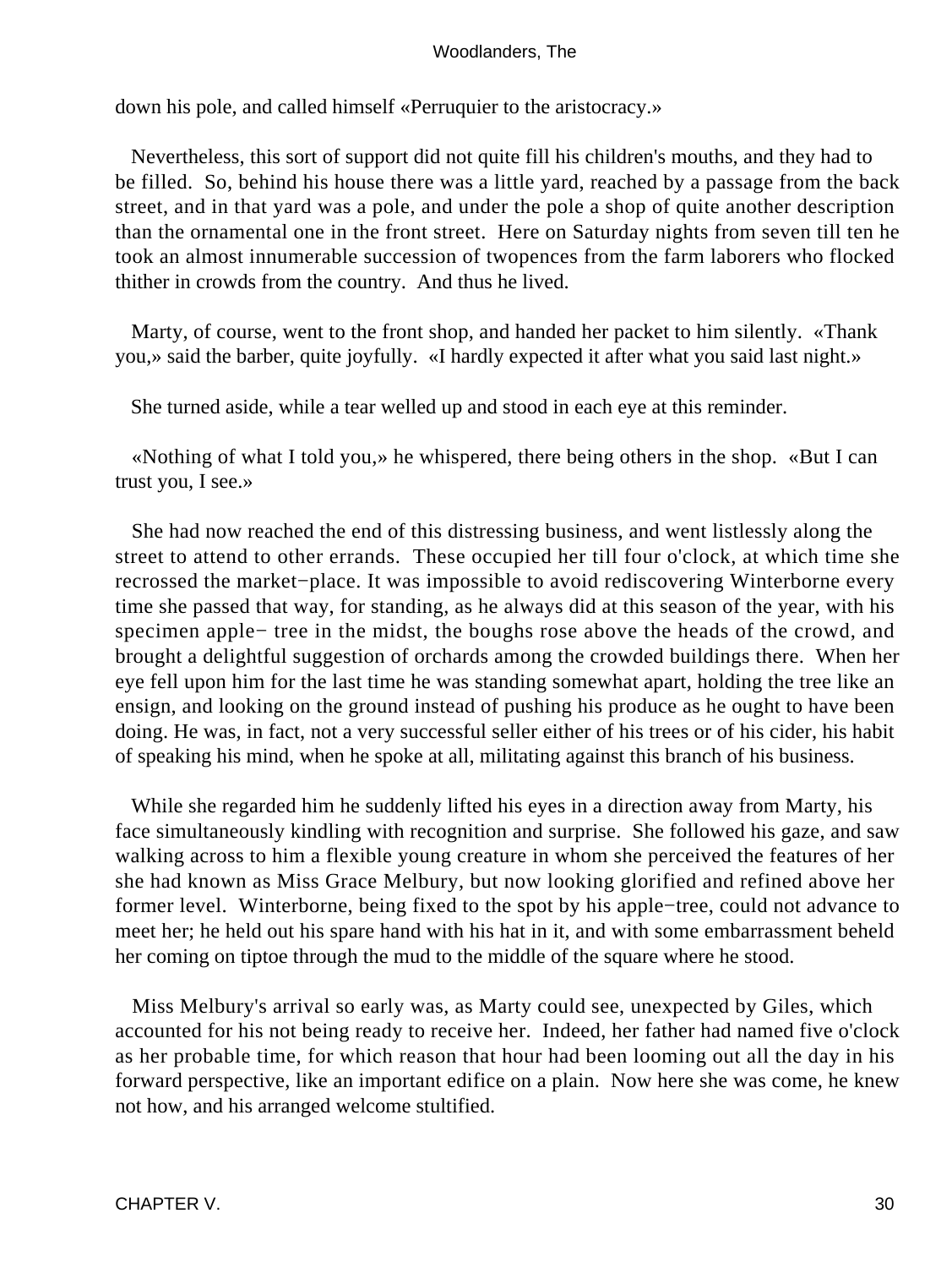down his pole, and called himself «Perruquier to the aristocracy.»

Nevertheless, this sort of support did not quite fill his children's mouths, and they had to be filled. So, behind his house there was a little yard, reached by a passage from the back street, and in that yard was a pole, and under the pole a shop of quite another description than the ornamental one in the front street. Here on Saturday nights from seven till ten he took an almost innumerable succession of twopences from the farm laborers who flocked thither in crowds from the country. And thus he lived.

Marty, of course, went to the front shop, and handed her packet to him silently. «Thank you,» said the barber, quite joyfully. «I hardly expected it after what you said last night.»

She turned aside, while a tear welled up and stood in each eye at this reminder.

«Nothing of what I told you,» he whispered, there being others in the shop. «But I can trust you, I see.»

She had now reached the end of this distressing business, and went listlessly along the street to attend to other errands. These occupied her till four o'clock, at which time she recrossed the market−place. It was impossible to avoid rediscovering Winterborne every time she passed that way, for standing, as he always did at this season of the year, with his specimen apple− tree in the midst, the boughs rose above the heads of the crowd, and brought a delightful suggestion of orchards among the crowded buildings there. When her eye fell upon him for the last time he was standing somewhat apart, holding the tree like an ensign, and looking on the ground instead of pushing his produce as he ought to have been doing. He was, in fact, not a very successful seller either of his trees or of his cider, his habit of speaking his mind, when he spoke at all, militating against this branch of his business.

While she regarded him he suddenly lifted his eyes in a direction away from Marty, his face simultaneously kindling with recognition and surprise. She followed his gaze, and saw walking across to him a flexible young creature in whom she perceived the features of her she had known as Miss Grace Melbury, but now looking glorified and refined above her former level. Winterborne, being fixed to the spot by his apple−tree, could not advance to meet her; he held out his spare hand with his hat in it, and with some embarrassment beheld her coming on tiptoe through the mud to the middle of the square where he stood.

Miss Melbury's arrival so early was, as Marty could see, unexpected by Giles, which accounted for his not being ready to receive her. Indeed, her father had named five o'clock as her probable time, for which reason that hour had been looming out all the day in his forward perspective, like an important edifice on a plain. Now here she was come, he knew not how, and his arranged welcome stultified.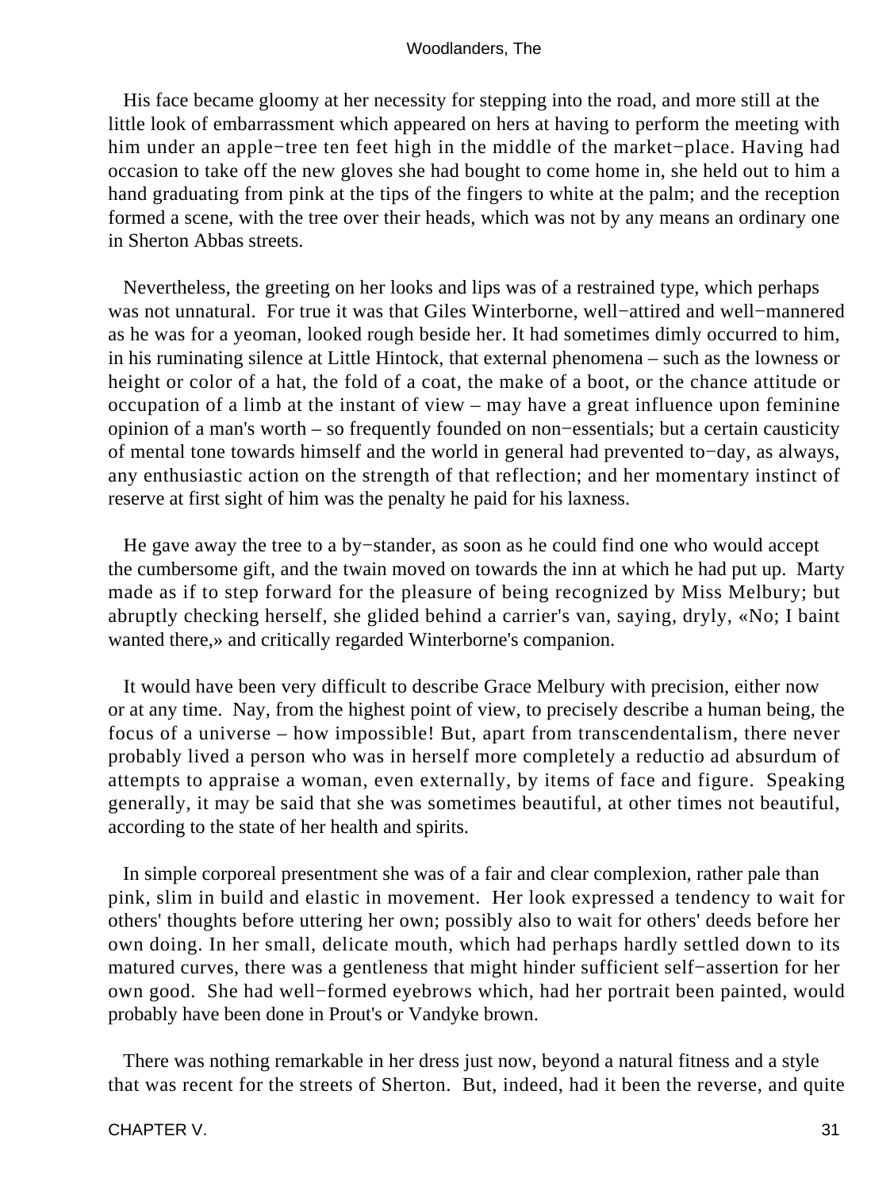His face became gloomy at her necessity for stepping into the road, and more still at the little look of embarrassment which appeared on hers at having to perform the meeting with him under an apple−tree ten feet high in the middle of the market−place. Having had occasion to take off the new gloves she had bought to come home in, she held out to him a hand graduating from pink at the tips of the fingers to white at the palm; and the reception formed a scene, with the tree over their heads, which was not by any means an ordinary one in Sherton Abbas streets.

Nevertheless, the greeting on her looks and lips was of a restrained type, which perhaps was not unnatural. For true it was that Giles Winterborne, well−attired and well−mannered as he was for a yeoman, looked rough beside her. It had sometimes dimly occurred to him, in his ruminating silence at Little Hintock, that external phenomena – such as the lowness or height or color of a hat, the fold of a coat, the make of a boot, or the chance attitude or occupation of a limb at the instant of view – may have a great influence upon feminine opinion of a man's worth – so frequently founded on non−essentials; but a certain causticity of mental tone towards himself and the world in general had prevented to−day, as always, any enthusiastic action on the strength of that reflection; and her momentary instinct of reserve at first sight of him was the penalty he paid for his laxness.

He gave away the tree to a by−stander, as soon as he could find one who would accept the cumbersome gift, and the twain moved on towards the inn at which he had put up. Marty made as if to step forward for the pleasure of being recognized by Miss Melbury; but abruptly checking herself, she glided behind a carrier's van, saying, dryly, «No; I baint wanted there,» and critically regarded Winterborne's companion.

It would have been very difficult to describe Grace Melbury with precision, either now or at any time. Nay, from the highest point of view, to precisely describe a human being, the focus of a universe – how impossible! But, apart from transcendentalism, there never probably lived a person who was in herself more completely a reductio ad absurdum of attempts to appraise a woman, even externally, by items of face and figure. Speaking generally, it may be said that she was sometimes beautiful, at other times not beautiful, according to the state of her health and spirits.

In simple corporeal presentment she was of a fair and clear complexion, rather pale than pink, slim in build and elastic in movement. Her look expressed a tendency to wait for others' thoughts before uttering her own; possibly also to wait for others' deeds before her own doing. In her small, delicate mouth, which had perhaps hardly settled down to its matured curves, there was a gentleness that might hinder sufficient self−assertion for her own good. She had well−formed eyebrows which, had her portrait been painted, would probably have been done in Prout's or Vandyke brown.

There was nothing remarkable in her dress just now, beyond a natural fitness and a style that was recent for the streets of Sherton. But, indeed, had it been the reverse, and quite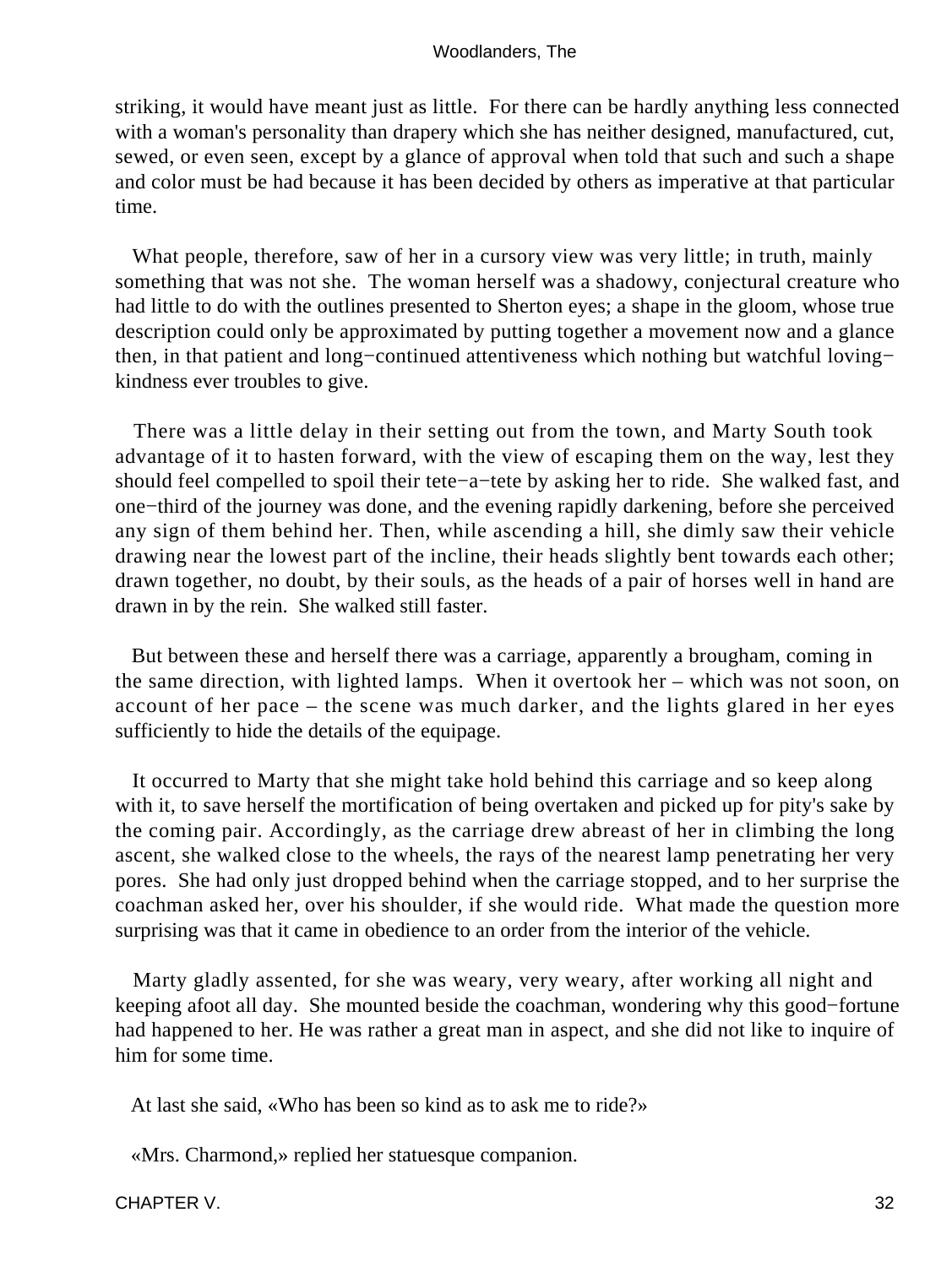striking, it would have meant just as little. For there can be hardly anything less connected with a woman's personality than drapery which she has neither designed, manufactured, cut, sewed, or even seen, except by a glance of approval when told that such and such a shape and color must be had because it has been decided by others as imperative at that particular time.

What people, therefore, saw of her in a cursory view was very little; in truth, mainly something that was not she. The woman herself was a shadowy, conjectural creature who had little to do with the outlines presented to Sherton eyes; a shape in the gloom, whose true description could only be approximated by putting together a movement now and a glance then, in that patient and long−continued attentiveness which nothing but watchful loving−kindness ever troubles to give.

There was a little delay in their setting out from the town, and Marty South took advantage of it to hasten forward, with the view of escaping them on the way, lest they should feel compelled to spoil their tete−a−tete by asking her to ride. She walked fast, and one−third of the journey was done, and the evening rapidly darkening, before she perceived any sign of them behind her. Then, while ascending a hill, she dimly saw their vehicle drawing near the lowest part of the incline, their heads slightly bent towards each other; drawn together, no doubt, by their souls, as the heads of a pair of horses well in hand are drawn in by the rein. She walked still faster.

But between these and herself there was a carriage, apparently a brougham, coming in the same direction, with lighted lamps. When it overtook her – which was not soon, on account of her pace – the scene was much darker, and the lights glared in her eyes sufficiently to hide the details of the equipage.

It occurred to Marty that she might take hold behind this carriage and so keep along with it, to save herself the mortification of being overtaken and picked up for pity's sake by the coming pair. Accordingly, as the carriage drew abreast of her in climbing the long ascent, she walked close to the wheels, the rays of the nearest lamp penetrating her very pores. She had only just dropped behind when the carriage stopped, and to her surprise the coachman asked her, over his shoulder, if she would ride. What made the question more surprising was that it came in obedience to an order from the interior of the vehicle.

Marty gladly assented, for she was weary, very weary, after working all night and keeping afoot all day. She mounted beside the coachman, wondering why this good−fortune had happened to her. He was rather a great man in aspect, and she did not like to inquire of him for some time.

At last she said, «Who has been so kind as to ask me to ride?»

«Mrs. Charmond,» replied her statuesque companion.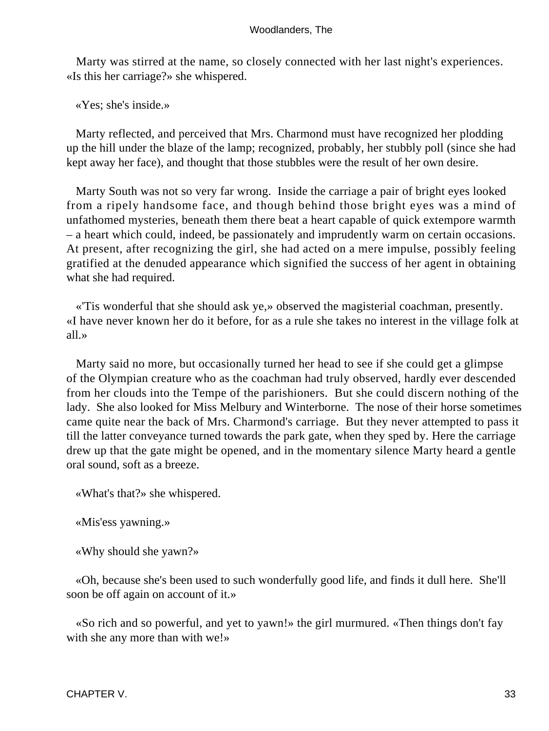Marty was stirred at the name, so closely connected with her last night's experiences. «Is this her carriage?» she whispered.

«Yes; she's inside.»

Marty reflected, and perceived that Mrs. Charmond must have recognized her plodding up the hill under the blaze of the lamp; recognized, probably, her stubbly poll (since she had kept away her face), and thought that those stubbles were the result of her own desire.

Marty South was not so very far wrong. Inside the carriage a pair of bright eyes looked from a ripely handsome face, and though behind those bright eyes was a mind of unfathomed mysteries, beneath them there beat a heart capable of quick extempore warmth – a heart which could, indeed, be passionately and imprudently warm on certain occasions. At present, after recognizing the girl, she had acted on a mere impulse, possibly feeling gratified at the denuded appearance which signified the success of her agent in obtaining what she had required.

«'Tis wonderful that she should ask ye,» observed the magisterial coachman, presently. «I have never known her do it before, for as a rule she takes no interest in the village folk at all.»

Marty said no more, but occasionally turned her head to see if she could get a glimpse of the Olympian creature who as the coachman had truly observed, hardly ever descended from her clouds into the Tempe of the parishioners. But she could discern nothing of the lady. She also looked for Miss Melbury and Winterborne. The nose of their horse sometimes came quite near the back of Mrs. Charmond's carriage. But they never attempted to pass it till the latter conveyance turned towards the park gate, when they sped by. Here the carriage drew up that the gate might be opened, and in the momentary silence Marty heard a gentle oral sound, soft as a breeze.

«What's that?» she whispered.

«Mis'ess yawning.»

«Why should she yawn?»

«Oh, because she's been used to such wonderfully good life, and finds it dull here. She'll soon be off again on account of it.»

«So rich and so powerful, and yet to yawn!» the girl murmured. «Then things don't fay with she any more than with we!»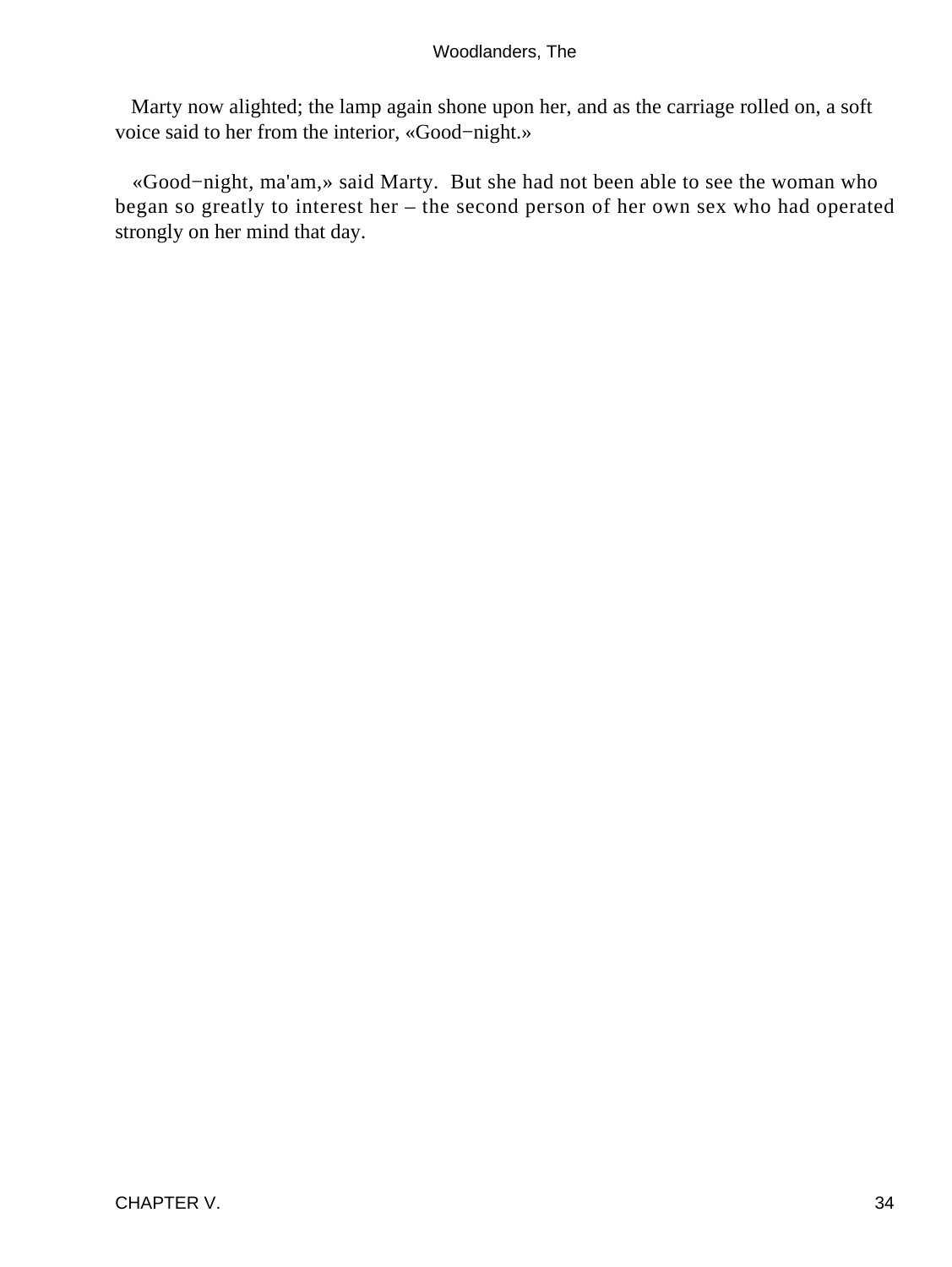Marty now alighted; the lamp again shone upon her, and as the carriage rolled on, a soft voice said to her from the interior, «Good−night.»

«Good−night, ma'am,» said Marty. But she had not been able to see the woman who began so greatly to interest her – the second person of her own sex who had operated strongly on her mind that day.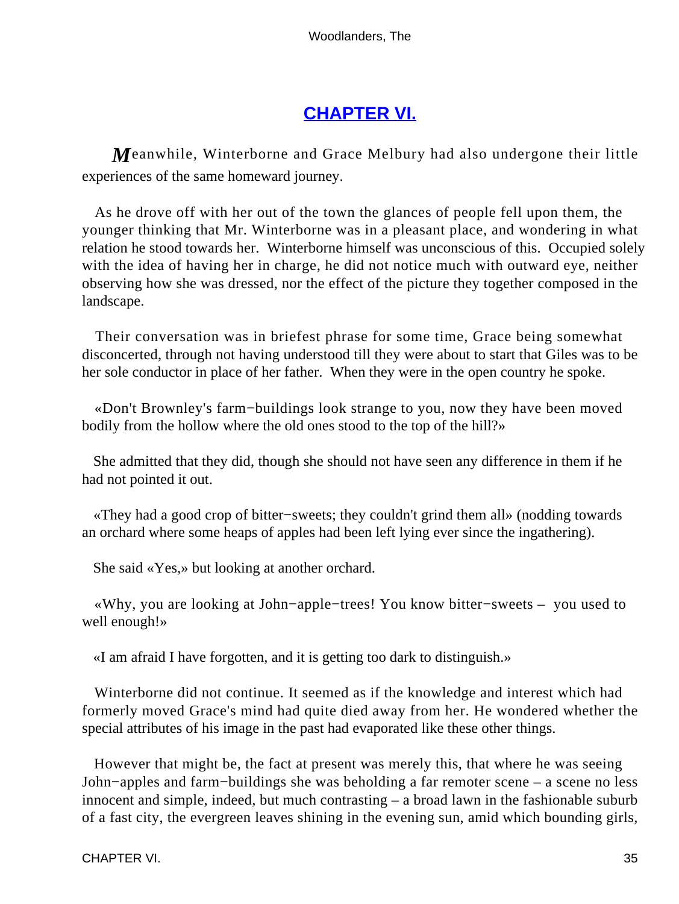## CHAPTER VI.

Meanwhile, Winterborne and Grace Melbury had also undergone their little experiences of the same homeward journey.

As he drove off with her out of the town the glances of people fell upon them, the younger thinking that Mr. Winterborne was in a pleasant place, and wondering in what relation he stood towards her. Winterborne himself was unconscious of this. Occupied solely with the idea of having her in charge, he did not notice much with outward eye, neither observing how she was dressed, nor the effect of the picture they together composed in the landscape.

Their conversation was in briefest phrase for some time, Grace being somewhat disconcerted, through not having understood till they were about to start that Giles was to be her sole conductor in place of her father. When they were in the open country he spoke.

«Don't Brownley's farm−buildings look strange to you, now they have been moved bodily from the hollow where the old ones stood to the top of the hill?»

She admitted that they did, though she should not have seen any difference in them if he had not pointed it out.

«They had a good crop of bitter−sweets; they couldn't grind them all» (nodding towards an orchard where some heaps of apples had been left lying ever since the ingathering).

She said «Yes,» but looking at another orchard.

«Why, you are looking at John−apple−trees! You know bitter−sweets – you used to well enough!»

«I am afraid I have forgotten, and it is getting too dark to distinguish.»

Winterborne did not continue. It seemed as if the knowledge and interest which had formerly moved Grace's mind had quite died away from her. He wondered whether the special attributes of his image in the past had evaporated like these other things.

However that might be, the fact at present was merely this, that where he was seeing John−apples and farm−buildings she was beholding a far remoter scene – a scene no less innocent and simple, indeed, but much contrasting – a broad lawn in the fashionable suburb of a fast city, the evergreen leaves shining in the evening sun, amid which bounding girls,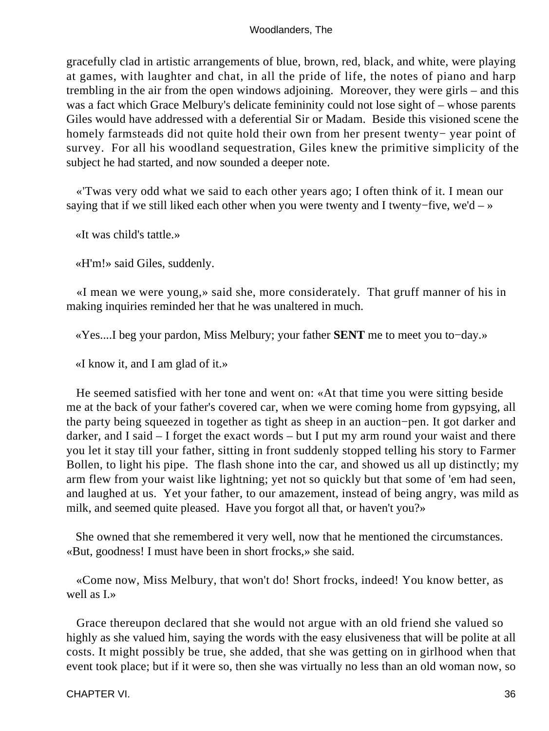gracefully clad in artistic arrangements of blue, brown, red, black, and white, were playing at games, with laughter and chat, in all the pride of life, the notes of piano and harp trembling in the air from the open windows adjoining. Moreover, they were girls – and this was a fact which Grace Melbury's delicate femininity could not lose sight of – whose parents Giles would have addressed with a deferential Sir or Madam. Beside this visioned scene the homely farmsteads did not quite hold their own from her present twenty− year point of survey. For all his woodland sequestration, Giles knew the primitive simplicity of the subject he had started, and now sounded a deeper note.

«'Twas very odd what we said to each other years ago; I often think of it. I mean our saying that if we still liked each other when you were twenty and I twenty−five, we'd – »

«It was child's tattle.»

«H'm!» said Giles, suddenly.

«I mean we were young,» said she, more considerately. That gruff manner of his in making inquiries reminded her that he was unaltered in much.

«Yes....I beg your pardon, Miss Melbury; your father **SENT** me to meet you to−day.»

«I know it, and I am glad of it.»

He seemed satisfied with her tone and went on: «At that time you were sitting beside me at the back of your father's covered car, when we were coming home from gypsying, all the party being squeezed in together as tight as sheep in an auction−pen. It got darker and darker, and I said – I forget the exact words – but I put my arm round your waist and there you let it stay till your father, sitting in front suddenly stopped telling his story to Farmer Bollen, to light his pipe. The flash shone into the car, and showed us all up distinctly; my arm flew from your waist like lightning; yet not so quickly but that some of 'em had seen, and laughed at us. Yet your father, to our amazement, instead of being angry, was mild as milk, and seemed quite pleased. Have you forgot all that, or haven't you?»

She owned that she remembered it very well, now that he mentioned the circumstances. «But, goodness! I must have been in short frocks,» she said.

«Come now, Miss Melbury, that won't do! Short frocks, indeed! You know better, as well as I.»

Grace thereupon declared that she would not argue with an old friend she valued so highly as she valued him, saying the words with the easy elusiveness that will be polite at all costs. It might possibly be true, she added, that she was getting on in girlhood when that event took place; but if it were so, then she was virtually no less than an old woman now, so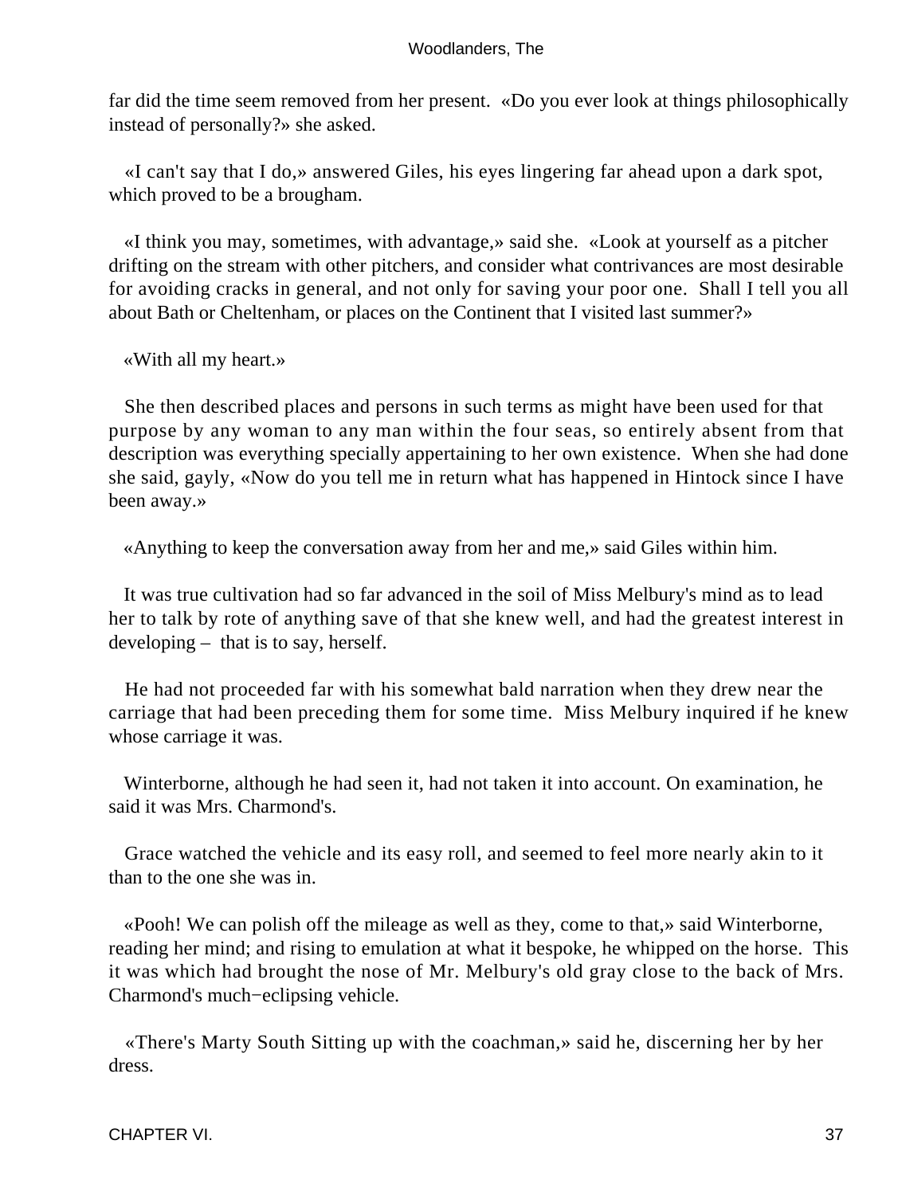far did the time seem removed from her present. «Do you ever look at things philosophically instead of personally?» she asked.

«I can't say that I do,» answered Giles, his eyes lingering far ahead upon a dark spot, which proved to be a brougham.

«I think you may, sometimes, with advantage,» said she. «Look at yourself as a pitcher drifting on the stream with other pitchers, and consider what contrivances are most desirable for avoiding cracks in general, and not only for saving your poor one. Shall I tell you all about Bath or Cheltenham, or places on the Continent that I visited last summer?»

«With all my heart.»

She then described places and persons in such terms as might have been used for that purpose by any woman to any man within the four seas, so entirely absent from that description was everything specially appertaining to her own existence. When she had done she said, gayly, «Now do you tell me in return what has happened in Hintock since I have been away.»

«Anything to keep the conversation away from her and me,» said Giles within him.

It was true cultivation had so far advanced in the soil of Miss Melbury's mind as to lead her to talk by rote of anything save of that she knew well, and had the greatest interest in developing – that is to say, herself.

He had not proceeded far with his somewhat bald narration when they drew near the carriage that had been preceding them for some time. Miss Melbury inquired if he knew whose carriage it was.

Winterborne, although he had seen it, had not taken it into account. On examination, he said it was Mrs. Charmond's.

Grace watched the vehicle and its easy roll, and seemed to feel more nearly akin to it than to the one she was in.

«Pooh! We can polish off the mileage as well as they, come to that,» said Winterborne, reading her mind; and rising to emulation at what it bespoke, he whipped on the horse. This it was which had brought the nose of Mr. Melbury's old gray close to the back of Mrs. Charmond's much−eclipsing vehicle.

«There's Marty South Sitting up with the coachman,» said he, discerning her by her dress.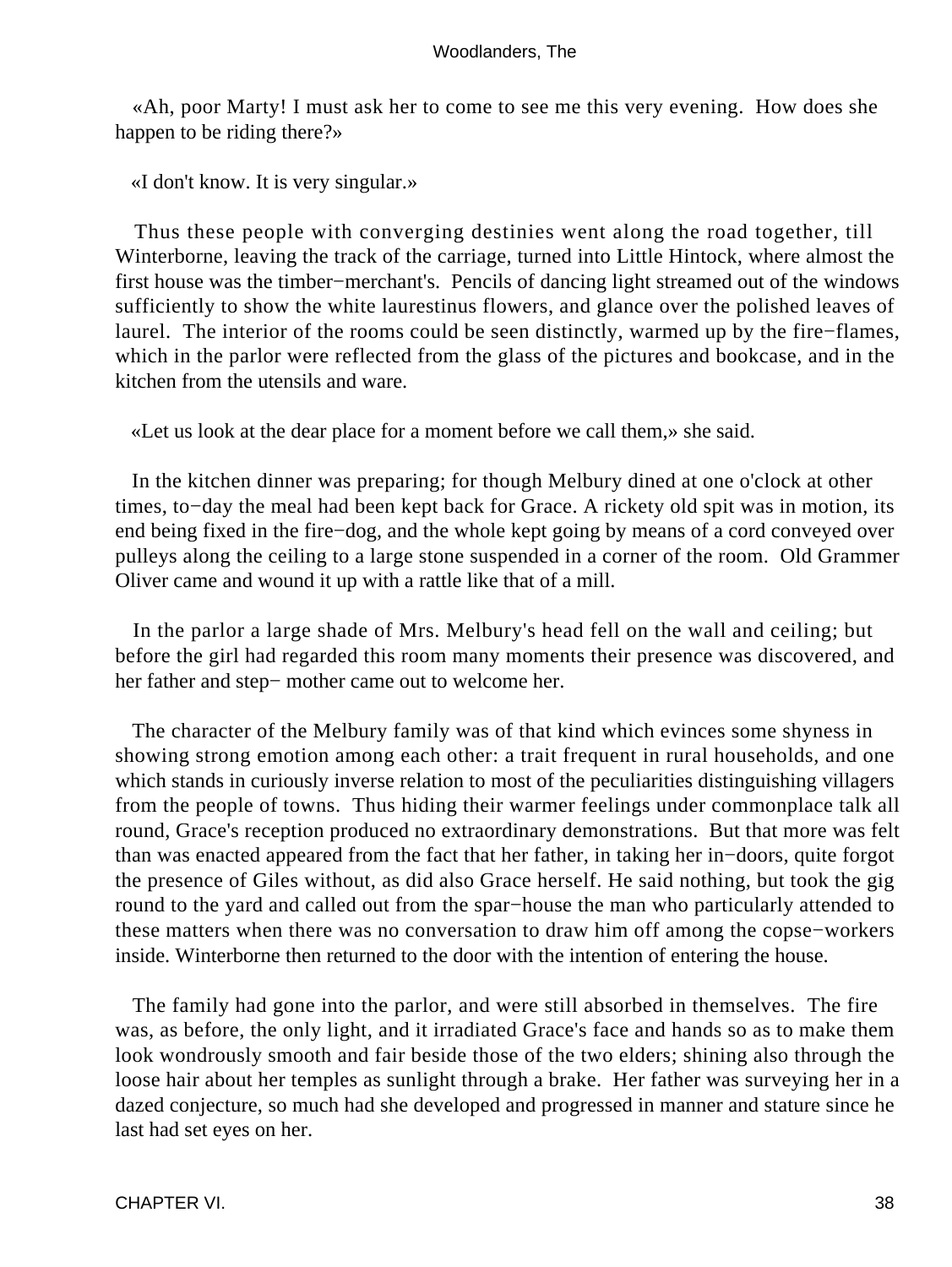«Ah, poor Marty! I must ask her to come to see me this very evening. How does she happen to be riding there?»

«I don't know. It is very singular.»

Thus these people with converging destinies went along the road together, till Winterborne, leaving the track of the carriage, turned into Little Hintock, where almost the first house was the timber−merchant's. Pencils of dancing light streamed out of the windows sufficiently to show the white laurestinus flowers, and glance over the polished leaves of laurel. The interior of the rooms could be seen distinctly, warmed up by the fire−flames, which in the parlor were reflected from the glass of the pictures and bookcase, and in the kitchen from the utensils and ware.

«Let us look at the dear place for a moment before we call them,» she said.

In the kitchen dinner was preparing; for though Melbury dined at one o'clock at other times, to−day the meal had been kept back for Grace. A rickety old spit was in motion, its end being fixed in the fire−dog, and the whole kept going by means of a cord conveyed over pulleys along the ceiling to a large stone suspended in a corner of the room. Old Grammer Oliver came and wound it up with a rattle like that of a mill.

In the parlor a large shade of Mrs. Melbury's head fell on the wall and ceiling; but before the girl had regarded this room many moments their presence was discovered, and her father and step− mother came out to welcome her.

The character of the Melbury family was of that kind which evinces some shyness in showing strong emotion among each other: a trait frequent in rural households, and one which stands in curiously inverse relation to most of the peculiarities distinguishing villagers from the people of towns. Thus hiding their warmer feelings under commonplace talk all round, Grace's reception produced no extraordinary demonstrations. But that more was felt than was enacted appeared from the fact that her father, in taking her in−doors, quite forgot the presence of Giles without, as did also Grace herself. He said nothing, but took the gig round to the yard and called out from the spar−house the man who particularly attended to these matters when there was no conversation to draw him off among the copse−workers inside. Winterborne then returned to the door with the intention of entering the house.

The family had gone into the parlor, and were still absorbed in themselves. The fire was, as before, the only light, and it irradiated Grace's face and hands so as to make them look wondrously smooth and fair beside those of the two elders; shining also through the loose hair about her temples as sunlight through a brake. Her father was surveying her in a dazed conjecture, so much had she developed and progressed in manner and stature since he last had set eyes on her.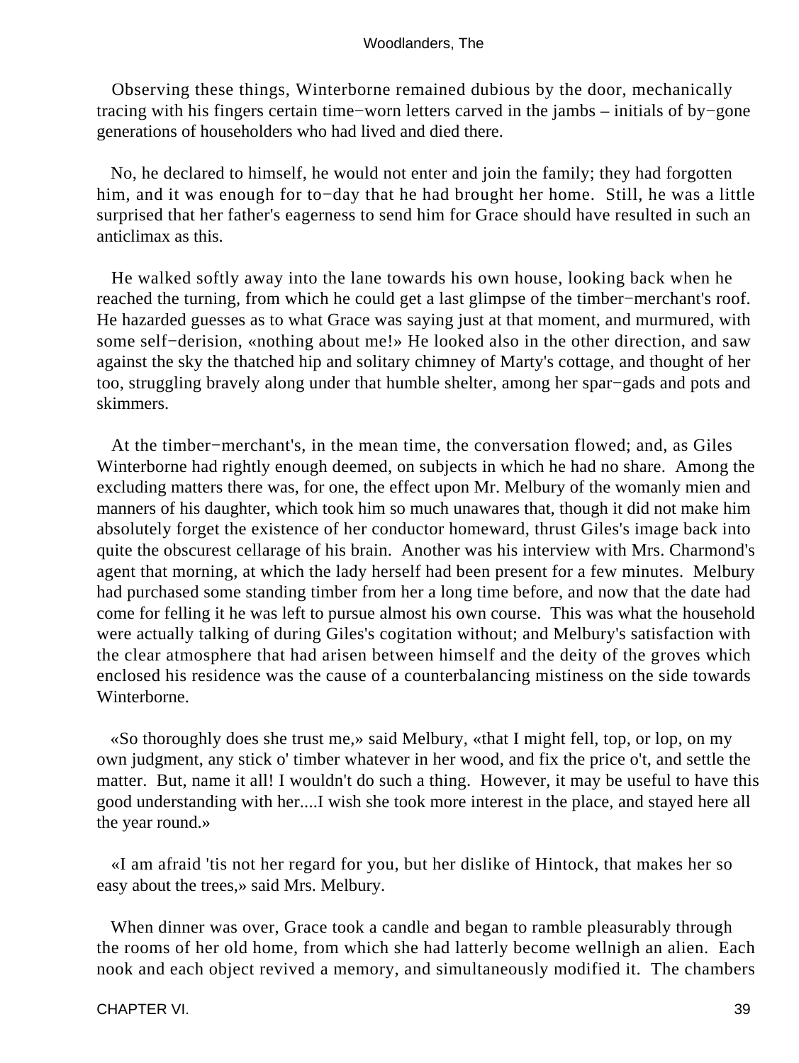Observing these things, Winterborne remained dubious by the door, mechanically tracing with his fingers certain time−worn letters carved in the jambs – initials of by−gone generations of householders who had lived and died there.

No, he declared to himself, he would not enter and join the family; they had forgotten him, and it was enough for to−day that he had brought her home. Still, he was a little surprised that her father's eagerness to send him for Grace should have resulted in such an anticlimax as this.

He walked softly away into the lane towards his own house, looking back when he reached the turning, from which he could get a last glimpse of the timber−merchant's roof. He hazarded guesses as to what Grace was saying just at that moment, and murmured, with some self−derision, «nothing about me!» He looked also in the other direction, and saw against the sky the thatched hip and solitary chimney of Marty's cottage, and thought of her too, struggling bravely along under that humble shelter, among her spar−gads and pots and skimmers.

At the timber−merchant's, in the mean time, the conversation flowed; and, as Giles Winterborne had rightly enough deemed, on subjects in which he had no share. Among the excluding matters there was, for one, the effect upon Mr. Melbury of the womanly mien and manners of his daughter, which took him so much unawares that, though it did not make him absolutely forget the existence of her conductor homeward, thrust Giles's image back into quite the obscurest cellarage of his brain. Another was his interview with Mrs. Charmond's agent that morning, at which the lady herself had been present for a few minutes. Melbury had purchased some standing timber from her a long time before, and now that the date had come for felling it he was left to pursue almost his own course. This was what the household were actually talking of during Giles's cogitation without; and Melbury's satisfaction with the clear atmosphere that had arisen between himself and the deity of the groves which enclosed his residence was the cause of a counterbalancing mistiness on the side towards Winterborne.

«So thoroughly does she trust me,» said Melbury, «that I might fell, top, or lop, on my own judgment, any stick o' timber whatever in her wood, and fix the price o't, and settle the matter. But, name it all! I wouldn't do such a thing. However, it may be useful to have this good understanding with her....I wish she took more interest in the place, and stayed here all the year round.»

«I am afraid 'tis not her regard for you, but her dislike of Hintock, that makes her so easy about the trees,» said Mrs. Melbury.

When dinner was over, Grace took a candle and began to ramble pleasurably through the rooms of her old home, from which she had latterly become wellnigh an alien. Each nook and each object revived a memory, and simultaneously modified it. The chambers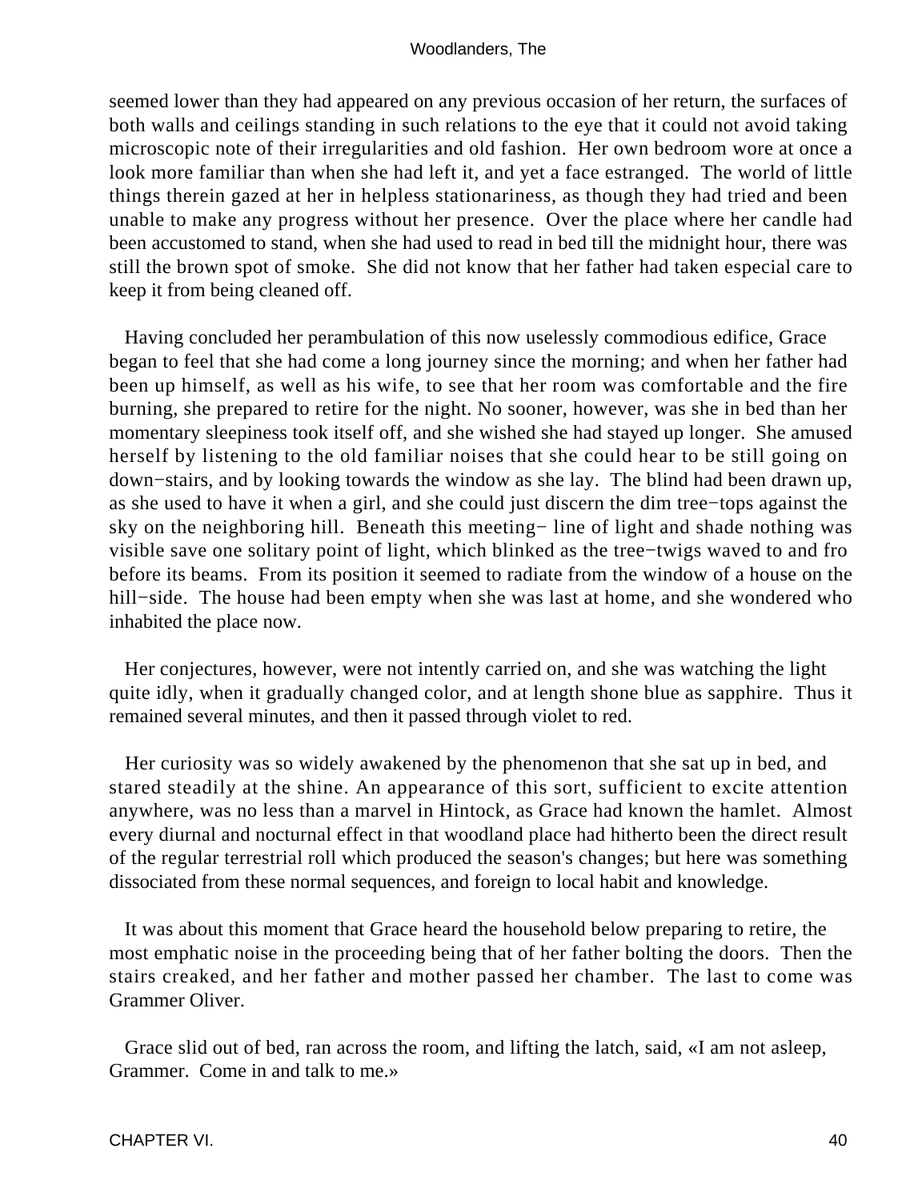seemed lower than they had appeared on any previous occasion of her return, the surfaces of both walls and ceilings standing in such relations to the eye that it could not avoid taking microscopic note of their irregularities and old fashion. Her own bedroom wore at once a look more familiar than when she had left it, and yet a face estranged. The world of little things therein gazed at her in helpless stationariness, as though they had tried and been unable to make any progress without her presence. Over the place where her candle had been accustomed to stand, when she had used to read in bed till the midnight hour, there was still the brown spot of smoke. She did not know that her father had taken especial care to keep it from being cleaned off.

Having concluded her perambulation of this now uselessly commodious edifice, Grace began to feel that she had come a long journey since the morning; and when her father had been up himself, as well as his wife, to see that her room was comfortable and the fire burning, she prepared to retire for the night. No sooner, however, was she in bed than her momentary sleepiness took itself off, and she wished she had stayed up longer. She amused herself by listening to the old familiar noises that she could hear to be still going on down−stairs, and by looking towards the window as she lay. The blind had been drawn up, as she used to have it when a girl, and she could just discern the dim tree−tops against the sky on the neighboring hill. Beneath this meeting− line of light and shade nothing was visible save one solitary point of light, which blinked as the tree−twigs waved to and fro before its beams. From its position it seemed to radiate from the window of a house on the hill−side. The house had been empty when she was last at home, and she wondered who inhabited the place now.

Her conjectures, however, were not intently carried on, and she was watching the light quite idly, when it gradually changed color, and at length shone blue as sapphire. Thus it remained several minutes, and then it passed through violet to red.

Her curiosity was so widely awakened by the phenomenon that she sat up in bed, and stared steadily at the shine. An appearance of this sort, sufficient to excite attention anywhere, was no less than a marvel in Hintock, as Grace had known the hamlet. Almost every diurnal and nocturnal effect in that woodland place had hitherto been the direct result of the regular terrestrial roll which produced the season's changes; but here was something dissociated from these normal sequences, and foreign to local habit and knowledge.

It was about this moment that Grace heard the household below preparing to retire, the most emphatic noise in the proceeding being that of her father bolting the doors. Then the stairs creaked, and her father and mother passed her chamber. The last to come was Grammer Oliver.

Grace slid out of bed, ran across the room, and lifting the latch, said, «I am not asleep, Grammer. Come in and talk to me.»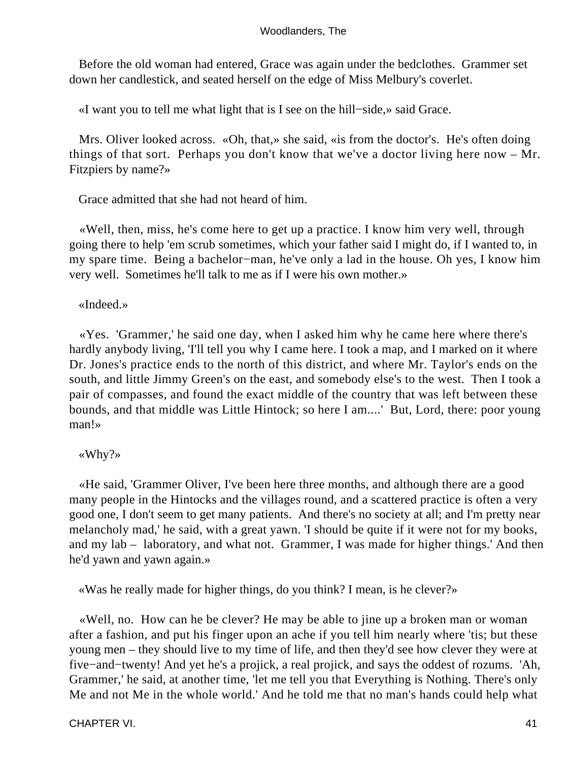Before the old woman had entered, Grace was again under the bedclothes. Grammer set down her candlestick, and seated herself on the edge of Miss Melbury's coverlet.

«I want you to tell me what light that is I see on the hill−side,» said Grace.

Mrs. Oliver looked across. «Oh, that,» she said, «is from the doctor's. He's often doing things of that sort. Perhaps you don't know that we've a doctor living here now – Mr. Fitzpiers by name?»

Grace admitted that she had not heard of him.

«Well, then, miss, he's come here to get up a practice. I know him very well, through going there to help 'em scrub sometimes, which your father said I might do, if I wanted to, in my spare time. Being a bachelor−man, he's only a lad in the house. Oh yes, I know him very well. Sometimes he'll talk to me as if I were his own mother.»

«Indeed.»

«Yes. 'Grammer,' he said one day, when I asked him why he came here where there's hardly anybody living, 'I'll tell you why I came here. I took a map, and I marked on it where Dr. Jones's practice ends to the north of this district, and where Mr. Taylor's ends on the south, and little Jimmy Green's on the east, and somebody else's to the west. Then I took a pair of compasses, and found the exact middle of the country that was left between these bounds, and that middle was Little Hintock; so here I am....' But, Lord, there: poor young man!»

«Why?»

«He said, 'Grammer Oliver, I've been here three months, and although there are a good many people in the Hintocks and the villages round, and a scattered practice is often a very good one, I don't seem to get many patients. And there's no society at all; and I'm pretty near melancholy mad,' he said, with a great yawn. 'I should be quite if it were not for my books, and my lab – laboratory, and what not. Grammer, I was made for higher things.' And then he'd yawn and yawn again.»

«Was he really made for higher things, do you think? I mean, is he clever?»

«Well, no. How can he be clever? He may be able to jine up a broken man or woman after a fashion, and put his finger upon an ache if you tell him nearly where 'tis; but these young men – they should live to my time of life, and then they'd see how clever they were at five−and−twenty! And yet he's a projick, a real projick, and says the oddest of rozums. 'Ah, Grammer,' he said, at another time, 'let me tell you that Everything is Nothing. There's only Me and not Me in the whole world.' And he told me that no man's hands could help what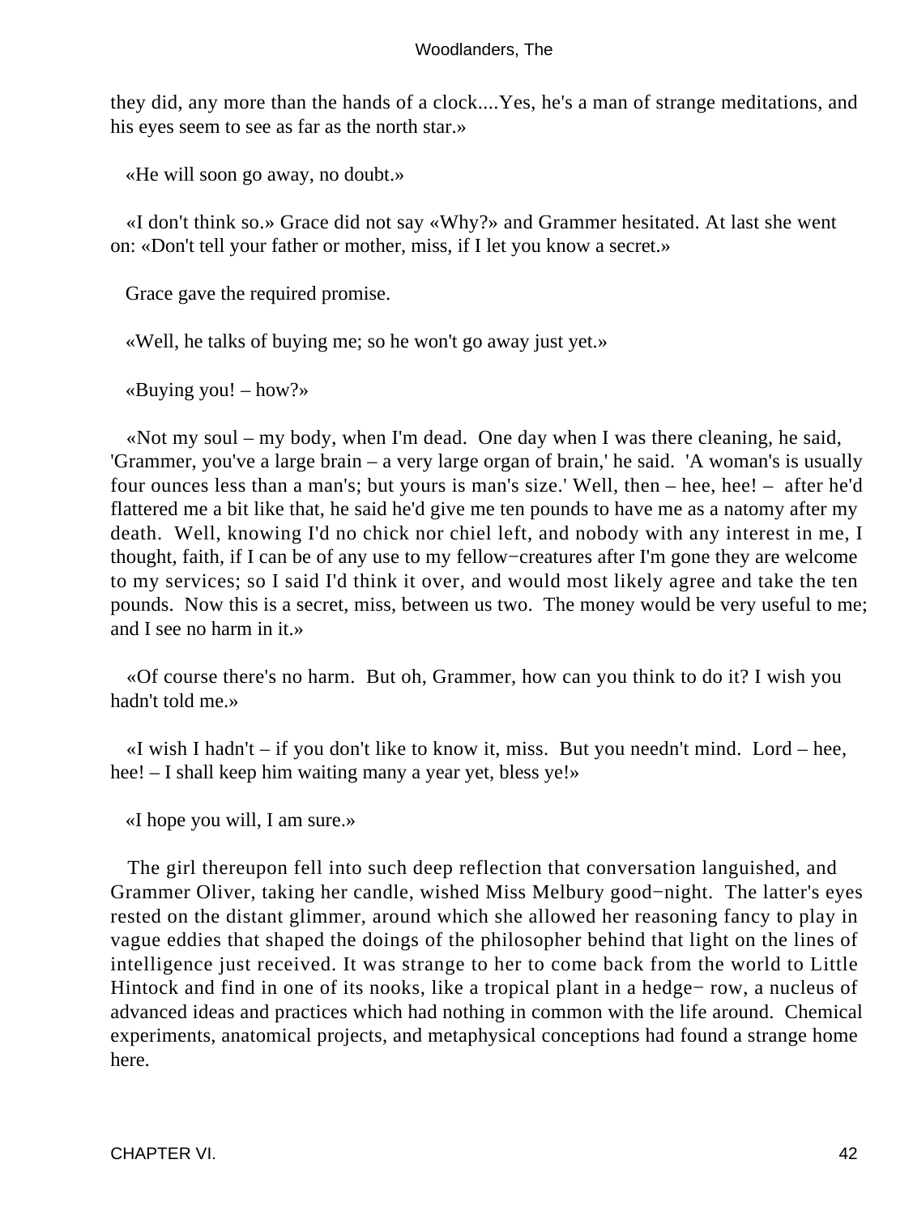they did, any more than the hands of a clock....Yes, he's a man of strange meditations, and his eyes seem to see as far as the north star.»

«He will soon go away, no doubt.»

«I don't think so.» Grace did not say «Why?» and Grammer hesitated. At last she went on: «Don't tell your father or mother, miss, if I let you know a secret.»

Grace gave the required promise.

«Well, he talks of buying me; so he won't go away just yet.»

«Buying you! – how?»

«Not my soul – my body, when I'm dead. One day when I was there cleaning, he said, 'Grammer, you've a large brain – a very large organ of brain,' he said. 'A woman's is usually four ounces less than a man's; but yours is man's size.' Well, then – hee, hee! – after he'd flattered me a bit like that, he said he'd give me ten pounds to have me as a natomy after my death. Well, knowing I'd no chick nor chiel left, and nobody with any interest in me, I thought, faith, if I can be of any use to my fellow−creatures after I'm gone they are welcome to my services; so I said I'd think it over, and would most likely agree and take the ten pounds. Now this is a secret, miss, between us two. The money would be very useful to me; and I see no harm in it.»

«Of course there's no harm. But oh, Grammer, how can you think to do it? I wish you hadn't told me.»

«I wish I hadn't – if you don't like to know it, miss. But you needn't mind. Lord – hee, hee! – I shall keep him waiting many a year yet, bless ye!»

«I hope you will, I am sure.»

The girl thereupon fell into such deep reflection that conversation languished, and Grammer Oliver, taking her candle, wished Miss Melbury good−night. The latter's eyes rested on the distant glimmer, around which she allowed her reasoning fancy to play in vague eddies that shaped the doings of the philosopher behind that light on the lines of intelligence just received. It was strange to her to come back from the world to Little Hintock and find in one of its nooks, like a tropical plant in a hedge− row, a nucleus of advanced ideas and practices which had nothing in common with the life around. Chemical experiments, anatomical projects, and metaphysical conceptions had found a strange home here.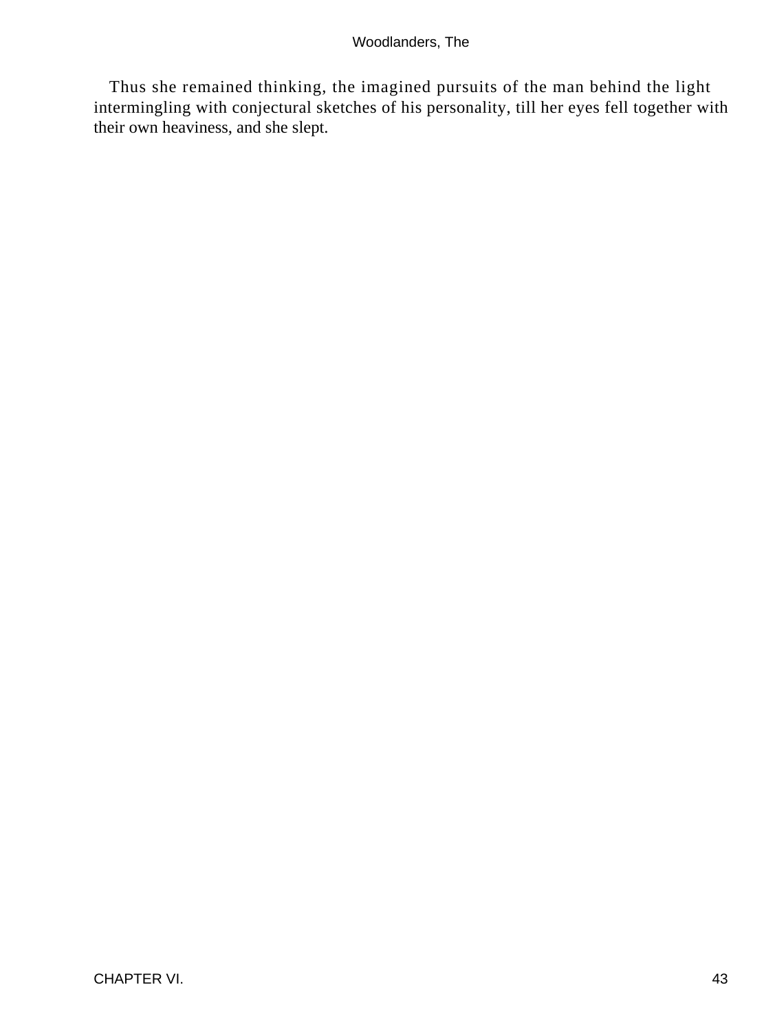Thus she remained thinking, the imagined pursuits of the man behind the light intermingling with conjectural sketches of his personality, till her eyes fell together with their own heaviness, and she slept.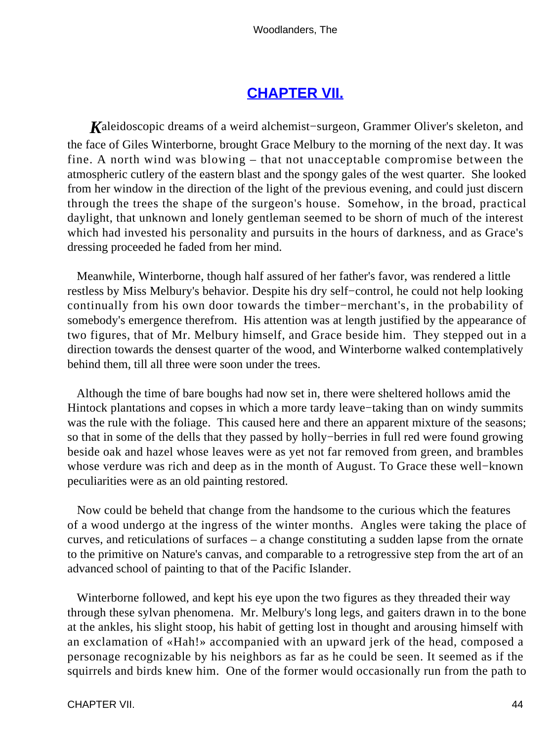## CHAPTER VII.

*K*aleidoscopic dreams of a weird alchemist−surgeon, Grammer Oliver's skeleton, and the face of Giles Winterborne, brought Grace Melbury to the morning of the next day. It was fine. A north wind was blowing – that not unacceptable compromise between the atmospheric cutlery of the eastern blast and the spongy gales of the west quarter. She looked from her window in the direction of the light of the previous evening, and could just discern through the trees the shape of the surgeon's house. Somehow, in the broad, practical daylight, that unknown and lonely gentleman seemed to be shorn of much of the interest which had invested his personality and pursuits in the hours of darkness, and as Grace's dressing proceeded he faded from her mind.

Meanwhile, Winterborne, though half assured of her father's favor, was rendered a little restless by Miss Melbury's behavior. Despite his dry self−control, he could not help looking continually from his own door towards the timber−merchant's, in the probability of somebody's emergence therefrom. His attention was at length justified by the appearance of two figures, that of Mr. Melbury himself, and Grace beside him. They stepped out in a direction towards the densest quarter of the wood, and Winterborne walked contemplatively behind them, till all three were soon under the trees.

Although the time of bare boughs had now set in, there were sheltered hollows amid the Hintock plantations and copses in which a more tardy leave−taking than on windy summits was the rule with the foliage. This caused here and there an apparent mixture of the seasons; so that in some of the dells that they passed by holly−berries in full red were found growing beside oak and hazel whose leaves were as yet not far removed from green, and brambles whose verdure was rich and deep as in the month of August. To Grace these well−known peculiarities were as an old painting restored.

Now could be beheld that change from the handsome to the curious which the features of a wood undergo at the ingress of the winter months. Angles were taking the place of curves, and reticulations of surfaces – a change constituting a sudden lapse from the ornate to the primitive on Nature's canvas, and comparable to a retrogressive step from the art of an advanced school of painting to that of the Pacific Islander.

Winterborne followed, and kept his eye upon the two figures as they threaded their way through these sylvan phenomena. Mr. Melbury's long legs, and gaiters drawn in to the bone at the ankles, his slight stoop, his habit of getting lost in thought and arousing himself with an exclamation of «Hah!» accompanied with an upward jerk of the head, composed a personage recognizable by his neighbors as far as he could be seen. It seemed as if the squirrels and birds knew him. One of the former would occasionally run from the path to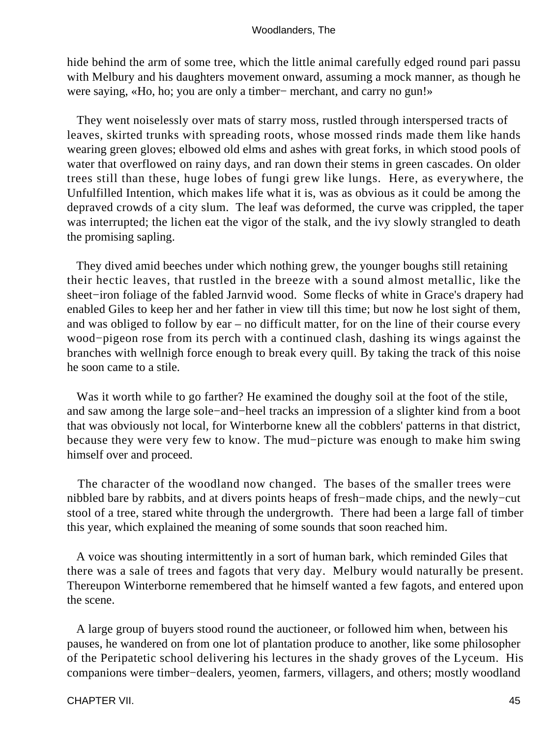hide behind the arm of some tree, which the little animal carefully edged round pari passu with Melbury and his daughters movement onward, assuming a mock manner, as though he were saying, «Ho, ho; you are only a timber− merchant, and carry no gun!»

They went noiselessly over mats of starry moss, rustled through interspersed tracts of leaves, skirted trunks with spreading roots, whose mossed rinds made them like hands wearing green gloves; elbowed old elms and ashes with great forks, in which stood pools of water that overflowed on rainy days, and ran down their stems in green cascades. On older trees still than these, huge lobes of fungi grew like lungs. Here, as everywhere, the Unfulfilled Intention, which makes life what it is, was as obvious as it could be among the depraved crowds of a city slum. The leaf was deformed, the curve was crippled, the taper was interrupted; the lichen eat the vigor of the stalk, and the ivy slowly strangled to death the promising sapling.

They dived amid beeches under which nothing grew, the younger boughs still retaining their hectic leaves, that rustled in the breeze with a sound almost metallic, like the sheet−iron foliage of the fabled Jarnvid wood. Some flecks of white in Grace's drapery had enabled Giles to keep her and her father in view till this time; but now he lost sight of them, and was obliged to follow by ear – no difficult matter, for on the line of their course every wood−pigeon rose from its perch with a continued clash, dashing its wings against the branches with wellnigh force enough to break every quill. By taking the track of this noise he soon came to a stile.

Was it worth while to go farther? He examined the doughy soil at the foot of the stile, and saw among the large sole−and−heel tracks an impression of a slighter kind from a boot that was obviously not local, for Winterborne knew all the cobblers' patterns in that district, because they were very few to know. The mud−picture was enough to make him swing himself over and proceed.

The character of the woodland now changed. The bases of the smaller trees were nibbled bare by rabbits, and at divers points heaps of fresh−made chips, and the newly−cut stool of a tree, stared white through the undergrowth. There had been a large fall of timber this year, which explained the meaning of some sounds that soon reached him.

A voice was shouting intermittently in a sort of human bark, which reminded Giles that there was a sale of trees and fagots that very day. Melbury would naturally be present. Thereupon Winterborne remembered that he himself wanted a few fagots, and entered upon the scene.

A large group of buyers stood round the auctioneer, or followed him when, between his pauses, he wandered on from one lot of plantation produce to another, like some philosopher of the Peripatetic school delivering his lectures in the shady groves of the Lyceum. His companions were timber−dealers, yeomen, farmers, villagers, and others; mostly woodland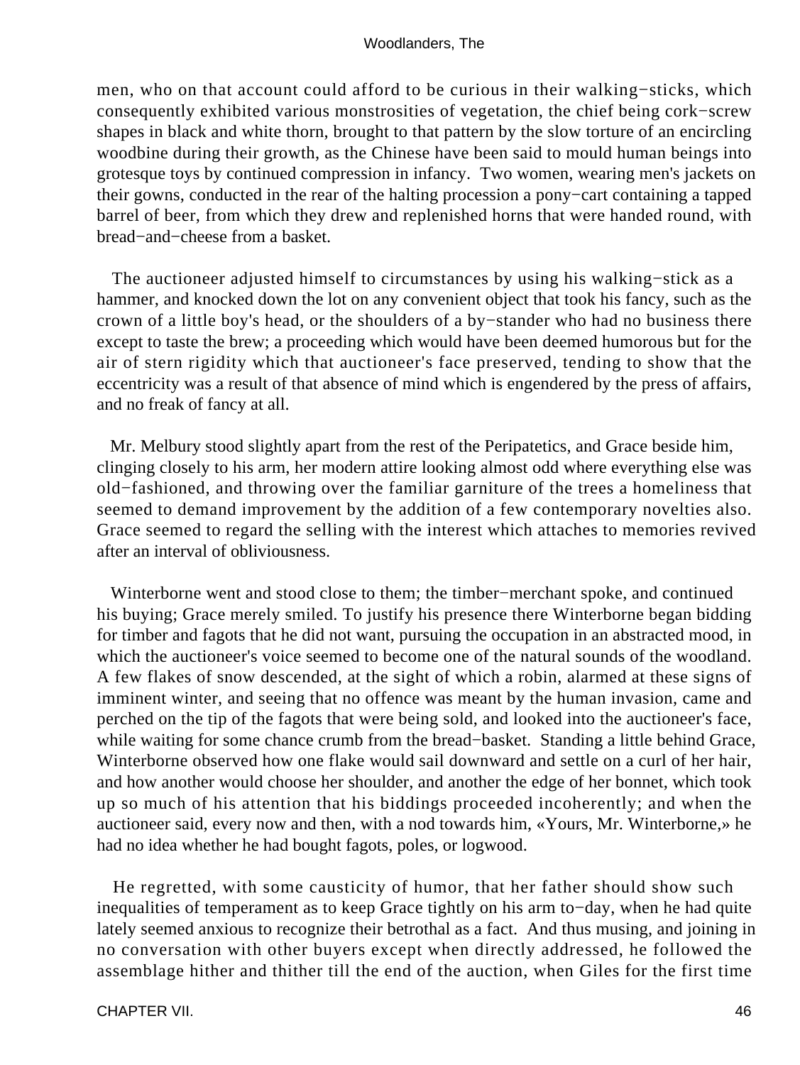men, who on that account could afford to be curious in their walking−sticks, which consequently exhibited various monstrosities of vegetation, the chief being cork−screw shapes in black and white thorn, brought to that pattern by the slow torture of an encircling woodbine during their growth, as the Chinese have been said to mould human beings into grotesque toys by continued compression in infancy. Two women, wearing men's jackets on their gowns, conducted in the rear of the halting procession a pony−cart containing a tapped barrel of beer, from which they drew and replenished horns that were handed round, with bread−and−cheese from a basket.

The auctioneer adjusted himself to circumstances by using his walking−stick as a hammer, and knocked down the lot on any convenient object that took his fancy, such as the crown of a little boy's head, or the shoulders of a by−stander who had no business there except to taste the brew; a proceeding which would have been deemed humorous but for the air of stern rigidity which that auctioneer's face preserved, tending to show that the eccentricity was a result of that absence of mind which is engendered by the press of affairs, and no freak of fancy at all.

Mr. Melbury stood slightly apart from the rest of the Peripatetics, and Grace beside him, clinging closely to his arm, her modern attire looking almost odd where everything else was old−fashioned, and throwing over the familiar garniture of the trees a homeliness that seemed to demand improvement by the addition of a few contemporary novelties also. Grace seemed to regard the selling with the interest which attaches to memories revived after an interval of obliviousness.

Winterborne went and stood close to them; the timber−merchant spoke, and continued his buying; Grace merely smiled. To justify his presence there Winterborne began bidding for timber and fagots that he did not want, pursuing the occupation in an abstracted mood, in which the auctioneer's voice seemed to become one of the natural sounds of the woodland. A few flakes of snow descended, at the sight of which a robin, alarmed at these signs of imminent winter, and seeing that no offence was meant by the human invasion, came and perched on the tip of the fagots that were being sold, and looked into the auctioneer's face, while waiting for some chance crumb from the bread−basket. Standing a little behind Grace, Winterborne observed how one flake would sail downward and settle on a curl of her hair, and how another would choose her shoulder, and another the edge of her bonnet, which took up so much of his attention that his biddings proceeded incoherently; and when the auctioneer said, every now and then, with a nod towards him, «Yours, Mr. Winterborne,» he had no idea whether he had bought fagots, poles, or logwood.

He regretted, with some causticity of humor, that her father should show such inequalities of temperament as to keep Grace tightly on his arm to−day, when he had quite lately seemed anxious to recognize their betrothal as a fact. And thus musing, and joining in no conversation with other buyers except when directly addressed, he followed the assemblage hither and thither till the end of the auction, when Giles for the first time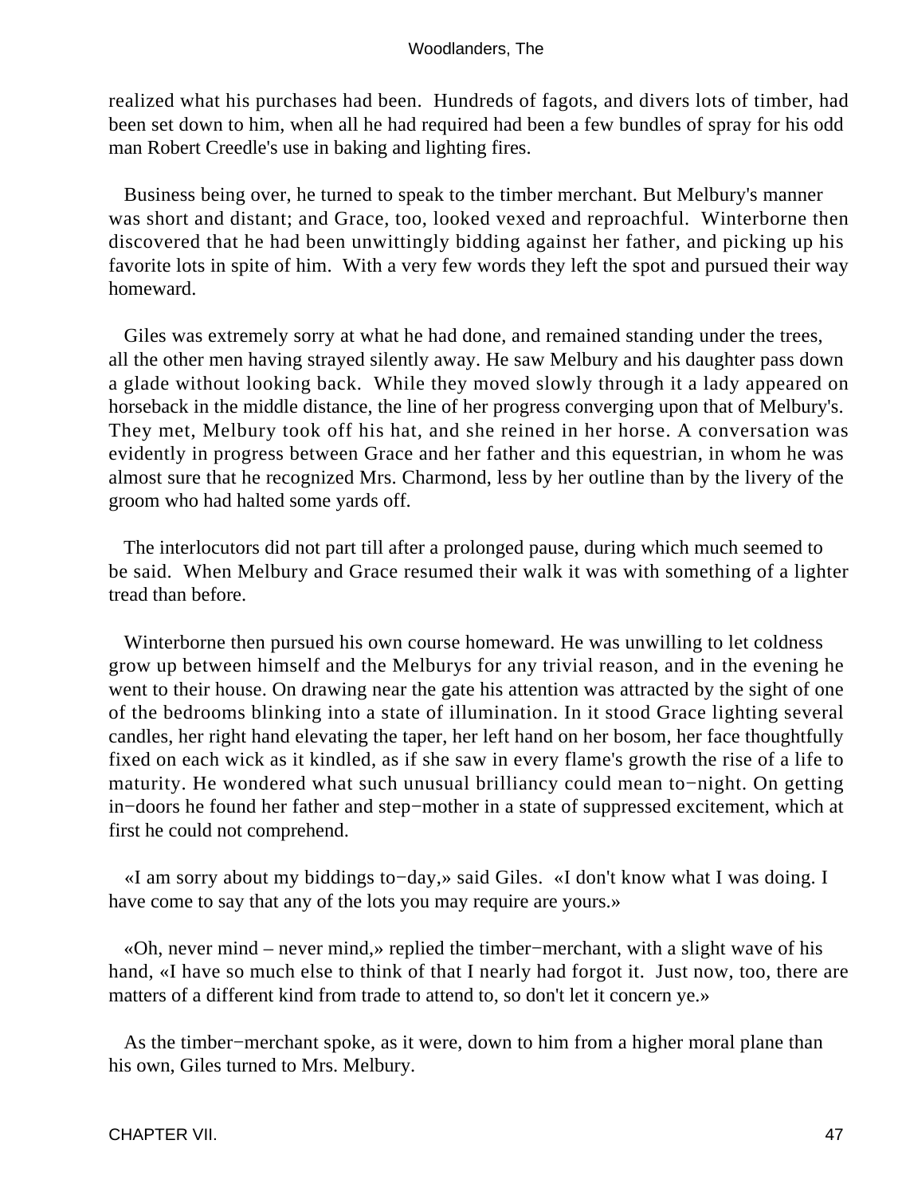realized what his purchases had been. Hundreds of fagots, and divers lots of timber, had been set down to him, when all he had required had been a few bundles of spray for his odd man Robert Creedle's use in baking and lighting fires.

Business being over, he turned to speak to the timber merchant. But Melbury's manner was short and distant; and Grace, too, looked vexed and reproachful. Winterborne then discovered that he had been unwittingly bidding against her father, and picking up his favorite lots in spite of him. With a very few words they left the spot and pursued their way homeward.

Giles was extremely sorry at what he had done, and remained standing under the trees, all the other men having strayed silently away. He saw Melbury and his daughter pass down a glade without looking back. While they moved slowly through it a lady appeared on horseback in the middle distance, the line of her progress converging upon that of Melbury's. They met, Melbury took off his hat, and she reined in her horse. A conversation was evidently in progress between Grace and her father and this equestrian, in whom he was almost sure that he recognized Mrs. Charmond, less by her outline than by the livery of the groom who had halted some yards off.

The interlocutors did not part till after a prolonged pause, during which much seemed to be said. When Melbury and Grace resumed their walk it was with something of a lighter tread than before.

Winterborne then pursued his own course homeward. He was unwilling to let coldness grow up between himself and the Melburys for any trivial reason, and in the evening he went to their house. On drawing near the gate his attention was attracted by the sight of one of the bedrooms blinking into a state of illumination. In it stood Grace lighting several candles, her right hand elevating the taper, her left hand on her bosom, her face thoughtfully fixed on each wick as it kindled, as if she saw in every flame's growth the rise of a life to maturity. He wondered what such unusual brilliancy could mean to−night. On getting in−doors he found her father and step−mother in a state of suppressed excitement, which at first he could not comprehend.

«I am sorry about my biddings to−day,» said Giles. «I don't know what I was doing. I have come to say that any of the lots you may require are yours.»

«Oh, never mind – never mind,» replied the timber−merchant, with a slight wave of his hand, «I have so much else to think of that I nearly had forgot it. Just now, too, there are matters of a different kind from trade to attend to, so don't let it concern ye.»

As the timber−merchant spoke, as it were, down to him from a higher moral plane than his own, Giles turned to Mrs. Melbury.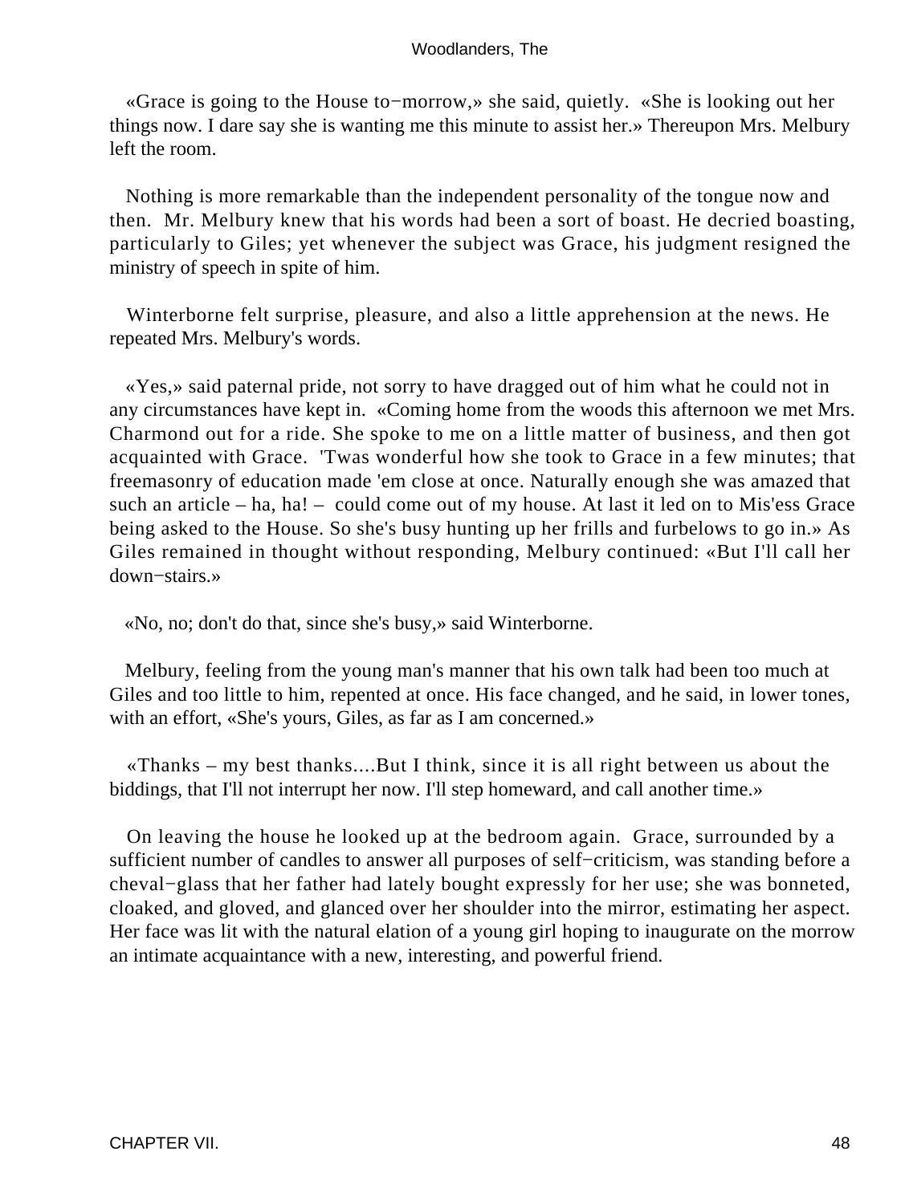«Grace is going to the House to−morrow,» she said, quietly. «She is looking out her things now. I dare say she is wanting me this minute to assist her.» Thereupon Mrs. Melbury left the room.

Nothing is more remarkable than the independent personality of the tongue now and then. Mr. Melbury knew that his words had been a sort of boast. He decried boasting, particularly to Giles; yet whenever the subject was Grace, his judgment resigned the ministry of speech in spite of him.

Winterborne felt surprise, pleasure, and also a little apprehension at the news. He repeated Mrs. Melbury's words.

«Yes,» said paternal pride, not sorry to have dragged out of him what he could not in any circumstances have kept in. «Coming home from the woods this afternoon we met Mrs. Charmond out for a ride. She spoke to me on a little matter of business, and then got acquainted with Grace. 'Twas wonderful how she took to Grace in a few minutes; that freemasonry of education made 'em close at once. Naturally enough she was amazed that such an article – ha, ha! – could come out of my house. At last it led on to Mis'ess Grace being asked to the House. So she's busy hunting up her frills and furbelows to go in.» As Giles remained in thought without responding, Melbury continued: «But I'll call her down−stairs.»

«No, no; don't do that, since she's busy,» said Winterborne.

Melbury, feeling from the young man's manner that his own talk had been too much at Giles and too little to him, repented at once. His face changed, and he said, in lower tones, with an effort, «She's yours, Giles, as far as I am concerned.»

«Thanks – my best thanks....But I think, since it is all right between us about the biddings, that I'll not interrupt her now. I'll step homeward, and call another time.»

On leaving the house he looked up at the bedroom again. Grace, surrounded by a sufficient number of candles to answer all purposes of self−criticism, was standing before a cheval−glass that her father had lately bought expressly for her use; she was bonneted, cloaked, and gloved, and glanced over her shoulder into the mirror, estimating her aspect. Her face was lit with the natural elation of a young girl hoping to inaugurate on the morrow an intimate acquaintance with a new, interesting, and powerful friend.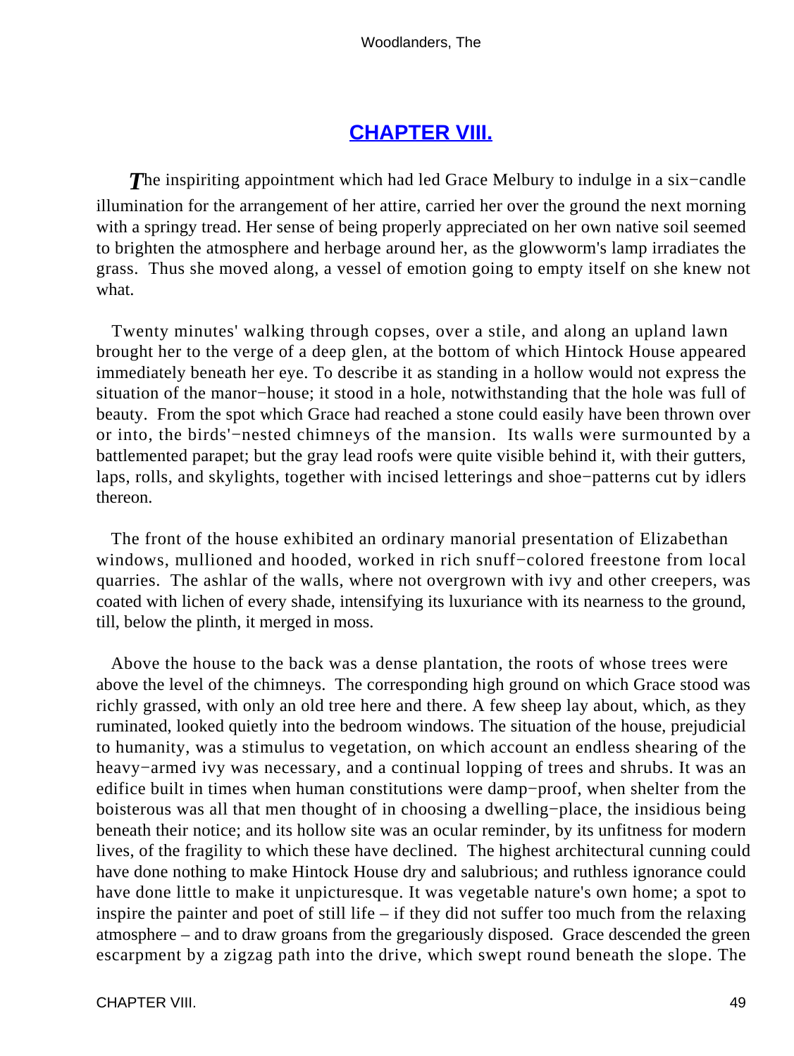## CHAPTER VIII.

The inspiriting appointment which had led Grace Melbury to indulge in a six−candle illumination for the arrangement of her attire, carried her over the ground the next morning with a springy tread. Her sense of being properly appreciated on her own native soil seemed to brighten the atmosphere and herbage around her, as the glowworm's lamp irradiates the grass. Thus she moved along, a vessel of emotion going to empty itself on she knew not what.

Twenty minutes' walking through copses, over a stile, and along an upland lawn brought her to the verge of a deep glen, at the bottom of which Hintock House appeared immediately beneath her eye. To describe it as standing in a hollow would not express the situation of the manor−house; it stood in a hole, notwithstanding that the hole was full of beauty. From the spot which Grace had reached a stone could easily have been thrown over or into, the birds'−nested chimneys of the mansion. Its walls were surmounted by a battlemented parapet; but the gray lead roofs were quite visible behind it, with their gutters, laps, rolls, and skylights, together with incised letterings and shoe−patterns cut by idlers thereon.

The front of the house exhibited an ordinary manorial presentation of Elizabethan windows, mullioned and hooded, worked in rich snuff−colored freestone from local quarries. The ashlar of the walls, where not overgrown with ivy and other creepers, was coated with lichen of every shade, intensifying its luxuriance with its nearness to the ground, till, below the plinth, it merged in moss.

Above the house to the back was a dense plantation, the roots of whose trees were above the level of the chimneys. The corresponding high ground on which Grace stood was richly grassed, with only an old tree here and there. A few sheep lay about, which, as they ruminated, looked quietly into the bedroom windows. The situation of the house, prejudicial to humanity, was a stimulus to vegetation, on which account an endless shearing of the heavy−armed ivy was necessary, and a continual lopping of trees and shrubs. It was an edifice built in times when human constitutions were damp−proof, when shelter from the boisterous was all that men thought of in choosing a dwelling−place, the insidious being beneath their notice; and its hollow site was an ocular reminder, by its unfitness for modern lives, of the fragility to which these have declined. The highest architectural cunning could have done nothing to make Hintock House dry and salubrious; and ruthless ignorance could have done little to make it unpicturesque. It was vegetable nature's own home; a spot to inspire the painter and poet of still life – if they did not suffer too much from the relaxing atmosphere – and to draw groans from the gregariously disposed. Grace descended the green escarpment by a zigzag path into the drive, which swept round beneath the slope. The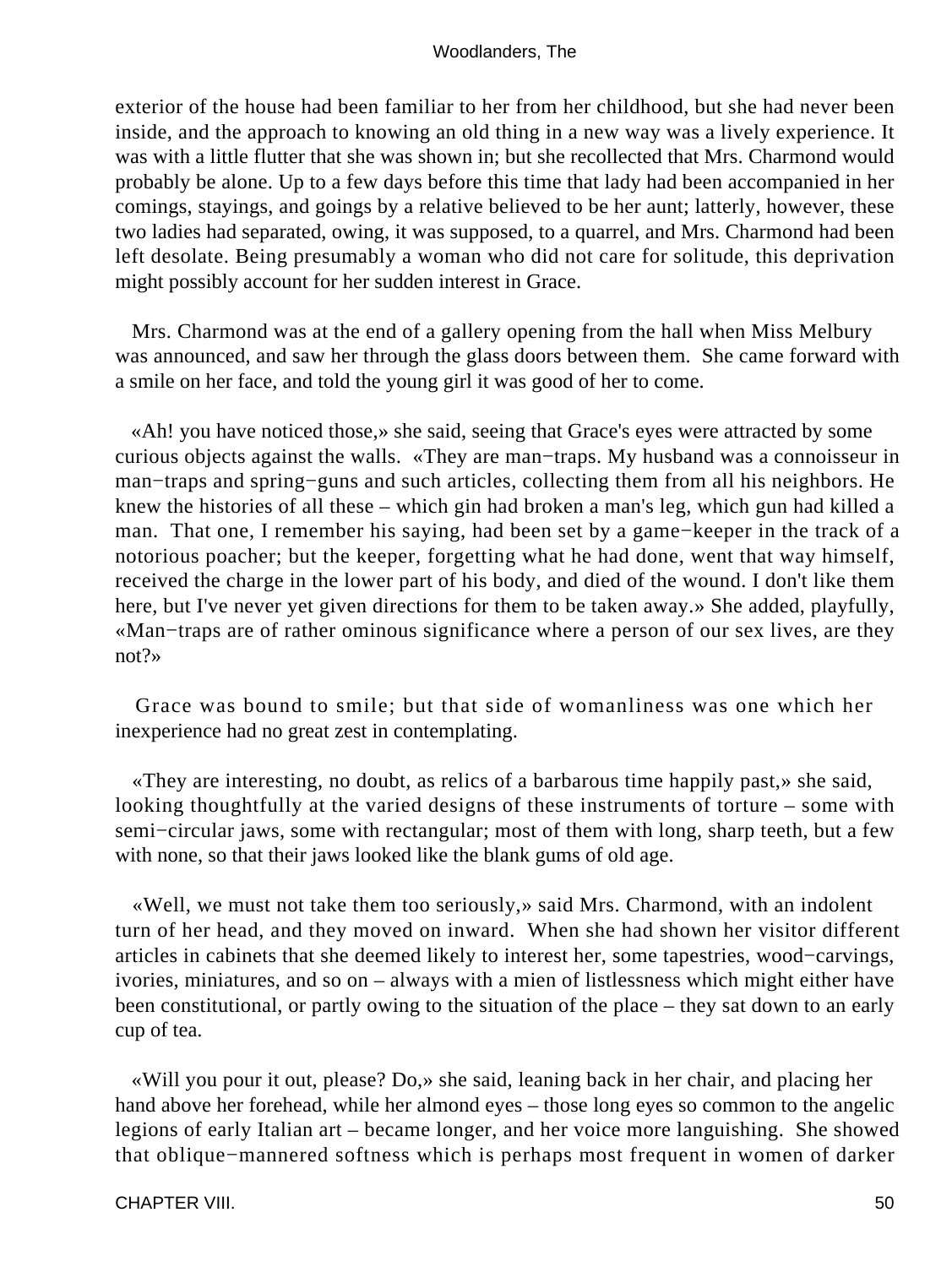exterior of the house had been familiar to her from her childhood, but she had never been inside, and the approach to knowing an old thing in a new way was a lively experience. It was with a little flutter that she was shown in; but she recollected that Mrs. Charmond would probably be alone. Up to a few days before this time that lady had been accompanied in her comings, stayings, and goings by a relative believed to be her aunt; latterly, however, these two ladies had separated, owing, it was supposed, to a quarrel, and Mrs. Charmond had been left desolate. Being presumably a woman who did not care for solitude, this deprivation might possibly account for her sudden interest in Grace.

Mrs. Charmond was at the end of a gallery opening from the hall when Miss Melbury was announced, and saw her through the glass doors between them. She came forward with a smile on her face, and told the young girl it was good of her to come.

«Ah! you have noticed those,» she said, seeing that Grace's eyes were attracted by some curious objects against the walls. «They are man−traps. My husband was a connoisseur in man−traps and spring−guns and such articles, collecting them from all his neighbors. He knew the histories of all these – which gin had broken a man's leg, which gun had killed a man. That one, I remember his saying, had been set by a game−keeper in the track of a notorious poacher; but the keeper, forgetting what he had done, went that way himself, received the charge in the lower part of his body, and died of the wound. I don't like them here, but I've never yet given directions for them to be taken away.» She added, playfully, «Man−traps are of rather ominous significance where a person of our sex lives, are they not?»

Grace was bound to smile; but that side of womanliness was one which her inexperience had no great zest in contemplating.

«They are interesting, no doubt, as relics of a barbarous time happily past,» she said, looking thoughtfully at the varied designs of these instruments of torture – some with semi−circular jaws, some with rectangular; most of them with long, sharp teeth, but a few with none, so that their jaws looked like the blank gums of old age.

«Well, we must not take them too seriously,» said Mrs. Charmond, with an indolent turn of her head, and they moved on inward. When she had shown her visitor different articles in cabinets that she deemed likely to interest her, some tapestries, wood−carvings, ivories, miniatures, and so on – always with a mien of listlessness which might either have been constitutional, or partly owing to the situation of the place – they sat down to an early cup of tea.

«Will you pour it out, please? Do,» she said, leaning back in her chair, and placing her hand above her forehead, while her almond eyes – those long eyes so common to the angelic legions of early Italian art – became longer, and her voice more languishing. She showed that oblique−mannered softness which is perhaps most frequent in women of darker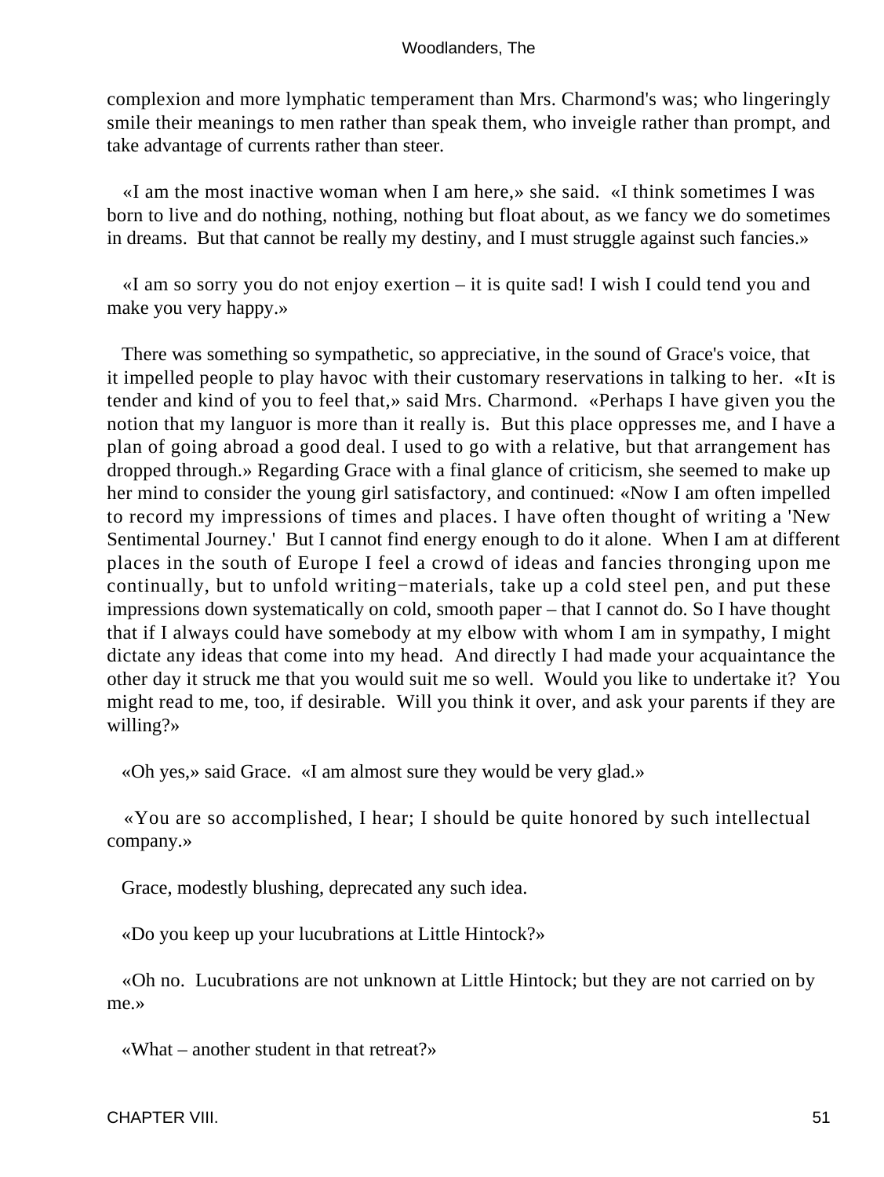complexion and more lymphatic temperament than Mrs. Charmond's was; who lingeringly smile their meanings to men rather than speak them, who inveigle rather than prompt, and take advantage of currents rather than steer.

«I am the most inactive woman when I am here,» she said. «I think sometimes I was born to live and do nothing, nothing, nothing but float about, as we fancy we do sometimes in dreams. But that cannot be really my destiny, and I must struggle against such fancies.»

«I am so sorry you do not enjoy exertion – it is quite sad! I wish I could tend you and make you very happy.»

There was something so sympathetic, so appreciative, in the sound of Grace's voice, that it impelled people to play havoc with their customary reservations in talking to her. «It is tender and kind of you to feel that,» said Mrs. Charmond. «Perhaps I have given you the notion that my languor is more than it really is. But this place oppresses me, and I have a plan of going abroad a good deal. I used to go with a relative, but that arrangement has dropped through.» Regarding Grace with a final glance of criticism, she seemed to make up her mind to consider the young girl satisfactory, and continued: «Now I am often impelled to record my impressions of times and places. I have often thought of writing a 'New Sentimental Journey.' But I cannot find energy enough to do it alone. When I am at different places in the south of Europe I feel a crowd of ideas and fancies thronging upon me continually, but to unfold writing−materials, take up a cold steel pen, and put these impressions down systematically on cold, smooth paper – that I cannot do. So I have thought that if I always could have somebody at my elbow with whom I am in sympathy, I might dictate any ideas that come into my head. And directly I had made your acquaintance the other day it struck me that you would suit me so well. Would you like to undertake it? You might read to me, too, if desirable. Will you think it over, and ask your parents if they are willing?»

«Oh yes,» said Grace. «I am almost sure they would be very glad.»

«You are so accomplished, I hear; I should be quite honored by such intellectual company.»

Grace, modestly blushing, deprecated any such idea.

«Do you keep up your lucubrations at Little Hintock?»

«Oh no. Lucubrations are not unknown at Little Hintock; but they are not carried on by me.»

«What – another student in that retreat?»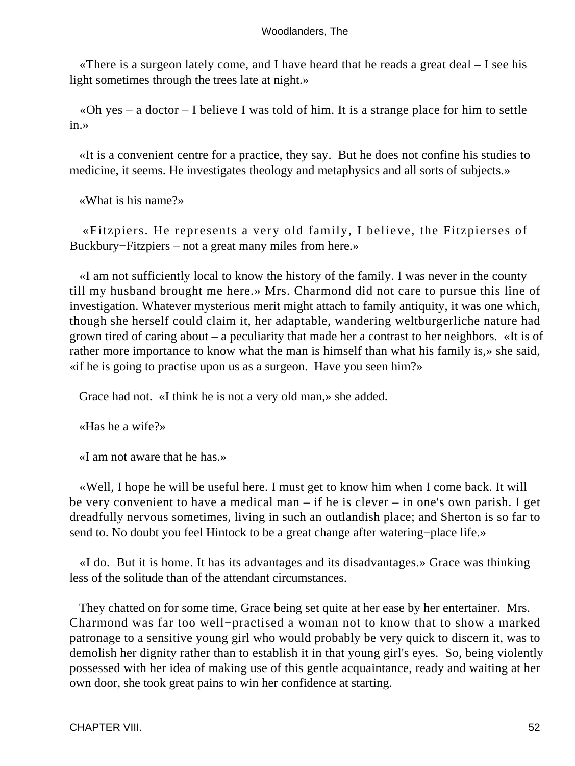«There is a surgeon lately come, and I have heard that he reads a great deal – I see his light sometimes through the trees late at night.»

«Oh yes – a doctor – I believe I was told of him. It is a strange place for him to settle in.»

«It is a convenient centre for a practice, they say. But he does not confine his studies to medicine, it seems. He investigates theology and metaphysics and all sorts of subjects.»

«What is his name?»

«Fitzpiers. He represents a very old family, I believe, the Fitzpierses of Buckbury−Fitzpiers – not a great many miles from here.»

«I am not sufficiently local to know the history of the family. I was never in the county till my husband brought me here.» Mrs. Charmond did not care to pursue this line of investigation. Whatever mysterious merit might attach to family antiquity, it was one which, though she herself could claim it, her adaptable, wandering weltburgerliche nature had grown tired of caring about – a peculiarity that made her a contrast to her neighbors. «It is of rather more importance to know what the man is himself than what his family is,» she said, «if he is going to practise upon us as a surgeon. Have you seen him?»

Grace had not. «I think he is not a very old man,» she added.

«Has he a wife?»

«I am not aware that he has.»

«Well, I hope he will be useful here. I must get to know him when I come back. It will be very convenient to have a medical man – if he is clever – in one's own parish. I get dreadfully nervous sometimes, living in such an outlandish place; and Sherton is so far to send to. No doubt you feel Hintock to be a great change after watering−place life.»

«I do. But it is home. It has its advantages and its disadvantages.» Grace was thinking less of the solitude than of the attendant circumstances.

They chatted on for some time, Grace being set quite at her ease by her entertainer. Mrs. Charmond was far too well−practised a woman not to know that to show a marked patronage to a sensitive young girl who would probably be very quick to discern it, was to demolish her dignity rather than to establish it in that young girl's eyes. So, being violently possessed with her idea of making use of this gentle acquaintance, ready and waiting at her own door, she took great pains to win her confidence at starting.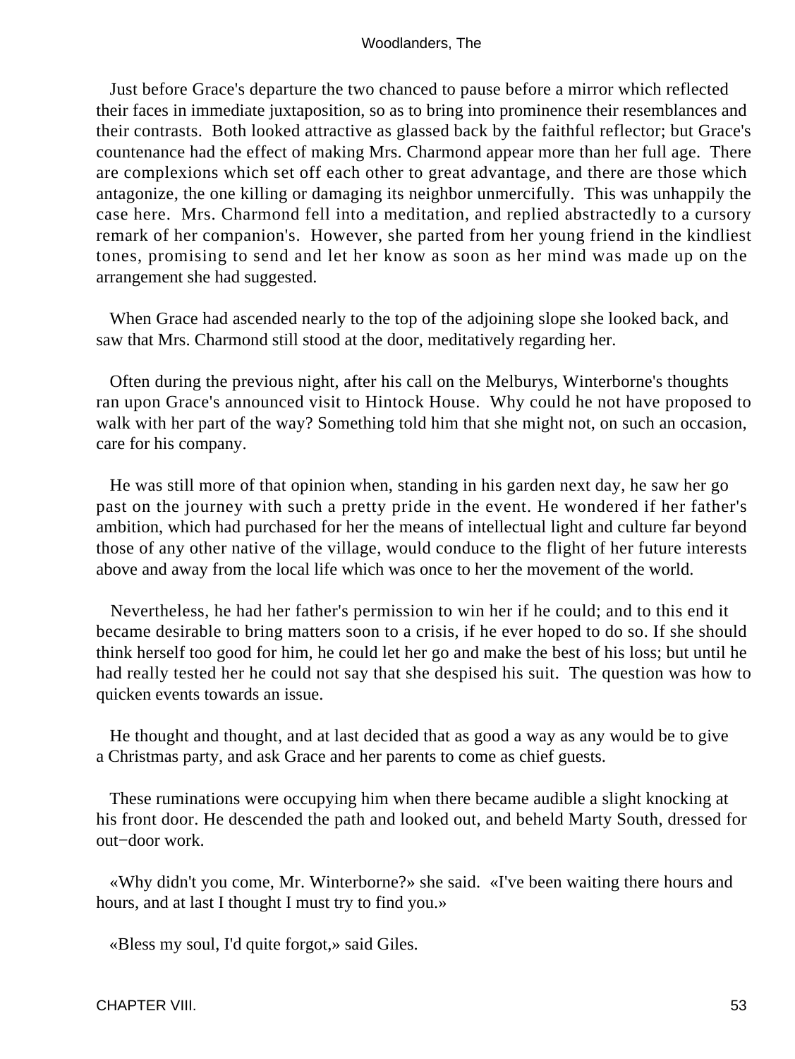Just before Grace's departure the two chanced to pause before a mirror which reflected their faces in immediate juxtaposition, so as to bring into prominence their resemblances and their contrasts. Both looked attractive as glassed back by the faithful reflector; but Grace's countenance had the effect of making Mrs. Charmond appear more than her full age. There are complexions which set off each other to great advantage, and there are those which antagonize, the one killing or damaging its neighbor unmercifully. This was unhappily the case here. Mrs. Charmond fell into a meditation, and replied abstractedly to a cursory remark of her companion's. However, she parted from her young friend in the kindliest tones, promising to send and let her know as soon as her mind was made up on the arrangement she had suggested.

When Grace had ascended nearly to the top of the adjoining slope she looked back, and saw that Mrs. Charmond still stood at the door, meditatively regarding her.

Often during the previous night, after his call on the Melburys, Winterborne's thoughts ran upon Grace's announced visit to Hintock House. Why could he not have proposed to walk with her part of the way? Something told him that she might not, on such an occasion, care for his company.

He was still more of that opinion when, standing in his garden next day, he saw her go past on the journey with such a pretty pride in the event. He wondered if her father's ambition, which had purchased for her the means of intellectual light and culture far beyond those of any other native of the village, would conduce to the flight of her future interests above and away from the local life which was once to her the movement of the world.

Nevertheless, he had her father's permission to win her if he could; and to this end it became desirable to bring matters soon to a crisis, if he ever hoped to do so. If she should think herself too good for him, he could let her go and make the best of his loss; but until he had really tested her he could not say that she despised his suit. The question was how to quicken events towards an issue.

He thought and thought, and at last decided that as good a way as any would be to give a Christmas party, and ask Grace and her parents to come as chief guests.

These ruminations were occupying him when there became audible a slight knocking at his front door. He descended the path and looked out, and beheld Marty South, dressed for out−door work.

«Why didn't you come, Mr. Winterborne?» she said. «I've been waiting there hours and hours, and at last I thought I must try to find you.»

«Bless my soul, I'd quite forgot,» said Giles.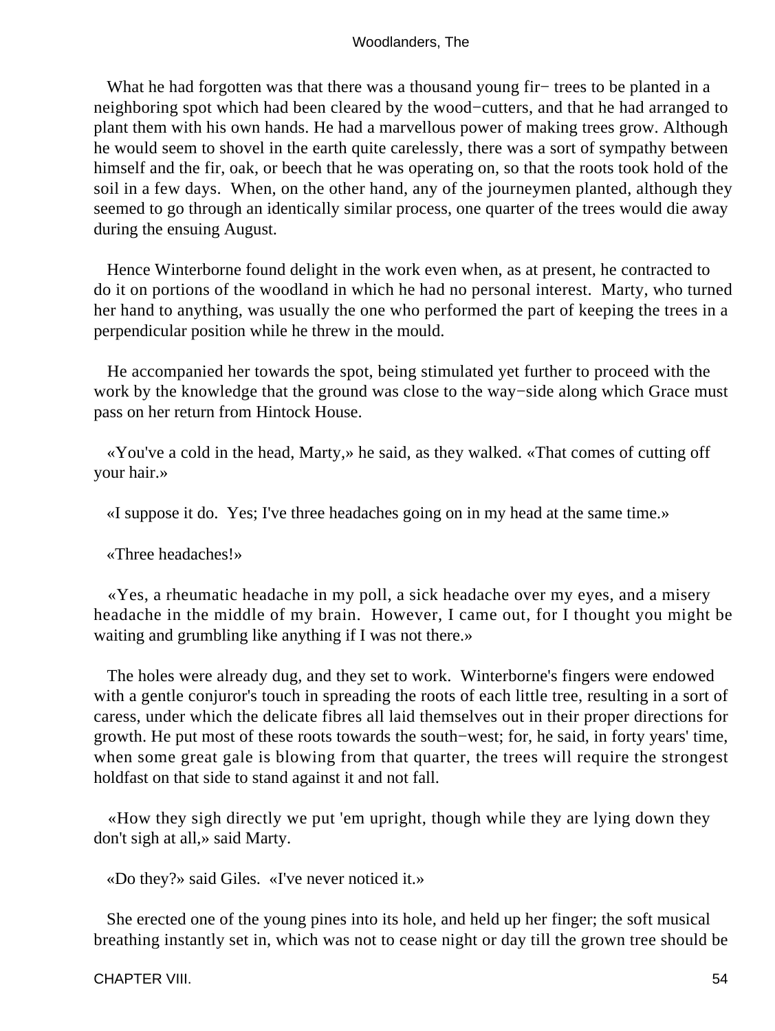What he had forgotten was that there was a thousand young fir− trees to be planted in a neighboring spot which had been cleared by the wood−cutters, and that he had arranged to plant them with his own hands. He had a marvellous power of making trees grow. Although he would seem to shovel in the earth quite carelessly, there was a sort of sympathy between himself and the fir, oak, or beech that he was operating on, so that the roots took hold of the soil in a few days. When, on the other hand, any of the journeymen planted, although they seemed to go through an identically similar process, one quarter of the trees would die away during the ensuing August.

Hence Winterborne found delight in the work even when, as at present, he contracted to do it on portions of the woodland in which he had no personal interest. Marty, who turned her hand to anything, was usually the one who performed the part of keeping the trees in a perpendicular position while he threw in the mould.

He accompanied her towards the spot, being stimulated yet further to proceed with the work by the knowledge that the ground was close to the way−side along which Grace must pass on her return from Hintock House.

«You've a cold in the head, Marty,» he said, as they walked. «That comes of cutting off your hair.»

«I suppose it do. Yes; I've three headaches going on in my head at the same time.»

«Three headaches!»

«Yes, a rheumatic headache in my poll, a sick headache over my eyes, and a misery headache in the middle of my brain. However, I came out, for I thought you might be waiting and grumbling like anything if I was not there.»

The holes were already dug, and they set to work. Winterborne's fingers were endowed with a gentle conjuror's touch in spreading the roots of each little tree, resulting in a sort of caress, under which the delicate fibres all laid themselves out in their proper directions for growth. He put most of these roots towards the south−west; for, he said, in forty years' time, when some great gale is blowing from that quarter, the trees will require the strongest holdfast on that side to stand against it and not fall.

«How they sigh directly we put 'em upright, though while they are lying down they don't sigh at all,» said Marty.

«Do they?» said Giles. «I've never noticed it.»

She erected one of the young pines into its hole, and held up her finger; the soft musical breathing instantly set in, which was not to cease night or day till the grown tree should be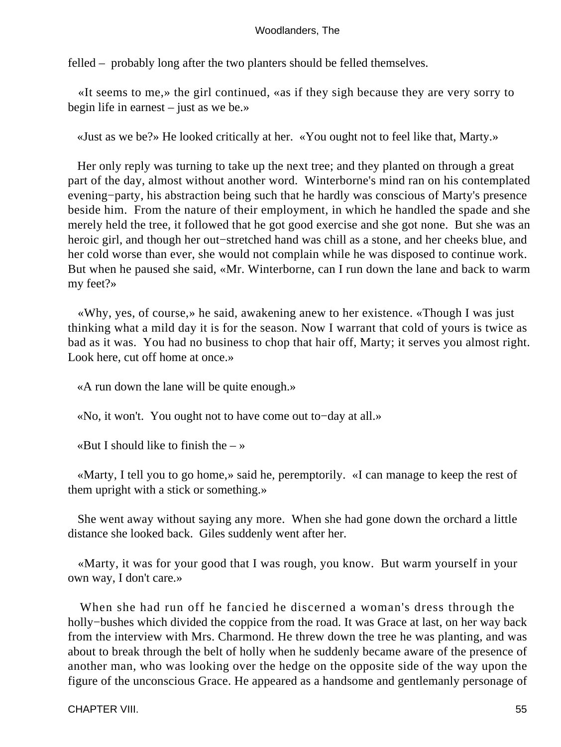felled – probably long after the two planters should be felled themselves.

«It seems to me,» the girl continued, «as if they sigh because they are very sorry to begin life in earnest – just as we be.»

«Just as we be?» He looked critically at her. «You ought not to feel like that, Marty.»

Her only reply was turning to take up the next tree; and they planted on through a great part of the day, almost without another word. Winterborne's mind ran on his contemplated evening−party, his abstraction being such that he hardly was conscious of Marty's presence beside him. From the nature of their employment, in which he handled the spade and she merely held the tree, it followed that he got good exercise and she got none. But she was an heroic girl, and though her out−stretched hand was chill as a stone, and her cheeks blue, and her cold worse than ever, she would not complain while he was disposed to continue work. But when he paused she said, «Mr. Winterborne, can I run down the lane and back to warm my feet?»

«Why, yes, of course,» he said, awakening anew to her existence. «Though I was just thinking what a mild day it is for the season. Now I warrant that cold of yours is twice as bad as it was. You had no business to chop that hair off, Marty; it serves you almost right. Look here, cut off home at once.»

«A run down the lane will be quite enough.»

«No, it won't. You ought not to have come out to−day at all.»

«But I should like to finish the – »

«Marty, I tell you to go home,» said he, peremptorily. «I can manage to keep the rest of them upright with a stick or something.»

She went away without saying any more. When she had gone down the orchard a little distance she looked back. Giles suddenly went after her.

«Marty, it was for your good that I was rough, you know. But warm yourself in your own way, I don't care.»

When she had run off he fancied he discerned a woman's dress through the holly−bushes which divided the coppice from the road. It was Grace at last, on her way back from the interview with Mrs. Charmond. He threw down the tree he was planting, and was about to break through the belt of holly when he suddenly became aware of the presence of another man, who was looking over the hedge on the opposite side of the way upon the figure of the unconscious Grace. He appeared as a handsome and gentlemanly personage of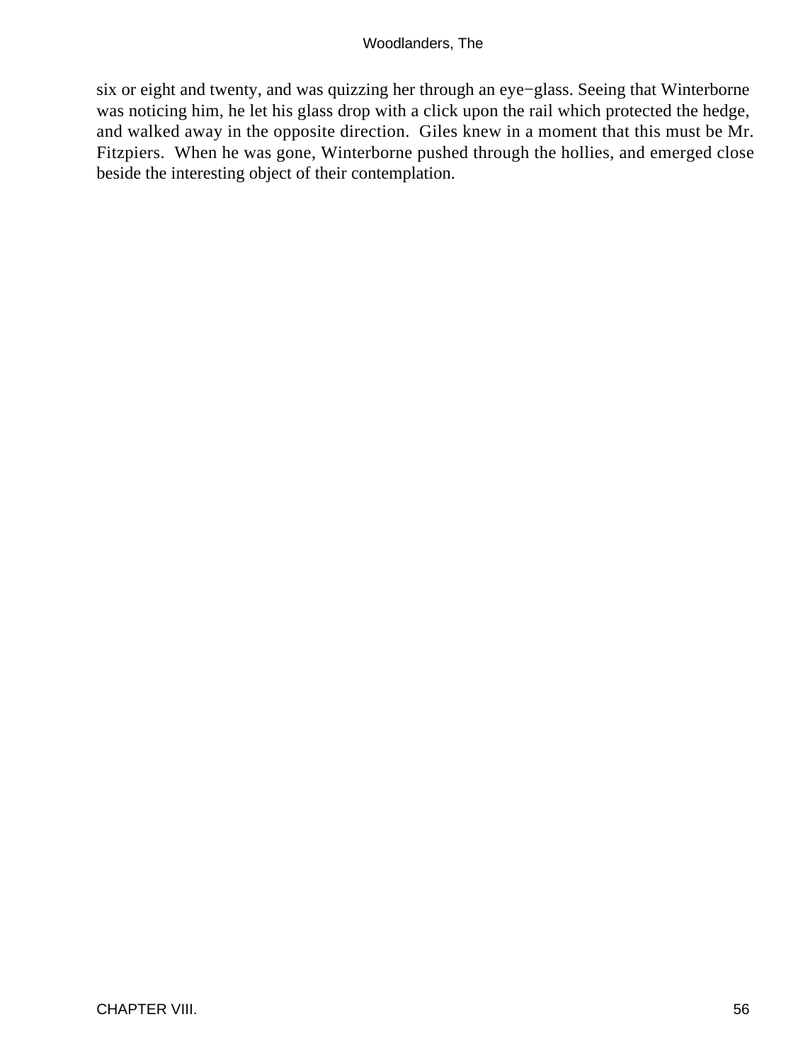six or eight and twenty, and was quizzing her through an eye−glass. Seeing that Winterborne was noticing him, he let his glass drop with a click upon the rail which protected the hedge, and walked away in the opposite direction. Giles knew in a moment that this must be Mr. Fitzpiers. When he was gone, Winterborne pushed through the hollies, and emerged close beside the interesting object of their contemplation.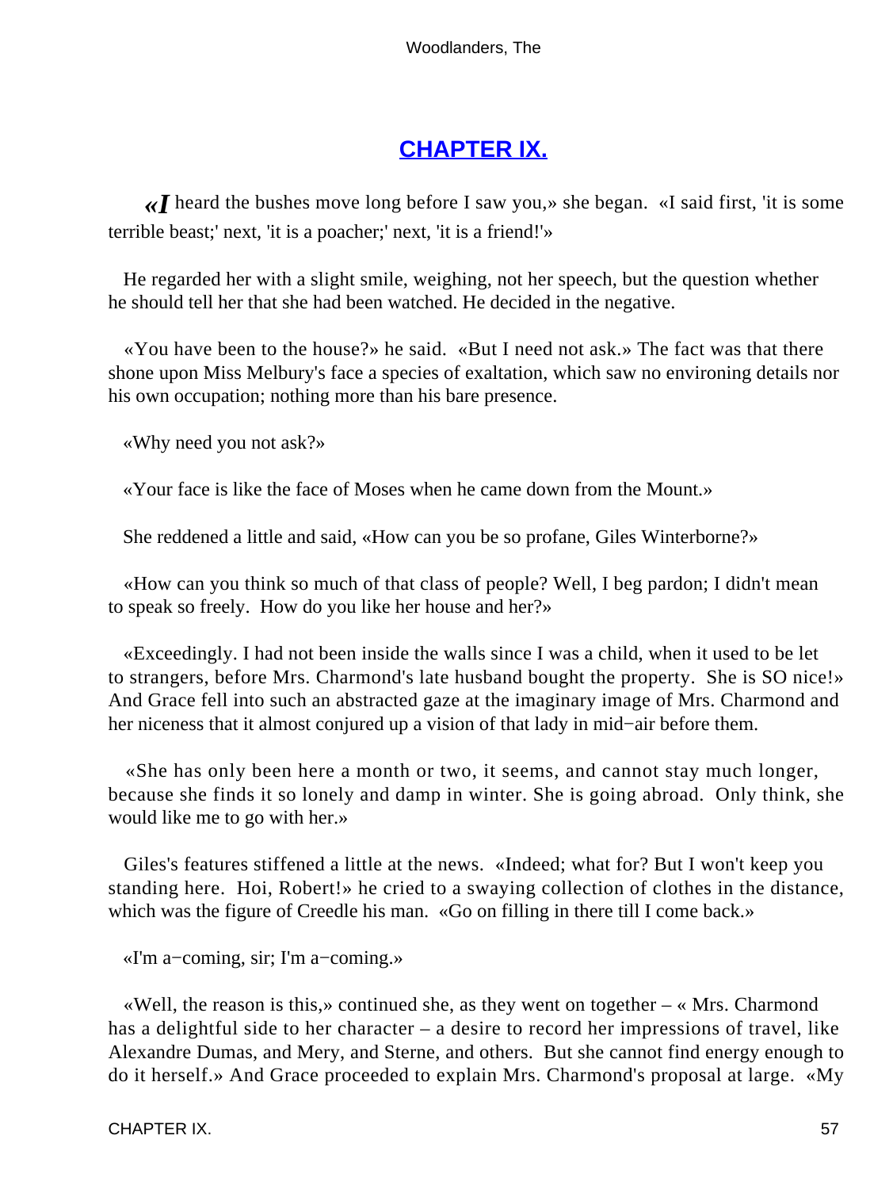## CHAPTER IX.

«I heard the bushes move long before I saw you,» she began. «I said first, 'it is some terrible beast;' next, 'it is a poacher;' next, 'it is a friend!'»

He regarded her with a slight smile, weighing, not her speech, but the question whether he should tell her that she had been watched. He decided in the negative.

«You have been to the house?» he said. «But I need not ask.» The fact was that there shone upon Miss Melbury's face a species of exaltation, which saw no environing details nor his own occupation; nothing more than his bare presence.

«Why need you not ask?»

«Your face is like the face of Moses when he came down from the Mount.»

She reddened a little and said, «How can you be so profane, Giles Winterborne?»

«How can you think so much of that class of people? Well, I beg pardon; I didn't mean to speak so freely. How do you like her house and her?»

«Exceedingly. I had not been inside the walls since I was a child, when it used to be let to strangers, before Mrs. Charmond's late husband bought the property. She is SO nice!» And Grace fell into such an abstracted gaze at the imaginary image of Mrs. Charmond and her niceness that it almost conjured up a vision of that lady in mid−air before them.

«She has only been here a month or two, it seems, and cannot stay much longer, because she finds it so lonely and damp in winter. She is going abroad. Only think, she would like me to go with her.»

Giles's features stiffened a little at the news. «Indeed; what for? But I won't keep you standing here. Hoi, Robert!» he cried to a swaying collection of clothes in the distance, which was the figure of Creedle his man. «Go on filling in there till I come back.»

«I'm a−coming, sir; I'm a−coming.»

«Well, the reason is this,» continued she, as they went on together – « Mrs. Charmond has a delightful side to her character – a desire to record her impressions of travel, like Alexandre Dumas, and Mery, and Sterne, and others. But she cannot find energy enough to do it herself.» And Grace proceeded to explain Mrs. Charmond's proposal at large. «My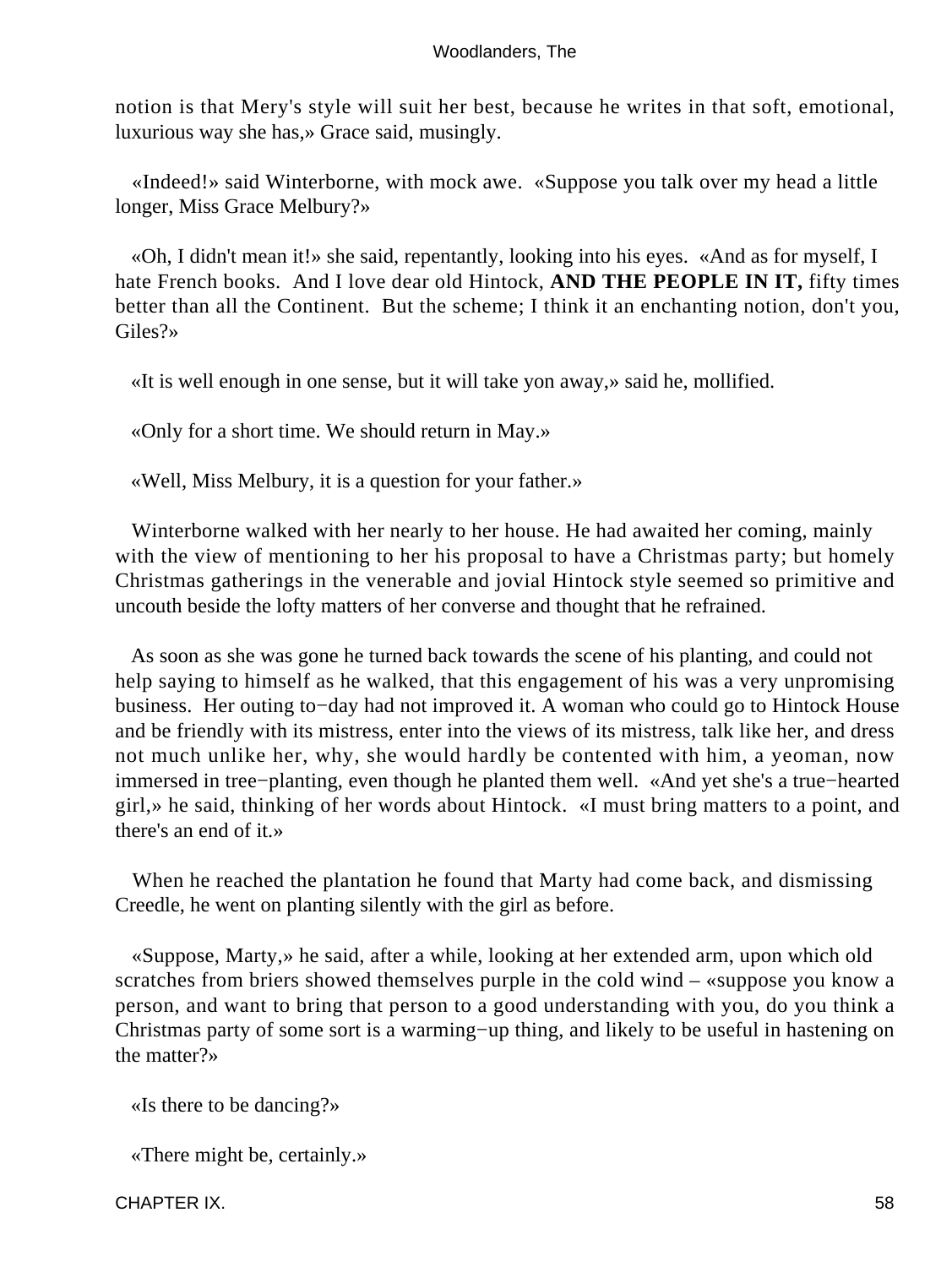notion is that Mery's style will suit her best, because he writes in that soft, emotional, luxurious way she has,» Grace said, musingly.

«Indeed!» said Winterborne, with mock awe. «Suppose you talk over my head a little longer, Miss Grace Melbury?»

«Oh, I didn't mean it!» she said, repentantly, looking into his eyes. «And as for myself, I hate French books. And I love dear old Hintock, **AND THE PEOPLE IN IT,** fifty times better than all the Continent. But the scheme; I think it an enchanting notion, don't you, Giles?»

«It is well enough in one sense, but it will take yon away,» said he, mollified.

«Only for a short time. We should return in May.»

«Well, Miss Melbury, it is a question for your father.»

Winterborne walked with her nearly to her house. He had awaited her coming, mainly with the view of mentioning to her his proposal to have a Christmas party; but homely Christmas gatherings in the venerable and jovial Hintock style seemed so primitive and uncouth beside the lofty matters of her converse and thought that he refrained.

As soon as she was gone he turned back towards the scene of his planting, and could not help saying to himself as he walked, that this engagement of his was a very unpromising business. Her outing to−day had not improved it. A woman who could go to Hintock House and be friendly with its mistress, enter into the views of its mistress, talk like her, and dress not much unlike her, why, she would hardly be contented with him, a yeoman, now immersed in tree−planting, even though he planted them well. «And yet she's a true−hearted girl,» he said, thinking of her words about Hintock. «I must bring matters to a point, and there's an end of it.»

When he reached the plantation he found that Marty had come back, and dismissing Creedle, he went on planting silently with the girl as before.

«Suppose, Marty,» he said, after a while, looking at her extended arm, upon which old scratches from briers showed themselves purple in the cold wind – «suppose you know a person, and want to bring that person to a good understanding with you, do you think a Christmas party of some sort is a warming−up thing, and likely to be useful in hastening on the matter?»

«Is there to be dancing?»

«There might be, certainly.»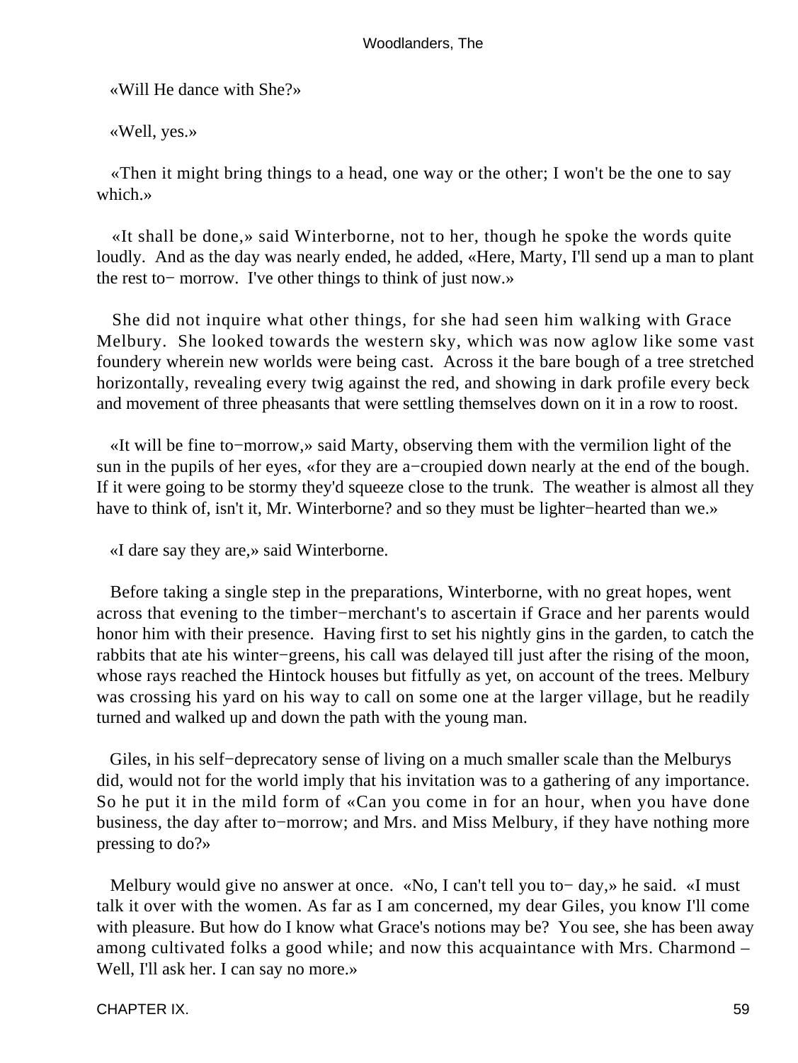«Will He dance with She?»

«Well, yes.»

«Then it might bring things to a head, one way or the other; I won't be the one to say which.»

«It shall be done,» said Winterborne, not to her, though he spoke the words quite loudly. And as the day was nearly ended, he added, «Here, Marty, I'll send up a man to plant the rest to− morrow. I've other things to think of just now.»

She did not inquire what other things, for she had seen him walking with Grace Melbury. She looked towards the western sky, which was now aglow like some vast foundery wherein new worlds were being cast. Across it the bare bough of a tree stretched horizontally, revealing every twig against the red, and showing in dark profile every beck and movement of three pheasants that were settling themselves down on it in a row to roost.

«It will be fine to−morrow,» said Marty, observing them with the vermilion light of the sun in the pupils of her eyes, «for they are a−croupied down nearly at the end of the bough. If it were going to be stormy they'd squeeze close to the trunk. The weather is almost all they have to think of, isn't it, Mr. Winterborne? and so they must be lighter−hearted than we.»

«I dare say they are,» said Winterborne.

Before taking a single step in the preparations, Winterborne, with no great hopes, went across that evening to the timber−merchant's to ascertain if Grace and her parents would honor him with their presence. Having first to set his nightly gins in the garden, to catch the rabbits that ate his winter−greens, his call was delayed till just after the rising of the moon, whose rays reached the Hintock houses but fitfully as yet, on account of the trees. Melbury was crossing his yard on his way to call on some one at the larger village, but he readily turned and walked up and down the path with the young man.

Giles, in his self−deprecatory sense of living on a much smaller scale than the Melburys did, would not for the world imply that his invitation was to a gathering of any importance. So he put it in the mild form of «Can you come in for an hour, when you have done business, the day after to−morrow; and Mrs. and Miss Melbury, if they have nothing more pressing to do?»

Melbury would give no answer at once. «No, I can't tell you to− day,» he said. «I must talk it over with the women. As far as I am concerned, my dear Giles, you know I'll come with pleasure. But how do I know what Grace's notions may be? You see, she has been away among cultivated folks a good while; and now this acquaintance with Mrs. Charmond – Well, I'll ask her. I can say no more.»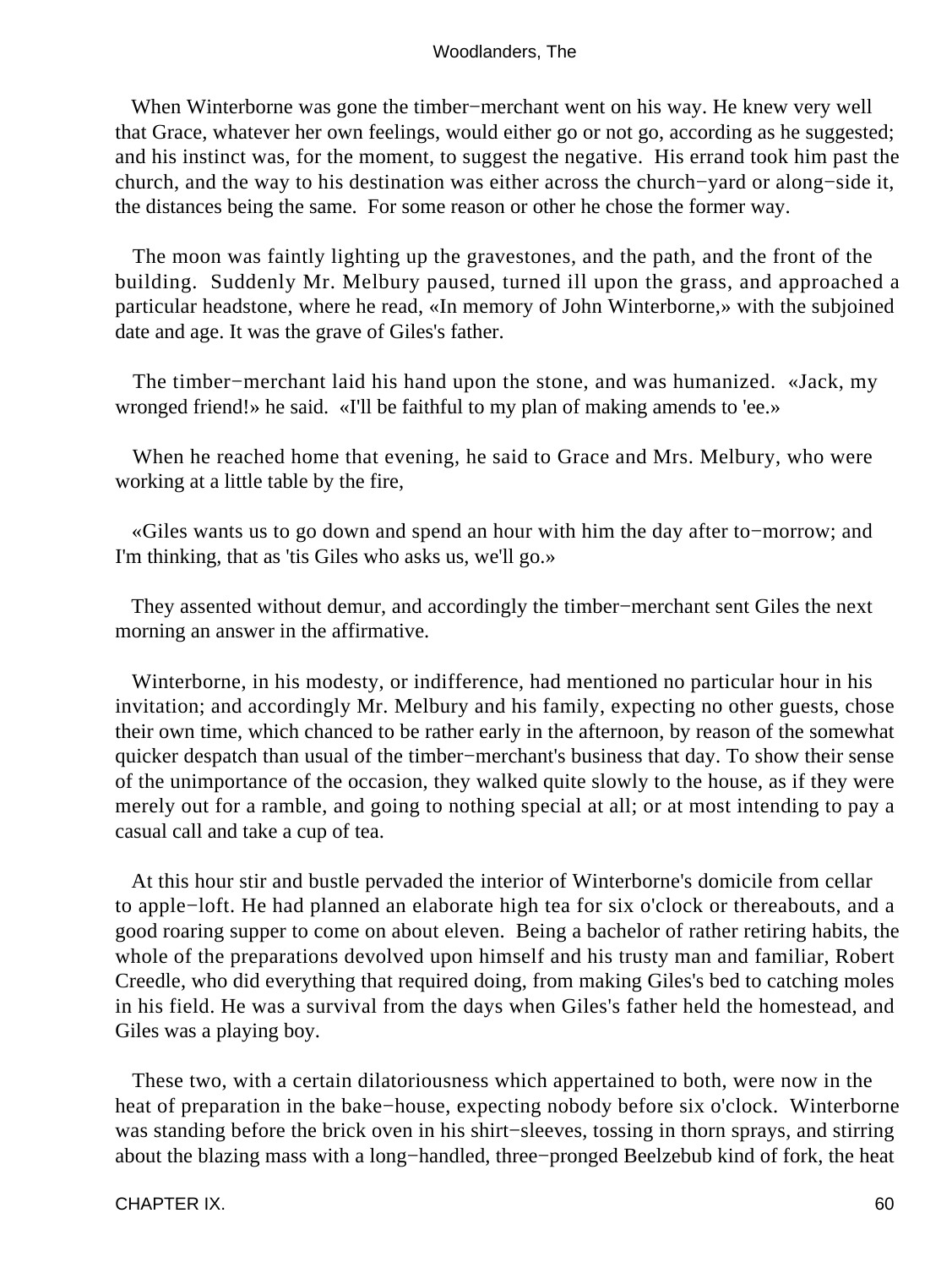When Winterborne was gone the timber−merchant went on his way. He knew very well that Grace, whatever her own feelings, would either go or not go, according as he suggested; and his instinct was, for the moment, to suggest the negative. His errand took him past the church, and the way to his destination was either across the church−yard or along−side it, the distances being the same. For some reason or other he chose the former way.

The moon was faintly lighting up the gravestones, and the path, and the front of the building. Suddenly Mr. Melbury paused, turned ill upon the grass, and approached a particular headstone, where he read, «In memory of John Winterborne,» with the subjoined date and age. It was the grave of Giles's father.

The timber−merchant laid his hand upon the stone, and was humanized. «Jack, my wronged friend!» he said. «I'll be faithful to my plan of making amends to 'ee.»

When he reached home that evening, he said to Grace and Mrs. Melbury, who were working at a little table by the fire,

«Giles wants us to go down and spend an hour with him the day after to−morrow; and I'm thinking, that as 'tis Giles who asks us, we'll go.»

They assented without demur, and accordingly the timber−merchant sent Giles the next morning an answer in the affirmative.

Winterborne, in his modesty, or indifference, had mentioned no particular hour in his invitation; and accordingly Mr. Melbury and his family, expecting no other guests, chose their own time, which chanced to be rather early in the afternoon, by reason of the somewhat quicker despatch than usual of the timber−merchant's business that day. To show their sense of the unimportance of the occasion, they walked quite slowly to the house, as if they were merely out for a ramble, and going to nothing special at all; or at most intending to pay a casual call and take a cup of tea.

At this hour stir and bustle pervaded the interior of Winterborne's domicile from cellar to apple−loft. He had planned an elaborate high tea for six o'clock or thereabouts, and a good roaring supper to come on about eleven. Being a bachelor of rather retiring habits, the whole of the preparations devolved upon himself and his trusty man and familiar, Robert Creedle, who did everything that required doing, from making Giles's bed to catching moles in his field. He was a survival from the days when Giles's father held the homestead, and Giles was a playing boy.

These two, with a certain dilatoriousness which appertained to both, were now in the heat of preparation in the bake−house, expecting nobody before six o'clock. Winterborne was standing before the brick oven in his shirt−sleeves, tossing in thorn sprays, and stirring about the blazing mass with a long−handled, three−pronged Beelzebub kind of fork, the heat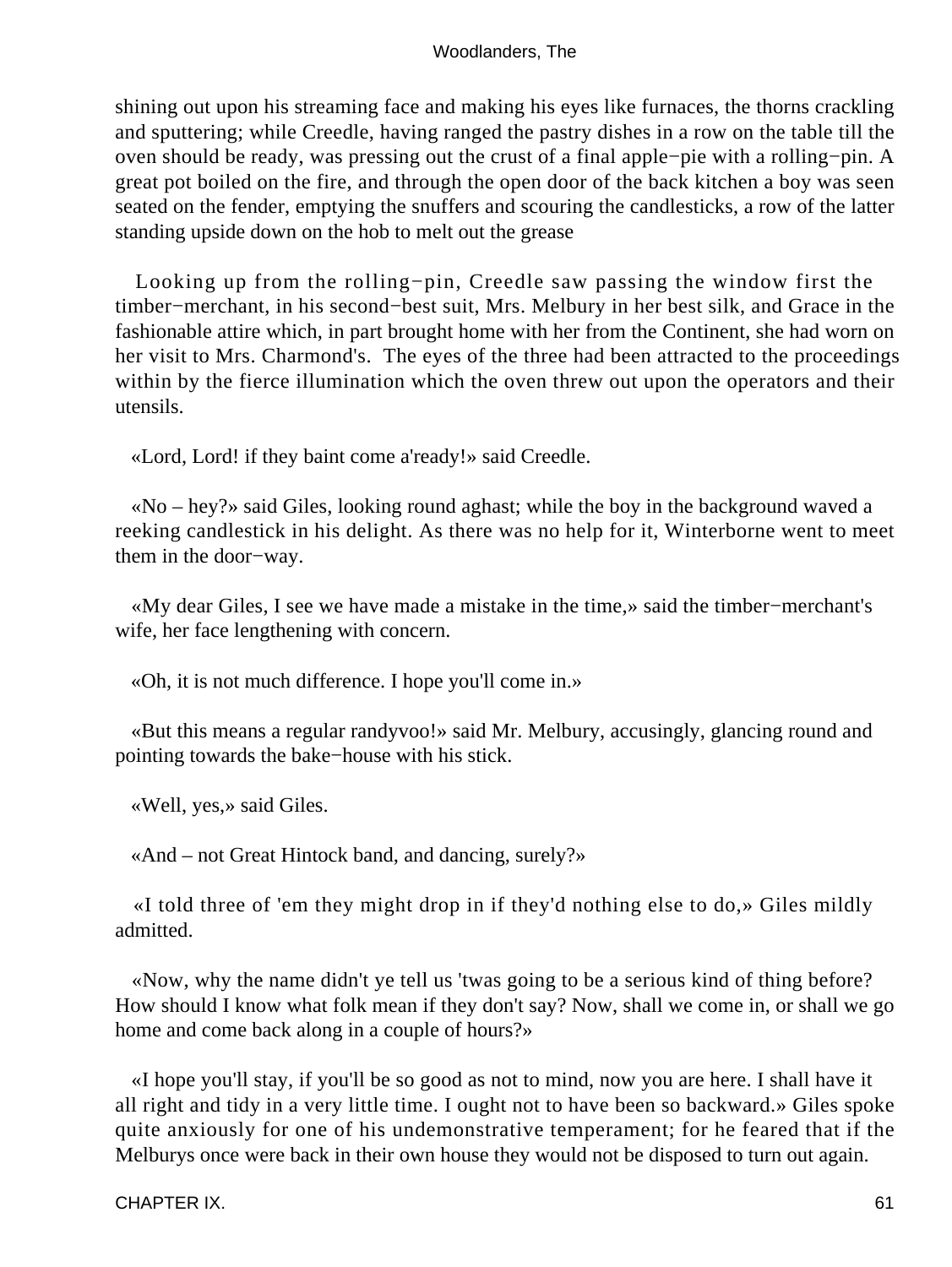shining out upon his streaming face and making his eyes like furnaces, the thorns crackling and sputtering; while Creedle, having ranged the pastry dishes in a row on the table till the oven should be ready, was pressing out the crust of a final apple−pie with a rolling−pin. A great pot boiled on the fire, and through the open door of the back kitchen a boy was seen seated on the fender, emptying the snuffers and scouring the candlesticks, a row of the latter standing upside down on the hob to melt out the grease

Looking up from the rolling−pin, Creedle saw passing the window first the timber−merchant, in his second−best suit, Mrs. Melbury in her best silk, and Grace in the fashionable attire which, in part brought home with her from the Continent, she had worn on her visit to Mrs. Charmond's. The eyes of the three had been attracted to the proceedings within by the fierce illumination which the oven threw out upon the operators and their utensils.

«Lord, Lord! if they baint come a'ready!» said Creedle.

«No – hey?» said Giles, looking round aghast; while the boy in the background waved a reeking candlestick in his delight. As there was no help for it, Winterborne went to meet them in the door−way.

«My dear Giles, I see we have made a mistake in the time,» said the timber−merchant's wife, her face lengthening with concern.

«Oh, it is not much difference. I hope you'll come in.»

«But this means a regular randyvoo!» said Mr. Melbury, accusingly, glancing round and pointing towards the bake−house with his stick.

«Well, yes,» said Giles.

«And – not Great Hintock band, and dancing, surely?»

«I told three of 'em they might drop in if they'd nothing else to do,» Giles mildly admitted.

«Now, why the name didn't ye tell us 'twas going to be a serious kind of thing before? How should I know what folk mean if they don't say? Now, shall we come in, or shall we go home and come back along in a couple of hours?»

«I hope you'll stay, if you'll be so good as not to mind, now you are here. I shall have it all right and tidy in a very little time. I ought not to have been so backward.» Giles spoke quite anxiously for one of his undemonstrative temperament; for he feared that if the Melburys once were back in their own house they would not be disposed to turn out again.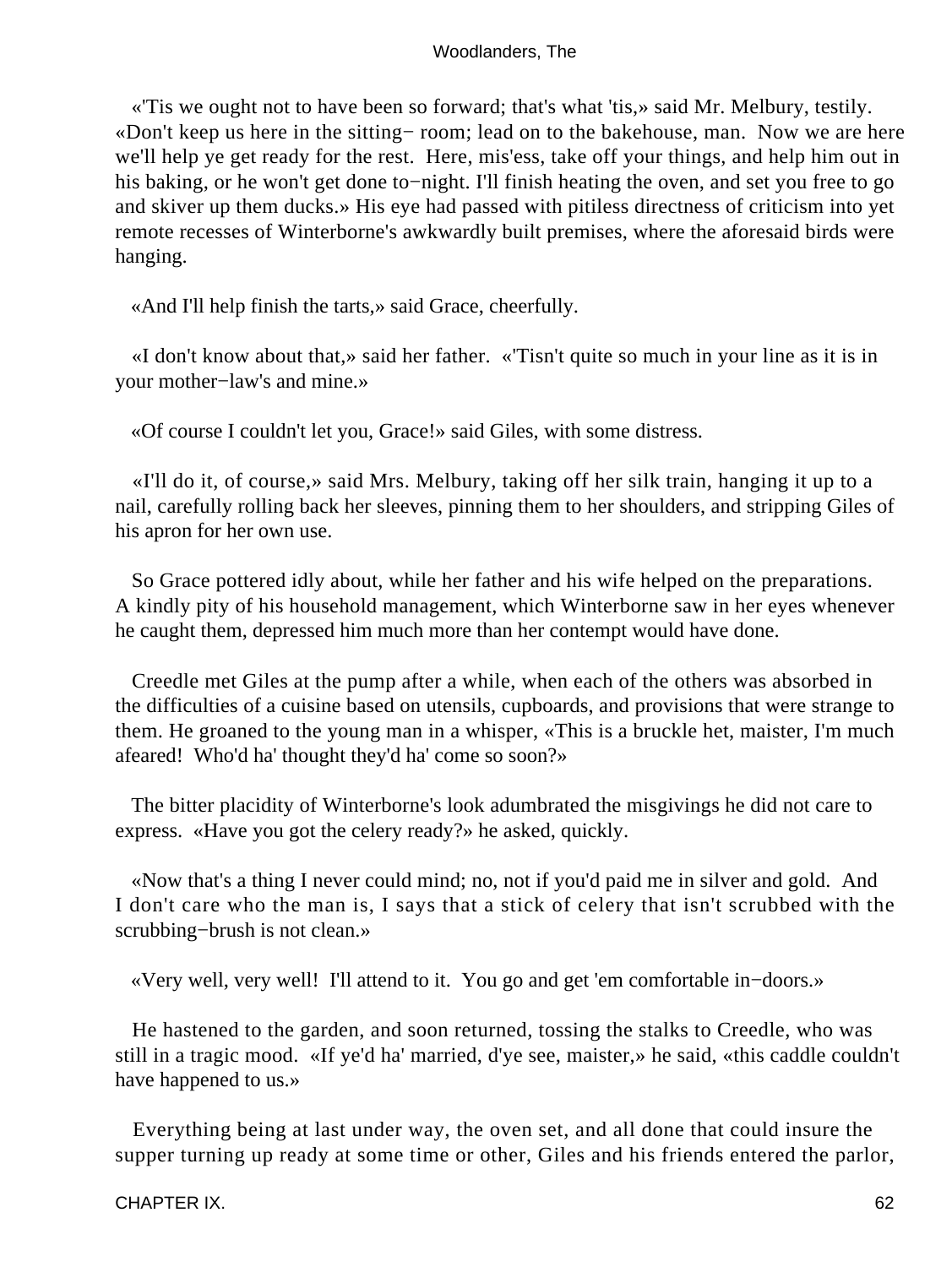«'Tis we ought not to have been so forward; that's what 'tis,» said Mr. Melbury, testily. «Don't keep us here in the sitting− room; lead on to the bakehouse, man. Now we are here we'll help ye get ready for the rest. Here, mis'ess, take off your things, and help him out in his baking, or he won't get done to−night. I'll finish heating the oven, and set you free to go and skiver up them ducks.» His eye had passed with pitiless directness of criticism into yet remote recesses of Winterborne's awkwardly built premises, where the aforesaid birds were hanging.

«And I'll help finish the tarts,» said Grace, cheerfully.

«I don't know about that,» said her father. «'Tisn't quite so much in your line as it is in your mother−law's and mine.»

«Of course I couldn't let you, Grace!» said Giles, with some distress.

«I'll do it, of course,» said Mrs. Melbury, taking off her silk train, hanging it up to a nail, carefully rolling back her sleeves, pinning them to her shoulders, and stripping Giles of his apron for her own use.

So Grace pottered idly about, while her father and his wife helped on the preparations. A kindly pity of his household management, which Winterborne saw in her eyes whenever he caught them, depressed him much more than her contempt would have done.

Creedle met Giles at the pump after a while, when each of the others was absorbed in the difficulties of a cuisine based on utensils, cupboards, and provisions that were strange to them. He groaned to the young man in a whisper, «This is a bruckle het, maister, I'm much afeared! Who'd ha' thought they'd ha' come so soon?»

The bitter placidity of Winterborne's look adumbrated the misgivings he did not care to express. «Have you got the celery ready?» he asked, quickly.

«Now that's a thing I never could mind; no, not if you'd paid me in silver and gold. And I don't care who the man is, I says that a stick of celery that isn't scrubbed with the scrubbing−brush is not clean.»

«Very well, very well! I'll attend to it. You go and get 'em comfortable in−doors.»

He hastened to the garden, and soon returned, tossing the stalks to Creedle, who was still in a tragic mood. «If ye'd ha' married, d'ye see, maister,» he said, «this caddle couldn't have happened to us.»

Everything being at last under way, the oven set, and all done that could insure the supper turning up ready at some time or other, Giles and his friends entered the parlor,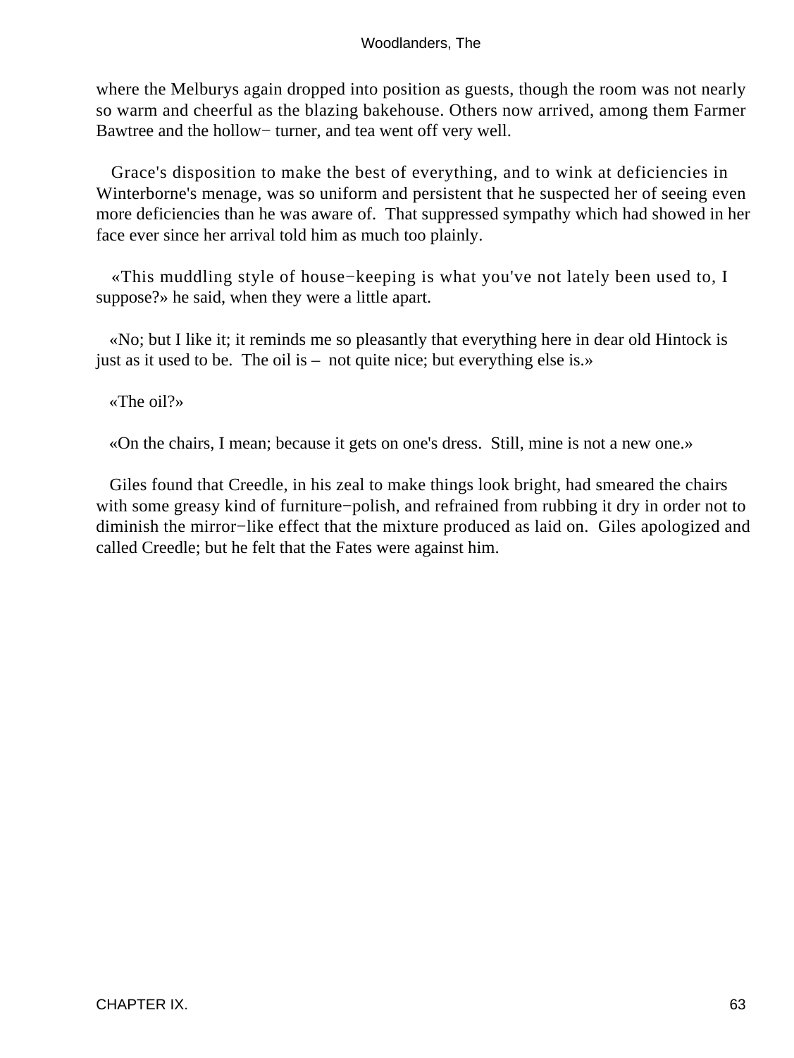where the Melburys again dropped into position as guests, though the room was not nearly so warm and cheerful as the blazing bakehouse. Others now arrived, among them Farmer Bawtree and the hollow− turner, and tea went off very well.

Grace's disposition to make the best of everything, and to wink at deficiencies in Winterborne's menage, was so uniform and persistent that he suspected her of seeing even more deficiencies than he was aware of. That suppressed sympathy which had showed in her face ever since her arrival told him as much too plainly.

«This muddling style of house−keeping is what you've not lately been used to, I suppose?» he said, when they were a little apart.

«No; but I like it; it reminds me so pleasantly that everything here in dear old Hintock is just as it used to be. The oil is – not quite nice; but everything else is.»

«The oil?»

«On the chairs, I mean; because it gets on one's dress. Still, mine is not a new one.»

Giles found that Creedle, in his zeal to make things look bright, had smeared the chairs with some greasy kind of furniture−polish, and refrained from rubbing it dry in order not to diminish the mirror−like effect that the mixture produced as laid on. Giles apologized and called Creedle; but he felt that the Fates were against him.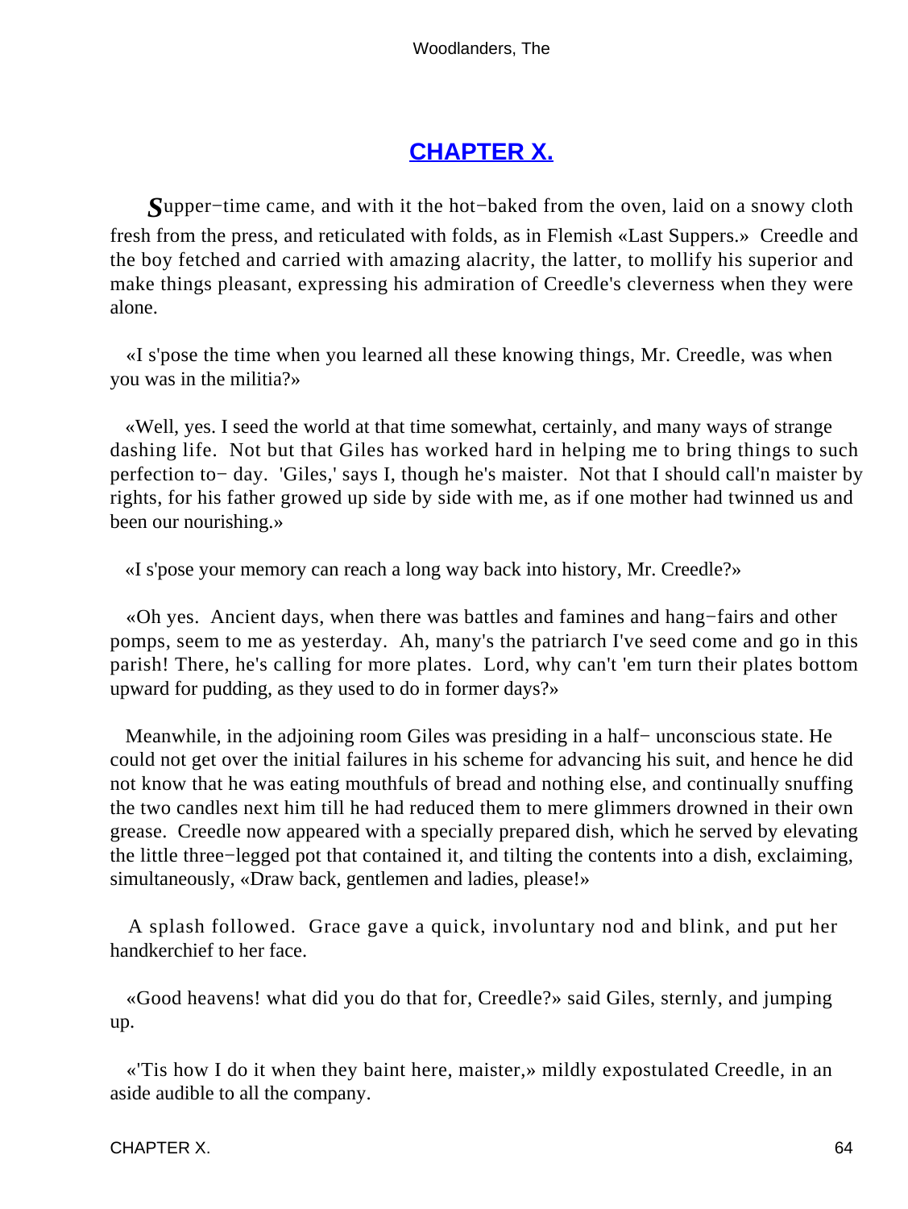## CHAPTER X.

Supper−time came, and with it the hot−baked from the oven, laid on a snowy cloth fresh from the press, and reticulated with folds, as in Flemish «Last Suppers.» Creedle and the boy fetched and carried with amazing alacrity, the latter, to mollify his superior and make things pleasant, expressing his admiration of Creedle's cleverness when they were alone.

«I s'pose the time when you learned all these knowing things, Mr. Creedle, was when you was in the militia?»

«Well, yes. I seed the world at that time somewhat, certainly, and many ways of strange dashing life. Not but that Giles has worked hard in helping me to bring things to such perfection to− day. 'Giles,' says I, though he's maister. Not that I should call'n maister by rights, for his father growed up side by side with me, as if one mother had twinned us and been our nourishing.»

«I s'pose your memory can reach a long way back into history, Mr. Creedle?»

«Oh yes. Ancient days, when there was battles and famines and hang−fairs and other pomps, seem to me as yesterday. Ah, many's the patriarch I've seed come and go in this parish! There, he's calling for more plates. Lord, why can't 'em turn their plates bottom upward for pudding, as they used to do in former days?»

Meanwhile, in the adjoining room Giles was presiding in a half− unconscious state. He could not get over the initial failures in his scheme for advancing his suit, and hence he did not know that he was eating mouthfuls of bread and nothing else, and continually snuffing the two candles next him till he had reduced them to mere glimmers drowned in their own grease. Creedle now appeared with a specially prepared dish, which he served by elevating the little three−legged pot that contained it, and tilting the contents into a dish, exclaiming, simultaneously, «Draw back, gentlemen and ladies, please!»

A splash followed. Grace gave a quick, involuntary nod and blink, and put her handkerchief to her face.

«Good heavens! what did you do that for, Creedle?» said Giles, sternly, and jumping up.

«'Tis how I do it when they baint here, maister,» mildly expostulated Creedle, in an aside audible to all the company.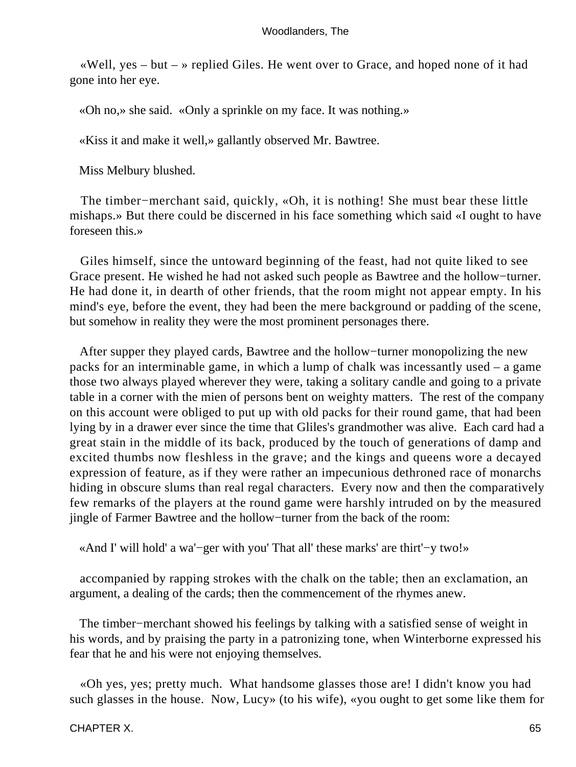«Well, yes – but – » replied Giles. He went over to Grace, and hoped none of it had gone into her eye.

«Oh no,» she said. «Only a sprinkle on my face. It was nothing.»

«Kiss it and make it well,» gallantly observed Mr. Bawtree.

Miss Melbury blushed.

The timber−merchant said, quickly, «Oh, it is nothing! She must bear these little mishaps.» But there could be discerned in his face something which said «I ought to have foreseen this.»

Giles himself, since the untoward beginning of the feast, had not quite liked to see Grace present. He wished he had not asked such people as Bawtree and the hollow−turner. He had done it, in dearth of other friends, that the room might not appear empty. In his mind's eye, before the event, they had been the mere background or padding of the scene, but somehow in reality they were the most prominent personages there.

After supper they played cards, Bawtree and the hollow−turner monopolizing the new packs for an interminable game, in which a lump of chalk was incessantly used – a game those two always played wherever they were, taking a solitary candle and going to a private table in a corner with the mien of persons bent on weighty matters. The rest of the company on this account were obliged to put up with old packs for their round game, that had been lying by in a drawer ever since the time that Gliles's grandmother was alive. Each card had a great stain in the middle of its back, produced by the touch of generations of damp and excited thumbs now fleshless in the grave; and the kings and queens wore a decayed expression of feature, as if they were rather an impecunious dethroned race of monarchs hiding in obscure slums than real regal characters. Every now and then the comparatively few remarks of the players at the round game were harshly intruded on by the measured jingle of Farmer Bawtree and the hollow−turner from the back of the room:

«And I' will hold' a wa'−ger with you' That all' these marks' are thirt'−y two!»

accompanied by rapping strokes with the chalk on the table; then an exclamation, an argument, a dealing of the cards; then the commencement of the rhymes anew.

The timber−merchant showed his feelings by talking with a satisfied sense of weight in his words, and by praising the party in a patronizing tone, when Winterborne expressed his fear that he and his were not enjoying themselves.

«Oh yes, yes; pretty much. What handsome glasses those are! I didn't know you had such glasses in the house. Now, Lucy» (to his wife), «you ought to get some like them for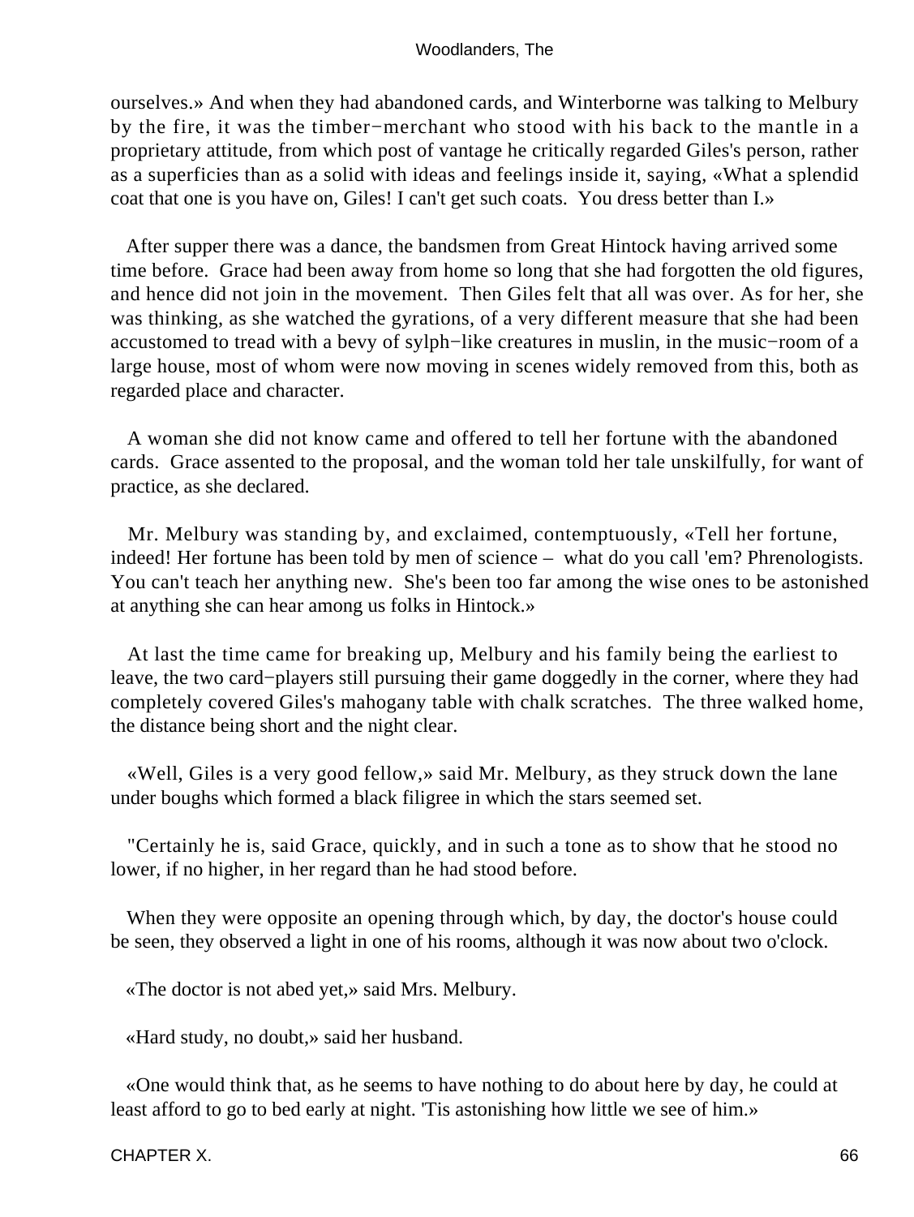ourselves.» And when they had abandoned cards, and Winterborne was talking to Melbury by the fire, it was the timber−merchant who stood with his back to the mantle in a proprietary attitude, from which post of vantage he critically regarded Giles's person, rather as a superficies than as a solid with ideas and feelings inside it, saying, «What a splendid coat that one is you have on, Giles! I can't get such coats. You dress better than I.»

After supper there was a dance, the bandsmen from Great Hintock having arrived some time before. Grace had been away from home so long that she had forgotten the old figures, and hence did not join in the movement. Then Giles felt that all was over. As for her, she was thinking, as she watched the gyrations, of a very different measure that she had been accustomed to tread with a bevy of sylph−like creatures in muslin, in the music−room of a large house, most of whom were now moving in scenes widely removed from this, both as regarded place and character.

A woman she did not know came and offered to tell her fortune with the abandoned cards. Grace assented to the proposal, and the woman told her tale unskilfully, for want of practice, as she declared.

Mr. Melbury was standing by, and exclaimed, contemptuously, «Tell her fortune, indeed! Her fortune has been told by men of science – what do you call 'em? Phrenologists. You can't teach her anything new. She's been too far among the wise ones to be astonished at anything she can hear among us folks in Hintock.»

At last the time came for breaking up, Melbury and his family being the earliest to leave, the two card−players still pursuing their game doggedly in the corner, where they had completely covered Giles's mahogany table with chalk scratches. The three walked home, the distance being short and the night clear.

«Well, Giles is a very good fellow,» said Mr. Melbury, as they struck down the lane under boughs which formed a black filigree in which the stars seemed set.

"Certainly he is, said Grace, quickly, and in such a tone as to show that he stood no lower, if no higher, in her regard than he had stood before.

When they were opposite an opening through which, by day, the doctor's house could be seen, they observed a light in one of his rooms, although it was now about two o'clock.

«The doctor is not abed yet,» said Mrs. Melbury.

«Hard study, no doubt,» said her husband.

«One would think that, as he seems to have nothing to do about here by day, he could at least afford to go to bed early at night. 'Tis astonishing how little we see of him.»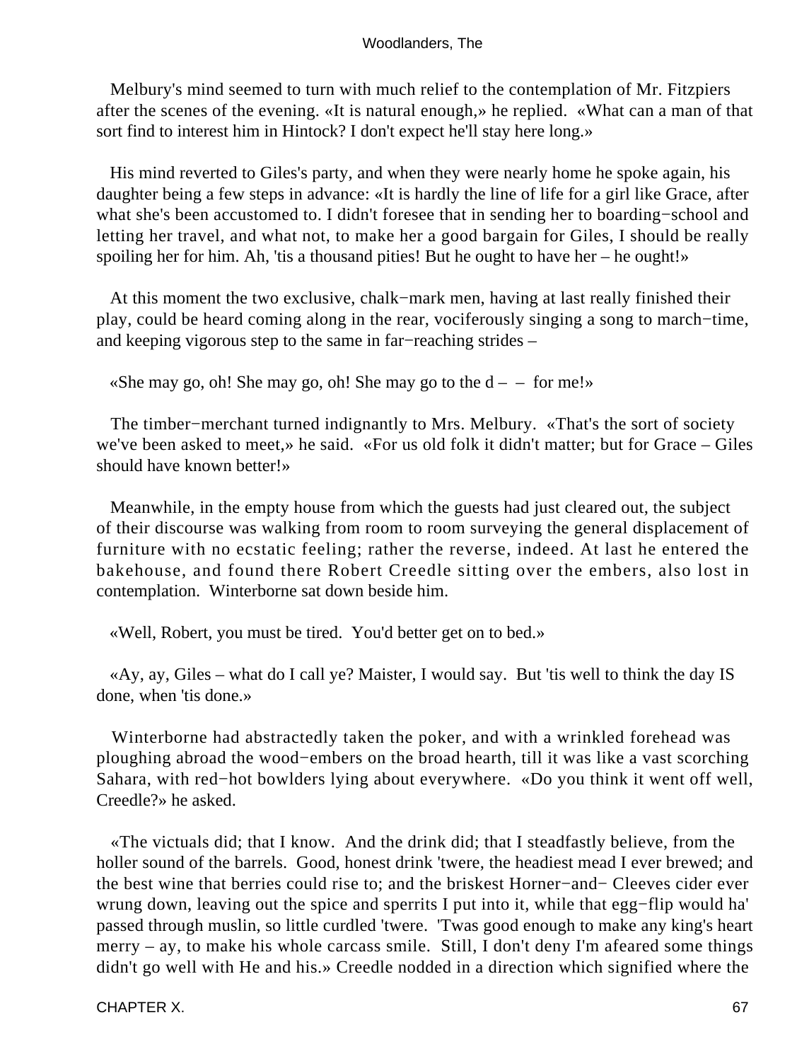Melbury's mind seemed to turn with much relief to the contemplation of Mr. Fitzpiers after the scenes of the evening. «It is natural enough,» he replied. «What can a man of that sort find to interest him in Hintock? I don't expect he'll stay here long.»

His mind reverted to Giles's party, and when they were nearly home he spoke again, his daughter being a few steps in advance: «It is hardly the line of life for a girl like Grace, after what she's been accustomed to. I didn't foresee that in sending her to boarding−school and letting her travel, and what not, to make her a good bargain for Giles, I should be really spoiling her for him. Ah, 'tis a thousand pities! But he ought to have her – he ought!»

At this moment the two exclusive, chalk−mark men, having at last really finished their play, could be heard coming along in the rear, vociferously singing a song to march−time, and keeping vigorous step to the same in far−reaching strides –

«She may go, oh! She may go, oh! She may go to the d – – for me!»

The timber−merchant turned indignantly to Mrs. Melbury. «That's the sort of society we've been asked to meet,» he said. «For us old folk it didn't matter; but for Grace – Giles should have known better!»

Meanwhile, in the empty house from which the guests had just cleared out, the subject of their discourse was walking from room to room surveying the general displacement of furniture with no ecstatic feeling; rather the reverse, indeed. At last he entered the bakehouse, and found there Robert Creedle sitting over the embers, also lost in contemplation. Winterborne sat down beside him.

«Well, Robert, you must be tired. You'd better get on to bed.»

«Ay, ay, Giles – what do I call ye? Maister, I would say. But 'tis well to think the day IS done, when 'tis done.»

Winterborne had abstractedly taken the poker, and with a wrinkled forehead was ploughing abroad the wood−embers on the broad hearth, till it was like a vast scorching Sahara, with red−hot bowlders lying about everywhere. «Do you think it went off well, Creedle?» he asked.

«The victuals did; that I know. And the drink did; that I steadfastly believe, from the holler sound of the barrels. Good, honest drink 'twere, the headiest mead I ever brewed; and the best wine that berries could rise to; and the briskest Horner−and− Cleeves cider ever wrung down, leaving out the spice and sperrits I put into it, while that egg−flip would ha' passed through muslin, so little curdled 'twere. 'Twas good enough to make any king's heart merry – ay, to make his whole carcass smile. Still, I don't deny I'm afeared some things didn't go well with He and his.» Creedle nodded in a direction which signified where the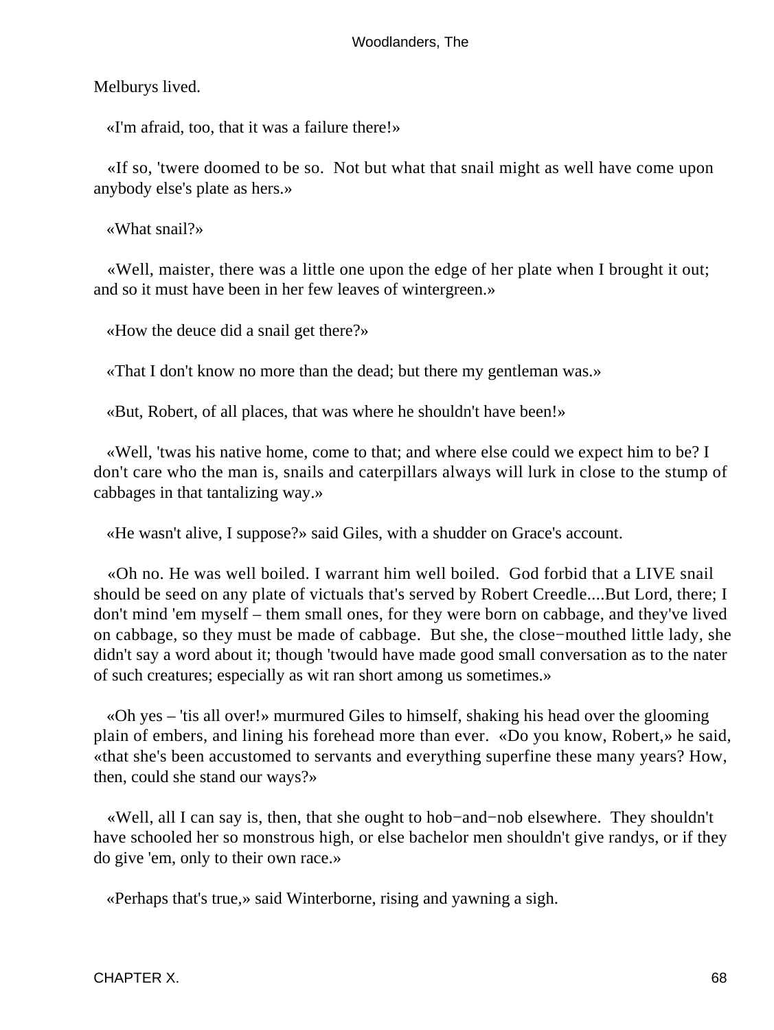Melburys lived.

«I'm afraid, too, that it was a failure there!»

«If so, 'twere doomed to be so. Not but what that snail might as well have come upon anybody else's plate as hers.»

«What snail?»

«Well, maister, there was a little one upon the edge of her plate when I brought it out; and so it must have been in her few leaves of wintergreen.»

«How the deuce did a snail get there?»

«That I don't know no more than the dead; but there my gentleman was.»

«But, Robert, of all places, that was where he shouldn't have been!»

«Well, 'twas his native home, come to that; and where else could we expect him to be? I don't care who the man is, snails and caterpillars always will lurk in close to the stump of cabbages in that tantalizing way.»

«He wasn't alive, I suppose?» said Giles, with a shudder on Grace's account.

«Oh no. He was well boiled. I warrant him well boiled. God forbid that a LIVE snail should be seed on any plate of victuals that's served by Robert Creedle....But Lord, there; I don't mind 'em myself – them small ones, for they were born on cabbage, and they've lived on cabbage, so they must be made of cabbage. But she, the close−mouthed little lady, she didn't say a word about it; though 'twould have made good small conversation as to the nater of such creatures; especially as wit ran short among us sometimes.»

«Oh yes – 'tis all over!» murmured Giles to himself, shaking his head over the glooming plain of embers, and lining his forehead more than ever. «Do you know, Robert,» he said, «that she's been accustomed to servants and everything superfine these many years? How, then, could she stand our ways?»

«Well, all I can say is, then, that she ought to hob−and−nob elsewhere. They shouldn't have schooled her so monstrous high, or else bachelor men shouldn't give randys, or if they do give 'em, only to their own race.»

«Perhaps that's true,» said Winterborne, rising and yawning a sigh.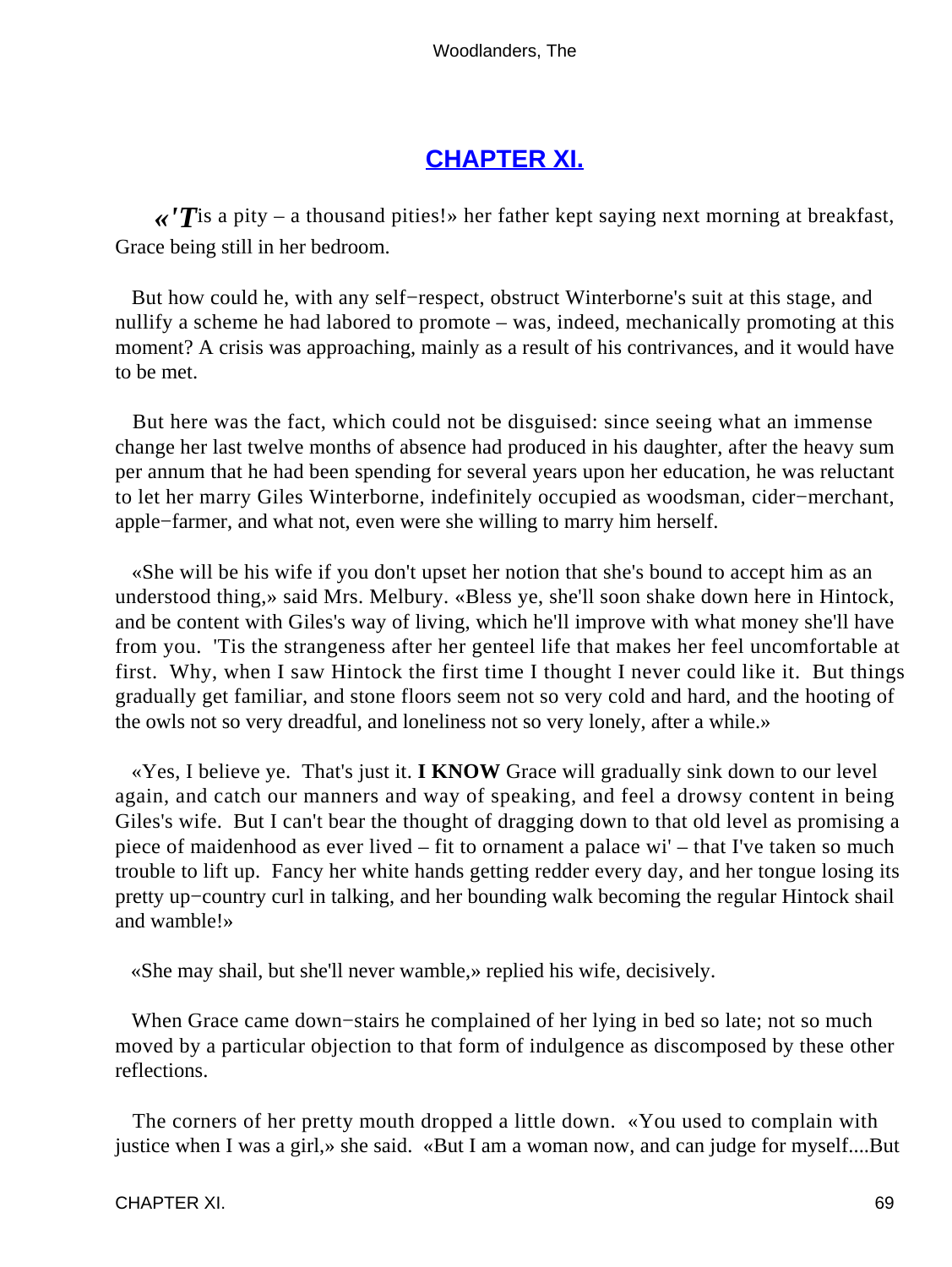## CHAPTER XI.

*«'T*is a pity – a thousand pities!» her father kept saying next morning at breakfast, Grace being still in her bedroom.

But how could he, with any self−respect, obstruct Winterborne's suit at this stage, and nullify a scheme he had labored to promote – was, indeed, mechanically promoting at this moment? A crisis was approaching, mainly as a result of his contrivances, and it would have to be met.

But here was the fact, which could not be disguised: since seeing what an immense change her last twelve months of absence had produced in his daughter, after the heavy sum per annum that he had been spending for several years upon her education, he was reluctant to let her marry Giles Winterborne, indefinitely occupied as woodsman, cider−merchant, apple−farmer, and what not, even were she willing to marry him herself.

«She will be his wife if you don't upset her notion that she's bound to accept him as an understood thing,» said Mrs. Melbury. «Bless ye, she'll soon shake down here in Hintock, and be content with Giles's way of living, which he'll improve with what money she'll have from you. 'Tis the strangeness after her genteel life that makes her feel uncomfortable at first. Why, when I saw Hintock the first time I thought I never could like it. But things gradually get familiar, and stone floors seem not so very cold and hard, and the hooting of the owls not so very dreadful, and loneliness not so very lonely, after a while.»

«Yes, I believe ye. That's just it. **I KNOW** Grace will gradually sink down to our level again, and catch our manners and way of speaking, and feel a drowsy content in being Giles's wife. But I can't bear the thought of dragging down to that old level as promising a piece of maidenhood as ever lived – fit to ornament a palace wi' – that I've taken so much trouble to lift up. Fancy her white hands getting redder every day, and her tongue losing its pretty up−country curl in talking, and her bounding walk becoming the regular Hintock shail and wamble!»

«She may shail, but she'll never wamble,» replied his wife, decisively.

When Grace came down−stairs he complained of her lying in bed so late; not so much moved by a particular objection to that form of indulgence as discomposed by these other reflections.

The corners of her pretty mouth dropped a little down. «You used to complain with justice when I was a girl,» she said. «But I am a woman now, and can judge for myself....But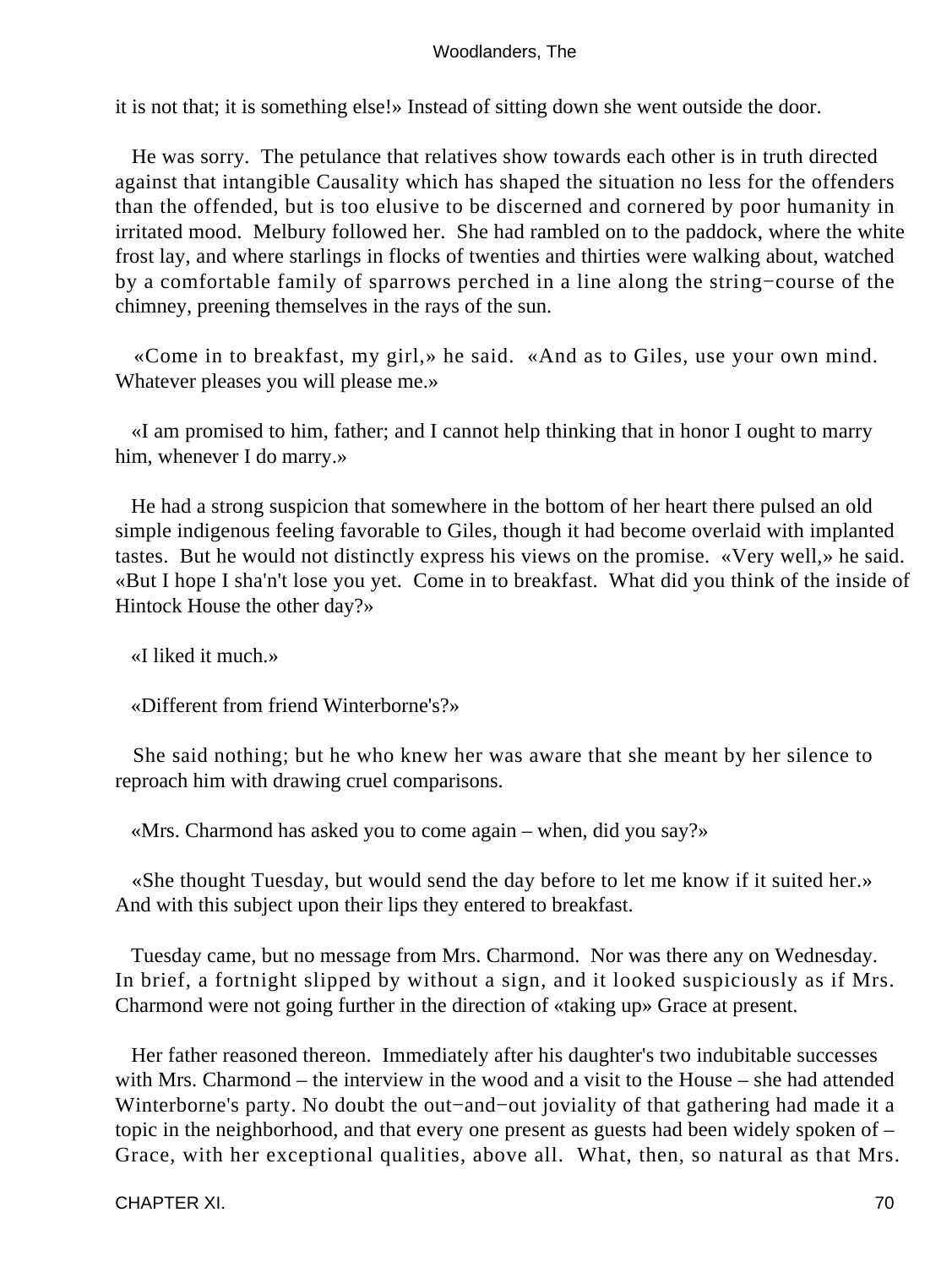it is not that; it is something else!» Instead of sitting down she went outside the door.

He was sorry. The petulance that relatives show towards each other is in truth directed against that intangible Causality which has shaped the situation no less for the offenders than the offended, but is too elusive to be discerned and cornered by poor humanity in irritated mood. Melbury followed her. She had rambled on to the paddock, where the white frost lay, and where starlings in flocks of twenties and thirties were walking about, watched by a comfortable family of sparrows perched in a line along the string−course of the chimney, preening themselves in the rays of the sun.

«Come in to breakfast, my girl,» he said. «And as to Giles, use your own mind. Whatever pleases you will please me.»

«I am promised to him, father; and I cannot help thinking that in honor I ought to marry him, whenever I do marry.»

He had a strong suspicion that somewhere in the bottom of her heart there pulsed an old simple indigenous feeling favorable to Giles, though it had become overlaid with implanted tastes. But he would not distinctly express his views on the promise. «Very well,» he said. «But I hope I sha'n't lose you yet. Come in to breakfast. What did you think of the inside of Hintock House the other day?»

«I liked it much.»

«Different from friend Winterborne's?»

She said nothing; but he who knew her was aware that she meant by her silence to reproach him with drawing cruel comparisons.

«Mrs. Charmond has asked you to come again – when, did you say?»

«She thought Tuesday, but would send the day before to let me know if it suited her.» And with this subject upon their lips they entered to breakfast.

Tuesday came, but no message from Mrs. Charmond. Nor was there any on Wednesday. In brief, a fortnight slipped by without a sign, and it looked suspiciously as if Mrs. Charmond were not going further in the direction of «taking up» Grace at present.

Her father reasoned thereon. Immediately after his daughter's two indubitable successes with Mrs. Charmond – the interview in the wood and a visit to the House – she had attended Winterborne's party. No doubt the out−and−out joviality of that gathering had made it a topic in the neighborhood, and that every one present as guests had been widely spoken of – Grace, with her exceptional qualities, above all. What, then, so natural as that Mrs.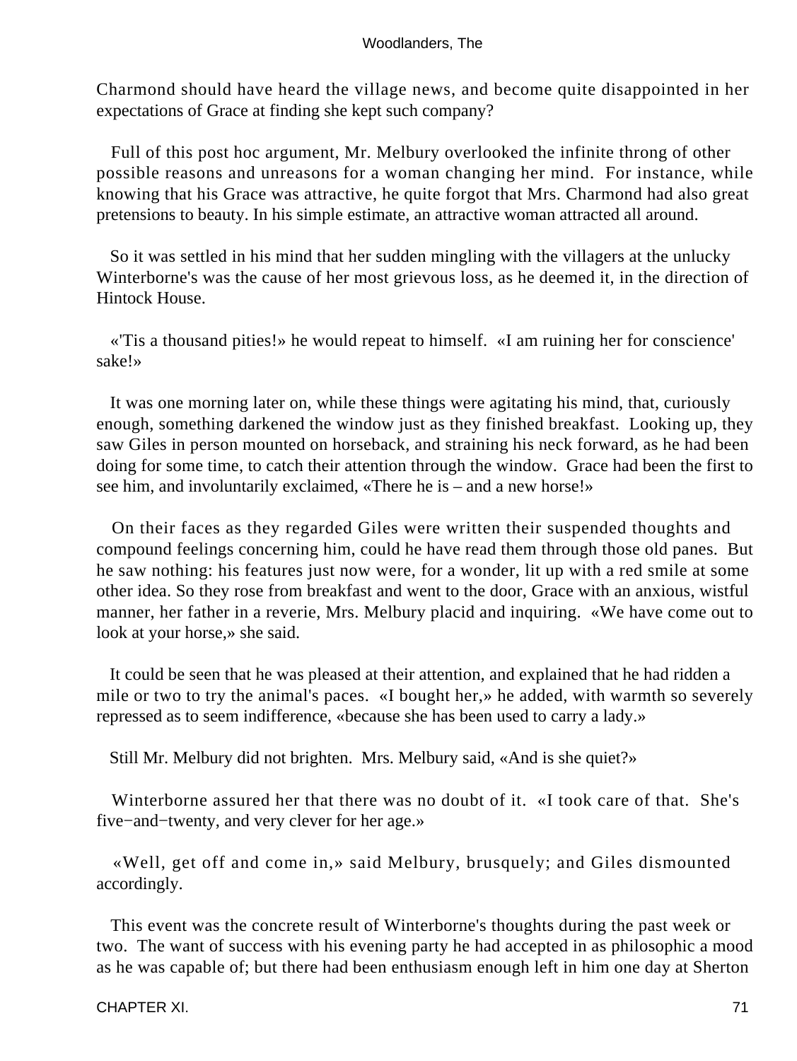Charmond should have heard the village news, and become quite disappointed in her expectations of Grace at finding she kept such company?

Full of this post hoc argument, Mr. Melbury overlooked the infinite throng of other possible reasons and unreasons for a woman changing her mind. For instance, while knowing that his Grace was attractive, he quite forgot that Mrs. Charmond had also great pretensions to beauty. In his simple estimate, an attractive woman attracted all around.

So it was settled in his mind that her sudden mingling with the villagers at the unlucky Winterborne's was the cause of her most grievous loss, as he deemed it, in the direction of Hintock House.

«'Tis a thousand pities!» he would repeat to himself. «I am ruining her for conscience' sake!»

It was one morning later on, while these things were agitating his mind, that, curiously enough, something darkened the window just as they finished breakfast. Looking up, they saw Giles in person mounted on horseback, and straining his neck forward, as he had been doing for some time, to catch their attention through the window. Grace had been the first to see him, and involuntarily exclaimed, «There he is – and a new horse!»

On their faces as they regarded Giles were written their suspended thoughts and compound feelings concerning him, could he have read them through those old panes. But he saw nothing: his features just now were, for a wonder, lit up with a red smile at some other idea. So they rose from breakfast and went to the door, Grace with an anxious, wistful manner, her father in a reverie, Mrs. Melbury placid and inquiring. «We have come out to look at your horse,» she said.

It could be seen that he was pleased at their attention, and explained that he had ridden a mile or two to try the animal's paces. «I bought her,» he added, with warmth so severely repressed as to seem indifference, «because she has been used to carry a lady.»

Still Mr. Melbury did not brighten. Mrs. Melbury said, «And is she quiet?»

Winterborne assured her that there was no doubt of it. «I took care of that. She's five−and−twenty, and very clever for her age.»

«Well, get off and come in,» said Melbury, brusquely; and Giles dismounted accordingly.

This event was the concrete result of Winterborne's thoughts during the past week or two. The want of success with his evening party he had accepted in as philosophic a mood as he was capable of; but there had been enthusiasm enough left in him one day at Sherton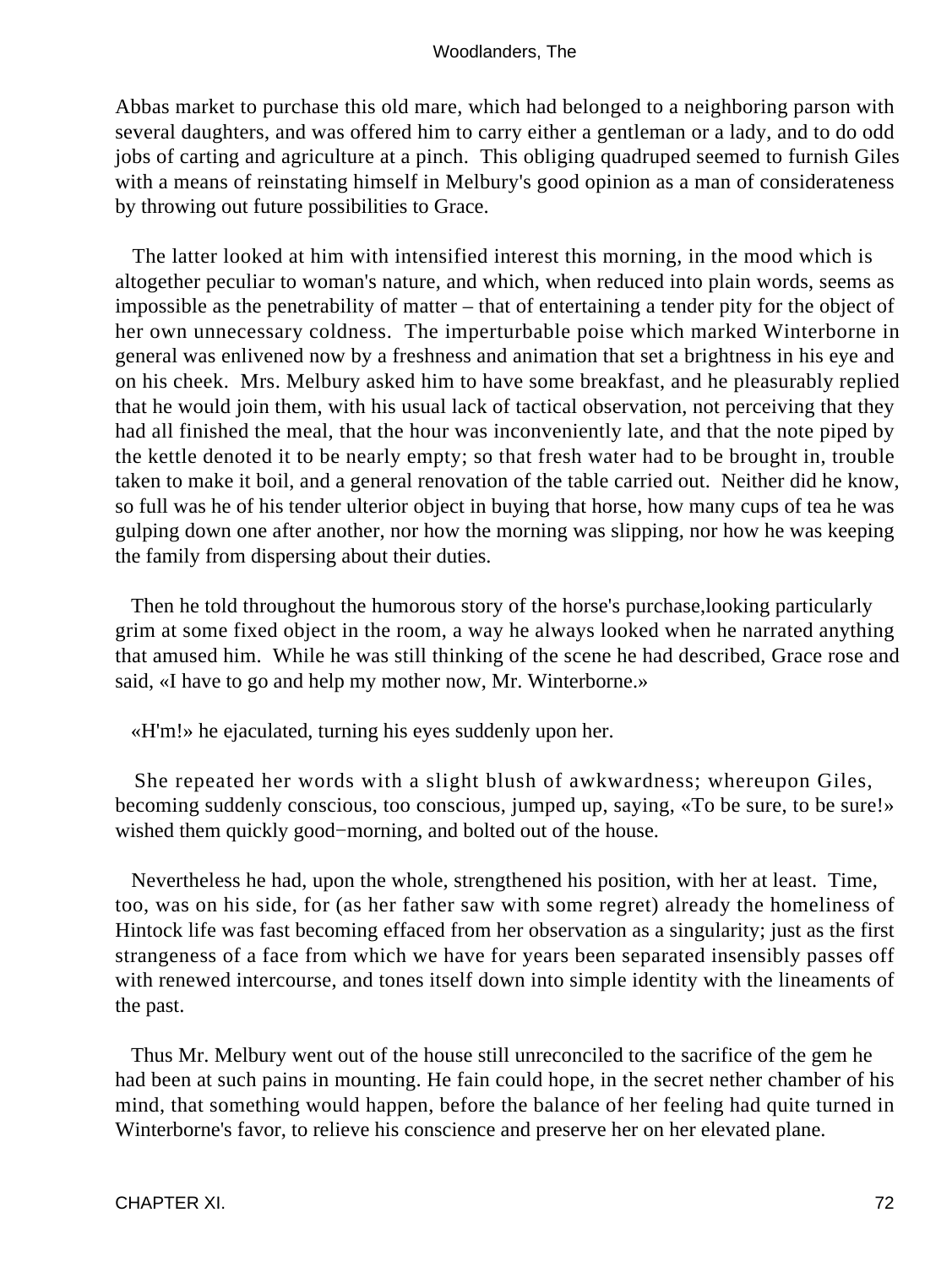Abbas market to purchase this old mare, which had belonged to a neighboring parson with several daughters, and was offered him to carry either a gentleman or a lady, and to do odd jobs of carting and agriculture at a pinch. This obliging quadruped seemed to furnish Giles with a means of reinstating himself in Melbury's good opinion as a man of considerateness by throwing out future possibilities to Grace.

The latter looked at him with intensified interest this morning, in the mood which is altogether peculiar to woman's nature, and which, when reduced into plain words, seems as impossible as the penetrability of matter – that of entertaining a tender pity for the object of her own unnecessary coldness. The imperturbable poise which marked Winterborne in general was enlivened now by a freshness and animation that set a brightness in his eye and on his cheek. Mrs. Melbury asked him to have some breakfast, and he pleasurably replied that he would join them, with his usual lack of tactical observation, not perceiving that they had all finished the meal, that the hour was inconveniently late, and that the note piped by the kettle denoted it to be nearly empty; so that fresh water had to be brought in, trouble taken to make it boil, and a general renovation of the table carried out. Neither did he know, so full was he of his tender ulterior object in buying that horse, how many cups of tea he was gulping down one after another, nor how the morning was slipping, nor how he was keeping the family from dispersing about their duties.

Then he told throughout the humorous story of the horse's purchase,looking particularly grim at some fixed object in the room, a way he always looked when he narrated anything that amused him. While he was still thinking of the scene he had described, Grace rose and said, «I have to go and help my mother now, Mr. Winterborne.»

«H'm!» he ejaculated, turning his eyes suddenly upon her.

She repeated her words with a slight blush of awkwardness; whereupon Giles, becoming suddenly conscious, too conscious, jumped up, saying, «To be sure, to be sure!» wished them quickly good−morning, and bolted out of the house.

Nevertheless he had, upon the whole, strengthened his position, with her at least. Time, too, was on his side, for (as her father saw with some regret) already the homeliness of Hintock life was fast becoming effaced from her observation as a singularity; just as the first strangeness of a face from which we have for years been separated insensibly passes off with renewed intercourse, and tones itself down into simple identity with the lineaments of the past.

Thus Mr. Melbury went out of the house still unreconciled to the sacrifice of the gem he had been at such pains in mounting. He fain could hope, in the secret nether chamber of his mind, that something would happen, before the balance of her feeling had quite turned in Winterborne's favor, to relieve his conscience and preserve her on her elevated plane.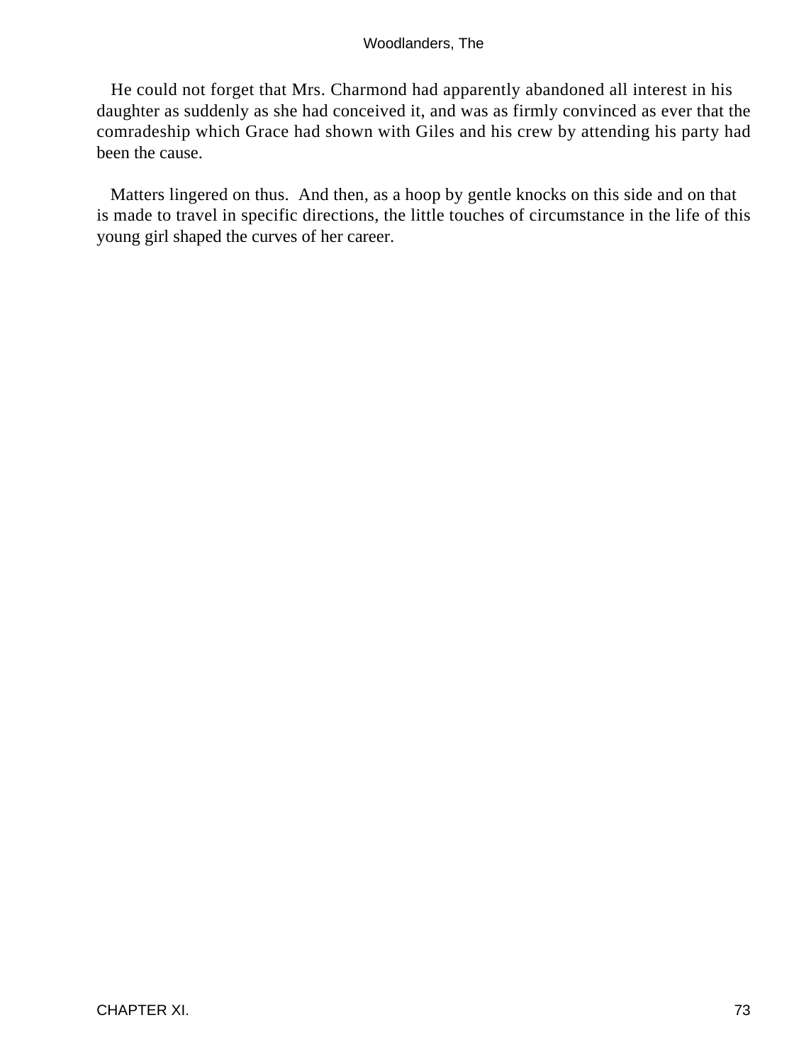He could not forget that Mrs. Charmond had apparently abandoned all interest in his daughter as suddenly as she had conceived it, and was as firmly convinced as ever that the comradeship which Grace had shown with Giles and his crew by attending his party had been the cause.

Matters lingered on thus. And then, as a hoop by gentle knocks on this side and on that is made to travel in specific directions, the little touches of circumstance in the life of this young girl shaped the curves of her career.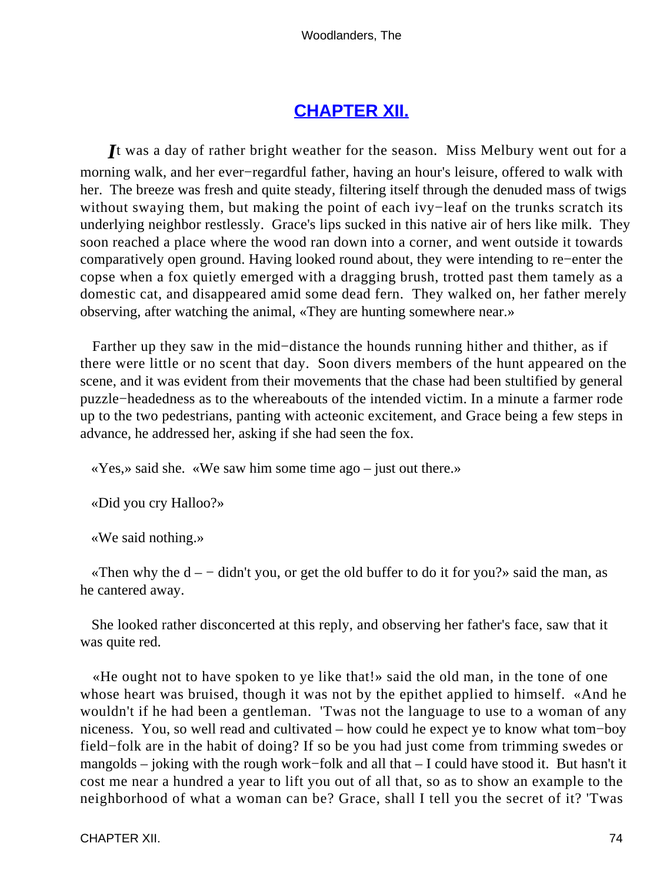## CHAPTER XII.

*I*t was a day of rather bright weather for the season. Miss Melbury went out for a morning walk, and her ever−regardful father, having an hour's leisure, offered to walk with her. The breeze was fresh and quite steady, filtering itself through the denuded mass of twigs without swaying them, but making the point of each ivy−leaf on the trunks scratch its underlying neighbor restlessly. Grace's lips sucked in this native air of hers like milk. They soon reached a place where the wood ran down into a corner, and went outside it towards comparatively open ground. Having looked round about, they were intending to re−enter the copse when a fox quietly emerged with a dragging brush, trotted past them tamely as a domestic cat, and disappeared amid some dead fern. They walked on, her father merely observing, after watching the animal, «They are hunting somewhere near.»

Farther up they saw in the mid−distance the hounds running hither and thither, as if there were little or no scent that day. Soon divers members of the hunt appeared on the scene, and it was evident from their movements that the chase had been stultified by general puzzle−headedness as to the whereabouts of the intended victim. In a minute a farmer rode up to the two pedestrians, panting with acteonic excitement, and Grace being a few steps in advance, he addressed her, asking if she had seen the fox.

«Yes,» said she. «We saw him some time ago – just out there.»

«Did you cry Halloo?»

«We said nothing.»

«Then why the d – − didn't you, or get the old buffer to do it for you?» said the man, as he cantered away.

She looked rather disconcerted at this reply, and observing her father's face, saw that it was quite red.

«He ought not to have spoken to ye like that!» said the old man, in the tone of one whose heart was bruised, though it was not by the epithet applied to himself. «And he wouldn't if he had been a gentleman. 'Twas not the language to use to a woman of any niceness. You, so well read and cultivated – how could he expect ye to know what tom−boy field−folk are in the habit of doing? If so be you had just come from trimming swedes or mangolds – joking with the rough work−folk and all that – I could have stood it. But hasn't it cost me near a hundred a year to lift you out of all that, so as to show an example to the neighborhood of what a woman can be? Grace, shall I tell you the secret of it? 'Twas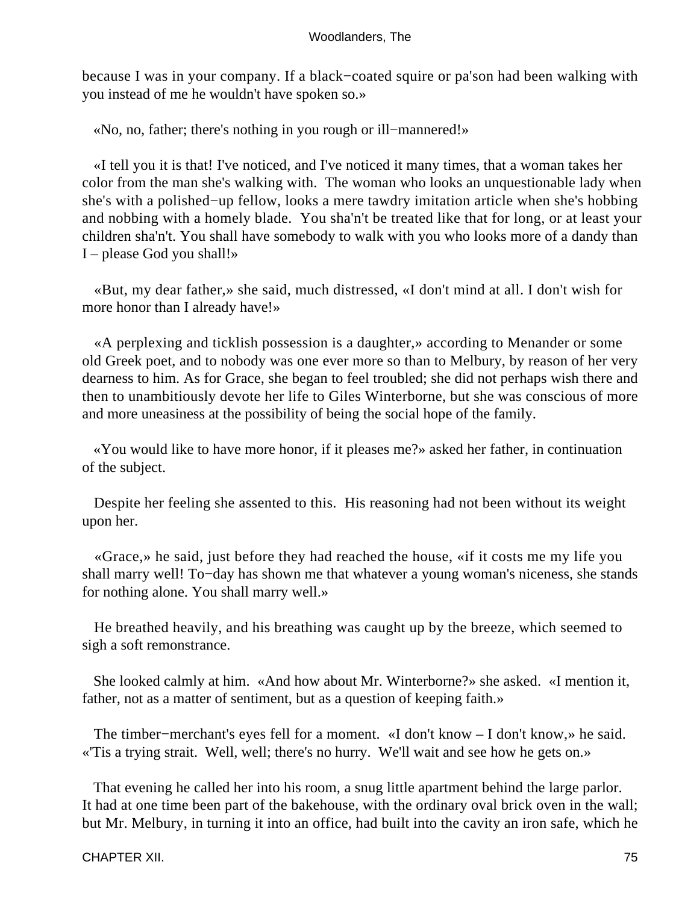because I was in your company. If a black−coated squire or pa'son had been walking with you instead of me he wouldn't have spoken so.»

«No, no, father; there's nothing in you rough or ill−mannered!»

«I tell you it is that! I've noticed, and I've noticed it many times, that a woman takes her color from the man she's walking with. The woman who looks an unquestionable lady when she's with a polished−up fellow, looks a mere tawdry imitation article when she's hobbing and nobbing with a homely blade. You sha'n't be treated like that for long, or at least your children sha'n't. You shall have somebody to walk with you who looks more of a dandy than I – please God you shall!»

«But, my dear father,» she said, much distressed, «I don't mind at all. I don't wish for more honor than I already have!»

«A perplexing and ticklish possession is a daughter,» according to Menander or some old Greek poet, and to nobody was one ever more so than to Melbury, by reason of her very dearness to him. As for Grace, she began to feel troubled; she did not perhaps wish there and then to unambitiously devote her life to Giles Winterborne, but she was conscious of more and more uneasiness at the possibility of being the social hope of the family.

«You would like to have more honor, if it pleases me?» asked her father, in continuation of the subject.

Despite her feeling she assented to this. His reasoning had not been without its weight upon her.

«Grace,» he said, just before they had reached the house, «if it costs me my life you shall marry well! To−day has shown me that whatever a young woman's niceness, she stands for nothing alone. You shall marry well.»

He breathed heavily, and his breathing was caught up by the breeze, which seemed to sigh a soft remonstrance.

She looked calmly at him. «And how about Mr. Winterborne?» she asked. «I mention it, father, not as a matter of sentiment, but as a question of keeping faith.»

The timber−merchant's eyes fell for a moment. «I don't know – I don't know,» he said. «'Tis a trying strait. Well, well; there's no hurry. We'll wait and see how he gets on.»

That evening he called her into his room, a snug little apartment behind the large parlor. It had at one time been part of the bakehouse, with the ordinary oval brick oven in the wall; but Mr. Melbury, in turning it into an office, had built into the cavity an iron safe, which he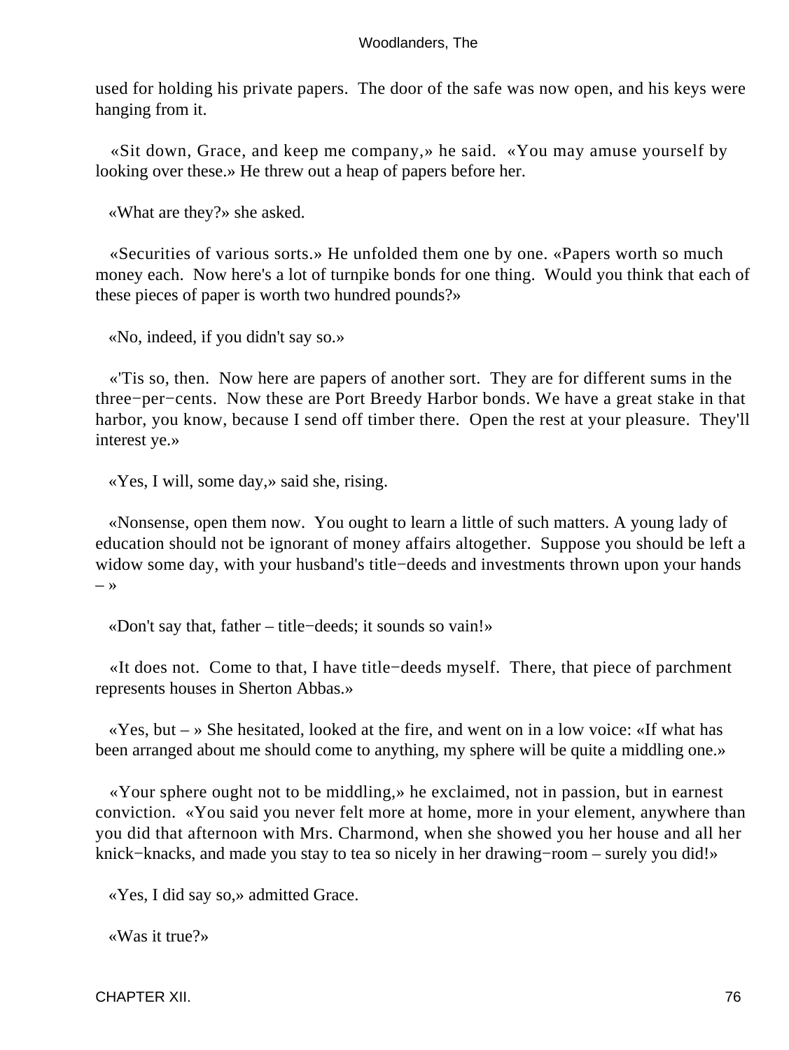used for holding his private papers. The door of the safe was now open, and his keys were hanging from it.

«Sit down, Grace, and keep me company,» he said. «You may amuse yourself by looking over these.» He threw out a heap of papers before her.

«What are they?» she asked.

«Securities of various sorts.» He unfolded them one by one. «Papers worth so much money each. Now here's a lot of turnpike bonds for one thing. Would you think that each of these pieces of paper is worth two hundred pounds?»

«No, indeed, if you didn't say so.»

«'Tis so, then. Now here are papers of another sort. They are for different sums in the three−per−cents. Now these are Port Breedy Harbor bonds. We have a great stake in that harbor, you know, because I send off timber there. Open the rest at your pleasure. They'll interest ye.»

«Yes, I will, some day,» said she, rising.

«Nonsense, open them now. You ought to learn a little of such matters. A young lady of education should not be ignorant of money affairs altogether. Suppose you should be left a widow some day, with your husband's title−deeds and investments thrown upon your hands – »

«Don't say that, father – title−deeds; it sounds so vain!»

«It does not. Come to that, I have title−deeds myself. There, that piece of parchment represents houses in Sherton Abbas.»

«Yes, but – » She hesitated, looked at the fire, and went on in a low voice: «If what has been arranged about me should come to anything, my sphere will be quite a middling one.»

«Your sphere ought not to be middling,» he exclaimed, not in passion, but in earnest conviction. «You said you never felt more at home, more in your element, anywhere than you did that afternoon with Mrs. Charmond, when she showed you her house and all her knick−knacks, and made you stay to tea so nicely in her drawing−room – surely you did!»

«Yes, I did say so,» admitted Grace.

«Was it true?»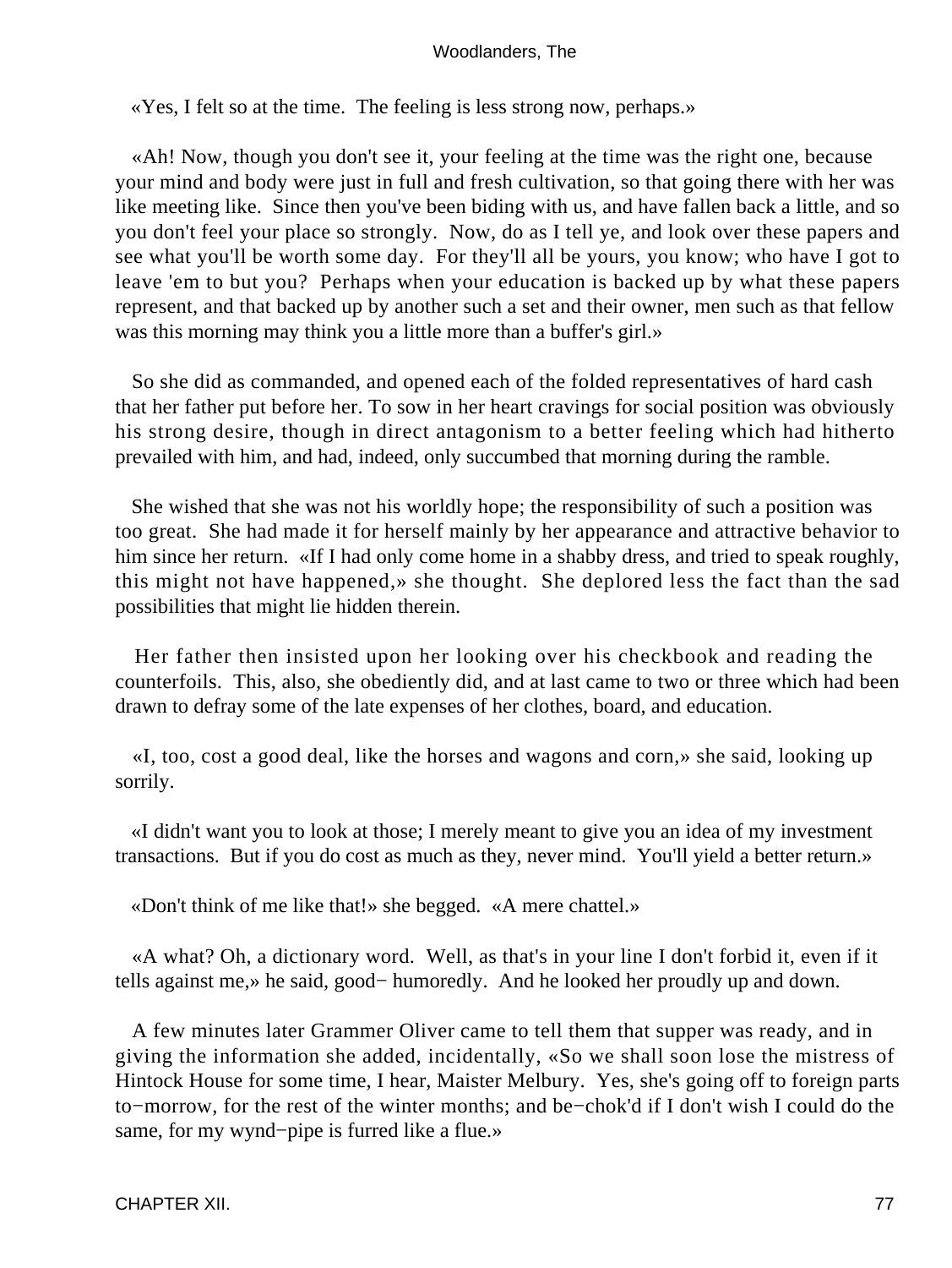«Yes, I felt so at the time. The feeling is less strong now, perhaps.»

«Ah! Now, though you don't see it, your feeling at the time was the right one, because your mind and body were just in full and fresh cultivation, so that going there with her was like meeting like. Since then you've been biding with us, and have fallen back a little, and so you don't feel your place so strongly. Now, do as I tell ye, and look over these papers and see what you'll be worth some day. For they'll all be yours, you know; who have I got to leave 'em to but you? Perhaps when your education is backed up by what these papers represent, and that backed up by another such a set and their owner, men such as that fellow was this morning may think you a little more than a buffer's girl.»

So she did as commanded, and opened each of the folded representatives of hard cash that her father put before her. To sow in her heart cravings for social position was obviously his strong desire, though in direct antagonism to a better feeling which had hitherto prevailed with him, and had, indeed, only succumbed that morning during the ramble.

She wished that she was not his worldly hope; the responsibility of such a position was too great. She had made it for herself mainly by her appearance and attractive behavior to him since her return. «If I had only come home in a shabby dress, and tried to speak roughly, this might not have happened,» she thought. She deplored less the fact than the sad possibilities that might lie hidden therein.

Her father then insisted upon her looking over his checkbook and reading the counterfoils. This, also, she obediently did, and at last came to two or three which had been drawn to defray some of the late expenses of her clothes, board, and education.

«I, too, cost a good deal, like the horses and wagons and corn,» she said, looking up sorrily.

«I didn't want you to look at those; I merely meant to give you an idea of my investment transactions. But if you do cost as much as they, never mind. You'll yield a better return.»

«Don't think of me like that!» she begged. «A mere chattel.»

«A what? Oh, a dictionary word. Well, as that's in your line I don't forbid it, even if it tells against me,» he said, good−humoredly. And he looked her proudly up and down.

A few minutes later Grammer Oliver came to tell them that supper was ready, and in giving the information she added, incidentally, «So we shall soon lose the mistress of Hintock House for some time, I hear, Maister Melbury. Yes, she's going off to foreign parts to−morrow, for the rest of the winter months; and be−chok'd if I don't wish I could do the same, for my wynd−pipe is furred like a flue.»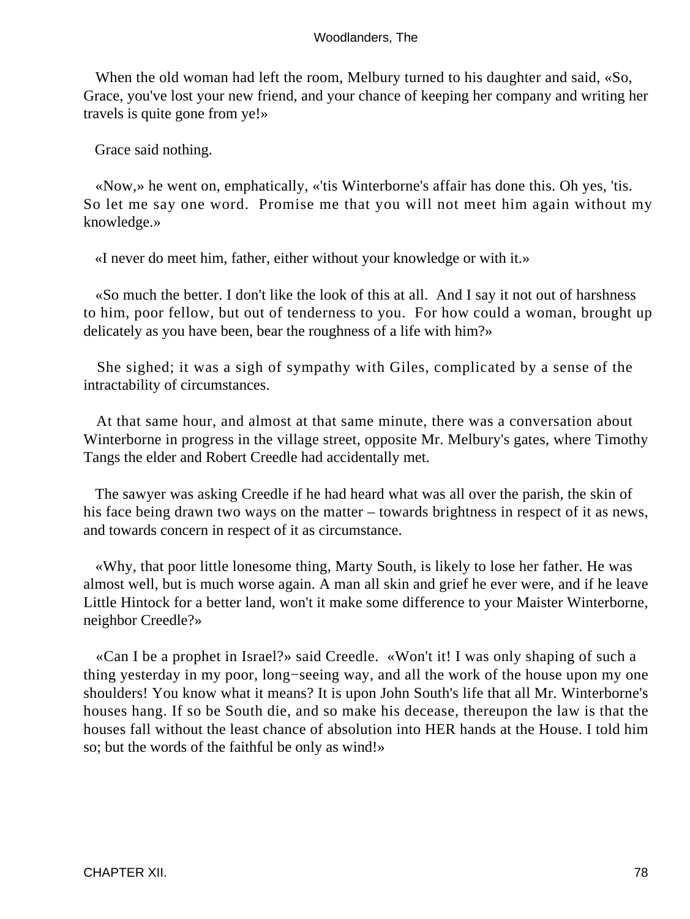When the old woman had left the room, Melbury turned to his daughter and said, «So, Grace, you've lost your new friend, and your chance of keeping her company and writing her travels is quite gone from ye!»

Grace said nothing.

«Now,» he went on, emphatically, «'tis Winterborne's affair has done this. Oh yes, 'tis. So let me say one word. Promise me that you will not meet him again without my knowledge.»

«I never do meet him, father, either without your knowledge or with it.»

«So much the better. I don't like the look of this at all. And I say it not out of harshness to him, poor fellow, but out of tenderness to you. For how could a woman, brought up delicately as you have been, bear the roughness of a life with him?»

She sighed; it was a sigh of sympathy with Giles, complicated by a sense of the intractability of circumstances.

At that same hour, and almost at that same minute, there was a conversation about Winterborne in progress in the village street, opposite Mr. Melbury's gates, where Timothy Tangs the elder and Robert Creedle had accidentally met.

The sawyer was asking Creedle if he had heard what was all over the parish, the skin of his face being drawn two ways on the matter – towards brightness in respect of it as news, and towards concern in respect of it as circumstance.

«Why, that poor little lonesome thing, Marty South, is likely to lose her father. He was almost well, but is much worse again. A man all skin and grief he ever were, and if he leave Little Hintock for a better land, won't it make some difference to your Maister Winterborne, neighbor Creedle?»

«Can I be a prophet in Israel?» said Creedle. «Won't it! I was only shaping of such a thing yesterday in my poor, long−seeing way, and all the work of the house upon my one shoulders! You know what it means? It is upon John South's life that all Mr. Winterborne's houses hang. If so be South die, and so make his decease, thereupon the law is that the houses fall without the least chance of absolution into HER hands at the House. I told him so; but the words of the faithful be only as wind!»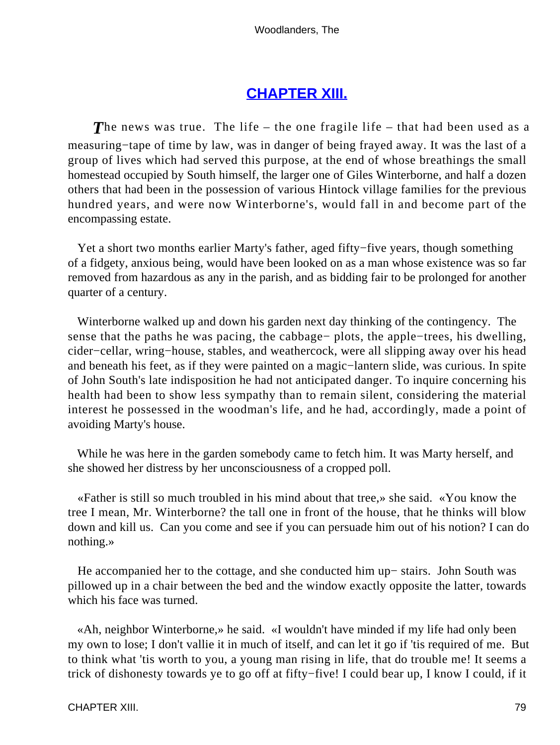## CHAPTER XIII.

The news was true. The life – the one fragile life – that had been used as a measuring−tape of time by law, was in danger of being frayed away. It was the last of a group of lives which had served this purpose, at the end of whose breathings the small homestead occupied by South himself, the larger one of Giles Winterborne, and half a dozen others that had been in the possession of various Hintock village families for the previous hundred years, and were now Winterborne's, would fall in and become part of the encompassing estate.

Yet a short two months earlier Marty's father, aged fifty−five years, though something of a fidgety, anxious being, would have been looked on as a man whose existence was so far removed from hazardous as any in the parish, and as bidding fair to be prolonged for another quarter of a century.

Winterborne walked up and down his garden next day thinking of the contingency. The sense that the paths he was pacing, the cabbage− plots, the apple−trees, his dwelling, cider−cellar, wring−house, stables, and weathercock, were all slipping away over his head and beneath his feet, as if they were painted on a magic−lantern slide, was curious. In spite of John South's late indisposition he had not anticipated danger. To inquire concerning his health had been to show less sympathy than to remain silent, considering the material interest he possessed in the woodman's life, and he had, accordingly, made a point of avoiding Marty's house.

While he was here in the garden somebody came to fetch him. It was Marty herself, and she showed her distress by her unconsciousness of a cropped poll.

«Father is still so much troubled in his mind about that tree,» she said. «You know the tree I mean, Mr. Winterborne? the tall one in front of the house, that he thinks will blow down and kill us. Can you come and see if you can persuade him out of his notion? I can do nothing.»

He accompanied her to the cottage, and she conducted him up− stairs. John South was pillowed up in a chair between the bed and the window exactly opposite the latter, towards which his face was turned.

«Ah, neighbor Winterborne,» he said. «I wouldn't have minded if my life had only been my own to lose; I don't vallie it in much of itself, and can let it go if 'tis required of me. But to think what 'tis worth to you, a young man rising in life, that do trouble me! It seems a trick of dishonesty towards ye to go off at fifty−five! I could bear up, I know I could, if it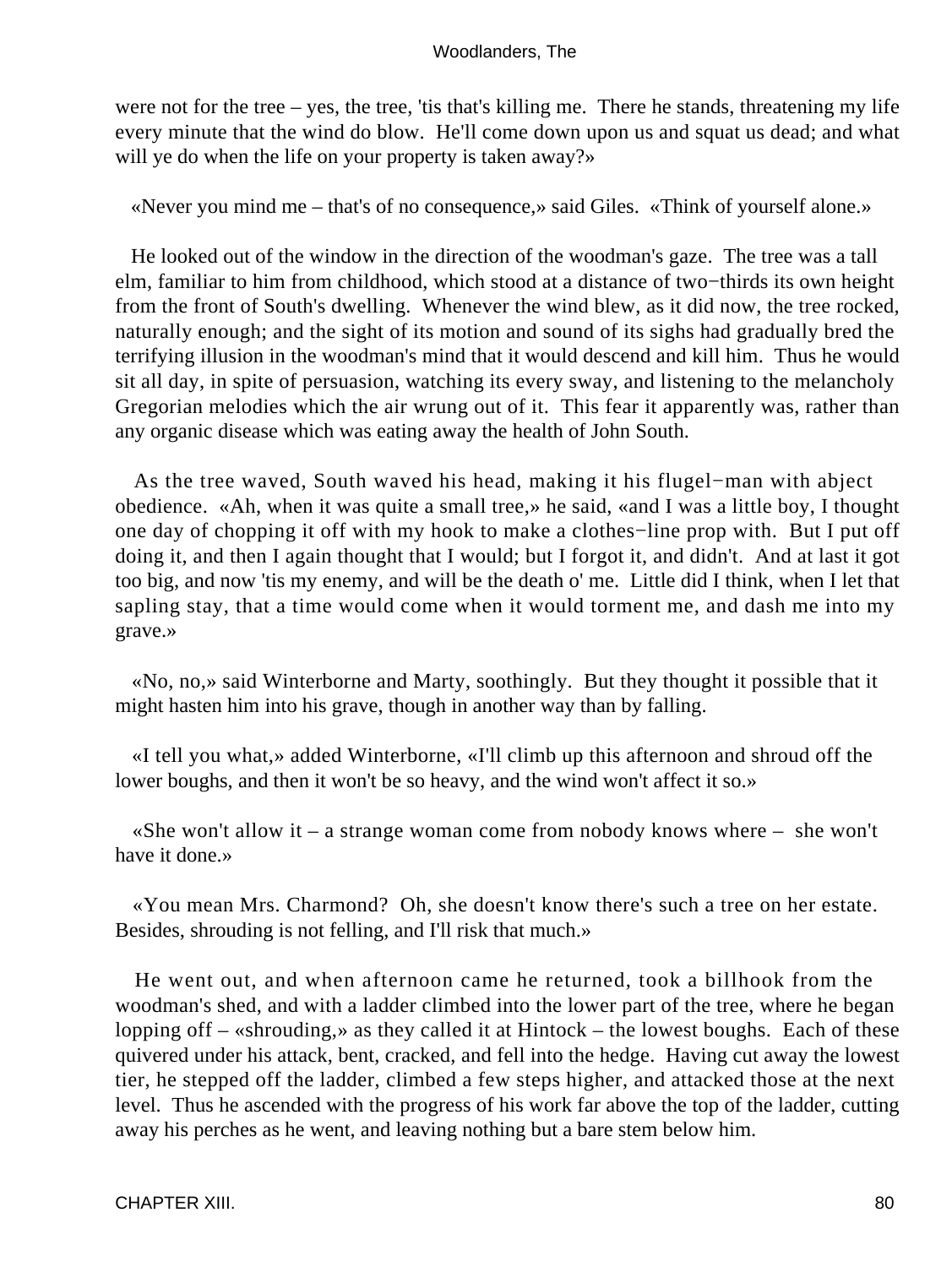were not for the tree – yes, the tree, 'tis that's killing me. There he stands, threatening my life every minute that the wind do blow. He'll come down upon us and squat us dead; and what will ye do when the life on your property is taken away?»

«Never you mind me – that's of no consequence,» said Giles. «Think of yourself alone.»

He looked out of the window in the direction of the woodman's gaze. The tree was a tall elm, familiar to him from childhood, which stood at a distance of two−thirds its own height from the front of South's dwelling. Whenever the wind blew, as it did now, the tree rocked, naturally enough; and the sight of its motion and sound of its sighs had gradually bred the terrifying illusion in the woodman's mind that it would descend and kill him. Thus he would sit all day, in spite of persuasion, watching its every sway, and listening to the melancholy Gregorian melodies which the air wrung out of it. This fear it apparently was, rather than any organic disease which was eating away the health of John South.

As the tree waved, South waved his head, making it his flugel−man with abject obedience. «Ah, when it was quite a small tree,» he said, «and I was a little boy, I thought one day of chopping it off with my hook to make a clothes−line prop with. But I put off doing it, and then I again thought that I would; but I forgot it, and didn't. And at last it got too big, and now 'tis my enemy, and will be the death o' me. Little did I think, when I let that sapling stay, that a time would come when it would torment me, and dash me into my grave.»

«No, no,» said Winterborne and Marty, soothingly. But they thought it possible that it might hasten him into his grave, though in another way than by falling.

«I tell you what,» added Winterborne, «I'll climb up this afternoon and shroud off the lower boughs, and then it won't be so heavy, and the wind won't affect it so.»

«She won't allow it – a strange woman come from nobody knows where – she won't have it done.»

«You mean Mrs. Charmond? Oh, she doesn't know there's such a tree on her estate. Besides, shrouding is not felling, and I'll risk that much.»

He went out, and when afternoon came he returned, took a billhook from the woodman's shed, and with a ladder climbed into the lower part of the tree, where he began lopping off – «shrouding,» as they called it at Hintock – the lowest boughs. Each of these quivered under his attack, bent, cracked, and fell into the hedge. Having cut away the lowest tier, he stepped off the ladder, climbed a few steps higher, and attacked those at the next level. Thus he ascended with the progress of his work far above the top of the ladder, cutting away his perches as he went, and leaving nothing but a bare stem below him.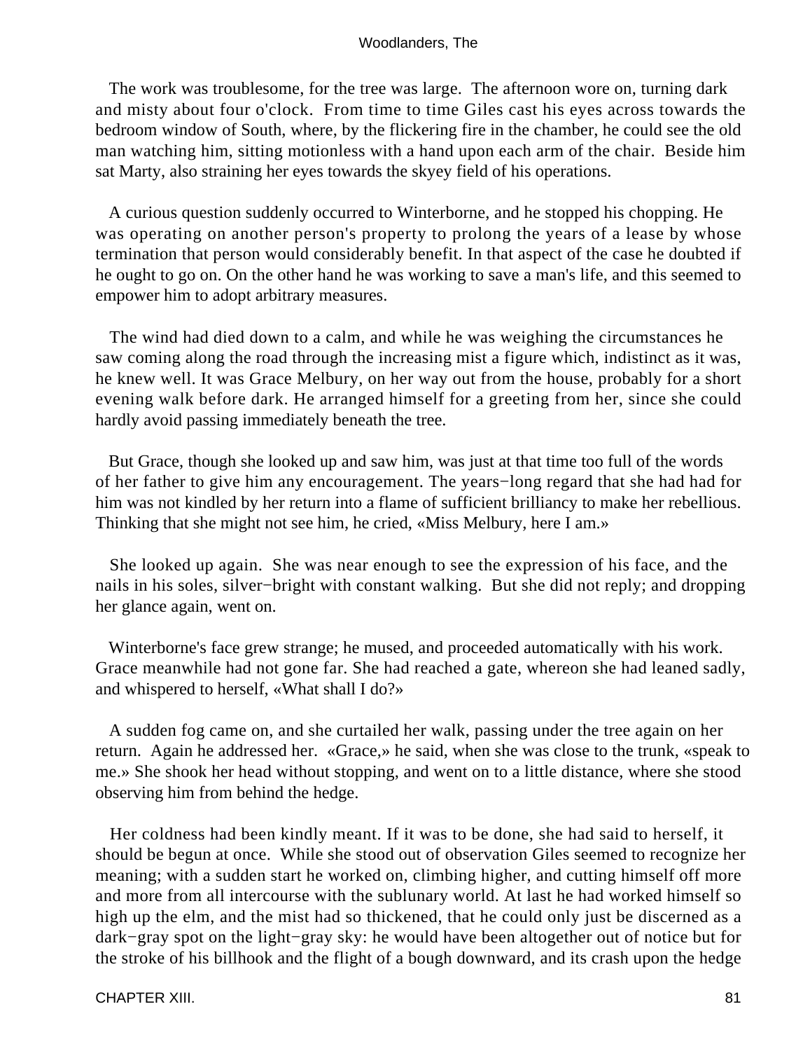The work was troublesome, for the tree was large. The afternoon wore on, turning dark and misty about four o'clock. From time to time Giles cast his eyes across towards the bedroom window of South, where, by the flickering fire in the chamber, he could see the old man watching him, sitting motionless with a hand upon each arm of the chair. Beside him sat Marty, also straining her eyes towards the skyey field of his operations.

A curious question suddenly occurred to Winterborne, and he stopped his chopping. He was operating on another person's property to prolong the years of a lease by whose termination that person would considerably benefit. In that aspect of the case he doubted if he ought to go on. On the other hand he was working to save a man's life, and this seemed to empower him to adopt arbitrary measures.

The wind had died down to a calm, and while he was weighing the circumstances he saw coming along the road through the increasing mist a figure which, indistinct as it was, he knew well. It was Grace Melbury, on her way out from the house, probably for a short evening walk before dark. He arranged himself for a greeting from her, since she could hardly avoid passing immediately beneath the tree.

But Grace, though she looked up and saw him, was just at that time too full of the words of her father to give him any encouragement. The years−long regard that she had had for him was not kindled by her return into a flame of sufficient brilliancy to make her rebellious. Thinking that she might not see him, he cried, «Miss Melbury, here I am.»

She looked up again. She was near enough to see the expression of his face, and the nails in his soles, silver−bright with constant walking. But she did not reply; and dropping her glance again, went on.

Winterborne's face grew strange; he mused, and proceeded automatically with his work. Grace meanwhile had not gone far. She had reached a gate, whereon she had leaned sadly, and whispered to herself, «What shall I do?»

A sudden fog came on, and she curtailed her walk, passing under the tree again on her return. Again he addressed her. «Grace,» he said, when she was close to the trunk, «speak to me.» She shook her head without stopping, and went on to a little distance, where she stood observing him from behind the hedge.

Her coldness had been kindly meant. If it was to be done, she had said to herself, it should be begun at once. While she stood out of observation Giles seemed to recognize her meaning; with a sudden start he worked on, climbing higher, and cutting himself off more and more from all intercourse with the sublunary world. At last he had worked himself so high up the elm, and the mist had so thickened, that he could only just be discerned as a dark−gray spot on the light−gray sky: he would have been altogether out of notice but for the stroke of his billhook and the flight of a bough downward, and its crash upon the hedge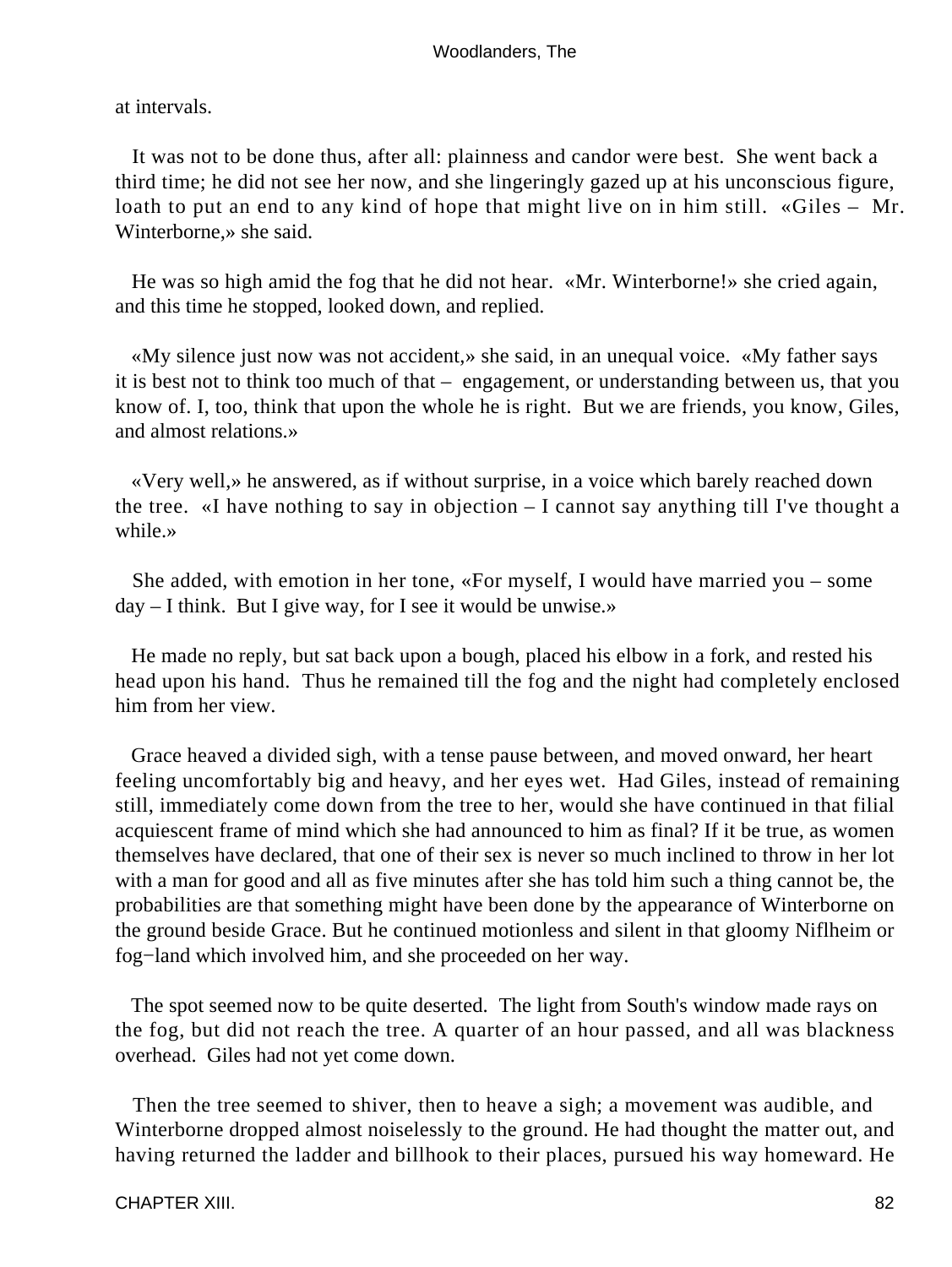at intervals.

It was not to be done thus, after all: plainness and candor were best. She went back a third time; he did not see her now, and she lingeringly gazed up at his unconscious figure, loath to put an end to any kind of hope that might live on in him still. «Giles – Mr. Winterborne,» she said.

He was so high amid the fog that he did not hear. «Mr. Winterborne!» she cried again, and this time he stopped, looked down, and replied.

«My silence just now was not accident,» she said, in an unequal voice. «My father says it is best not to think too much of that – engagement, or understanding between us, that you know of. I, too, think that upon the whole he is right. But we are friends, you know, Giles, and almost relations.»

«Very well,» he answered, as if without surprise, in a voice which barely reached down the tree. «I have nothing to say in objection – I cannot say anything till I've thought a while.»

She added, with emotion in her tone, «For myself, I would have married you – some day – I think. But I give way, for I see it would be unwise.»

He made no reply, but sat back upon a bough, placed his elbow in a fork, and rested his head upon his hand. Thus he remained till the fog and the night had completely enclosed him from her view.

Grace heaved a divided sigh, with a tense pause between, and moved onward, her heart feeling uncomfortably big and heavy, and her eyes wet. Had Giles, instead of remaining still, immediately come down from the tree to her, would she have continued in that filial acquiescent frame of mind which she had announced to him as final? If it be true, as women themselves have declared, that one of their sex is never so much inclined to throw in her lot with a man for good and all as five minutes after she has told him such a thing cannot be, the probabilities are that something might have been done by the appearance of Winterborne on the ground beside Grace. But he continued motionless and silent in that gloomy Niflheim or fog-land which involved him, and she proceeded on her way.

The spot seemed now to be quite deserted. The light from South's window made rays on the fog, but did not reach the tree. A quarter of an hour passed, and all was blackness overhead. Giles had not yet come down.

Then the tree seemed to shiver, then to heave a sigh; a movement was audible, and Winterborne dropped almost noiselessly to the ground. He had thought the matter out, and having returned the ladder and billhook to their places, pursued his way homeward. He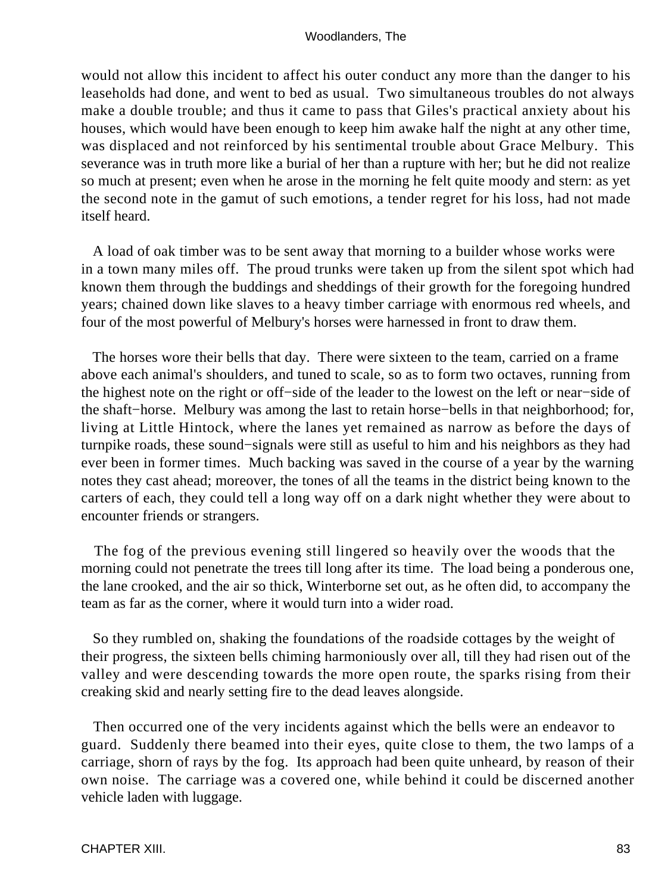would not allow this incident to affect his outer conduct any more than the danger to his leaseholds had done, and went to bed as usual. Two simultaneous troubles do not always make a double trouble; and thus it came to pass that Giles's practical anxiety about his houses, which would have been enough to keep him awake half the night at any other time, was displaced and not reinforced by his sentimental trouble about Grace Melbury. This severance was in truth more like a burial of her than a rupture with her; but he did not realize so much at present; even when he arose in the morning he felt quite moody and stern: as yet the second note in the gamut of such emotions, a tender regret for his loss, had not made itself heard.

A load of oak timber was to be sent away that morning to a builder whose works were in a town many miles off. The proud trunks were taken up from the silent spot which had known them through the buddings and sheddings of their growth for the foregoing hundred years; chained down like slaves to a heavy timber carriage with enormous red wheels, and four of the most powerful of Melbury's horses were harnessed in front to draw them.

The horses wore their bells that day. There were sixteen to the team, carried on a frame above each animal's shoulders, and tuned to scale, so as to form two octaves, running from the highest note on the right or off−side of the leader to the lowest on the left or near−side of the shaft−horse. Melbury was among the last to retain horse−bells in that neighborhood; for, living at Little Hintock, where the lanes yet remained as narrow as before the days of turnpike roads, these sound−signals were still as useful to him and his neighbors as they had ever been in former times. Much backing was saved in the course of a year by the warning notes they cast ahead; moreover, the tones of all the teams in the district being known to the carters of each, they could tell a long way off on a dark night whether they were about to encounter friends or strangers.

The fog of the previous evening still lingered so heavily over the woods that the morning could not penetrate the trees till long after its time. The load being a ponderous one, the lane crooked, and the air so thick, Winterborne set out, as he often did, to accompany the team as far as the corner, where it would turn into a wider road.

So they rumbled on, shaking the foundations of the roadside cottages by the weight of their progress, the sixteen bells chiming harmoniously over all, till they had risen out of the valley and were descending towards the more open route, the sparks rising from their creaking skid and nearly setting fire to the dead leaves alongside.

Then occurred one of the very incidents against which the bells were an endeavor to guard. Suddenly there beamed into their eyes, quite close to them, the two lamps of a carriage, shorn of rays by the fog. Its approach had been quite unheard, by reason of their own noise. The carriage was a covered one, while behind it could be discerned another vehicle laden with luggage.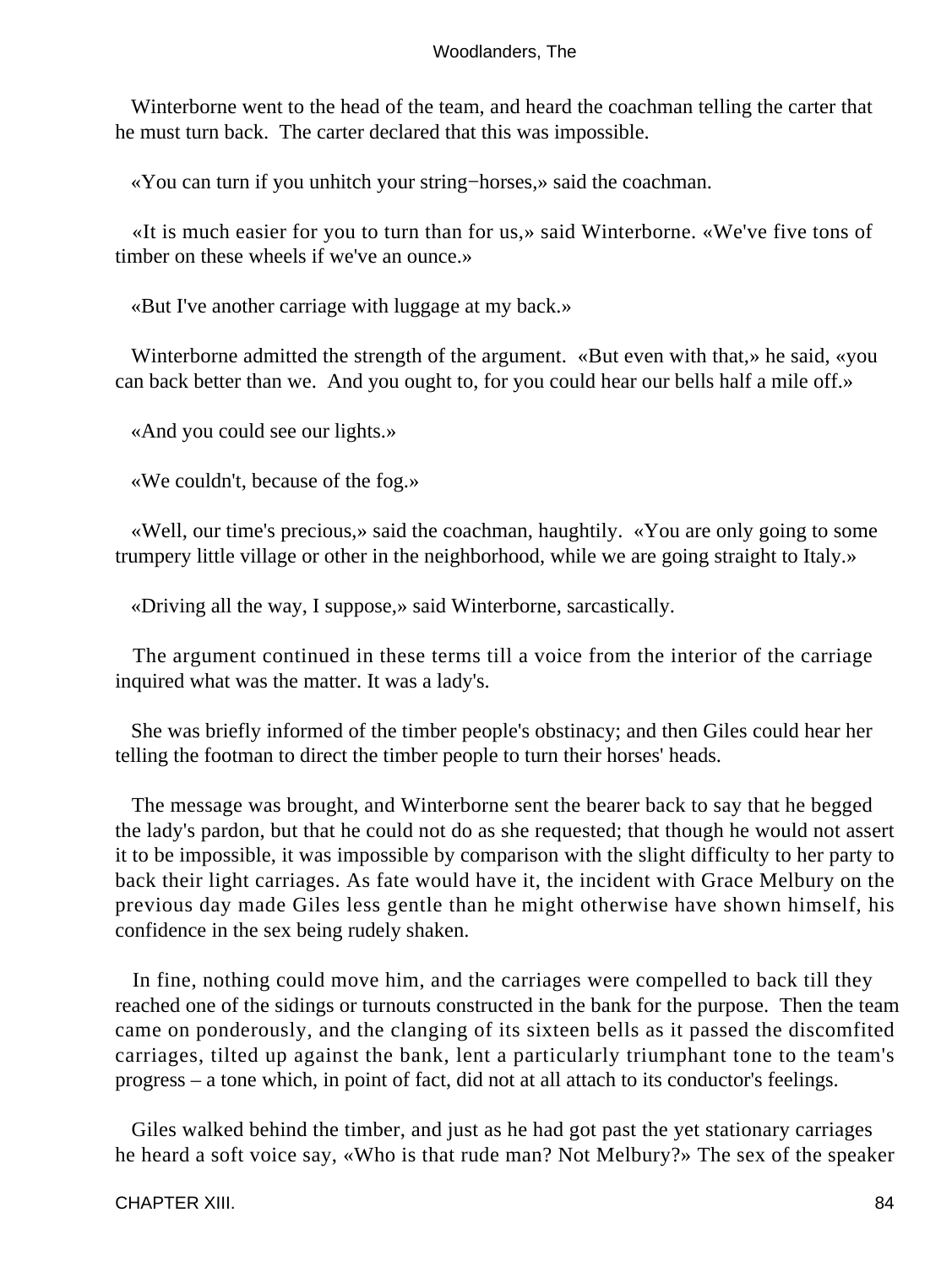Winterborne went to the head of the team, and heard the coachman telling the carter that he must turn back. The carter declared that this was impossible.

«You can turn if you unhitch your string−horses,» said the coachman.

«It is much easier for you to turn than for us,» said Winterborne. «We've five tons of timber on these wheels if we've an ounce.»

«But I've another carriage with luggage at my back.»

Winterborne admitted the strength of the argument. «But even with that,» he said, «you can back better than we. And you ought to, for you could hear our bells half a mile off.»

«And you could see our lights.»

«We couldn't, because of the fog.»

«Well, our time's precious,» said the coachman, haughtily. «You are only going to some trumpery little village or other in the neighborhood, while we are going straight to Italy.»

«Driving all the way, I suppose,» said Winterborne, sarcastically.

The argument continued in these terms till a voice from the interior of the carriage inquired what was the matter. It was a lady's.

She was briefly informed of the timber people's obstinacy; and then Giles could hear her telling the footman to direct the timber people to turn their horses' heads.

The message was brought, and Winterborne sent the bearer back to say that he begged the lady's pardon, but that he could not do as she requested; that though he would not assert it to be impossible, it was impossible by comparison with the slight difficulty to her party to back their light carriages. As fate would have it, the incident with Grace Melbury on the previous day made Giles less gentle than he might otherwise have shown himself, his confidence in the sex being rudely shaken.

In fine, nothing could move him, and the carriages were compelled to back till they reached one of the sidings or turnouts constructed in the bank for the purpose. Then the team came on ponderously, and the clanging of its sixteen bells as it passed the discomfited carriages, tilted up against the bank, lent a particularly triumphant tone to the team's progress – a tone which, in point of fact, did not at all attach to its conductor's feelings.

Giles walked behind the timber, and just as he had got past the yet stationary carriages he heard a soft voice say, «Who is that rude man? Not Melbury?» The sex of the speaker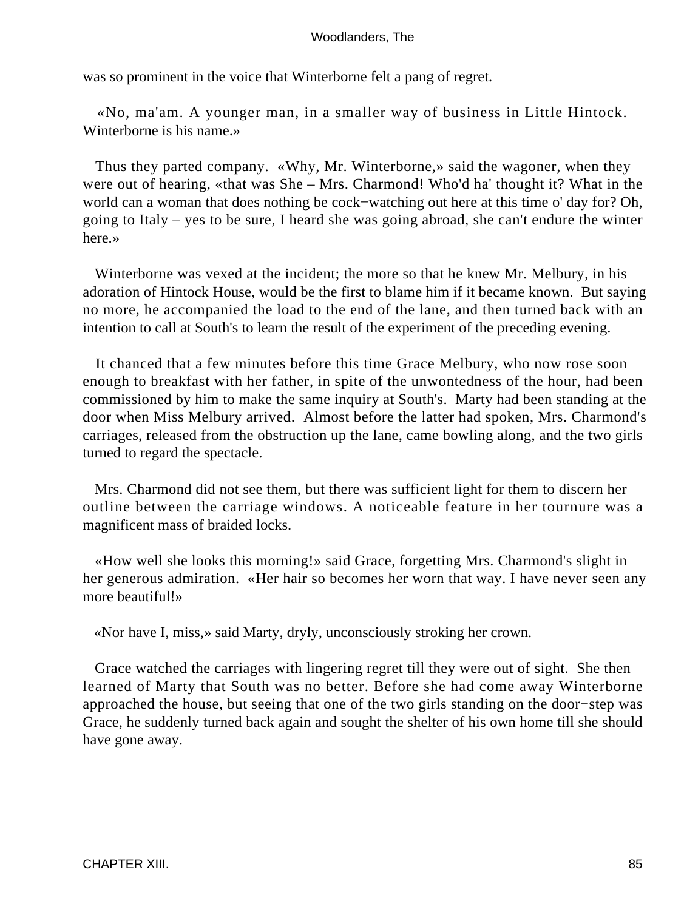was so prominent in the voice that Winterborne felt a pang of regret.

«No, ma'am. A younger man, in a smaller way of business in Little Hintock. Winterborne is his name.»

Thus they parted company. «Why, Mr. Winterborne,» said the wagoner, when they were out of hearing, «that was She – Mrs. Charmond! Who'd ha' thought it? What in the world can a woman that does nothing be cock−watching out here at this time o' day for? Oh, going to Italy – yes to be sure, I heard she was going abroad, she can't endure the winter here.»

Winterborne was vexed at the incident; the more so that he knew Mr. Melbury, in his adoration of Hintock House, would be the first to blame him if it became known. But saying no more, he accompanied the load to the end of the lane, and then turned back with an intention to call at South's to learn the result of the experiment of the preceding evening.

It chanced that a few minutes before this time Grace Melbury, who now rose soon enough to breakfast with her father, in spite of the unwontedness of the hour, had been commissioned by him to make the same inquiry at South's. Marty had been standing at the door when Miss Melbury arrived. Almost before the latter had spoken, Mrs. Charmond's carriages, released from the obstruction up the lane, came bowling along, and the two girls turned to regard the spectacle.

Mrs. Charmond did not see them, but there was sufficient light for them to discern her outline between the carriage windows. A noticeable feature in her tournure was a magnificent mass of braided locks.

«How well she looks this morning!» said Grace, forgetting Mrs. Charmond's slight in her generous admiration. «Her hair so becomes her worn that way. I have never seen any more beautiful!»

«Nor have I, miss,» said Marty, dryly, unconsciously stroking her crown.

Grace watched the carriages with lingering regret till they were out of sight. She then learned of Marty that South was no better. Before she had come away Winterborne approached the house, but seeing that one of the two girls standing on the door−step was Grace, he suddenly turned back again and sought the shelter of his own home till she should have gone away.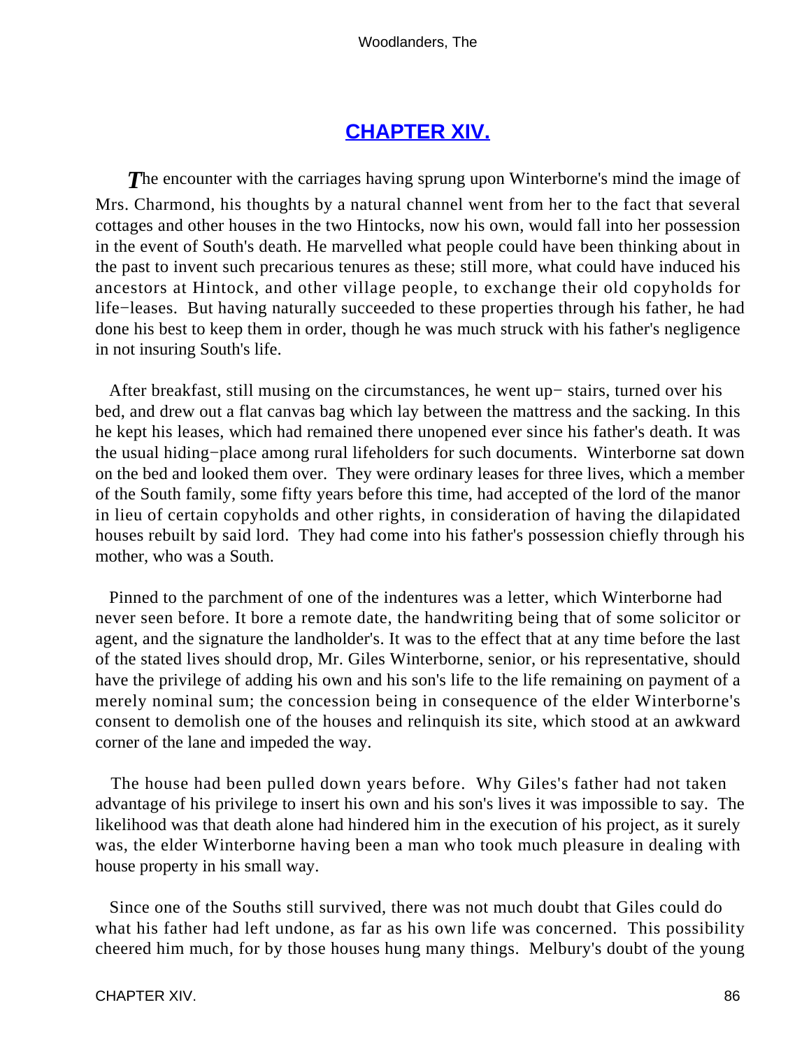## CHAPTER XIV.

The encounter with the carriages having sprung upon Winterborne's mind the image of Mrs. Charmond, his thoughts by a natural channel went from her to the fact that several cottages and other houses in the two Hintocks, now his own, would fall into her possession in the event of South's death. He marvelled what people could have been thinking about in the past to invent such precarious tenures as these; still more, what could have induced his ancestors at Hintock, and other village people, to exchange their old copyholds for life−leases. But having naturally succeeded to these properties through his father, he had done his best to keep them in order, though he was much struck with his father's negligence in not insuring South's life.

After breakfast, still musing on the circumstances, he went up− stairs, turned over his bed, and drew out a flat canvas bag which lay between the mattress and the sacking. In this he kept his leases, which had remained there unopened ever since his father's death. It was the usual hiding−place among rural lifeholders for such documents. Winterborne sat down on the bed and looked them over. They were ordinary leases for three lives, which a member of the South family, some fifty years before this time, had accepted of the lord of the manor in lieu of certain copyholds and other rights, in consideration of having the dilapidated houses rebuilt by said lord. They had come into his father's possession chiefly through his mother, who was a South.

Pinned to the parchment of one of the indentures was a letter, which Winterborne had never seen before. It bore a remote date, the handwriting being that of some solicitor or agent, and the signature the landholder's. It was to the effect that at any time before the last of the stated lives should drop, Mr. Giles Winterborne, senior, or his representative, should have the privilege of adding his own and his son's life to the life remaining on payment of a merely nominal sum; the concession being in consequence of the elder Winterborne's consent to demolish one of the houses and relinquish its site, which stood at an awkward corner of the lane and impeded the way.

The house had been pulled down years before. Why Giles's father had not taken advantage of his privilege to insert his own and his son's lives it was impossible to say. The likelihood was that death alone had hindered him in the execution of his project, as it surely was, the elder Winterborne having been a man who took much pleasure in dealing with house property in his small way.

Since one of the Souths still survived, there was not much doubt that Giles could do what his father had left undone, as far as his own life was concerned. This possibility cheered him much, for by those houses hung many things. Melbury's doubt of the young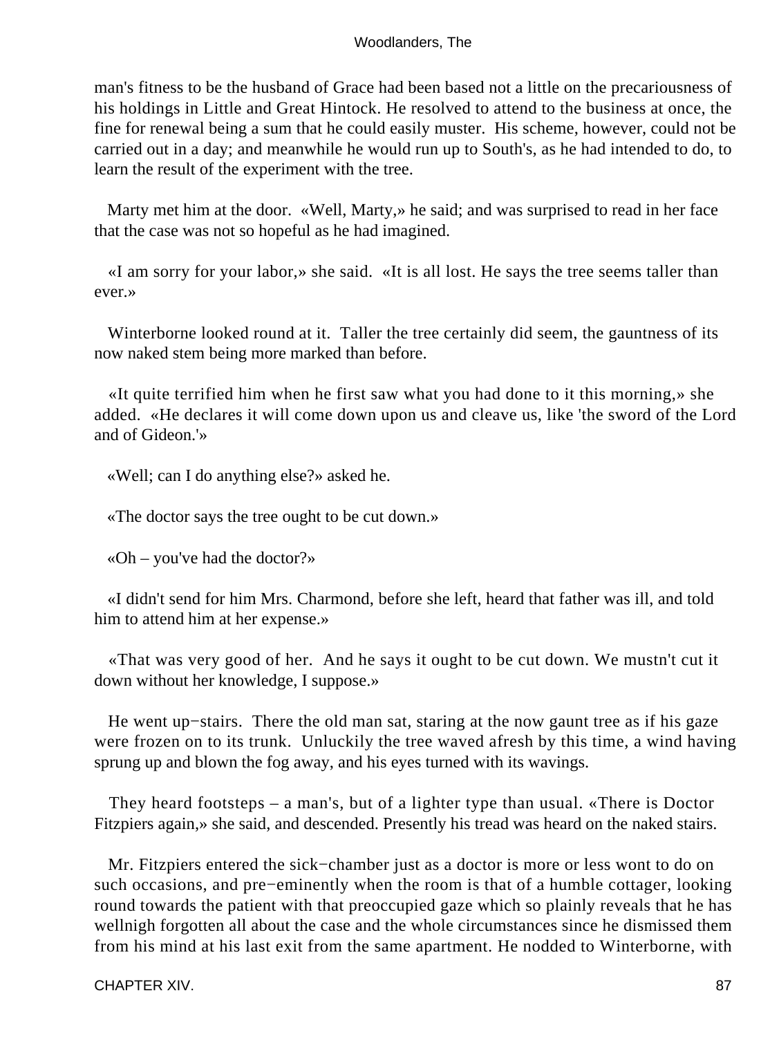man's fitness to be the husband of Grace had been based not a little on the precariousness of his holdings in Little and Great Hintock. He resolved to attend to the business at once, the fine for renewal being a sum that he could easily muster. His scheme, however, could not be carried out in a day; and meanwhile he would run up to South's, as he had intended to do, to learn the result of the experiment with the tree.

Marty met him at the door. «Well, Marty,» he said; and was surprised to read in her face that the case was not so hopeful as he had imagined.

«I am sorry for your labor,» she said. «It is all lost. He says the tree seems taller than ever.»

Winterborne looked round at it. Taller the tree certainly did seem, the gauntness of its now naked stem being more marked than before.

«It quite terrified him when he first saw what you had done to it this morning,» she added. «He declares it will come down upon us and cleave us, like 'the sword of the Lord and of Gideon.'»

«Well; can I do anything else?» asked he.

«The doctor says the tree ought to be cut down.»

«Oh – you've had the doctor?»

«I didn't send for him Mrs. Charmond, before she left, heard that father was ill, and told him to attend him at her expense.»

«That was very good of her. And he says it ought to be cut down. We mustn't cut it down without her knowledge, I suppose.»

He went up−stairs. There the old man sat, staring at the now gaunt tree as if his gaze were frozen on to its trunk. Unluckily the tree waved afresh by this time, a wind having sprung up and blown the fog away, and his eyes turned with its wavings.

They heard footsteps – a man's, but of a lighter type than usual. «There is Doctor Fitzpiers again,» she said, and descended. Presently his tread was heard on the naked stairs.

Mr. Fitzpiers entered the sick−chamber just as a doctor is more or less wont to do on such occasions, and pre−eminently when the room is that of a humble cottager, looking round towards the patient with that preoccupied gaze which so plainly reveals that he has wellnigh forgotten all about the case and the whole circumstances since he dismissed them from his mind at his last exit from the same apartment. He nodded to Winterborne, with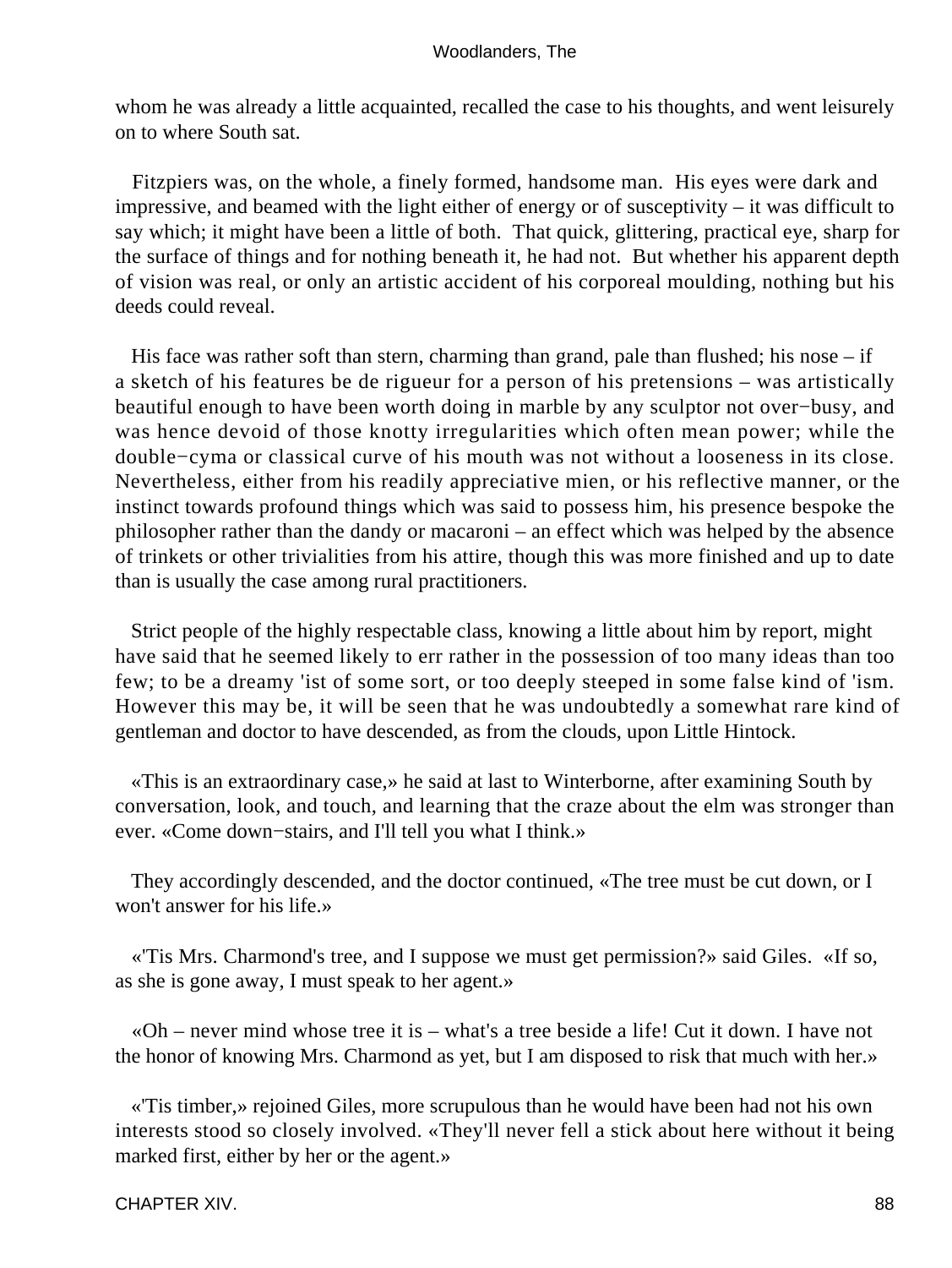whom he was already a little acquainted, recalled the case to his thoughts, and went leisurely on to where South sat.

Fitzpiers was, on the whole, a finely formed, handsome man. His eyes were dark and impressive, and beamed with the light either of energy or of susceptivity – it was difficult to say which; it might have been a little of both. That quick, glittering, practical eye, sharp for the surface of things and for nothing beneath it, he had not. But whether his apparent depth of vision was real, or only an artistic accident of his corporeal moulding, nothing but his deeds could reveal.

His face was rather soft than stern, charming than grand, pale than flushed; his nose – if a sketch of his features be de rigueur for a person of his pretensions – was artistically beautiful enough to have been worth doing in marble by any sculptor not over−busy, and was hence devoid of those knotty irregularities which often mean power; while the double−cyma or classical curve of his mouth was not without a looseness in its close. Nevertheless, either from his readily appreciative mien, or his reflective manner, or the instinct towards profound things which was said to possess him, his presence bespoke the philosopher rather than the dandy or macaroni – an effect which was helped by the absence of trinkets or other trivialities from his attire, though this was more finished and up to date than is usually the case among rural practitioners.

Strict people of the highly respectable class, knowing a little about him by report, might have said that he seemed likely to err rather in the possession of too many ideas than too few; to be a dreamy 'ist of some sort, or too deeply steeped in some false kind of 'ism. However this may be, it will be seen that he was undoubtedly a somewhat rare kind of gentleman and doctor to have descended, as from the clouds, upon Little Hintock.

«This is an extraordinary case,» he said at last to Winterborne, after examining South by conversation, look, and touch, and learning that the craze about the elm was stronger than ever. «Come down−stairs, and I'll tell you what I think.»

They accordingly descended, and the doctor continued, «The tree must be cut down, or I won't answer for his life.»

«'Tis Mrs. Charmond's tree, and I suppose we must get permission?» said Giles. «If so, as she is gone away, I must speak to her agent.»

«Oh – never mind whose tree it is – what's a tree beside a life! Cut it down. I have not the honor of knowing Mrs. Charmond as yet, but I am disposed to risk that much with her.»

«'Tis timber,» rejoined Giles, more scrupulous than he would have been had not his own interests stood so closely involved. «They'll never fell a stick about here without it being marked first, either by her or the agent.»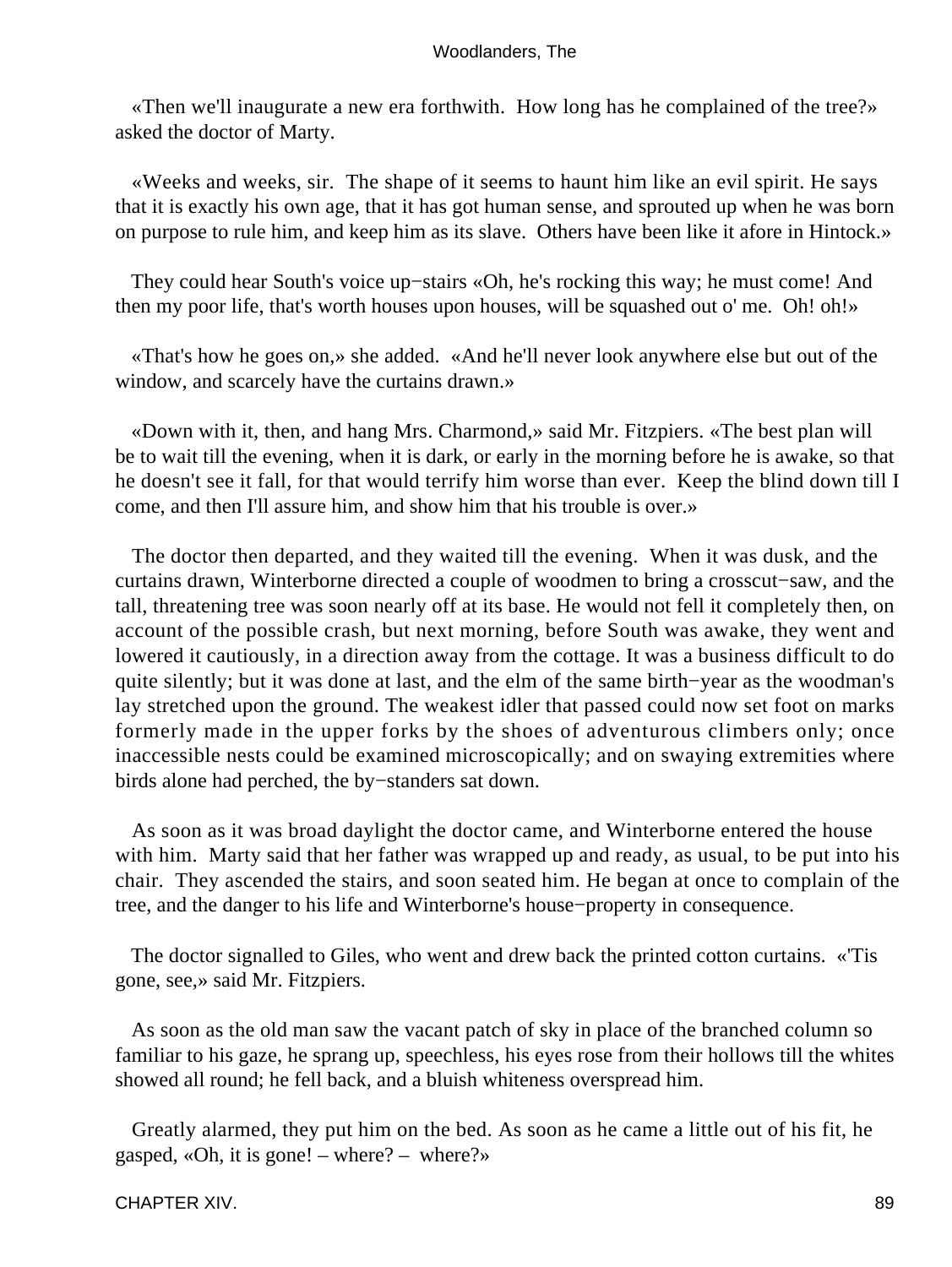«Then we'll inaugurate a new era forthwith. How long has he complained of the tree?» asked the doctor of Marty.

«Weeks and weeks, sir. The shape of it seems to haunt him like an evil spirit. He says that it is exactly his own age, that it has got human sense, and sprouted up when he was born on purpose to rule him, and keep him as its slave. Others have been like it afore in Hintock.»

They could hear South's voice up−stairs «Oh, he's rocking this way; he must come! And then my poor life, that's worth houses upon houses, will be squashed out o' me. Oh! oh!»

«That's how he goes on,» she added. «And he'll never look anywhere else but out of the window, and scarcely have the curtains drawn.»

«Down with it, then, and hang Mrs. Charmond,» said Mr. Fitzpiers. «The best plan will be to wait till the evening, when it is dark, or early in the morning before he is awake, so that he doesn't see it fall, for that would terrify him worse than ever. Keep the blind down till I come, and then I'll assure him, and show him that his trouble is over.»

The doctor then departed, and they waited till the evening. When it was dusk, and the curtains drawn, Winterborne directed a couple of woodmen to bring a crosscut−saw, and the tall, threatening tree was soon nearly off at its base. He would not fell it completely then, on account of the possible crash, but next morning, before South was awake, they went and lowered it cautiously, in a direction away from the cottage. It was a business difficult to do quite silently; but it was done at last, and the elm of the same birth−year as the woodman's lay stretched upon the ground. The weakest idler that passed could now set foot on marks formerly made in the upper forks by the shoes of adventurous climbers only; once inaccessible nests could be examined microscopically; and on swaying extremities where birds alone had perched, the by−standers sat down.

As soon as it was broad daylight the doctor came, and Winterborne entered the house with him. Marty said that her father was wrapped up and ready, as usual, to be put into his chair. They ascended the stairs, and soon seated him. He began at once to complain of the tree, and the danger to his life and Winterborne's house−property in consequence.

The doctor signalled to Giles, who went and drew back the printed cotton curtains. «'Tis gone, see,» said Mr. Fitzpiers.

As soon as the old man saw the vacant patch of sky in place of the branched column so familiar to his gaze, he sprang up, speechless, his eyes rose from their hollows till the whites showed all round; he fell back, and a bluish whiteness overspread him.

Greatly alarmed, they put him on the bed. As soon as he came a little out of his fit, he gasped, «Oh, it is gone! – where? – where?»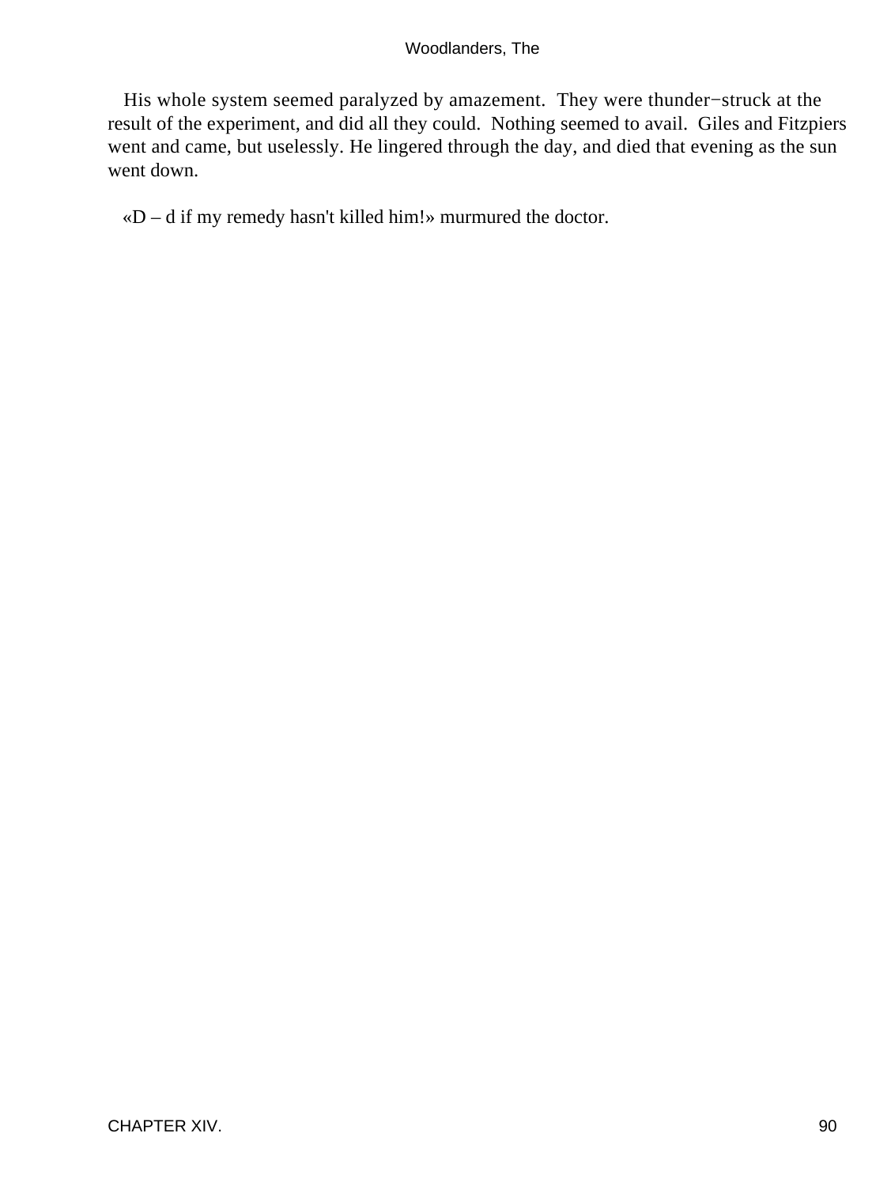His whole system seemed paralyzed by amazement. They were thunder−struck at the result of the experiment, and did all they could. Nothing seemed to avail. Giles and Fitzpiers went and came, but uselessly. He lingered through the day, and died that evening as the sun went down.

«D – d if my remedy hasn't killed him!» murmured the doctor.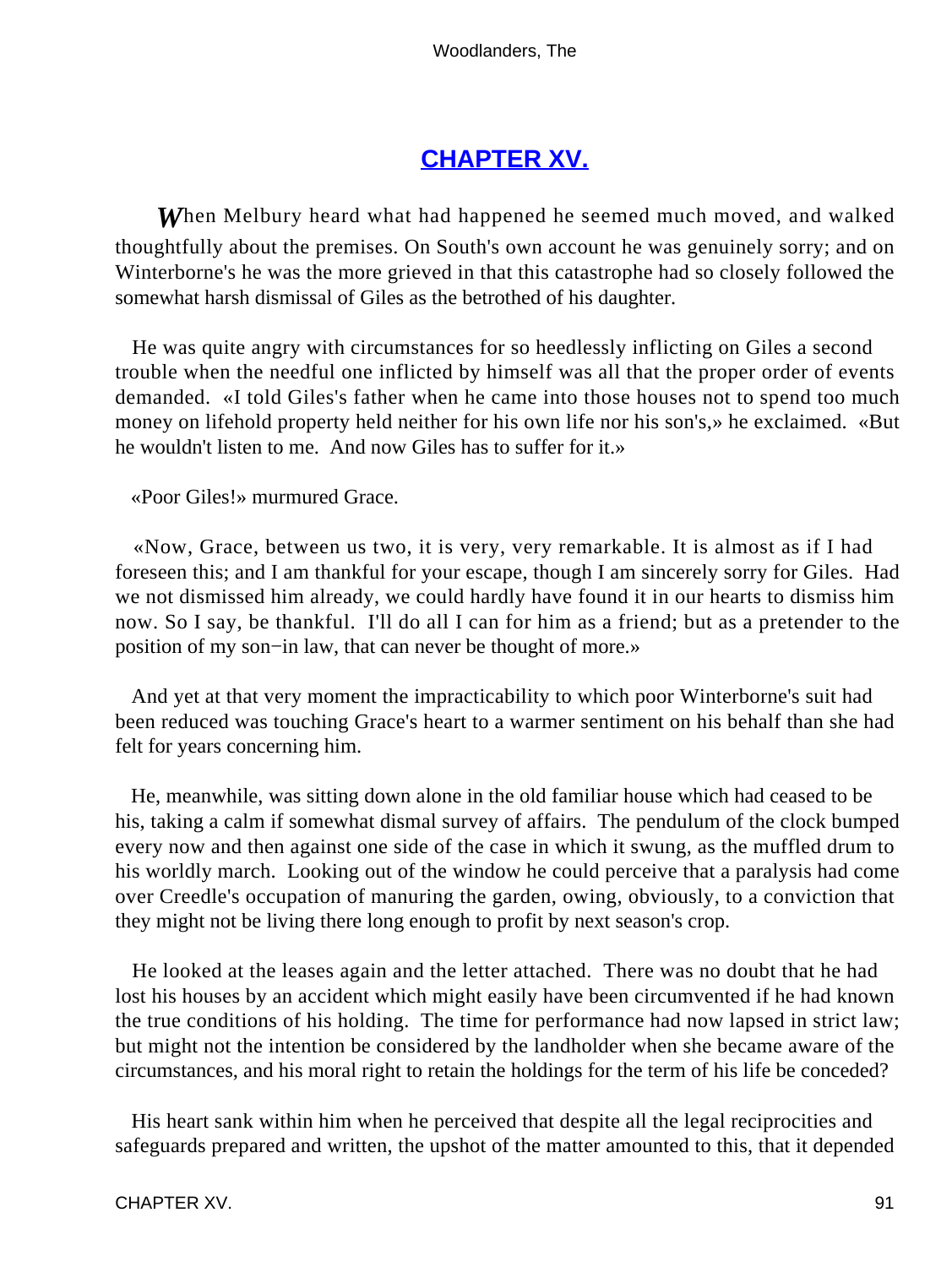## CHAPTER XV.

*W*hen Melbury heard what had happened he seemed much moved, and walked thoughtfully about the premises. On South's own account he was genuinely sorry; and on Winterborne's he was the more grieved in that this catastrophe had so closely followed the somewhat harsh dismissal of Giles as the betrothed of his daughter.

He was quite angry with circumstances for so heedlessly inflicting on Giles a second trouble when the needful one inflicted by himself was all that the proper order of events demanded. «I told Giles's father when he came into those houses not to spend too much money on lifehold property held neither for his own life nor his son's,» he exclaimed. «But he wouldn't listen to me. And now Giles has to suffer for it.»

«Poor Giles!» murmured Grace.

«Now, Grace, between us two, it is very, very remarkable. It is almost as if I had foreseen this; and I am thankful for your escape, though I am sincerely sorry for Giles. Had we not dismissed him already, we could hardly have found it in our hearts to dismiss him now. So I say, be thankful. I'll do all I can for him as a friend; but as a pretender to the position of my son−in law, that can never be thought of more.»

And yet at that very moment the impracticability to which poor Winterborne's suit had been reduced was touching Grace's heart to a warmer sentiment on his behalf than she had felt for years concerning him.

He, meanwhile, was sitting down alone in the old familiar house which had ceased to be his, taking a calm if somewhat dismal survey of affairs. The pendulum of the clock bumped every now and then against one side of the case in which it swung, as the muffled drum to his worldly march. Looking out of the window he could perceive that a paralysis had come over Creedle's occupation of manuring the garden, owing, obviously, to a conviction that they might not be living there long enough to profit by next season's crop.

He looked at the leases again and the letter attached. There was no doubt that he had lost his houses by an accident which might easily have been circumvented if he had known the true conditions of his holding. The time for performance had now lapsed in strict law; but might not the intention be considered by the landholder when she became aware of the circumstances, and his moral right to retain the holdings for the term of his life be conceded?

His heart sank within him when he perceived that despite all the legal reciprocities and safeguards prepared and written, the upshot of the matter amounted to this, that it depended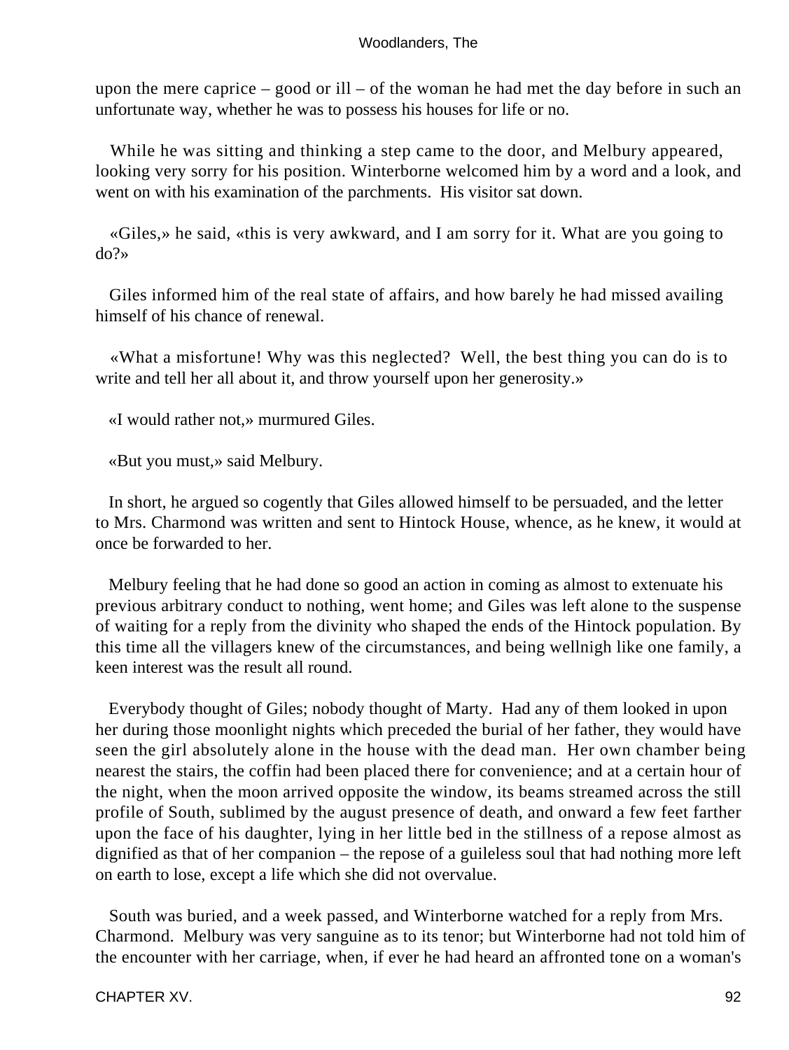upon the mere caprice – good or ill – of the woman he had met the day before in such an unfortunate way, whether he was to possess his houses for life or no.

While he was sitting and thinking a step came to the door, and Melbury appeared, looking very sorry for his position. Winterborne welcomed him by a word and a look, and went on with his examination of the parchments. His visitor sat down.

«Giles,» he said, «this is very awkward, and I am sorry for it. What are you going to do?»

Giles informed him of the real state of affairs, and how barely he had missed availing himself of his chance of renewal.

«What a misfortune! Why was this neglected? Well, the best thing you can do is to write and tell her all about it, and throw yourself upon her generosity.»

«I would rather not,» murmured Giles.

«But you must,» said Melbury.

In short, he argued so cogently that Giles allowed himself to be persuaded, and the letter to Mrs. Charmond was written and sent to Hintock House, whence, as he knew, it would at once be forwarded to her.

Melbury feeling that he had done so good an action in coming as almost to extenuate his previous arbitrary conduct to nothing, went home; and Giles was left alone to the suspense of waiting for a reply from the divinity who shaped the ends of the Hintock population. By this time all the villagers knew of the circumstances, and being wellnigh like one family, a keen interest was the result all round.

Everybody thought of Giles; nobody thought of Marty. Had any of them looked in upon her during those moonlight nights which preceded the burial of her father, they would have seen the girl absolutely alone in the house with the dead man. Her own chamber being nearest the stairs, the coffin had been placed there for convenience; and at a certain hour of the night, when the moon arrived opposite the window, its beams streamed across the still profile of South, sublimed by the august presence of death, and onward a few feet farther upon the face of his daughter, lying in her little bed in the stillness of a repose almost as dignified as that of her companion – the repose of a guileless soul that had nothing more left on earth to lose, except a life which she did not overvalue.

South was buried, and a week passed, and Winterborne watched for a reply from Mrs. Charmond. Melbury was very sanguine as to its tenor; but Winterborne had not told him of the encounter with her carriage, when, if ever he had heard an affronted tone on a woman's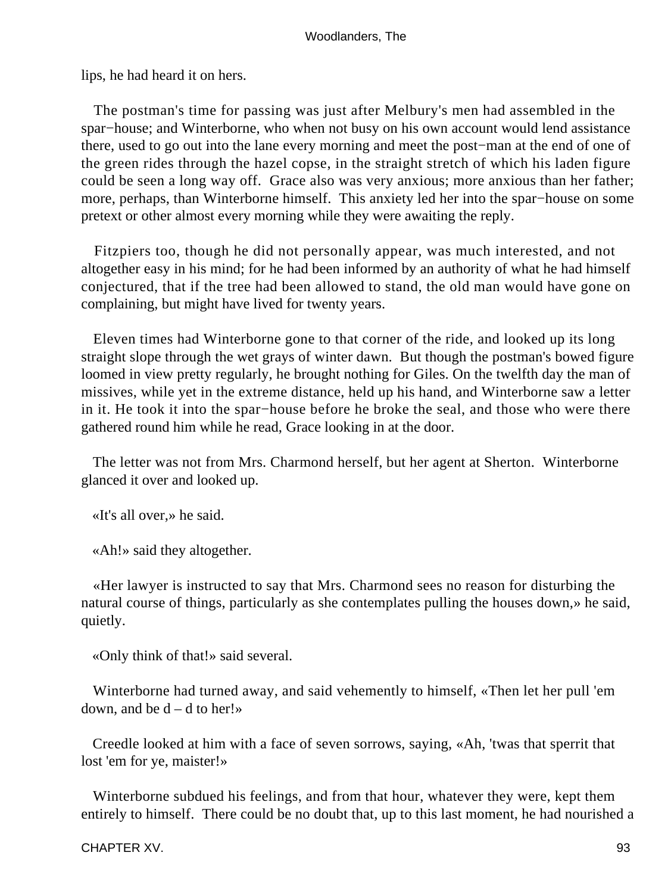lips, he had heard it on hers.

The postman's time for passing was just after Melbury's men had assembled in the spar−house; and Winterborne, who when not busy on his own account would lend assistance there, used to go out into the lane every morning and meet the post−man at the end of one of the green rides through the hazel copse, in the straight stretch of which his laden figure could be seen a long way off. Grace also was very anxious; more anxious than her father; more, perhaps, than Winterborne himself. This anxiety led her into the spar−house on some pretext or other almost every morning while they were awaiting the reply.

Fitzpiers too, though he did not personally appear, was much interested, and not altogether easy in his mind; for he had been informed by an authority of what he had himself conjectured, that if the tree had been allowed to stand, the old man would have gone on complaining, but might have lived for twenty years.

Eleven times had Winterborne gone to that corner of the ride, and looked up its long straight slope through the wet grays of winter dawn. But though the postman's bowed figure loomed in view pretty regularly, he brought nothing for Giles. On the twelfth day the man of missives, while yet in the extreme distance, held up his hand, and Winterborne saw a letter in it. He took it into the spar−house before he broke the seal, and those who were there gathered round him while he read, Grace looking in at the door.

The letter was not from Mrs. Charmond herself, but her agent at Sherton. Winterborne glanced it over and looked up.

«It's all over,» he said.

«Ah!» said they altogether.

«Her lawyer is instructed to say that Mrs. Charmond sees no reason for disturbing the natural course of things, particularly as she contemplates pulling the houses down,» he said, quietly.

«Only think of that!» said several.

Winterborne had turned away, and said vehemently to himself, «Then let her pull 'em down, and be d – d to her!»

Creedle looked at him with a face of seven sorrows, saying, «Ah, 'twas that sperrit that lost 'em for ye, maister!»

Winterborne subdued his feelings, and from that hour, whatever they were, kept them entirely to himself. There could be no doubt that, up to this last moment, he had nourished a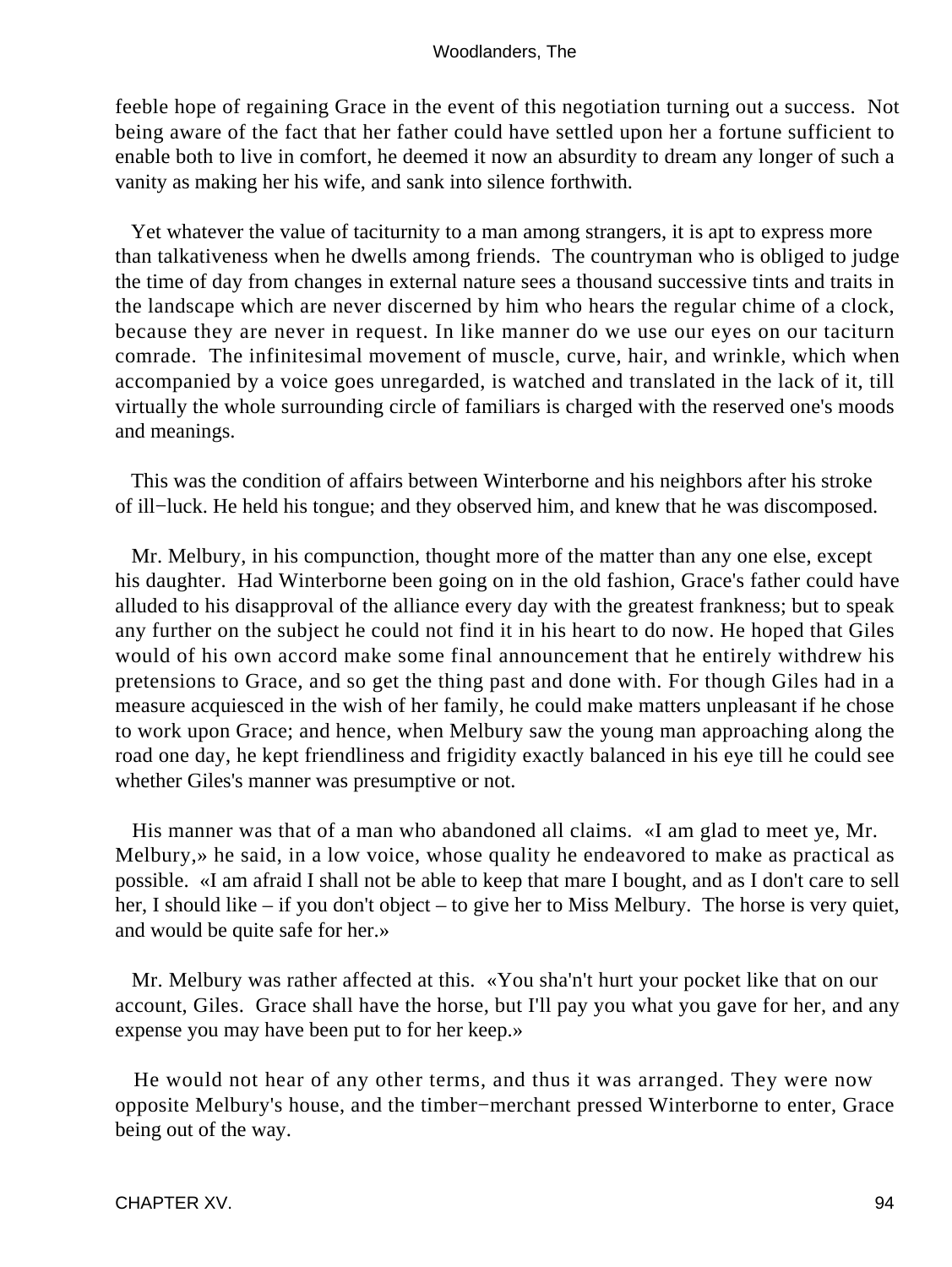feeble hope of regaining Grace in the event of this negotiation turning out a success. Not being aware of the fact that her father could have settled upon her a fortune sufficient to enable both to live in comfort, he deemed it now an absurdity to dream any longer of such a vanity as making her his wife, and sank into silence forthwith.

Yet whatever the value of taciturnity to a man among strangers, it is apt to express more than talkativeness when he dwells among friends. The countryman who is obliged to judge the time of day from changes in external nature sees a thousand successive tints and traits in the landscape which are never discerned by him who hears the regular chime of a clock, because they are never in request. In like manner do we use our eyes on our taciturn comrade. The infinitesimal movement of muscle, curve, hair, and wrinkle, which when accompanied by a voice goes unregarded, is watched and translated in the lack of it, till virtually the whole surrounding circle of familiars is charged with the reserved one's moods and meanings.

This was the condition of affairs between Winterborne and his neighbors after his stroke of ill−luck. He held his tongue; and they observed him, and knew that he was discomposed.

Mr. Melbury, in his compunction, thought more of the matter than any one else, except his daughter. Had Winterborne been going on in the old fashion, Grace's father could have alluded to his disapproval of the alliance every day with the greatest frankness; but to speak any further on the subject he could not find it in his heart to do now. He hoped that Giles would of his own accord make some final announcement that he entirely withdrew his pretensions to Grace, and so get the thing past and done with. For though Giles had in a measure acquiesced in the wish of her family, he could make matters unpleasant if he chose to work upon Grace; and hence, when Melbury saw the young man approaching along the road one day, he kept friendliness and frigidity exactly balanced in his eye till he could see whether Giles's manner was presumptive or not.

His manner was that of a man who abandoned all claims. «I am glad to meet ye, Mr. Melbury,» he said, in a low voice, whose quality he endeavored to make as practical as possible. «I am afraid I shall not be able to keep that mare I bought, and as I don't care to sell her, I should like – if you don't object – to give her to Miss Melbury. The horse is very quiet, and would be quite safe for her.»

Mr. Melbury was rather affected at this. «You sha'n't hurt your pocket like that on our account, Giles. Grace shall have the horse, but I'll pay you what you gave for her, and any expense you may have been put to for her keep.»

He would not hear of any other terms, and thus it was arranged. They were now opposite Melbury's house, and the timber−merchant pressed Winterborne to enter, Grace being out of the way.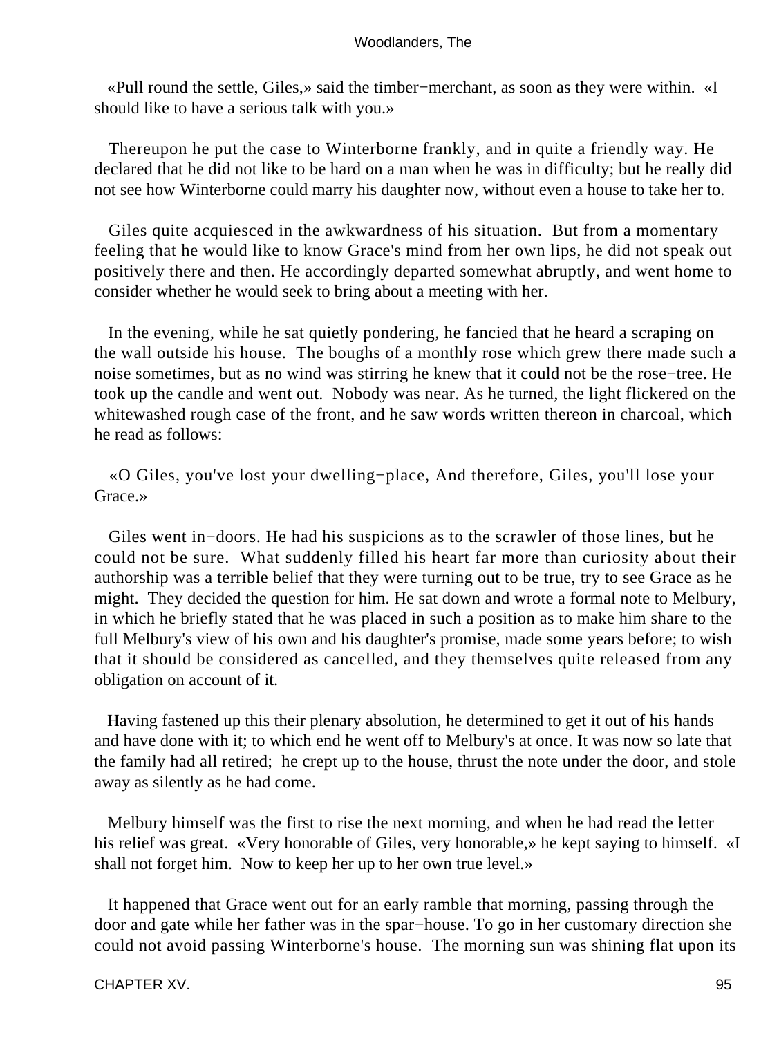«Pull round the settle, Giles,» said the timber−merchant, as soon as they were within. «I should like to have a serious talk with you.»

Thereupon he put the case to Winterborne frankly, and in quite a friendly way. He declared that he did not like to be hard on a man when he was in difficulty; but he really did not see how Winterborne could marry his daughter now, without even a house to take her to.

Giles quite acquiesced in the awkwardness of his situation. But from a momentary feeling that he would like to know Grace's mind from her own lips, he did not speak out positively there and then. He accordingly departed somewhat abruptly, and went home to consider whether he would seek to bring about a meeting with her.

In the evening, while he sat quietly pondering, he fancied that he heard a scraping on the wall outside his house. The boughs of a monthly rose which grew there made such a noise sometimes, but as no wind was stirring he knew that it could not be the rose−tree. He took up the candle and went out. Nobody was near. As he turned, the light flickered on the whitewashed rough case of the front, and he saw words written thereon in charcoal, which he read as follows:

«O Giles, you've lost your dwelling−place, And therefore, Giles, you'll lose your Grace.»

Giles went in−doors. He had his suspicions as to the scrawler of those lines, but he could not be sure. What suddenly filled his heart far more than curiosity about their authorship was a terrible belief that they were turning out to be true, try to see Grace as he might. They decided the question for him. He sat down and wrote a formal note to Melbury, in which he briefly stated that he was placed in such a position as to make him share to the full Melbury's view of his own and his daughter's promise, made some years before; to wish that it should be considered as cancelled, and they themselves quite released from any obligation on account of it.

Having fastened up this their plenary absolution, he determined to get it out of his hands and have done with it; to which end he went off to Melbury's at once. It was now so late that the family had all retired; he crept up to the house, thrust the note under the door, and stole away as silently as he had come.

Melbury himself was the first to rise the next morning, and when he had read the letter his relief was great. «Very honorable of Giles, very honorable,» he kept saying to himself. «I shall not forget him. Now to keep her up to her own true level.»

It happened that Grace went out for an early ramble that morning, passing through the door and gate while her father was in the spar−house. To go in her customary direction she could not avoid passing Winterborne's house. The morning sun was shining flat upon its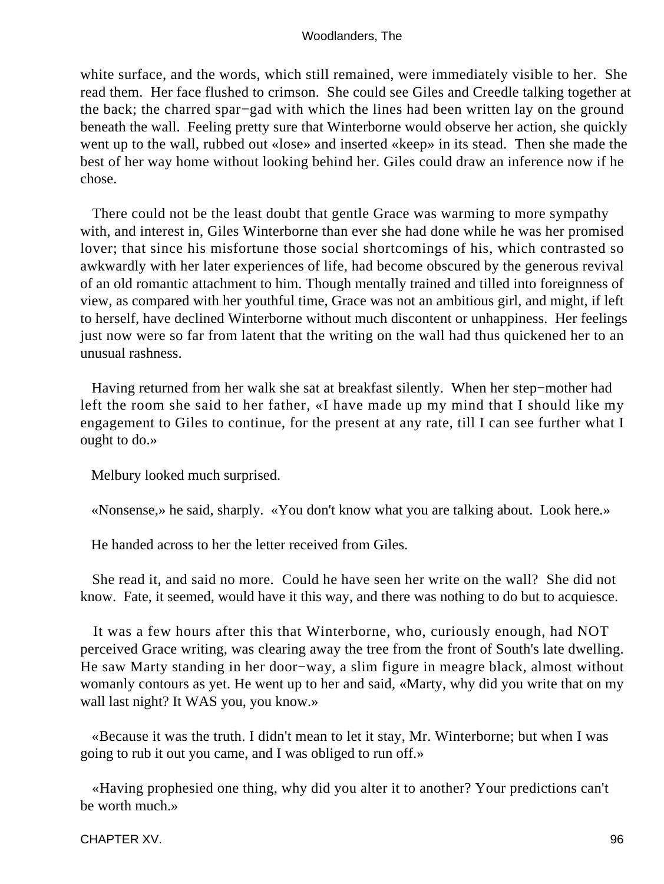white surface, and the words, which still remained, were immediately visible to her. She read them. Her face flushed to crimson. She could see Giles and Creedle talking together at the back; the charred spar−gad with which the lines had been written lay on the ground beneath the wall. Feeling pretty sure that Winterborne would observe her action, she quickly went up to the wall, rubbed out «lose» and inserted «keep» in its stead. Then she made the best of her way home without looking behind her. Giles could draw an inference now if he chose.

There could not be the least doubt that gentle Grace was warming to more sympathy with, and interest in, Giles Winterborne than ever she had done while he was her promised lover; that since his misfortune those social shortcomings of his, which contrasted so awkwardly with her later experiences of life, had become obscured by the generous revival of an old romantic attachment to him. Though mentally trained and tilled into foreignness of view, as compared with her youthful time, Grace was not an ambitious girl, and might, if left to herself, have declined Winterborne without much discontent or unhappiness. Her feelings just now were so far from latent that the writing on the wall had thus quickened her to an unusual rashness.

Having returned from her walk she sat at breakfast silently. When her step−mother had left the room she said to her father, «I have made up my mind that I should like my engagement to Giles to continue, for the present at any rate, till I can see further what I ought to do.»

Melbury looked much surprised.

«Nonsense,» he said, sharply. «You don't know what you are talking about. Look here.»

He handed across to her the letter received from Giles.

She read it, and said no more. Could he have seen her write on the wall? She did not know. Fate, it seemed, would have it this way, and there was nothing to do but to acquiesce.

It was a few hours after this that Winterborne, who, curiously enough, had NOT perceived Grace writing, was clearing away the tree from the front of South's late dwelling. He saw Marty standing in her door−way, a slim figure in meagre black, almost without womanly contours as yet. He went up to her and said, «Marty, why did you write that on my wall last night? It WAS you, you know.»

«Because it was the truth. I didn't mean to let it stay, Mr. Winterborne; but when I was going to rub it out you came, and I was obliged to run off.»

«Having prophesied one thing, why did you alter it to another? Your predictions can't be worth much.»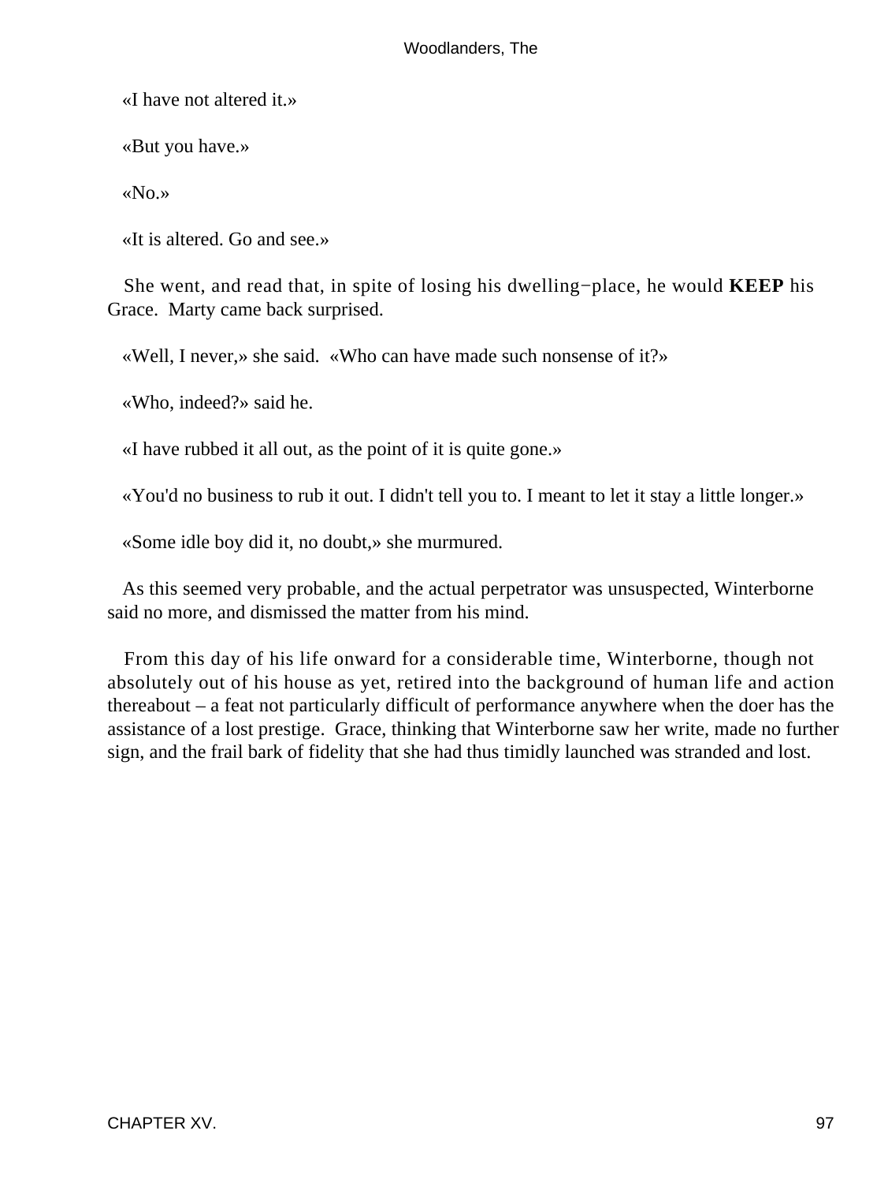«I have not altered it.»

«But you have.»

«No.»

«It is altered. Go and see.»

She went, and read that, in spite of losing his dwelling−place, he would **KEEP** his Grace. Marty came back surprised.

«Well, I never,» she said. «Who can have made such nonsense of it?»

«Who, indeed?» said he.

«I have rubbed it all out, as the point of it is quite gone.»

«You'd no business to rub it out. I didn't tell you to. I meant to let it stay a little longer.»

«Some idle boy did it, no doubt,» she murmured.

As this seemed very probable, and the actual perpetrator was unsuspected, Winterborne said no more, and dismissed the matter from his mind.

From this day of his life onward for a considerable time, Winterborne, though not absolutely out of his house as yet, retired into the background of human life and action thereabout – a feat not particularly difficult of performance anywhere when the doer has the assistance of a lost prestige. Grace, thinking that Winterborne saw her write, made no further sign, and the frail bark of fidelity that she had thus timidly launched was stranded and lost.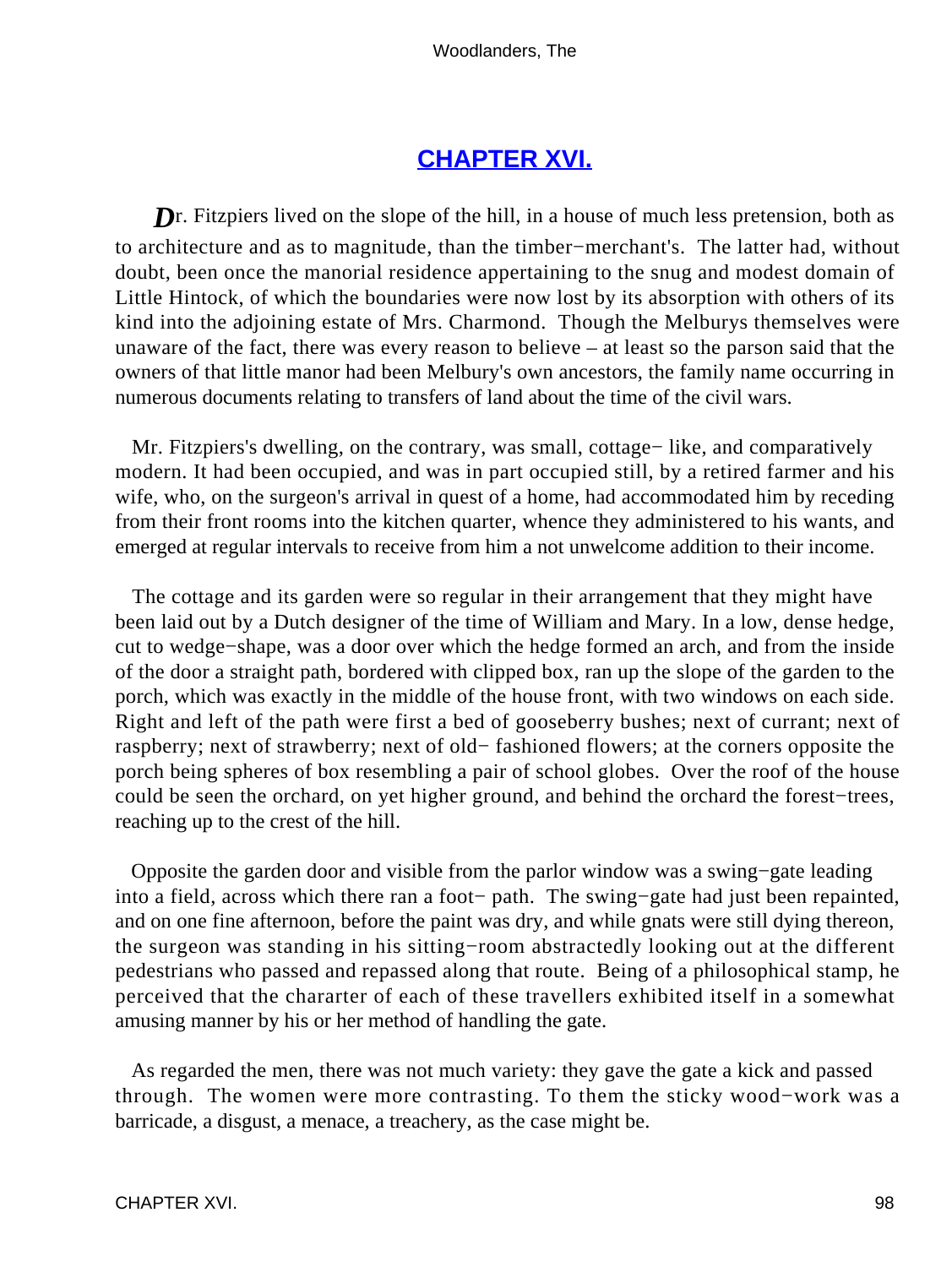## CHAPTER XVI.

Dr. Fitzpiers lived on the slope of the hill, in a house of much less pretension, both as to architecture and as to magnitude, than the timber−merchant's. The latter had, without doubt, been once the manorial residence appertaining to the snug and modest domain of Little Hintock, of which the boundaries were now lost by its absorption with others of its kind into the adjoining estate of Mrs. Charmond. Though the Melburys themselves were unaware of the fact, there was every reason to believe – at least so the parson said that the owners of that little manor had been Melbury's own ancestors, the family name occurring in numerous documents relating to transfers of land about the time of the civil wars.

Mr. Fitzpiers's dwelling, on the contrary, was small, cottage− like, and comparatively modern. It had been occupied, and was in part occupied still, by a retired farmer and his wife, who, on the surgeon's arrival in quest of a home, had accommodated him by receding from their front rooms into the kitchen quarter, whence they administered to his wants, and emerged at regular intervals to receive from him a not unwelcome addition to their income.

The cottage and its garden were so regular in their arrangement that they might have been laid out by a Dutch designer of the time of William and Mary. In a low, dense hedge, cut to wedge−shape, was a door over which the hedge formed an arch, and from the inside of the door a straight path, bordered with clipped box, ran up the slope of the garden to the porch, which was exactly in the middle of the house front, with two windows on each side. Right and left of the path were first a bed of gooseberry bushes; next of currant; next of raspberry; next of strawberry; next of old− fashioned flowers; at the corners opposite the porch being spheres of box resembling a pair of school globes. Over the roof of the house could be seen the orchard, on yet higher ground, and behind the orchard the forest−trees, reaching up to the crest of the hill.

Opposite the garden door and visible from the parlor window was a swing−gate leading into a field, across which there ran a foot− path. The swing−gate had just been repainted, and on one fine afternoon, before the paint was dry, and while gnats were still dying thereon, the surgeon was standing in his sitting−room abstractedly looking out at the different pedestrians who passed and repassed along that route. Being of a philosophical stamp, he perceived that the chararter of each of these travellers exhibited itself in a somewhat amusing manner by his or her method of handling the gate.

As regarded the men, there was not much variety: they gave the gate a kick and passed through. The women were more contrasting. To them the sticky wood−work was a barricade, a disgust, a menace, a treachery, as the case might be.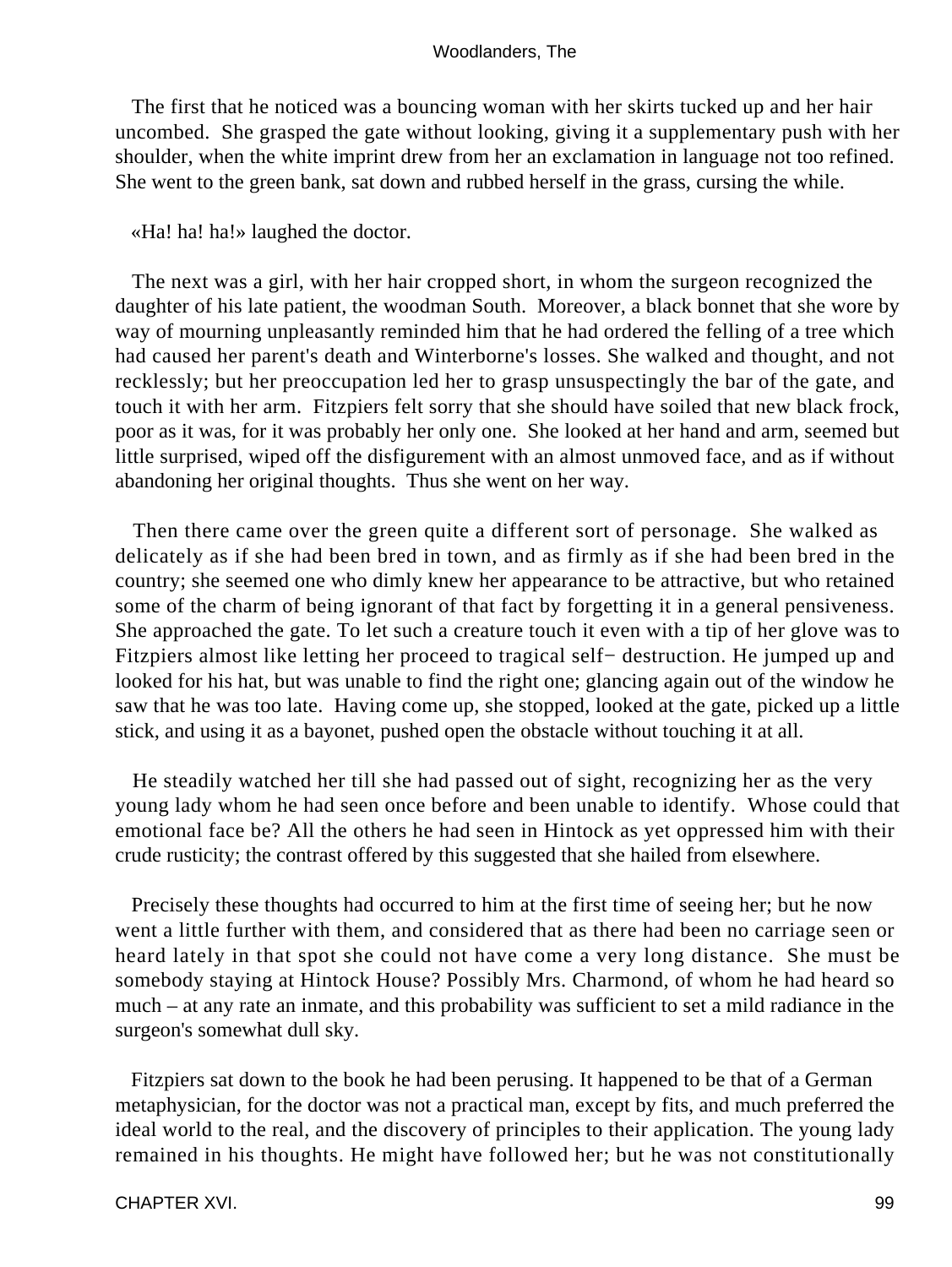The first that he noticed was a bouncing woman with her skirts tucked up and her hair uncombed. She grasped the gate without looking, giving it a supplementary push with her shoulder, when the white imprint drew from her an exclamation in language not too refined. She went to the green bank, sat down and rubbed herself in the grass, cursing the while.

«Ha! ha! ha!» laughed the doctor.

The next was a girl, with her hair cropped short, in whom the surgeon recognized the daughter of his late patient, the woodman South. Moreover, a black bonnet that she wore by way of mourning unpleasantly reminded him that he had ordered the felling of a tree which had caused her parent's death and Winterborne's losses. She walked and thought, and not recklessly; but her preoccupation led her to grasp unsuspectingly the bar of the gate, and touch it with her arm. Fitzpiers felt sorry that she should have soiled that new black frock, poor as it was, for it was probably her only one. She looked at her hand and arm, seemed but little surprised, wiped off the disfigurement with an almost unmoved face, and as if without abandoning her original thoughts. Thus she went on her way.

Then there came over the green quite a different sort of personage. She walked as delicately as if she had been bred in town, and as firmly as if she had been bred in the country; she seemed one who dimly knew her appearance to be attractive, but who retained some of the charm of being ignorant of that fact by forgetting it in a general pensiveness. She approached the gate. To let such a creature touch it even with a tip of her glove was to Fitzpiers almost like letting her proceed to tragical self− destruction. He jumped up and looked for his hat, but was unable to find the right one; glancing again out of the window he saw that he was too late. Having come up, she stopped, looked at the gate, picked up a little stick, and using it as a bayonet, pushed open the obstacle without touching it at all.

He steadily watched her till she had passed out of sight, recognizing her as the very young lady whom he had seen once before and been unable to identify. Whose could that emotional face be? All the others he had seen in Hintock as yet oppressed him with their crude rusticity; the contrast offered by this suggested that she hailed from elsewhere.

Precisely these thoughts had occurred to him at the first time of seeing her; but he now went a little further with them, and considered that as there had been no carriage seen or heard lately in that spot she could not have come a very long distance. She must be somebody staying at Hintock House? Possibly Mrs. Charmond, of whom he had heard so much – at any rate an inmate, and this probability was sufficient to set a mild radiance in the surgeon's somewhat dull sky.

Fitzpiers sat down to the book he had been perusing. It happened to be that of a German metaphysician, for the doctor was not a practical man, except by fits, and much preferred the ideal world to the real, and the discovery of principles to their application. The young lady remained in his thoughts. He might have followed her; but he was not constitutionally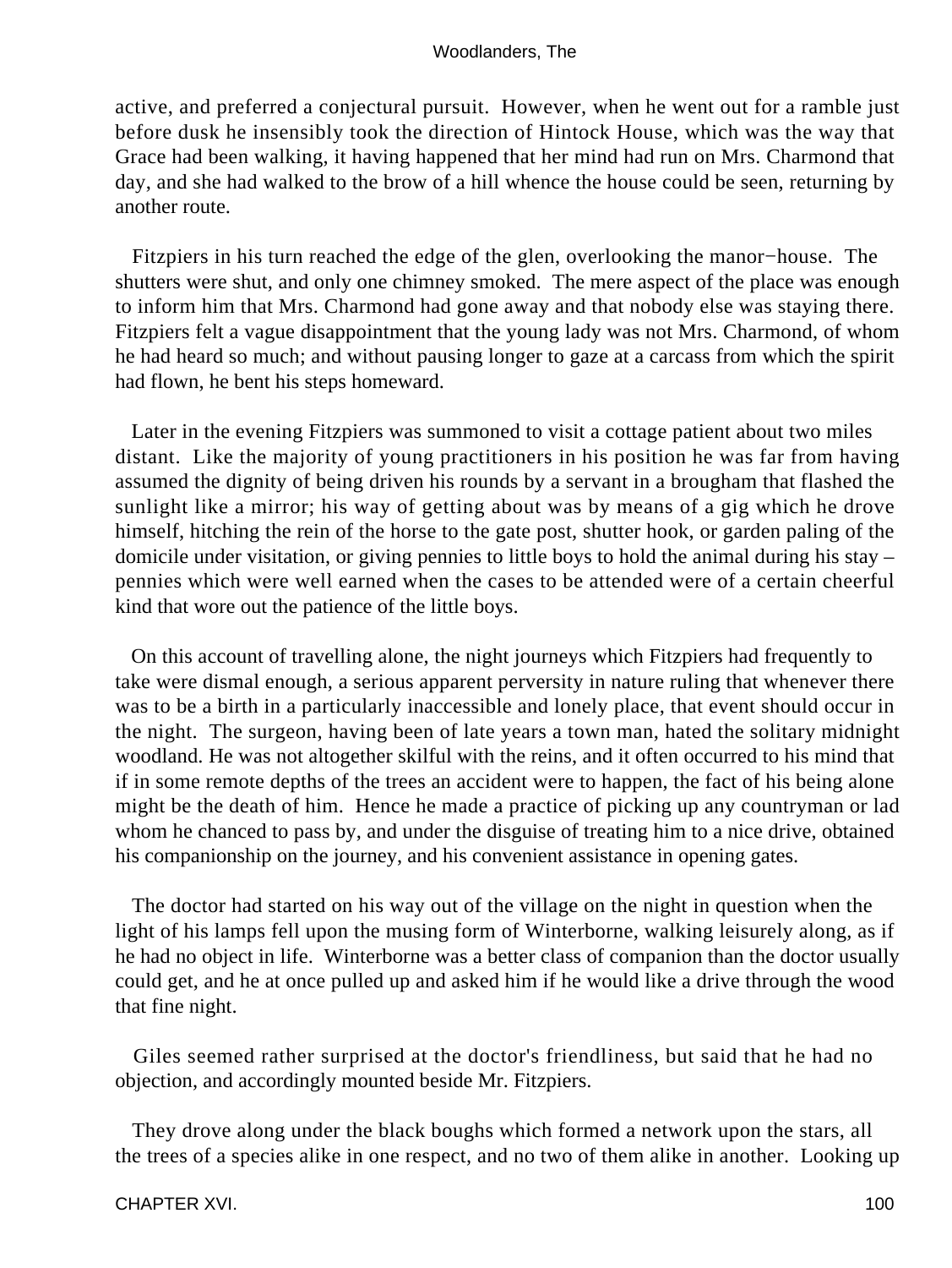active, and preferred a conjectural pursuit. However, when he went out for a ramble just before dusk he insensibly took the direction of Hintock House, which was the way that Grace had been walking, it having happened that her mind had run on Mrs. Charmond that day, and she had walked to the brow of a hill whence the house could be seen, returning by another route.

Fitzpiers in his turn reached the edge of the glen, overlooking the manor−house. The shutters were shut, and only one chimney smoked. The mere aspect of the place was enough to inform him that Mrs. Charmond had gone away and that nobody else was staying there. Fitzpiers felt a vague disappointment that the young lady was not Mrs. Charmond, of whom he had heard so much; and without pausing longer to gaze at a carcass from which the spirit had flown, he bent his steps homeward.

Later in the evening Fitzpiers was summoned to visit a cottage patient about two miles distant. Like the majority of young practitioners in his position he was far from having assumed the dignity of being driven his rounds by a servant in a brougham that flashed the sunlight like a mirror; his way of getting about was by means of a gig which he drove himself, hitching the rein of the horse to the gate post, shutter hook, or garden paling of the domicile under visitation, or giving pennies to little boys to hold the animal during his stay – pennies which were well earned when the cases to be attended were of a certain cheerful kind that wore out the patience of the little boys.

On this account of travelling alone, the night journeys which Fitzpiers had frequently to take were dismal enough, a serious apparent perversity in nature ruling that whenever there was to be a birth in a particularly inaccessible and lonely place, that event should occur in the night. The surgeon, having been of late years a town man, hated the solitary midnight woodland. He was not altogether skilful with the reins, and it often occurred to his mind that if in some remote depths of the trees an accident were to happen, the fact of his being alone might be the death of him. Hence he made a practice of picking up any countryman or lad whom he chanced to pass by, and under the disguise of treating him to a nice drive, obtained his companionship on the journey, and his convenient assistance in opening gates.

The doctor had started on his way out of the village on the night in question when the light of his lamps fell upon the musing form of Winterborne, walking leisurely along, as if he had no object in life. Winterborne was a better class of companion than the doctor usually could get, and he at once pulled up and asked him if he would like a drive through the wood that fine night.

Giles seemed rather surprised at the doctor's friendliness, but said that he had no objection, and accordingly mounted beside Mr. Fitzpiers.

They drove along under the black boughs which formed a network upon the stars, all the trees of a species alike in one respect, and no two of them alike in another. Looking up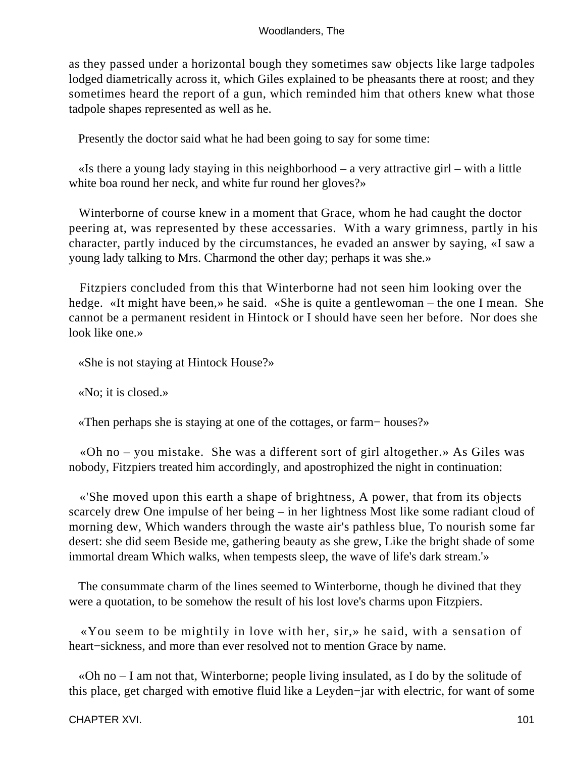as they passed under a horizontal bough they sometimes saw objects like large tadpoles lodged diametrically across it, which Giles explained to be pheasants there at roost; and they sometimes heard the report of a gun, which reminded him that others knew what those tadpole shapes represented as well as he.

Presently the doctor said what he had been going to say for some time:

«Is there a young lady staying in this neighborhood – a very attractive girl – with a little white boa round her neck, and white fur round her gloves?»

Winterborne of course knew in a moment that Grace, whom he had caught the doctor peering at, was represented by these accessaries. With a wary grimness, partly in his character, partly induced by the circumstances, he evaded an answer by saying, «I saw a young lady talking to Mrs. Charmond the other day; perhaps it was she.»

Fitzpiers concluded from this that Winterborne had not seen him looking over the hedge. «It might have been,» he said. «She is quite a gentlewoman – the one I mean. She cannot be a permanent resident in Hintock or I should have seen her before. Nor does she look like one.»

«She is not staying at Hintock House?»

«No; it is closed.»

«Then perhaps she is staying at one of the cottages, or farm− houses?»

«Oh no – you mistake. She was a different sort of girl altogether.» As Giles was nobody, Fitzpiers treated him accordingly, and apostrophized the night in continuation:

«'She moved upon this earth a shape of brightness, A power, that from its objects scarcely drew One impulse of her being – in her lightness Most like some radiant cloud of morning dew, Which wanders through the waste air's pathless blue, To nourish some far desert: she did seem Beside me, gathering beauty as she grew, Like the bright shade of some immortal dream Which walks, when tempests sleep, the wave of life's dark stream.'»

The consummate charm of the lines seemed to Winterborne, though he divined that they were a quotation, to be somehow the result of his lost love's charms upon Fitzpiers.

«You seem to be mightily in love with her, sir,» he said, with a sensation of heart−sickness, and more than ever resolved not to mention Grace by name.

«Oh no – I am not that, Winterborne; people living insulated, as I do by the solitude of this place, get charged with emotive fluid like a Leyden−jar with electric, for want of some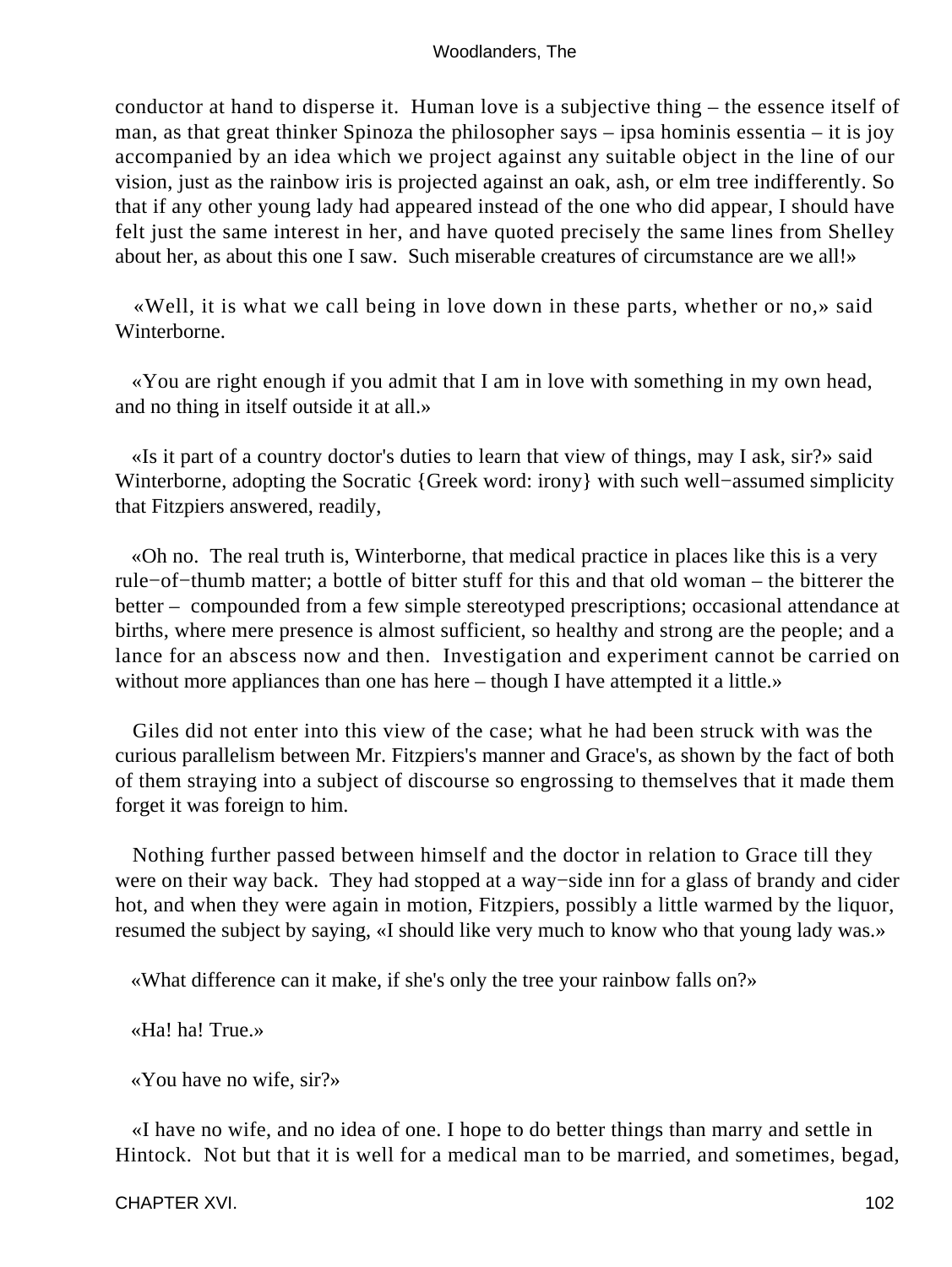conductor at hand to disperse it. Human love is a subjective thing – the essence itself of man, as that great thinker Spinoza the philosopher says – ipsa hominis essentia – it is joy accompanied by an idea which we project against any suitable object in the line of our vision, just as the rainbow iris is projected against an oak, ash, or elm tree indifferently. So that if any other young lady had appeared instead of the one who did appear, I should have felt just the same interest in her, and have quoted precisely the same lines from Shelley about her, as about this one I saw. Such miserable creatures of circumstance are we all!»

«Well, it is what we call being in love down in these parts, whether or no,» said Winterborne.

«You are right enough if you admit that I am in love with something in my own head, and no thing in itself outside it at all.»

«Is it part of a country doctor's duties to learn that view of things, may I ask, sir?» said Winterborne, adopting the Socratic {Greek word: irony} with such well−assumed simplicity that Fitzpiers answered, readily,

«Oh no. The real truth is, Winterborne, that medical practice in places like this is a very rule−of−thumb matter; a bottle of bitter stuff for this and that old woman – the bitterer the better – compounded from a few simple stereotyped prescriptions; occasional attendance at births, where mere presence is almost sufficient, so healthy and strong are the people; and a lance for an abscess now and then. Investigation and experiment cannot be carried on without more appliances than one has here – though I have attempted it a little.»

Giles did not enter into this view of the case; what he had been struck with was the curious parallelism between Mr. Fitzpiers's manner and Grace's, as shown by the fact of both of them straying into a subject of discourse so engrossing to themselves that it made them forget it was foreign to him.

Nothing further passed between himself and the doctor in relation to Grace till they were on their way back. They had stopped at a way−side inn for a glass of brandy and cider hot, and when they were again in motion, Fitzpiers, possibly a little warmed by the liquor, resumed the subject by saying, «I should like very much to know who that young lady was.»

«What difference can it make, if she's only the tree your rainbow falls on?»

«Ha! ha! True.»

«You have no wife, sir?»

«I have no wife, and no idea of one. I hope to do better things than marry and settle in Hintock. Not but that it is well for a medical man to be married, and sometimes, begad,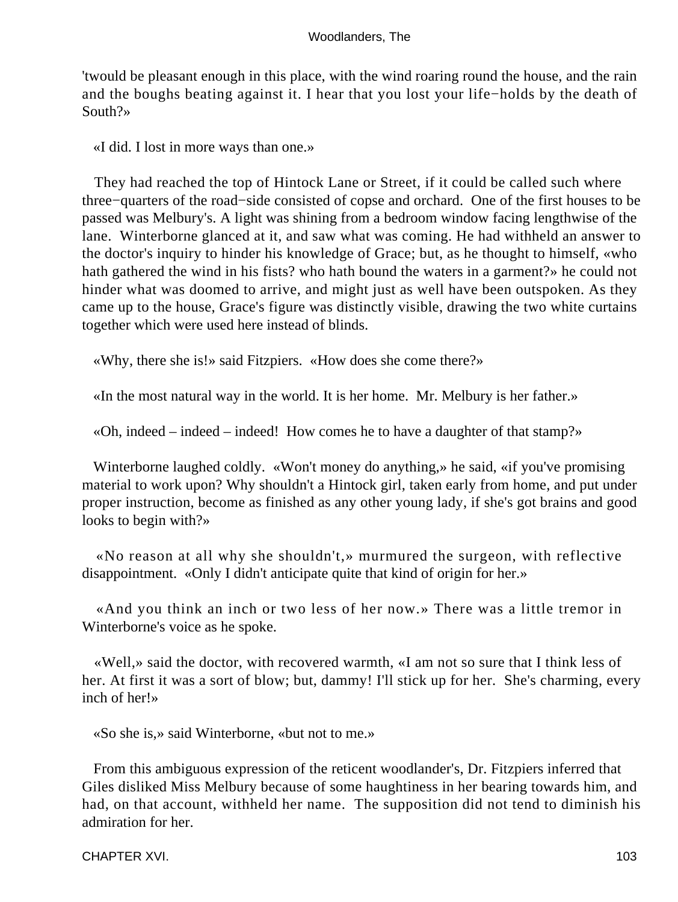'twould be pleasant enough in this place, with the wind roaring round the house, and the rain and the boughs beating against it. I hear that you lost your life−holds by the death of South?»

«I did. I lost in more ways than one.»

They had reached the top of Hintock Lane or Street, if it could be called such where three−quarters of the road−side consisted of copse and orchard. One of the first houses to be passed was Melbury's. A light was shining from a bedroom window facing lengthwise of the lane. Winterborne glanced at it, and saw what was coming. He had withheld an answer to the doctor's inquiry to hinder his knowledge of Grace; but, as he thought to himself, «who hath gathered the wind in his fists? who hath bound the waters in a garment?» he could not hinder what was doomed to arrive, and might just as well have been outspoken. As they came up to the house, Grace's figure was distinctly visible, drawing the two white curtains together which were used here instead of blinds.

«Why, there she is!» said Fitzpiers. «How does she come there?»

«In the most natural way in the world. It is her home. Mr. Melbury is her father.»

«Oh, indeed – indeed – indeed! How comes he to have a daughter of that stamp?»

Winterborne laughed coldly. «Won't money do anything,» he said, «if you've promising material to work upon? Why shouldn't a Hintock girl, taken early from home, and put under proper instruction, become as finished as any other young lady, if she's got brains and good looks to begin with?»

«No reason at all why she shouldn't,» murmured the surgeon, with reflective disappointment. «Only I didn't anticipate quite that kind of origin for her.»

«And you think an inch or two less of her now.» There was a little tremor in Winterborne's voice as he spoke.

«Well,» said the doctor, with recovered warmth, «I am not so sure that I think less of her. At first it was a sort of blow; but, dammy! I'll stick up for her. She's charming, every inch of her!»

«So she is,» said Winterborne, «but not to me.»

From this ambiguous expression of the reticent woodlander's, Dr. Fitzpiers inferred that Giles disliked Miss Melbury because of some haughtiness in her bearing towards him, and had, on that account, withheld her name. The supposition did not tend to diminish his admiration for her.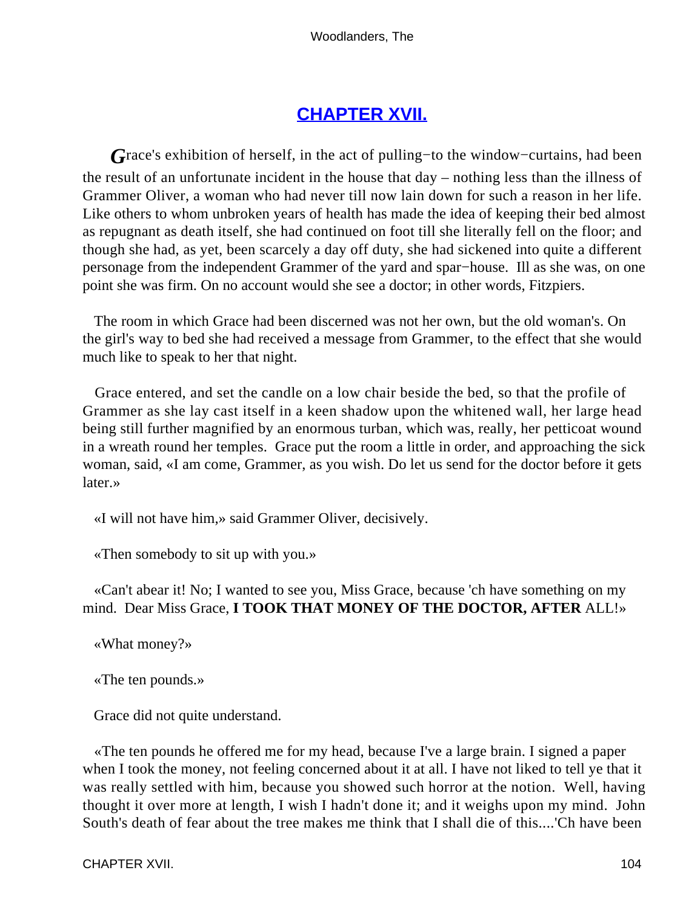# CHAPTER XVII.

Grace's exhibition of herself, in the act of pulling−to the window−curtains, had been the result of an unfortunate incident in the house that day – nothing less than the illness of Grammer Oliver, a woman who had never till now lain down for such a reason in her life. Like others to whom unbroken years of health has made the idea of keeping their bed almost as repugnant as death itself, she had continued on foot till she literally fell on the floor; and though she had, as yet, been scarcely a day off duty, she had sickened into quite a different personage from the independent Grammer of the yard and spar−house. Ill as she was, on one point she was firm. On no account would she see a doctor; in other words, Fitzpiers.

The room in which Grace had been discerned was not her own, but the old woman's. On the girl's way to bed she had received a message from Grammer, to the effect that she would much like to speak to her that night.

Grace entered, and set the candle on a low chair beside the bed, so that the profile of Grammer as she lay cast itself in a keen shadow upon the whitened wall, her large head being still further magnified by an enormous turban, which was, really, her petticoat wound in a wreath round her temples. Grace put the room a little in order, and approaching the sick woman, said, «I am come, Grammer, as you wish. Do let us send for the doctor before it gets later.»

«I will not have him,» said Grammer Oliver, decisively.

«Then somebody to sit up with you.»

«Can't abear it! No; I wanted to see you, Miss Grace, because 'ch have something on my mind. Dear Miss Grace, **I TOOK THAT MONEY OF THE DOCTOR, AFTER** ALL!»

«What money?»

«The ten pounds.»

Grace did not quite understand.

«The ten pounds he offered me for my head, because I've a large brain. I signed a paper when I took the money, not feeling concerned about it at all. I have not liked to tell ye that it was really settled with him, because you showed such horror at the notion. Well, having thought it over more at length, I wish I hadn't done it; and it weighs upon my mind. John South's death of fear about the tree makes me think that I shall die of this....'Ch have been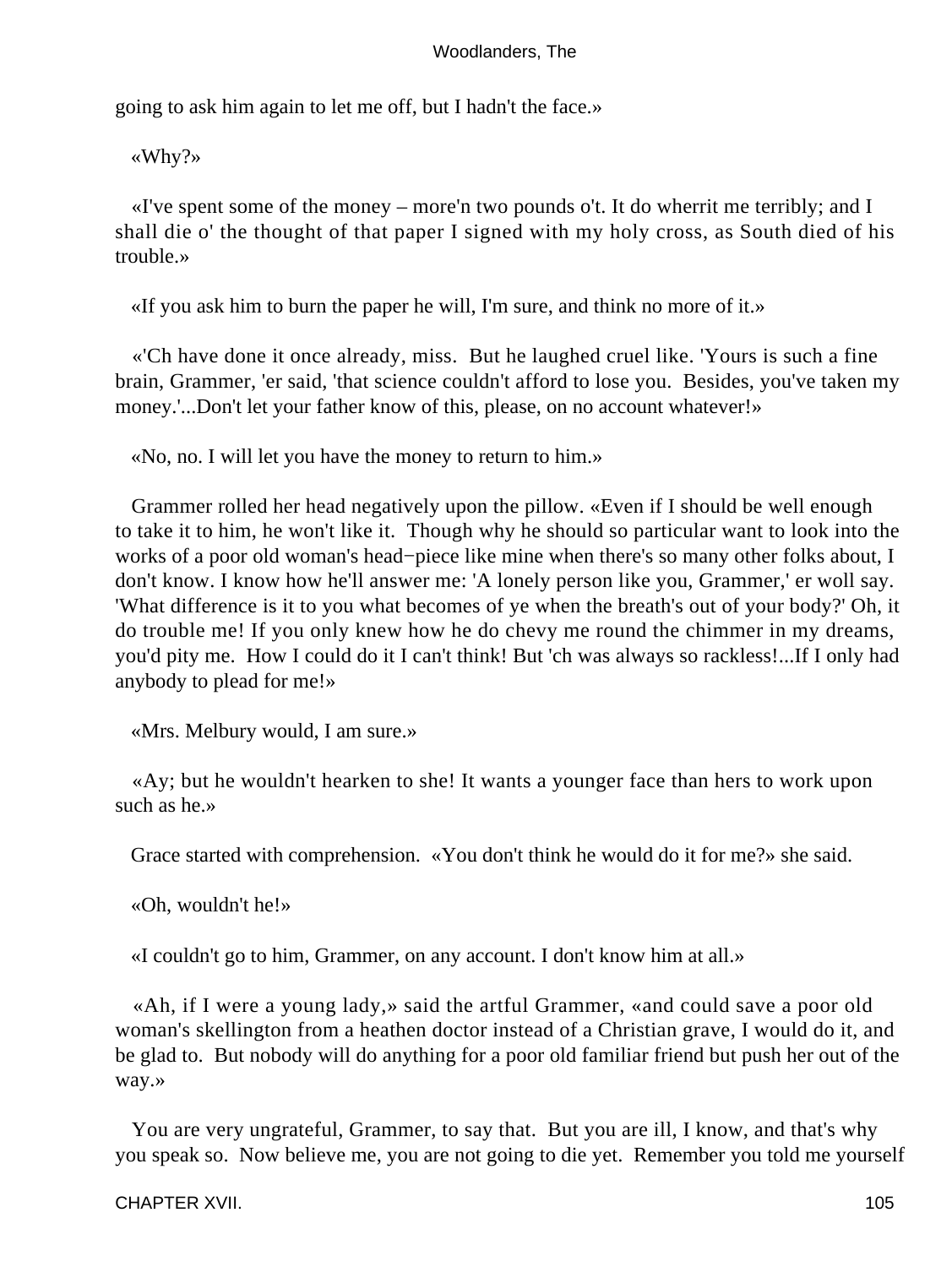going to ask him again to let me off, but I hadn't the face.»

«Why?»

«I've spent some of the money – more'n two pounds o't. It do wherrit me terribly; and I shall die o' the thought of that paper I signed with my holy cross, as South died of his trouble.»

«If you ask him to burn the paper he will, I'm sure, and think no more of it.»

«'Ch have done it once already, miss. But he laughed cruel like. 'Yours is such a fine brain, Grammer, 'er said, 'that science couldn't afford to lose you. Besides, you've taken my money.'...Don't let your father know of this, please, on no account whatever!»

«No, no. I will let you have the money to return to him.»

Grammer rolled her head negatively upon the pillow. «Even if I should be well enough to take it to him, he won't like it. Though why he should so particular want to look into the works of a poor old woman's head−piece like mine when there's so many other folks about, I don't know. I know how he'll answer me: 'A lonely person like you, Grammer,' er woll say. 'What difference is it to you what becomes of ye when the breath's out of your body?' Oh, it do trouble me! If you only knew how he do chevy me round the chimmer in my dreams, you'd pity me. How I could do it I can't think! But 'ch was always so rackless!...If I only had anybody to plead for me!»

«Mrs. Melbury would, I am sure.»

«Ay; but he wouldn't hearken to she! It wants a younger face than hers to work upon such as he.»

Grace started with comprehension. «You don't think he would do it for me?» she said.

«Oh, wouldn't he!»

«I couldn't go to him, Grammer, on any account. I don't know him at all.»

«Ah, if I were a young lady,» said the artful Grammer, «and could save a poor old woman's skellington from a heathen doctor instead of a Christian grave, I would do it, and be glad to. But nobody will do anything for a poor old familiar friend but push her out of the way.»

You are very ungrateful, Grammer, to say that. But you are ill, I know, and that's why you speak so. Now believe me, you are not going to die yet. Remember you told me yourself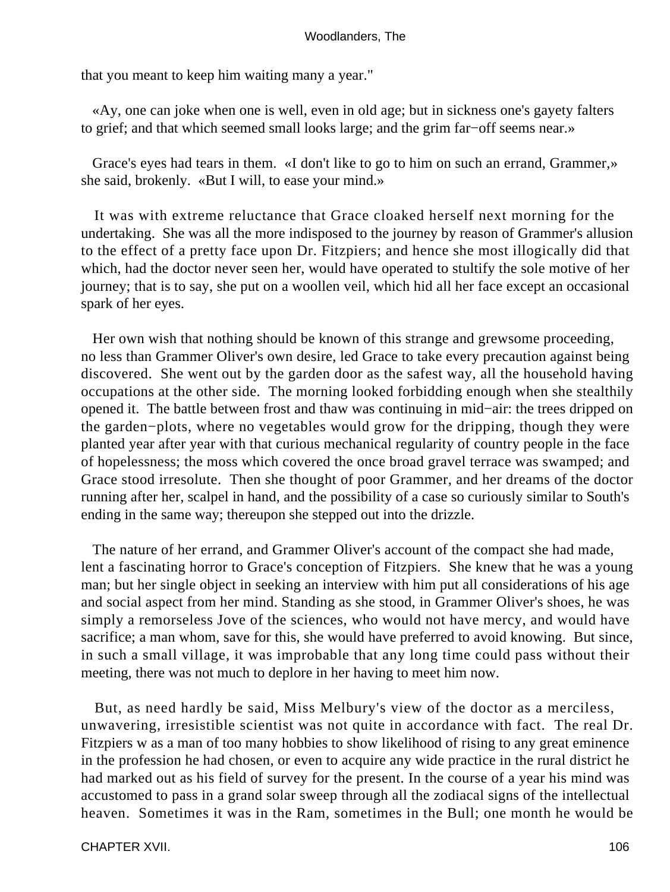that you meant to keep him waiting many a year."

«Ay, one can joke when one is well, even in old age; but in sickness one's gayety falters to grief; and that which seemed small looks large; and the grim far−off seems near.»

Grace's eyes had tears in them. «I don't like to go to him on such an errand, Grammer,» she said, brokenly. «But I will, to ease your mind.»

It was with extreme reluctance that Grace cloaked herself next morning for the undertaking. She was all the more indisposed to the journey by reason of Grammer's allusion to the effect of a pretty face upon Dr. Fitzpiers; and hence she most illogically did that which, had the doctor never seen her, would have operated to stultify the sole motive of her journey; that is to say, she put on a woollen veil, which hid all her face except an occasional spark of her eyes.

Her own wish that nothing should be known of this strange and grewsome proceeding, no less than Grammer Oliver's own desire, led Grace to take every precaution against being discovered. She went out by the garden door as the safest way, all the household having occupations at the other side. The morning looked forbidding enough when she stealthily opened it. The battle between frost and thaw was continuing in mid−air: the trees dripped on the garden−plots, where no vegetables would grow for the dripping, though they were planted year after year with that curious mechanical regularity of country people in the face of hopelessness; the moss which covered the once broad gravel terrace was swamped; and Grace stood irresolute. Then she thought of poor Grammer, and her dreams of the doctor running after her, scalpel in hand, and the possibility of a case so curiously similar to South's ending in the same way; thereupon she stepped out into the drizzle.

The nature of her errand, and Grammer Oliver's account of the compact she had made, lent a fascinating horror to Grace's conception of Fitzpiers. She knew that he was a young man; but her single object in seeking an interview with him put all considerations of his age and social aspect from her mind. Standing as she stood, in Grammer Oliver's shoes, he was simply a remorseless Jove of the sciences, who would not have mercy, and would have sacrifice; a man whom, save for this, she would have preferred to avoid knowing. But since, in such a small village, it was improbable that any long time could pass without their meeting, there was not much to deplore in her having to meet him now.

But, as need hardly be said, Miss Melbury's view of the doctor as a merciless, unwavering, irresistible scientist was not quite in accordance with fact. The real Dr. Fitzpiers w as a man of too many hobbies to show likelihood of rising to any great eminence in the profession he had chosen, or even to acquire any wide practice in the rural district he had marked out as his field of survey for the present. In the course of a year his mind was accustomed to pass in a grand solar sweep through all the zodiacal signs of the intellectual heaven. Sometimes it was in the Ram, sometimes in the Bull; one month he would be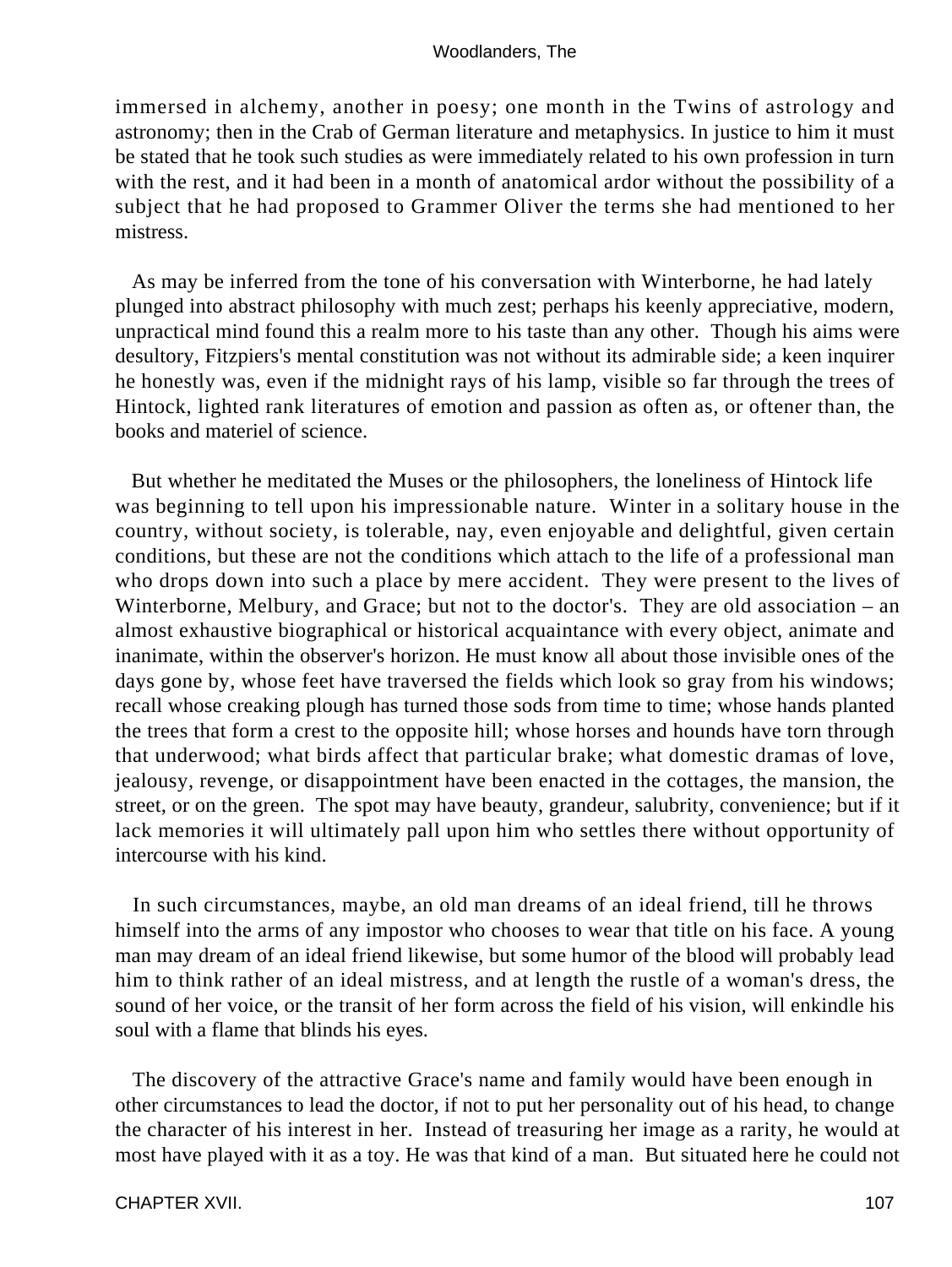immersed in alchemy, another in poesy; one month in the Twins of astrology and astronomy; then in the Crab of German literature and metaphysics. In justice to him it must be stated that he took such studies as were immediately related to his own profession in turn with the rest, and it had been in a month of anatomical ardor without the possibility of a subject that he had proposed to Grammer Oliver the terms she had mentioned to her mistress.

As may be inferred from the tone of his conversation with Winterborne, he had lately plunged into abstract philosophy with much zest; perhaps his keenly appreciative, modern, unpractical mind found this a realm more to his taste than any other. Though his aims were desultory, Fitzpiers's mental constitution was not without its admirable side; a keen inquirer he honestly was, even if the midnight rays of his lamp, visible so far through the trees of Hintock, lighted rank literatures of emotion and passion as often as, or oftener than, the books and materiel of science.

But whether he meditated the Muses or the philosophers, the loneliness of Hintock life was beginning to tell upon his impressionable nature. Winter in a solitary house in the country, without society, is tolerable, nay, even enjoyable and delightful, given certain conditions, but these are not the conditions which attach to the life of a professional man who drops down into such a place by mere accident. They were present to the lives of Winterborne, Melbury, and Grace; but not to the doctor's. They are old association – an almost exhaustive biographical or historical acquaintance with every object, animate and inanimate, within the observer's horizon. He must know all about those invisible ones of the days gone by, whose feet have traversed the fields which look so gray from his windows; recall whose creaking plough has turned those sods from time to time; whose hands planted the trees that form a crest to the opposite hill; whose horses and hounds have torn through that underwood; what birds affect that particular brake; what domestic dramas of love, jealousy, revenge, or disappointment have been enacted in the cottages, the mansion, the street, or on the green. The spot may have beauty, grandeur, salubrity, convenience; but if it lack memories it will ultimately pall upon him who settles there without opportunity of intercourse with his kind.

In such circumstances, maybe, an old man dreams of an ideal friend, till he throws himself into the arms of any impostor who chooses to wear that title on his face. A young man may dream of an ideal friend likewise, but some humor of the blood will probably lead him to think rather of an ideal mistress, and at length the rustle of a woman's dress, the sound of her voice, or the transit of her form across the field of his vision, will enkindle his soul with a flame that blinds his eyes.

The discovery of the attractive Grace's name and family would have been enough in other circumstances to lead the doctor, if not to put her personality out of his head, to change the character of his interest in her. Instead of treasuring her image as a rarity, he would at most have played with it as a toy. He was that kind of a man. But situated here he could not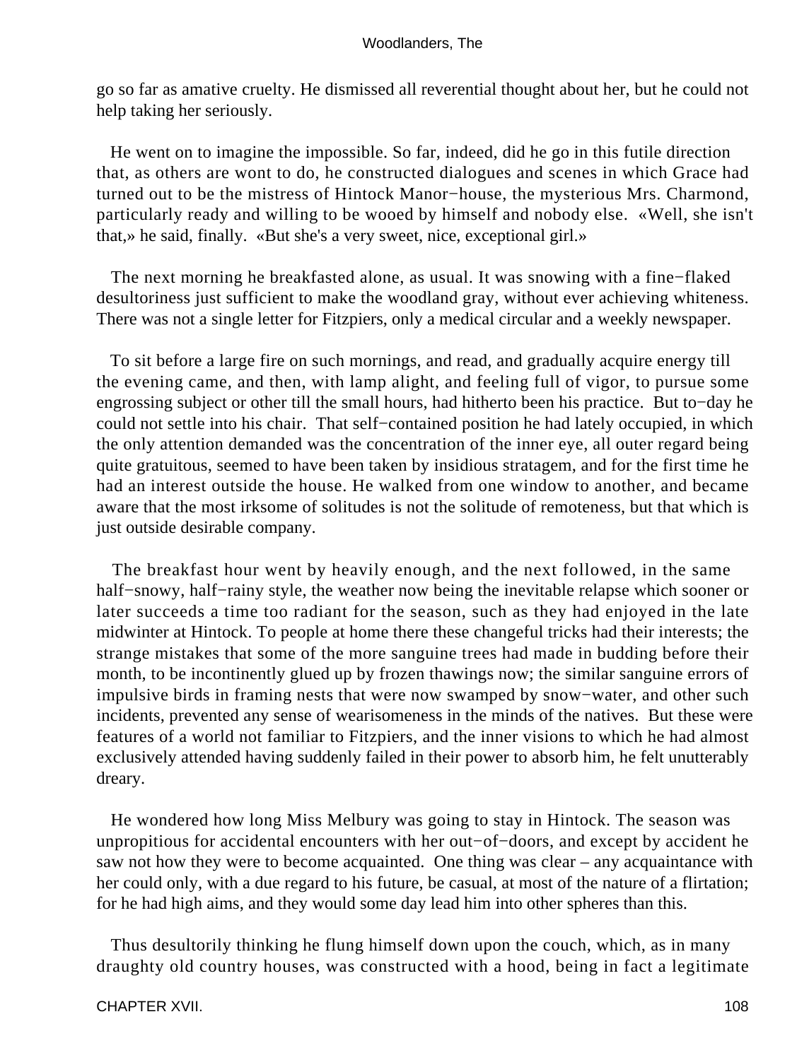go so far as amative cruelty. He dismissed all reverential thought about her, but he could not help taking her seriously.

He went on to imagine the impossible. So far, indeed, did he go in this futile direction that, as others are wont to do, he constructed dialogues and scenes in which Grace had turned out to be the mistress of Hintock Manor−house, the mysterious Mrs. Charmond, particularly ready and willing to be wooed by himself and nobody else. «Well, she isn't that,» he said, finally. «But she's a very sweet, nice, exceptional girl.»

The next morning he breakfasted alone, as usual. It was snowing with a fine−flaked desultoriness just sufficient to make the woodland gray, without ever achieving whiteness. There was not a single letter for Fitzpiers, only a medical circular and a weekly newspaper.

To sit before a large fire on such mornings, and read, and gradually acquire energy till the evening came, and then, with lamp alight, and feeling full of vigor, to pursue some engrossing subject or other till the small hours, had hitherto been his practice. But to−day he could not settle into his chair. That self−contained position he had lately occupied, in which the only attention demanded was the concentration of the inner eye, all outer regard being quite gratuitous, seemed to have been taken by insidious stratagem, and for the first time he had an interest outside the house. He walked from one window to another, and became aware that the most irksome of solitudes is not the solitude of remoteness, but that which is just outside desirable company.

The breakfast hour went by heavily enough, and the next followed, in the same half−snowy, half−rainy style, the weather now being the inevitable relapse which sooner or later succeeds a time too radiant for the season, such as they had enjoyed in the late midwinter at Hintock. To people at home there these changeful tricks had their interests; the strange mistakes that some of the more sanguine trees had made in budding before their month, to be incontinently glued up by frozen thawings now; the similar sanguine errors of impulsive birds in framing nests that were now swamped by snow−water, and other such incidents, prevented any sense of wearisomeness in the minds of the natives. But these were features of a world not familiar to Fitzpiers, and the inner visions to which he had almost exclusively attended having suddenly failed in their power to absorb him, he felt unutterably dreary.

He wondered how long Miss Melbury was going to stay in Hintock. The season was unpropitious for accidental encounters with her out−of−doors, and except by accident he saw not how they were to become acquainted. One thing was clear – any acquaintance with her could only, with a due regard to his future, be casual, at most of the nature of a flirtation; for he had high aims, and they would some day lead him into other spheres than this.

Thus desultorily thinking he flung himself down upon the couch, which, as in many draughty old country houses, was constructed with a hood, being in fact a legitimate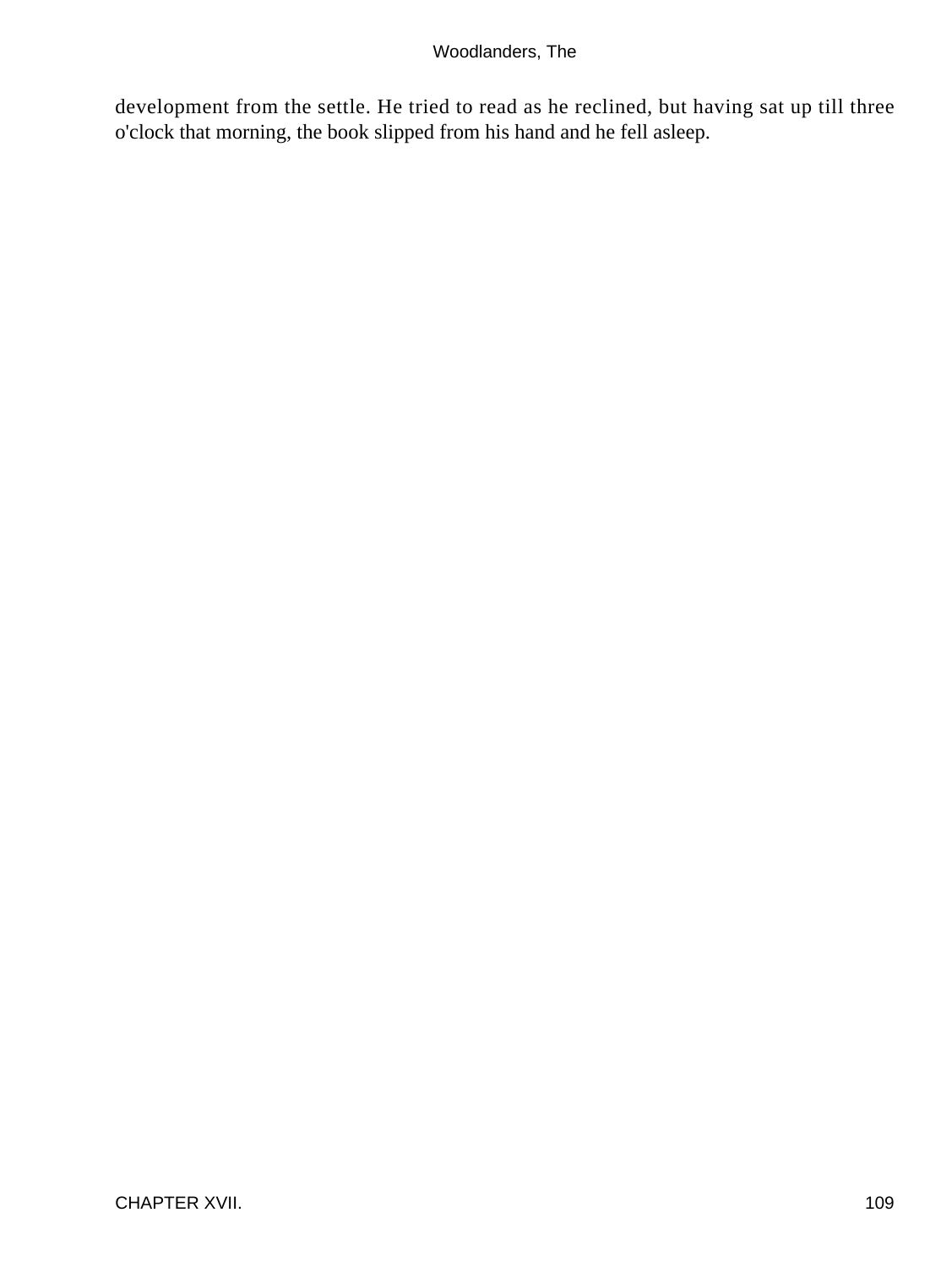development from the settle. He tried to read as he reclined, but having sat up till three o'clock that morning, the book slipped from his hand and he fell asleep.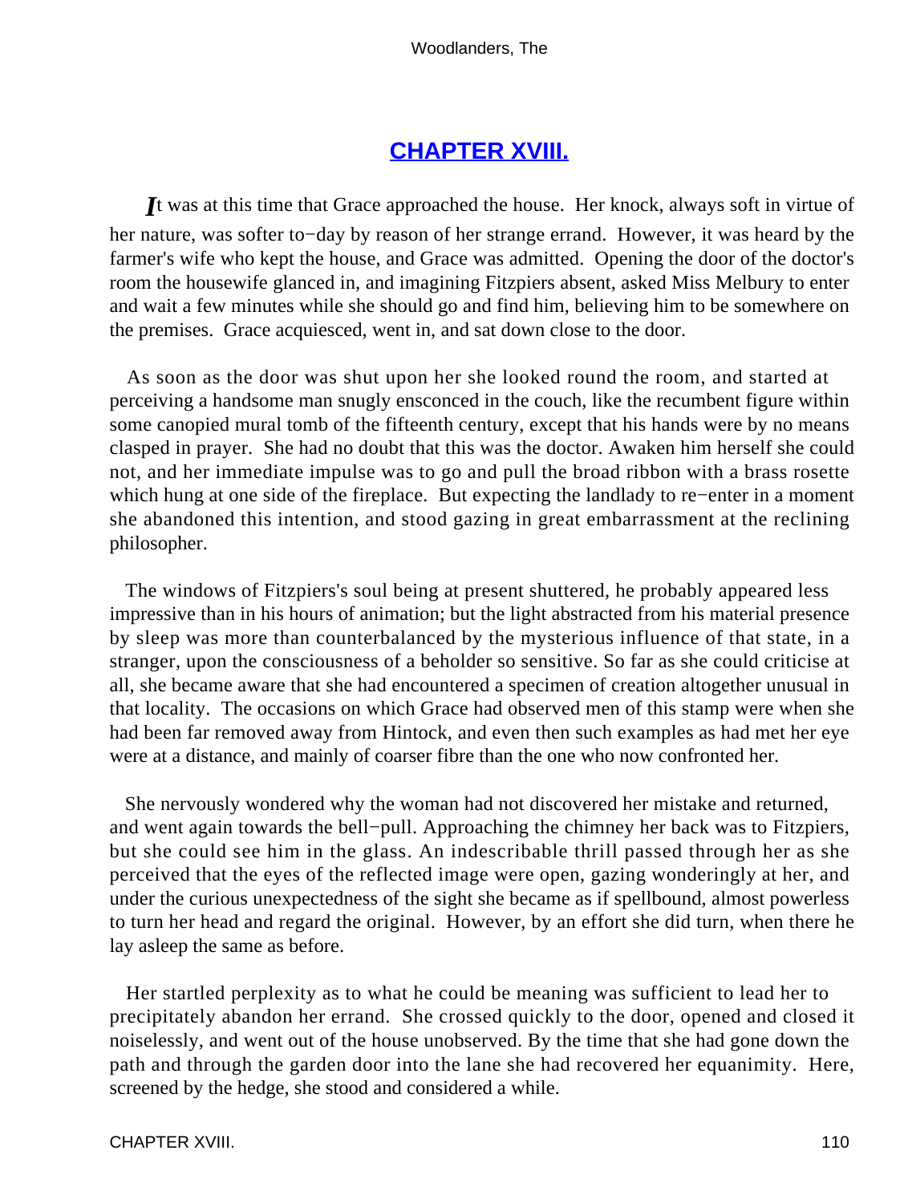## CHAPTER XVIII.

It was at this time that Grace approached the house. Her knock, always soft in virtue of her nature, was softer to-day by reason of her strange errand. However, it was heard by the farmer's wife who kept the house, and Grace was admitted. Opening the door of the doctor's room the housewife glanced in, and imagining Fitzpiers absent, asked Miss Melbury to enter and wait a few minutes while she should go and find him, believing him to be somewhere on the premises. Grace acquiesced, went in, and sat down close to the door.

As soon as the door was shut upon her she looked round the room, and started at perceiving a handsome man snugly ensconced in the couch, like the recumbent figure within some canopied mural tomb of the fifteenth century, except that his hands were by no means clasped in prayer. She had no doubt that this was the doctor. Awaken him herself she could not, and her immediate impulse was to go and pull the broad ribbon with a brass rosette which hung at one side of the fireplace. But expecting the landlady to re-enter in a moment she abandoned this intention, and stood gazing in great embarrassment at the reclining philosopher.

The windows of Fitzpiers's soul being at present shuttered, he probably appeared less impressive than in his hours of animation; but the light abstracted from his material presence by sleep was more than counterbalanced by the mysterious influence of that state, in a stranger, upon the consciousness of a beholder so sensitive. So far as she could criticise at all, she became aware that she had encountered a specimen of creation altogether unusual in that locality. The occasions on which Grace had observed men of this stamp were when she had been far removed away from Hintock, and even then such examples as had met her eye were at a distance, and mainly of coarser fibre than the one who now confronted her.

She nervously wondered why the woman had not discovered her mistake and returned, and went again towards the bell-pull. Approaching the chimney her back was to Fitzpiers, but she could see him in the glass. An indescribable thrill passed through her as she perceived that the eyes of the reflected image were open, gazing wonderingly at her, and under the curious unexpectedness of the sight she became as if spellbound, almost powerless to turn her head and regard the original. However, by an effort she did turn, when there he lay asleep the same as before.

Her startled perplexity as to what he could be meaning was sufficient to lead her to precipitately abandon her errand. She crossed quickly to the door, opened and closed it noiselessly, and went out of the house unobserved. By the time that she had gone down the path and through the garden door into the lane she had recovered her equanimity. Here, screened by the hedge, she stood and considered a while.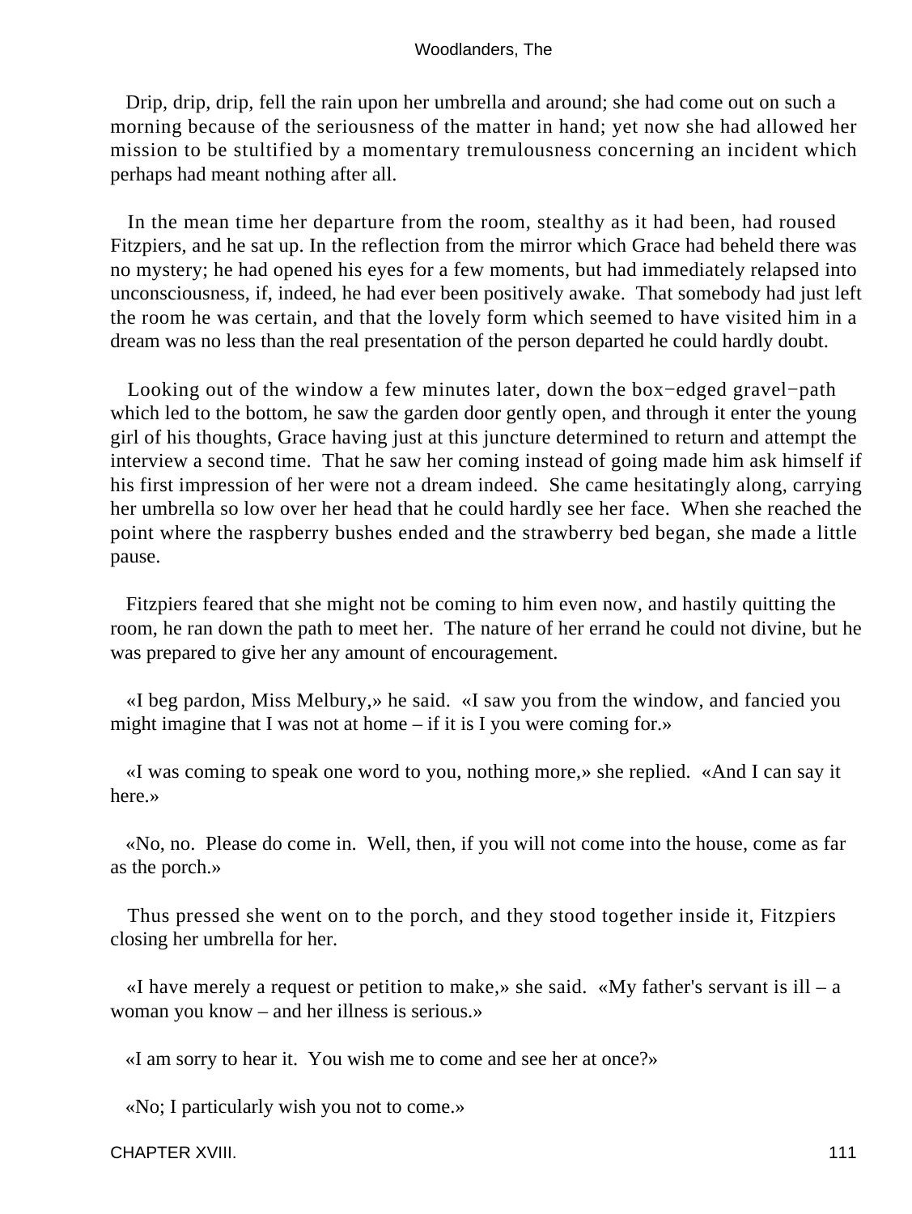Drip, drip, drip, fell the rain upon her umbrella and around; she had come out on such a morning because of the seriousness of the matter in hand; yet now she had allowed her mission to be stultified by a momentary tremulousness concerning an incident which perhaps had meant nothing after all.

In the mean time her departure from the room, stealthy as it had been, had roused Fitzpiers, and he sat up. In the reflection from the mirror which Grace had beheld there was no mystery; he had opened his eyes for a few moments, but had immediately relapsed into unconsciousness, if, indeed, he had ever been positively awake. That somebody had just left the room he was certain, and that the lovely form which seemed to have visited him in a dream was no less than the real presentation of the person departed he could hardly doubt.

Looking out of the window a few minutes later, down the box−edged gravel−path which led to the bottom, he saw the garden door gently open, and through it enter the young girl of his thoughts, Grace having just at this juncture determined to return and attempt the interview a second time. That he saw her coming instead of going made him ask himself if his first impression of her were not a dream indeed. She came hesitatingly along, carrying her umbrella so low over her head that he could hardly see her face. When she reached the point where the raspberry bushes ended and the strawberry bed began, she made a little pause.

Fitzpiers feared that she might not be coming to him even now, and hastily quitting the room, he ran down the path to meet her. The nature of her errand he could not divine, but he was prepared to give her any amount of encouragement.

«I beg pardon, Miss Melbury,» he said. «I saw you from the window, and fancied you might imagine that I was not at home – if it is I you were coming for.»

«I was coming to speak one word to you, nothing more,» she replied. «And I can say it here.»

«No, no. Please do come in. Well, then, if you will not come into the house, come as far as the porch.»

Thus pressed she went on to the porch, and they stood together inside it, Fitzpiers closing her umbrella for her.

«I have merely a request or petition to make,» she said. «My father's servant is ill – a woman you know – and her illness is serious.»

«I am sorry to hear it. You wish me to come and see her at once?»

«No; I particularly wish you not to come.»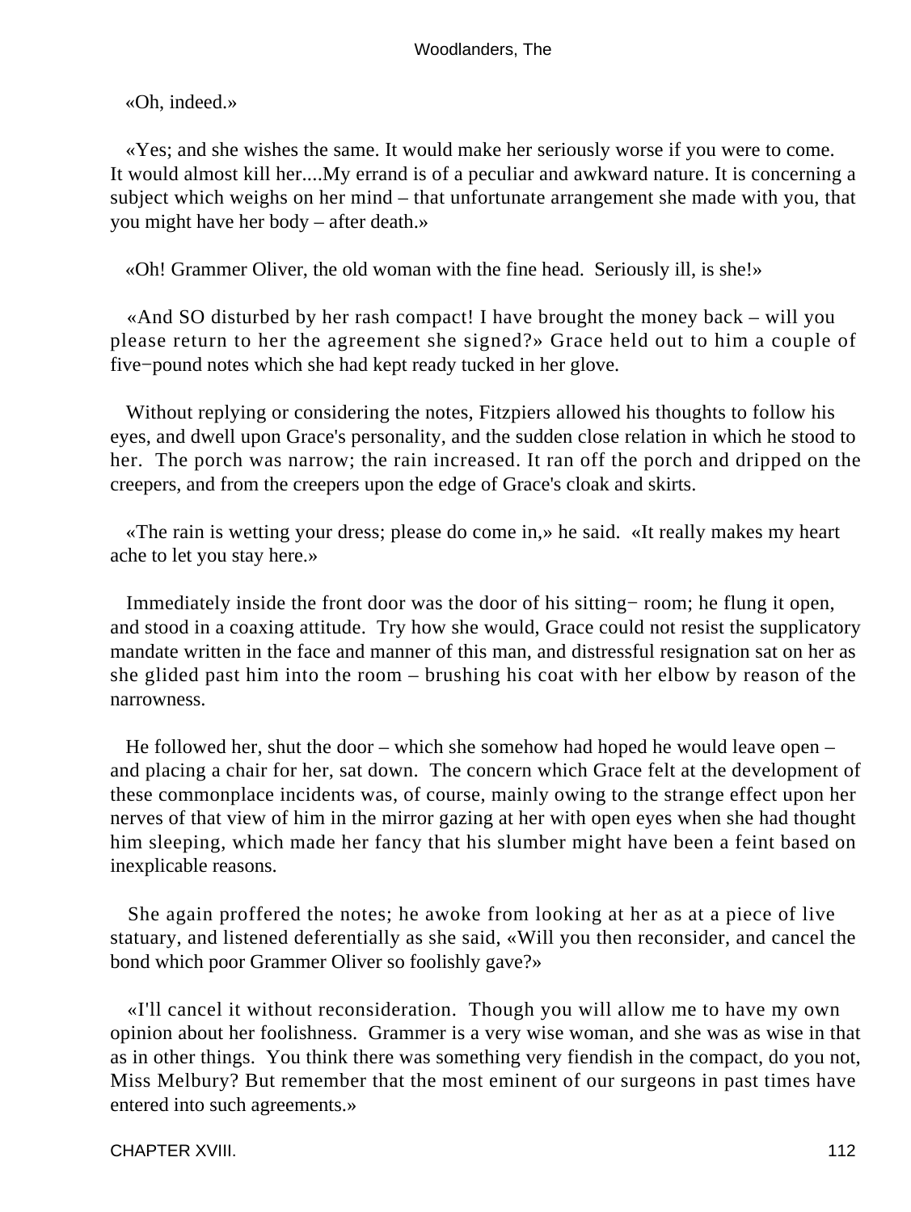«Oh, indeed.»

«Yes; and she wishes the same. It would make her seriously worse if you were to come. It would almost kill her....My errand is of a peculiar and awkward nature. It is concerning a subject which weighs on her mind – that unfortunate arrangement she made with you, that you might have her body – after death.»

«Oh! Grammer Oliver, the old woman with the fine head. Seriously ill, is she!»

«And SO disturbed by her rash compact! I have brought the money back – will you please return to her the agreement she signed?» Grace held out to him a couple of five−pound notes which she had kept ready tucked in her glove.

Without replying or considering the notes, Fitzpiers allowed his thoughts to follow his eyes, and dwell upon Grace's personality, and the sudden close relation in which he stood to her. The porch was narrow; the rain increased. It ran off the porch and dripped on the creepers, and from the creepers upon the edge of Grace's cloak and skirts.

«The rain is wetting your dress; please do come in,» he said. «It really makes my heart ache to let you stay here.»

Immediately inside the front door was the door of his sitting− room; he flung it open, and stood in a coaxing attitude. Try how she would, Grace could not resist the supplicatory mandate written in the face and manner of this man, and distressful resignation sat on her as she glided past him into the room – brushing his coat with her elbow by reason of the narrowness.

He followed her, shut the door – which she somehow had hoped he would leave open – and placing a chair for her, sat down. The concern which Grace felt at the development of these commonplace incidents was, of course, mainly owing to the strange effect upon her nerves of that view of him in the mirror gazing at her with open eyes when she had thought him sleeping, which made her fancy that his slumber might have been a feint based on inexplicable reasons.

She again proffered the notes; he awoke from looking at her as at a piece of live statuary, and listened deferentially as she said, «Will you then reconsider, and cancel the bond which poor Grammer Oliver so foolishly gave?»

«I'll cancel it without reconsideration. Though you will allow me to have my own opinion about her foolishness. Grammer is a very wise woman, and she was as wise in that as in other things. You think there was something very fiendish in the compact, do you not, Miss Melbury? But remember that the most eminent of our surgeons in past times have entered into such agreements.»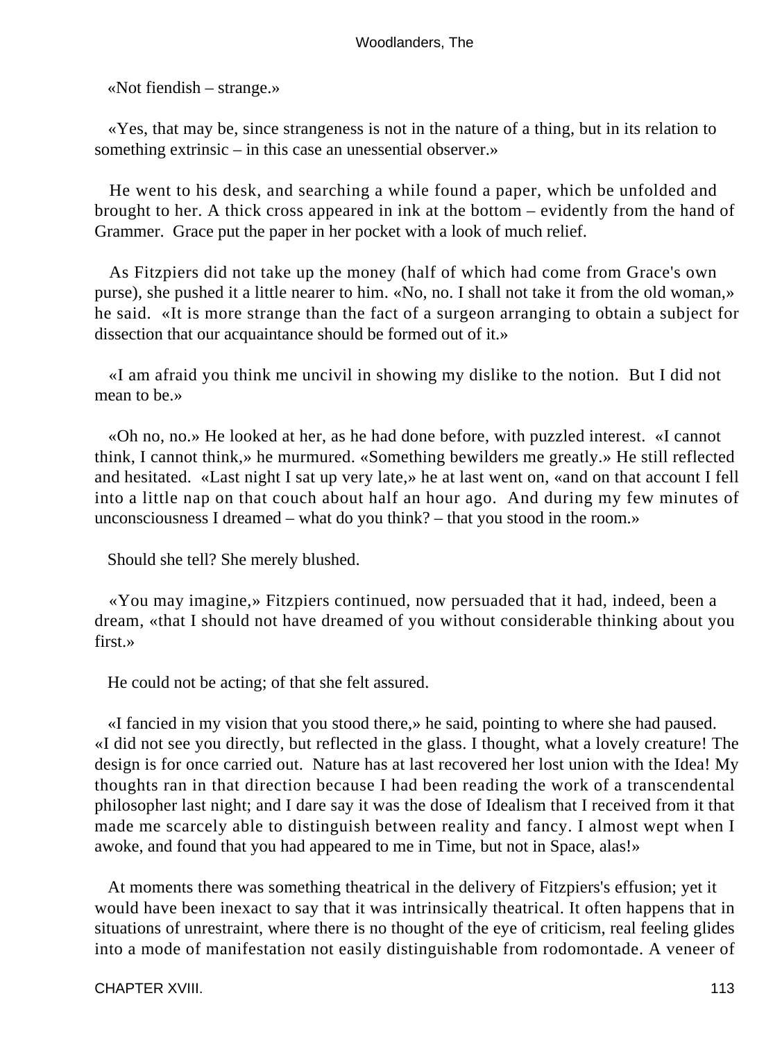«Not fiendish – strange.»

«Yes, that may be, since strangeness is not in the nature of a thing, but in its relation to something extrinsic – in this case an unessential observer.»

He went to his desk, and searching a while found a paper, which be unfolded and brought to her. A thick cross appeared in ink at the bottom – evidently from the hand of Grammer. Grace put the paper in her pocket with a look of much relief.

As Fitzpiers did not take up the money (half of which had come from Grace's own purse), she pushed it a little nearer to him. «No, no. I shall not take it from the old woman,» he said. «It is more strange than the fact of a surgeon arranging to obtain a subject for dissection that our acquaintance should be formed out of it.»

«I am afraid you think me uncivil in showing my dislike to the notion. But I did not mean to be.»

«Oh no, no.» He looked at her, as he had done before, with puzzled interest. «I cannot think, I cannot think,» he murmured. «Something bewilders me greatly.» He still reflected and hesitated. «Last night I sat up very late,» he at last went on, «and on that account I fell into a little nap on that couch about half an hour ago. And during my few minutes of unconsciousness I dreamed – what do you think? – that you stood in the room.»

Should she tell? She merely blushed.

«You may imagine,» Fitzpiers continued, now persuaded that it had, indeed, been a dream, «that I should not have dreamed of you without considerable thinking about you first.»

He could not be acting; of that she felt assured.

«I fancied in my vision that you stood there,» he said, pointing to where she had paused. «I did not see you directly, but reflected in the glass. I thought, what a lovely creature! The design is for once carried out. Nature has at last recovered her lost union with the Idea! My thoughts ran in that direction because I had been reading the work of a transcendental philosopher last night; and I dare say it was the dose of Idealism that I received from it that made me scarcely able to distinguish between reality and fancy. I almost wept when I awoke, and found that you had appeared to me in Time, but not in Space, alas!»

At moments there was something theatrical in the delivery of Fitzpiers's effusion; yet it would have been inexact to say that it was intrinsically theatrical. It often happens that in situations of unrestraint, where there is no thought of the eye of criticism, real feeling glides into a mode of manifestation not easily distinguishable from rodomontade. A veneer of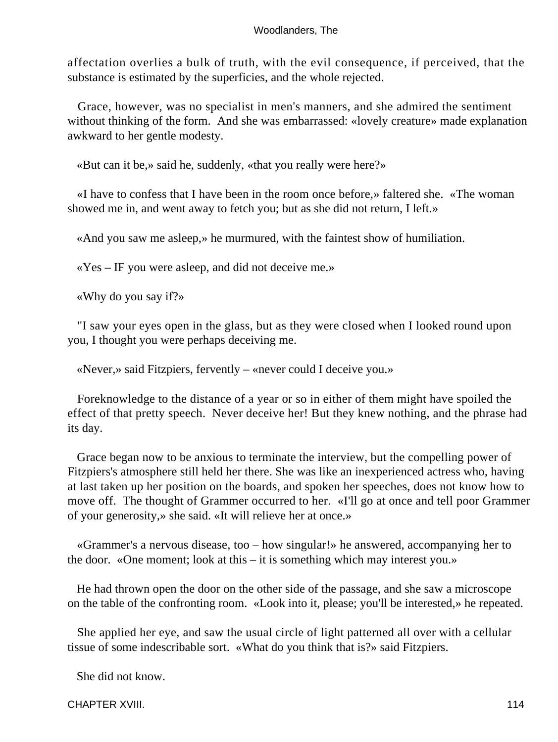affectation overlies a bulk of truth, with the evil consequence, if perceived, that the substance is estimated by the superficies, and the whole rejected.

Grace, however, was no specialist in men's manners, and she admired the sentiment without thinking of the form. And she was embarrassed: «lovely creature» made explanation awkward to her gentle modesty.

«But can it be,» said he, suddenly, «that you really were here?»

«I have to confess that I have been in the room once before,» faltered she. «The woman showed me in, and went away to fetch you; but as she did not return, I left.»

«And you saw me asleep,» he murmured, with the faintest show of humiliation.

«Yes – IF you were asleep, and did not deceive me.»

«Why do you say if?»

"I saw your eyes open in the glass, but as they were closed when I looked round upon you, I thought you were perhaps deceiving me.

«Never,» said Fitzpiers, fervently – «never could I deceive you.»

Foreknowledge to the distance of a year or so in either of them might have spoiled the effect of that pretty speech. Never deceive her! But they knew nothing, and the phrase had its day.

Grace began now to be anxious to terminate the interview, but the compelling power of Fitzpiers's atmosphere still held her there. She was like an inexperienced actress who, having at last taken up her position on the boards, and spoken her speeches, does not know how to move off. The thought of Grammer occurred to her. «I'll go at once and tell poor Grammer of your generosity,» she said. «It will relieve her at once.»

«Grammer's a nervous disease, too – how singular!» he answered, accompanying her to the door. «One moment; look at this – it is something which may interest you.»

He had thrown open the door on the other side of the passage, and she saw a microscope on the table of the confronting room. «Look into it, please; you'll be interested,» he repeated.

She applied her eye, and saw the usual circle of light patterned all over with a cellular tissue of some indescribable sort. «What do you think that is?» said Fitzpiers.

She did not know.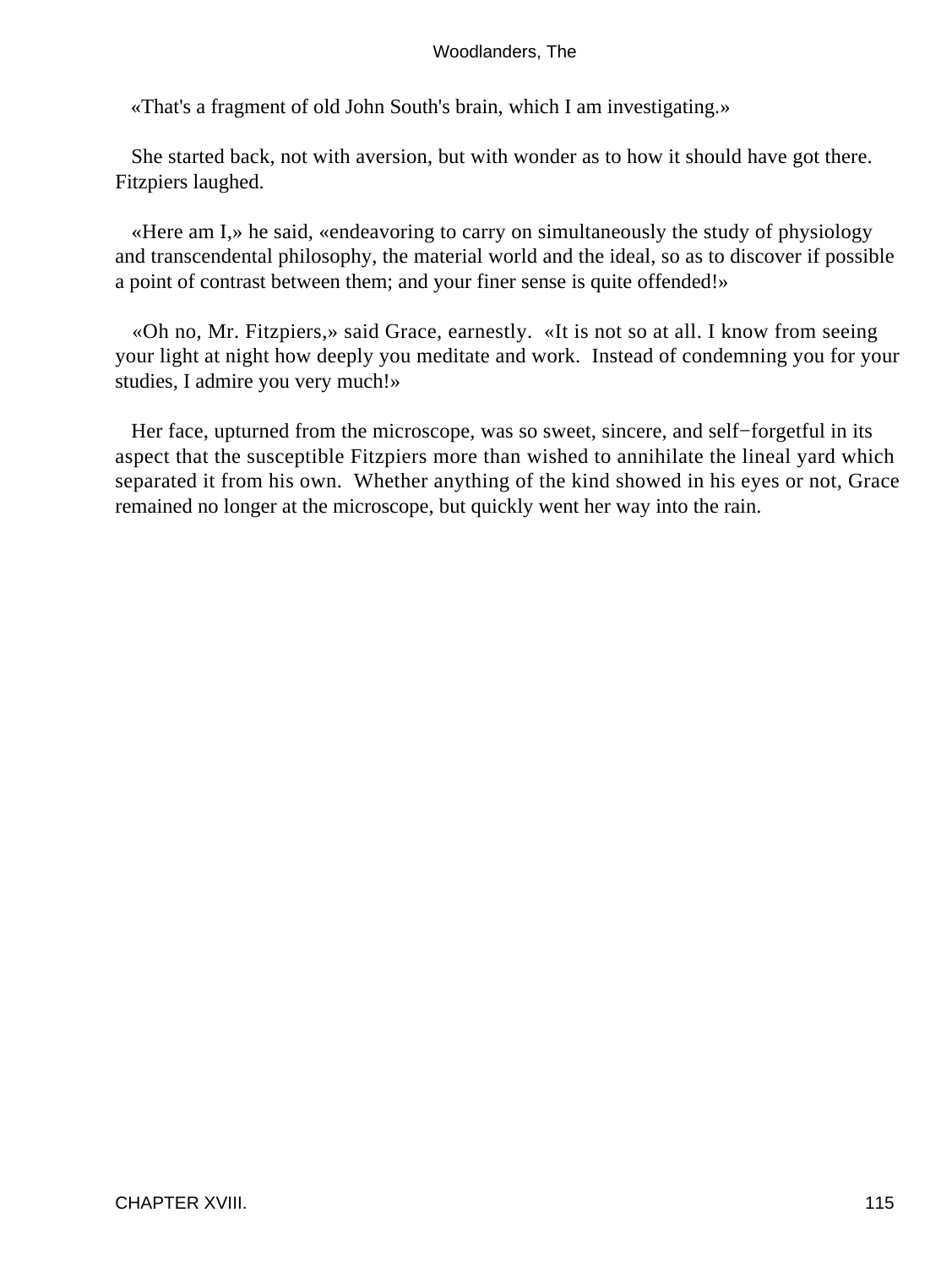«That's a fragment of old John South's brain, which I am investigating.»

She started back, not with aversion, but with wonder as to how it should have got there. Fitzpiers laughed.

«Here am I,» he said, «endeavoring to carry on simultaneously the study of physiology and transcendental philosophy, the material world and the ideal, so as to discover if possible a point of contrast between them; and your finer sense is quite offended!»

«Oh no, Mr. Fitzpiers,» said Grace, earnestly. «It is not so at all. I know from seeing your light at night how deeply you meditate and work. Instead of condemning you for your studies, I admire you very much!»

Her face, upturned from the microscope, was so sweet, sincere, and self−forgetful in its aspect that the susceptible Fitzpiers more than wished to annihilate the lineal yard which separated it from his own. Whether anything of the kind showed in his eyes or not, Grace remained no longer at the microscope, but quickly went her way into the rain.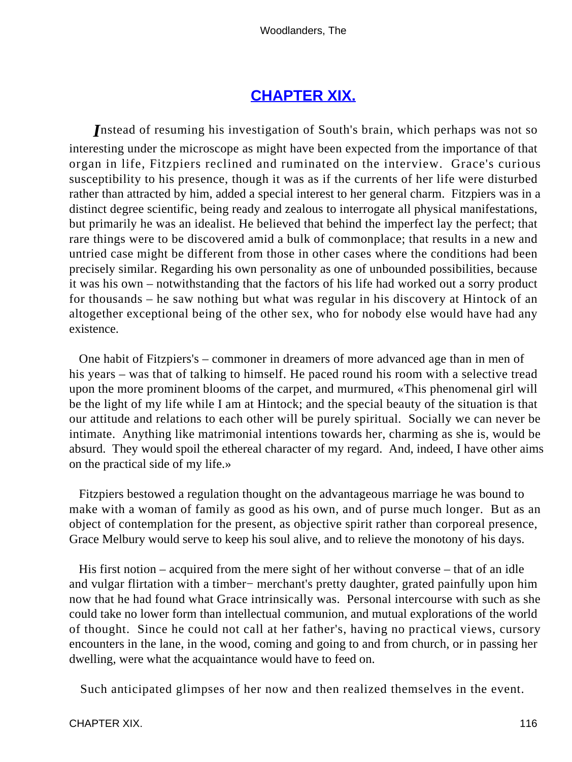## CHAPTER XIX.

*I*nstead of resuming his investigation of South's brain, which perhaps was not so interesting under the microscope as might have been expected from the importance of that organ in life, Fitzpiers reclined and ruminated on the interview. Grace's curious susceptibility to his presence, though it was as if the currents of her life were disturbed rather than attracted by him, added a special interest to her general charm. Fitzpiers was in a distinct degree scientific, being ready and zealous to interrogate all physical manifestations, but primarily he was an idealist. He believed that behind the imperfect lay the perfect; that rare things were to be discovered amid a bulk of commonplace; that results in a new and untried case might be different from those in other cases where the conditions had been precisely similar. Regarding his own personality as one of unbounded possibilities, because it was his own – notwithstanding that the factors of his life had worked out a sorry product for thousands – he saw nothing but what was regular in his discovery at Hintock of an altogether exceptional being of the other sex, who for nobody else would have had any existence.

One habit of Fitzpiers's – commoner in dreamers of more advanced age than in men of his years – was that of talking to himself. He paced round his room with a selective tread upon the more prominent blooms of the carpet, and murmured, «This phenomenal girl will be the light of my life while I am at Hintock; and the special beauty of the situation is that our attitude and relations to each other will be purely spiritual. Socially we can never be intimate. Anything like matrimonial intentions towards her, charming as she is, would be absurd. They would spoil the ethereal character of my regard. And, indeed, I have other aims on the practical side of my life.»

Fitzpiers bestowed a regulation thought on the advantageous marriage he was bound to make with a woman of family as good as his own, and of purse much longer. But as an object of contemplation for the present, as objective spirit rather than corporeal presence, Grace Melbury would serve to keep his soul alive, and to relieve the monotony of his days.

His first notion – acquired from the mere sight of her without converse – that of an idle and vulgar flirtation with a timber− merchant's pretty daughter, grated painfully upon him now that he had found what Grace intrinsically was. Personal intercourse with such as she could take no lower form than intellectual communion, and mutual explorations of the world of thought. Since he could not call at her father's, having no practical views, cursory encounters in the lane, in the wood, coming and going to and from church, or in passing her dwelling, were what the acquaintance would have to feed on.

Such anticipated glimpses of her now and then realized themselves in the event.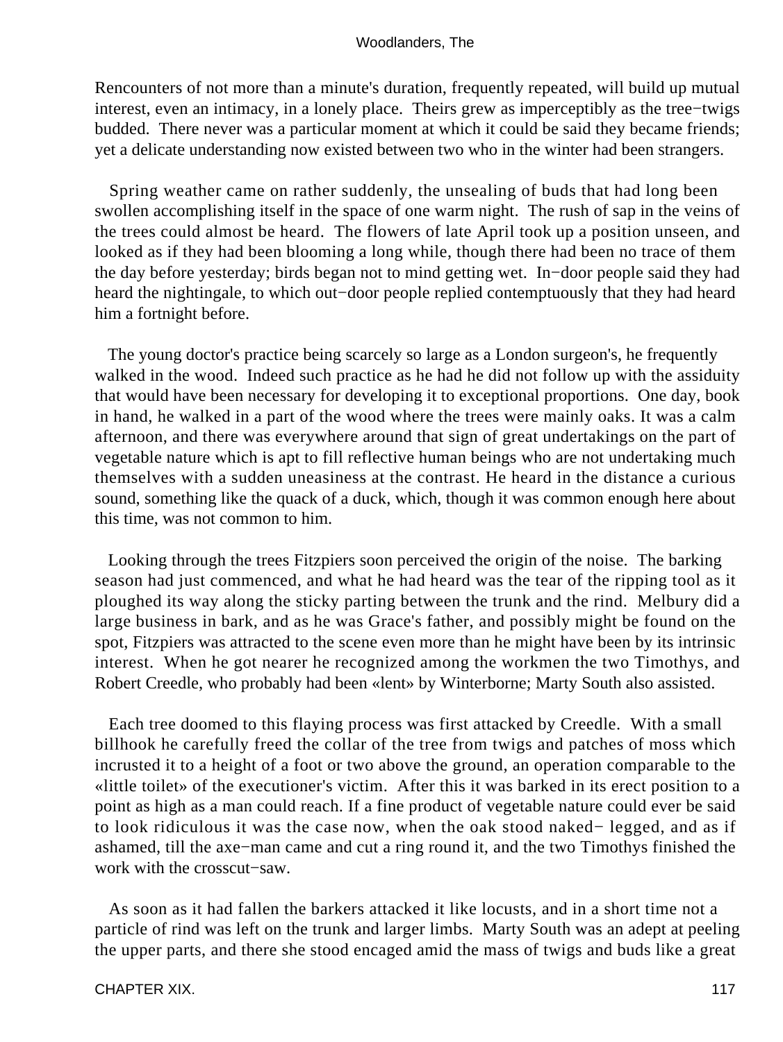Rencounters of not more than a minute's duration, frequently repeated, will build up mutual interest, even an intimacy, in a lonely place. Theirs grew as imperceptibly as the tree−twigs budded. There never was a particular moment at which it could be said they became friends; yet a delicate understanding now existed between two who in the winter had been strangers.

Spring weather came on rather suddenly, the unsealing of buds that had long been swollen accomplishing itself in the space of one warm night. The rush of sap in the veins of the trees could almost be heard. The flowers of late April took up a position unseen, and looked as if they had been blooming a long while, though there had been no trace of them the day before yesterday; birds began not to mind getting wet. In−door people said they had heard the nightingale, to which out−door people replied contemptuously that they had heard him a fortnight before.

The young doctor's practice being scarcely so large as a London surgeon's, he frequently walked in the wood. Indeed such practice as he had he did not follow up with the assiduity that would have been necessary for developing it to exceptional proportions. One day, book in hand, he walked in a part of the wood where the trees were mainly oaks. It was a calm afternoon, and there was everywhere around that sign of great undertakings on the part of vegetable nature which is apt to fill reflective human beings who are not undertaking much themselves with a sudden uneasiness at the contrast. He heard in the distance a curious sound, something like the quack of a duck, which, though it was common enough here about this time, was not common to him.

Looking through the trees Fitzpiers soon perceived the origin of the noise. The barking season had just commenced, and what he had heard was the tear of the ripping tool as it ploughed its way along the sticky parting between the trunk and the rind. Melbury did a large business in bark, and as he was Grace's father, and possibly might be found on the spot, Fitzpiers was attracted to the scene even more than he might have been by its intrinsic interest. When he got nearer he recognized among the workmen the two Timothys, and Robert Creedle, who probably had been «lent» by Winterborne; Marty South also assisted.

Each tree doomed to this flaying process was first attacked by Creedle. With a small billhook he carefully freed the collar of the tree from twigs and patches of moss which incrusted it to a height of a foot or two above the ground, an operation comparable to the «little toilet» of the executioner's victim. After this it was barked in its erect position to a point as high as a man could reach. If a fine product of vegetable nature could ever be said to look ridiculous it was the case now, when the oak stood naked− legged, and as if ashamed, till the axe−man came and cut a ring round it, and the two Timothys finished the work with the crosscut−saw.

As soon as it had fallen the barkers attacked it like locusts, and in a short time not a particle of rind was left on the trunk and larger limbs. Marty South was an adept at peeling the upper parts, and there she stood encaged amid the mass of twigs and buds like a great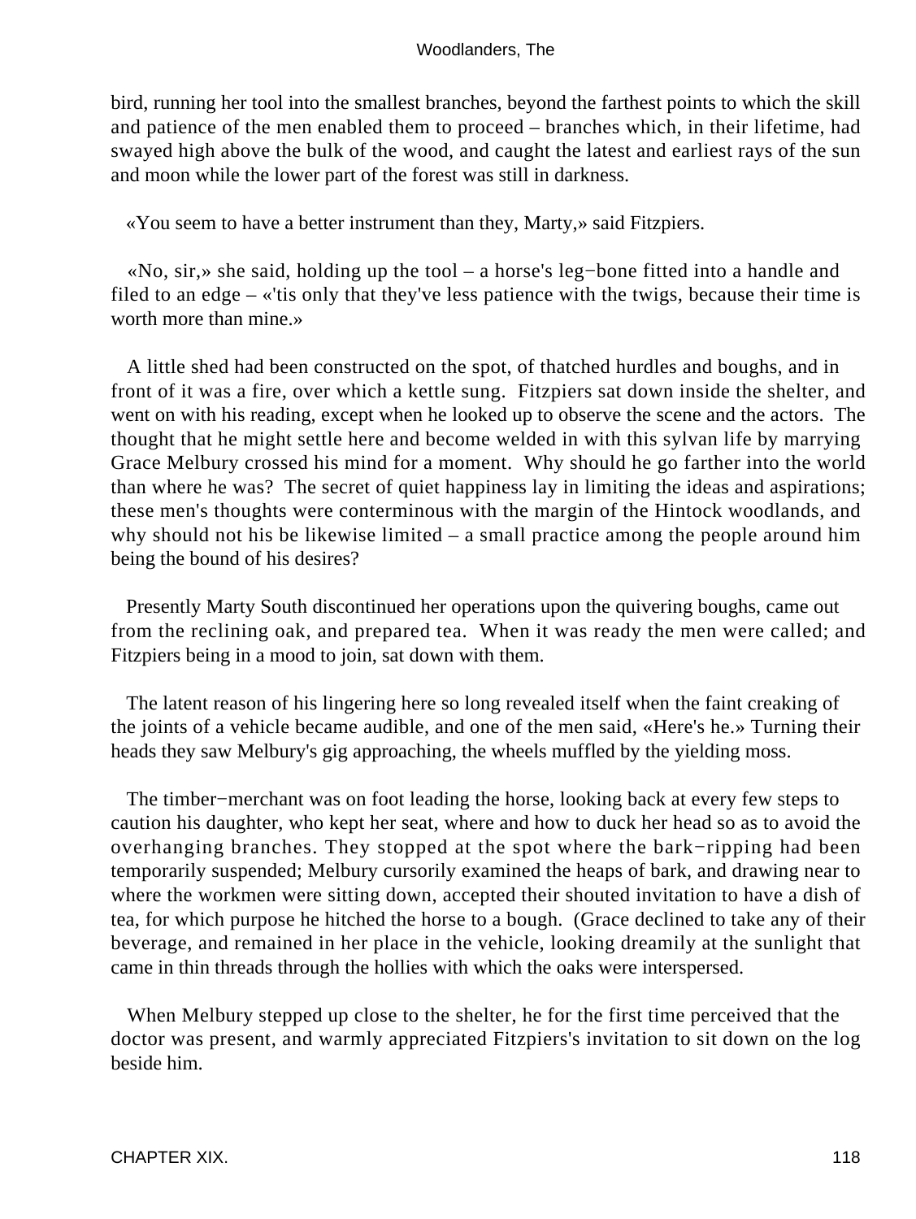bird, running her tool into the smallest branches, beyond the farthest points to which the skill and patience of the men enabled them to proceed – branches which, in their lifetime, had swayed high above the bulk of the wood, and caught the latest and earliest rays of the sun and moon while the lower part of the forest was still in darkness.

«You seem to have a better instrument than they, Marty,» said Fitzpiers.

«No, sir,» she said, holding up the tool – a horse's leg−bone fitted into a handle and filed to an edge – «'tis only that they've less patience with the twigs, because their time is worth more than mine.»

A little shed had been constructed on the spot, of thatched hurdles and boughs, and in front of it was a fire, over which a kettle sung. Fitzpiers sat down inside the shelter, and went on with his reading, except when he looked up to observe the scene and the actors. The thought that he might settle here and become welded in with this sylvan life by marrying Grace Melbury crossed his mind for a moment. Why should he go farther into the world than where he was? The secret of quiet happiness lay in limiting the ideas and aspirations; these men's thoughts were conterminous with the margin of the Hintock woodlands, and why should not his be likewise limited – a small practice among the people around him being the bound of his desires?

Presently Marty South discontinued her operations upon the quivering boughs, came out from the reclining oak, and prepared tea. When it was ready the men were called; and Fitzpiers being in a mood to join, sat down with them.

The latent reason of his lingering here so long revealed itself when the faint creaking of the joints of a vehicle became audible, and one of the men said, «Here's he.» Turning their heads they saw Melbury's gig approaching, the wheels muffled by the yielding moss.

The timber−merchant was on foot leading the horse, looking back at every few steps to caution his daughter, who kept her seat, where and how to duck her head so as to avoid the overhanging branches. They stopped at the spot where the bark−ripping had been temporarily suspended; Melbury cursorily examined the heaps of bark, and drawing near to where the workmen were sitting down, accepted their shouted invitation to have a dish of tea, for which purpose he hitched the horse to a bough. (Grace declined to take any of their beverage, and remained in her place in the vehicle, looking dreamily at the sunlight that came in thin threads through the hollies with which the oaks were interspersed.

When Melbury stepped up close to the shelter, he for the first time perceived that the doctor was present, and warmly appreciated Fitzpiers's invitation to sit down on the log beside him.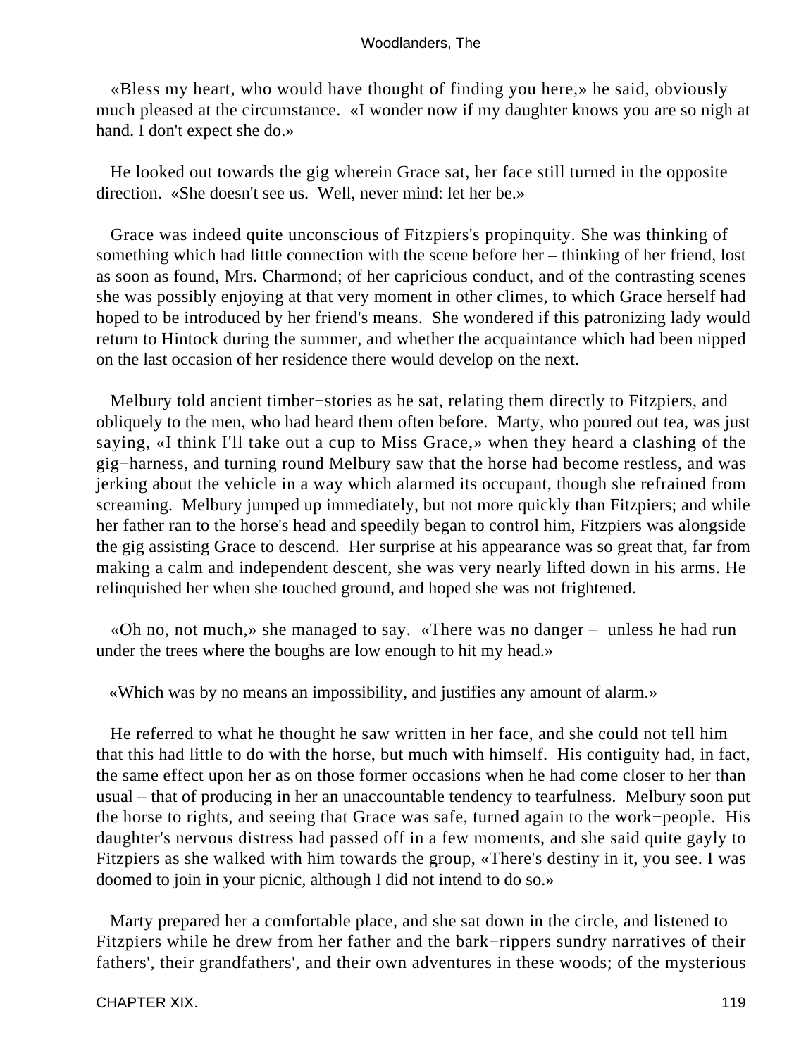«Bless my heart, who would have thought of finding you here,» he said, obviously much pleased at the circumstance. «I wonder now if my daughter knows you are so nigh at hand. I don't expect she do.»

He looked out towards the gig wherein Grace sat, her face still turned in the opposite direction. «She doesn't see us. Well, never mind: let her be.»

Grace was indeed quite unconscious of Fitzpiers's propinquity. She was thinking of something which had little connection with the scene before her – thinking of her friend, lost as soon as found, Mrs. Charmond; of her capricious conduct, and of the contrasting scenes she was possibly enjoying at that very moment in other climes, to which Grace herself had hoped to be introduced by her friend's means. She wondered if this patronizing lady would return to Hintock during the summer, and whether the acquaintance which had been nipped on the last occasion of her residence there would develop on the next.

Melbury told ancient timber−stories as he sat, relating them directly to Fitzpiers, and obliquely to the men, who had heard them often before. Marty, who poured out tea, was just saying, «I think I'll take out a cup to Miss Grace,» when they heard a clashing of the gig−harness, and turning round Melbury saw that the horse had become restless, and was jerking about the vehicle in a way which alarmed its occupant, though she refrained from screaming. Melbury jumped up immediately, but not more quickly than Fitzpiers; and while her father ran to the horse's head and speedily began to control him, Fitzpiers was alongside the gig assisting Grace to descend. Her surprise at his appearance was so great that, far from making a calm and independent descent, she was very nearly lifted down in his arms. He relinquished her when she touched ground, and hoped she was not frightened.

«Oh no, not much,» she managed to say. «There was no danger – unless he had run under the trees where the boughs are low enough to hit my head.»

«Which was by no means an impossibility, and justifies any amount of alarm.»

He referred to what he thought he saw written in her face, and she could not tell him that this had little to do with the horse, but much with himself. His contiguity had, in fact, the same effect upon her as on those former occasions when he had come closer to her than usual – that of producing in her an unaccountable tendency to tearfulness. Melbury soon put the horse to rights, and seeing that Grace was safe, turned again to the work−people. His daughter's nervous distress had passed off in a few moments, and she said quite gayly to Fitzpiers as she walked with him towards the group, «There's destiny in it, you see. I was doomed to join in your picnic, although I did not intend to do so.»

Marty prepared her a comfortable place, and she sat down in the circle, and listened to Fitzpiers while he drew from her father and the bark−rippers sundry narratives of their fathers', their grandfathers', and their own adventures in these woods; of the mysterious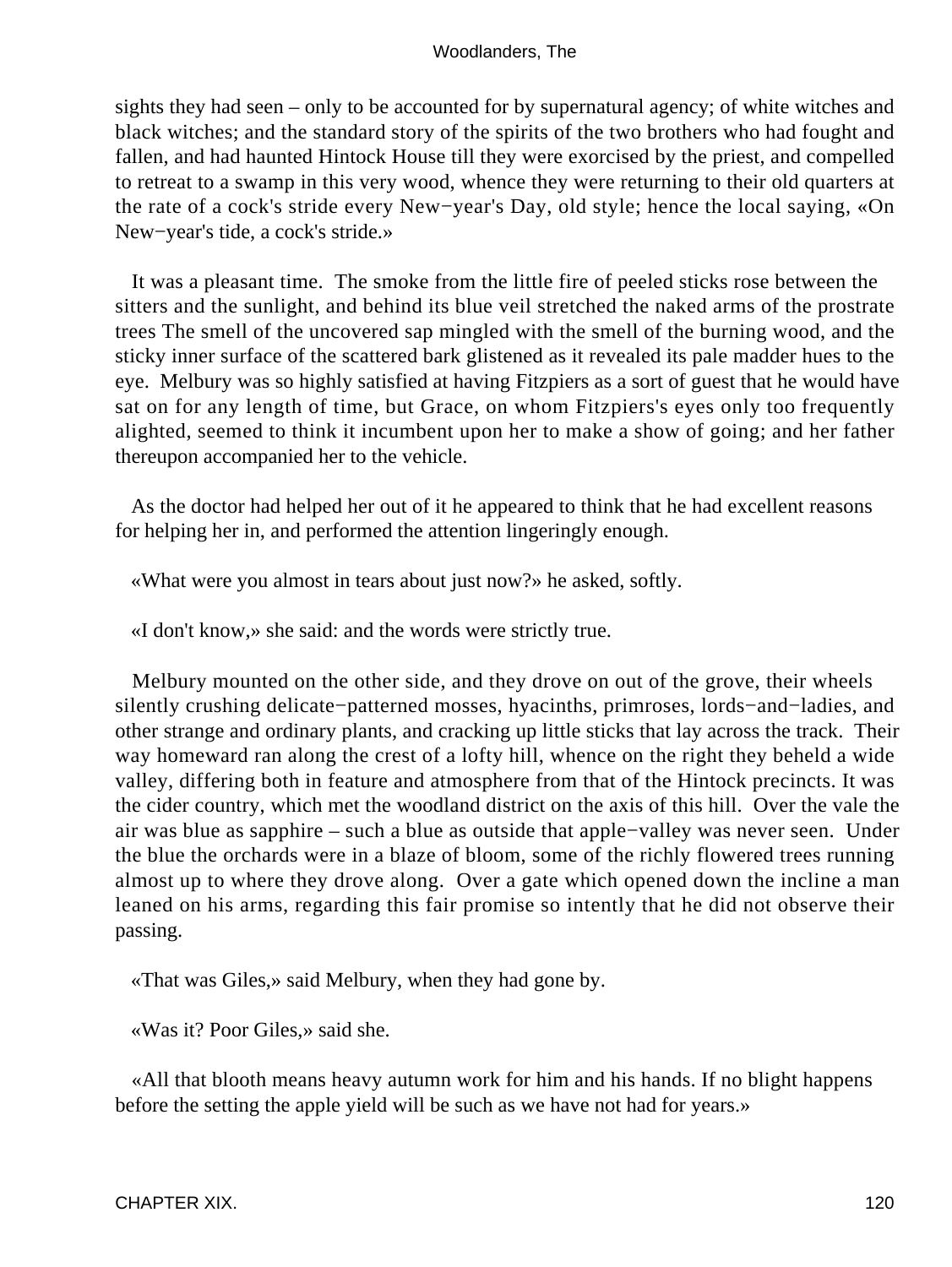sights they had seen – only to be accounted for by supernatural agency; of white witches and black witches; and the standard story of the spirits of the two brothers who had fought and fallen, and had haunted Hintock House till they were exorcised by the priest, and compelled to retreat to a swamp in this very wood, whence they were returning to their old quarters at the rate of a cock's stride every New−year's Day, old style; hence the local saying, «On New−year's tide, a cock's stride.»

It was a pleasant time. The smoke from the little fire of peeled sticks rose between the sitters and the sunlight, and behind its blue veil stretched the naked arms of the prostrate trees The smell of the uncovered sap mingled with the smell of the burning wood, and the sticky inner surface of the scattered bark glistened as it revealed its pale madder hues to the eye. Melbury was so highly satisfied at having Fitzpiers as a sort of guest that he would have sat on for any length of time, but Grace, on whom Fitzpiers's eyes only too frequently alighted, seemed to think it incumbent upon her to make a show of going; and her father thereupon accompanied her to the vehicle.

As the doctor had helped her out of it he appeared to think that he had excellent reasons for helping her in, and performed the attention lingeringly enough.

«What were you almost in tears about just now?» he asked, softly.

«I don't know,» she said: and the words were strictly true.

Melbury mounted on the other side, and they drove on out of the grove, their wheels silently crushing delicate−patterned mosses, hyacinths, primroses, lords−and−ladies, and other strange and ordinary plants, and cracking up little sticks that lay across the track. Their way homeward ran along the crest of a lofty hill, whence on the right they beheld a wide valley, differing both in feature and atmosphere from that of the Hintock precincts. It was the cider country, which met the woodland district on the axis of this hill. Over the vale the air was blue as sapphire – such a blue as outside that apple−valley was never seen. Under the blue the orchards were in a blaze of bloom, some of the richly flowered trees running almost up to where they drove along. Over a gate which opened down the incline a man leaned on his arms, regarding this fair promise so intently that he did not observe their passing.

«That was Giles,» said Melbury, when they had gone by.

«Was it? Poor Giles,» said she.

«All that blooth means heavy autumn work for him and his hands. If no blight happens before the setting the apple yield will be such as we have not had for years.»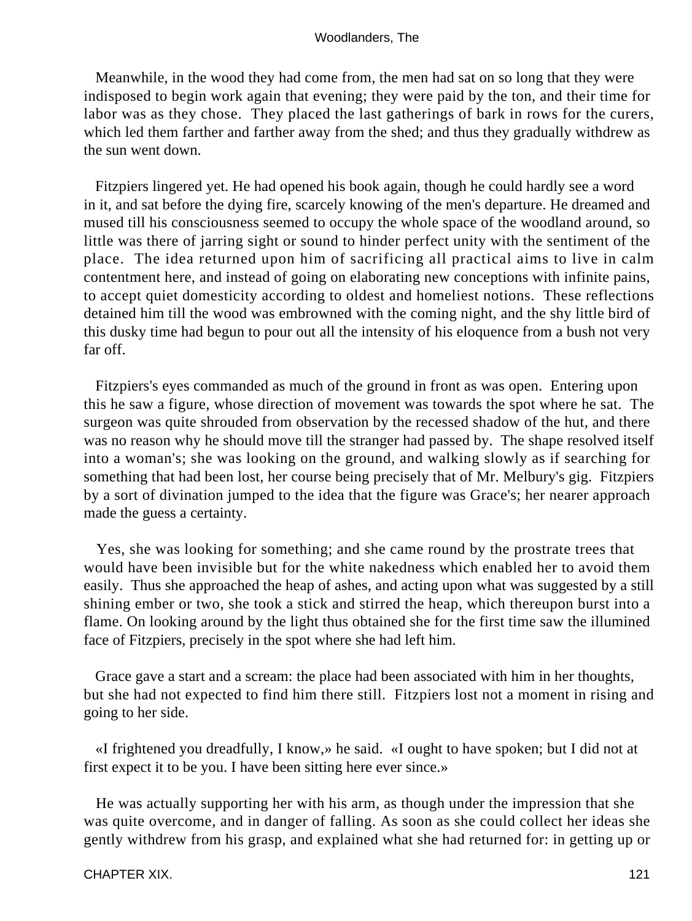Meanwhile, in the wood they had come from, the men had sat on so long that they were indisposed to begin work again that evening; they were paid by the ton, and their time for labor was as they chose. They placed the last gatherings of bark in rows for the curers, which led them farther and farther away from the shed; and thus they gradually withdrew as the sun went down.

Fitzpiers lingered yet. He had opened his book again, though he could hardly see a word in it, and sat before the dying fire, scarcely knowing of the men's departure. He dreamed and mused till his consciousness seemed to occupy the whole space of the woodland around, so little was there of jarring sight or sound to hinder perfect unity with the sentiment of the place. The idea returned upon him of sacrificing all practical aims to live in calm contentment here, and instead of going on elaborating new conceptions with infinite pains, to accept quiet domesticity according to oldest and homeliest notions. These reflections detained him till the wood was embrowned with the coming night, and the shy little bird of this dusky time had begun to pour out all the intensity of his eloquence from a bush not very far off.

Fitzpiers's eyes commanded as much of the ground in front as was open. Entering upon this he saw a figure, whose direction of movement was towards the spot where he sat. The surgeon was quite shrouded from observation by the recessed shadow of the hut, and there was no reason why he should move till the stranger had passed by. The shape resolved itself into a woman's; she was looking on the ground, and walking slowly as if searching for something that had been lost, her course being precisely that of Mr. Melbury's gig. Fitzpiers by a sort of divination jumped to the idea that the figure was Grace's; her nearer approach made the guess a certainty.

Yes, she was looking for something; and she came round by the prostrate trees that would have been invisible but for the white nakedness which enabled her to avoid them easily. Thus she approached the heap of ashes, and acting upon what was suggested by a still shining ember or two, she took a stick and stirred the heap, which thereupon burst into a flame. On looking around by the light thus obtained she for the first time saw the illumined face of Fitzpiers, precisely in the spot where she had left him.

Grace gave a start and a scream: the place had been associated with him in her thoughts, but she had not expected to find him there still. Fitzpiers lost not a moment in rising and going to her side.

«I frightened you dreadfully, I know,» he said. «I ought to have spoken; but I did not at first expect it to be you. I have been sitting here ever since.»

He was actually supporting her with his arm, as though under the impression that she was quite overcome, and in danger of falling. As soon as she could collect her ideas she gently withdrew from his grasp, and explained what she had returned for: in getting up or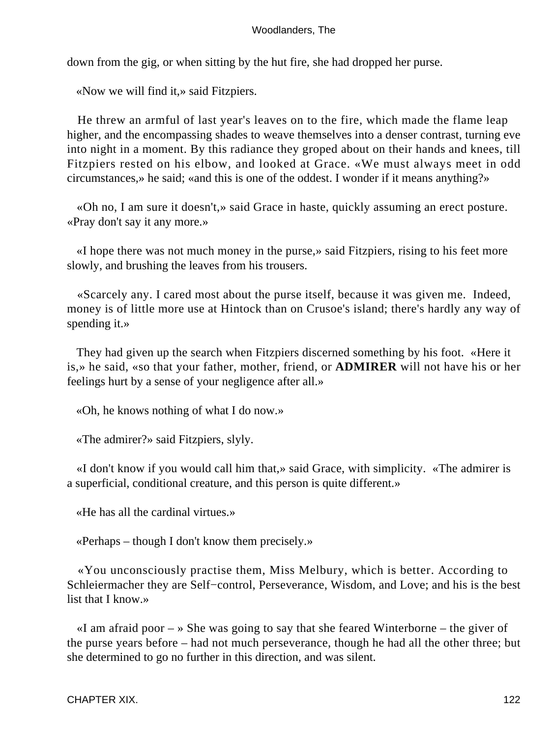down from the gig, or when sitting by the hut fire, she had dropped her purse.

«Now we will find it,» said Fitzpiers.

He threw an armful of last year's leaves on to the fire, which made the flame leap higher, and the encompassing shades to weave themselves into a denser contrast, turning eve into night in a moment. By this radiance they groped about on their hands and knees, till Fitzpiers rested on his elbow, and looked at Grace. «We must always meet in odd circumstances,» he said; «and this is one of the oddest. I wonder if it means anything?»

«Oh no, I am sure it doesn't,» said Grace in haste, quickly assuming an erect posture. «Pray don't say it any more.»

«I hope there was not much money in the purse,» said Fitzpiers, rising to his feet more slowly, and brushing the leaves from his trousers.

«Scarcely any. I cared most about the purse itself, because it was given me. Indeed, money is of little more use at Hintock than on Crusoe's island; there's hardly any way of spending it.»

They had given up the search when Fitzpiers discerned something by his foot. «Here it is,» he said, «so that your father, mother, friend, or **ADMIRER** will not have his or her feelings hurt by a sense of your negligence after all.»

«Oh, he knows nothing of what I do now.»

«The admirer?» said Fitzpiers, slyly.

«I don't know if you would call him that,» said Grace, with simplicity. «The admirer is a superficial, conditional creature, and this person is quite different.»

«He has all the cardinal virtues.»

«Perhaps – though I don't know them precisely.»

«You unconsciously practise them, Miss Melbury, which is better. According to Schleiermacher they are Self−control, Perseverance, Wisdom, and Love; and his is the best list that I know.»

«I am afraid poor – » She was going to say that she feared Winterborne – the giver of the purse years before – had not much perseverance, though he had all the other three; but she determined to go no further in this direction, and was silent.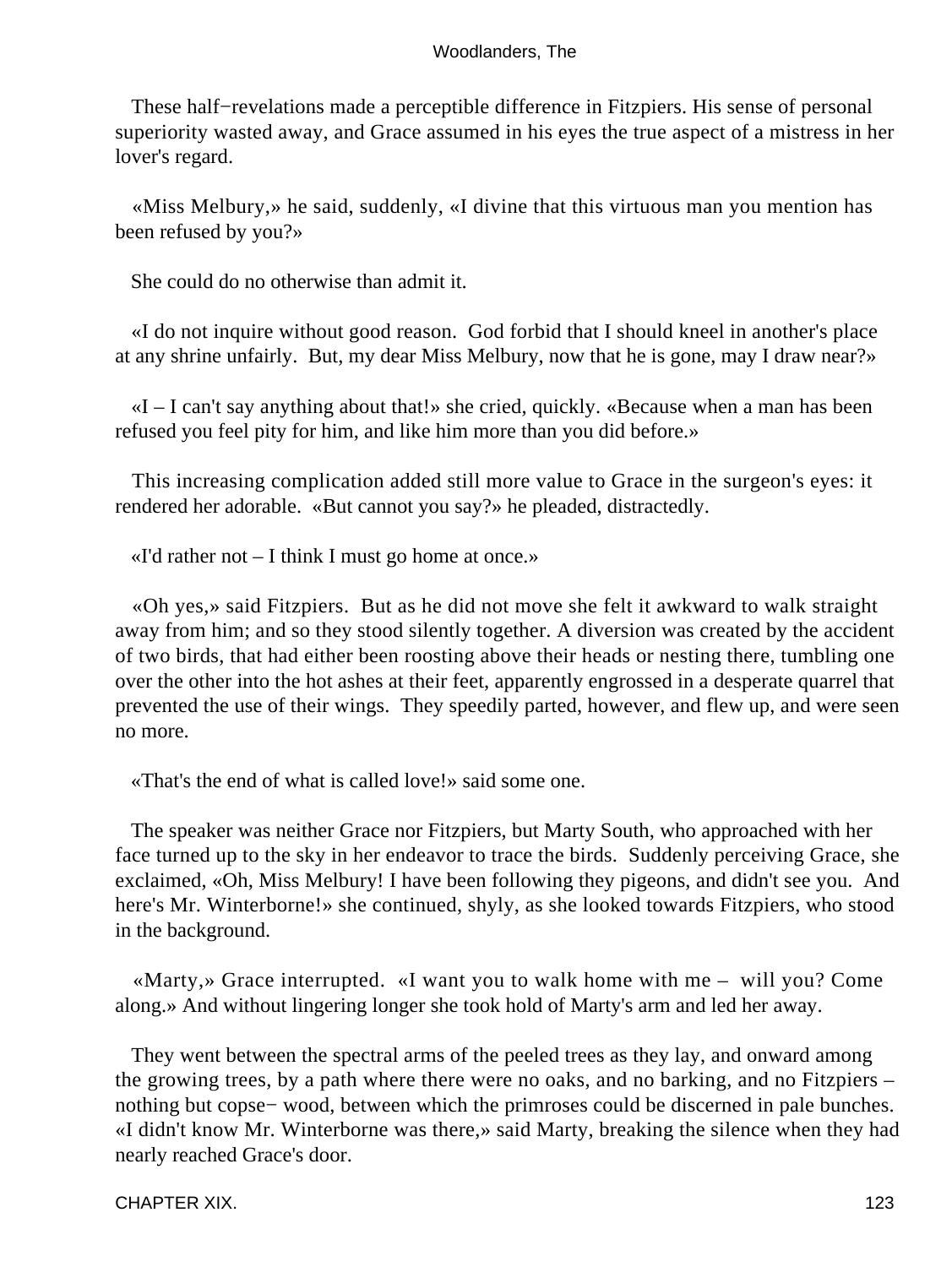These half−revelations made a perceptible difference in Fitzpiers. His sense of personal superiority wasted away, and Grace assumed in his eyes the true aspect of a mistress in her lover's regard.

«Miss Melbury,» he said, suddenly, «I divine that this virtuous man you mention has been refused by you?»

She could do no otherwise than admit it.

«I do not inquire without good reason. God forbid that I should kneel in another's place at any shrine unfairly. But, my dear Miss Melbury, now that he is gone, may I draw near?»

«I – I can't say anything about that!» she cried, quickly. «Because when a man has been refused you feel pity for him, and like him more than you did before.»

This increasing complication added still more value to Grace in the surgeon's eyes: it rendered her adorable. «But cannot you say?» he pleaded, distractedly.

«I'd rather not – I think I must go home at once.»

«Oh yes,» said Fitzpiers. But as he did not move she felt it awkward to walk straight away from him; and so they stood silently together. A diversion was created by the accident of two birds, that had either been roosting above their heads or nesting there, tumbling one over the other into the hot ashes at their feet, apparently engrossed in a desperate quarrel that prevented the use of their wings. They speedily parted, however, and flew up, and were seen no more.

«That's the end of what is called love!» said some one.

The speaker was neither Grace nor Fitzpiers, but Marty South, who approached with her face turned up to the sky in her endeavor to trace the birds. Suddenly perceiving Grace, she exclaimed, «Oh, Miss Melbury! I have been following they pigeons, and didn't see you. And here's Mr. Winterborne!» she continued, shyly, as she looked towards Fitzpiers, who stood in the background.

«Marty,» Grace interrupted. «I want you to walk home with me – will you? Come along.» And without lingering longer she took hold of Marty's arm and led her away.

They went between the spectral arms of the peeled trees as they lay, and onward among the growing trees, by a path where there were no oaks, and no barking, and no Fitzpiers – nothing but copse− wood, between which the primroses could be discerned in pale bunches. «I didn't know Mr. Winterborne was there,» said Marty, breaking the silence when they had nearly reached Grace's door.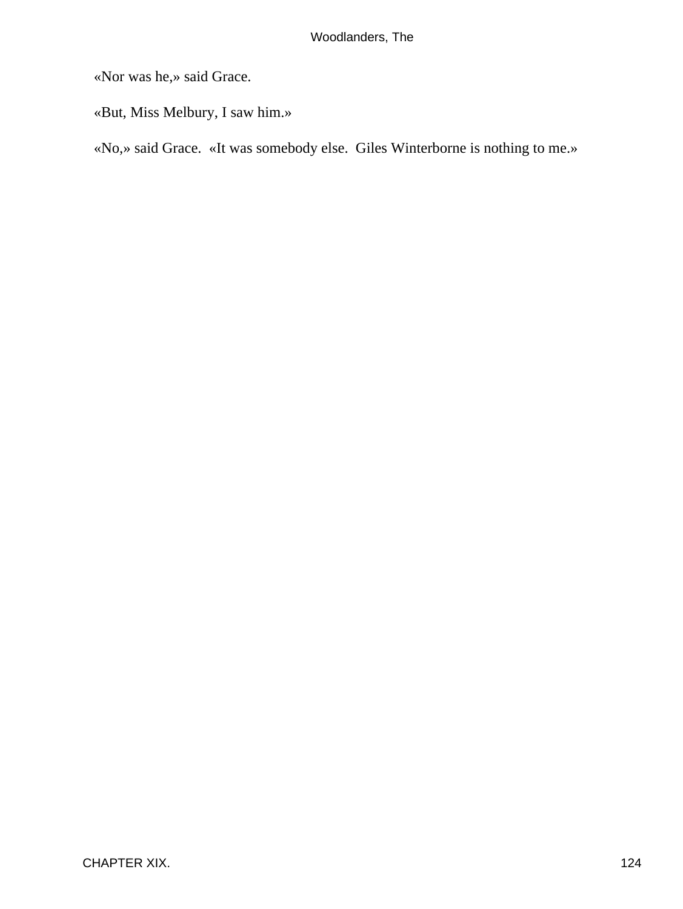«Nor was he,» said Grace.

«But, Miss Melbury, I saw him.»

«No,» said Grace.  «It was somebody else.  Giles Winterborne is nothing to me.»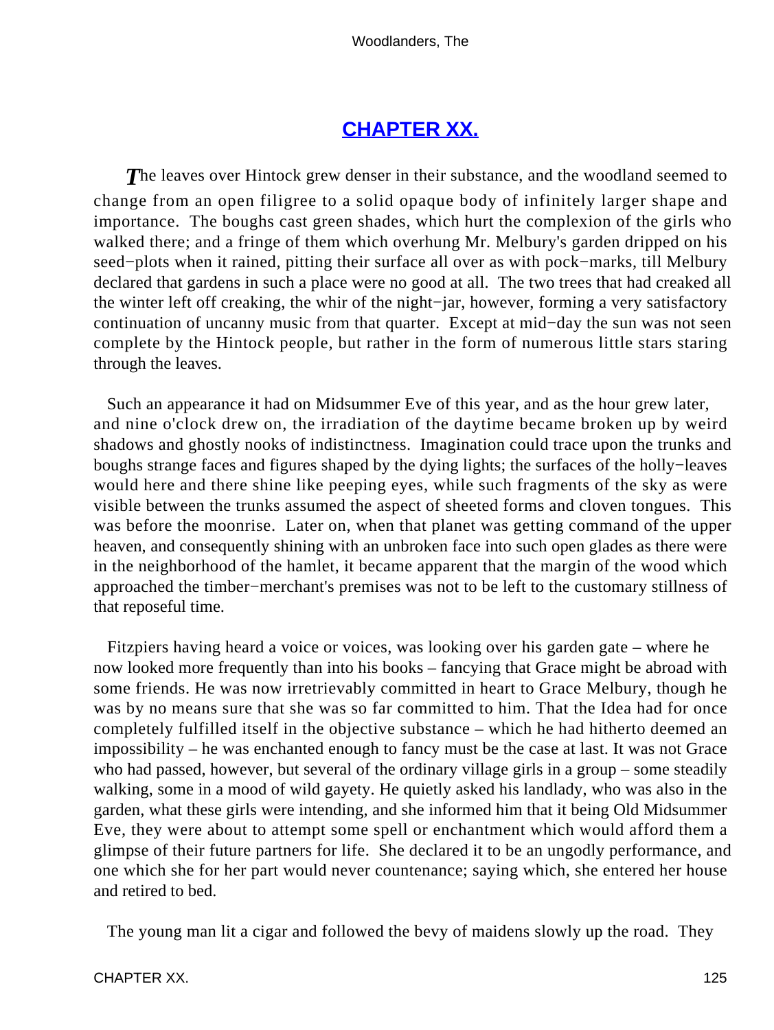## CHAPTER XX.

The leaves over Hintock grew denser in their substance, and the woodland seemed to change from an open filigree to a solid opaque body of infinitely larger shape and importance. The boughs cast green shades, which hurt the complexion of the girls who walked there; and a fringe of them which overhung Mr. Melbury's garden dripped on his seed−plots when it rained, pitting their surface all over as with pock−marks, till Melbury declared that gardens in such a place were no good at all. The two trees that had creaked all the winter left off creaking, the whir of the night−jar, however, forming a very satisfactory continuation of uncanny music from that quarter. Except at mid−day the sun was not seen complete by the Hintock people, but rather in the form of numerous little stars staring through the leaves.

Such an appearance it had on Midsummer Eve of this year, and as the hour grew later, and nine o'clock drew on, the irradiation of the daytime became broken up by weird shadows and ghostly nooks of indistinctness. Imagination could trace upon the trunks and boughs strange faces and figures shaped by the dying lights; the surfaces of the holly−leaves would here and there shine like peeping eyes, while such fragments of the sky as were visible between the trunks assumed the aspect of sheeted forms and cloven tongues. This was before the moonrise. Later on, when that planet was getting command of the upper heaven, and consequently shining with an unbroken face into such open glades as there were in the neighborhood of the hamlet, it became apparent that the margin of the wood which approached the timber−merchant's premises was not to be left to the customary stillness of that reposeful time.

Fitzpiers having heard a voice or voices, was looking over his garden gate – where he now looked more frequently than into his books – fancying that Grace might be abroad with some friends. He was now irretrievably committed in heart to Grace Melbury, though he was by no means sure that she was so far committed to him. That the Idea had for once completely fulfilled itself in the objective substance – which he had hitherto deemed an impossibility – he was enchanted enough to fancy must be the case at last. It was not Grace who had passed, however, but several of the ordinary village girls in a group – some steadily walking, some in a mood of wild gayety. He quietly asked his landlady, who was also in the garden, what these girls were intending, and she informed him that it being Old Midsummer Eve, they were about to attempt some spell or enchantment which would afford them a glimpse of their future partners for life. She declared it to be an ungodly performance, and one which she for her part would never countenance; saying which, she entered her house and retired to bed.

The young man lit a cigar and followed the bevy of maidens slowly up the road. They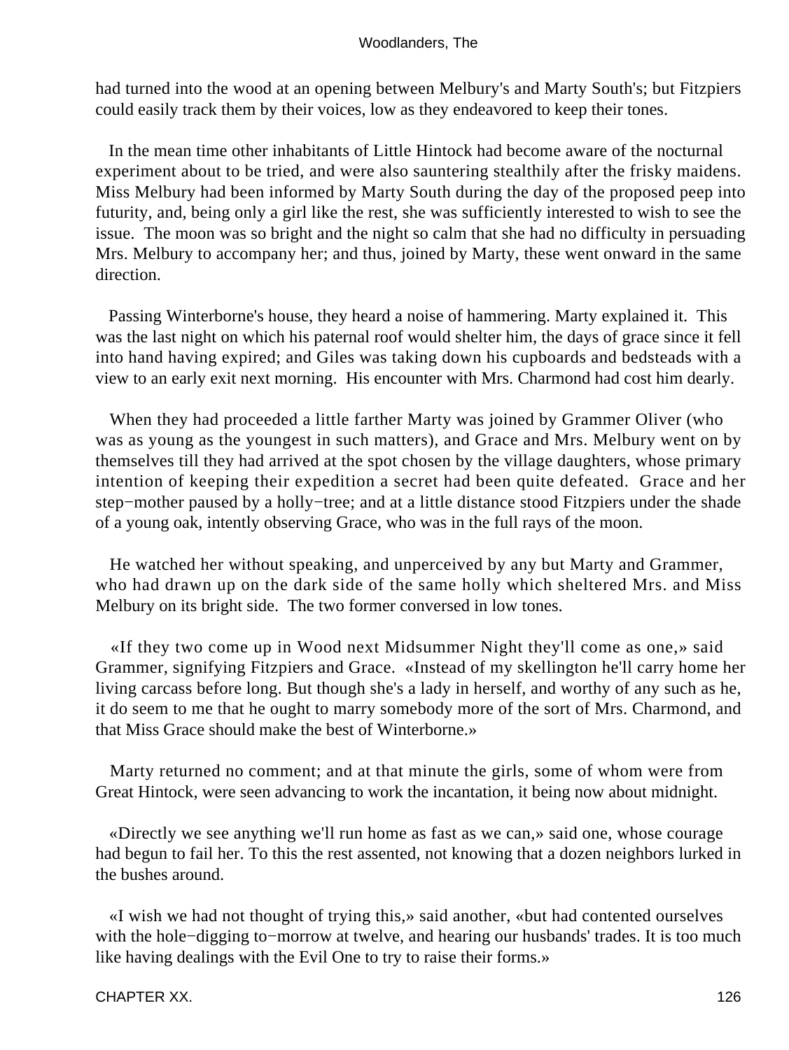had turned into the wood at an opening between Melbury's and Marty South's; but Fitzpiers could easily track them by their voices, low as they endeavored to keep their tones.

In the mean time other inhabitants of Little Hintock had become aware of the nocturnal experiment about to be tried, and were also sauntering stealthily after the frisky maidens. Miss Melbury had been informed by Marty South during the day of the proposed peep into futurity, and, being only a girl like the rest, she was sufficiently interested to wish to see the issue. The moon was so bright and the night so calm that she had no difficulty in persuading Mrs. Melbury to accompany her; and thus, joined by Marty, these went onward in the same direction.

Passing Winterborne's house, they heard a noise of hammering. Marty explained it. This was the last night on which his paternal roof would shelter him, the days of grace since it fell into hand having expired; and Giles was taking down his cupboards and bedsteads with a view to an early exit next morning. His encounter with Mrs. Charmond had cost him dearly.

When they had proceeded a little farther Marty was joined by Grammer Oliver (who was as young as the youngest in such matters), and Grace and Mrs. Melbury went on by themselves till they had arrived at the spot chosen by the village daughters, whose primary intention of keeping their expedition a secret had been quite defeated. Grace and her step−mother paused by a holly−tree; and at a little distance stood Fitzpiers under the shade of a young oak, intently observing Grace, who was in the full rays of the moon.

He watched her without speaking, and unperceived by any but Marty and Grammer, who had drawn up on the dark side of the same holly which sheltered Mrs. and Miss Melbury on its bright side. The two former conversed in low tones.

«If they two come up in Wood next Midsummer Night they'll come as one,» said Grammer, signifying Fitzpiers and Grace. «Instead of my skellington he'll carry home her living carcass before long. But though she's a lady in herself, and worthy of any such as he, it do seem to me that he ought to marry somebody more of the sort of Mrs. Charmond, and that Miss Grace should make the best of Winterborne.»

Marty returned no comment; and at that minute the girls, some of whom were from Great Hintock, were seen advancing to work the incantation, it being now about midnight.

«Directly we see anything we'll run home as fast as we can,» said one, whose courage had begun to fail her. To this the rest assented, not knowing that a dozen neighbors lurked in the bushes around.

«I wish we had not thought of trying this,» said another, «but had contented ourselves with the hole−digging to−morrow at twelve, and hearing our husbands' trades. It is too much like having dealings with the Evil One to try to raise their forms.»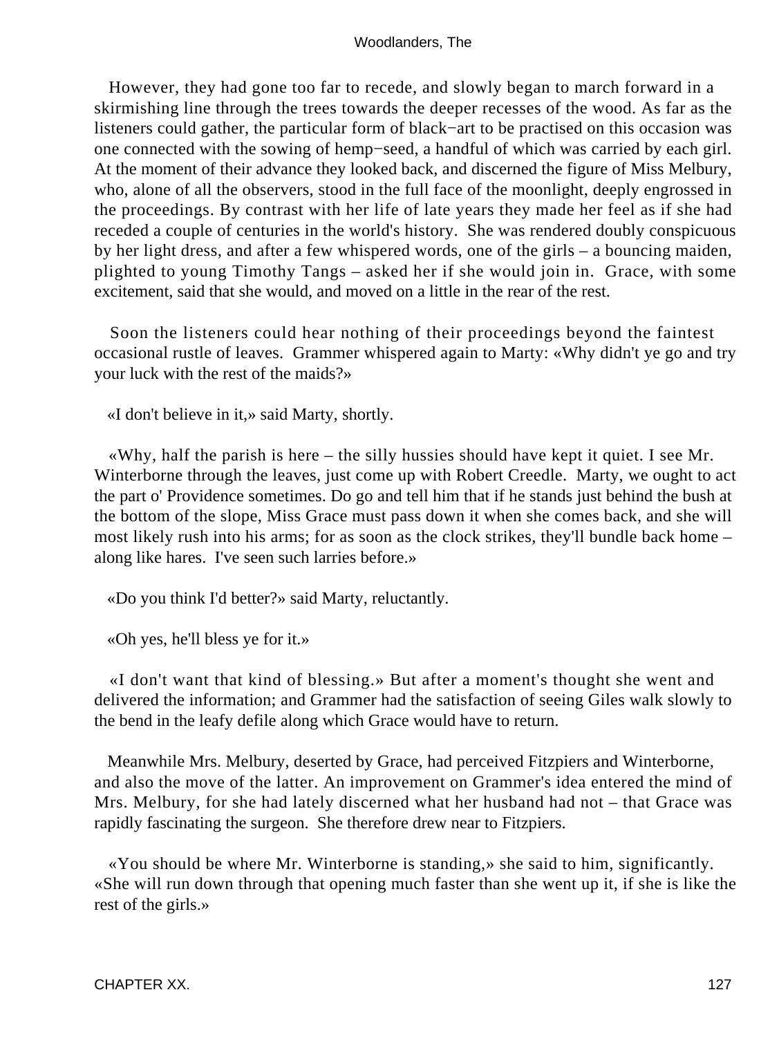However, they had gone too far to recede, and slowly began to march forward in a skirmishing line through the trees towards the deeper recesses of the wood. As far as the listeners could gather, the particular form of black−art to be practised on this occasion was one connected with the sowing of hemp−seed, a handful of which was carried by each girl. At the moment of their advance they looked back, and discerned the figure of Miss Melbury, who, alone of all the observers, stood in the full face of the moonlight, deeply engrossed in the proceedings. By contrast with her life of late years they made her feel as if she had receded a couple of centuries in the world's history. She was rendered doubly conspicuous by her light dress, and after a few whispered words, one of the girls – a bouncing maiden, plighted to young Timothy Tangs – asked her if she would join in. Grace, with some excitement, said that she would, and moved on a little in the rear of the rest.

Soon the listeners could hear nothing of their proceedings beyond the faintest occasional rustle of leaves. Grammer whispered again to Marty: «Why didn't ye go and try your luck with the rest of the maids?»

«I don't believe in it,» said Marty, shortly.

«Why, half the parish is here – the silly hussies should have kept it quiet. I see Mr. Winterborne through the leaves, just come up with Robert Creedle. Marty, we ought to act the part o' Providence sometimes. Do go and tell him that if he stands just behind the bush at the bottom of the slope, Miss Grace must pass down it when she comes back, and she will most likely rush into his arms; for as soon as the clock strikes, they'll bundle back home – along like hares. I've seen such larries before.»

«Do you think I'd better?» said Marty, reluctantly.

«Oh yes, he'll bless ye for it.»

«I don't want that kind of blessing.» But after a moment's thought she went and delivered the information; and Grammer had the satisfaction of seeing Giles walk slowly to the bend in the leafy defile along which Grace would have to return.

Meanwhile Mrs. Melbury, deserted by Grace, had perceived Fitzpiers and Winterborne, and also the move of the latter. An improvement on Grammer's idea entered the mind of Mrs. Melbury, for she had lately discerned what her husband had not – that Grace was rapidly fascinating the surgeon. She therefore drew near to Fitzpiers.

«You should be where Mr. Winterborne is standing,» she said to him, significantly. «She will run down through that opening much faster than she went up it, if she is like the rest of the girls.»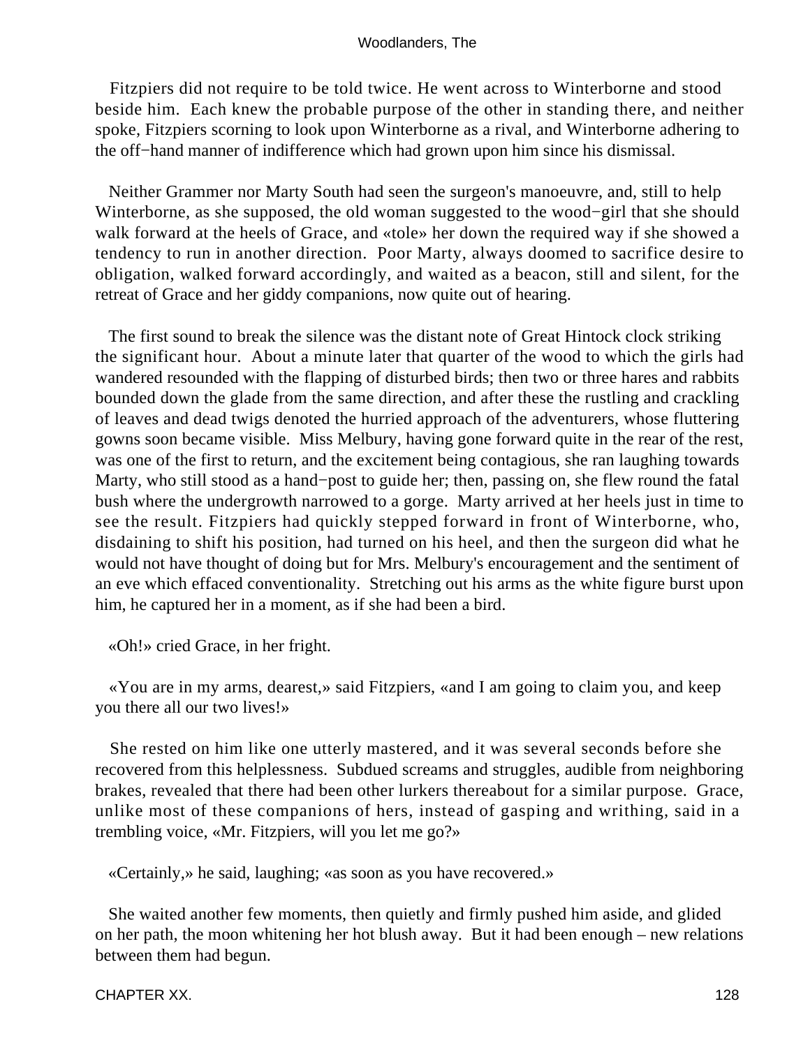Fitzpiers did not require to be told twice. He went across to Winterborne and stood beside him. Each knew the probable purpose of the other in standing there, and neither spoke, Fitzpiers scorning to look upon Winterborne as a rival, and Winterborne adhering to the off−hand manner of indifference which had grown upon him since his dismissal.

Neither Grammer nor Marty South had seen the surgeon's manoeuvre, and, still to help Winterborne, as she supposed, the old woman suggested to the wood−girl that she should walk forward at the heels of Grace, and «tole» her down the required way if she showed a tendency to run in another direction. Poor Marty, always doomed to sacrifice desire to obligation, walked forward accordingly, and waited as a beacon, still and silent, for the retreat of Grace and her giddy companions, now quite out of hearing.

The first sound to break the silence was the distant note of Great Hintock clock striking the significant hour. About a minute later that quarter of the wood to which the girls had wandered resounded with the flapping of disturbed birds; then two or three hares and rabbits bounded down the glade from the same direction, and after these the rustling and crackling of leaves and dead twigs denoted the hurried approach of the adventurers, whose fluttering gowns soon became visible. Miss Melbury, having gone forward quite in the rear of the rest, was one of the first to return, and the excitement being contagious, she ran laughing towards Marty, who still stood as a hand−post to guide her; then, passing on, she flew round the fatal bush where the undergrowth narrowed to a gorge. Marty arrived at her heels just in time to see the result. Fitzpiers had quickly stepped forward in front of Winterborne, who, disdaining to shift his position, had turned on his heel, and then the surgeon did what he would not have thought of doing but for Mrs. Melbury's encouragement and the sentiment of an eve which effaced conventionality. Stretching out his arms as the white figure burst upon him, he captured her in a moment, as if she had been a bird.

«Oh!» cried Grace, in her fright.

«You are in my arms, dearest,» said Fitzpiers, «and I am going to claim you, and keep you there all our two lives!»

She rested on him like one utterly mastered, and it was several seconds before she recovered from this helplessness. Subdued screams and struggles, audible from neighboring brakes, revealed that there had been other lurkers thereabout for a similar purpose. Grace, unlike most of these companions of hers, instead of gasping and writhing, said in a trembling voice, «Mr. Fitzpiers, will you let me go?»

«Certainly,» he said, laughing; «as soon as you have recovered.»

She waited another few moments, then quietly and firmly pushed him aside, and glided on her path, the moon whitening her hot blush away. But it had been enough – new relations between them had begun.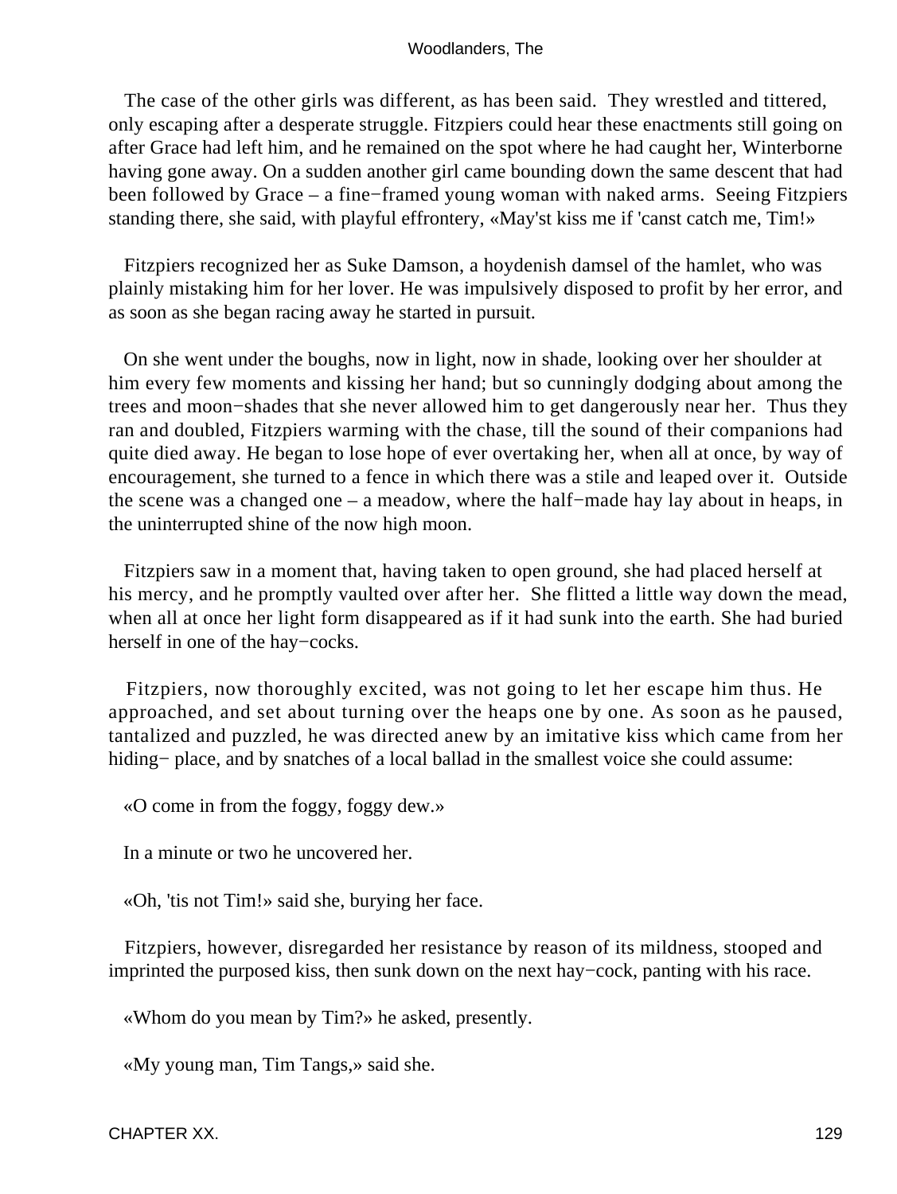The case of the other girls was different, as has been said. They wrestled and tittered, only escaping after a desperate struggle. Fitzpiers could hear these enactments still going on after Grace had left him, and he remained on the spot where he had caught her, Winterborne having gone away. On a sudden another girl came bounding down the same descent that had been followed by Grace – a fine−framed young woman with naked arms. Seeing Fitzpiers standing there, she said, with playful effrontery, «May'st kiss me if 'canst catch me, Tim!»

Fitzpiers recognized her as Suke Damson, a hoydenish damsel of the hamlet, who was plainly mistaking him for her lover. He was impulsively disposed to profit by her error, and as soon as she began racing away he started in pursuit.

On she went under the boughs, now in light, now in shade, looking over her shoulder at him every few moments and kissing her hand; but so cunningly dodging about among the trees and moon−shades that she never allowed him to get dangerously near her. Thus they ran and doubled, Fitzpiers warming with the chase, till the sound of their companions had quite died away. He began to lose hope of ever overtaking her, when all at once, by way of encouragement, she turned to a fence in which there was a stile and leaped over it. Outside the scene was a changed one – a meadow, where the half−made hay lay about in heaps, in the uninterrupted shine of the now high moon.

Fitzpiers saw in a moment that, having taken to open ground, she had placed herself at his mercy, and he promptly vaulted over after her. She flitted a little way down the mead, when all at once her light form disappeared as if it had sunk into the earth. She had buried herself in one of the hay−cocks.

Fitzpiers, now thoroughly excited, was not going to let her escape him thus. He approached, and set about turning over the heaps one by one. As soon as he paused, tantalized and puzzled, he was directed anew by an imitative kiss which came from her hiding− place, and by snatches of a local ballad in the smallest voice she could assume:

«O come in from the foggy, foggy dew.»

In a minute or two he uncovered her.

«Oh, 'tis not Tim!» said she, burying her face.

Fitzpiers, however, disregarded her resistance by reason of its mildness, stooped and imprinted the purposed kiss, then sunk down on the next hay−cock, panting with his race.

«Whom do you mean by Tim?» he asked, presently.

«My young man, Tim Tangs,» said she.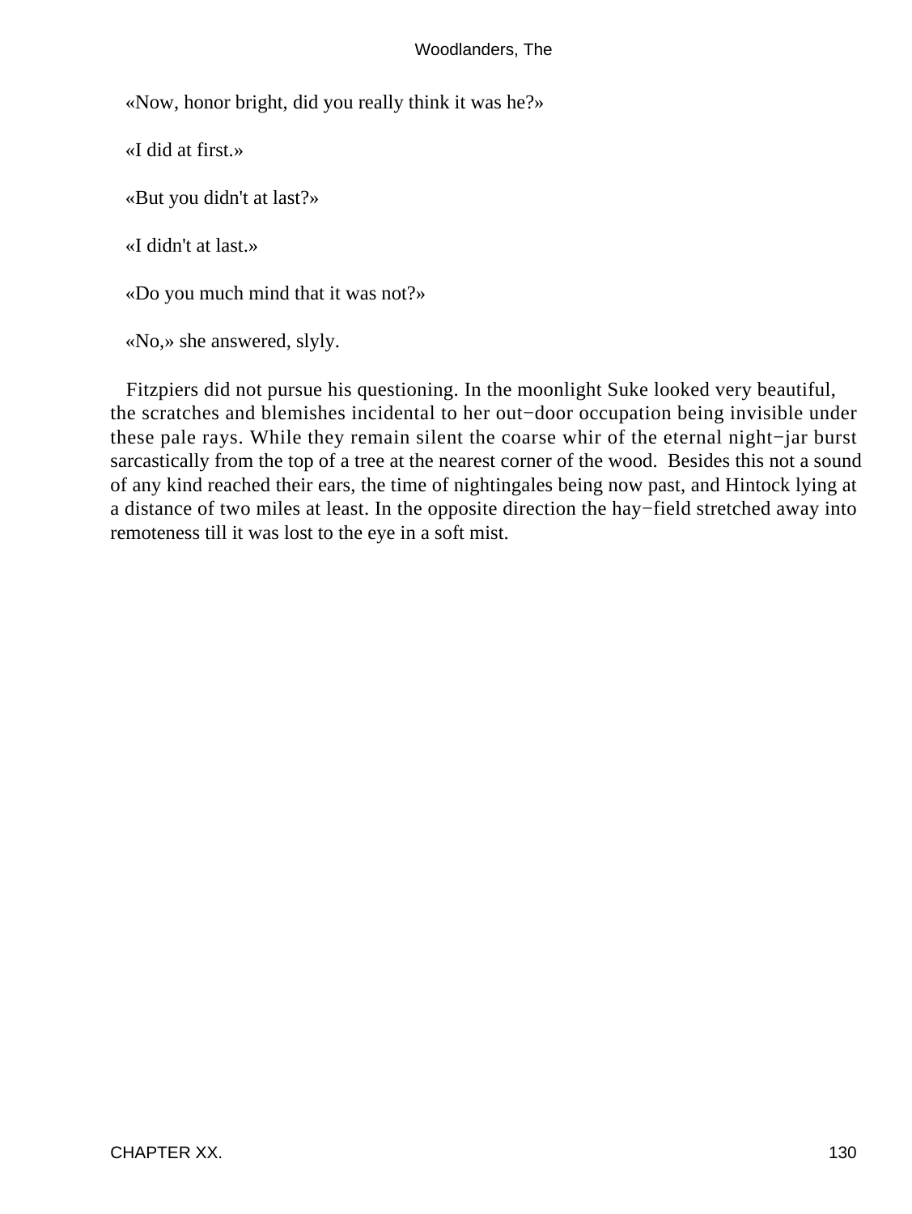«Now, honor bright, did you really think it was he?»

«I did at first.»

«But you didn't at last?»

«I didn't at last.»

«Do you much mind that it was not?»

«No,» she answered, slyly.

Fitzpiers did not pursue his questioning. In the moonlight Suke looked very beautiful, the scratches and blemishes incidental to her out−door occupation being invisible under these pale rays. While they remain silent the coarse whir of the eternal night−jar burst sarcastically from the top of a tree at the nearest corner of the wood. Besides this not a sound of any kind reached their ears, the time of nightingales being now past, and Hintock lying at a distance of two miles at least. In the opposite direction the hay−field stretched away into remoteness till it was lost to the eye in a soft mist.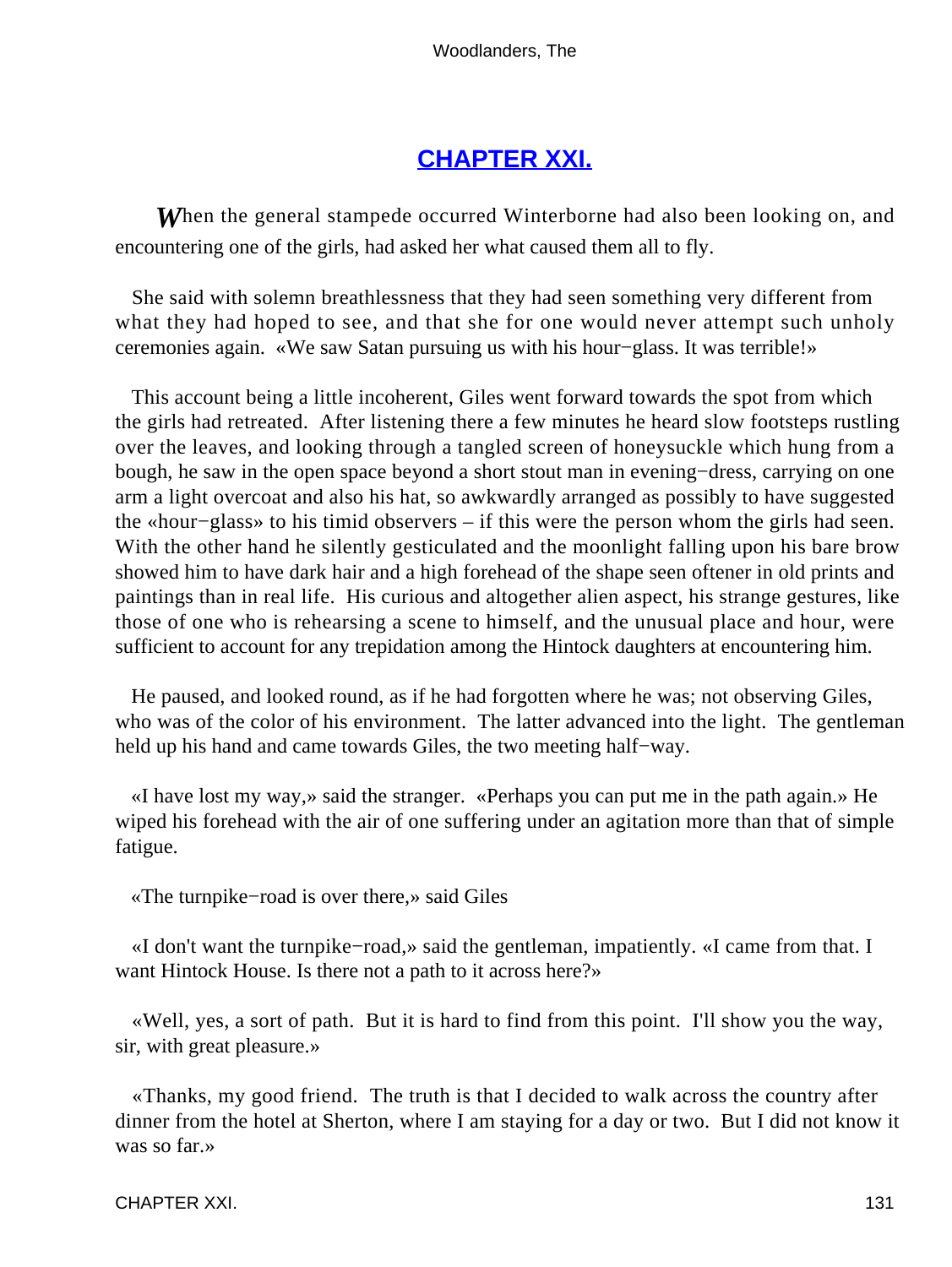## CHAPTER XXI.

*W*hen the general stampede occurred Winterborne had also been looking on, and encountering one of the girls, had asked her what caused them all to fly.

She said with solemn breathlessness that they had seen something very different from what they had hoped to see, and that she for one would never attempt such unholy ceremonies again. «We saw Satan pursuing us with his hour−glass. It was terrible!»

This account being a little incoherent, Giles went forward towards the spot from which the girls had retreated. After listening there a few minutes he heard slow footsteps rustling over the leaves, and looking through a tangled screen of honeysuckle which hung from a bough, he saw in the open space beyond a short stout man in evening−dress, carrying on one arm a light overcoat and also his hat, so awkwardly arranged as possibly to have suggested the «hour−glass» to his timid observers – if this were the person whom the girls had seen. With the other hand he silently gesticulated and the moonlight falling upon his bare brow showed him to have dark hair and a high forehead of the shape seen oftener in old prints and paintings than in real life. His curious and altogether alien aspect, his strange gestures, like those of one who is rehearsing a scene to himself, and the unusual place and hour, were sufficient to account for any trepidation among the Hintock daughters at encountering him.

He paused, and looked round, as if he had forgotten where he was; not observing Giles, who was of the color of his environment. The latter advanced into the light. The gentleman held up his hand and came towards Giles, the two meeting half−way.

«I have lost my way,» said the stranger. «Perhaps you can put me in the path again.» He wiped his forehead with the air of one suffering under an agitation more than that of simple fatigue.

«The turnpike−road is over there,» said Giles

«I don't want the turnpike−road,» said the gentleman, impatiently. «I came from that. I want Hintock House. Is there not a path to it across here?»

«Well, yes, a sort of path. But it is hard to find from this point. I'll show you the way, sir, with great pleasure.»

«Thanks, my good friend. The truth is that I decided to walk across the country after dinner from the hotel at Sherton, where I am staying for a day or two. But I did not know it was so far.»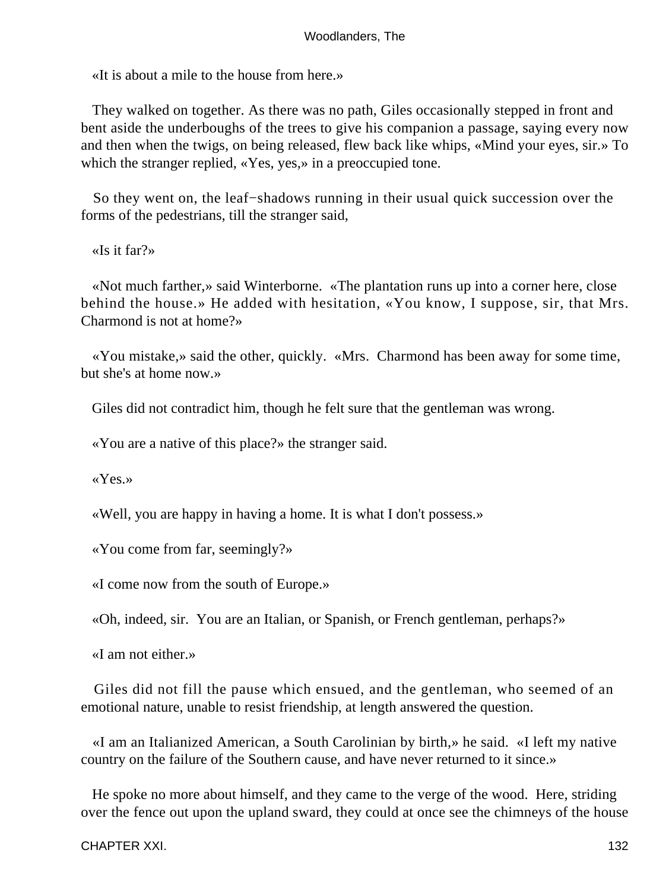«It is about a mile to the house from here.»

They walked on together. As there was no path, Giles occasionally stepped in front and bent aside the underboughs of the trees to give his companion a passage, saying every now and then when the twigs, on being released, flew back like whips, «Mind your eyes, sir.» To which the stranger replied, «Yes, yes,» in a preoccupied tone.

So they went on, the leaf−shadows running in their usual quick succession over the forms of the pedestrians, till the stranger said,

«Is it far?»

«Not much farther,» said Winterborne. «The plantation runs up into a corner here, close behind the house.» He added with hesitation, «You know, I suppose, sir, that Mrs. Charmond is not at home?»

«You mistake,» said the other, quickly. «Mrs. Charmond has been away for some time, but she's at home now.»

Giles did not contradict him, though he felt sure that the gentleman was wrong.

«You are a native of this place?» the stranger said.

«Yes.»

«Well, you are happy in having a home. It is what I don't possess.»

«You come from far, seemingly?»

«I come now from the south of Europe.»

«Oh, indeed, sir. You are an Italian, or Spanish, or French gentleman, perhaps?»

«I am not either.»

Giles did not fill the pause which ensued, and the gentleman, who seemed of an emotional nature, unable to resist friendship, at length answered the question.

«I am an Italianized American, a South Carolinian by birth,» he said. «I left my native country on the failure of the Southern cause, and have never returned to it since.»

He spoke no more about himself, and they came to the verge of the wood. Here, striding over the fence out upon the upland sward, they could at once see the chimneys of the house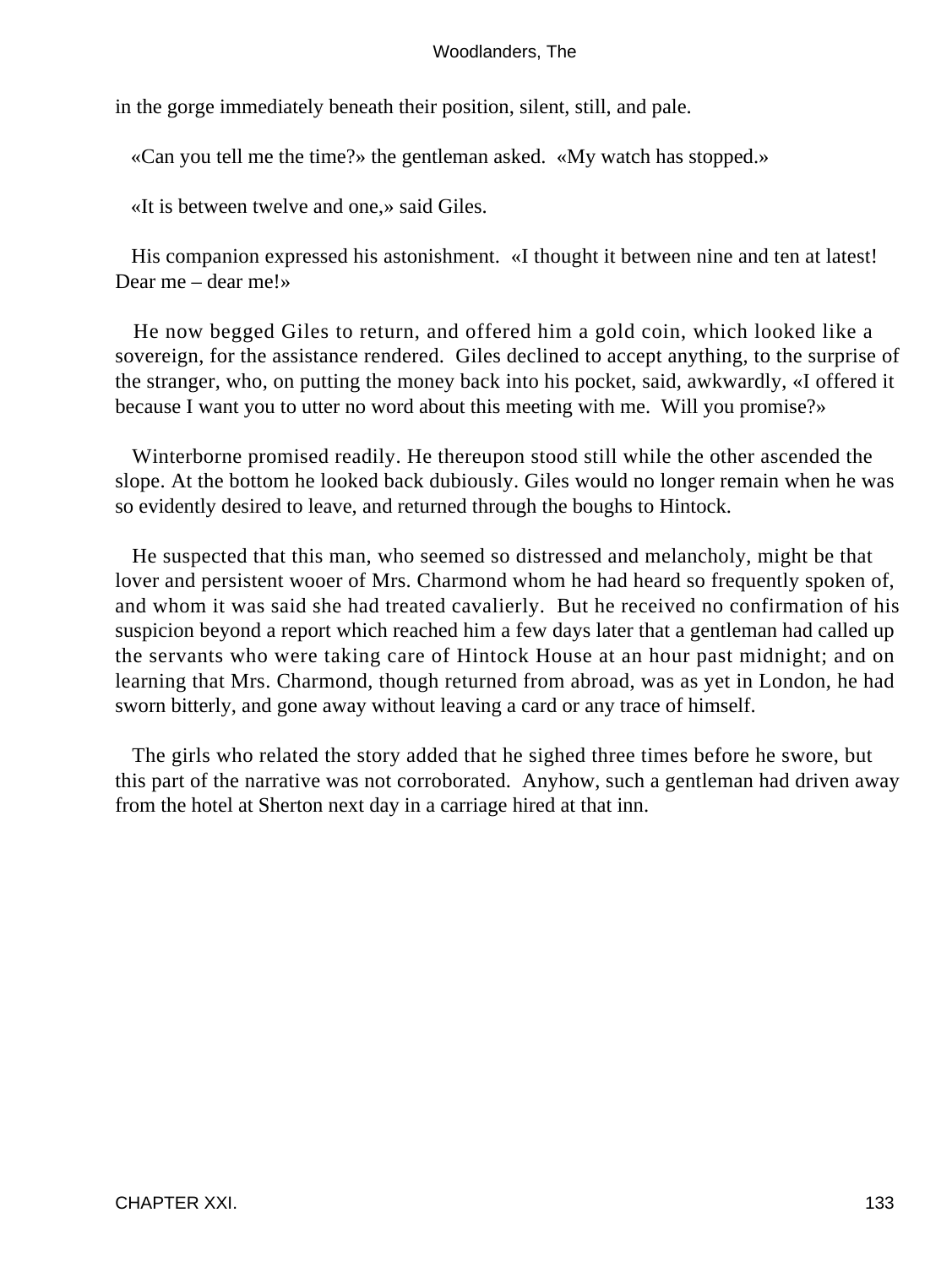in the gorge immediately beneath their position, silent, still, and pale.

«Can you tell me the time?» the gentleman asked. «My watch has stopped.»

«It is between twelve and one,» said Giles.

His companion expressed his astonishment. «I thought it between nine and ten at latest! Dear me – dear me!»

He now begged Giles to return, and offered him a gold coin, which looked like a sovereign, for the assistance rendered. Giles declined to accept anything, to the surprise of the stranger, who, on putting the money back into his pocket, said, awkwardly, «I offered it because I want you to utter no word about this meeting with me. Will you promise?»

Winterborne promised readily. He thereupon stood still while the other ascended the slope. At the bottom he looked back dubiously. Giles would no longer remain when he was so evidently desired to leave, and returned through the boughs to Hintock.

He suspected that this man, who seemed so distressed and melancholy, might be that lover and persistent wooer of Mrs. Charmond whom he had heard so frequently spoken of, and whom it was said she had treated cavalierly. But he received no confirmation of his suspicion beyond a report which reached him a few days later that a gentleman had called up the servants who were taking care of Hintock House at an hour past midnight; and on learning that Mrs. Charmond, though returned from abroad, was as yet in London, he had sworn bitterly, and gone away without leaving a card or any trace of himself.

The girls who related the story added that he sighed three times before he swore, but this part of the narrative was not corroborated. Anyhow, such a gentleman had driven away from the hotel at Sherton next day in a carriage hired at that inn.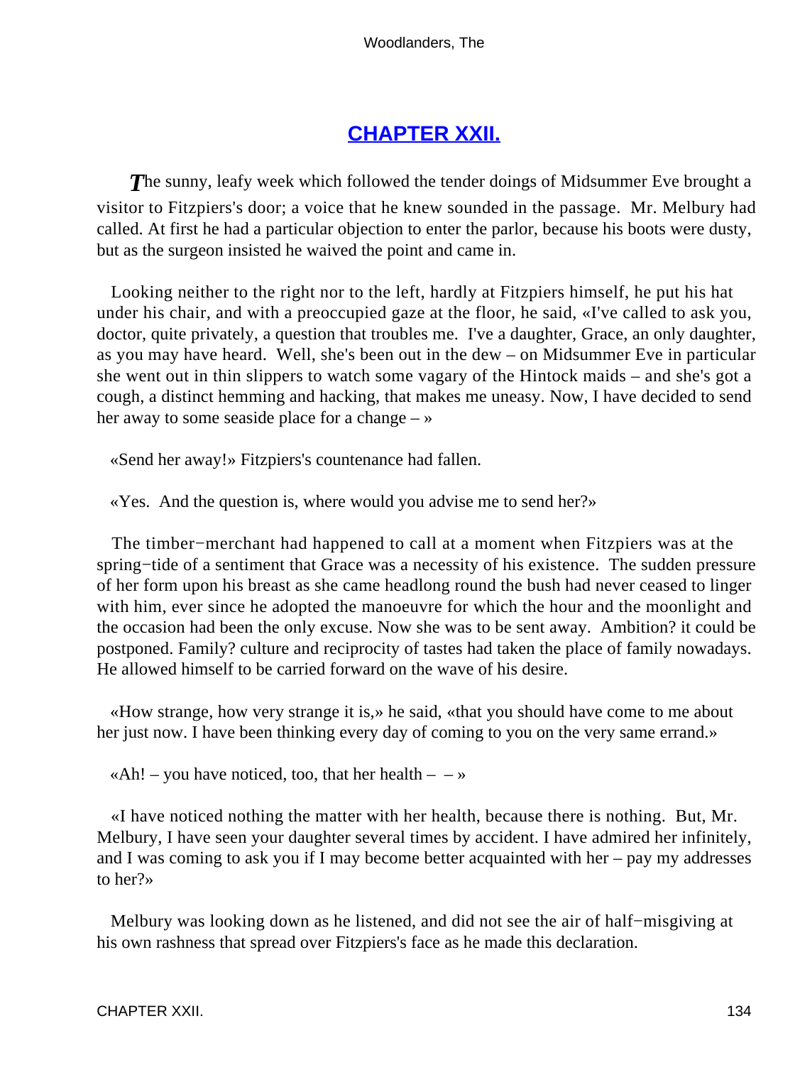## CHAPTER XXII.

*T*he sunny, leafy week which followed the tender doings of Midsummer Eve brought a visitor to Fitzpiers's door; a voice that he knew sounded in the passage. Mr. Melbury had called. At first he had a particular objection to enter the parlor, because his boots were dusty, but as the surgeon insisted he waived the point and came in.

Looking neither to the right nor to the left, hardly at Fitzpiers himself, he put his hat under his chair, and with a preoccupied gaze at the floor, he said, «I've called to ask you, doctor, quite privately, a question that troubles me. I've a daughter, Grace, an only daughter, as you may have heard. Well, she's been out in the dew – on Midsummer Eve in particular she went out in thin slippers to watch some vagary of the Hintock maids – and she's got a cough, a distinct hemming and hacking, that makes me uneasy. Now, I have decided to send her away to some seaside place for a change – »

«Send her away!» Fitzpiers's countenance had fallen.

«Yes. And the question is, where would you advise me to send her?»

The timber−merchant had happened to call at a moment when Fitzpiers was at the spring−tide of a sentiment that Grace was a necessity of his existence. The sudden pressure of her form upon his breast as she came headlong round the bush had never ceased to linger with him, ever since he adopted the manoeuvre for which the hour and the moonlight and the occasion had been the only excuse. Now she was to be sent away. Ambition? it could be postponed. Family? culture and reciprocity of tastes had taken the place of family nowadays. He allowed himself to be carried forward on the wave of his desire.

«How strange, how very strange it is,» he said, «that you should have come to me about her just now. I have been thinking every day of coming to you on the very same errand.»

«Ah! – you have noticed, too, that her health – – »

«I have noticed nothing the matter with her health, because there is nothing. But, Mr. Melbury, I have seen your daughter several times by accident. I have admired her infinitely, and I was coming to ask you if I may become better acquainted with her – pay my addresses to her?»

Melbury was looking down as he listened, and did not see the air of half−misgiving at his own rashness that spread over Fitzpiers's face as he made this declaration.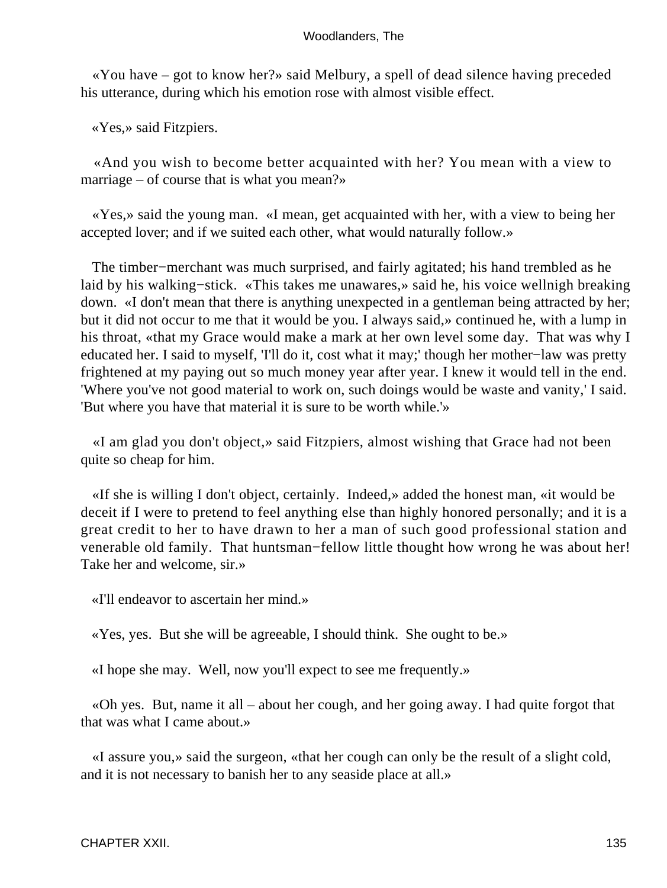«You have – got to know her?» said Melbury, a spell of dead silence having preceded his utterance, during which his emotion rose with almost visible effect.

«Yes,» said Fitzpiers.

«And you wish to become better acquainted with her? You mean with a view to marriage – of course that is what you mean?»

«Yes,» said the young man. «I mean, get acquainted with her, with a view to being her accepted lover; and if we suited each other, what would naturally follow.»

The timber−merchant was much surprised, and fairly agitated; his hand trembled as he laid by his walking−stick. «This takes me unawares,» said he, his voice wellnigh breaking down. «I don't mean that there is anything unexpected in a gentleman being attracted by her; but it did not occur to me that it would be you. I always said,» continued he, with a lump in his throat, «that my Grace would make a mark at her own level some day. That was why I educated her. I said to myself, 'I'll do it, cost what it may;' though her mother−law was pretty frightened at my paying out so much money year after year. I knew it would tell in the end. 'Where you've not good material to work on, such doings would be waste and vanity,' I said. 'But where you have that material it is sure to be worth while.'»

«I am glad you don't object,» said Fitzpiers, almost wishing that Grace had not been quite so cheap for him.

«If she is willing I don't object, certainly. Indeed,» added the honest man, «it would be deceit if I were to pretend to feel anything else than highly honored personally; and it is a great credit to her to have drawn to her a man of such good professional station and venerable old family. That huntsman−fellow little thought how wrong he was about her! Take her and welcome, sir.»

«I'll endeavor to ascertain her mind.»

«Yes, yes. But she will be agreeable, I should think. She ought to be.»

«I hope she may. Well, now you'll expect to see me frequently.»

«Oh yes. But, name it all – about her cough, and her going away. I had quite forgot that that was what I came about.»

«I assure you,» said the surgeon, «that her cough can only be the result of a slight cold, and it is not necessary to banish her to any seaside place at all.»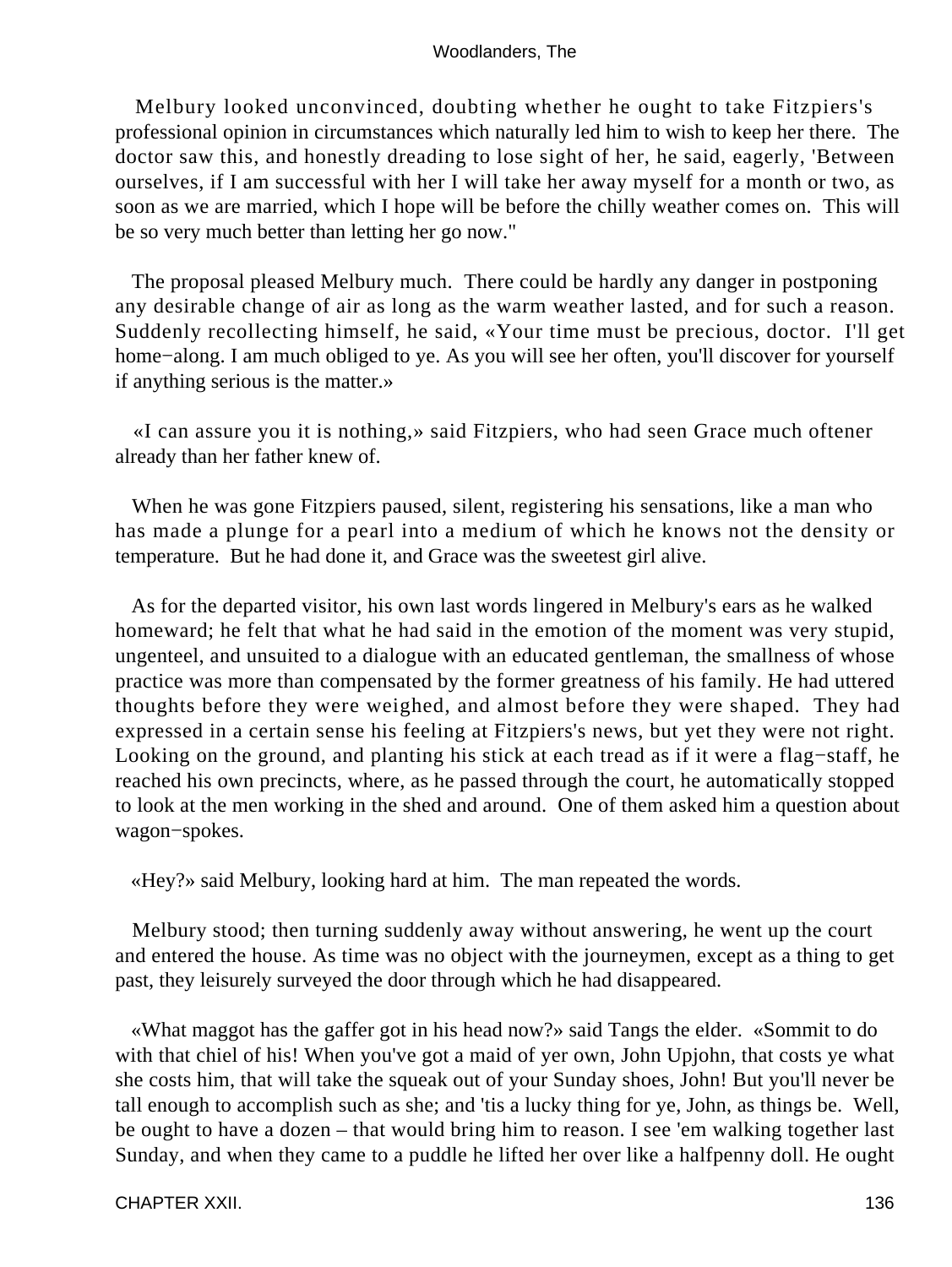Melbury looked unconvinced, doubting whether he ought to take Fitzpiers's professional opinion in circumstances which naturally led him to wish to keep her there. The doctor saw this, and honestly dreading to lose sight of her, he said, eagerly, 'Between ourselves, if I am successful with her I will take her away myself for a month or two, as soon as we are married, which I hope will be before the chilly weather comes on. This will be so very much better than letting her go now."

The proposal pleased Melbury much. There could be hardly any danger in postponing any desirable change of air as long as the warm weather lasted, and for such a reason. Suddenly recollecting himself, he said, «Your time must be precious, doctor. I'll get home−along. I am much obliged to ye. As you will see her often, you'll discover for yourself if anything serious is the matter.»

«I can assure you it is nothing,» said Fitzpiers, who had seen Grace much oftener already than her father knew of.

When he was gone Fitzpiers paused, silent, registering his sensations, like a man who has made a plunge for a pearl into a medium of which he knows not the density or temperature. But he had done it, and Grace was the sweetest girl alive.

As for the departed visitor, his own last words lingered in Melbury's ears as he walked homeward; he felt that what he had said in the emotion of the moment was very stupid, ungenteel, and unsuited to a dialogue with an educated gentleman, the smallness of whose practice was more than compensated by the former greatness of his family. He had uttered thoughts before they were weighed, and almost before they were shaped. They had expressed in a certain sense his feeling at Fitzpiers's news, but yet they were not right. Looking on the ground, and planting his stick at each tread as if it were a flag−staff, he reached his own precincts, where, as he passed through the court, he automatically stopped to look at the men working in the shed and around. One of them asked him a question about wagon−spokes.

«Hey?» said Melbury, looking hard at him. The man repeated the words.

Melbury stood; then turning suddenly away without answering, he went up the court and entered the house. As time was no object with the journeymen, except as a thing to get past, they leisurely surveyed the door through which he had disappeared.

«What maggot has the gaffer got in his head now?» said Tangs the elder. «Sommit to do with that chiel of his! When you've got a maid of yer own, John Upjohn, that costs ye what she costs him, that will take the squeak out of your Sunday shoes, John! But you'll never be tall enough to accomplish such as she; and 'tis a lucky thing for ye, John, as things be. Well, be ought to have a dozen – that would bring him to reason. I see 'em walking together last Sunday, and when they came to a puddle he lifted her over like a halfpenny doll. He ought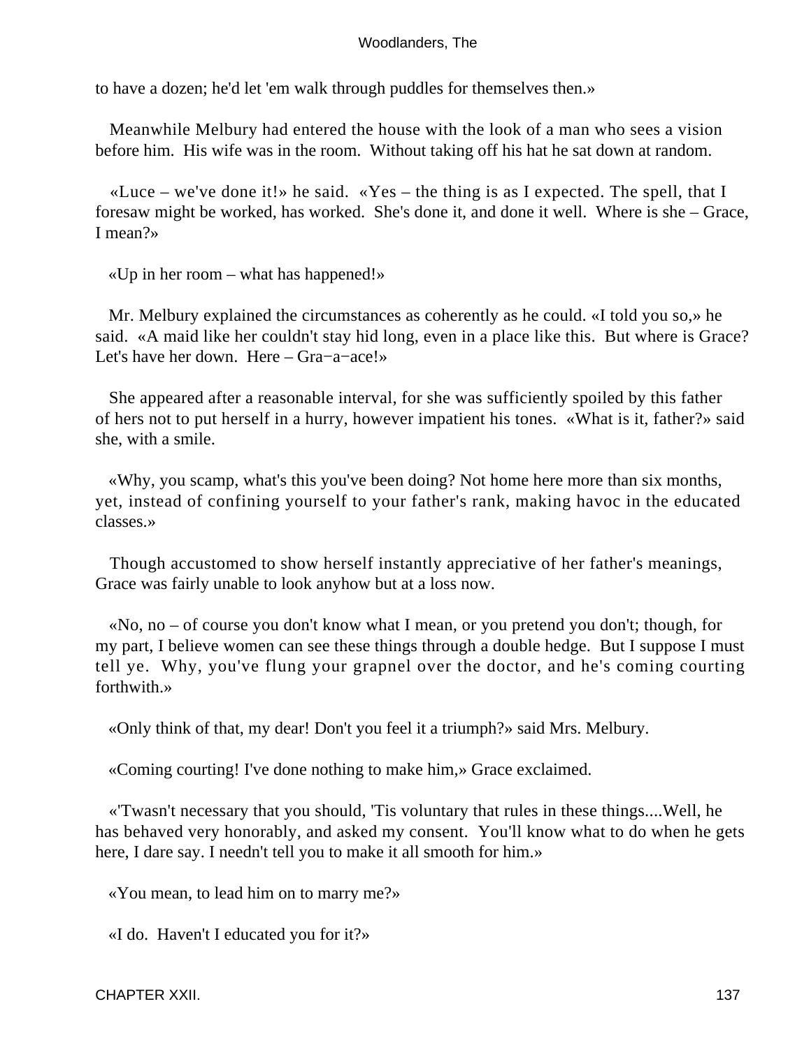to have a dozen; he'd let 'em walk through puddles for themselves then.»

Meanwhile Melbury had entered the house with the look of a man who sees a vision before him. His wife was in the room. Without taking off his hat he sat down at random.

«Luce – we've done it!» he said. «Yes – the thing is as I expected. The spell, that I foresaw might be worked, has worked. She's done it, and done it well. Where is she – Grace, I mean?»

«Up in her room – what has happened!»

Mr. Melbury explained the circumstances as coherently as he could. «I told you so,» he said. «A maid like her couldn't stay hid long, even in a place like this. But where is Grace? Let's have her down. Here – Gra−a−ace!»

She appeared after a reasonable interval, for she was sufficiently spoiled by this father of hers not to put herself in a hurry, however impatient his tones. «What is it, father?» said she, with a smile.

«Why, you scamp, what's this you've been doing? Not home here more than six months, yet, instead of confining yourself to your father's rank, making havoc in the educated classes.»

Though accustomed to show herself instantly appreciative of her father's meanings, Grace was fairly unable to look anyhow but at a loss now.

«No, no – of course you don't know what I mean, or you pretend you don't; though, for my part, I believe women can see these things through a double hedge. But I suppose I must tell ye. Why, you've flung your grapnel over the doctor, and he's coming courting forthwith.»

«Only think of that, my dear! Don't you feel it a triumph?» said Mrs. Melbury.

«Coming courting! I've done nothing to make him,» Grace exclaimed.

«'Twasn't necessary that you should, 'Tis voluntary that rules in these things....Well, he has behaved very honorably, and asked my consent. You'll know what to do when he gets here, I dare say. I needn't tell you to make it all smooth for him.»

«You mean, to lead him on to marry me?»

«I do. Haven't I educated you for it?»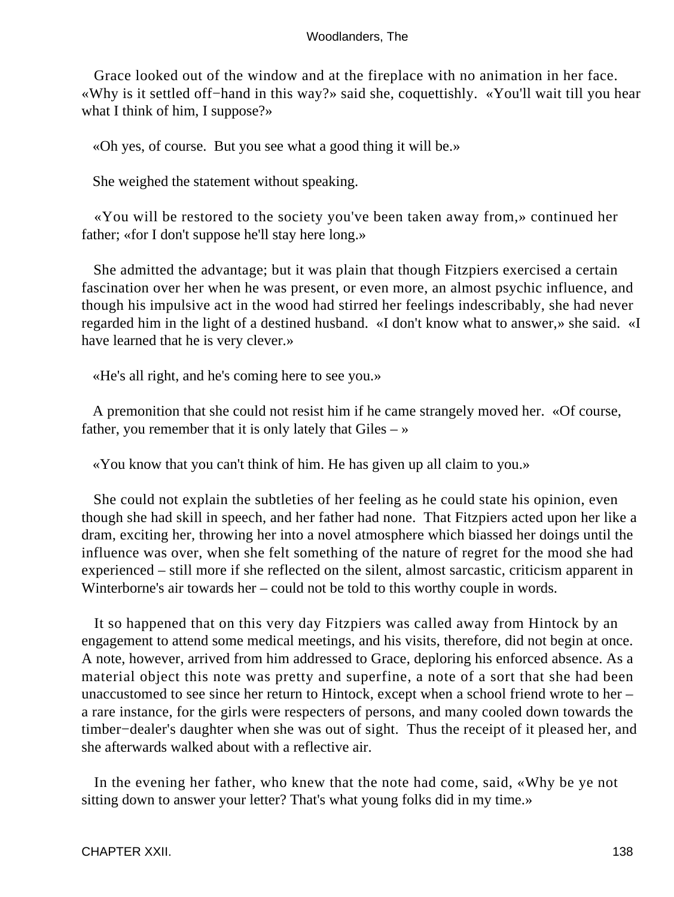Grace looked out of the window and at the fireplace with no animation in her face. «Why is it settled off−hand in this way?» said she, coquettishly. «You'll wait till you hear what I think of him, I suppose?»

«Oh yes, of course. But you see what a good thing it will be.»

She weighed the statement without speaking.

«You will be restored to the society you've been taken away from,» continued her father; «for I don't suppose he'll stay here long.»

She admitted the advantage; but it was plain that though Fitzpiers exercised a certain fascination over her when he was present, or even more, an almost psychic influence, and though his impulsive act in the wood had stirred her feelings indescribably, she had never regarded him in the light of a destined husband. «I don't know what to answer,» she said. «I have learned that he is very clever.»

«He's all right, and he's coming here to see you.»

A premonition that she could not resist him if he came strangely moved her. «Of course, father, you remember that it is only lately that Giles – »

«You know that you can't think of him. He has given up all claim to you.»

She could not explain the subtleties of her feeling as he could state his opinion, even though she had skill in speech, and her father had none. That Fitzpiers acted upon her like a dram, exciting her, throwing her into a novel atmosphere which biassed her doings until the influence was over, when she felt something of the nature of regret for the mood she had experienced – still more if she reflected on the silent, almost sarcastic, criticism apparent in Winterborne's air towards her – could not be told to this worthy couple in words.

It so happened that on this very day Fitzpiers was called away from Hintock by an engagement to attend some medical meetings, and his visits, therefore, did not begin at once. A note, however, arrived from him addressed to Grace, deploring his enforced absence. As a material object this note was pretty and superfine, a note of a sort that she had been unaccustomed to see since her return to Hintock, except when a school friend wrote to her – a rare instance, for the girls were respecters of persons, and many cooled down towards the timber−dealer's daughter when she was out of sight. Thus the receipt of it pleased her, and she afterwards walked about with a reflective air.

In the evening her father, who knew that the note had come, said, «Why be ye not sitting down to answer your letter? That's what young folks did in my time.»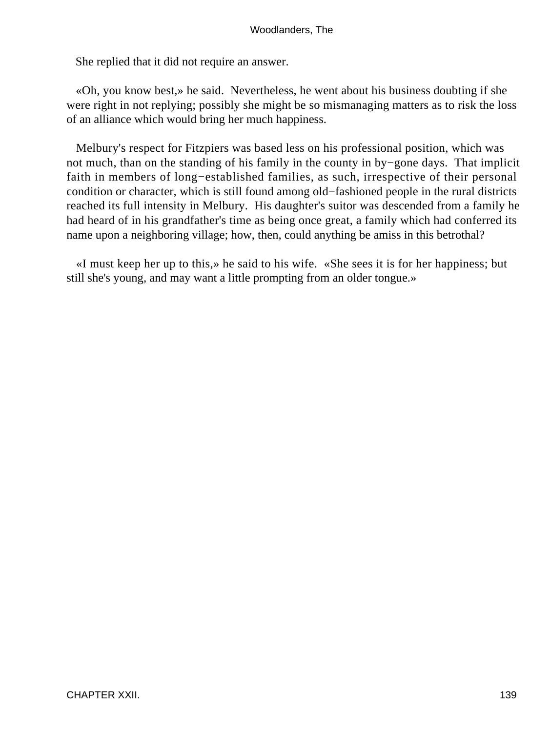She replied that it did not require an answer.

«Oh, you know best,» he said. Nevertheless, he went about his business doubting if she were right in not replying; possibly she might be so mismanaging matters as to risk the loss of an alliance which would bring her much happiness.

Melbury's respect for Fitzpiers was based less on his professional position, which was not much, than on the standing of his family in the county in by−gone days. That implicit faith in members of long−established families, as such, irrespective of their personal condition or character, which is still found among old−fashioned people in the rural districts reached its full intensity in Melbury. His daughter's suitor was descended from a family he had heard of in his grandfather's time as being once great, a family which had conferred its name upon a neighboring village; how, then, could anything be amiss in this betrothal?

«I must keep her up to this,» he said to his wife. «She sees it is for her happiness; but still she's young, and may want a little prompting from an older tongue.»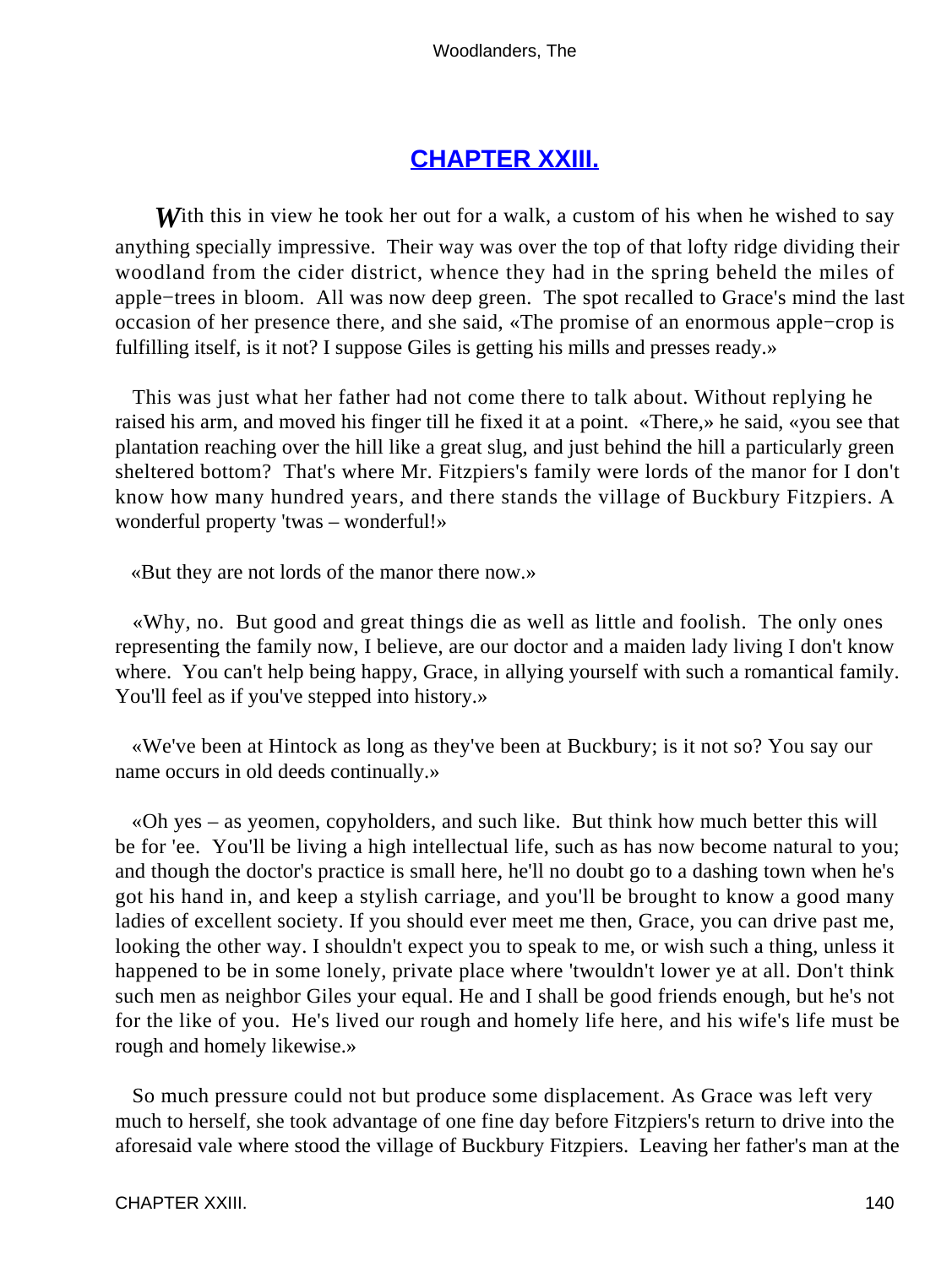## CHAPTER XXIII.

*W*ith this in view he took her out for a walk, a custom of his when he wished to say anything specially impressive. Their way was over the top of that lofty ridge dividing their woodland from the cider district, whence they had in the spring beheld the miles of apple−trees in bloom. All was now deep green. The spot recalled to Grace's mind the last occasion of her presence there, and she said, «The promise of an enormous apple−crop is fulfilling itself, is it not? I suppose Giles is getting his mills and presses ready.»

This was just what her father had not come there to talk about. Without replying he raised his arm, and moved his finger till he fixed it at a point. «There,» he said, «you see that plantation reaching over the hill like a great slug, and just behind the hill a particularly green sheltered bottom? That's where Mr. Fitzpiers's family were lords of the manor for I don't know how many hundred years, and there stands the village of Buckbury Fitzpiers. A wonderful property 'twas – wonderful!»

«But they are not lords of the manor there now.»

«Why, no. But good and great things die as well as little and foolish. The only ones representing the family now, I believe, are our doctor and a maiden lady living I don't know where. You can't help being happy, Grace, in allying yourself with such a romantical family. You'll feel as if you've stepped into history.»

«We've been at Hintock as long as they've been at Buckbury; is it not so? You say our name occurs in old deeds continually.»

«Oh yes – as yeomen, copyholders, and such like. But think how much better this will be for 'ee. You'll be living a high intellectual life, such as has now become natural to you; and though the doctor's practice is small here, he'll no doubt go to a dashing town when he's got his hand in, and keep a stylish carriage, and you'll be brought to know a good many ladies of excellent society. If you should ever meet me then, Grace, you can drive past me, looking the other way. I shouldn't expect you to speak to me, or wish such a thing, unless it happened to be in some lonely, private place where 'twouldn't lower ye at all. Don't think such men as neighbor Giles your equal. He and I shall be good friends enough, but he's not for the like of you. He's lived our rough and homely life here, and his wife's life must be rough and homely likewise.»

So much pressure could not but produce some displacement. As Grace was left very much to herself, she took advantage of one fine day before Fitzpiers's return to drive into the aforesaid vale where stood the village of Buckbury Fitzpiers. Leaving her father's man at the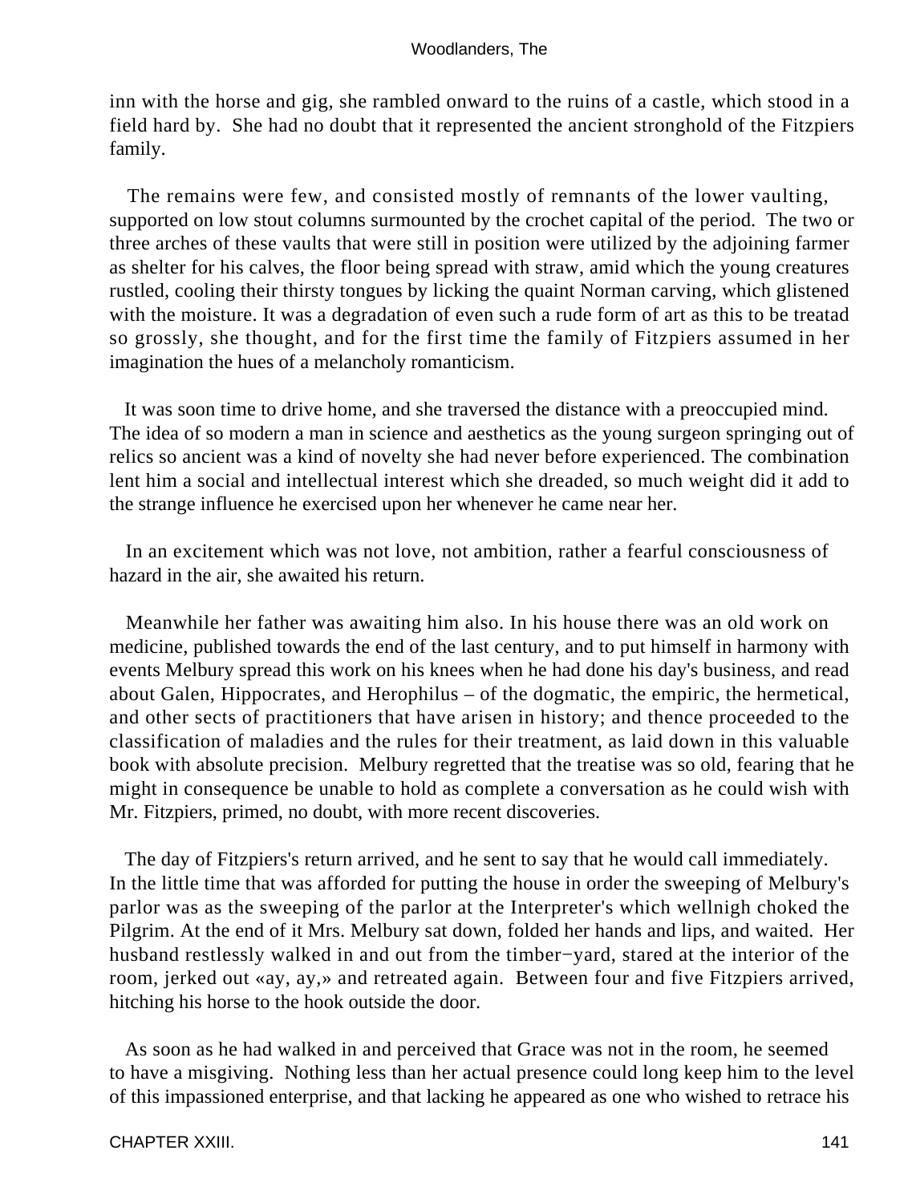inn with the horse and gig, she rambled onward to the ruins of a castle, which stood in a field hard by. She had no doubt that it represented the ancient stronghold of the Fitzpiers family.

The remains were few, and consisted mostly of remnants of the lower vaulting, supported on low stout columns surmounted by the crochet capital of the period. The two or three arches of these vaults that were still in position were utilized by the adjoining farmer as shelter for his calves, the floor being spread with straw, amid which the young creatures rustled, cooling their thirsty tongues by licking the quaint Norman carving, which glistened with the moisture. It was a degradation of even such a rude form of art as this to be treatad so grossly, she thought, and for the first time the family of Fitzpiers assumed in her imagination the hues of a melancholy romanticism.

It was soon time to drive home, and she traversed the distance with a preoccupied mind. The idea of so modern a man in science and aesthetics as the young surgeon springing out of relics so ancient was a kind of novelty she had never before experienced. The combination lent him a social and intellectual interest which she dreaded, so much weight did it add to the strange influence he exercised upon her whenever he came near her.

In an excitement which was not love, not ambition, rather a fearful consciousness of hazard in the air, she awaited his return.

Meanwhile her father was awaiting him also. In his house there was an old work on medicine, published towards the end of the last century, and to put himself in harmony with events Melbury spread this work on his knees when he had done his day's business, and read about Galen, Hippocrates, and Herophilus – of the dogmatic, the empiric, the hermetical, and other sects of practitioners that have arisen in history; and thence proceeded to the classification of maladies and the rules for their treatment, as laid down in this valuable book with absolute precision. Melbury regretted that the treatise was so old, fearing that he might in consequence be unable to hold as complete a conversation as he could wish with Mr. Fitzpiers, primed, no doubt, with more recent discoveries.

The day of Fitzpiers's return arrived, and he sent to say that he would call immediately. In the little time that was afforded for putting the house in order the sweeping of Melbury's parlor was as the sweeping of the parlor at the Interpreter's which wellnigh choked the Pilgrim. At the end of it Mrs. Melbury sat down, folded her hands and lips, and waited. Her husband restlessly walked in and out from the timber−yard, stared at the interior of the room, jerked out «ay, ay,» and retreated again. Between four and five Fitzpiers arrived, hitching his horse to the hook outside the door.

As soon as he had walked in and perceived that Grace was not in the room, he seemed to have a misgiving. Nothing less than her actual presence could long keep him to the level of this impassioned enterprise, and that lacking he appeared as one who wished to retrace his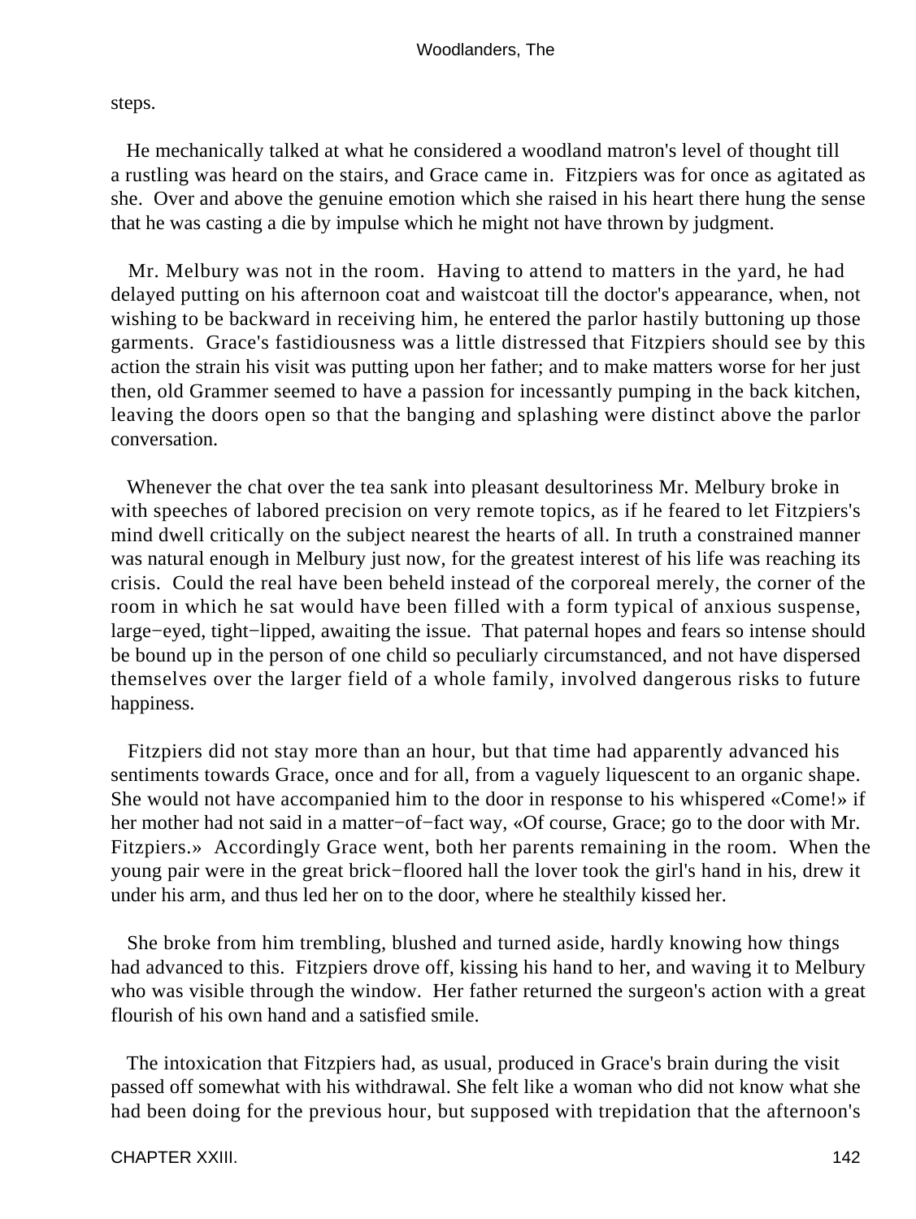steps.

He mechanically talked at what he considered a woodland matron's level of thought till a rustling was heard on the stairs, and Grace came in. Fitzpiers was for once as agitated as she. Over and above the genuine emotion which she raised in his heart there hung the sense that he was casting a die by impulse which he might not have thrown by judgment.

Mr. Melbury was not in the room. Having to attend to matters in the yard, he had delayed putting on his afternoon coat and waistcoat till the doctor's appearance, when, not wishing to be backward in receiving him, he entered the parlor hastily buttoning up those garments. Grace's fastidiousness was a little distressed that Fitzpiers should see by this action the strain his visit was putting upon her father; and to make matters worse for her just then, old Grammer seemed to have a passion for incessantly pumping in the back kitchen, leaving the doors open so that the banging and splashing were distinct above the parlor conversation.

Whenever the chat over the tea sank into pleasant desultoriness Mr. Melbury broke in with speeches of labored precision on very remote topics, as if he feared to let Fitzpiers's mind dwell critically on the subject nearest the hearts of all. In truth a constrained manner was natural enough in Melbury just now, for the greatest interest of his life was reaching its crisis. Could the real have been beheld instead of the corporeal merely, the corner of the room in which he sat would have been filled with a form typical of anxious suspense, large−eyed, tight−lipped, awaiting the issue. That paternal hopes and fears so intense should be bound up in the person of one child so peculiarly circumstanced, and not have dispersed themselves over the larger field of a whole family, involved dangerous risks to future happiness.

Fitzpiers did not stay more than an hour, but that time had apparently advanced his sentiments towards Grace, once and for all, from a vaguely liquescent to an organic shape. She would not have accompanied him to the door in response to his whispered «Come!» if her mother had not said in a matter−of−fact way, «Of course, Grace; go to the door with Mr. Fitzpiers.» Accordingly Grace went, both her parents remaining in the room. When the young pair were in the great brick−floored hall the lover took the girl's hand in his, drew it under his arm, and thus led her on to the door, where he stealthily kissed her.

She broke from him trembling, blushed and turned aside, hardly knowing how things had advanced to this. Fitzpiers drove off, kissing his hand to her, and waving it to Melbury who was visible through the window. Her father returned the surgeon's action with a great flourish of his own hand and a satisfied smile.

The intoxication that Fitzpiers had, as usual, produced in Grace's brain during the visit passed off somewhat with his withdrawal. She felt like a woman who did not know what she had been doing for the previous hour, but supposed with trepidation that the afternoon's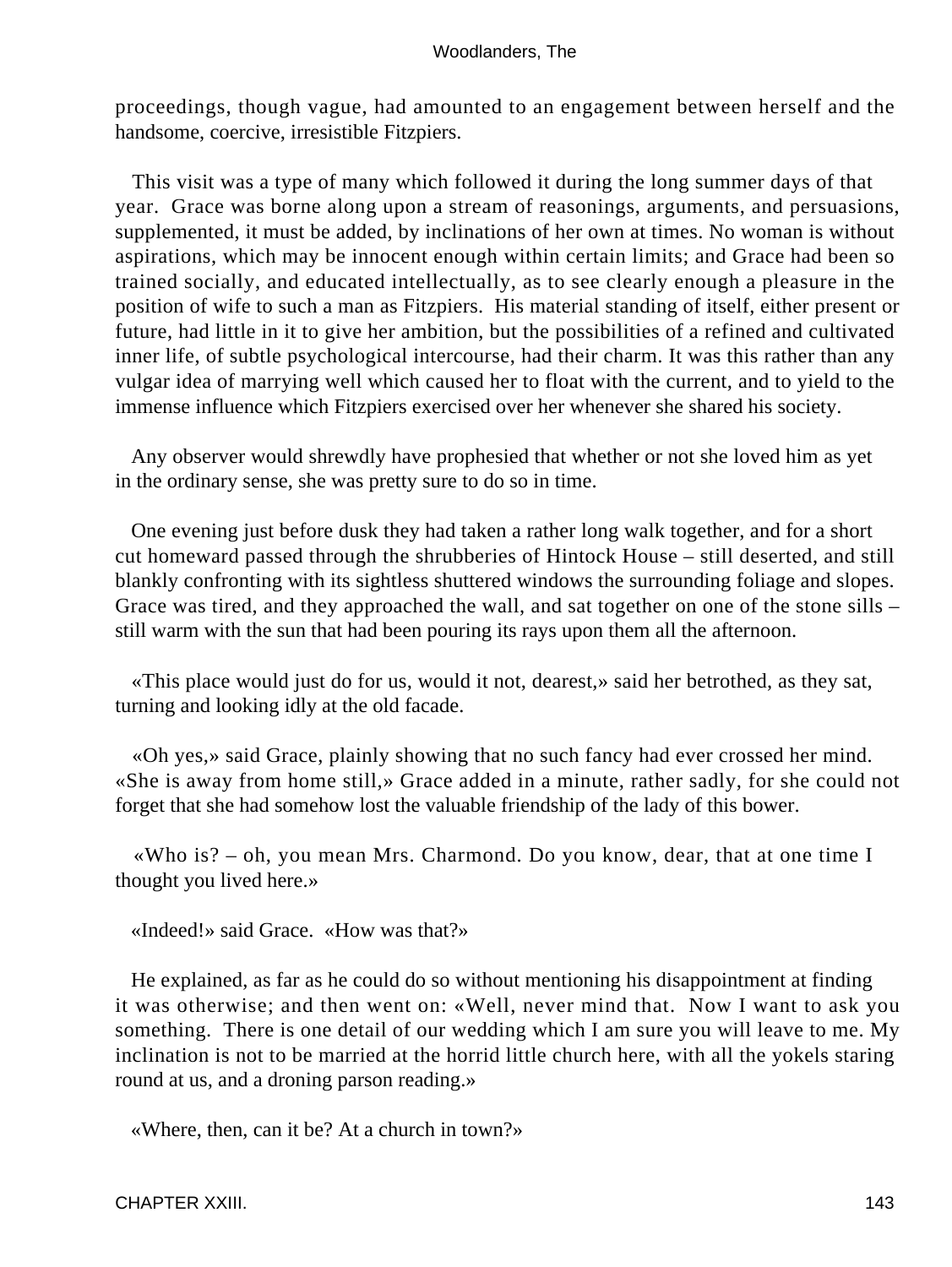proceedings, though vague, had amounted to an engagement between herself and the handsome, coercive, irresistible Fitzpiers.

This visit was a type of many which followed it during the long summer days of that year. Grace was borne along upon a stream of reasonings, arguments, and persuasions, supplemented, it must be added, by inclinations of her own at times. No woman is without aspirations, which may be innocent enough within certain limits; and Grace had been so trained socially, and educated intellectually, as to see clearly enough a pleasure in the position of wife to such a man as Fitzpiers. His material standing of itself, either present or future, had little in it to give her ambition, but the possibilities of a refined and cultivated inner life, of subtle psychological intercourse, had their charm. It was this rather than any vulgar idea of marrying well which caused her to float with the current, and to yield to the immense influence which Fitzpiers exercised over her whenever she shared his society.

Any observer would shrewdly have prophesied that whether or not she loved him as yet in the ordinary sense, she was pretty sure to do so in time.

One evening just before dusk they had taken a rather long walk together, and for a short cut homeward passed through the shrubberies of Hintock House – still deserted, and still blankly confronting with its sightless shuttered windows the surrounding foliage and slopes. Grace was tired, and they approached the wall, and sat together on one of the stone sills – still warm with the sun that had been pouring its rays upon them all the afternoon.

«This place would just do for us, would it not, dearest,» said her betrothed, as they sat, turning and looking idly at the old facade.

«Oh yes,» said Grace, plainly showing that no such fancy had ever crossed her mind. «She is away from home still,» Grace added in a minute, rather sadly, for she could not forget that she had somehow lost the valuable friendship of the lady of this bower.

«Who is? – oh, you mean Mrs. Charmond. Do you know, dear, that at one time I thought you lived here.»

«Indeed!» said Grace. «How was that?»

He explained, as far as he could do so without mentioning his disappointment at finding it was otherwise; and then went on: «Well, never mind that. Now I want to ask you something. There is one detail of our wedding which I am sure you will leave to me. My inclination is not to be married at the horrid little church here, with all the yokels staring round at us, and a droning parson reading.»

«Where, then, can it be? At a church in town?»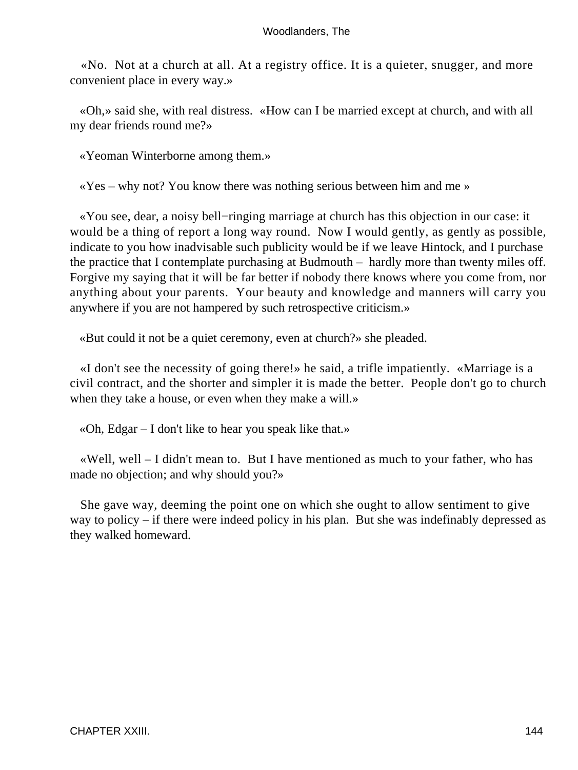«No.  Not at a church at all. At a registry office. It is a quieter, snugger, and more convenient place in every way.»

«Oh,» said she, with real distress.  «How can I be married except at church, and with all my dear friends round me?»

«Yeoman Winterborne among them.»

«Yes – why not? You know there was nothing serious between him and me »

«You see, dear, a noisy bell−ringing marriage at church has this objection in our case: it would be a thing of report a long way round.  Now I would gently, as gently as possible, indicate to you how inadvisable such publicity would be if we leave Hintock, and I purchase the practice that I contemplate purchasing at Budmouth –  hardly more than twenty miles off. Forgive my saying that it will be far better if nobody there knows where you come from, nor anything about your parents.  Your beauty and knowledge and manners will carry you anywhere if you are not hampered by such retrospective criticism.»

«But could it not be a quiet ceremony, even at church?» she pleaded.

«I don't see the necessity of going there!» he said, a trifle impatiently.  «Marriage is a civil contract, and the shorter and simpler it is made the better.  People don't go to church when they take a house, or even when they make a will.»

«Oh, Edgar – I don't like to hear you speak like that.»

«Well, well – I didn't mean to.  But I have mentioned as much to your father, who has made no objection; and why should you?»

She gave way, deeming the point one on which she ought to allow sentiment to give way to policy – if there were indeed policy in his plan.  But she was indefinably depressed as they walked homeward.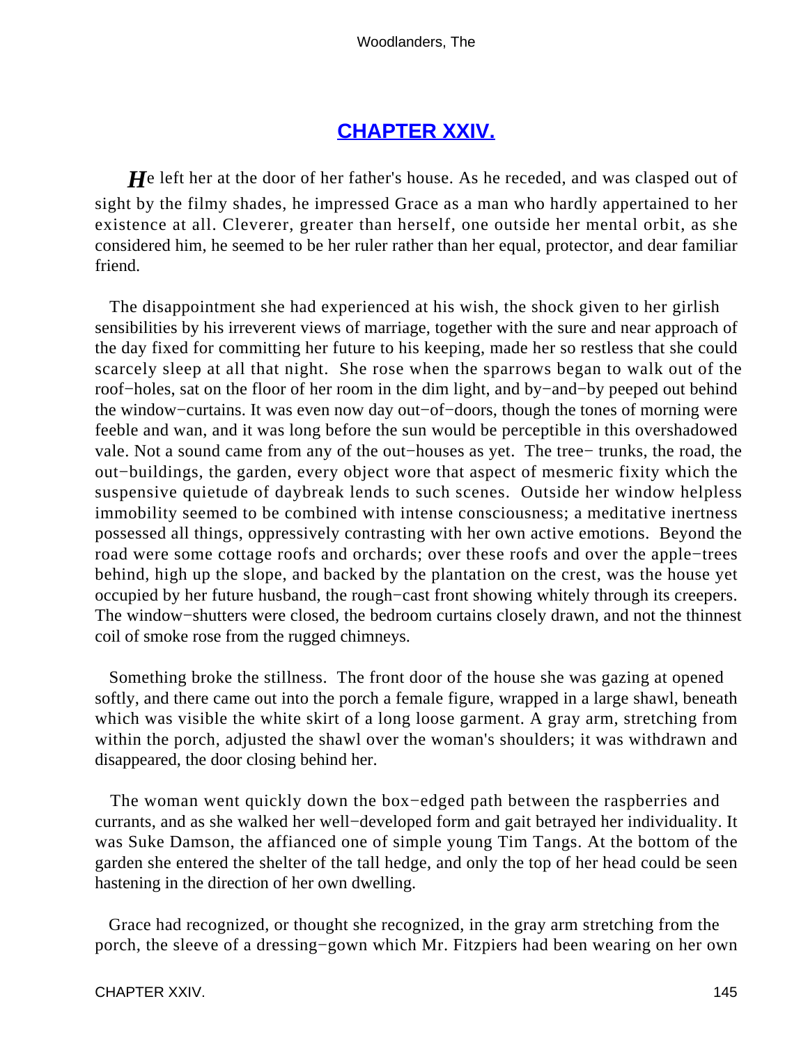## CHAPTER XXIV.

*H*e left her at the door of her father's house. As he receded, and was clasped out of sight by the filmy shades, he impressed Grace as a man who hardly appertained to her existence at all. Cleverer, greater than herself, one outside her mental orbit, as she considered him, he seemed to be her ruler rather than her equal, protector, and dear familiar friend.

The disappointment she had experienced at his wish, the shock given to her girlish sensibilities by his irreverent views of marriage, together with the sure and near approach of the day fixed for committing her future to his keeping, made her so restless that she could scarcely sleep at all that night. She rose when the sparrows began to walk out of the roof−holes, sat on the floor of her room in the dim light, and by−and−by peeped out behind the window−curtains. It was even now day out−of−doors, though the tones of morning were feeble and wan, and it was long before the sun would be perceptible in this overshadowed vale. Not a sound came from any of the out−houses as yet. The tree− trunks, the road, the out−buildings, the garden, every object wore that aspect of mesmeric fixity which the suspensive quietude of daybreak lends to such scenes. Outside her window helpless immobility seemed to be combined with intense consciousness; a meditative inertness possessed all things, oppressively contrasting with her own active emotions. Beyond the road were some cottage roofs and orchards; over these roofs and over the apple−trees behind, high up the slope, and backed by the plantation on the crest, was the house yet occupied by her future husband, the rough−cast front showing whitely through its creepers. The window−shutters were closed, the bedroom curtains closely drawn, and not the thinnest coil of smoke rose from the rugged chimneys.

Something broke the stillness. The front door of the house she was gazing at opened softly, and there came out into the porch a female figure, wrapped in a large shawl, beneath which was visible the white skirt of a long loose garment. A gray arm, stretching from within the porch, adjusted the shawl over the woman's shoulders; it was withdrawn and disappeared, the door closing behind her.

The woman went quickly down the box−edged path between the raspberries and currants, and as she walked her well−developed form and gait betrayed her individuality. It was Suke Damson, the affianced one of simple young Tim Tangs. At the bottom of the garden she entered the shelter of the tall hedge, and only the top of her head could be seen hastening in the direction of her own dwelling.

Grace had recognized, or thought she recognized, in the gray arm stretching from the porch, the sleeve of a dressing−gown which Mr. Fitzpiers had been wearing on her own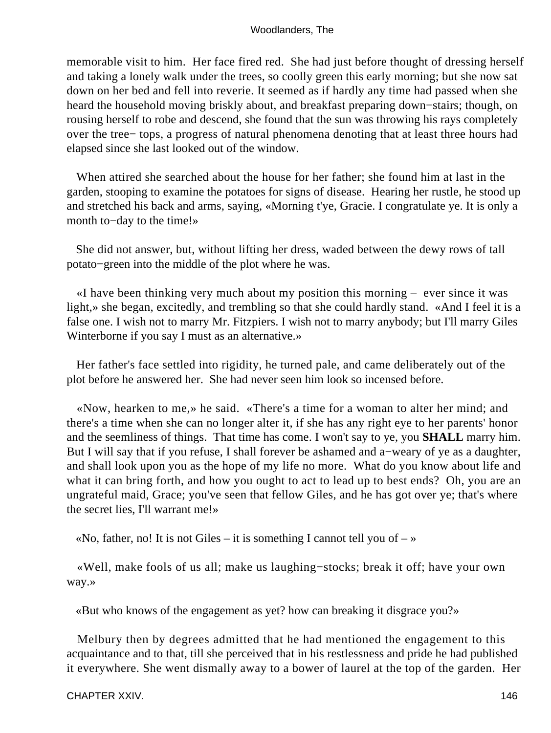memorable visit to him. Her face fired red. She had just before thought of dressing herself and taking a lonely walk under the trees, so coolly green this early morning; but she now sat down on her bed and fell into reverie. It seemed as if hardly any time had passed when she heard the household moving briskly about, and breakfast preparing down−stairs; though, on rousing herself to robe and descend, she found that the sun was throwing his rays completely over the tree− tops, a progress of natural phenomena denoting that at least three hours had elapsed since she last looked out of the window.

When attired she searched about the house for her father; she found him at last in the garden, stooping to examine the potatoes for signs of disease. Hearing her rustle, he stood up and stretched his back and arms, saying, «Morning t'ye, Gracie. I congratulate ye. It is only a month to−day to the time!»

She did not answer, but, without lifting her dress, waded between the dewy rows of tall potato−green into the middle of the plot where he was.

«I have been thinking very much about my position this morning – ever since it was light,» she began, excitedly, and trembling so that she could hardly stand. «And I feel it is a false one. I wish not to marry Mr. Fitzpiers. I wish not to marry anybody; but I'll marry Giles Winterborne if you say I must as an alternative.»

Her father's face settled into rigidity, he turned pale, and came deliberately out of the plot before he answered her. She had never seen him look so incensed before.

«Now, hearken to me,» he said. «There's a time for a woman to alter her mind; and there's a time when she can no longer alter it, if she has any right eye to her parents' honor and the seemliness of things. That time has come. I won't say to ye, you **SHALL** marry him. But I will say that if you refuse, I shall forever be ashamed and a−weary of ye as a daughter, and shall look upon you as the hope of my life no more. What do you know about life and what it can bring forth, and how you ought to act to lead up to best ends? Oh, you are an ungrateful maid, Grace; you've seen that fellow Giles, and he has got over ye; that's where the secret lies, I'll warrant me!»

«No, father, no! It is not Giles – it is something I cannot tell you of – »

«Well, make fools of us all; make us laughing−stocks; break it off; have your own way.»

«But who knows of the engagement as yet? how can breaking it disgrace you?»

Melbury then by degrees admitted that he had mentioned the engagement to this acquaintance and to that, till she perceived that in his restlessness and pride he had published it everywhere. She went dismally away to a bower of laurel at the top of the garden. Her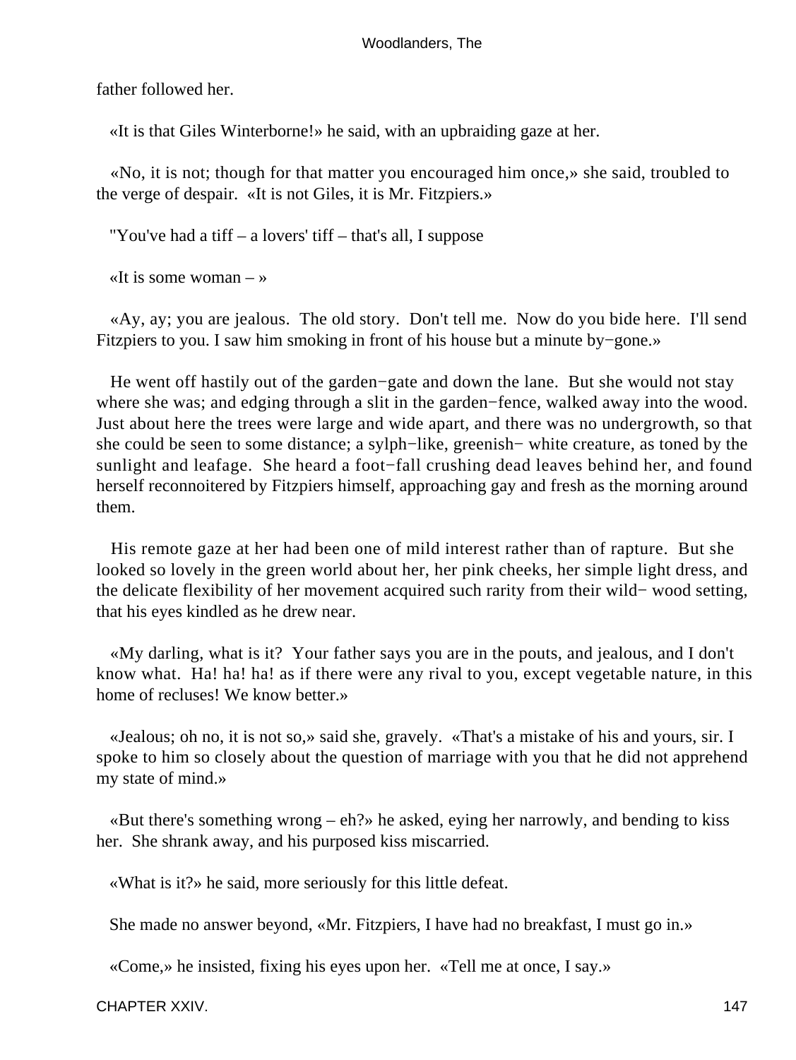father followed her.

«It is that Giles Winterborne!» he said, with an upbraiding gaze at her.

«No, it is not; though for that matter you encouraged him once,» she said, troubled to the verge of despair. «It is not Giles, it is Mr. Fitzpiers.»

"You've had a tiff – a lovers' tiff – that's all, I suppose

«It is some woman – »

«Ay, ay; you are jealous. The old story. Don't tell me. Now do you bide here. I'll send Fitzpiers to you. I saw him smoking in front of his house but a minute by−gone.»

He went off hastily out of the garden−gate and down the lane. But she would not stay where she was; and edging through a slit in the garden−fence, walked away into the wood. Just about here the trees were large and wide apart, and there was no undergrowth, so that she could be seen to some distance; a sylph−like, greenish− white creature, as toned by the sunlight and leafage. She heard a foot−fall crushing dead leaves behind her, and found herself reconnoitered by Fitzpiers himself, approaching gay and fresh as the morning around them.

His remote gaze at her had been one of mild interest rather than of rapture. But she looked so lovely in the green world about her, her pink cheeks, her simple light dress, and the delicate flexibility of her movement acquired such rarity from their wild− wood setting, that his eyes kindled as he drew near.

«My darling, what is it? Your father says you are in the pouts, and jealous, and I don't know what. Ha! ha! ha! as if there were any rival to you, except vegetable nature, in this home of recluses! We know better.»

«Jealous; oh no, it is not so,» said she, gravely. «That's a mistake of his and yours, sir. I spoke to him so closely about the question of marriage with you that he did not apprehend my state of mind.»

«But there's something wrong – eh?» he asked, eying her narrowly, and bending to kiss her. She shrank away, and his purposed kiss miscarried.

«What is it?» he said, more seriously for this little defeat.

She made no answer beyond, «Mr. Fitzpiers, I have had no breakfast, I must go in.»

«Come,» he insisted, fixing his eyes upon her. «Tell me at once, I say.»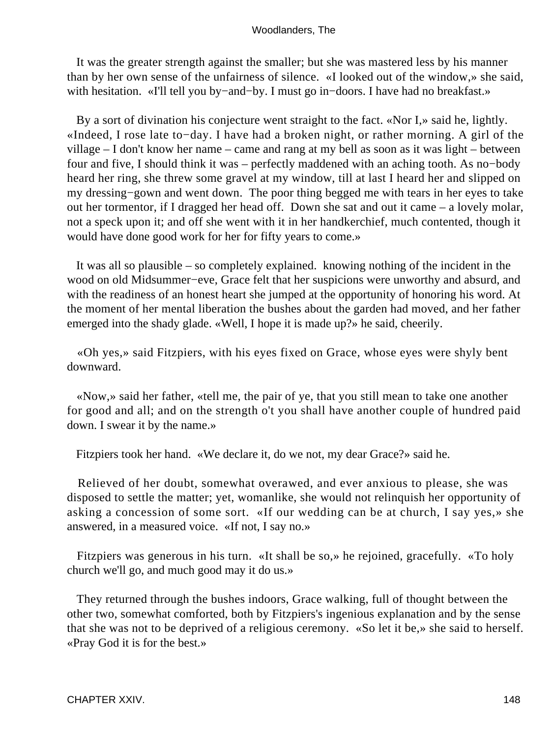It was the greater strength against the smaller; but she was mastered less by his manner than by her own sense of the unfairness of silence. «I looked out of the window,» she said, with hesitation. «I'll tell you by−and−by. I must go in−doors. I have had no breakfast.»

By a sort of divination his conjecture went straight to the fact. «Nor I,» said he, lightly. «Indeed, I rose late to−day. I have had a broken night, or rather morning. A girl of the village – I don't know her name – came and rang at my bell as soon as it was light – between four and five, I should think it was – perfectly maddened with an aching tooth. As no−body heard her ring, she threw some gravel at my window, till at last I heard her and slipped on my dressing−gown and went down. The poor thing begged me with tears in her eyes to take out her tormentor, if I dragged her head off. Down she sat and out it came – a lovely molar, not a speck upon it; and off she went with it in her handkerchief, much contented, though it would have done good work for her for fifty years to come.»

It was all so plausible – so completely explained. knowing nothing of the incident in the wood on old Midsummer−eve, Grace felt that her suspicions were unworthy and absurd, and with the readiness of an honest heart she jumped at the opportunity of honoring his word. At the moment of her mental liberation the bushes about the garden had moved, and her father emerged into the shady glade. «Well, I hope it is made up?» he said, cheerily.

«Oh yes,» said Fitzpiers, with his eyes fixed on Grace, whose eyes were shyly bent downward.

«Now,» said her father, «tell me, the pair of ye, that you still mean to take one another for good and all; and on the strength o't you shall have another couple of hundred paid down. I swear it by the name.»

Fitzpiers took her hand. «We declare it, do we not, my dear Grace?» said he.

Relieved of her doubt, somewhat overawed, and ever anxious to please, she was disposed to settle the matter; yet, womanlike, she would not relinquish her opportunity of asking a concession of some sort. «If our wedding can be at church, I say yes,» she answered, in a measured voice. «If not, I say no.»

Fitzpiers was generous in his turn. «It shall be so,» he rejoined, gracefully. «To holy church we'll go, and much good may it do us.»

They returned through the bushes indoors, Grace walking, full of thought between the other two, somewhat comforted, both by Fitzpiers's ingenious explanation and by the sense that she was not to be deprived of a religious ceremony. «So let it be,» she said to herself. «Pray God it is for the best.»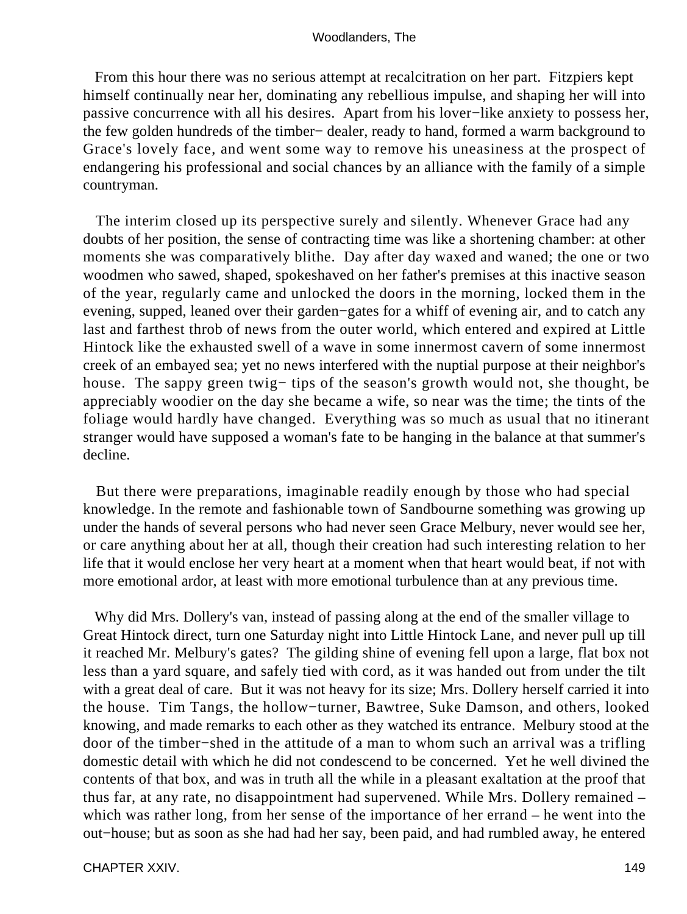From this hour there was no serious attempt at recalcitration on her part. Fitzpiers kept himself continually near her, dominating any rebellious impulse, and shaping her will into passive concurrence with all his desires. Apart from his lover−like anxiety to possess her, the few golden hundreds of the timber− dealer, ready to hand, formed a warm background to Grace's lovely face, and went some way to remove his uneasiness at the prospect of endangering his professional and social chances by an alliance with the family of a simple countryman.

The interim closed up its perspective surely and silently. Whenever Grace had any doubts of her position, the sense of contracting time was like a shortening chamber: at other moments she was comparatively blithe. Day after day waxed and waned; the one or two woodmen who sawed, shaped, spokeshaved on her father's premises at this inactive season of the year, regularly came and unlocked the doors in the morning, locked them in the evening, supped, leaned over their garden−gates for a whiff of evening air, and to catch any last and farthest throb of news from the outer world, which entered and expired at Little Hintock like the exhausted swell of a wave in some innermost cavern of some innermost creek of an embayed sea; yet no news interfered with the nuptial purpose at their neighbor's house. The sappy green twig− tips of the season's growth would not, she thought, be appreciably woodier on the day she became a wife, so near was the time; the tints of the foliage would hardly have changed. Everything was so much as usual that no itinerant stranger would have supposed a woman's fate to be hanging in the balance at that summer's decline.

But there were preparations, imaginable readily enough by those who had special knowledge. In the remote and fashionable town of Sandbourne something was growing up under the hands of several persons who had never seen Grace Melbury, never would see her, or care anything about her at all, though their creation had such interesting relation to her life that it would enclose her very heart at a moment when that heart would beat, if not with more emotional ardor, at least with more emotional turbulence than at any previous time.

Why did Mrs. Dollery's van, instead of passing along at the end of the smaller village to Great Hintock direct, turn one Saturday night into Little Hintock Lane, and never pull up till it reached Mr. Melbury's gates? The gilding shine of evening fell upon a large, flat box not less than a yard square, and safely tied with cord, as it was handed out from under the tilt with a great deal of care. But it was not heavy for its size; Mrs. Dollery herself carried it into the house. Tim Tangs, the hollow−turner, Bawtree, Suke Damson, and others, looked knowing, and made remarks to each other as they watched its entrance. Melbury stood at the door of the timber−shed in the attitude of a man to whom such an arrival was a trifling domestic detail with which he did not condescend to be concerned. Yet he well divined the contents of that box, and was in truth all the while in a pleasant exaltation at the proof that thus far, at any rate, no disappointment had supervened. While Mrs. Dollery remained – which was rather long, from her sense of the importance of her errand – he went into the out−house; but as soon as she had had her say, been paid, and had rumbled away, he entered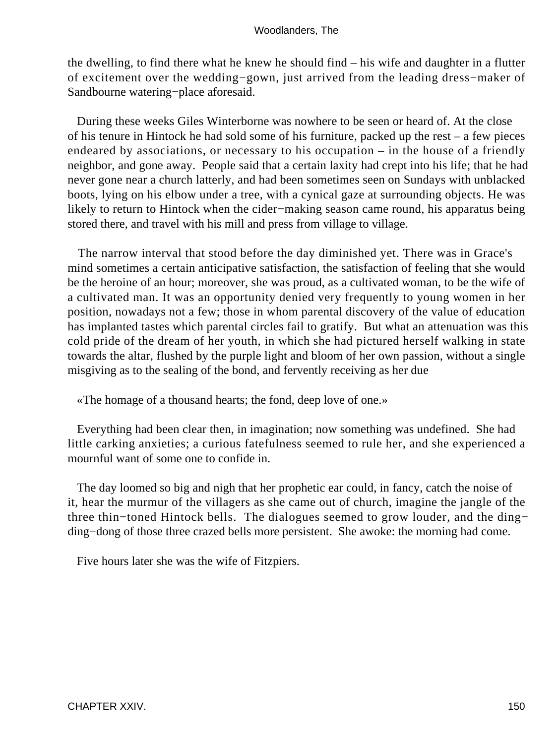the dwelling, to find there what he knew he should find – his wife and daughter in a flutter of excitement over the wedding−gown, just arrived from the leading dress−maker of Sandbourne watering−place aforesaid.

During these weeks Giles Winterborne was nowhere to be seen or heard of. At the close of his tenure in Hintock he had sold some of his furniture, packed up the rest – a few pieces endeared by associations, or necessary to his occupation – in the house of a friendly neighbor, and gone away. People said that a certain laxity had crept into his life; that he had never gone near a church latterly, and had been sometimes seen on Sundays with unblacked boots, lying on his elbow under a tree, with a cynical gaze at surrounding objects. He was likely to return to Hintock when the cider−making season came round, his apparatus being stored there, and travel with his mill and press from village to village.

The narrow interval that stood before the day diminished yet. There was in Grace's mind sometimes a certain anticipative satisfaction, the satisfaction of feeling that she would be the heroine of an hour; moreover, she was proud, as a cultivated woman, to be the wife of a cultivated man. It was an opportunity denied very frequently to young women in her position, nowadays not a few; those in whom parental discovery of the value of education has implanted tastes which parental circles fail to gratify. But what an attenuation was this cold pride of the dream of her youth, in which she had pictured herself walking in state towards the altar, flushed by the purple light and bloom of her own passion, without a single misgiving as to the sealing of the bond, and fervently receiving as her due

«The homage of a thousand hearts; the fond, deep love of one.»

Everything had been clear then, in imagination; now something was undefined. She had little carking anxieties; a curious fatefulness seemed to rule her, and she experienced a mournful want of some one to confide in.

The day loomed so big and nigh that her prophetic ear could, in fancy, catch the noise of it, hear the murmur of the villagers as she came out of church, imagine the jangle of the three thin−toned Hintock bells. The dialogues seemed to grow louder, and the ding−ding−dong of those three crazed bells more persistent. She awoke: the morning had come.

Five hours later she was the wife of Fitzpiers.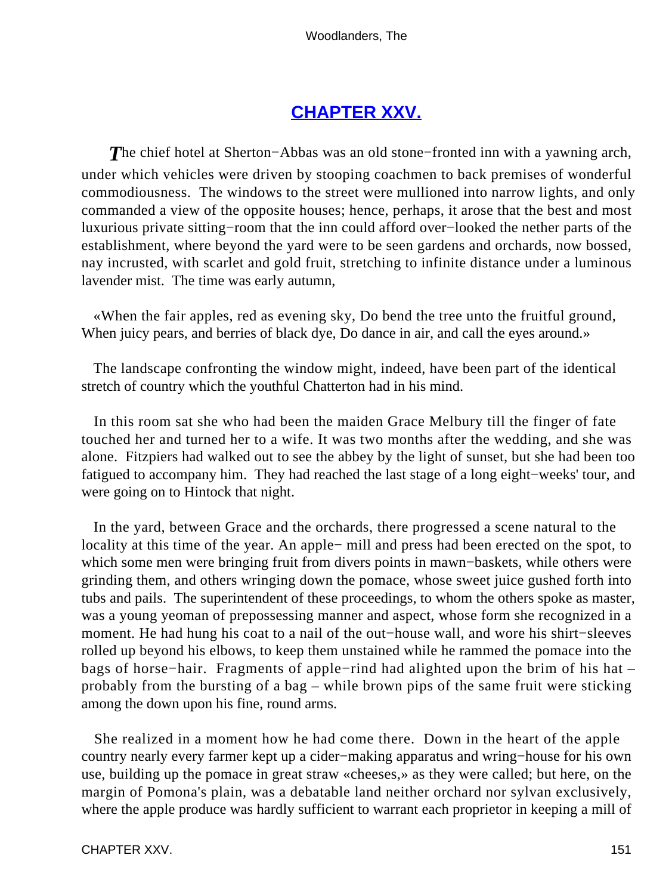## CHAPTER XXV.

*T*he chief hotel at Sherton−Abbas was an old stone−fronted inn with a yawning arch, under which vehicles were driven by stooping coachmen to back premises of wonderful commodiousness. The windows to the street were mullioned into narrow lights, and only commanded a view of the opposite houses; hence, perhaps, it arose that the best and most luxurious private sitting−room that the inn could afford over−looked the nether parts of the establishment, where beyond the yard were to be seen gardens and orchards, now bossed, nay incrusted, with scarlet and gold fruit, stretching to infinite distance under a luminous lavender mist. The time was early autumn,

«When the fair apples, red as evening sky, Do bend the tree unto the fruitful ground, When juicy pears, and berries of black dye, Do dance in air, and call the eyes around.»

The landscape confronting the window might, indeed, have been part of the identical stretch of country which the youthful Chatterton had in his mind.

In this room sat she who had been the maiden Grace Melbury till the finger of fate touched her and turned her to a wife. It was two months after the wedding, and she was alone. Fitzpiers had walked out to see the abbey by the light of sunset, but she had been too fatigued to accompany him. They had reached the last stage of a long eight−weeks' tour, and were going on to Hintock that night.

In the yard, between Grace and the orchards, there progressed a scene natural to the locality at this time of the year. An apple− mill and press had been erected on the spot, to which some men were bringing fruit from divers points in mawn−baskets, while others were grinding them, and others wringing down the pomace, whose sweet juice gushed forth into tubs and pails. The superintendent of these proceedings, to whom the others spoke as master, was a young yeoman of prepossessing manner and aspect, whose form she recognized in a moment. He had hung his coat to a nail of the out−house wall, and wore his shirt−sleeves rolled up beyond his elbows, to keep them unstained while he rammed the pomace into the bags of horse−hair. Fragments of apple−rind had alighted upon the brim of his hat – probably from the bursting of a bag – while brown pips of the same fruit were sticking among the down upon his fine, round arms.

She realized in a moment how he had come there. Down in the heart of the apple country nearly every farmer kept up a cider−making apparatus and wring−house for his own use, building up the pomace in great straw «cheeses,» as they were called; but here, on the margin of Pomona's plain, was a debatable land neither orchard nor sylvan exclusively, where the apple produce was hardly sufficient to warrant each proprietor in keeping a mill of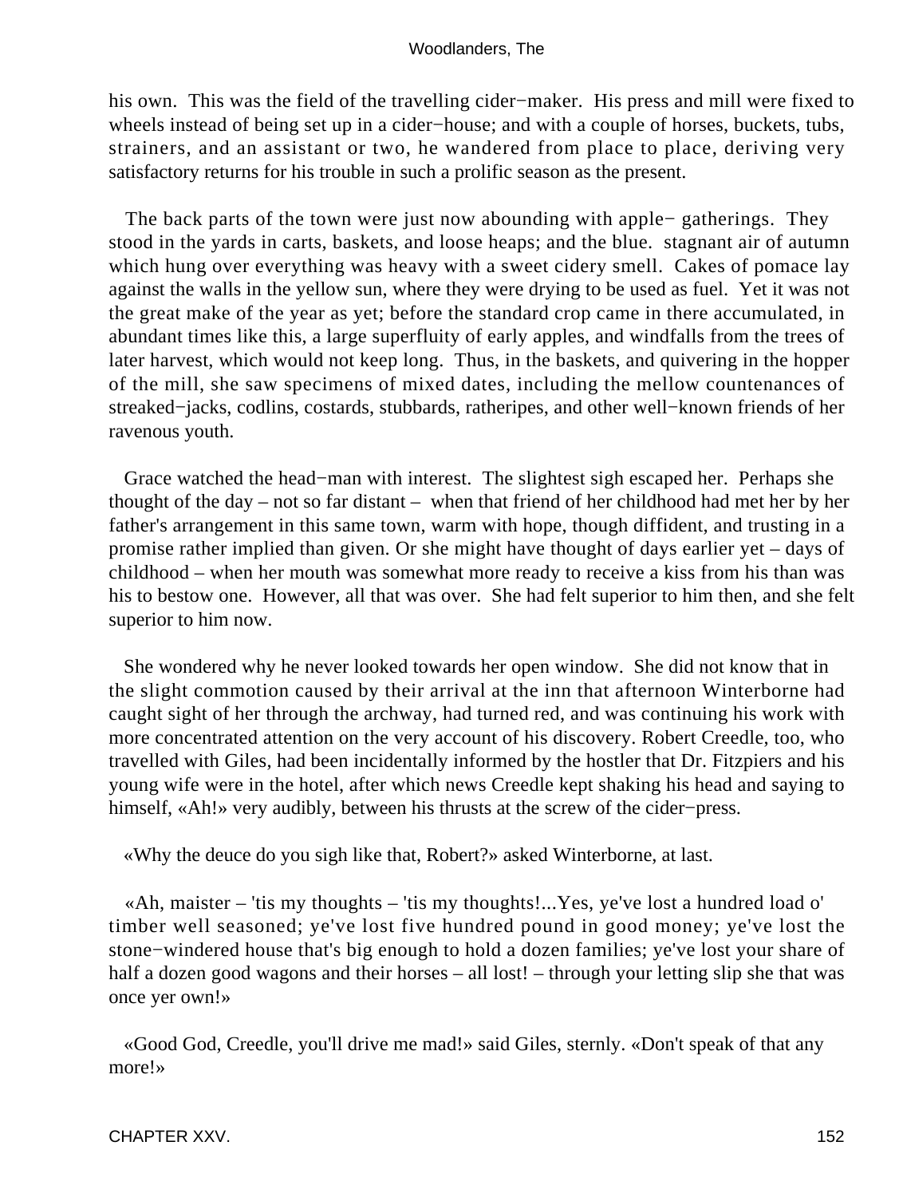his own. This was the field of the travelling cider−maker. His press and mill were fixed to wheels instead of being set up in a cider−house; and with a couple of horses, buckets, tubs, strainers, and an assistant or two, he wandered from place to place, deriving very satisfactory returns for his trouble in such a prolific season as the present.

The back parts of the town were just now abounding with apple− gatherings. They stood in the yards in carts, baskets, and loose heaps; and the blue. stagnant air of autumn which hung over everything was heavy with a sweet cidery smell. Cakes of pomace lay against the walls in the yellow sun, where they were drying to be used as fuel. Yet it was not the great make of the year as yet; before the standard crop came in there accumulated, in abundant times like this, a large superfluity of early apples, and windfalls from the trees of later harvest, which would not keep long. Thus, in the baskets, and quivering in the hopper of the mill, she saw specimens of mixed dates, including the mellow countenances of streaked−jacks, codlins, costards, stubbards, ratheripes, and other well−known friends of her ravenous youth.

Grace watched the head−man with interest. The slightest sigh escaped her. Perhaps she thought of the day – not so far distant – when that friend of her childhood had met her by her father's arrangement in this same town, warm with hope, though diffident, and trusting in a promise rather implied than given. Or she might have thought of days earlier yet – days of childhood – when her mouth was somewhat more ready to receive a kiss from his than was his to bestow one. However, all that was over. She had felt superior to him then, and she felt superior to him now.

She wondered why he never looked towards her open window. She did not know that in the slight commotion caused by their arrival at the inn that afternoon Winterborne had caught sight of her through the archway, had turned red, and was continuing his work with more concentrated attention on the very account of his discovery. Robert Creedle, too, who travelled with Giles, had been incidentally informed by the hostler that Dr. Fitzpiers and his young wife were in the hotel, after which news Creedle kept shaking his head and saying to himself, «Ah!» very audibly, between his thrusts at the screw of the cider−press.

«Why the deuce do you sigh like that, Robert?» asked Winterborne, at last.

«Ah, maister – 'tis my thoughts – 'tis my thoughts!...Yes, ye've lost a hundred load o' timber well seasoned; ye've lost five hundred pound in good money; ye've lost the stone−windered house that's big enough to hold a dozen families; ye've lost your share of half a dozen good wagons and their horses – all lost! – through your letting slip she that was once yer own!»

«Good God, Creedle, you'll drive me mad!» said Giles, sternly. «Don't speak of that any more!»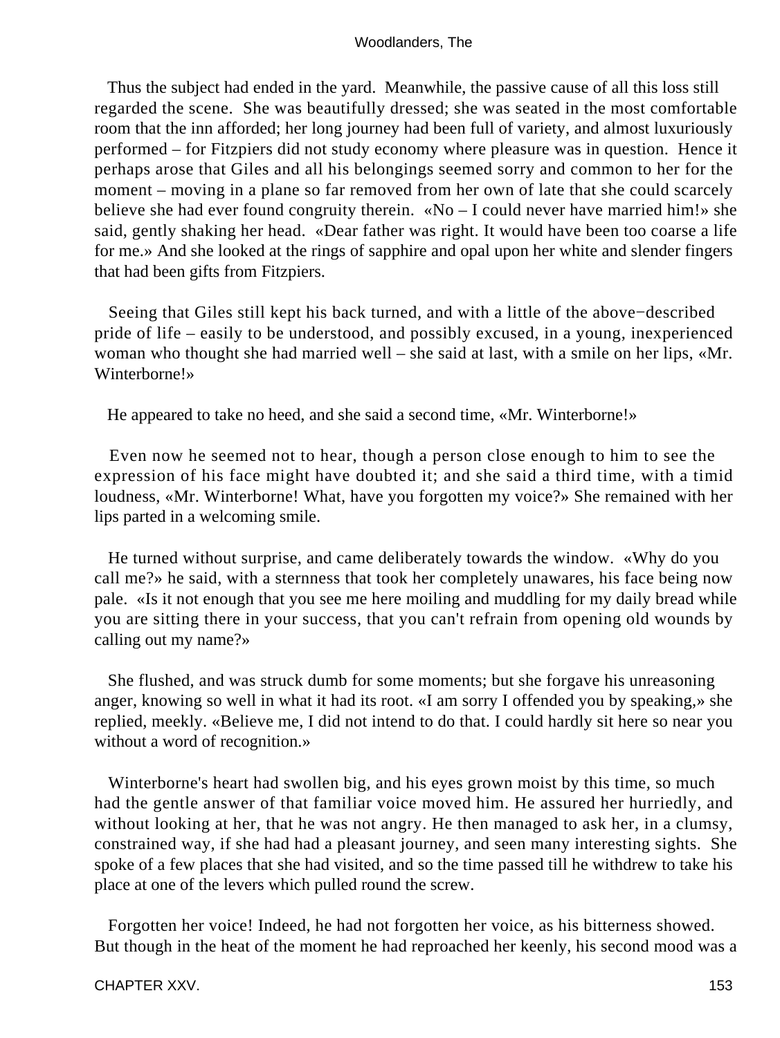Thus the subject had ended in the yard. Meanwhile, the passive cause of all this loss still regarded the scene. She was beautifully dressed; she was seated in the most comfortable room that the inn afforded; her long journey had been full of variety, and almost luxuriously performed – for Fitzpiers did not study economy where pleasure was in question. Hence it perhaps arose that Giles and all his belongings seemed sorry and common to her for the moment – moving in a plane so far removed from her own of late that she could scarcely believe she had ever found congruity therein. «No – I could never have married him!» she said, gently shaking her head. «Dear father was right. It would have been too coarse a life for me.» And she looked at the rings of sapphire and opal upon her white and slender fingers that had been gifts from Fitzpiers.

Seeing that Giles still kept his back turned, and with a little of the above−described pride of life – easily to be understood, and possibly excused, in a young, inexperienced woman who thought she had married well – she said at last, with a smile on her lips, «Mr. Winterborne!»

He appeared to take no heed, and she said a second time, «Mr. Winterborne!»

Even now he seemed not to hear, though a person close enough to him to see the expression of his face might have doubted it; and she said a third time, with a timid loudness, «Mr. Winterborne! What, have you forgotten my voice?» She remained with her lips parted in a welcoming smile.

He turned without surprise, and came deliberately towards the window. «Why do you call me?» he said, with a sternness that took her completely unawares, his face being now pale. «Is it not enough that you see me here moiling and muddling for my daily bread while you are sitting there in your success, that you can't refrain from opening old wounds by calling out my name?»

She flushed, and was struck dumb for some moments; but she forgave his unreasoning anger, knowing so well in what it had its root. «I am sorry I offended you by speaking,» she replied, meekly. «Believe me, I did not intend to do that. I could hardly sit here so near you without a word of recognition.»

Winterborne's heart had swollen big, and his eyes grown moist by this time, so much had the gentle answer of that familiar voice moved him. He assured her hurriedly, and without looking at her, that he was not angry. He then managed to ask her, in a clumsy, constrained way, if she had had a pleasant journey, and seen many interesting sights. She spoke of a few places that she had visited, and so the time passed till he withdrew to take his place at one of the levers which pulled round the screw.

Forgotten her voice! Indeed, he had not forgotten her voice, as his bitterness showed. But though in the heat of the moment he had reproached her keenly, his second mood was a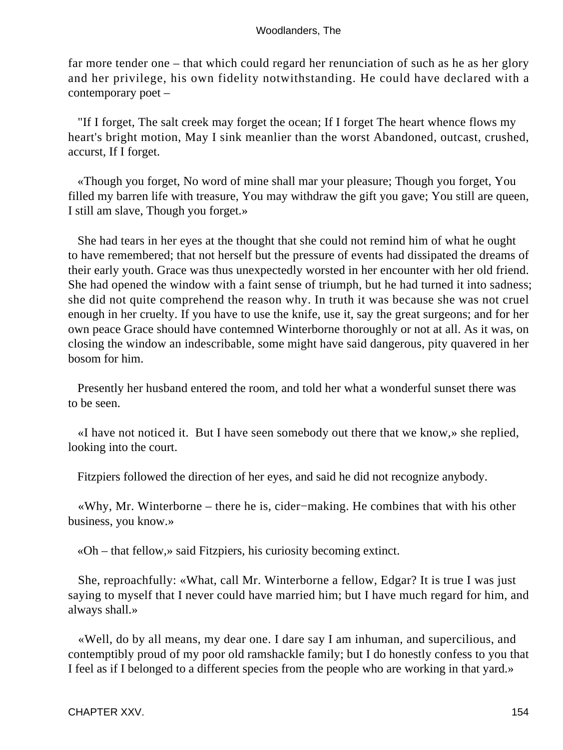far more tender one – that which could regard her renunciation of such as he as her glory and her privilege, his own fidelity notwithstanding. He could have declared with a contemporary poet –

"If I forget, The salt creek may forget the ocean; If I forget The heart whence flows my heart's bright motion, May I sink meanlier than the worst Abandoned, outcast, crushed, accurst, If I forget.

«Though you forget, No word of mine shall mar your pleasure; Though you forget, You filled my barren life with treasure, You may withdraw the gift you gave; You still are queen, I still am slave, Though you forget.»

She had tears in her eyes at the thought that she could not remind him of what he ought to have remembered; that not herself but the pressure of events had dissipated the dreams of their early youth. Grace was thus unexpectedly worsted in her encounter with her old friend. She had opened the window with a faint sense of triumph, but he had turned it into sadness; she did not quite comprehend the reason why. In truth it was because she was not cruel enough in her cruelty. If you have to use the knife, use it, say the great surgeons; and for her own peace Grace should have contemned Winterborne thoroughly or not at all. As it was, on closing the window an indescribable, some might have said dangerous, pity quavered in her bosom for him.

Presently her husband entered the room, and told her what a wonderful sunset there was to be seen.

«I have not noticed it. But I have seen somebody out there that we know,» she replied, looking into the court.

Fitzpiers followed the direction of her eyes, and said he did not recognize anybody.

«Why, Mr. Winterborne – there he is, cider−making. He combines that with his other business, you know.»

«Oh – that fellow,» said Fitzpiers, his curiosity becoming extinct.

She, reproachfully: «What, call Mr. Winterborne a fellow, Edgar? It is true I was just saying to myself that I never could have married him; but I have much regard for him, and always shall.»

«Well, do by all means, my dear one. I dare say I am inhuman, and supercilious, and contemptibly proud of my poor old ramshackle family; but I do honestly confess to you that I feel as if I belonged to a different species from the people who are working in that yard.»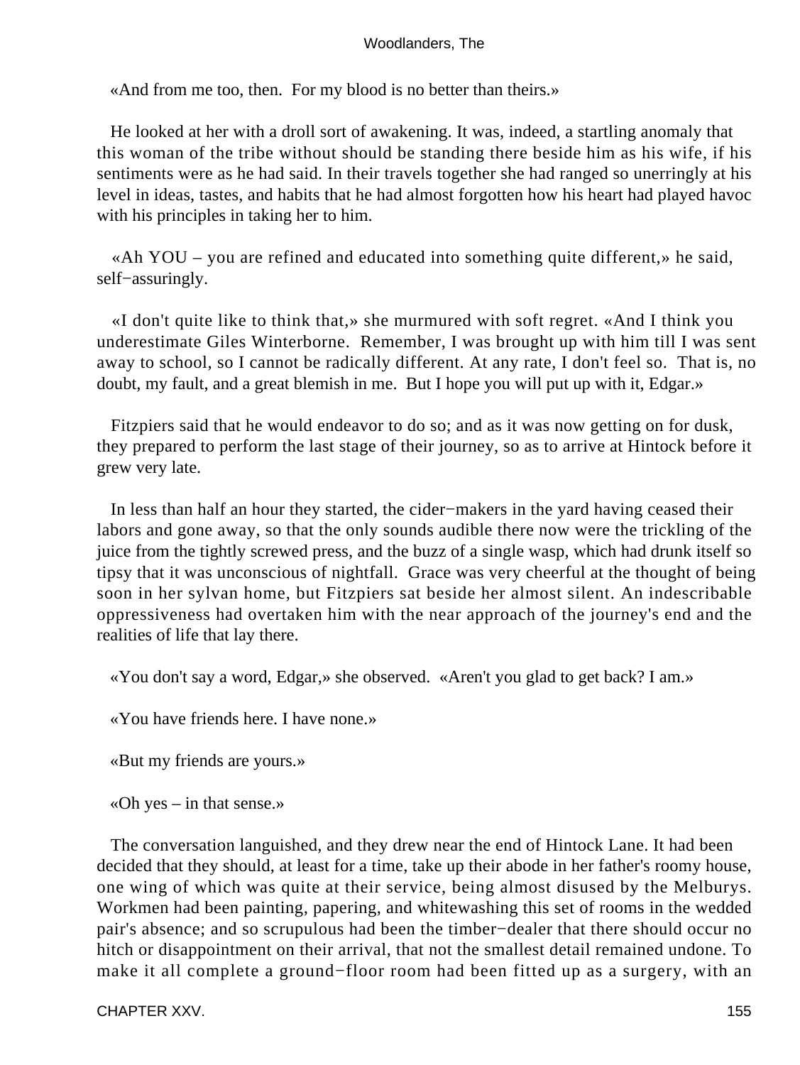«And from me too, then.  For my blood is no better than theirs.»

He looked at her with a droll sort of awakening. It was, indeed, a startling anomaly that this woman of the tribe without should be standing there beside him as his wife, if his sentiments were as he had said. In their travels together she had ranged so unerringly at his level in ideas, tastes, and habits that he had almost forgotten how his heart had played havoc with his principles in taking her to him.

«Ah YOU – you are refined and educated into something quite different,» he said, self−assuringly.

«I don't quite like to think that,» she murmured with soft regret. «And I think you underestimate Giles Winterborne.  Remember, I was brought up with him till I was sent away to school, so I cannot be radically different. At any rate, I don't feel so.  That is, no doubt, my fault, and a great blemish in me.  But I hope you will put up with it, Edgar.»

Fitzpiers said that he would endeavor to do so; and as it was now getting on for dusk, they prepared to perform the last stage of their journey, so as to arrive at Hintock before it grew very late.

In less than half an hour they started, the cider−makers in the yard having ceased their labors and gone away, so that the only sounds audible there now were the trickling of the juice from the tightly screwed press, and the buzz of a single wasp, which had drunk itself so tipsy that it was unconscious of nightfall.  Grace was very cheerful at the thought of being soon in her sylvan home, but Fitzpiers sat beside her almost silent. An indescribable oppressiveness had overtaken him with the near approach of the journey's end and the realities of life that lay there.

«You don't say a word, Edgar,» she observed.  «Aren't you glad to get back? I am.»

«You have friends here. I have none.»

«But my friends are yours.»

«Oh yes – in that sense.»

The conversation languished, and they drew near the end of Hintock Lane. It had been decided that they should, at least for a time, take up their abode in her father's roomy house, one wing of which was quite at their service, being almost disused by the Melburys. Workmen had been painting, papering, and whitewashing this set of rooms in the wedded pair's absence; and so scrupulous had been the timber−dealer that there should occur no hitch or disappointment on their arrival, that not the smallest detail remained undone. To make it all complete a ground−floor room had been fitted up as a surgery, with an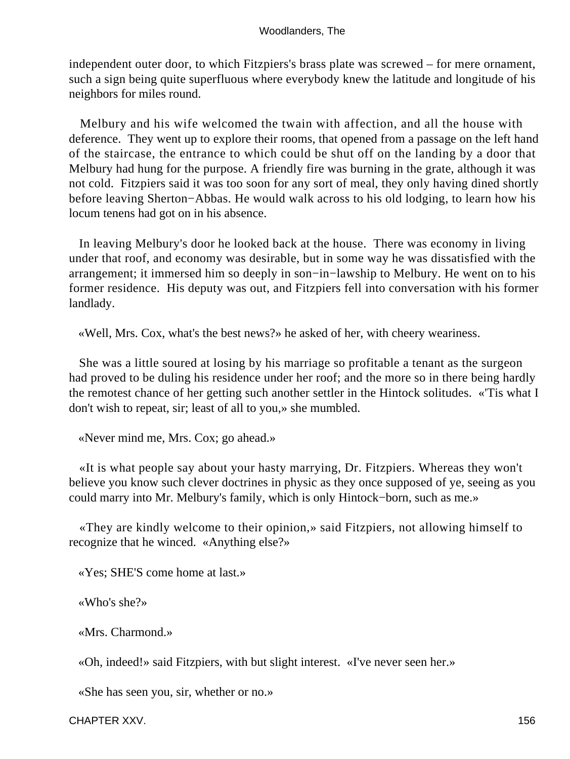independent outer door, to which Fitzpiers's brass plate was screwed – for mere ornament, such a sign being quite superfluous where everybody knew the latitude and longitude of his neighbors for miles round.

Melbury and his wife welcomed the twain with affection, and all the house with deference. They went up to explore their rooms, that opened from a passage on the left hand of the staircase, the entrance to which could be shut off on the landing by a door that Melbury had hung for the purpose. A friendly fire was burning in the grate, although it was not cold. Fitzpiers said it was too soon for any sort of meal, they only having dined shortly before leaving Sherton−Abbas. He would walk across to his old lodging, to learn how his locum tenens had got on in his absence.

In leaving Melbury's door he looked back at the house. There was economy in living under that roof, and economy was desirable, but in some way he was dissatisfied with the arrangement; it immersed him so deeply in son−in−lawship to Melbury. He went on to his former residence. His deputy was out, and Fitzpiers fell into conversation with his former landlady.

«Well, Mrs. Cox, what's the best news?» he asked of her, with cheery weariness.

She was a little soured at losing by his marriage so profitable a tenant as the surgeon had proved to be duling his residence under her roof; and the more so in there being hardly the remotest chance of her getting such another settler in the Hintock solitudes. «'Tis what I don't wish to repeat, sir; least of all to you,» she mumbled.

«Never mind me, Mrs. Cox; go ahead.»

«It is what people say about your hasty marrying, Dr. Fitzpiers. Whereas they won't believe you know such clever doctrines in physic as they once supposed of ye, seeing as you could marry into Mr. Melbury's family, which is only Hintock−born, such as me.»

«They are kindly welcome to their opinion,» said Fitzpiers, not allowing himself to recognize that he winced. «Anything else?»

«Yes; SHE'S come home at last.»

«Who's she?»

«Mrs. Charmond.»

«Oh, indeed!» said Fitzpiers, with but slight interest. «I've never seen her.»

«She has seen you, sir, whether or no.»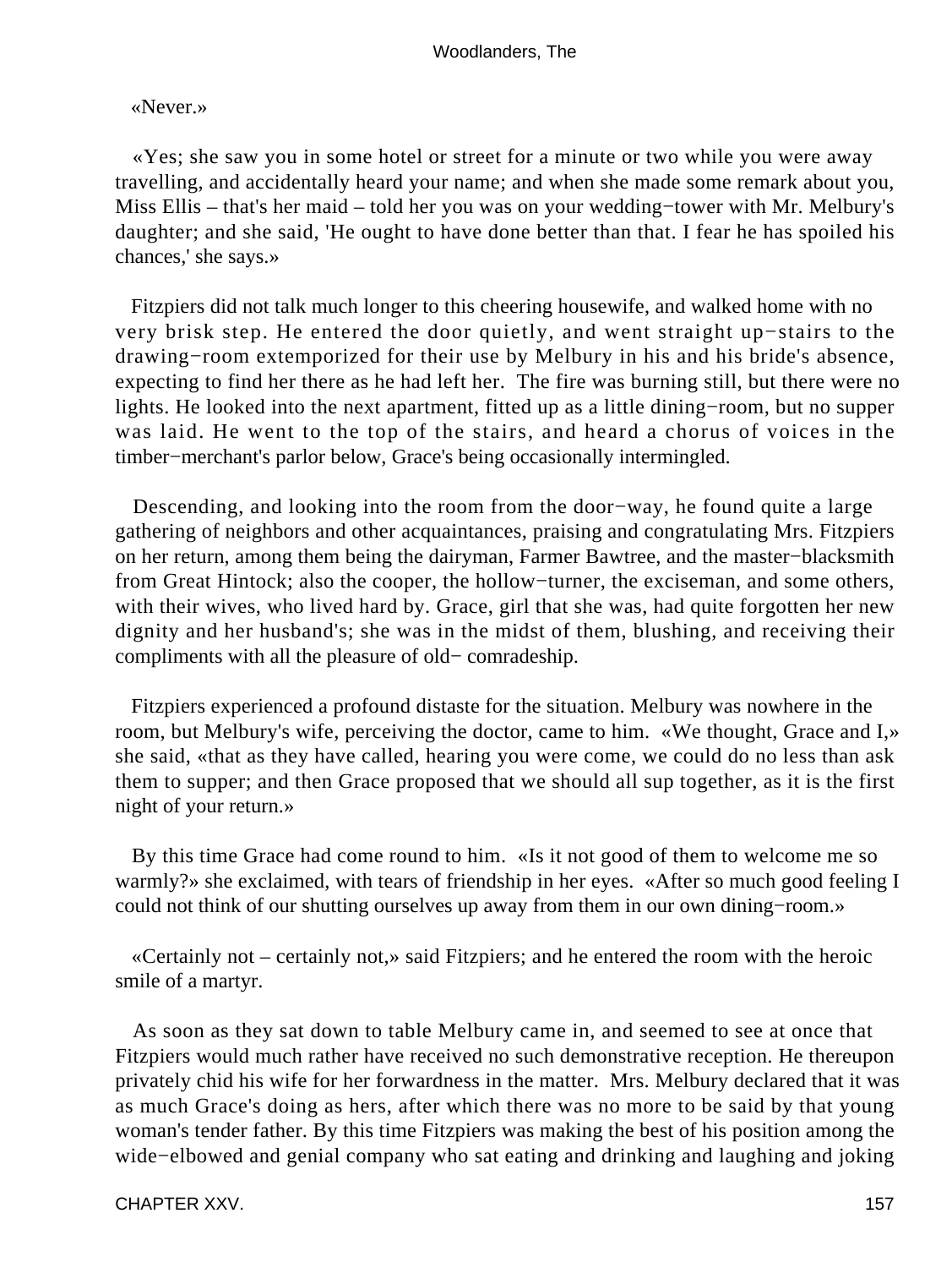«Never.»

«Yes; she saw you in some hotel or street for a minute or two while you were away travelling, and accidentally heard your name; and when she made some remark about you, Miss Ellis – that's her maid – told her you was on your wedding−tower with Mr. Melbury's daughter; and she said, 'He ought to have done better than that. I fear he has spoiled his chances,' she says.»

Fitzpiers did not talk much longer to this cheering housewife, and walked home with no very brisk step. He entered the door quietly, and went straight up−stairs to the drawing−room extemporized for their use by Melbury in his and his bride's absence, expecting to find her there as he had left her. The fire was burning still, but there were no lights. He looked into the next apartment, fitted up as a little dining−room, but no supper was laid. He went to the top of the stairs, and heard a chorus of voices in the timber−merchant's parlor below, Grace's being occasionally intermingled.

Descending, and looking into the room from the door−way, he found quite a large gathering of neighbors and other acquaintances, praising and congratulating Mrs. Fitzpiers on her return, among them being the dairyman, Farmer Bawtree, and the master−blacksmith from Great Hintock; also the cooper, the hollow−turner, the exciseman, and some others, with their wives, who lived hard by. Grace, girl that she was, had quite forgotten her new dignity and her husband's; she was in the midst of them, blushing, and receiving their compliments with all the pleasure of old− comradeship.

Fitzpiers experienced a profound distaste for the situation. Melbury was nowhere in the room, but Melbury's wife, perceiving the doctor, came to him. «We thought, Grace and I,» she said, «that as they have called, hearing you were come, we could do no less than ask them to supper; and then Grace proposed that we should all sup together, as it is the first night of your return.»

By this time Grace had come round to him. «Is it not good of them to welcome me so warmly?» she exclaimed, with tears of friendship in her eyes. «After so much good feeling I could not think of our shutting ourselves up away from them in our own dining−room.»

«Certainly not – certainly not,» said Fitzpiers; and he entered the room with the heroic smile of a martyr.

As soon as they sat down to table Melbury came in, and seemed to see at once that Fitzpiers would much rather have received no such demonstrative reception. He thereupon privately chid his wife for her forwardness in the matter. Mrs. Melbury declared that it was as much Grace's doing as hers, after which there was no more to be said by that young woman's tender father. By this time Fitzpiers was making the best of his position among the wide−elbowed and genial company who sat eating and drinking and laughing and joking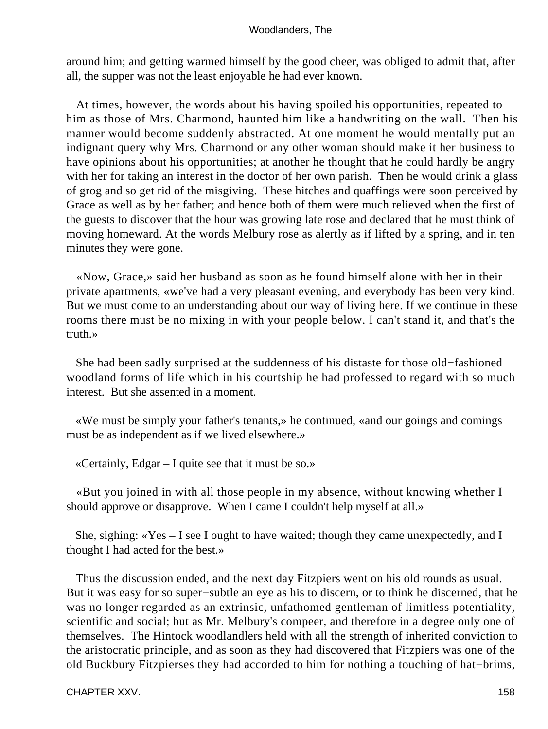around him; and getting warmed himself by the good cheer, was obliged to admit that, after all, the supper was not the least enjoyable he had ever known.

At times, however, the words about his having spoiled his opportunities, repeated to him as those of Mrs. Charmond, haunted him like a handwriting on the wall. Then his manner would become suddenly abstracted. At one moment he would mentally put an indignant query why Mrs. Charmond or any other woman should make it her business to have opinions about his opportunities; at another he thought that he could hardly be angry with her for taking an interest in the doctor of her own parish. Then he would drink a glass of grog and so get rid of the misgiving. These hitches and quaffings were soon perceived by Grace as well as by her father; and hence both of them were much relieved when the first of the guests to discover that the hour was growing late rose and declared that he must think of moving homeward. At the words Melbury rose as alertly as if lifted by a spring, and in ten minutes they were gone.

«Now, Grace,» said her husband as soon as he found himself alone with her in their private apartments, «we've had a very pleasant evening, and everybody has been very kind. But we must come to an understanding about our way of living here. If we continue in these rooms there must be no mixing in with your people below. I can't stand it, and that's the truth.»

She had been sadly surprised at the suddenness of his distaste for those old−fashioned woodland forms of life which in his courtship he had professed to regard with so much interest. But she assented in a moment.

«We must be simply your father's tenants,» he continued, «and our goings and comings must be as independent as if we lived elsewhere.»

«Certainly, Edgar – I quite see that it must be so.»

«But you joined in with all those people in my absence, without knowing whether I should approve or disapprove. When I came I couldn't help myself at all.»

She, sighing: «Yes – I see I ought to have waited; though they came unexpectedly, and I thought I had acted for the best.»

Thus the discussion ended, and the next day Fitzpiers went on his old rounds as usual. But it was easy for so super−subtle an eye as his to discern, or to think he discerned, that he was no longer regarded as an extrinsic, unfathomed gentleman of limitless potentiality, scientific and social; but as Mr. Melbury's compeer, and therefore in a degree only one of themselves. The Hintock woodlandlers held with all the strength of inherited conviction to the aristocratic principle, and as soon as they had discovered that Fitzpiers was one of the old Buckbury Fitzpierses they had accorded to him for nothing a touching of hat−brims,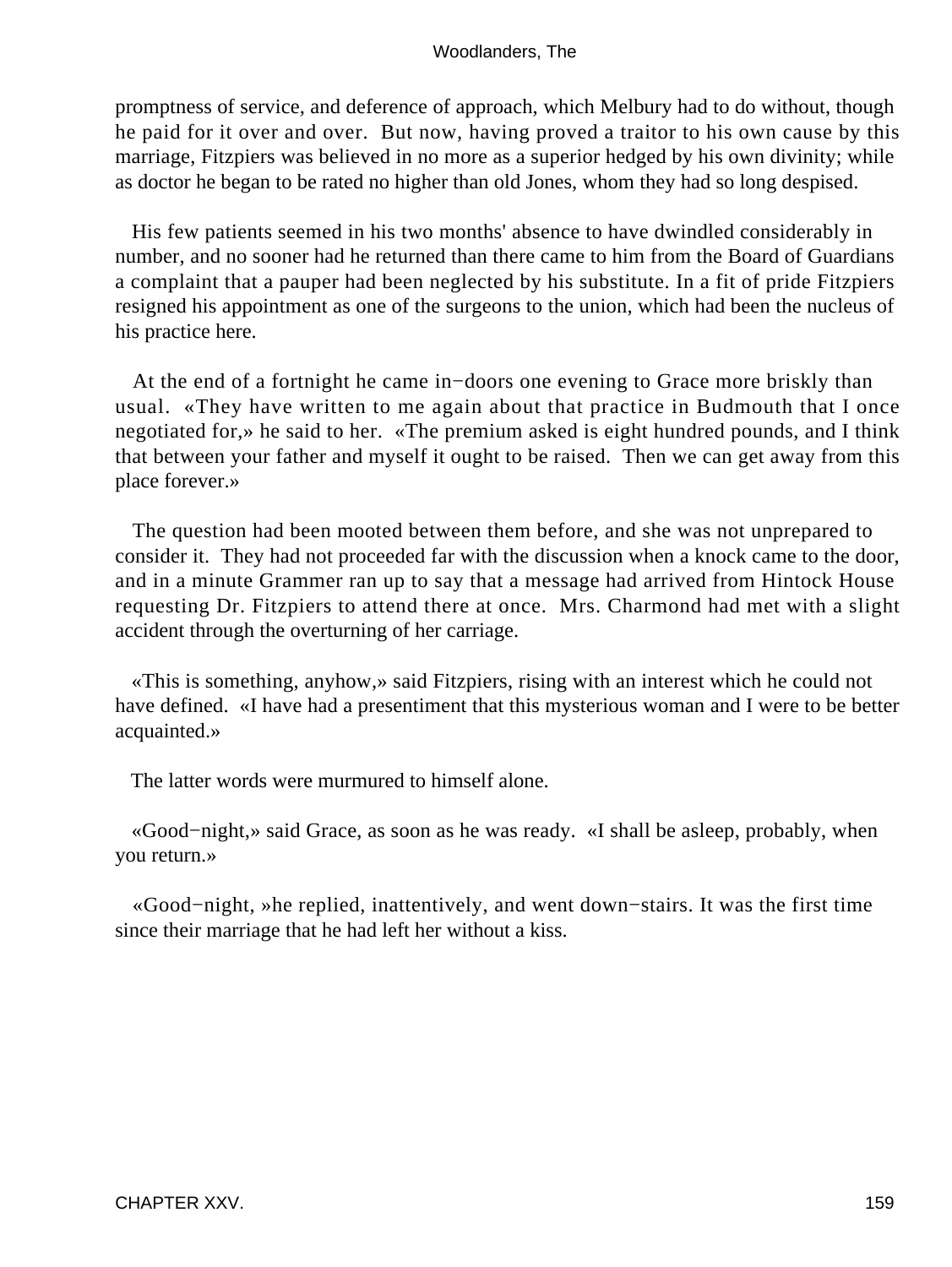promptness of service, and deference of approach, which Melbury had to do without, though he paid for it over and over. But now, having proved a traitor to his own cause by this marriage, Fitzpiers was believed in no more as a superior hedged by his own divinity; while as doctor he began to be rated no higher than old Jones, whom they had so long despised.

His few patients seemed in his two months' absence to have dwindled considerably in number, and no sooner had he returned than there came to him from the Board of Guardians a complaint that a pauper had been neglected by his substitute. In a fit of pride Fitzpiers resigned his appointment as one of the surgeons to the union, which had been the nucleus of his practice here.

At the end of a fortnight he came in−doors one evening to Grace more briskly than usual. «They have written to me again about that practice in Budmouth that I once negotiated for,» he said to her. «The premium asked is eight hundred pounds, and I think that between your father and myself it ought to be raised. Then we can get away from this place forever.»

The question had been mooted between them before, and she was not unprepared to consider it. They had not proceeded far with the discussion when a knock came to the door, and in a minute Grammer ran up to say that a message had arrived from Hintock House requesting Dr. Fitzpiers to attend there at once. Mrs. Charmond had met with a slight accident through the overturning of her carriage.

«This is something, anyhow,» said Fitzpiers, rising with an interest which he could not have defined. «I have had a presentiment that this mysterious woman and I were to be better acquainted.»

The latter words were murmured to himself alone.

«Good−night,» said Grace, as soon as he was ready. «I shall be asleep, probably, when you return.»

«Good−night, »he replied, inattentively, and went down−stairs. It was the first time since their marriage that he had left her without a kiss.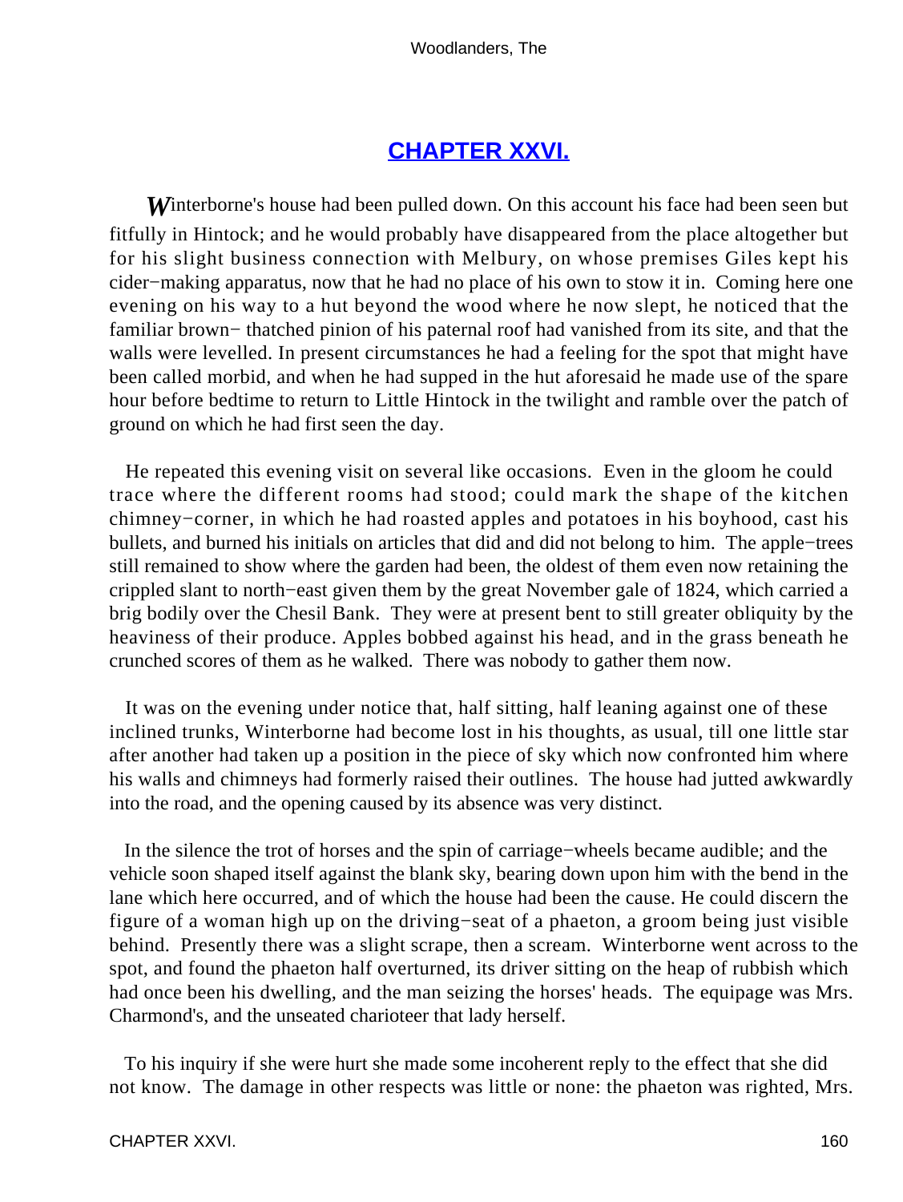## CHAPTER XXVI.

*W*interborne's house had been pulled down. On this account his face had been seen but fitfully in Hintock; and he would probably have disappeared from the place altogether but for his slight business connection with Melbury, on whose premises Giles kept his cider−making apparatus, now that he had no place of his own to stow it in. Coming here one evening on his way to a hut beyond the wood where he now slept, he noticed that the familiar brown− thatched pinion of his paternal roof had vanished from its site, and that the walls were levelled. In present circumstances he had a feeling for the spot that might have been called morbid, and when he had supped in the hut aforesaid he made use of the spare hour before bedtime to return to Little Hintock in the twilight and ramble over the patch of ground on which he had first seen the day.

He repeated this evening visit on several like occasions. Even in the gloom he could trace where the different rooms had stood; could mark the shape of the kitchen chimney−corner, in which he had roasted apples and potatoes in his boyhood, cast his bullets, and burned his initials on articles that did and did not belong to him. The apple−trees still remained to show where the garden had been, the oldest of them even now retaining the crippled slant to north−east given them by the great November gale of 1824, which carried a brig bodily over the Chesil Bank. They were at present bent to still greater obliquity by the heaviness of their produce. Apples bobbed against his head, and in the grass beneath he crunched scores of them as he walked. There was nobody to gather them now.

It was on the evening under notice that, half sitting, half leaning against one of these inclined trunks, Winterborne had become lost in his thoughts, as usual, till one little star after another had taken up a position in the piece of sky which now confronted him where his walls and chimneys had formerly raised their outlines. The house had jutted awkwardly into the road, and the opening caused by its absence was very distinct.

In the silence the trot of horses and the spin of carriage−wheels became audible; and the vehicle soon shaped itself against the blank sky, bearing down upon him with the bend in the lane which here occurred, and of which the house had been the cause. He could discern the figure of a woman high up on the driving−seat of a phaeton, a groom being just visible behind. Presently there was a slight scrape, then a scream. Winterborne went across to the spot, and found the phaeton half overturned, its driver sitting on the heap of rubbish which had once been his dwelling, and the man seizing the horses' heads. The equipage was Mrs. Charmond's, and the unseated charioteer that lady herself.

To his inquiry if she were hurt she made some incoherent reply to the effect that she did not know. The damage in other respects was little or none: the phaeton was righted, Mrs.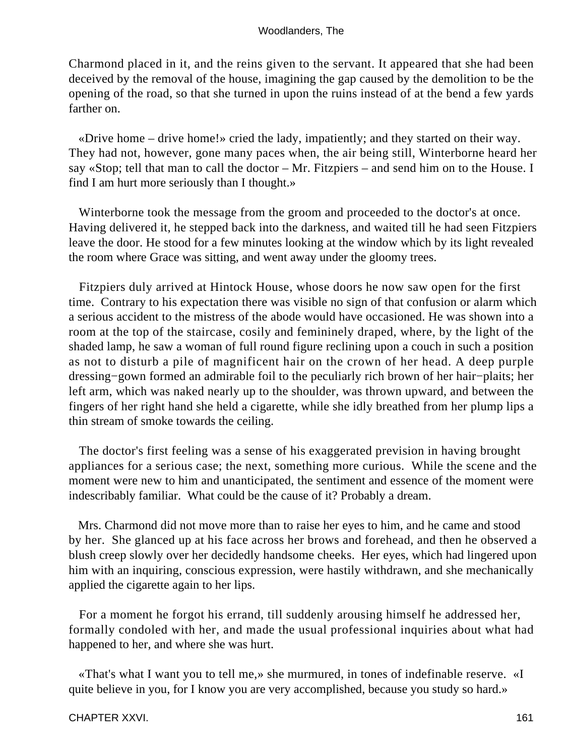Charmond placed in it, and the reins given to the servant. It appeared that she had been deceived by the removal of the house, imagining the gap caused by the demolition to be the opening of the road, so that she turned in upon the ruins instead of at the bend a few yards farther on.

«Drive home – drive home!» cried the lady, impatiently; and they started on their way. They had not, however, gone many paces when, the air being still, Winterborne heard her say «Stop; tell that man to call the doctor – Mr. Fitzpiers – and send him on to the House. I find I am hurt more seriously than I thought.»

Winterborne took the message from the groom and proceeded to the doctor's at once. Having delivered it, he stepped back into the darkness, and waited till he had seen Fitzpiers leave the door. He stood for a few minutes looking at the window which by its light revealed the room where Grace was sitting, and went away under the gloomy trees.

Fitzpiers duly arrived at Hintock House, whose doors he now saw open for the first time. Contrary to his expectation there was visible no sign of that confusion or alarm which a serious accident to the mistress of the abode would have occasioned. He was shown into a room at the top of the staircase, cosily and femininely draped, where, by the light of the shaded lamp, he saw a woman of full round figure reclining upon a couch in such a position as not to disturb a pile of magnificent hair on the crown of her head. A deep purple dressing−gown formed an admirable foil to the peculiarly rich brown of her hair−plaits; her left arm, which was naked nearly up to the shoulder, was thrown upward, and between the fingers of her right hand she held a cigarette, while she idly breathed from her plump lips a thin stream of smoke towards the ceiling.

The doctor's first feeling was a sense of his exaggerated prevision in having brought appliances for a serious case; the next, something more curious. While the scene and the moment were new to him and unanticipated, the sentiment and essence of the moment were indescribably familiar. What could be the cause of it? Probably a dream.

Mrs. Charmond did not move more than to raise her eyes to him, and he came and stood by her. She glanced up at his face across her brows and forehead, and then he observed a blush creep slowly over her decidedly handsome cheeks. Her eyes, which had lingered upon him with an inquiring, conscious expression, were hastily withdrawn, and she mechanically applied the cigarette again to her lips.

For a moment he forgot his errand, till suddenly arousing himself he addressed her, formally condoled with her, and made the usual professional inquiries about what had happened to her, and where she was hurt.

«That's what I want you to tell me,» she murmured, in tones of indefinable reserve. «I quite believe in you, for I know you are very accomplished, because you study so hard.»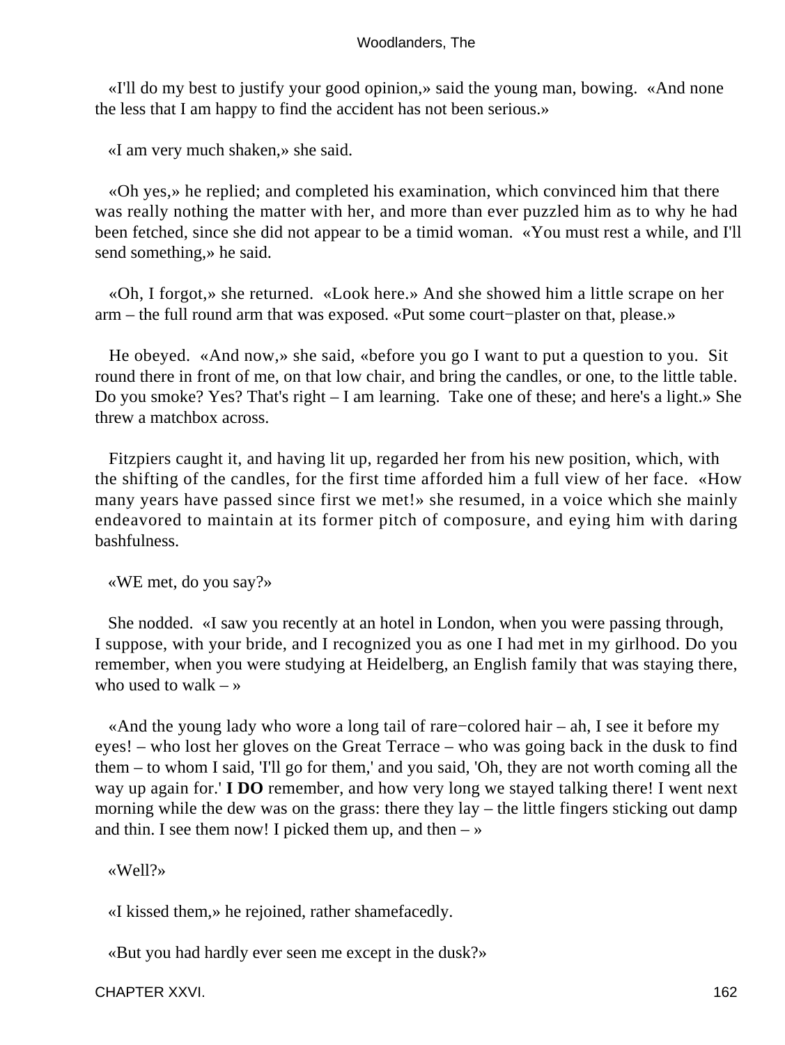«I'll do my best to justify your good opinion,» said the young man, bowing. «And none the less that I am happy to find the accident has not been serious.»

«I am very much shaken,» she said.

«Oh yes,» he replied; and completed his examination, which convinced him that there was really nothing the matter with her, and more than ever puzzled him as to why he had been fetched, since she did not appear to be a timid woman. «You must rest a while, and I'll send something,» he said.

«Oh, I forgot,» she returned. «Look here.» And she showed him a little scrape on her arm – the full round arm that was exposed. «Put some court−plaster on that, please.»

He obeyed. «And now,» she said, «before you go I want to put a question to you. Sit round there in front of me, on that low chair, and bring the candles, or one, to the little table. Do you smoke? Yes? That's right – I am learning. Take one of these; and here's a light.» She threw a matchbox across.

Fitzpiers caught it, and having lit up, regarded her from his new position, which, with the shifting of the candles, for the first time afforded him a full view of her face. «How many years have passed since first we met!» she resumed, in a voice which she mainly endeavored to maintain at its former pitch of composure, and eying him with daring bashfulness.

«WE met, do you say?»

She nodded. «I saw you recently at an hotel in London, when you were passing through, I suppose, with your bride, and I recognized you as one I had met in my girlhood. Do you remember, when you were studying at Heidelberg, an English family that was staying there, who used to walk – »

«And the young lady who wore a long tail of rare−colored hair – ah, I see it before my eyes! – who lost her gloves on the Great Terrace – who was going back in the dusk to find them – to whom I said, 'I'll go for them,' and you said, 'Oh, they are not worth coming all the way up again for.' **I DO** remember, and how very long we stayed talking there! I went next morning while the dew was on the grass: there they lay – the little fingers sticking out damp and thin. I see them now! I picked them up, and then – »

«Well?»

«I kissed them,» he rejoined, rather shamefacedly.

«But you had hardly ever seen me except in the dusk?»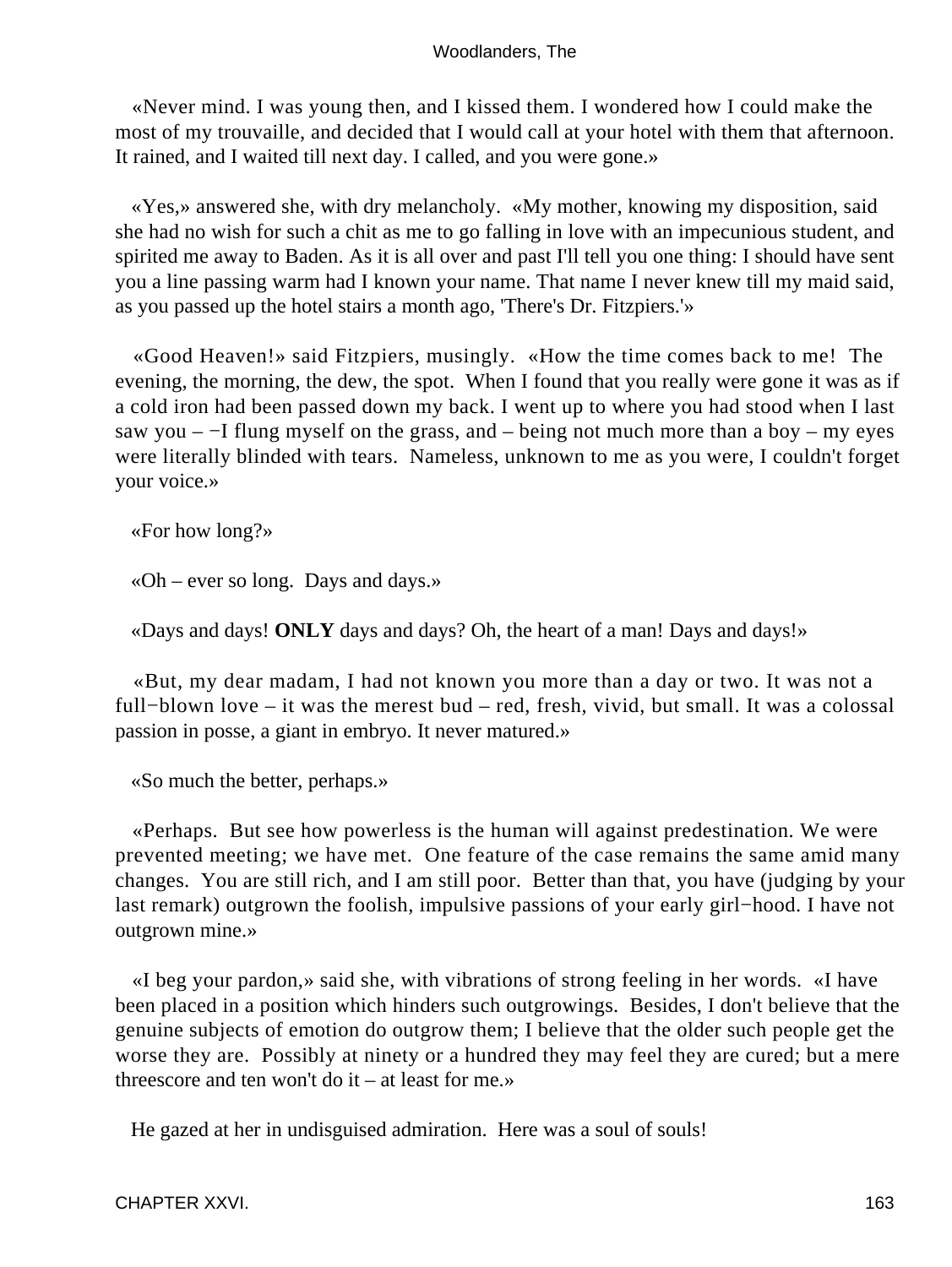«Never mind. I was young then, and I kissed them. I wondered how I could make the most of my trouvaille, and decided that I would call at your hotel with them that afternoon. It rained, and I waited till next day. I called, and you were gone.»

«Yes,» answered she, with dry melancholy. «My mother, knowing my disposition, said she had no wish for such a chit as me to go falling in love with an impecunious student, and spirited me away to Baden. As it is all over and past I'll tell you one thing: I should have sent you a line passing warm had I known your name. That name I never knew till my maid said, as you passed up the hotel stairs a month ago, 'There's Dr. Fitzpiers.'»

«Good Heaven!» said Fitzpiers, musingly. «How the time comes back to me! The evening, the morning, the dew, the spot. When I found that you really were gone it was as if a cold iron had been passed down my back. I went up to where you had stood when I last saw you – −I flung myself on the grass, and – being not much more than a boy – my eyes were literally blinded with tears. Nameless, unknown to me as you were, I couldn't forget your voice.»

«For how long?»

«Oh – ever so long. Days and days.»

«Days and days! **ONLY** days and days? Oh, the heart of a man! Days and days!»

«But, my dear madam, I had not known you more than a day or two. It was not a full−blown love – it was the merest bud – red, fresh, vivid, but small. It was a colossal passion in posse, a giant in embryo. It never matured.»

«So much the better, perhaps.»

«Perhaps. But see how powerless is the human will against predestination. We were prevented meeting; we have met. One feature of the case remains the same amid many changes. You are still rich, and I am still poor. Better than that, you have (judging by your last remark) outgrown the foolish, impulsive passions of your early girl−hood. I have not outgrown mine.»

«I beg your pardon,» said she, with vibrations of strong feeling in her words. «I have been placed in a position which hinders such outgrowings. Besides, I don't believe that the genuine subjects of emotion do outgrow them; I believe that the older such people get the worse they are. Possibly at ninety or a hundred they may feel they are cured; but a mere threescore and ten won't do it – at least for me.»

He gazed at her in undisguised admiration. Here was a soul of souls!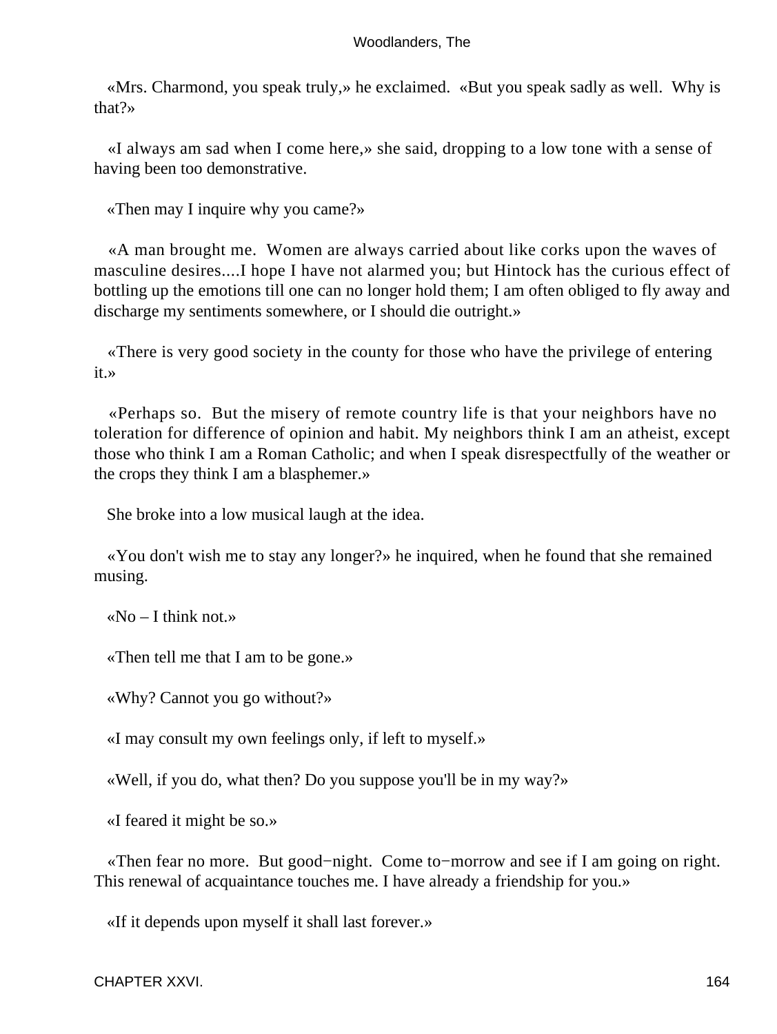«Mrs. Charmond, you speak truly,» he exclaimed. «But you speak sadly as well. Why is that?»

«I always am sad when I come here,» she said, dropping to a low tone with a sense of having been too demonstrative.

«Then may I inquire why you came?»

«A man brought me. Women are always carried about like corks upon the waves of masculine desires....I hope I have not alarmed you; but Hintock has the curious effect of bottling up the emotions till one can no longer hold them; I am often obliged to fly away and discharge my sentiments somewhere, or I should die outright.»

«There is very good society in the county for those who have the privilege of entering it.»

«Perhaps so. But the misery of remote country life is that your neighbors have no toleration for difference of opinion and habit. My neighbors think I am an atheist, except those who think I am a Roman Catholic; and when I speak disrespectfully of the weather or the crops they think I am a blasphemer.»

She broke into a low musical laugh at the idea.

«You don't wish me to stay any longer?» he inquired, when he found that she remained musing.

«No – I think not.»

«Then tell me that I am to be gone.»

«Why? Cannot you go without?»

«I may consult my own feelings only, if left to myself.»

«Well, if you do, what then? Do you suppose you'll be in my way?»

«I feared it might be so.»

«Then fear no more. But good-night. Come to-morrow and see if I am going on right. This renewal of acquaintance touches me. I have already a friendship for you.»

«If it depends upon myself it shall last forever.»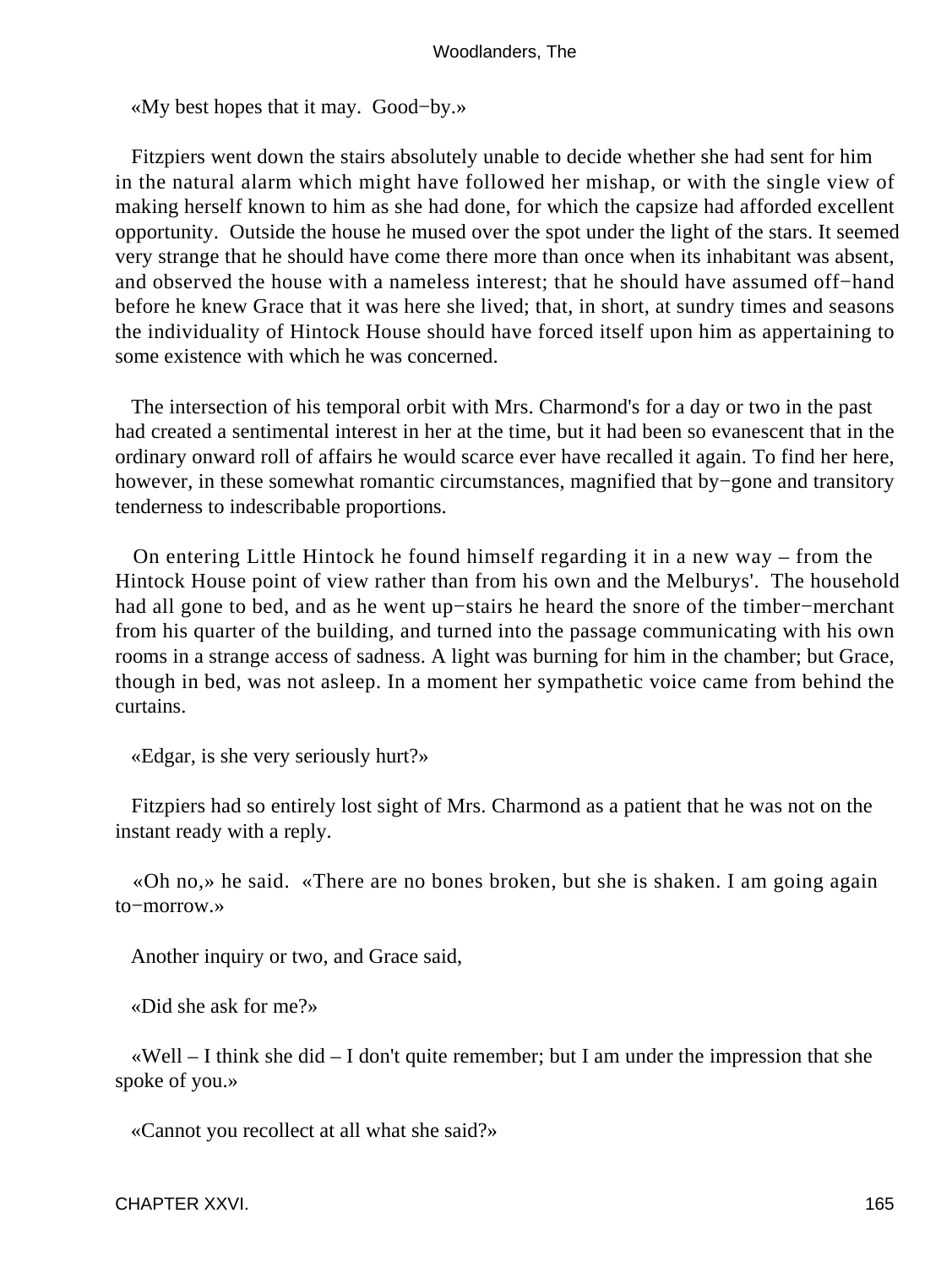«My best hopes that it may.  Good−by.»

Fitzpiers went down the stairs absolutely unable to decide whether she had sent for him in the natural alarm which might have followed her mishap, or with the single view of making herself known to him as she had done, for which the capsize had afforded excellent opportunity.  Outside the house he mused over the spot under the light of the stars. It seemed very strange that he should have come there more than once when its inhabitant was absent, and observed the house with a nameless interest; that he should have assumed off−hand before he knew Grace that it was here she lived; that, in short, at sundry times and seasons the individuality of Hintock House should have forced itself upon him as appertaining to some existence with which he was concerned.

The intersection of his temporal orbit with Mrs. Charmond's for a day or two in the past had created a sentimental interest in her at the time, but it had been so evanescent that in the ordinary onward roll of affairs he would scarce ever have recalled it again. To find her here, however, in these somewhat romantic circumstances, magnified that by−gone and transitory tenderness to indescribable proportions.

On entering Little Hintock he found himself regarding it in a new way – from the Hintock House point of view rather than from his own and the Melburys'.  The household had all gone to bed, and as he went up−stairs he heard the snore of the timber−merchant from his quarter of the building, and turned into the passage communicating with his own rooms in a strange access of sadness. A light was burning for him in the chamber; but Grace, though in bed, was not asleep. In a moment her sympathetic voice came from behind the curtains.

«Edgar, is she very seriously hurt?»

Fitzpiers had so entirely lost sight of Mrs. Charmond as a patient that he was not on the instant ready with a reply.

«Oh no,» he said.  «There are no bones broken, but she is shaken. I am going again to−morrow.»

Another inquiry or two, and Grace said,

«Did she ask for me?»

«Well – I think she did – I don't quite remember; but I am under the impression that she spoke of you.»

«Cannot you recollect at all what she said?»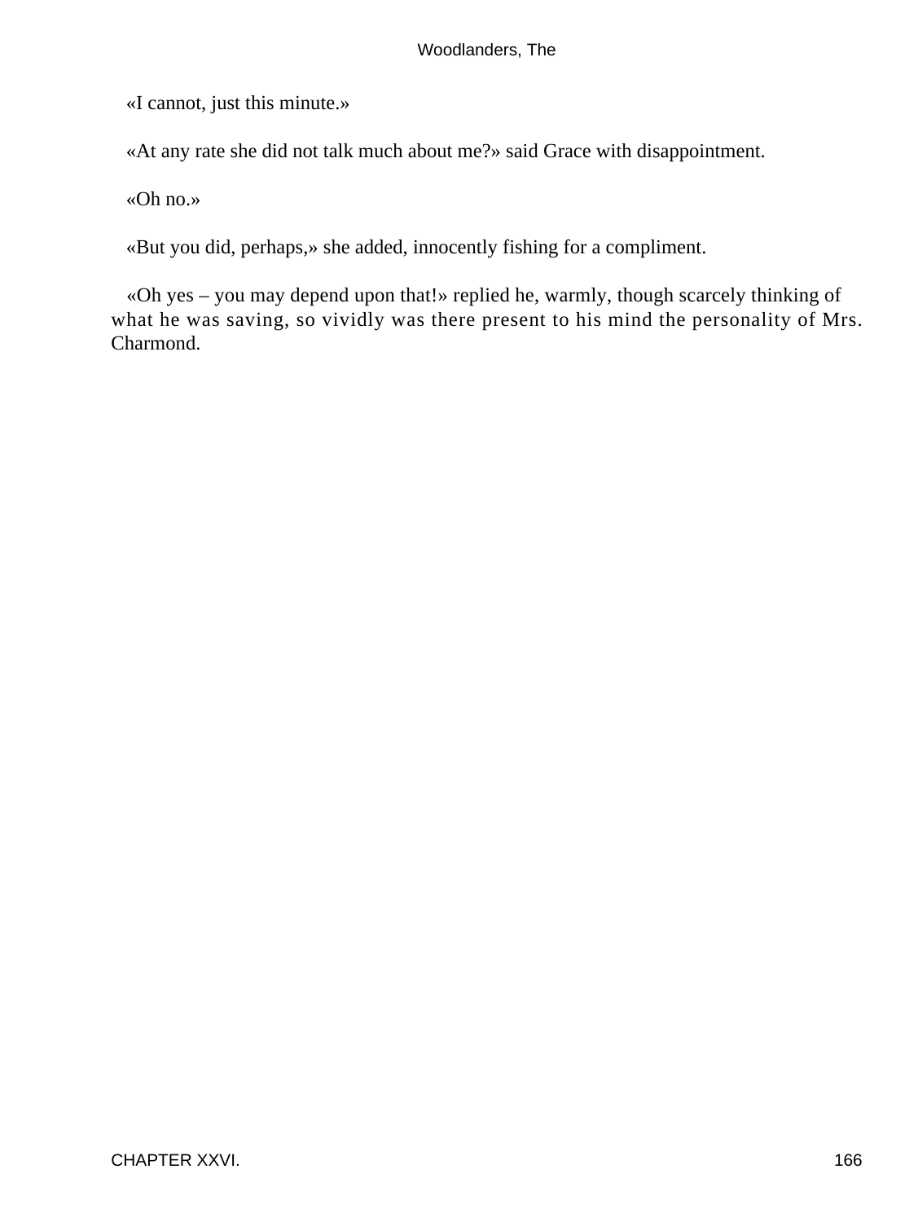«I cannot, just this minute.»

«At any rate she did not talk much about me?» said Grace with disappointment.

«Oh no.»

«But you did, perhaps,» she added, innocently fishing for a compliment.

«Oh yes – you may depend upon that!» replied he, warmly, though scarcely thinking of what he was saving, so vividly was there present to his mind the personality of Mrs. Charmond.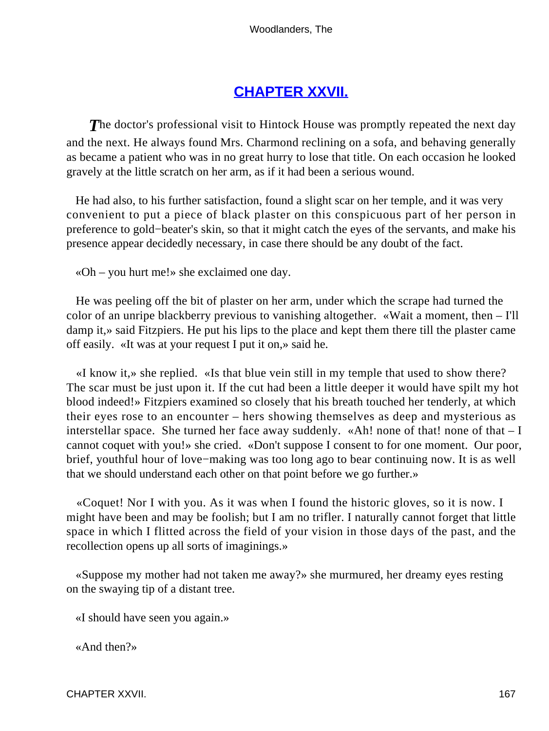## CHAPTER XXVII.

*T*he doctor's professional visit to Hintock House was promptly repeated the next day and the next. He always found Mrs. Charmond reclining on a sofa, and behaving generally as became a patient who was in no great hurry to lose that title. On each occasion he looked gravely at the little scratch on her arm, as if it had been a serious wound.

He had also, to his further satisfaction, found a slight scar on her temple, and it was very convenient to put a piece of black plaster on this conspicuous part of her person in preference to gold−beater's skin, so that it might catch the eyes of the servants, and make his presence appear decidedly necessary, in case there should be any doubt of the fact.

«Oh – you hurt me!» she exclaimed one day.

He was peeling off the bit of plaster on her arm, under which the scrape had turned the color of an unripe blackberry previous to vanishing altogether. «Wait a moment, then – I'll damp it,» said Fitzpiers. He put his lips to the place and kept them there till the plaster came off easily. «It was at your request I put it on,» said he.

«I know it,» she replied. «Is that blue vein still in my temple that used to show there? The scar must be just upon it. If the cut had been a little deeper it would have spilt my hot blood indeed!» Fitzpiers examined so closely that his breath touched her tenderly, at which their eyes rose to an encounter – hers showing themselves as deep and mysterious as interstellar space. She turned her face away suddenly. «Ah! none of that! none of that – I cannot coquet with you!» she cried. «Don't suppose I consent to for one moment. Our poor, brief, youthful hour of love−making was too long ago to bear continuing now. It is as well that we should understand each other on that point before we go further.»

«Coquet! Nor I with you. As it was when I found the historic gloves, so it is now. I might have been and may be foolish; but I am no trifler. I naturally cannot forget that little space in which I flitted across the field of your vision in those days of the past, and the recollection opens up all sorts of imaginings.»

«Suppose my mother had not taken me away?» she murmured, her dreamy eyes resting on the swaying tip of a distant tree.

«I should have seen you again.»

«And then?»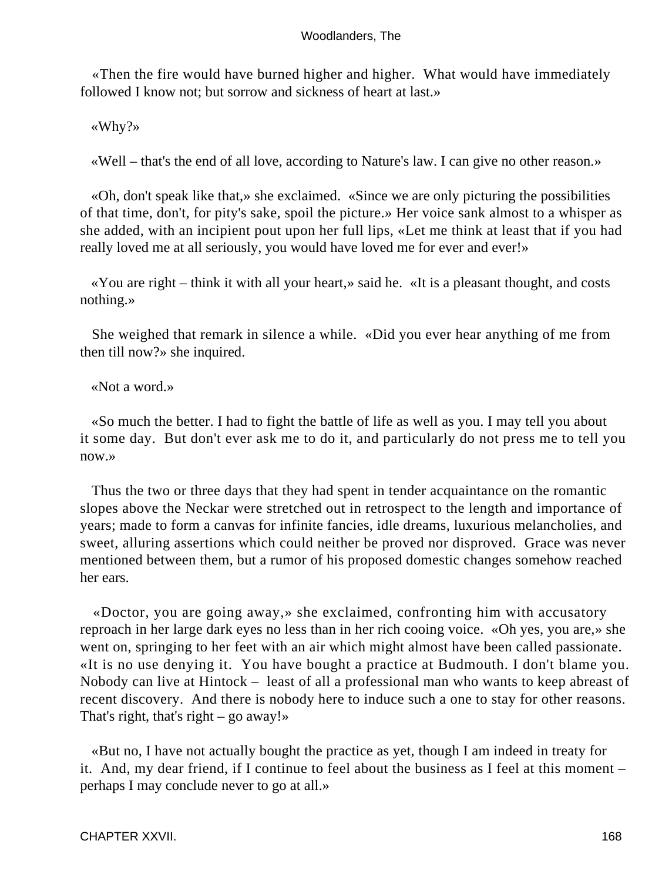«Then the fire would have burned higher and higher. What would have immediately followed I know not; but sorrow and sickness of heart at last.»

«Why?»

«Well – that's the end of all love, according to Nature's law. I can give no other reason.»

«Oh, don't speak like that,» she exclaimed. «Since we are only picturing the possibilities of that time, don't, for pity's sake, spoil the picture.» Her voice sank almost to a whisper as she added, with an incipient pout upon her full lips, «Let me think at least that if you had really loved me at all seriously, you would have loved me for ever and ever!»

«You are right – think it with all your heart,» said he. «It is a pleasant thought, and costs nothing.»

She weighed that remark in silence a while. «Did you ever hear anything of me from then till now?» she inquired.

«Not a word.»

«So much the better. I had to fight the battle of life as well as you. I may tell you about it some day. But don't ever ask me to do it, and particularly do not press me to tell you now.»

Thus the two or three days that they had spent in tender acquaintance on the romantic slopes above the Neckar were stretched out in retrospect to the length and importance of years; made to form a canvas for infinite fancies, idle dreams, luxurious melancholies, and sweet, alluring assertions which could neither be proved nor disproved. Grace was never mentioned between them, but a rumor of his proposed domestic changes somehow reached her ears.

«Doctor, you are going away,» she exclaimed, confronting him with accusatory reproach in her large dark eyes no less than in her rich cooing voice. «Oh yes, you are,» she went on, springing to her feet with an air which might almost have been called passionate. «It is no use denying it. You have bought a practice at Budmouth. I don't blame you. Nobody can live at Hintock – least of all a professional man who wants to keep abreast of recent discovery. And there is nobody here to induce such a one to stay for other reasons. That's right, that's right – go away!»

«But no, I have not actually bought the practice as yet, though I am indeed in treaty for it. And, my dear friend, if I continue to feel about the business as I feel at this moment – perhaps I may conclude never to go at all.»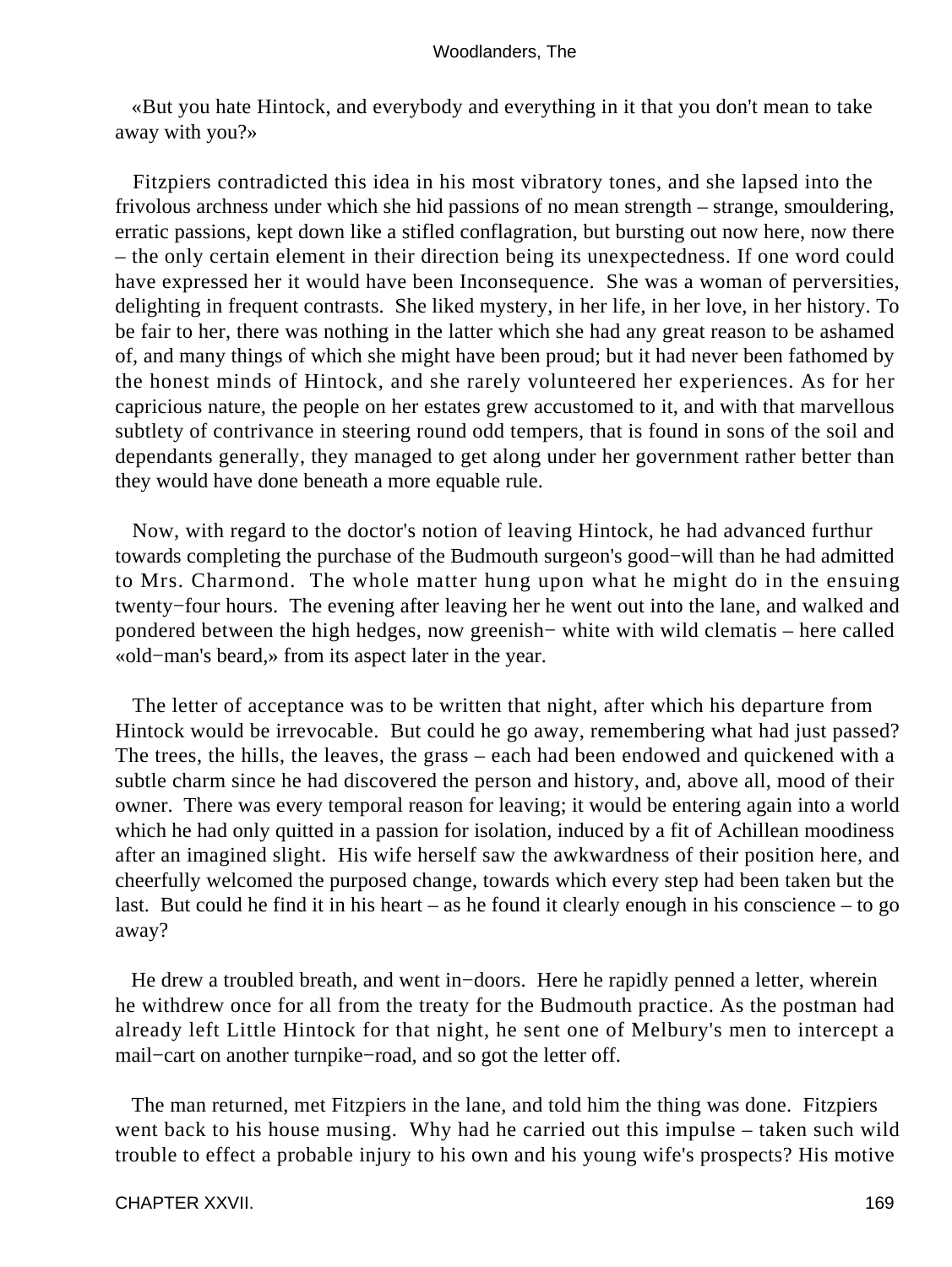«But you hate Hintock, and everybody and everything in it that you don't mean to take away with you?»

Fitzpiers contradicted this idea in his most vibratory tones, and she lapsed into the frivolous archness under which she hid passions of no mean strength – strange, smouldering, erratic passions, kept down like a stifled conflagration, but bursting out now here, now there – the only certain element in their direction being its unexpectedness. If one word could have expressed her it would have been Inconsequence. She was a woman of perversities, delighting in frequent contrasts. She liked mystery, in her life, in her love, in her history. To be fair to her, there was nothing in the latter which she had any great reason to be ashamed of, and many things of which she might have been proud; but it had never been fathomed by the honest minds of Hintock, and she rarely volunteered her experiences. As for her capricious nature, the people on her estates grew accustomed to it, and with that marvellous subtlety of contrivance in steering round odd tempers, that is found in sons of the soil and dependants generally, they managed to get along under her government rather better than they would have done beneath a more equable rule.

Now, with regard to the doctor's notion of leaving Hintock, he had advanced furthur towards completing the purchase of the Budmouth surgeon's good−will than he had admitted to Mrs. Charmond. The whole matter hung upon what he might do in the ensuing twenty−four hours. The evening after leaving her he went out into the lane, and walked and pondered between the high hedges, now greenish− white with wild clematis – here called «old−man's beard,» from its aspect later in the year.

The letter of acceptance was to be written that night, after which his departure from Hintock would be irrevocable. But could he go away, remembering what had just passed? The trees, the hills, the leaves, the grass – each had been endowed and quickened with a subtle charm since he had discovered the person and history, and, above all, mood of their owner. There was every temporal reason for leaving; it would be entering again into a world which he had only quitted in a passion for isolation, induced by a fit of Achillean moodiness after an imagined slight. His wife herself saw the awkwardness of their position here, and cheerfully welcomed the purposed change, towards which every step had been taken but the last. But could he find it in his heart – as he found it clearly enough in his conscience – to go away?

He drew a troubled breath, and went in−doors. Here he rapidly penned a letter, wherein he withdrew once for all from the treaty for the Budmouth practice. As the postman had already left Little Hintock for that night, he sent one of Melbury's men to intercept a mail−cart on another turnpike−road, and so got the letter off.

The man returned, met Fitzpiers in the lane, and told him the thing was done. Fitzpiers went back to his house musing. Why had he carried out this impulse – taken such wild trouble to effect a probable injury to his own and his young wife's prospects? His motive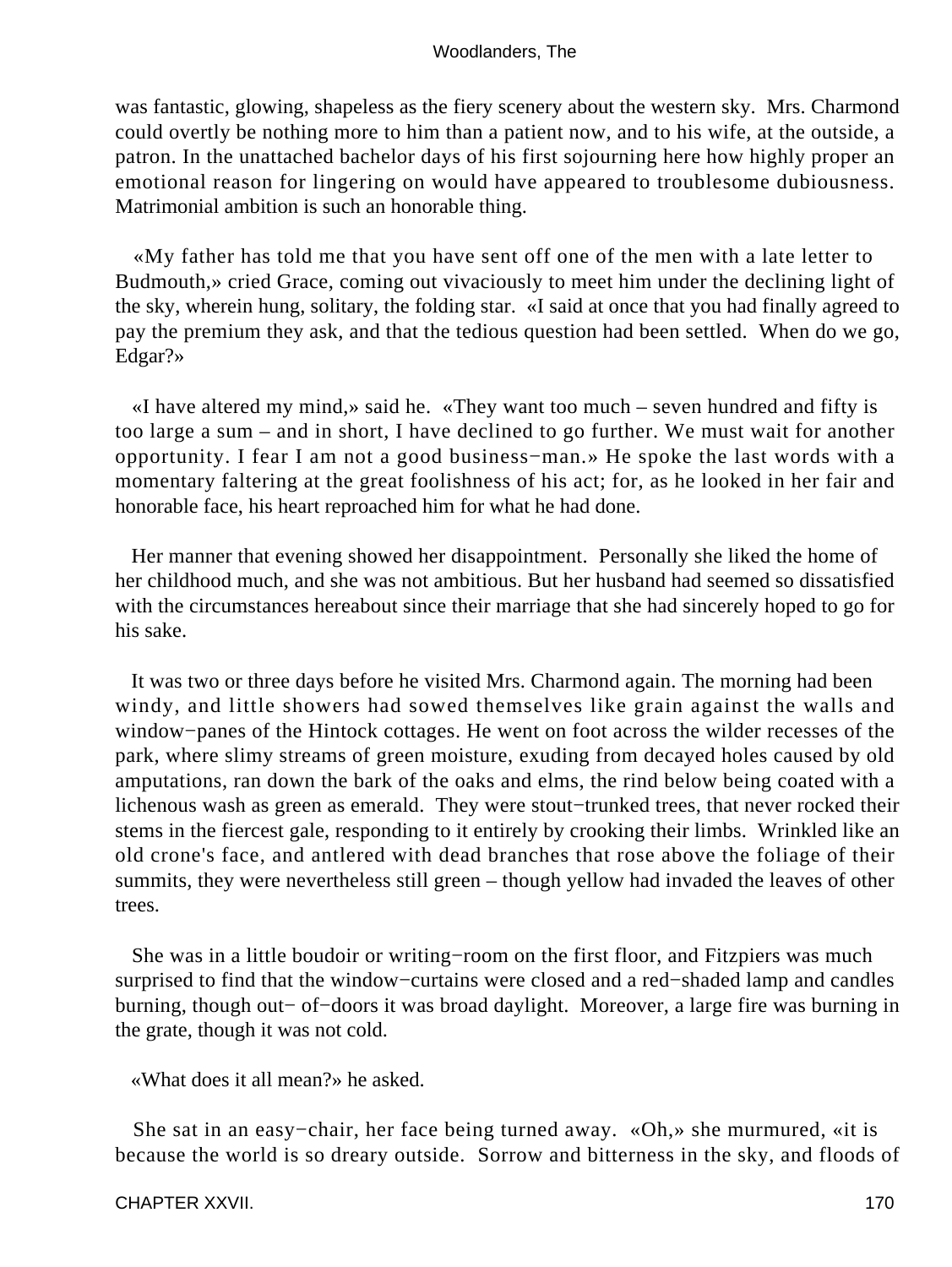was fantastic, glowing, shapeless as the fiery scenery about the western sky. Mrs. Charmond could overtly be nothing more to him than a patient now, and to his wife, at the outside, a patron. In the unattached bachelor days of his first sojourning here how highly proper an emotional reason for lingering on would have appeared to troublesome dubiousness. Matrimonial ambition is such an honorable thing.

«My father has told me that you have sent off one of the men with a late letter to Budmouth,» cried Grace, coming out vivaciously to meet him under the declining light of the sky, wherein hung, solitary, the folding star. «I said at once that you had finally agreed to pay the premium they ask, and that the tedious question had been settled. When do we go, Edgar?»

«I have altered my mind,» said he. «They want too much – seven hundred and fifty is too large a sum – and in short, I have declined to go further. We must wait for another opportunity. I fear I am not a good business−man.» He spoke the last words with a momentary faltering at the great foolishness of his act; for, as he looked in her fair and honorable face, his heart reproached him for what he had done.

Her manner that evening showed her disappointment. Personally she liked the home of her childhood much, and she was not ambitious. But her husband had seemed so dissatisfied with the circumstances hereabout since their marriage that she had sincerely hoped to go for his sake.

It was two or three days before he visited Mrs. Charmond again. The morning had been windy, and little showers had sowed themselves like grain against the walls and window−panes of the Hintock cottages. He went on foot across the wilder recesses of the park, where slimy streams of green moisture, exuding from decayed holes caused by old amputations, ran down the bark of the oaks and elms, the rind below being coated with a lichenous wash as green as emerald. They were stout−trunked trees, that never rocked their stems in the fiercest gale, responding to it entirely by crooking their limbs. Wrinkled like an old crone's face, and antlered with dead branches that rose above the foliage of their summits, they were nevertheless still green – though yellow had invaded the leaves of other trees.

She was in a little boudoir or writing−room on the first floor, and Fitzpiers was much surprised to find that the window−curtains were closed and a red−shaded lamp and candles burning, though out− of−doors it was broad daylight. Moreover, a large fire was burning in the grate, though it was not cold.

«What does it all mean?» he asked.

She sat in an easy−chair, her face being turned away. «Oh,» she murmured, «it is because the world is so dreary outside. Sorrow and bitterness in the sky, and floods of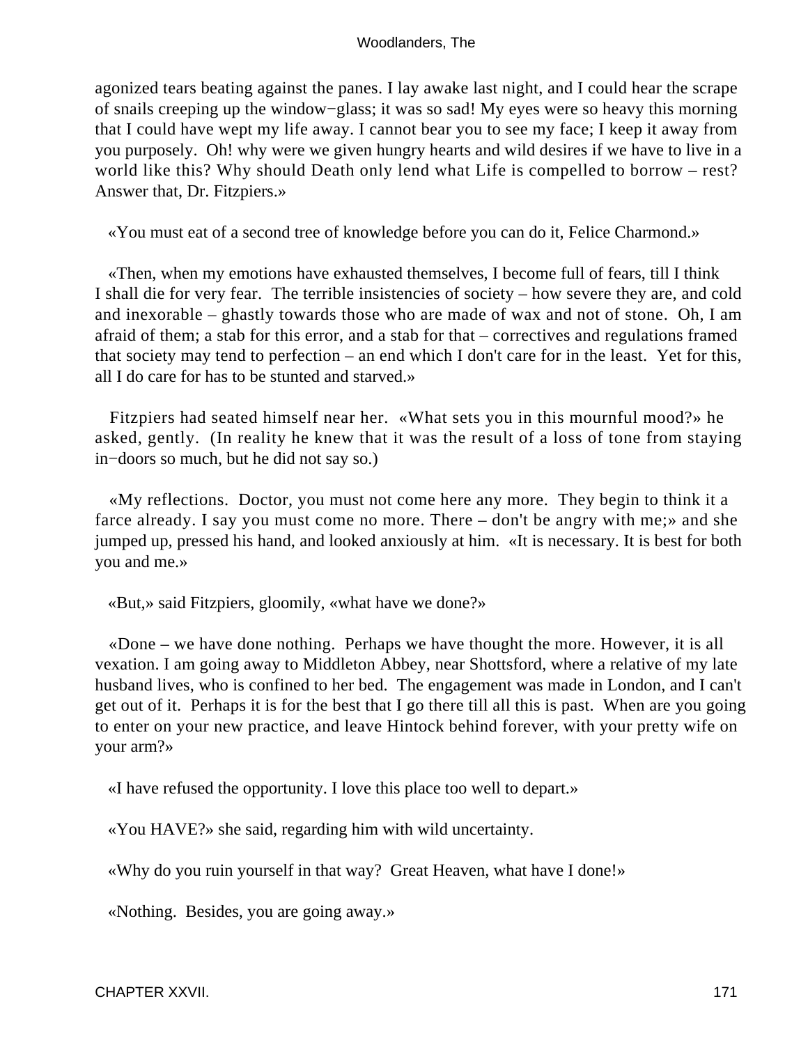agonized tears beating against the panes. I lay awake last night, and I could hear the scrape of snails creeping up the window−glass; it was so sad! My eyes were so heavy this morning that I could have wept my life away. I cannot bear you to see my face; I keep it away from you purposely. Oh! why were we given hungry hearts and wild desires if we have to live in a world like this? Why should Death only lend what Life is compelled to borrow – rest? Answer that, Dr. Fitzpiers.»

«You must eat of a second tree of knowledge before you can do it, Felice Charmond.»

«Then, when my emotions have exhausted themselves, I become full of fears, till I think I shall die for very fear. The terrible insistencies of society – how severe they are, and cold and inexorable – ghastly towards those who are made of wax and not of stone. Oh, I am afraid of them; a stab for this error, and a stab for that – correctives and regulations framed that society may tend to perfection – an end which I don't care for in the least. Yet for this, all I do care for has to be stunted and starved.»

Fitzpiers had seated himself near her. «What sets you in this mournful mood?» he asked, gently. (In reality he knew that it was the result of a loss of tone from staying in−doors so much, but he did not say so.)

«My reflections. Doctor, you must not come here any more. They begin to think it a farce already. I say you must come no more. There – don't be angry with me;» and she jumped up, pressed his hand, and looked anxiously at him. «It is necessary. It is best for both you and me.»

«But,» said Fitzpiers, gloomily, «what have we done?»

«Done – we have done nothing. Perhaps we have thought the more. However, it is all vexation. I am going away to Middleton Abbey, near Shottsford, where a relative of my late husband lives, who is confined to her bed. The engagement was made in London, and I can't get out of it. Perhaps it is for the best that I go there till all this is past. When are you going to enter on your new practice, and leave Hintock behind forever, with your pretty wife on your arm?»

«I have refused the opportunity. I love this place too well to depart.»

«You HAVE?» she said, regarding him with wild uncertainty.

«Why do you ruin yourself in that way? Great Heaven, what have I done!»

«Nothing. Besides, you are going away.»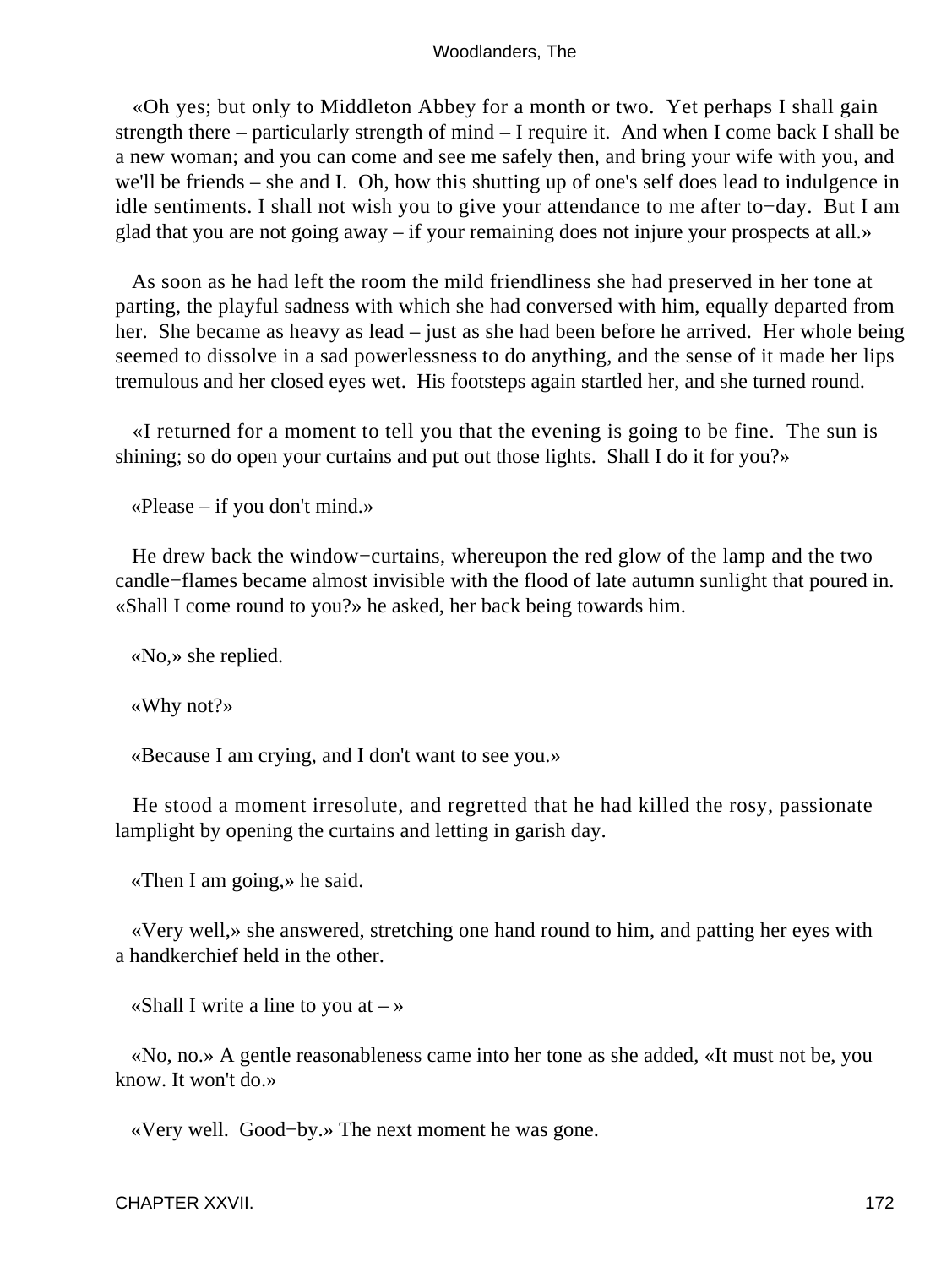«Oh yes; but only to Middleton Abbey for a month or two. Yet perhaps I shall gain strength there – particularly strength of mind – I require it. And when I come back I shall be a new woman; and you can come and see me safely then, and bring your wife with you, and we'll be friends – she and I. Oh, how this shutting up of one's self does lead to indulgence in idle sentiments. I shall not wish you to give your attendance to me after to−day. But I am glad that you are not going away – if your remaining does not injure your prospects at all.»

As soon as he had left the room the mild friendliness she had preserved in her tone at parting, the playful sadness with which she had conversed with him, equally departed from her. She became as heavy as lead – just as she had been before he arrived. Her whole being seemed to dissolve in a sad powerlessness to do anything, and the sense of it made her lips tremulous and her closed eyes wet. His footsteps again startled her, and she turned round.

«I returned for a moment to tell you that the evening is going to be fine. The sun is shining; so do open your curtains and put out those lights. Shall I do it for you?»

«Please – if you don't mind.»

He drew back the window−curtains, whereupon the red glow of the lamp and the two candle−flames became almost invisible with the flood of late autumn sunlight that poured in. «Shall I come round to you?» he asked, her back being towards him.

«No,» she replied.

«Why not?»

«Because I am crying, and I don't want to see you.»

He stood a moment irresolute, and regretted that he had killed the rosy, passionate lamplight by opening the curtains and letting in garish day.

«Then I am going,» he said.

«Very well,» she answered, stretching one hand round to him, and patting her eyes with a handkerchief held in the other.

«Shall I write a line to you at – »

«No, no.» A gentle reasonableness came into her tone as she added, «It must not be, you know. It won't do.»

«Very well. Good−by.» The next moment he was gone.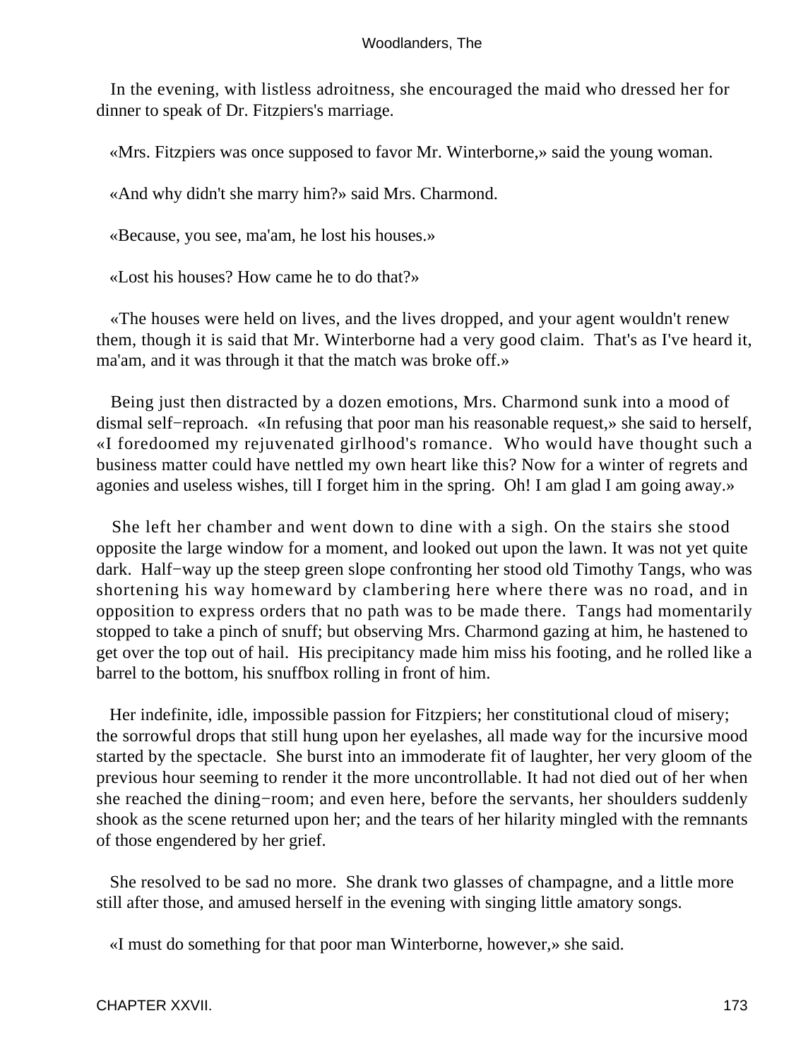In the evening, with listless adroitness, she encouraged the maid who dressed her for dinner to speak of Dr. Fitzpiers's marriage.

«Mrs. Fitzpiers was once supposed to favor Mr. Winterborne,» said the young woman.

«And why didn't she marry him?» said Mrs. Charmond.

«Because, you see, ma'am, he lost his houses.»

«Lost his houses? How came he to do that?»

«The houses were held on lives, and the lives dropped, and your agent wouldn't renew them, though it is said that Mr. Winterborne had a very good claim. That's as I've heard it, ma'am, and it was through it that the match was broke off.»

Being just then distracted by a dozen emotions, Mrs. Charmond sunk into a mood of dismal self−reproach. «In refusing that poor man his reasonable request,» she said to herself, «I foredoomed my rejuvenated girlhood's romance. Who would have thought such a business matter could have nettled my own heart like this? Now for a winter of regrets and agonies and useless wishes, till I forget him in the spring. Oh! I am glad I am going away.»

She left her chamber and went down to dine with a sigh. On the stairs she stood opposite the large window for a moment, and looked out upon the lawn. It was not yet quite dark. Half−way up the steep green slope confronting her stood old Timothy Tangs, who was shortening his way homeward by clambering here where there was no road, and in opposition to express orders that no path was to be made there. Tangs had momentarily stopped to take a pinch of snuff; but observing Mrs. Charmond gazing at him, he hastened to get over the top out of hail. His precipitancy made him miss his footing, and he rolled like a barrel to the bottom, his snuffbox rolling in front of him.

Her indefinite, idle, impossible passion for Fitzpiers; her constitutional cloud of misery; the sorrowful drops that still hung upon her eyelashes, all made way for the incursive mood started by the spectacle. She burst into an immoderate fit of laughter, her very gloom of the previous hour seeming to render it the more uncontrollable. It had not died out of her when she reached the dining−room; and even here, before the servants, her shoulders suddenly shook as the scene returned upon her; and the tears of her hilarity mingled with the remnants of those engendered by her grief.

She resolved to be sad no more. She drank two glasses of champagne, and a little more still after those, and amused herself in the evening with singing little amatory songs.

«I must do something for that poor man Winterborne, however,» she said.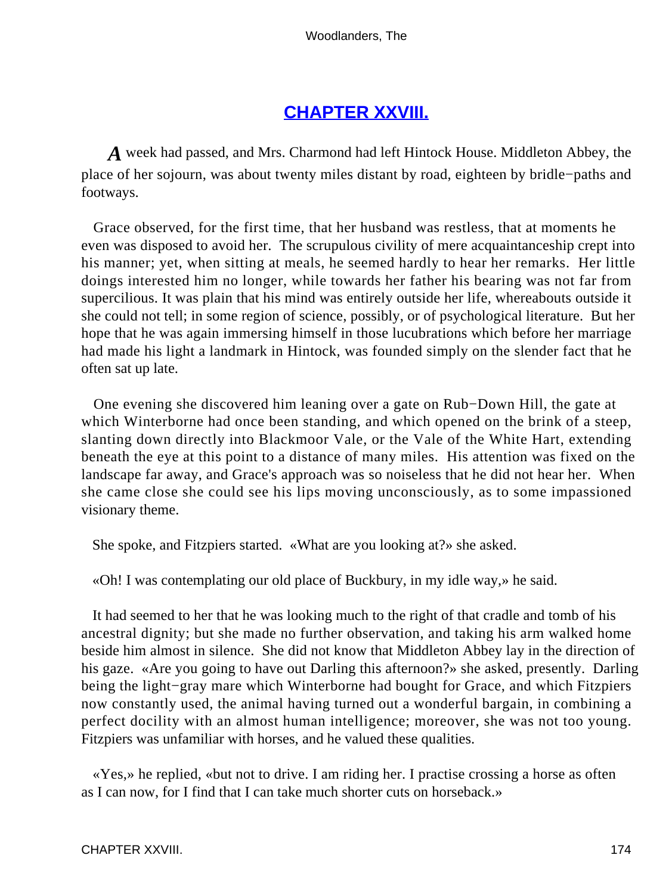## CHAPTER XXVIII.

*A* week had passed, and Mrs. Charmond had left Hintock House. Middleton Abbey, the place of her sojourn, was about twenty miles distant by road, eighteen by bridle−paths and footways.

Grace observed, for the first time, that her husband was restless, that at moments he even was disposed to avoid her. The scrupulous civility of mere acquaintanceship crept into his manner; yet, when sitting at meals, he seemed hardly to hear her remarks. Her little doings interested him no longer, while towards her father his bearing was not far from supercilious. It was plain that his mind was entirely outside her life, whereabouts outside it she could not tell; in some region of science, possibly, or of psychological literature. But her hope that he was again immersing himself in those lucubrations which before her marriage had made his light a landmark in Hintock, was founded simply on the slender fact that he often sat up late.

One evening she discovered him leaning over a gate on Rub−Down Hill, the gate at which Winterborne had once been standing, and which opened on the brink of a steep, slanting down directly into Blackmoor Vale, or the Vale of the White Hart, extending beneath the eye at this point to a distance of many miles. His attention was fixed on the landscape far away, and Grace's approach was so noiseless that he did not hear her. When she came close she could see his lips moving unconsciously, as to some impassioned visionary theme.

She spoke, and Fitzpiers started. «What are you looking at?» she asked.

«Oh! I was contemplating our old place of Buckbury, in my idle way,» he said.

It had seemed to her that he was looking much to the right of that cradle and tomb of his ancestral dignity; but she made no further observation, and taking his arm walked home beside him almost in silence. She did not know that Middleton Abbey lay in the direction of his gaze. «Are you going to have out Darling this afternoon?» she asked, presently. Darling being the light−gray mare which Winterborne had bought for Grace, and which Fitzpiers now constantly used, the animal having turned out a wonderful bargain, in combining a perfect docility with an almost human intelligence; moreover, she was not too young. Fitzpiers was unfamiliar with horses, and he valued these qualities.

«Yes,» he replied, «but not to drive. I am riding her. I practise crossing a horse as often as I can now, for I find that I can take much shorter cuts on horseback.»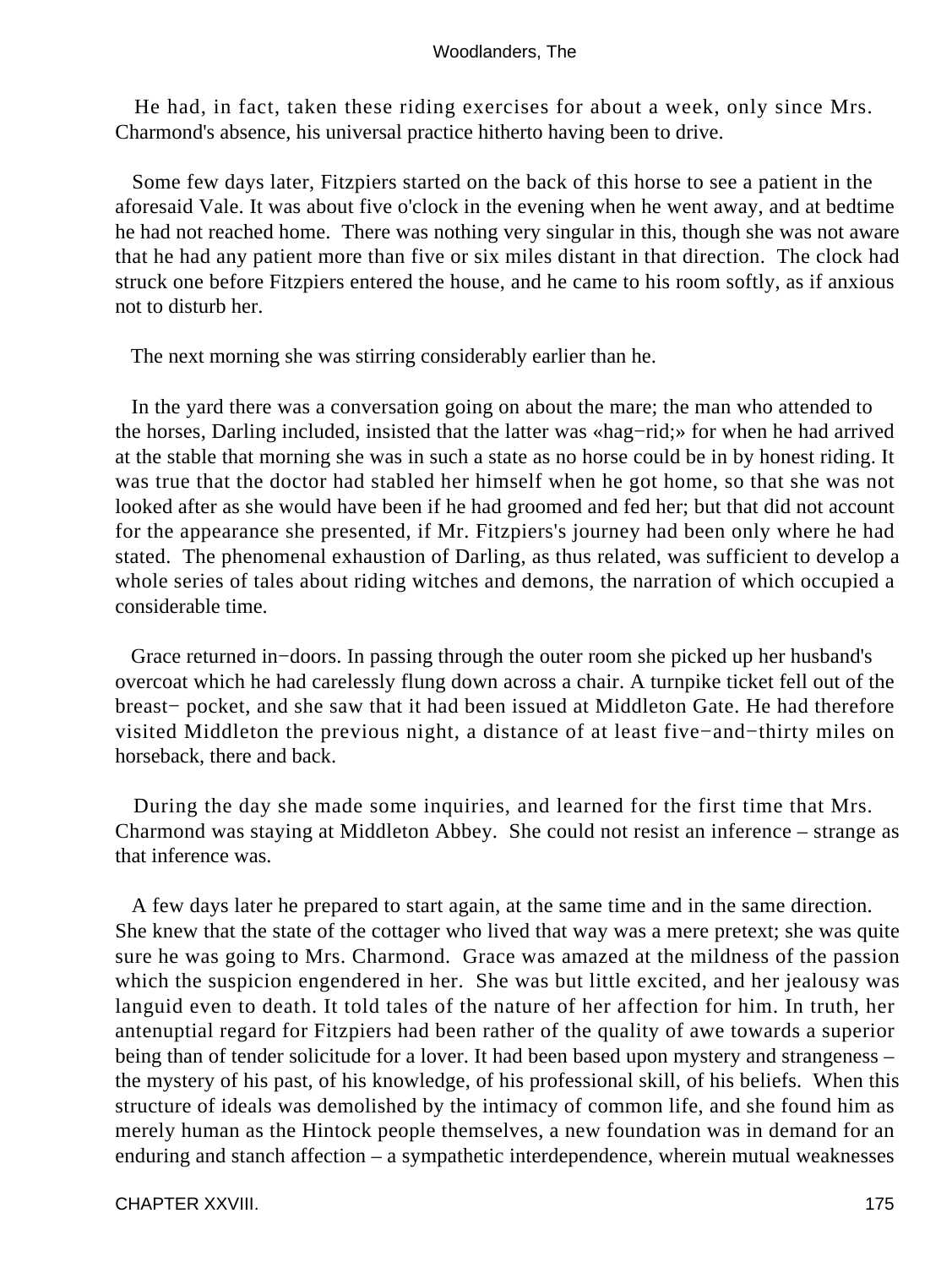He had, in fact, taken these riding exercises for about a week, only since Mrs. Charmond's absence, his universal practice hitherto having been to drive.

Some few days later, Fitzpiers started on the back of this horse to see a patient in the aforesaid Vale. It was about five o'clock in the evening when he went away, and at bedtime he had not reached home. There was nothing very singular in this, though she was not aware that he had any patient more than five or six miles distant in that direction. The clock had struck one before Fitzpiers entered the house, and he came to his room softly, as if anxious not to disturb her.

The next morning she was stirring considerably earlier than he.

In the yard there was a conversation going on about the mare; the man who attended to the horses, Darling included, insisted that the latter was «hag−rid;» for when he had arrived at the stable that morning she was in such a state as no horse could be in by honest riding. It was true that the doctor had stabled her himself when he got home, so that she was not looked after as she would have been if he had groomed and fed her; but that did not account for the appearance she presented, if Mr. Fitzpiers's journey had been only where he had stated. The phenomenal exhaustion of Darling, as thus related, was sufficient to develop a whole series of tales about riding witches and demons, the narration of which occupied a considerable time.

Grace returned in−doors. In passing through the outer room she picked up her husband's overcoat which he had carelessly flung down across a chair. A turnpike ticket fell out of the breast− pocket, and she saw that it had been issued at Middleton Gate. He had therefore visited Middleton the previous night, a distance of at least five−and−thirty miles on horseback, there and back.

During the day she made some inquiries, and learned for the first time that Mrs. Charmond was staying at Middleton Abbey. She could not resist an inference – strange as that inference was.

A few days later he prepared to start again, at the same time and in the same direction. She knew that the state of the cottager who lived that way was a mere pretext; she was quite sure he was going to Mrs. Charmond. Grace was amazed at the mildness of the passion which the suspicion engendered in her. She was but little excited, and her jealousy was languid even to death. It told tales of the nature of her affection for him. In truth, her antenuptial regard for Fitzpiers had been rather of the quality of awe towards a superior being than of tender solicitude for a lover. It had been based upon mystery and strangeness – the mystery of his past, of his knowledge, of his professional skill, of his beliefs. When this structure of ideals was demolished by the intimacy of common life, and she found him as merely human as the Hintock people themselves, a new foundation was in demand for an enduring and stanch affection – a sympathetic interdependence, wherein mutual weaknesses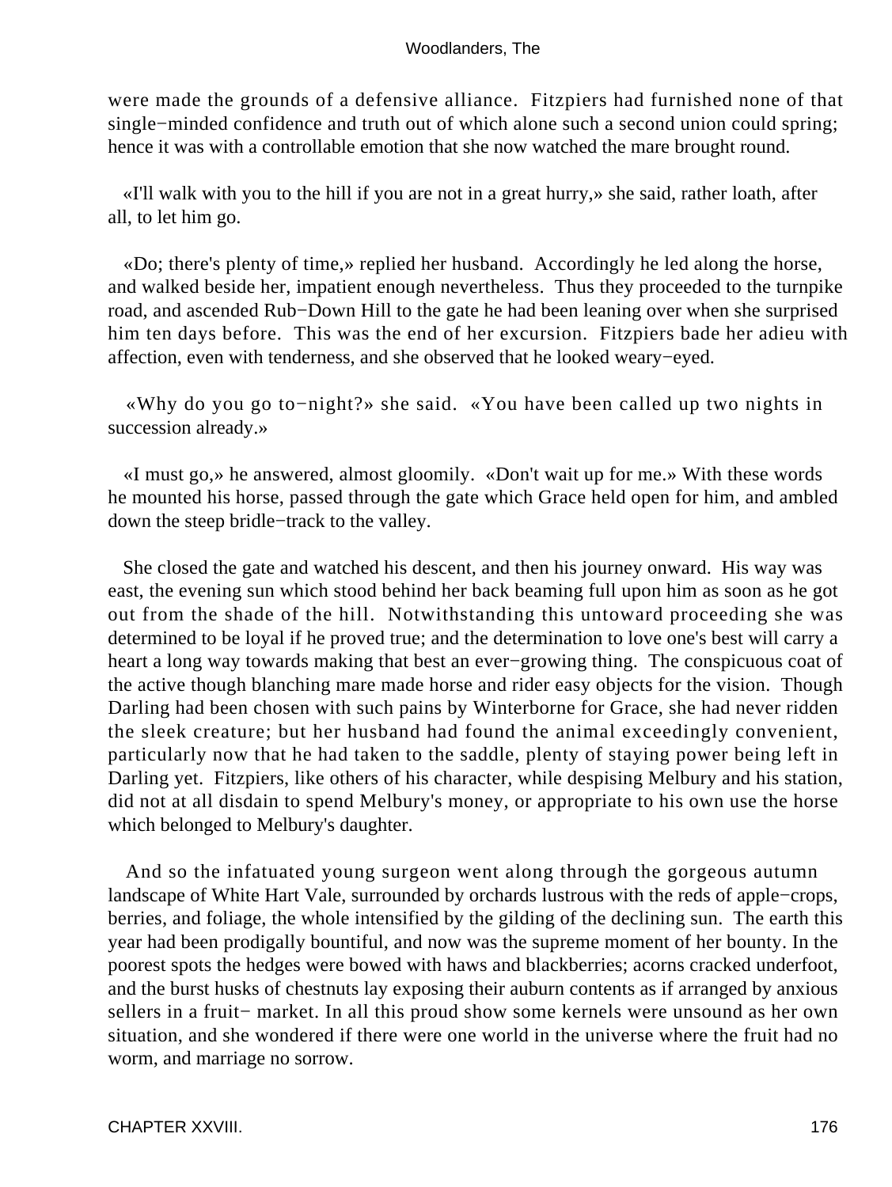were made the grounds of a defensive alliance. Fitzpiers had furnished none of that single−minded confidence and truth out of which alone such a second union could spring; hence it was with a controllable emotion that she now watched the mare brought round.

«I'll walk with you to the hill if you are not in a great hurry,» she said, rather loath, after all, to let him go.

«Do; there's plenty of time,» replied her husband. Accordingly he led along the horse, and walked beside her, impatient enough nevertheless. Thus they proceeded to the turnpike road, and ascended Rub−Down Hill to the gate he had been leaning over when she surprised him ten days before. This was the end of her excursion. Fitzpiers bade her adieu with affection, even with tenderness, and she observed that he looked weary−eyed.

«Why do you go to−night?» she said. «You have been called up two nights in succession already.»

«I must go,» he answered, almost gloomily. «Don't wait up for me.» With these words he mounted his horse, passed through the gate which Grace held open for him, and ambled down the steep bridle−track to the valley.

She closed the gate and watched his descent, and then his journey onward. His way was east, the evening sun which stood behind her back beaming full upon him as soon as he got out from the shade of the hill. Notwithstanding this untoward proceeding she was determined to be loyal if he proved true; and the determination to love one's best will carry a heart a long way towards making that best an ever−growing thing. The conspicuous coat of the active though blanching mare made horse and rider easy objects for the vision. Though Darling had been chosen with such pains by Winterborne for Grace, she had never ridden the sleek creature; but her husband had found the animal exceedingly convenient, particularly now that he had taken to the saddle, plenty of staying power being left in Darling yet. Fitzpiers, like others of his character, while despising Melbury and his station, did not at all disdain to spend Melbury's money, or appropriate to his own use the horse which belonged to Melbury's daughter.

And so the infatuated young surgeon went along through the gorgeous autumn landscape of White Hart Vale, surrounded by orchards lustrous with the reds of apple−crops, berries, and foliage, the whole intensified by the gilding of the declining sun. The earth this year had been prodigally bountiful, and now was the supreme moment of her bounty. In the poorest spots the hedges were bowed with haws and blackberries; acorns cracked underfoot, and the burst husks of chestnuts lay exposing their auburn contents as if arranged by anxious sellers in a fruit− market. In all this proud show some kernels were unsound as her own situation, and she wondered if there were one world in the universe where the fruit had no worm, and marriage no sorrow.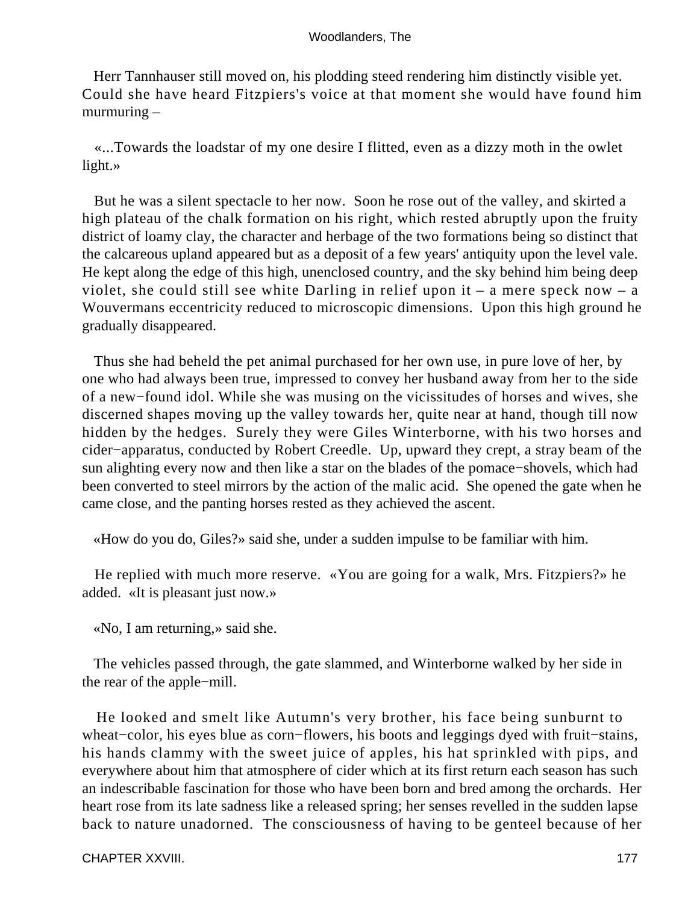Herr Tannhauser still moved on, his plodding steed rendering him distinctly visible yet. Could she have heard Fitzpiers's voice at that moment she would have found him murmuring –

«...Towards the loadstar of my one desire I flitted, even as a dizzy moth in the owlet light.»

But he was a silent spectacle to her now. Soon he rose out of the valley, and skirted a high plateau of the chalk formation on his right, which rested abruptly upon the fruity district of loamy clay, the character and herbage of the two formations being so distinct that the calcareous upland appeared but as a deposit of a few years' antiquity upon the level vale. He kept along the edge of this high, unenclosed country, and the sky behind him being deep violet, she could still see white Darling in relief upon it – a mere speck now – a Wouvermans eccentricity reduced to microscopic dimensions. Upon this high ground he gradually disappeared.

Thus she had beheld the pet animal purchased for her own use, in pure love of her, by one who had always been true, impressed to convey her husband away from her to the side of a new−found idol. While she was musing on the vicissitudes of horses and wives, she discerned shapes moving up the valley towards her, quite near at hand, though till now hidden by the hedges. Surely they were Giles Winterborne, with his two horses and cider−apparatus, conducted by Robert Creedle. Up, upward they crept, a stray beam of the sun alighting every now and then like a star on the blades of the pomace−shovels, which had been converted to steel mirrors by the action of the malic acid. She opened the gate when he came close, and the panting horses rested as they achieved the ascent.

«How do you do, Giles?» said she, under a sudden impulse to be familiar with him.

He replied with much more reserve. «You are going for a walk, Mrs. Fitzpiers?» he added. «It is pleasant just now.»

«No, I am returning,» said she.

The vehicles passed through, the gate slammed, and Winterborne walked by her side in the rear of the apple−mill.

He looked and smelt like Autumn's very brother, his face being sunburnt to wheat−color, his eyes blue as corn−flowers, his boots and leggings dyed with fruit−stains, his hands clammy with the sweet juice of apples, his hat sprinkled with pips, and everywhere about him that atmosphere of cider which at its first return each season has such an indescribable fascination for those who have been born and bred among the orchards. Her heart rose from its late sadness like a released spring; her senses revelled in the sudden lapse back to nature unadorned. The consciousness of having to be genteel because of her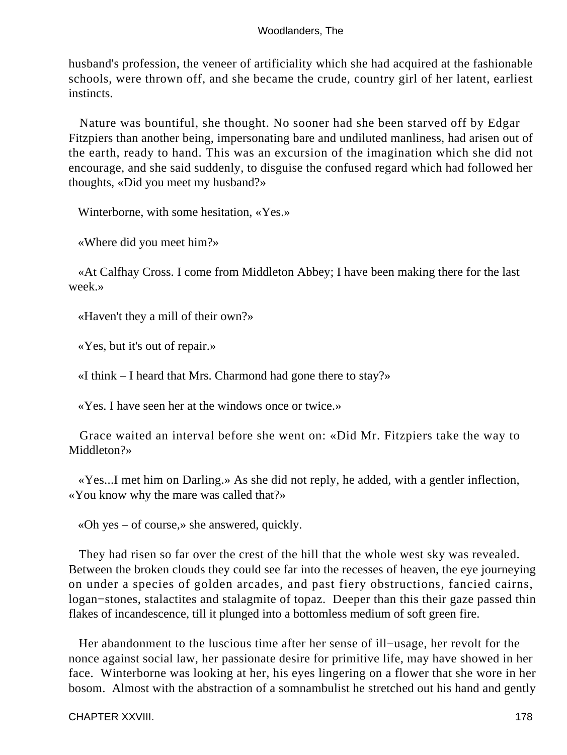husband's profession, the veneer of artificiality which she had acquired at the fashionable schools, were thrown off, and she became the crude, country girl of her latent, earliest instincts.

Nature was bountiful, she thought. No sooner had she been starved off by Edgar Fitzpiers than another being, impersonating bare and undiluted manliness, had arisen out of the earth, ready to hand. This was an excursion of the imagination which she did not encourage, and she said suddenly, to disguise the confused regard which had followed her thoughts, «Did you meet my husband?»

Winterborne, with some hesitation, «Yes.»

«Where did you meet him?»

«At Calfhay Cross. I come from Middleton Abbey; I have been making there for the last week.»

«Haven't they a mill of their own?»

«Yes, but it's out of repair.»

«I think – I heard that Mrs. Charmond had gone there to stay?»

«Yes. I have seen her at the windows once or twice.»

Grace waited an interval before she went on: «Did Mr. Fitzpiers take the way to Middleton?»

«Yes...I met him on Darling.» As she did not reply, he added, with a gentler inflection, «You know why the mare was called that?»

«Oh yes – of course,» she answered, quickly.

They had risen so far over the crest of the hill that the whole west sky was revealed. Between the broken clouds they could see far into the recesses of heaven, the eye journeying on under a species of golden arcades, and past fiery obstructions, fancied cairns, logan−stones, stalactites and stalagmite of topaz. Deeper than this their gaze passed thin flakes of incandescence, till it plunged into a bottomless medium of soft green fire.

Her abandonment to the luscious time after her sense of ill−usage, her revolt for the nonce against social law, her passionate desire for primitive life, may have showed in her face. Winterborne was looking at her, his eyes lingering on a flower that she wore in her bosom. Almost with the abstraction of a somnambulist he stretched out his hand and gently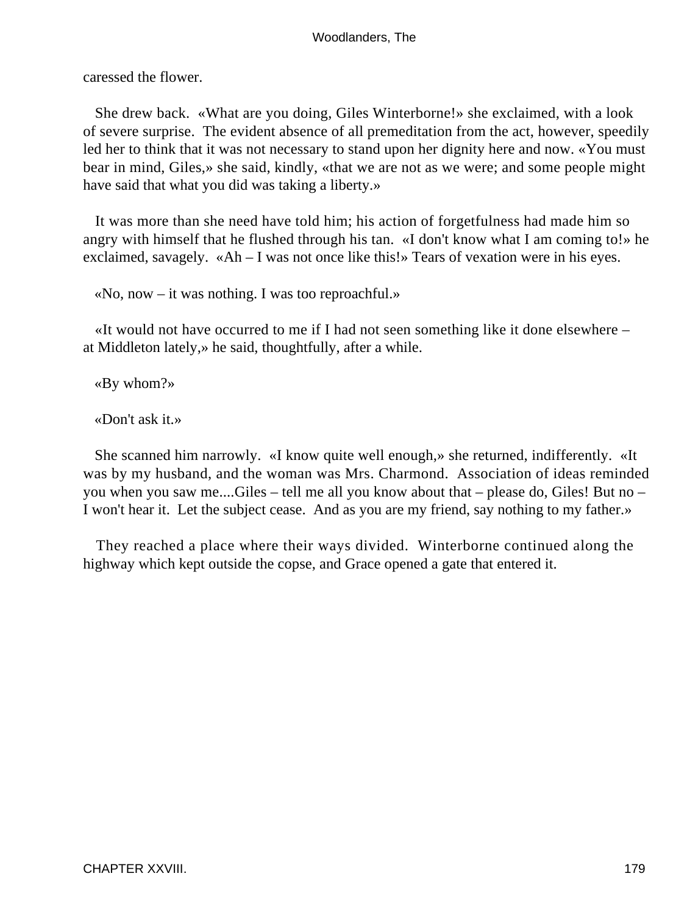caressed the flower.

She drew back. «What are you doing, Giles Winterborne!» she exclaimed, with a look of severe surprise. The evident absence of all premeditation from the act, however, speedily led her to think that it was not necessary to stand upon her dignity here and now. «You must bear in mind, Giles,» she said, kindly, «that we are not as we were; and some people might have said that what you did was taking a liberty.»

It was more than she need have told him; his action of forgetfulness had made him so angry with himself that he flushed through his tan. «I don't know what I am coming to!» he exclaimed, savagely. «Ah – I was not once like this!» Tears of vexation were in his eyes.

«No, now – it was nothing. I was too reproachful.»

«It would not have occurred to me if I had not seen something like it done elsewhere – at Middleton lately,» he said, thoughtfully, after a while.

«By whom?»

«Don't ask it.»

She scanned him narrowly. «I know quite well enough,» she returned, indifferently. «It was by my husband, and the woman was Mrs. Charmond. Association of ideas reminded you when you saw me....Giles – tell me all you know about that – please do, Giles! But no – I won't hear it. Let the subject cease. And as you are my friend, say nothing to my father.»

They reached a place where their ways divided. Winterborne continued along the highway which kept outside the copse, and Grace opened a gate that entered it.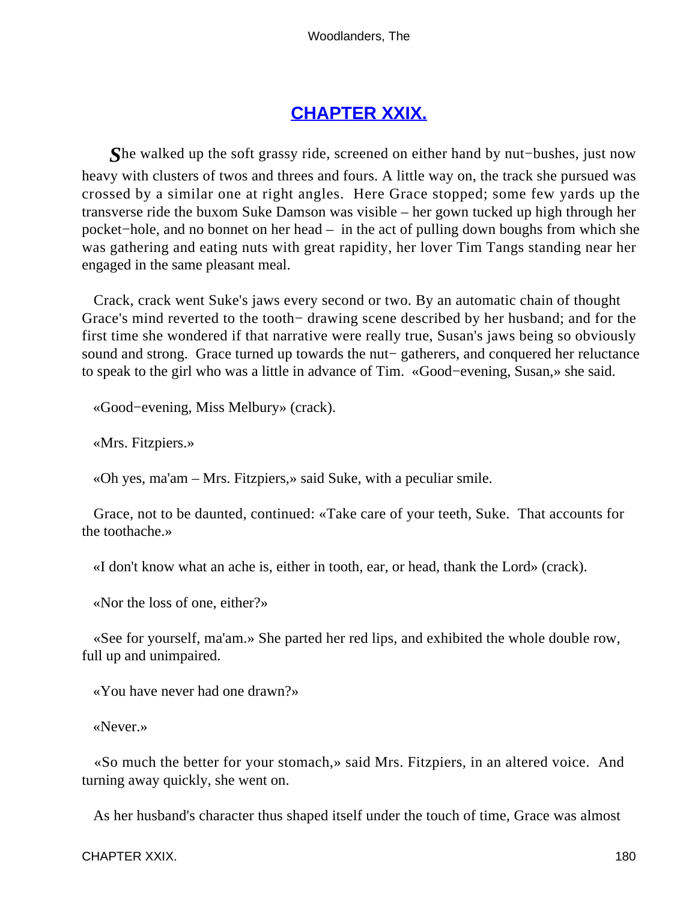## CHAPTER XXIX.

*S*he walked up the soft grassy ride, screened on either hand by nut−bushes, just now heavy with clusters of twos and threes and fours. A little way on, the track she pursued was crossed by a similar one at right angles. Here Grace stopped; some few yards up the transverse ride the buxom Suke Damson was visible – her gown tucked up high through her pocket−hole, and no bonnet on her head – in the act of pulling down boughs from which she was gathering and eating nuts with great rapidity, her lover Tim Tangs standing near her engaged in the same pleasant meal.

Crack, crack went Suke's jaws every second or two. By an automatic chain of thought Grace's mind reverted to the tooth− drawing scene described by her husband; and for the first time she wondered if that narrative were really true, Susan's jaws being so obviously sound and strong. Grace turned up towards the nut− gatherers, and conquered her reluctance to speak to the girl who was a little in advance of Tim. «Good−evening, Susan,» she said.

«Good−evening, Miss Melbury» (crack).

«Mrs. Fitzpiers.»

«Oh yes, ma'am – Mrs. Fitzpiers,» said Suke, with a peculiar smile.

Grace, not to be daunted, continued: «Take care of your teeth, Suke. That accounts for the toothache.»

«I don't know what an ache is, either in tooth, ear, or head, thank the Lord» (crack).

«Nor the loss of one, either?»

«See for yourself, ma'am.» She parted her red lips, and exhibited the whole double row, full up and unimpaired.

«You have never had one drawn?»

«Never.»

«So much the better for your stomach,» said Mrs. Fitzpiers, in an altered voice. And turning away quickly, she went on.

As her husband's character thus shaped itself under the touch of time, Grace was almost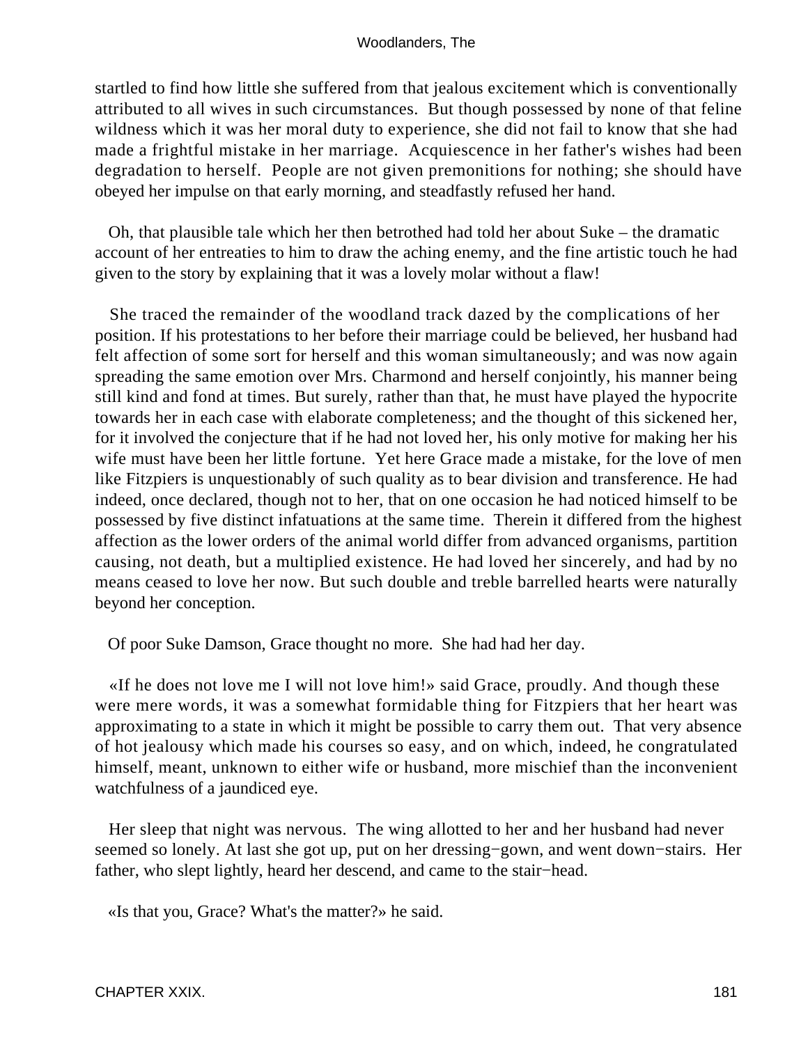startled to find how little she suffered from that jealous excitement which is conventionally attributed to all wives in such circumstances. But though possessed by none of that feline wildness which it was her moral duty to experience, she did not fail to know that she had made a frightful mistake in her marriage. Acquiescence in her father's wishes had been degradation to herself. People are not given premonitions for nothing; she should have obeyed her impulse on that early morning, and steadfastly refused her hand.

Oh, that plausible tale which her then betrothed had told her about Suke – the dramatic account of her entreaties to him to draw the aching enemy, and the fine artistic touch he had given to the story by explaining that it was a lovely molar without a flaw!

She traced the remainder of the woodland track dazed by the complications of her position. If his protestations to her before their marriage could be believed, her husband had felt affection of some sort for herself and this woman simultaneously; and was now again spreading the same emotion over Mrs. Charmond and herself conjointly, his manner being still kind and fond at times. But surely, rather than that, he must have played the hypocrite towards her in each case with elaborate completeness; and the thought of this sickened her, for it involved the conjecture that if he had not loved her, his only motive for making her his wife must have been her little fortune. Yet here Grace made a mistake, for the love of men like Fitzpiers is unquestionably of such quality as to bear division and transference. He had indeed, once declared, though not to her, that on one occasion he had noticed himself to be possessed by five distinct infatuations at the same time. Therein it differed from the highest affection as the lower orders of the animal world differ from advanced organisms, partition causing, not death, but a multiplied existence. He had loved her sincerely, and had by no means ceased to love her now. But such double and treble barrelled hearts were naturally beyond her conception.

Of poor Suke Damson, Grace thought no more. She had had her day.

«If he does not love me I will not love him!» said Grace, proudly. And though these were mere words, it was a somewhat formidable thing for Fitzpiers that her heart was approximating to a state in which it might be possible to carry them out. That very absence of hot jealousy which made his courses so easy, and on which, indeed, he congratulated himself, meant, unknown to either wife or husband, more mischief than the inconvenient watchfulness of a jaundiced eye.

Her sleep that night was nervous. The wing allotted to her and her husband had never seemed so lonely. At last she got up, put on her dressing−gown, and went down−stairs. Her father, who slept lightly, heard her descend, and came to the stair−head.

«Is that you, Grace? What's the matter?» he said.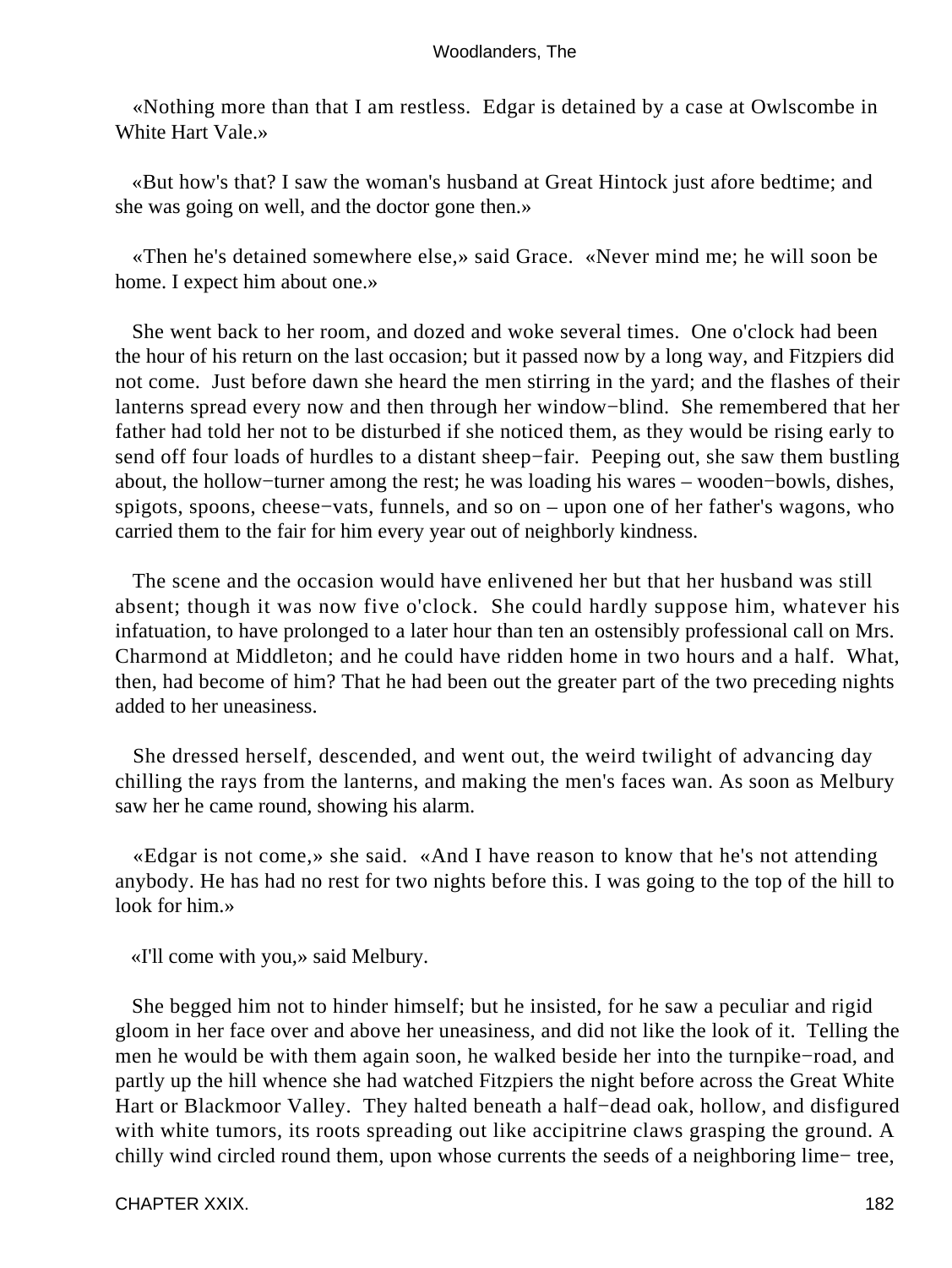«Nothing more than that I am restless.  Edgar is detained by a case at Owlscombe in White Hart Vale.»

«But how's that? I saw the woman's husband at Great Hintock just afore bedtime; and she was going on well, and the doctor gone then.»

«Then he's detained somewhere else,» said Grace.  «Never mind me; he will soon be home. I expect him about one.»

She went back to her room, and dozed and woke several times.  One o'clock had been the hour of his return on the last occasion; but it passed now by a long way, and Fitzpiers did not come.  Just before dawn she heard the men stirring in the yard; and the flashes of their lanterns spread every now and then through her window−blind.  She remembered that her father had told her not to be disturbed if she noticed them, as they would be rising early to send off four loads of hurdles to a distant sheep−fair.  Peeping out, she saw them bustling about, the hollow−turner among the rest; he was loading his wares – wooden−bowls, dishes, spigots, spoons, cheese−vats, funnels, and so on – upon one of her father's wagons, who carried them to the fair for him every year out of neighborly kindness.

The scene and the occasion would have enlivened her but that her husband was still absent; though it was now five o'clock.  She could hardly suppose him, whatever his infatuation, to have prolonged to a later hour than ten an ostensibly professional call on Mrs. Charmond at Middleton; and he could have ridden home in two hours and a half.  What, then, had become of him? That he had been out the greater part of the two preceding nights added to her uneasiness.

She dressed herself, descended, and went out, the weird twilight of advancing day chilling the rays from the lanterns, and making the men's faces wan. As soon as Melbury saw her he came round, showing his alarm.

«Edgar is not come,» she said.  «And I have reason to know that he's not attending anybody. He has had no rest for two nights before this. I was going to the top of the hill to look for him.»

«I'll come with you,» said Melbury.

She begged him not to hinder himself; but he insisted, for he saw a peculiar and rigid gloom in her face over and above her uneasiness, and did not like the look of it.  Telling the men he would be with them again soon, he walked beside her into the turnpike−road, and partly up the hill whence she had watched Fitzpiers the night before across the Great White Hart or Blackmoor Valley.  They halted beneath a half−dead oak, hollow, and disfigured with white tumors, its roots spreading out like accipitrine claws grasping the ground. A chilly wind circled round them, upon whose currents the seeds of a neighboring lime− tree,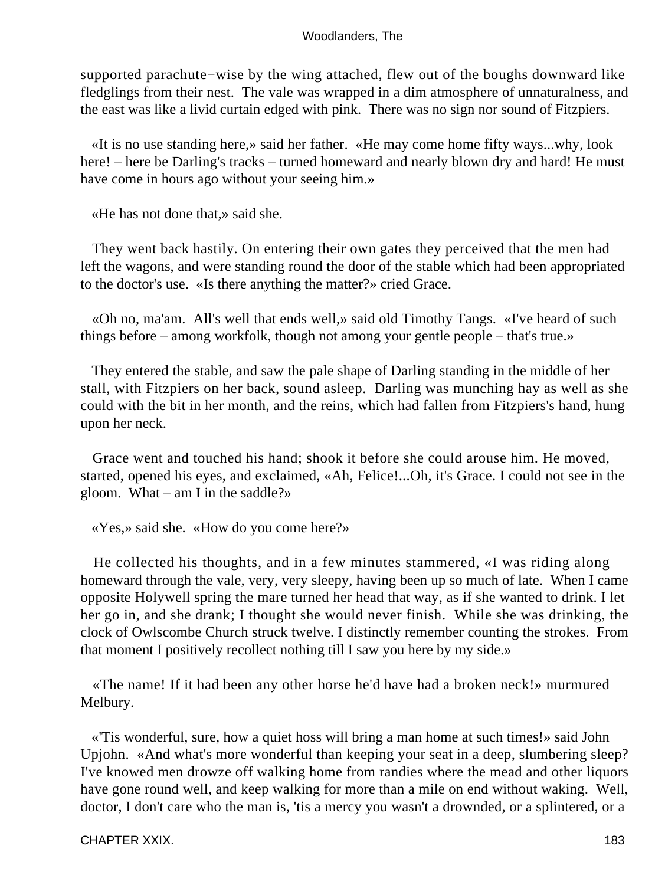supported parachute−wise by the wing attached, flew out of the boughs downward like fledglings from their nest. The vale was wrapped in a dim atmosphere of unnaturalness, and the east was like a livid curtain edged with pink. There was no sign nor sound of Fitzpiers.

«It is no use standing here,» said her father. «He may come home fifty ways...why, look here! – here be Darling's tracks – turned homeward and nearly blown dry and hard! He must have come in hours ago without your seeing him.»

«He has not done that,» said she.

They went back hastily. On entering their own gates they perceived that the men had left the wagons, and were standing round the door of the stable which had been appropriated to the doctor's use. «Is there anything the matter?» cried Grace.

«Oh no, ma'am. All's well that ends well,» said old Timothy Tangs. «I've heard of such things before – among workfolk, though not among your gentle people – that's true.»

They entered the stable, and saw the pale shape of Darling standing in the middle of her stall, with Fitzpiers on her back, sound asleep. Darling was munching hay as well as she could with the bit in her month, and the reins, which had fallen from Fitzpiers's hand, hung upon her neck.

Grace went and touched his hand; shook it before she could arouse him. He moved, started, opened his eyes, and exclaimed, «Ah, Felice!...Oh, it's Grace. I could not see in the gloom. What – am I in the saddle?»

«Yes,» said she. «How do you come here?»

He collected his thoughts, and in a few minutes stammered, «I was riding along homeward through the vale, very, very sleepy, having been up so much of late. When I came opposite Holywell spring the mare turned her head that way, as if she wanted to drink. I let her go in, and she drank; I thought she would never finish. While she was drinking, the clock of Owlscombe Church struck twelve. I distinctly remember counting the strokes. From that moment I positively recollect nothing till I saw you here by my side.»

«The name! If it had been any other horse he'd have had a broken neck!» murmured Melbury.

«'Tis wonderful, sure, how a quiet hoss will bring a man home at such times!» said John Upjohn. «And what's more wonderful than keeping your seat in a deep, slumbering sleep? I've knowed men drowze off walking home from randies where the mead and other liquors have gone round well, and keep walking for more than a mile on end without waking. Well, doctor, I don't care who the man is, 'tis a mercy you wasn't a drownded, or a splintered, or a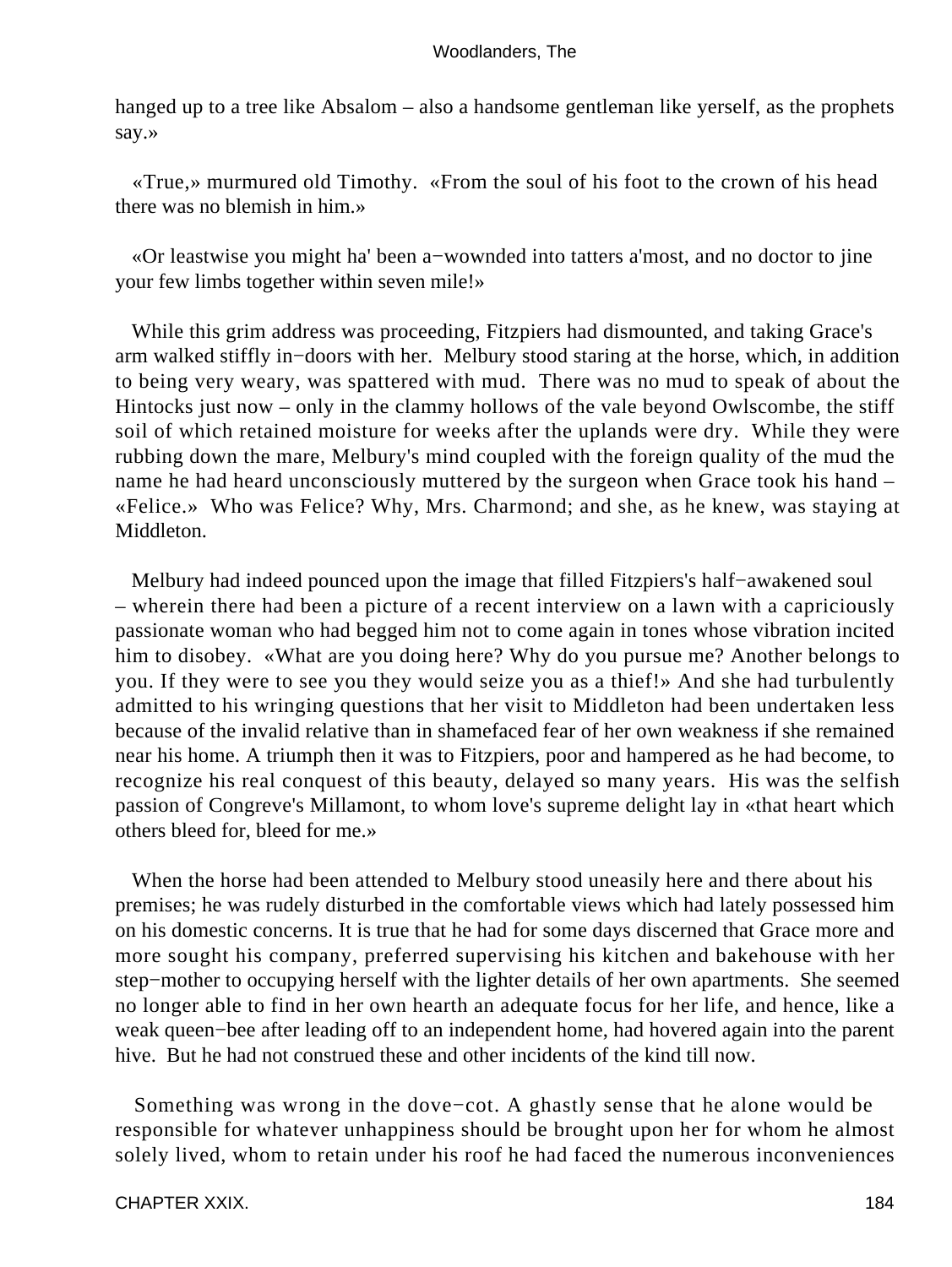hanged up to a tree like Absalom – also a handsome gentleman like yerself, as the prophets say.»

«True,» murmured old Timothy. «From the soul of his foot to the crown of his head there was no blemish in him.»

«Or leastwise you might ha' been a−wownded into tatters a'most, and no doctor to jine your few limbs together within seven mile!»

While this grim address was proceeding, Fitzpiers had dismounted, and taking Grace's arm walked stiffly in−doors with her. Melbury stood staring at the horse, which, in addition to being very weary, was spattered with mud. There was no mud to speak of about the Hintocks just now – only in the clammy hollows of the vale beyond Owlscombe, the stiff soil of which retained moisture for weeks after the uplands were dry. While they were rubbing down the mare, Melbury's mind coupled with the foreign quality of the mud the name he had heard unconsciously muttered by the surgeon when Grace took his hand – «Felice.» Who was Felice? Why, Mrs. Charmond; and she, as he knew, was staying at Middleton.

Melbury had indeed pounced upon the image that filled Fitzpiers's half−awakened soul – wherein there had been a picture of a recent interview on a lawn with a capriciously passionate woman who had begged him not to come again in tones whose vibration incited him to disobey. «What are you doing here? Why do you pursue me? Another belongs to you. If they were to see you they would seize you as a thief!» And she had turbulently admitted to his wringing questions that her visit to Middleton had been undertaken less because of the invalid relative than in shamefaced fear of her own weakness if she remained near his home. A triumph then it was to Fitzpiers, poor and hampered as he had become, to recognize his real conquest of this beauty, delayed so many years. His was the selfish passion of Congreve's Millamont, to whom love's supreme delight lay in «that heart which others bleed for, bleed for me.»

When the horse had been attended to Melbury stood uneasily here and there about his premises; he was rudely disturbed in the comfortable views which had lately possessed him on his domestic concerns. It is true that he had for some days discerned that Grace more and more sought his company, preferred supervising his kitchen and bakehouse with her step−mother to occupying herself with the lighter details of her own apartments. She seemed no longer able to find in her own hearth an adequate focus for her life, and hence, like a weak queen−bee after leading off to an independent home, had hovered again into the parent hive. But he had not construed these and other incidents of the kind till now.

Something was wrong in the dove−cot. A ghastly sense that he alone would be responsible for whatever unhappiness should be brought upon her for whom he almost solely lived, whom to retain under his roof he had faced the numerous inconveniences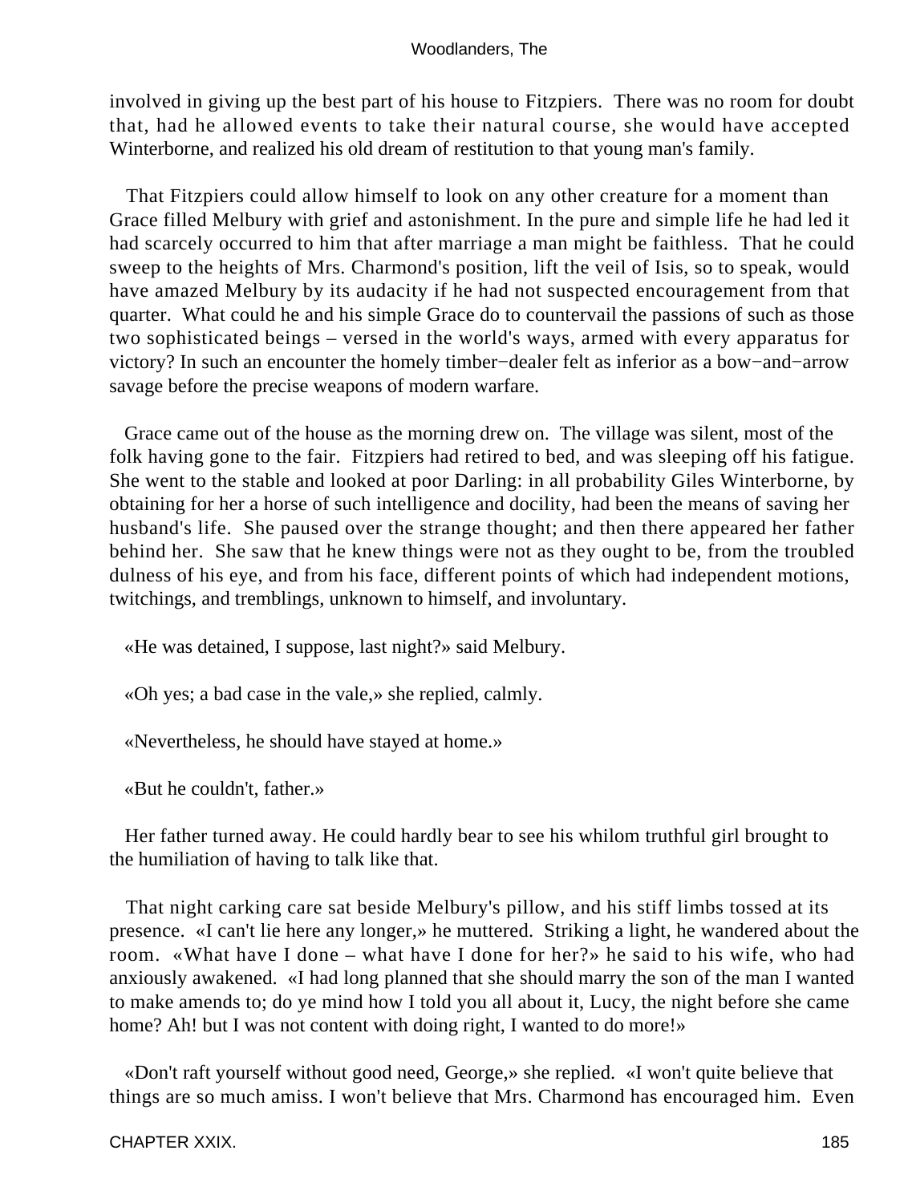involved in giving up the best part of his house to Fitzpiers. There was no room for doubt that, had he allowed events to take their natural course, she would have accepted Winterborne, and realized his old dream of restitution to that young man's family.

That Fitzpiers could allow himself to look on any other creature for a moment than Grace filled Melbury with grief and astonishment. In the pure and simple life he had led it had scarcely occurred to him that after marriage a man might be faithless. That he could sweep to the heights of Mrs. Charmond's position, lift the veil of Isis, so to speak, would have amazed Melbury by its audacity if he had not suspected encouragement from that quarter. What could he and his simple Grace do to countervail the passions of such as those two sophisticated beings – versed in the world's ways, armed with every apparatus for victory? In such an encounter the homely timber−dealer felt as inferior as a bow−and−arrow savage before the precise weapons of modern warfare.

Grace came out of the house as the morning drew on. The village was silent, most of the folk having gone to the fair. Fitzpiers had retired to bed, and was sleeping off his fatigue. She went to the stable and looked at poor Darling: in all probability Giles Winterborne, by obtaining for her a horse of such intelligence and docility, had been the means of saving her husband's life. She paused over the strange thought; and then there appeared her father behind her. She saw that he knew things were not as they ought to be, from the troubled dulness of his eye, and from his face, different points of which had independent motions, twitchings, and tremblings, unknown to himself, and involuntary.

«He was detained, I suppose, last night?» said Melbury.

«Oh yes; a bad case in the vale,» she replied, calmly.

«Nevertheless, he should have stayed at home.»

«But he couldn't, father.»

Her father turned away. He could hardly bear to see his whilom truthful girl brought to the humiliation of having to talk like that.

That night carking care sat beside Melbury's pillow, and his stiff limbs tossed at its presence. «I can't lie here any longer,» he muttered. Striking a light, he wandered about the room. «What have I done – what have I done for her?» he said to his wife, who had anxiously awakened. «I had long planned that she should marry the son of the man I wanted to make amends to; do ye mind how I told you all about it, Lucy, the night before she came home? Ah! but I was not content with doing right, I wanted to do more!»

«Don't raft yourself without good need, George,» she replied. «I won't quite believe that things are so much amiss. I won't believe that Mrs. Charmond has encouraged him. Even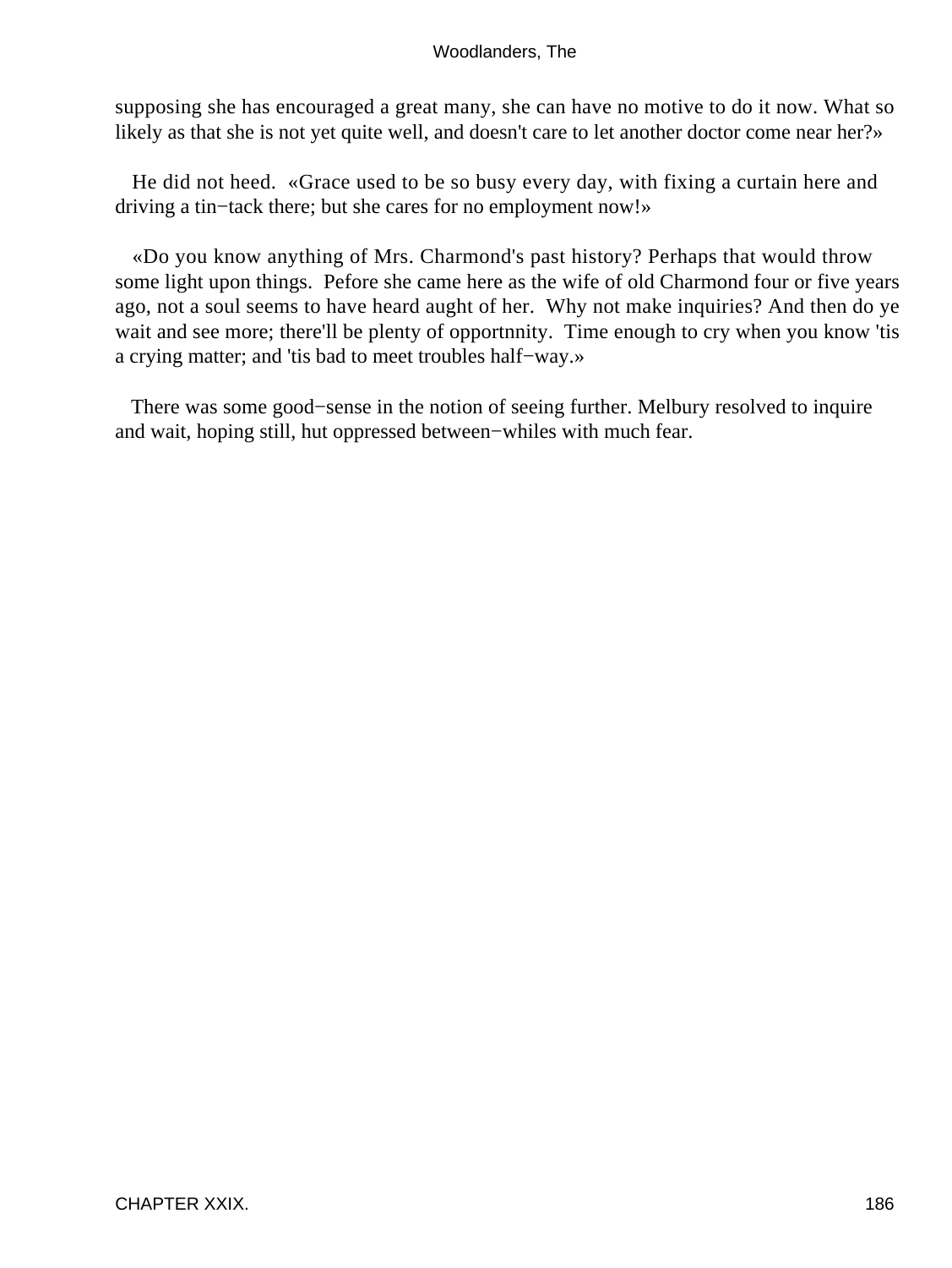supposing she has encouraged a great many, she can have no motive to do it now. What so likely as that she is not yet quite well, and doesn't care to let another doctor come near her?»

He did not heed. «Grace used to be so busy every day, with fixing a curtain here and driving a tin−tack there; but she cares for no employment now!»

«Do you know anything of Mrs. Charmond's past history? Perhaps that would throw some light upon things. Pefore she came here as the wife of old Charmond four or five years ago, not a soul seems to have heard aught of her. Why not make inquiries? And then do ye wait and see more; there'll be plenty of opportnnity. Time enough to cry when you know 'tis a crying matter; and 'tis bad to meet troubles half−way.»

There was some good−sense in the notion of seeing further. Melbury resolved to inquire and wait, hoping still, hut oppressed between−whiles with much fear.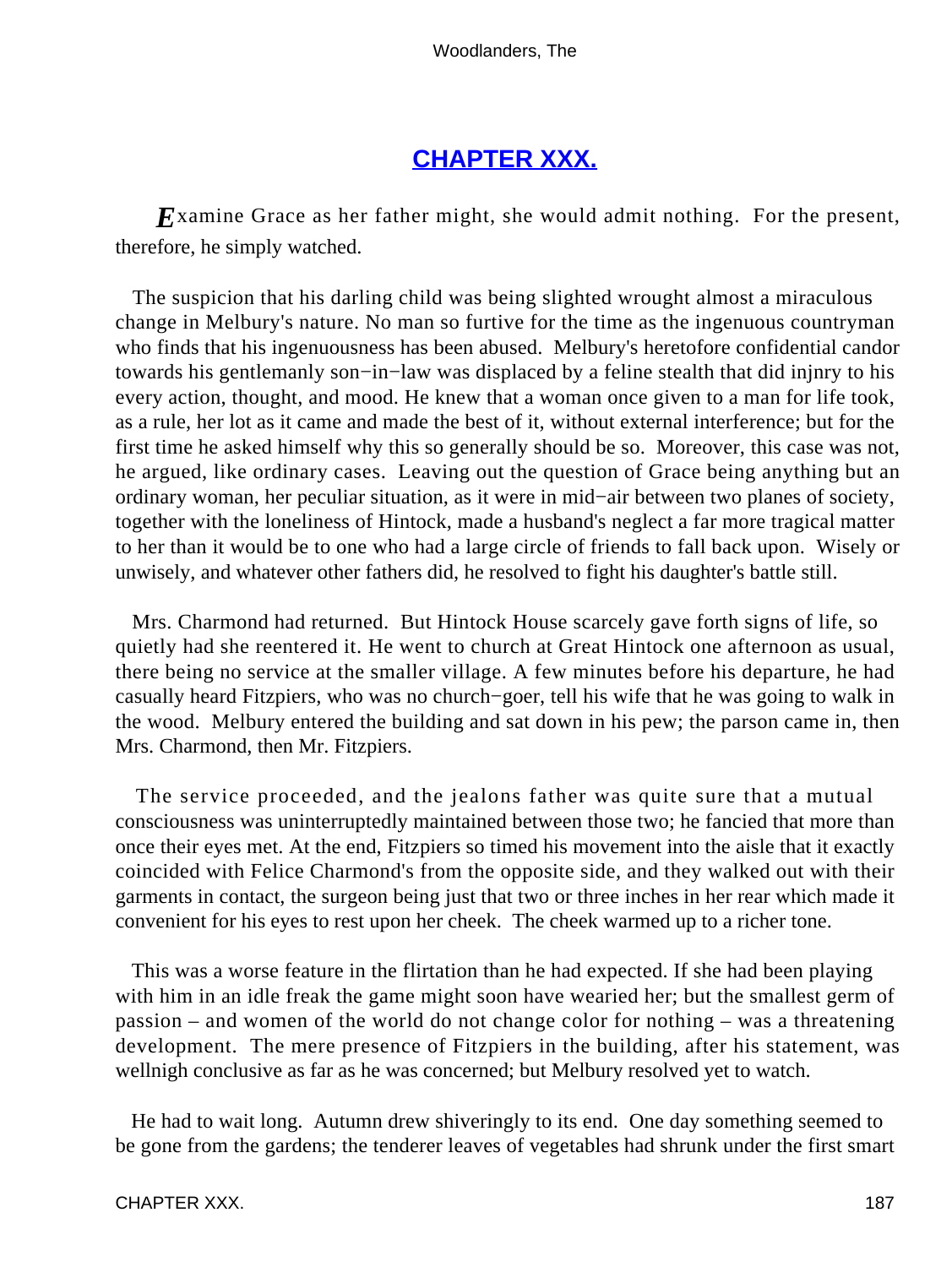## CHAPTER XXX.

*E*xamine Grace as her father might, she would admit nothing. For the present, therefore, he simply watched.

The suspicion that his darling child was being slighted wrought almost a miraculous change in Melbury's nature. No man so furtive for the time as the ingenuous countryman who finds that his ingenuousness has been abused. Melbury's heretofore confidential candor towards his gentlemanly son−in−law was displaced by a feline stealth that did injnry to his every action, thought, and mood. He knew that a woman once given to a man for life took, as a rule, her lot as it came and made the best of it, without external interference; but for the first time he asked himself why this so generally should be so. Moreover, this case was not, he argued, like ordinary cases. Leaving out the question of Grace being anything but an ordinary woman, her peculiar situation, as it were in mid−air between two planes of society, together with the loneliness of Hintock, made a husband's neglect a far more tragical matter to her than it would be to one who had a large circle of friends to fall back upon. Wisely or unwisely, and whatever other fathers did, he resolved to fight his daughter's battle still.

Mrs. Charmond had returned. But Hintock House scarcely gave forth signs of life, so quietly had she reentered it. He went to church at Great Hintock one afternoon as usual, there being no service at the smaller village. A few minutes before his departure, he had casually heard Fitzpiers, who was no church−goer, tell his wife that he was going to walk in the wood. Melbury entered the building and sat down in his pew; the parson came in, then Mrs. Charmond, then Mr. Fitzpiers.

The service proceeded, and the jealons father was quite sure that a mutual consciousness was uninterruptedly maintained between those two; he fancied that more than once their eyes met. At the end, Fitzpiers so timed his movement into the aisle that it exactly coincided with Felice Charmond's from the opposite side, and they walked out with their garments in contact, the surgeon being just that two or three inches in her rear which made it convenient for his eyes to rest upon her cheek. The cheek warmed up to a richer tone.

This was a worse feature in the flirtation than he had expected. If she had been playing with him in an idle freak the game might soon have wearied her; but the smallest germ of passion – and women of the world do not change color for nothing – was a threatening development. The mere presence of Fitzpiers in the building, after his statement, was wellnigh conclusive as far as he was concerned; but Melbury resolved yet to watch.

He had to wait long. Autumn drew shiveringly to its end. One day something seemed to be gone from the gardens; the tenderer leaves of vegetables had shrunk under the first smart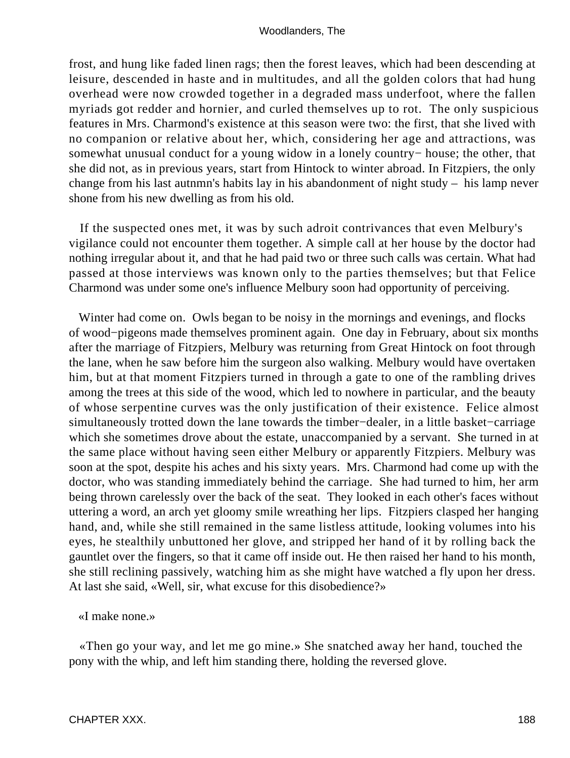frost, and hung like faded linen rags; then the forest leaves, which had been descending at leisure, descended in haste and in multitudes, and all the golden colors that had hung overhead were now crowded together in a degraded mass underfoot, where the fallen myriads got redder and hornier, and curled themselves up to rot. The only suspicious features in Mrs. Charmond's existence at this season were two: the first, that she lived with no companion or relative about her, which, considering her age and attractions, was somewhat unusual conduct for a young widow in a lonely country− house; the other, that she did not, as in previous years, start from Hintock to winter abroad. In Fitzpiers, the only change from his last autnmn's habits lay in his abandonment of night study – his lamp never shone from his new dwelling as from his old.

If the suspected ones met, it was by such adroit contrivances that even Melbury's vigilance could not encounter them together. A simple call at her house by the doctor had nothing irregular about it, and that he had paid two or three such calls was certain. What had passed at those interviews was known only to the parties themselves; but that Felice Charmond was under some one's influence Melbury soon had opportunity of perceiving.

Winter had come on. Owls began to be noisy in the mornings and evenings, and flocks of wood−pigeons made themselves prominent again. One day in February, about six months after the marriage of Fitzpiers, Melbury was returning from Great Hintock on foot through the lane, when he saw before him the surgeon also walking. Melbury would have overtaken him, but at that moment Fitzpiers turned in through a gate to one of the rambling drives among the trees at this side of the wood, which led to nowhere in particular, and the beauty of whose serpentine curves was the only justification of their existence. Felice almost simultaneously trotted down the lane towards the timber−dealer, in a little basket−carriage which she sometimes drove about the estate, unaccompanied by a servant. She turned in at the same place without having seen either Melbury or apparently Fitzpiers. Melbury was soon at the spot, despite his aches and his sixty years. Mrs. Charmond had come up with the doctor, who was standing immediately behind the carriage. She had turned to him, her arm being thrown carelessly over the back of the seat. They looked in each other's faces without uttering a word, an arch yet gloomy smile wreathing her lips. Fitzpiers clasped her hanging hand, and, while she still remained in the same listless attitude, looking volumes into his eyes, he stealthily unbuttoned her glove, and stripped her hand of it by rolling back the gauntlet over the fingers, so that it came off inside out. He then raised her hand to his month, she still reclining passively, watching him as she might have watched a fly upon her dress. At last she said, «Well, sir, what excuse for this disobedience?»

«I make none.»

«Then go your way, and let me go mine.» She snatched away her hand, touched the pony with the whip, and left him standing there, holding the reversed glove.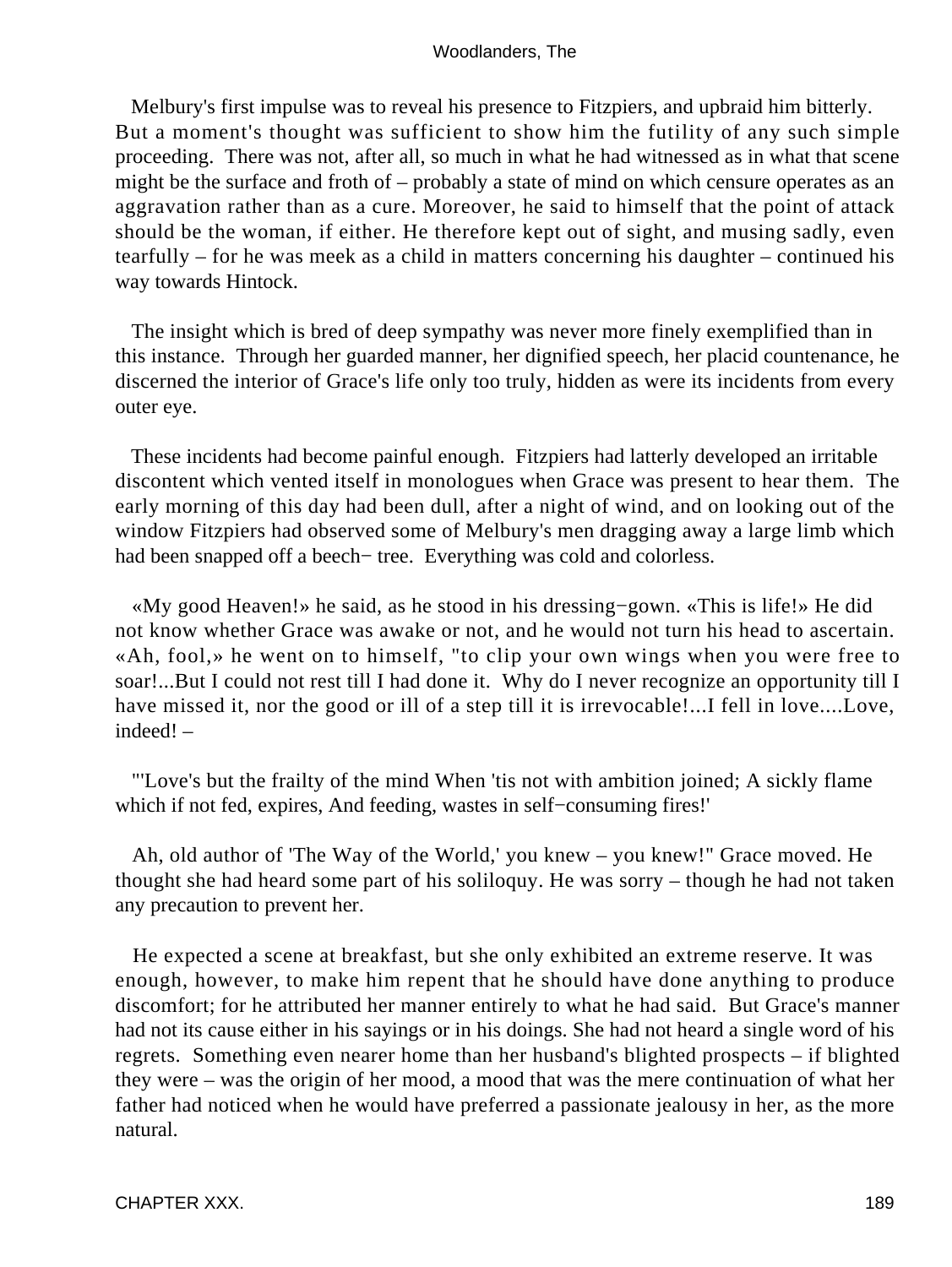Melbury's first impulse was to reveal his presence to Fitzpiers, and upbraid him bitterly. But a moment's thought was sufficient to show him the futility of any such simple proceeding. There was not, after all, so much in what he had witnessed as in what that scene might be the surface and froth of – probably a state of mind on which censure operates as an aggravation rather than as a cure. Moreover, he said to himself that the point of attack should be the woman, if either. He therefore kept out of sight, and musing sadly, even tearfully – for he was meek as a child in matters concerning his daughter – continued his way towards Hintock.

The insight which is bred of deep sympathy was never more finely exemplified than in this instance. Through her guarded manner, her dignified speech, her placid countenance, he discerned the interior of Grace's life only too truly, hidden as were its incidents from every outer eye.

These incidents had become painful enough. Fitzpiers had latterly developed an irritable discontent which vented itself in monologues when Grace was present to hear them. The early morning of this day had been dull, after a night of wind, and on looking out of the window Fitzpiers had observed some of Melbury's men dragging away a large limb which had been snapped off a beech− tree. Everything was cold and colorless.

«My good Heaven!» he said, as he stood in his dressing−gown. «This is life!» He did not know whether Grace was awake or not, and he would not turn his head to ascertain. «Ah, fool,» he went on to himself, "to clip your own wings when you were free to soar!...But I could not rest till I had done it. Why do I never recognize an opportunity till I have missed it, nor the good or ill of a step till it is irrevocable!...I fell in love....Love, indeed! –

"'Love's but the frailty of the mind When 'tis not with ambition joined; A sickly flame which if not fed, expires, And feeding, wastes in self−consuming fires!'

Ah, old author of 'The Way of the World,' you knew – you knew!" Grace moved. He thought she had heard some part of his soliloquy. He was sorry – though he had not taken any precaution to prevent her.

He expected a scene at breakfast, but she only exhibited an extreme reserve. It was enough, however, to make him repent that he should have done anything to produce discomfort; for he attributed her manner entirely to what he had said. But Grace's manner had not its cause either in his sayings or in his doings. She had not heard a single word of his regrets. Something even nearer home than her husband's blighted prospects – if blighted they were – was the origin of her mood, a mood that was the mere continuation of what her father had noticed when he would have preferred a passionate jealousy in her, as the more natural.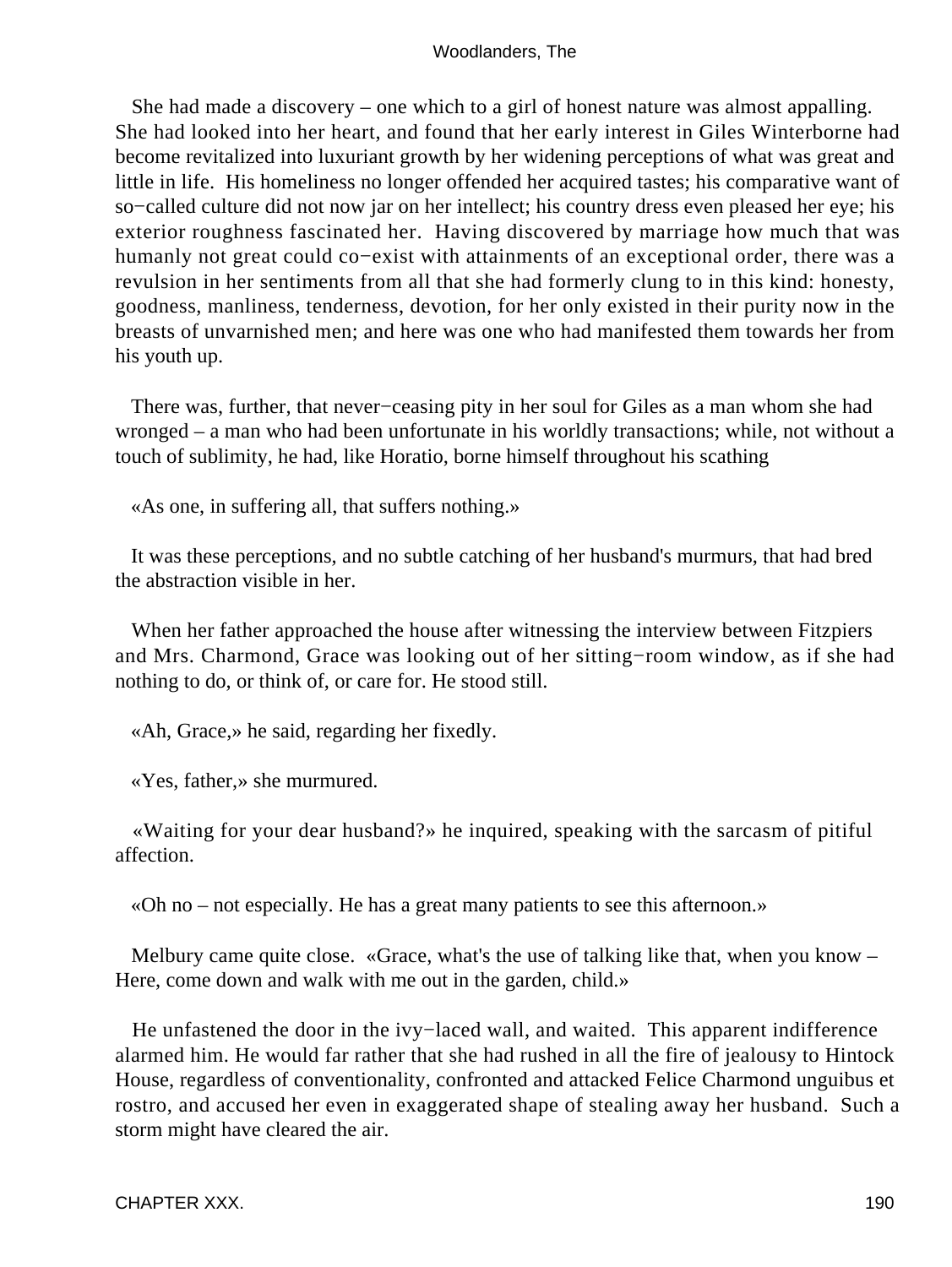She had made a discovery – one which to a girl of honest nature was almost appalling. She had looked into her heart, and found that her early interest in Giles Winterborne had become revitalized into luxuriant growth by her widening perceptions of what was great and little in life. His homeliness no longer offended her acquired tastes; his comparative want of so−called culture did not now jar on her intellect; his country dress even pleased her eye; his exterior roughness fascinated her. Having discovered by marriage how much that was humanly not great could co−exist with attainments of an exceptional order, there was a revulsion in her sentiments from all that she had formerly clung to in this kind: honesty, goodness, manliness, tenderness, devotion, for her only existed in their purity now in the breasts of unvarnished men; and here was one who had manifested them towards her from his youth up.

There was, further, that never−ceasing pity in her soul for Giles as a man whom she had wronged – a man who had been unfortunate in his worldly transactions; while, not without a touch of sublimity, he had, like Horatio, borne himself throughout his scathing

«As one, in suffering all, that suffers nothing.»

It was these perceptions, and no subtle catching of her husband's murmurs, that had bred the abstraction visible in her.

When her father approached the house after witnessing the interview between Fitzpiers and Mrs. Charmond, Grace was looking out of her sitting−room window, as if she had nothing to do, or think of, or care for. He stood still.

«Ah, Grace,» he said, regarding her fixedly.

«Yes, father,» she murmured.

«Waiting for your dear husband?» he inquired, speaking with the sarcasm of pitiful affection.

«Oh no – not especially. He has a great many patients to see this afternoon.»

Melbury came quite close. «Grace, what's the use of talking like that, when you know – Here, come down and walk with me out in the garden, child.»

He unfastened the door in the ivy−laced wall, and waited. This apparent indifference alarmed him. He would far rather that she had rushed in all the fire of jealousy to Hintock House, regardless of conventionality, confronted and attacked Felice Charmond unguibus et rostro, and accused her even in exaggerated shape of stealing away her husband. Such a storm might have cleared the air.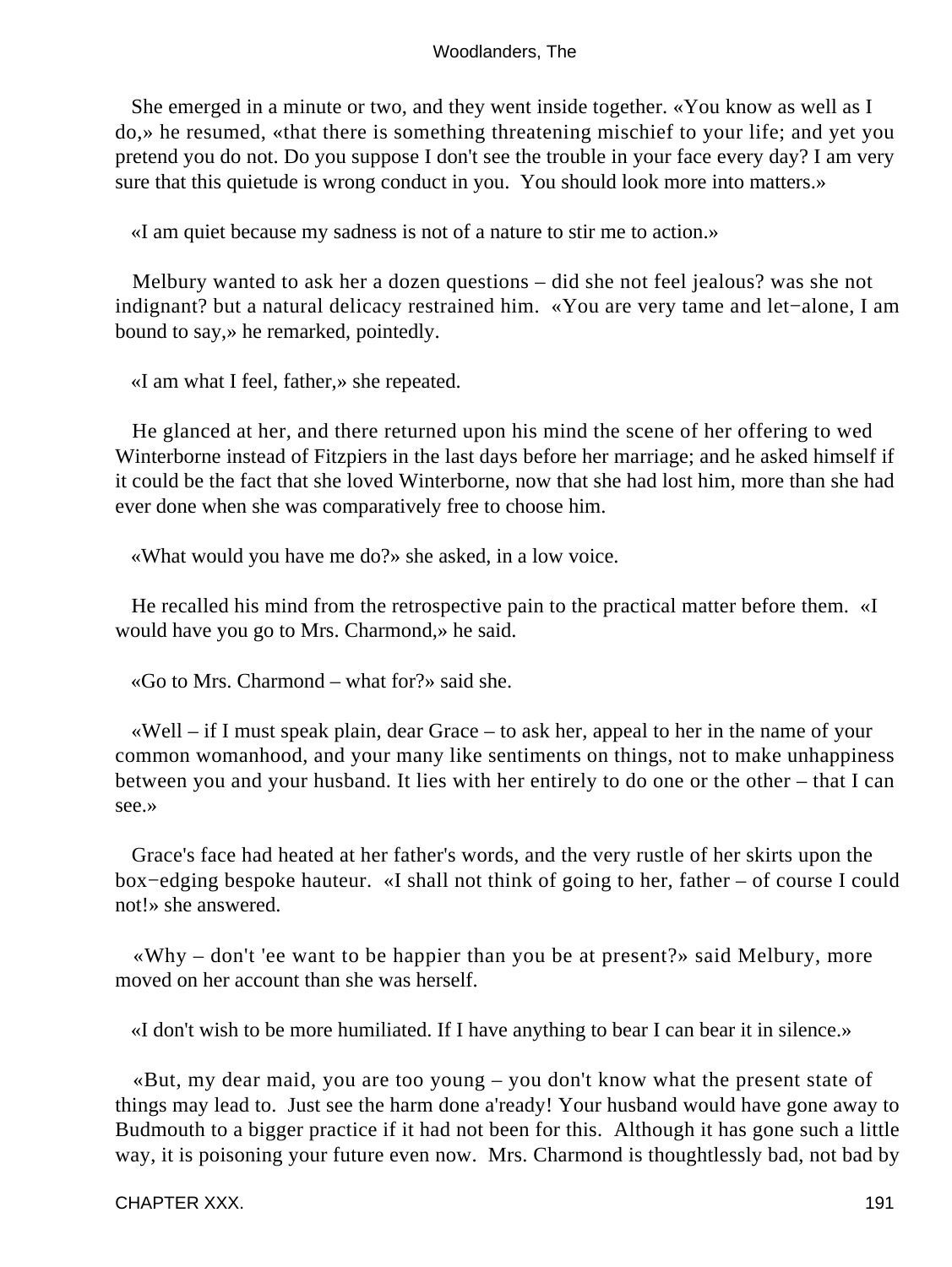She emerged in a minute or two, and they went inside together. «You know as well as I do,» he resumed, «that there is something threatening mischief to your life; and yet you pretend you do not. Do you suppose I don't see the trouble in your face every day? I am very sure that this quietude is wrong conduct in you. You should look more into matters.»

«I am quiet because my sadness is not of a nature to stir me to action.»

Melbury wanted to ask her a dozen questions – did she not feel jealous? was she not indignant? but a natural delicacy restrained him. «You are very tame and let−alone, I am bound to say,» he remarked, pointedly.

«I am what I feel, father,» she repeated.

He glanced at her, and there returned upon his mind the scene of her offering to wed Winterborne instead of Fitzpiers in the last days before her marriage; and he asked himself if it could be the fact that she loved Winterborne, now that she had lost him, more than she had ever done when she was comparatively free to choose him.

«What would you have me do?» she asked, in a low voice.

He recalled his mind from the retrospective pain to the practical matter before them. «I would have you go to Mrs. Charmond,» he said.

«Go to Mrs. Charmond – what for?» said she.

«Well – if I must speak plain, dear Grace – to ask her, appeal to her in the name of your common womanhood, and your many like sentiments on things, not to make unhappiness between you and your husband. It lies with her entirely to do one or the other – that I can see.»

Grace's face had heated at her father's words, and the very rustle of her skirts upon the box−edging bespoke hauteur. «I shall not think of going to her, father – of course I could not!» she answered.

«Why – don't 'ee want to be happier than you be at present?» said Melbury, more moved on her account than she was herself.

«I don't wish to be more humiliated. If I have anything to bear I can bear it in silence.»

«But, my dear maid, you are too young – you don't know what the present state of things may lead to. Just see the harm done a'ready! Your husband would have gone away to Budmouth to a bigger practice if it had not been for this. Although it has gone such a little way, it is poisoning your future even now. Mrs. Charmond is thoughtlessly bad, not bad by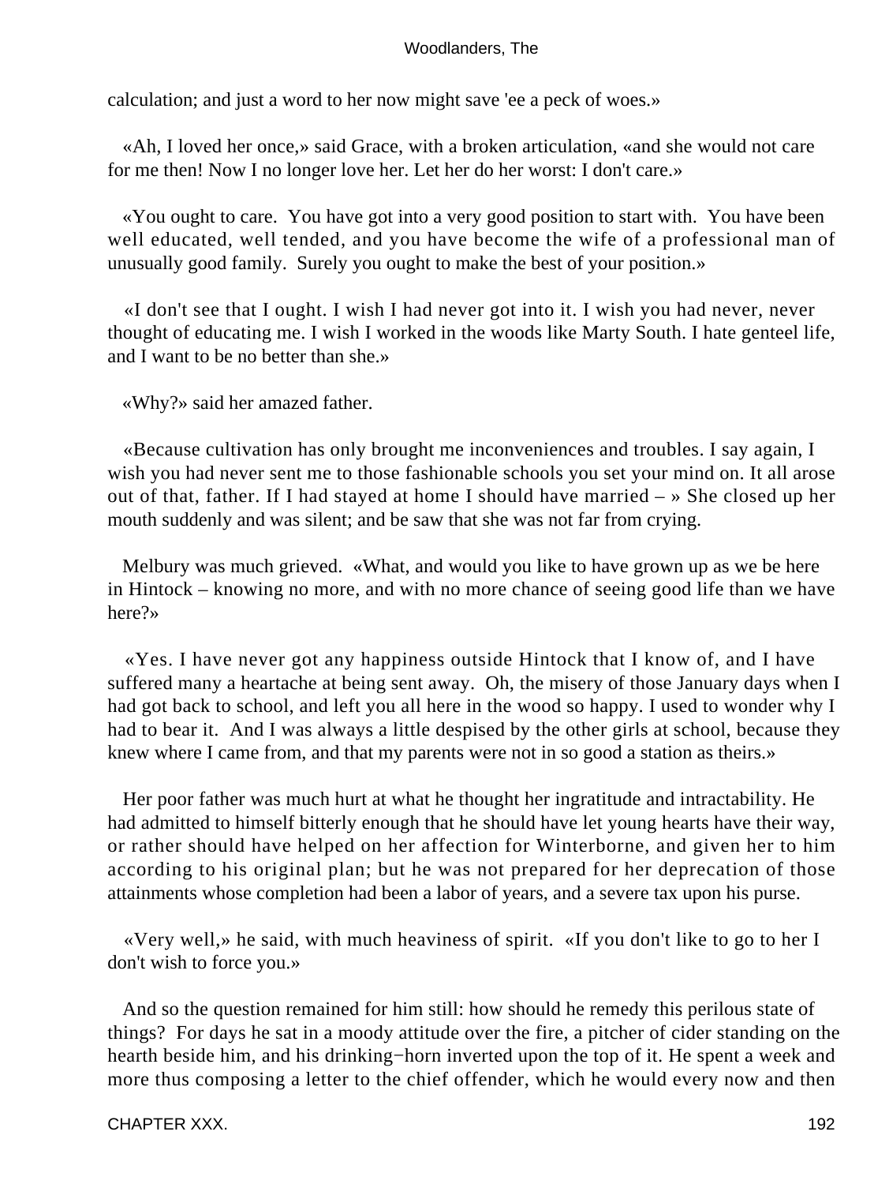calculation; and just a word to her now might save 'ee a peck of woes.»

«Ah, I loved her once,» said Grace, with a broken articulation, «and she would not care for me then! Now I no longer love her. Let her do her worst: I don't care.»

«You ought to care. You have got into a very good position to start with. You have been well educated, well tended, and you have become the wife of a professional man of unusually good family. Surely you ought to make the best of your position.»

«I don't see that I ought. I wish I had never got into it. I wish you had never, never thought of educating me. I wish I worked in the woods like Marty South. I hate genteel life, and I want to be no better than she.»

«Why?» said her amazed father.

«Because cultivation has only brought me inconveniences and troubles. I say again, I wish you had never sent me to those fashionable schools you set your mind on. It all arose out of that, father. If I had stayed at home I should have married – » She closed up her mouth suddenly and was silent; and be saw that she was not far from crying.

Melbury was much grieved. «What, and would you like to have grown up as we be here in Hintock – knowing no more, and with no more chance of seeing good life than we have here?»

«Yes. I have never got any happiness outside Hintock that I know of, and I have suffered many a heartache at being sent away. Oh, the misery of those January days when I had got back to school, and left you all here in the wood so happy. I used to wonder why I had to bear it. And I was always a little despised by the other girls at school, because they knew where I came from, and that my parents were not in so good a station as theirs.»

Her poor father was much hurt at what he thought her ingratitude and intractability. He had admitted to himself bitterly enough that he should have let young hearts have their way, or rather should have helped on her affection for Winterborne, and given her to him according to his original plan; but he was not prepared for her deprecation of those attainments whose completion had been a labor of years, and a severe tax upon his purse.

«Very well,» he said, with much heaviness of spirit. «If you don't like to go to her I don't wish to force you.»

And so the question remained for him still: how should he remedy this perilous state of things? For days he sat in a moody attitude over the fire, a pitcher of cider standing on the hearth beside him, and his drinking−horn inverted upon the top of it. He spent a week and more thus composing a letter to the chief offender, which he would every now and then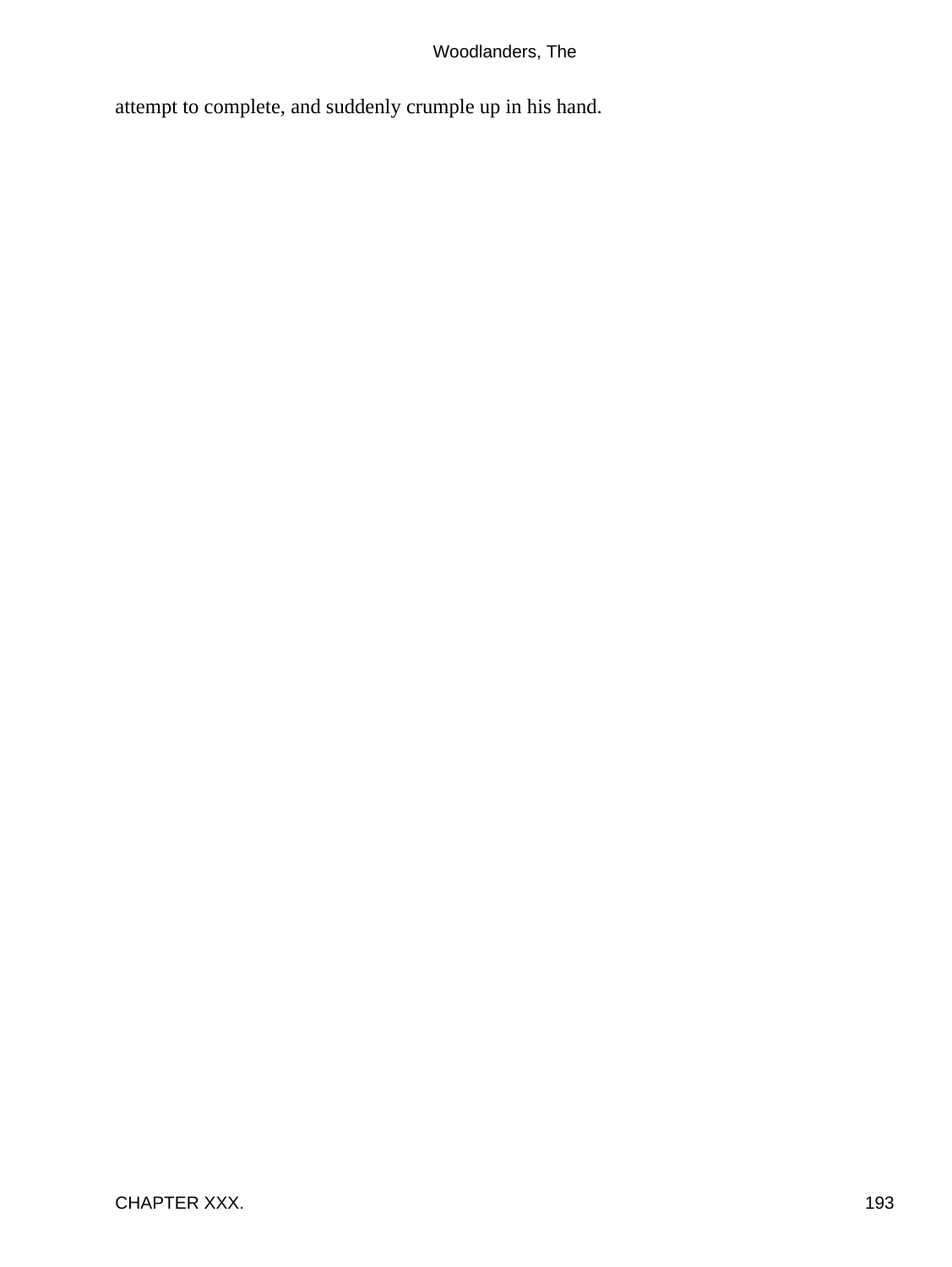attempt to complete, and suddenly crumple up in his hand.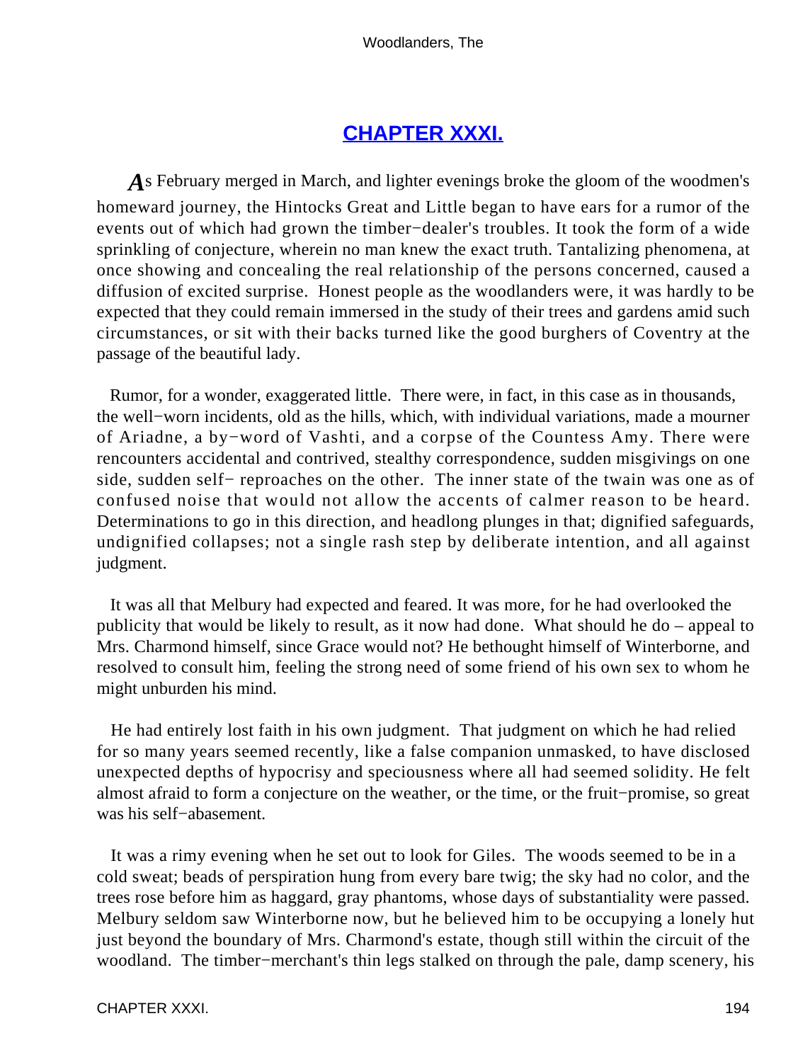## CHAPTER XXXI.

As February merged in March, and lighter evenings broke the gloom of the woodmen's homeward journey, the Hintocks Great and Little began to have ears for a rumor of the events out of which had grown the timber−dealer's troubles. It took the form of a wide sprinkling of conjecture, wherein no man knew the exact truth. Tantalizing phenomena, at once showing and concealing the real relationship of the persons concerned, caused a diffusion of excited surprise. Honest people as the woodlanders were, it was hardly to be expected that they could remain immersed in the study of their trees and gardens amid such circumstances, or sit with their backs turned like the good burghers of Coventry at the passage of the beautiful lady.

Rumor, for a wonder, exaggerated little. There were, in fact, in this case as in thousands, the well−worn incidents, old as the hills, which, with individual variations, made a mourner of Ariadne, a by−word of Vashti, and a corpse of the Countess Amy. There were rencounters accidental and contrived, stealthy correspondence, sudden misgivings on one side, sudden self− reproaches on the other. The inner state of the twain was one as of confused noise that would not allow the accents of calmer reason to be heard. Determinations to go in this direction, and headlong plunges in that; dignified safeguards, undignified collapses; not a single rash step by deliberate intention, and all against judgment.

It was all that Melbury had expected and feared. It was more, for he had overlooked the publicity that would be likely to result, as it now had done. What should he do – appeal to Mrs. Charmond himself, since Grace would not? He bethought himself of Winterborne, and resolved to consult him, feeling the strong need of some friend of his own sex to whom he might unburden his mind.

He had entirely lost faith in his own judgment. That judgment on which he had relied for so many years seemed recently, like a false companion unmasked, to have disclosed unexpected depths of hypocrisy and speciousness where all had seemed solidity. He felt almost afraid to form a conjecture on the weather, or the time, or the fruit−promise, so great was his self−abasement.

It was a rimy evening when he set out to look for Giles. The woods seemed to be in a cold sweat; beads of perspiration hung from every bare twig; the sky had no color, and the trees rose before him as haggard, gray phantoms, whose days of substantiality were passed. Melbury seldom saw Winterborne now, but he believed him to be occupying a lonely hut just beyond the boundary of Mrs. Charmond's estate, though still within the circuit of the woodland. The timber−merchant's thin legs stalked on through the pale, damp scenery, his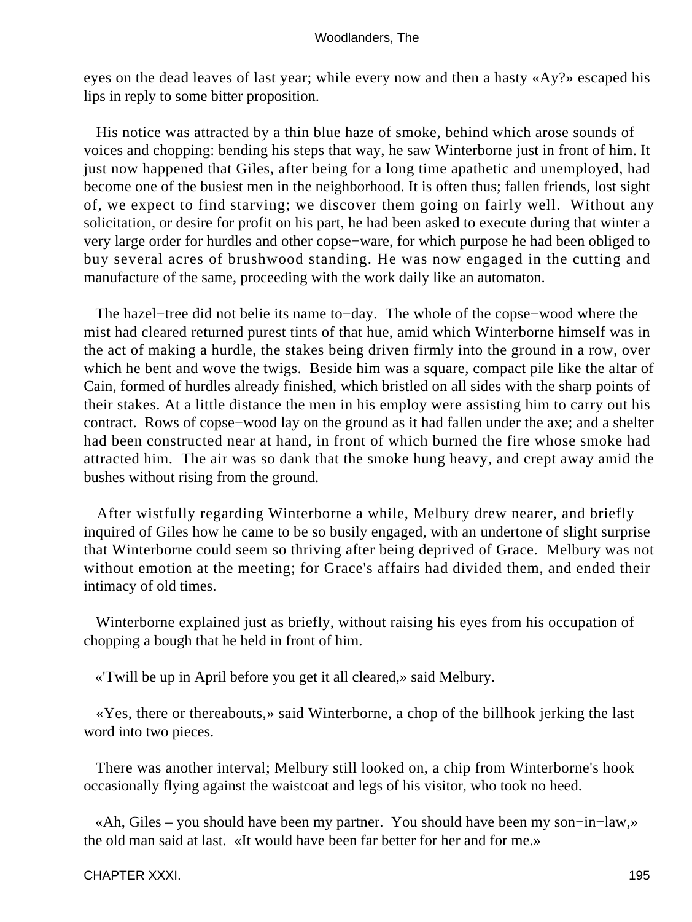eyes on the dead leaves of last year; while every now and then a hasty «Ay?» escaped his lips in reply to some bitter proposition.

His notice was attracted by a thin blue haze of smoke, behind which arose sounds of voices and chopping: bending his steps that way, he saw Winterborne just in front of him. It just now happened that Giles, after being for a long time apathetic and unemployed, had become one of the busiest men in the neighborhood. It is often thus; fallen friends, lost sight of, we expect to find starving; we discover them going on fairly well. Without any solicitation, or desire for profit on his part, he had been asked to execute during that winter a very large order for hurdles and other copse−ware, for which purpose he had been obliged to buy several acres of brushwood standing. He was now engaged in the cutting and manufacture of the same, proceeding with the work daily like an automaton.

The hazel−tree did not belie its name to−day. The whole of the copse−wood where the mist had cleared returned purest tints of that hue, amid which Winterborne himself was in the act of making a hurdle, the stakes being driven firmly into the ground in a row, over which he bent and wove the twigs. Beside him was a square, compact pile like the altar of Cain, formed of hurdles already finished, which bristled on all sides with the sharp points of their stakes. At a little distance the men in his employ were assisting him to carry out his contract. Rows of copse−wood lay on the ground as it had fallen under the axe; and a shelter had been constructed near at hand, in front of which burned the fire whose smoke had attracted him. The air was so dank that the smoke hung heavy, and crept away amid the bushes without rising from the ground.

After wistfully regarding Winterborne a while, Melbury drew nearer, and briefly inquired of Giles how he came to be so busily engaged, with an undertone of slight surprise that Winterborne could seem so thriving after being deprived of Grace. Melbury was not without emotion at the meeting; for Grace's affairs had divided them, and ended their intimacy of old times.

Winterborne explained just as briefly, without raising his eyes from his occupation of chopping a bough that he held in front of him.

«'Twill be up in April before you get it all cleared,» said Melbury.

«Yes, there or thereabouts,» said Winterborne, a chop of the billhook jerking the last word into two pieces.

There was another interval; Melbury still looked on, a chip from Winterborne's hook occasionally flying against the waistcoat and legs of his visitor, who took no heed.

«Ah, Giles – you should have been my partner. You should have been my son−in−law,» the old man said at last. «It would have been far better for her and for me.»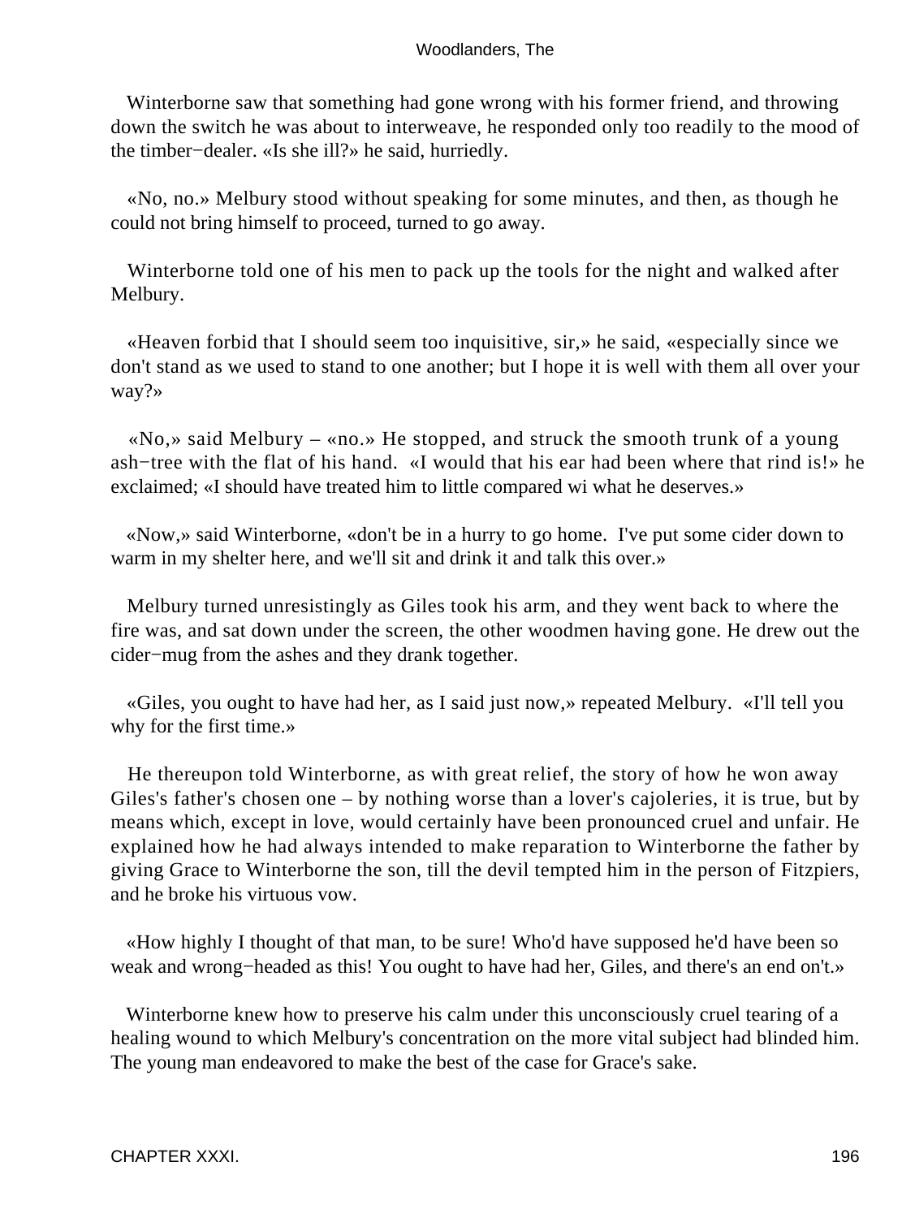Winterborne saw that something had gone wrong with his former friend, and throwing down the switch he was about to interweave, he responded only too readily to the mood of the timber−dealer. «Is she ill?» he said, hurriedly.

«No, no.» Melbury stood without speaking for some minutes, and then, as though he could not bring himself to proceed, turned to go away.

Winterborne told one of his men to pack up the tools for the night and walked after Melbury.

«Heaven forbid that I should seem too inquisitive, sir,» he said, «especially since we don't stand as we used to stand to one another; but I hope it is well with them all over your way?»

«No,» said Melbury – «no.» He stopped, and struck the smooth trunk of a young ash−tree with the flat of his hand. «I would that his ear had been where that rind is!» he exclaimed; «I should have treated him to little compared wi what he deserves.»

«Now,» said Winterborne, «don't be in a hurry to go home. I've put some cider down to warm in my shelter here, and we'll sit and drink it and talk this over.»

Melbury turned unresistingly as Giles took his arm, and they went back to where the fire was, and sat down under the screen, the other woodmen having gone. He drew out the cider−mug from the ashes and they drank together.

«Giles, you ought to have had her, as I said just now,» repeated Melbury. «I'll tell you why for the first time.»

He thereupon told Winterborne, as with great relief, the story of how he won away Giles's father's chosen one – by nothing worse than a lover's cajoleries, it is true, but by means which, except in love, would certainly have been pronounced cruel and unfair. He explained how he had always intended to make reparation to Winterborne the father by giving Grace to Winterborne the son, till the devil tempted him in the person of Fitzpiers, and he broke his virtuous vow.

«How highly I thought of that man, to be sure! Who'd have supposed he'd have been so weak and wrong−headed as this! You ought to have had her, Giles, and there's an end on't.»

Winterborne knew how to preserve his calm under this unconsciously cruel tearing of a healing wound to which Melbury's concentration on the more vital subject had blinded him. The young man endeavored to make the best of the case for Grace's sake.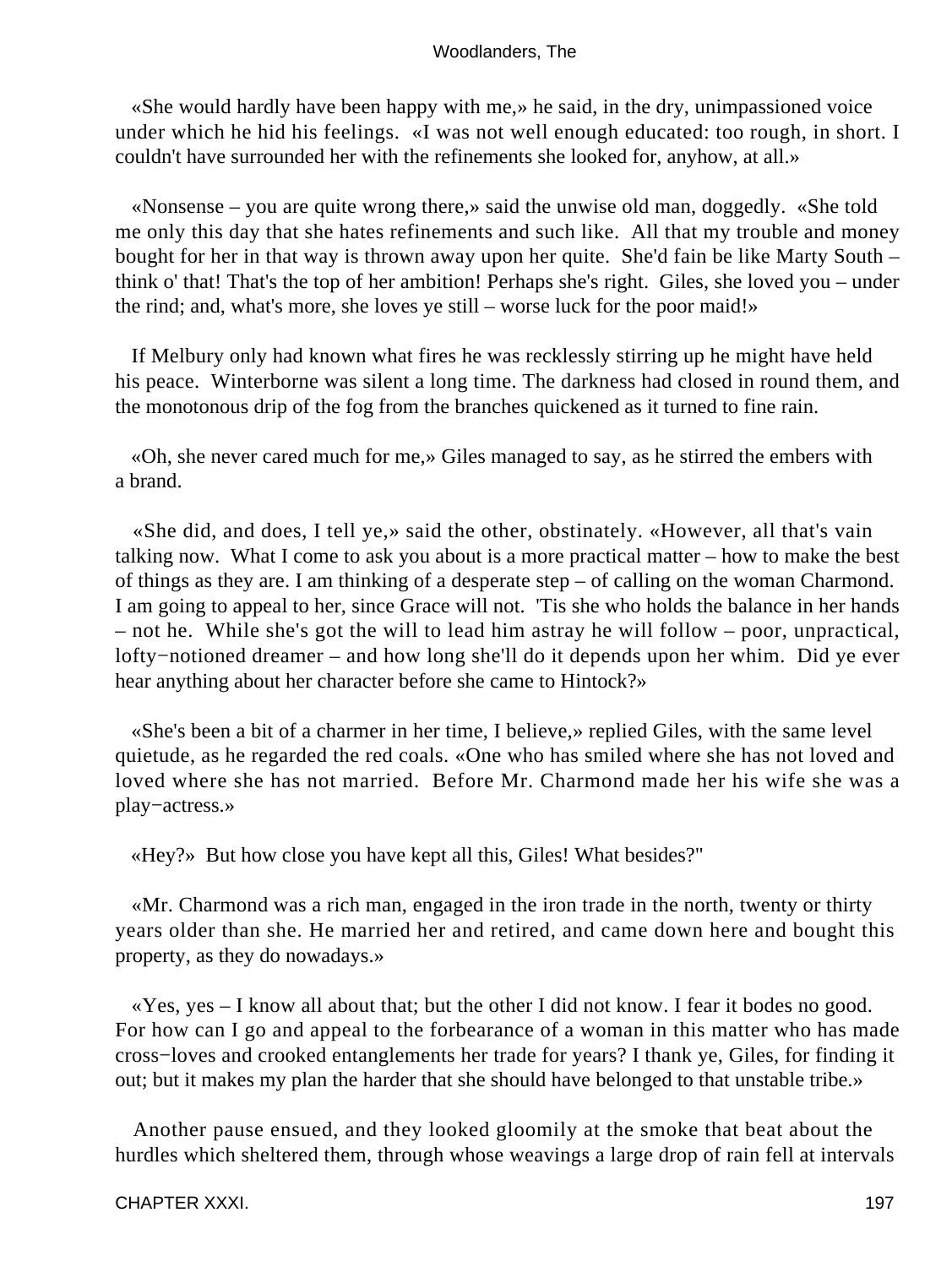«She would hardly have been happy with me,» he said, in the dry, unimpassioned voice under which he hid his feelings. «I was not well enough educated: too rough, in short. I couldn't have surrounded her with the refinements she looked for, anyhow, at all.»

«Nonsense – you are quite wrong there,» said the unwise old man, doggedly. «She told me only this day that she hates refinements and such like. All that my trouble and money bought for her in that way is thrown away upon her quite. She'd fain be like Marty South – think o' that! That's the top of her ambition! Perhaps she's right. Giles, she loved you – under the rind; and, what's more, she loves ye still – worse luck for the poor maid!»

If Melbury only had known what fires he was recklessly stirring up he might have held his peace. Winterborne was silent a long time. The darkness had closed in round them, and the monotonous drip of the fog from the branches quickened as it turned to fine rain.

«Oh, she never cared much for me,» Giles managed to say, as he stirred the embers with a brand.

«She did, and does, I tell ye,» said the other, obstinately. «However, all that's vain talking now. What I come to ask you about is a more practical matter – how to make the best of things as they are. I am thinking of a desperate step – of calling on the woman Charmond. I am going to appeal to her, since Grace will not. 'Tis she who holds the balance in her hands – not he. While she's got the will to lead him astray he will follow – poor, unpractical, lofty−notioned dreamer – and how long she'll do it depends upon her whim. Did ye ever hear anything about her character before she came to Hintock?»

«She's been a bit of a charmer in her time, I believe,» replied Giles, with the same level quietude, as he regarded the red coals. «One who has smiled where she has not loved and loved where she has not married. Before Mr. Charmond made her his wife she was a play−actress.»

«Hey?» But how close you have kept all this, Giles! What besides?"

«Mr. Charmond was a rich man, engaged in the iron trade in the north, twenty or thirty years older than she. He married her and retired, and came down here and bought this property, as they do nowadays.»

«Yes, yes – I know all about that; but the other I did not know. I fear it bodes no good. For how can I go and appeal to the forbearance of a woman in this matter who has made cross−loves and crooked entanglements her trade for years? I thank ye, Giles, for finding it out; but it makes my plan the harder that she should have belonged to that unstable tribe.»

Another pause ensued, and they looked gloomily at the smoke that beat about the hurdles which sheltered them, through whose weavings a large drop of rain fell at intervals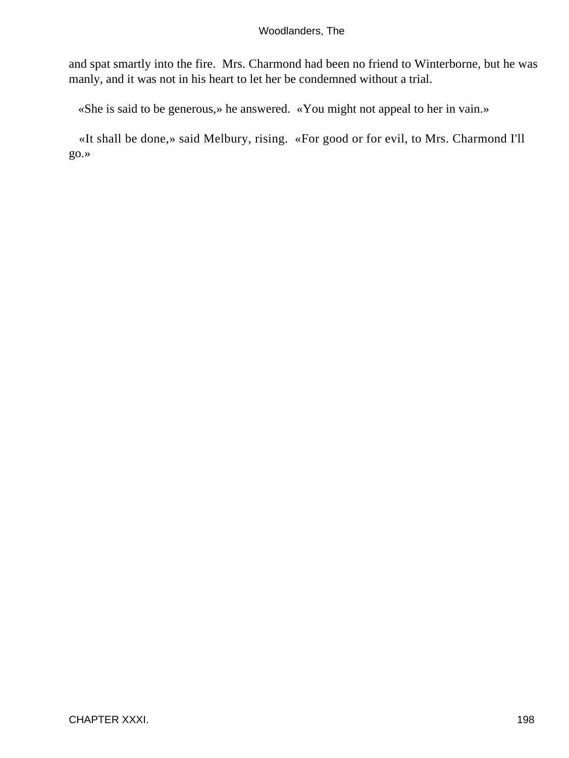and spat smartly into the fire. Mrs. Charmond had been no friend to Winterborne, but he was manly, and it was not in his heart to let her be condemned without a trial.

«She is said to be generous,» he answered. «You might not appeal to her in vain.»

«It shall be done,» said Melbury, rising. «For good or for evil, to Mrs. Charmond I'll go.»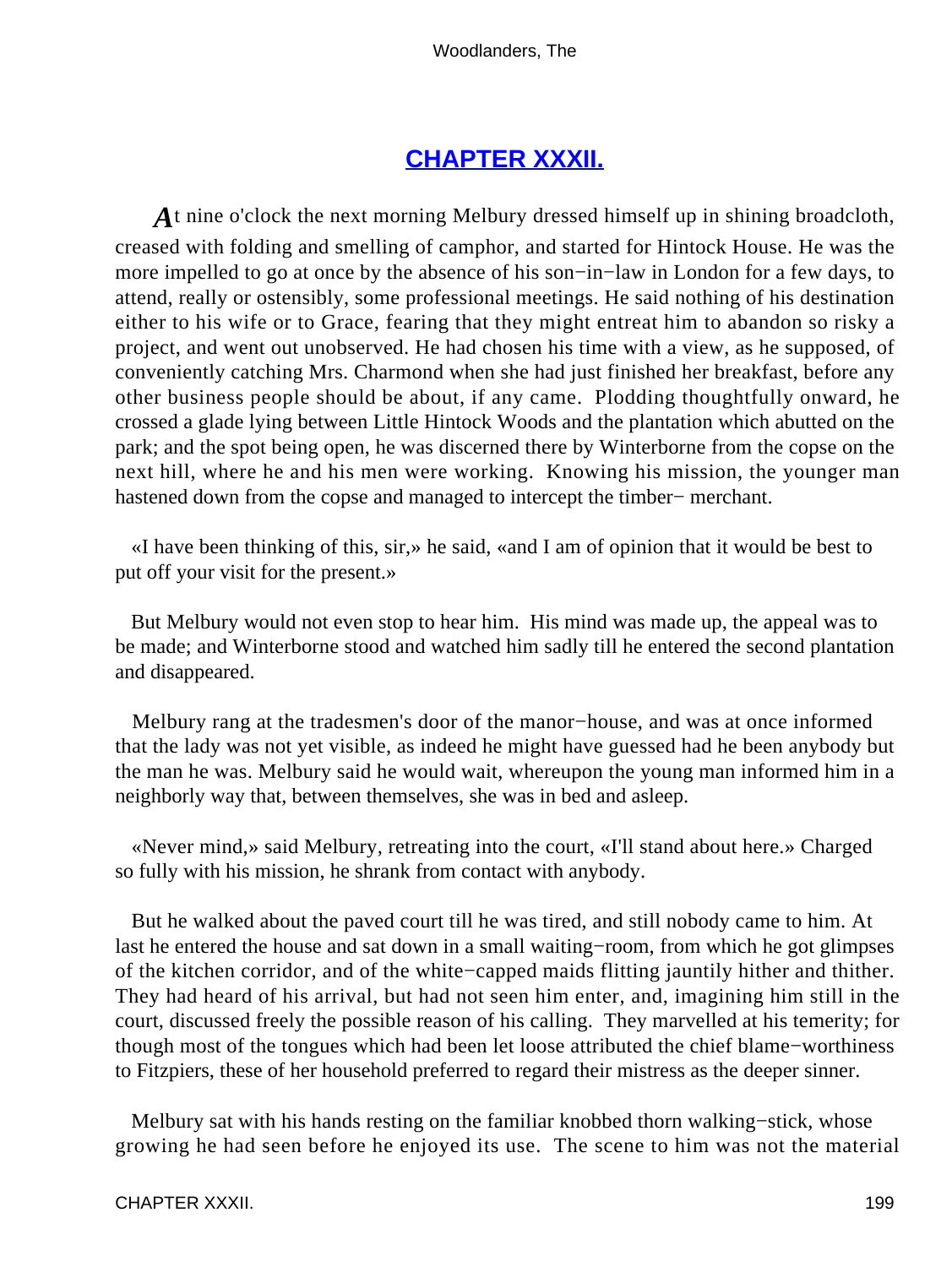## CHAPTER XXXII.

At nine o'clock the next morning Melbury dressed himself up in shining broadcloth, creased with folding and smelling of camphor, and started for Hintock House. He was the more impelled to go at once by the absence of his son−in−law in London for a few days, to attend, really or ostensibly, some professional meetings. He said nothing of his destination either to his wife or to Grace, fearing that they might entreat him to abandon so risky a project, and went out unobserved. He had chosen his time with a view, as he supposed, of conveniently catching Mrs. Charmond when she had just finished her breakfast, before any other business people should be about, if any came. Plodding thoughtfully onward, he crossed a glade lying between Little Hintock Woods and the plantation which abutted on the park; and the spot being open, he was discerned there by Winterborne from the copse on the next hill, where he and his men were working. Knowing his mission, the younger man hastened down from the copse and managed to intercept the timber− merchant.

«I have been thinking of this, sir,» he said, «and I am of opinion that it would be best to put off your visit for the present.»

But Melbury would not even stop to hear him. His mind was made up, the appeal was to be made; and Winterborne stood and watched him sadly till he entered the second plantation and disappeared.

Melbury rang at the tradesmen's door of the manor−house, and was at once informed that the lady was not yet visible, as indeed he might have guessed had he been anybody but the man he was. Melbury said he would wait, whereupon the young man informed him in a neighborly way that, between themselves, she was in bed and asleep.

«Never mind,» said Melbury, retreating into the court, «I'll stand about here.» Charged so fully with his mission, he shrank from contact with anybody.

But he walked about the paved court till he was tired, and still nobody came to him. At last he entered the house and sat down in a small waiting−room, from which he got glimpses of the kitchen corridor, and of the white−capped maids flitting jauntily hither and thither. They had heard of his arrival, but had not seen him enter, and, imagining him still in the court, discussed freely the possible reason of his calling. They marvelled at his temerity; for though most of the tongues which had been let loose attributed the chief blame−worthiness to Fitzpiers, these of her household preferred to regard their mistress as the deeper sinner.

Melbury sat with his hands resting on the familiar knobbed thorn walking−stick, whose growing he had seen before he enjoyed its use. The scene to him was not the material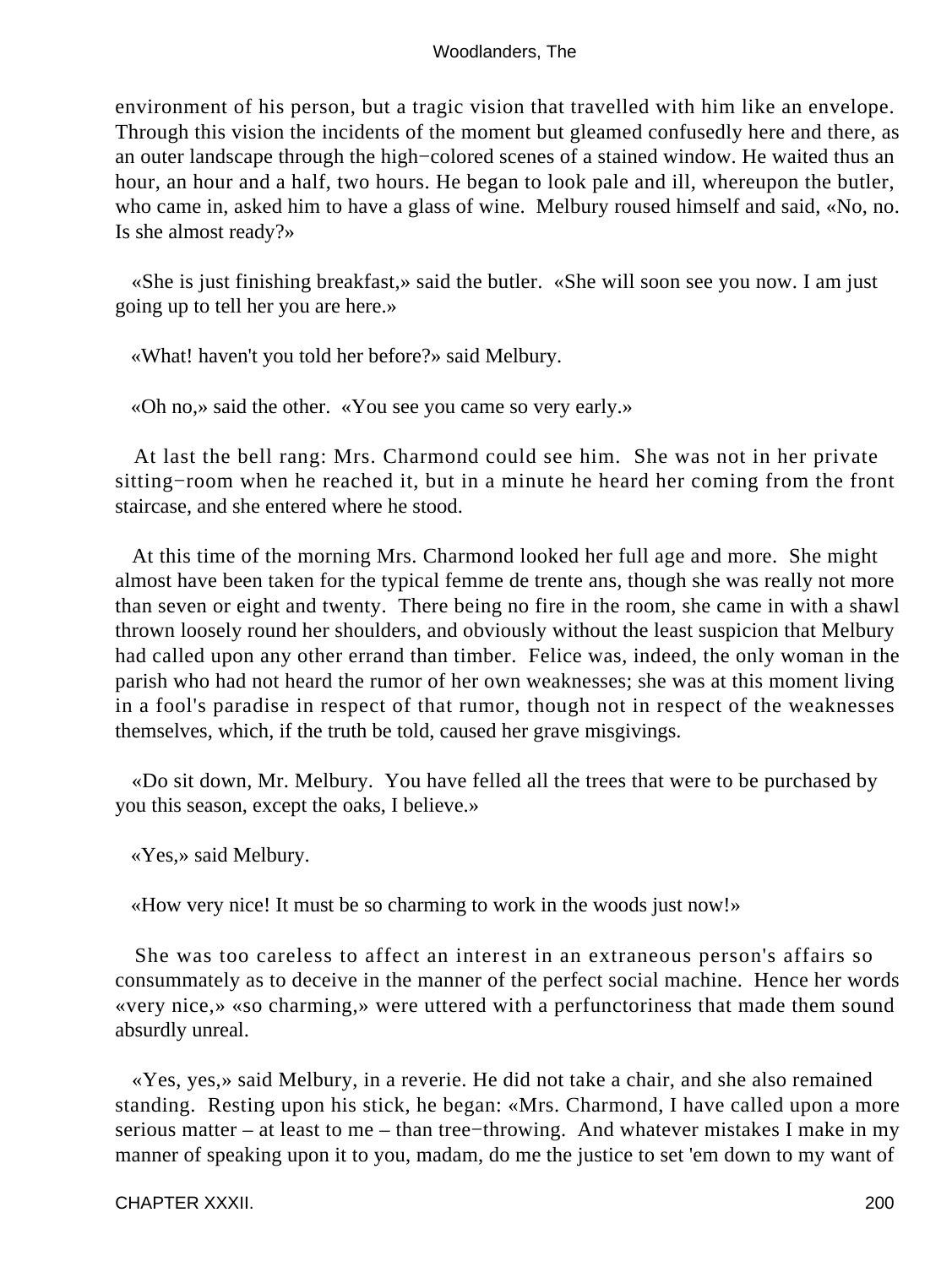environment of his person, but a tragic vision that travelled with him like an envelope. Through this vision the incidents of the moment but gleamed confusedly here and there, as an outer landscape through the high−colored scenes of a stained window. He waited thus an hour, an hour and a half, two hours. He began to look pale and ill, whereupon the butler, who came in, asked him to have a glass of wine. Melbury roused himself and said, «No, no. Is she almost ready?»

«She is just finishing breakfast,» said the butler. «She will soon see you now. I am just going up to tell her you are here.»

«What! haven't you told her before?» said Melbury.

«Oh no,» said the other. «You see you came so very early.»

At last the bell rang: Mrs. Charmond could see him. She was not in her private sitting−room when he reached it, but in a minute he heard her coming from the front staircase, and she entered where he stood.

At this time of the morning Mrs. Charmond looked her full age and more. She might almost have been taken for the typical femme de trente ans, though she was really not more than seven or eight and twenty. There being no fire in the room, she came in with a shawl thrown loosely round her shoulders, and obviously without the least suspicion that Melbury had called upon any other errand than timber. Felice was, indeed, the only woman in the parish who had not heard the rumor of her own weaknesses; she was at this moment living in a fool's paradise in respect of that rumor, though not in respect of the weaknesses themselves, which, if the truth be told, caused her grave misgivings.

«Do sit down, Mr. Melbury. You have felled all the trees that were to be purchased by you this season, except the oaks, I believe.»

«Yes,» said Melbury.

«How very nice! It must be so charming to work in the woods just now!»

She was too careless to affect an interest in an extraneous person's affairs so consummately as to deceive in the manner of the perfect social machine. Hence her words «very nice,» «so charming,» were uttered with a perfunctoriness that made them sound absurdly unreal.

«Yes, yes,» said Melbury, in a reverie. He did not take a chair, and she also remained standing. Resting upon his stick, he began: «Mrs. Charmond, I have called upon a more serious matter – at least to me – than tree−throwing. And whatever mistakes I make in my manner of speaking upon it to you, madam, do me the justice to set 'em down to my want of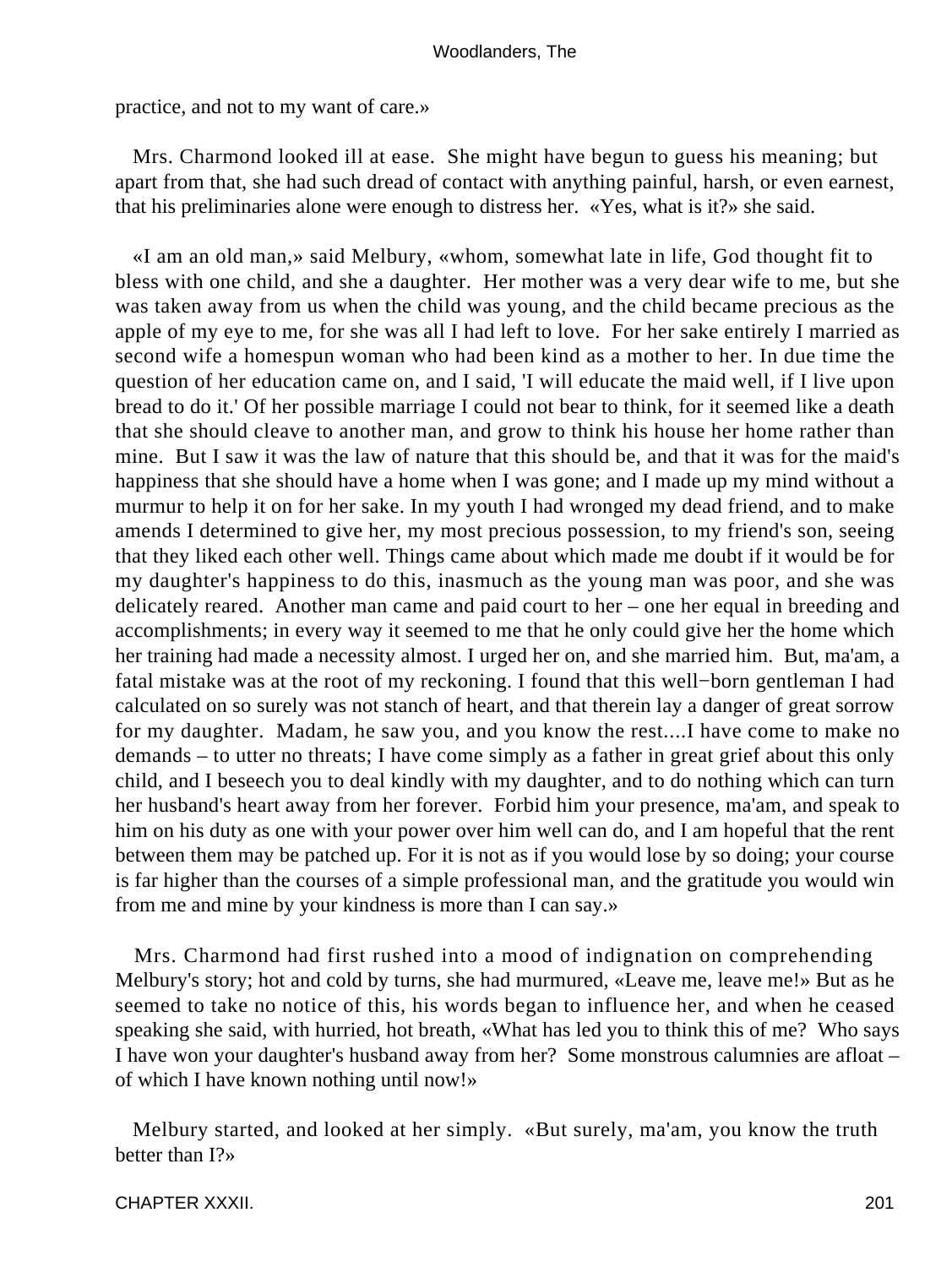practice, and not to my want of care.»

Mrs. Charmond looked ill at ease. She might have begun to guess his meaning; but apart from that, she had such dread of contact with anything painful, harsh, or even earnest, that his preliminaries alone were enough to distress her. «Yes, what is it?» she said.

«I am an old man,» said Melbury, «whom, somewhat late in life, God thought fit to bless with one child, and she a daughter. Her mother was a very dear wife to me, but she was taken away from us when the child was young, and the child became precious as the apple of my eye to me, for she was all I had left to love. For her sake entirely I married as second wife a homespun woman who had been kind as a mother to her. In due time the question of her education came on, and I said, 'I will educate the maid well, if I live upon bread to do it.' Of her possible marriage I could not bear to think, for it seemed like a death that she should cleave to another man, and grow to think his house her home rather than mine. But I saw it was the law of nature that this should be, and that it was for the maid's happiness that she should have a home when I was gone; and I made up my mind without a murmur to help it on for her sake. In my youth I had wronged my dead friend, and to make amends I determined to give her, my most precious possession, to my friend's son, seeing that they liked each other well. Things came about which made me doubt if it would be for my daughter's happiness to do this, inasmuch as the young man was poor, and she was delicately reared. Another man came and paid court to her – one her equal in breeding and accomplishments; in every way it seemed to me that he only could give her the home which her training had made a necessity almost. I urged her on, and she married him. But, ma'am, a fatal mistake was at the root of my reckoning. I found that this well−born gentleman I had calculated on so surely was not stanch of heart, and that therein lay a danger of great sorrow for my daughter. Madam, he saw you, and you know the rest....I have come to make no demands – to utter no threats; I have come simply as a father in great grief about this only child, and I beseech you to deal kindly with my daughter, and to do nothing which can turn her husband's heart away from her forever. Forbid him your presence, ma'am, and speak to him on his duty as one with your power over him well can do, and I am hopeful that the rent between them may be patched up. For it is not as if you would lose by so doing; your course is far higher than the courses of a simple professional man, and the gratitude you would win from me and mine by your kindness is more than I can say.»

Mrs. Charmond had first rushed into a mood of indignation on comprehending Melbury's story; hot and cold by turns, she had murmured, «Leave me, leave me!» But as he seemed to take no notice of this, his words began to influence her, and when he ceased speaking she said, with hurried, hot breath, «What has led you to think this of me? Who says I have won your daughter's husband away from her? Some monstrous calumnies are afloat – of which I have known nothing until now!»

Melbury started, and looked at her simply. «But surely, ma'am, you know the truth better than I?»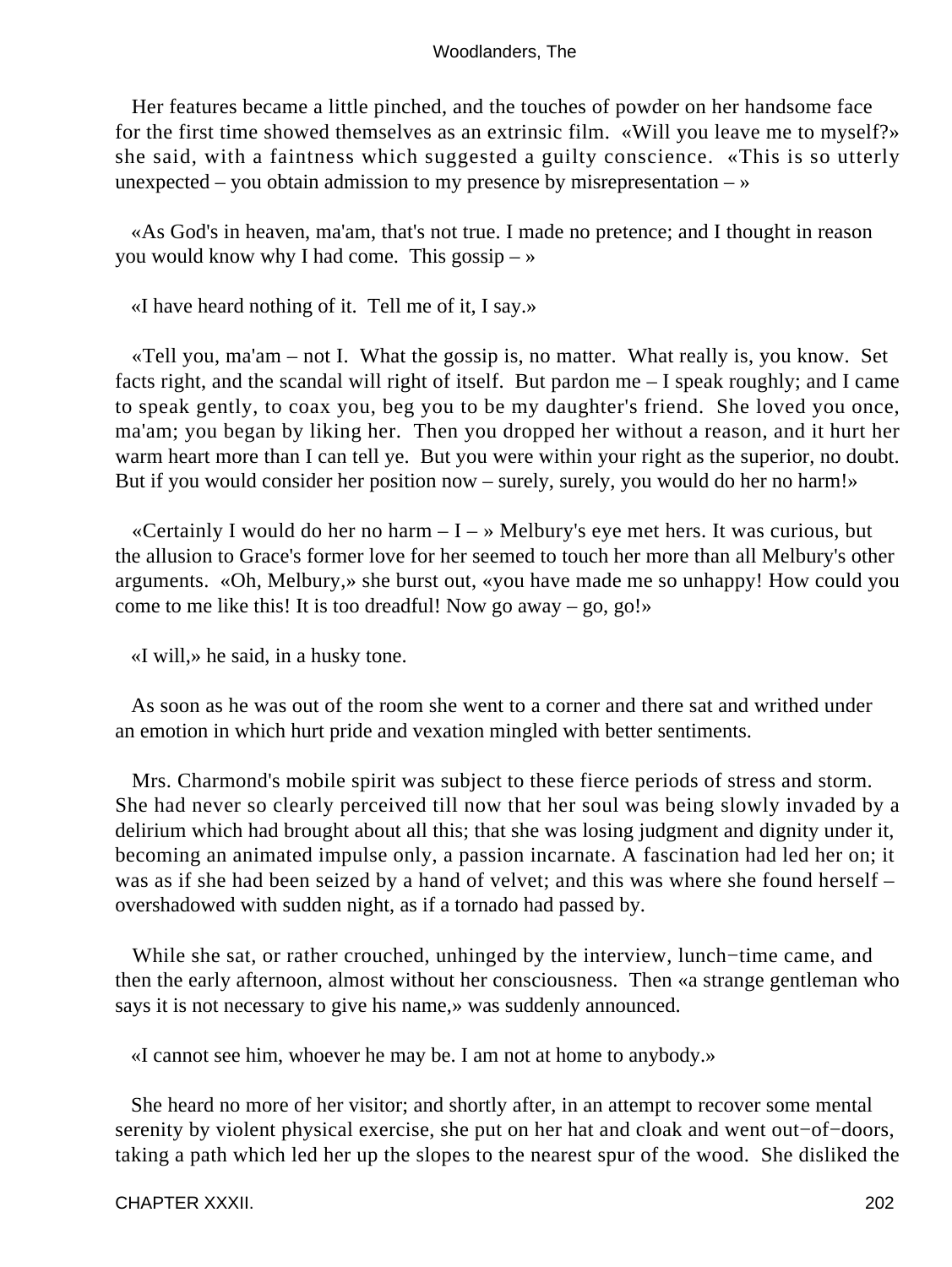Her features became a little pinched, and the touches of powder on her handsome face for the first time showed themselves as an extrinsic film. «Will you leave me to myself?» she said, with a faintness which suggested a guilty conscience. «This is so utterly unexpected – you obtain admission to my presence by misrepresentation – »

«As God's in heaven, ma'am, that's not true. I made no pretence; and I thought in reason you would know why I had come. This gossip – »

«I have heard nothing of it. Tell me of it, I say.»

«Tell you, ma'am – not I. What the gossip is, no matter. What really is, you know. Set facts right, and the scandal will right of itself. But pardon me – I speak roughly; and I came to speak gently, to coax you, beg you to be my daughter's friend. She loved you once, ma'am; you began by liking her. Then you dropped her without a reason, and it hurt her warm heart more than I can tell ye. But you were within your right as the superior, no doubt. But if you would consider her position now – surely, surely, you would do her no harm!»

«Certainly I would do her no harm – I – » Melbury's eye met hers. It was curious, but the allusion to Grace's former love for her seemed to touch her more than all Melbury's other arguments. «Oh, Melbury,» she burst out, «you have made me so unhappy! How could you come to me like this! It is too dreadful! Now go away – go, go!»

«I will,» he said, in a husky tone.

As soon as he was out of the room she went to a corner and there sat and writhed under an emotion in which hurt pride and vexation mingled with better sentiments.

Mrs. Charmond's mobile spirit was subject to these fierce periods of stress and storm. She had never so clearly perceived till now that her soul was being slowly invaded by a delirium which had brought about all this; that she was losing judgment and dignity under it, becoming an animated impulse only, a passion incarnate. A fascination had led her on; it was as if she had been seized by a hand of velvet; and this was where she found herself – overshadowed with sudden night, as if a tornado had passed by.

While she sat, or rather crouched, unhinged by the interview, lunch−time came, and then the early afternoon, almost without her consciousness. Then «a strange gentleman who says it is not necessary to give his name,» was suddenly announced.

«I cannot see him, whoever he may be. I am not at home to anybody.»

She heard no more of her visitor; and shortly after, in an attempt to recover some mental serenity by violent physical exercise, she put on her hat and cloak and went out−of−doors, taking a path which led her up the slopes to the nearest spur of the wood. She disliked the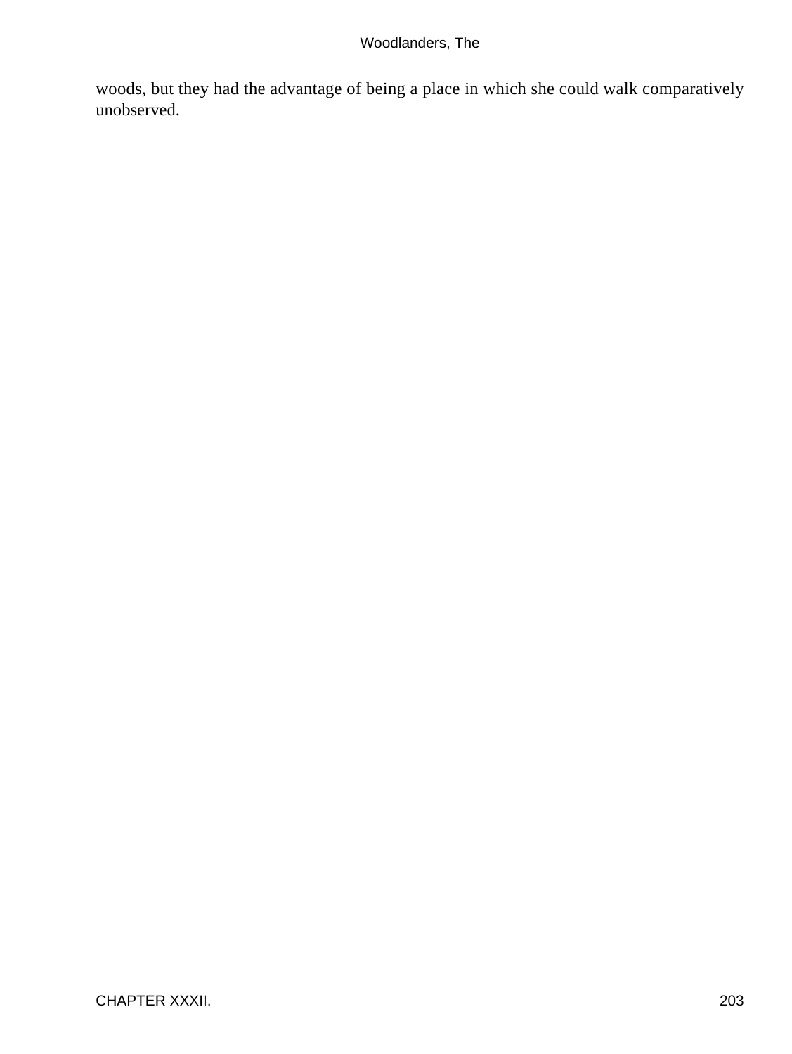woods, but they had the advantage of being a place in which she could walk comparatively unobserved.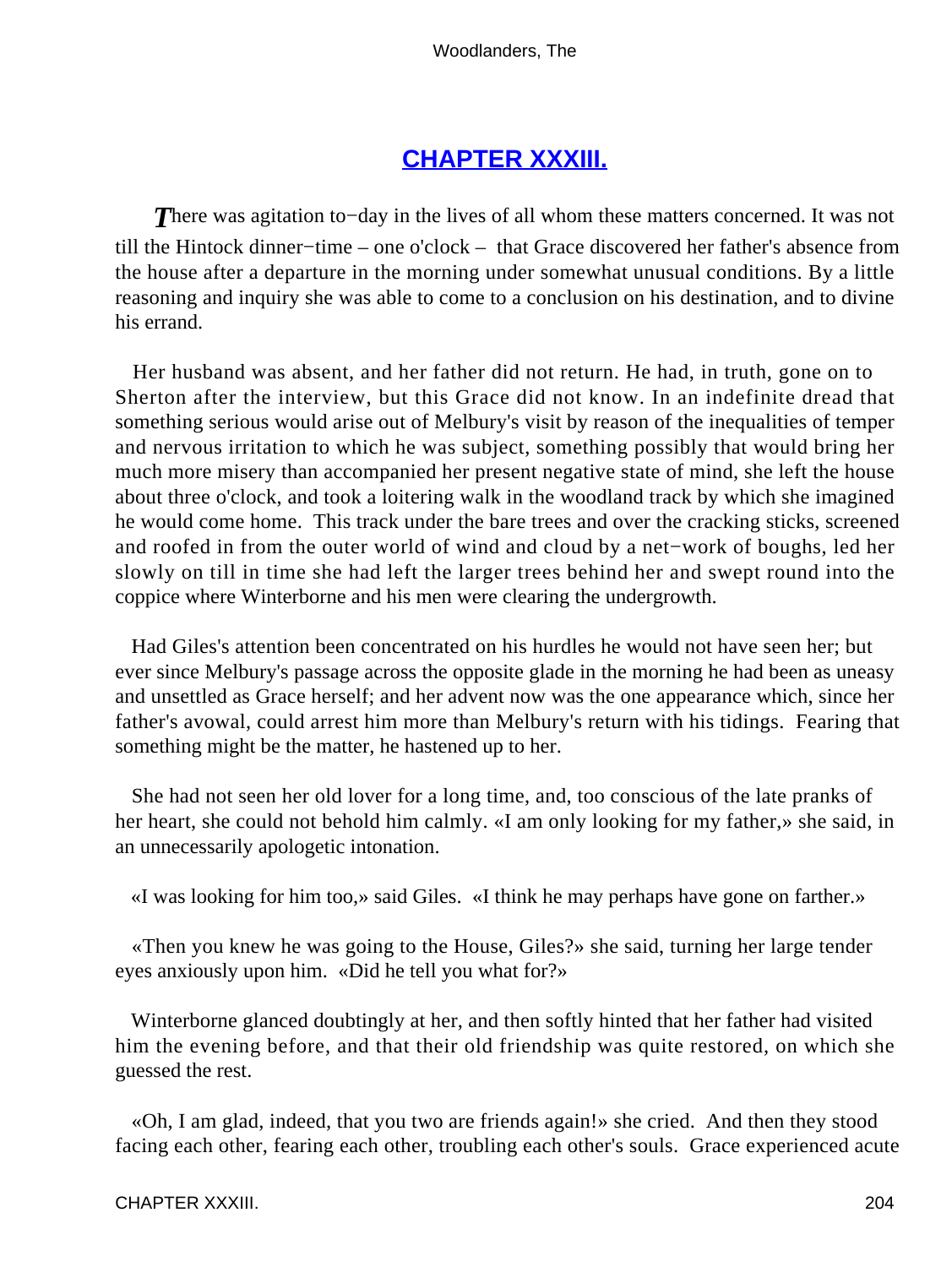## CHAPTER XXXIII.

*T*here was agitation to−day in the lives of all whom these matters concerned. It was not till the Hintock dinner−time – one o'clock – that Grace discovered her father's absence from the house after a departure in the morning under somewhat unusual conditions. By a little reasoning and inquiry she was able to come to a conclusion on his destination, and to divine his errand.

Her husband was absent, and her father did not return. He had, in truth, gone on to Sherton after the interview, but this Grace did not know. In an indefinite dread that something serious would arise out of Melbury's visit by reason of the inequalities of temper and nervous irritation to which he was subject, something possibly that would bring her much more misery than accompanied her present negative state of mind, she left the house about three o'clock, and took a loitering walk in the woodland track by which she imagined he would come home. This track under the bare trees and over the cracking sticks, screened and roofed in from the outer world of wind and cloud by a net−work of boughs, led her slowly on till in time she had left the larger trees behind her and swept round into the coppice where Winterborne and his men were clearing the undergrowth.

Had Giles's attention been concentrated on his hurdles he would not have seen her; but ever since Melbury's passage across the opposite glade in the morning he had been as uneasy and unsettled as Grace herself; and her advent now was the one appearance which, since her father's avowal, could arrest him more than Melbury's return with his tidings. Fearing that something might be the matter, he hastened up to her.

She had not seen her old lover for a long time, and, too conscious of the late pranks of her heart, she could not behold him calmly. «I am only looking for my father,» she said, in an unnecessarily apologetic intonation.

«I was looking for him too,» said Giles. «I think he may perhaps have gone on farther.»

«Then you knew he was going to the House, Giles?» she said, turning her large tender eyes anxiously upon him. «Did he tell you what for?»

Winterborne glanced doubtingly at her, and then softly hinted that her father had visited him the evening before, and that their old friendship was quite restored, on which she guessed the rest.

«Oh, I am glad, indeed, that you two are friends again!» she cried. And then they stood facing each other, fearing each other, troubling each other's souls. Grace experienced acute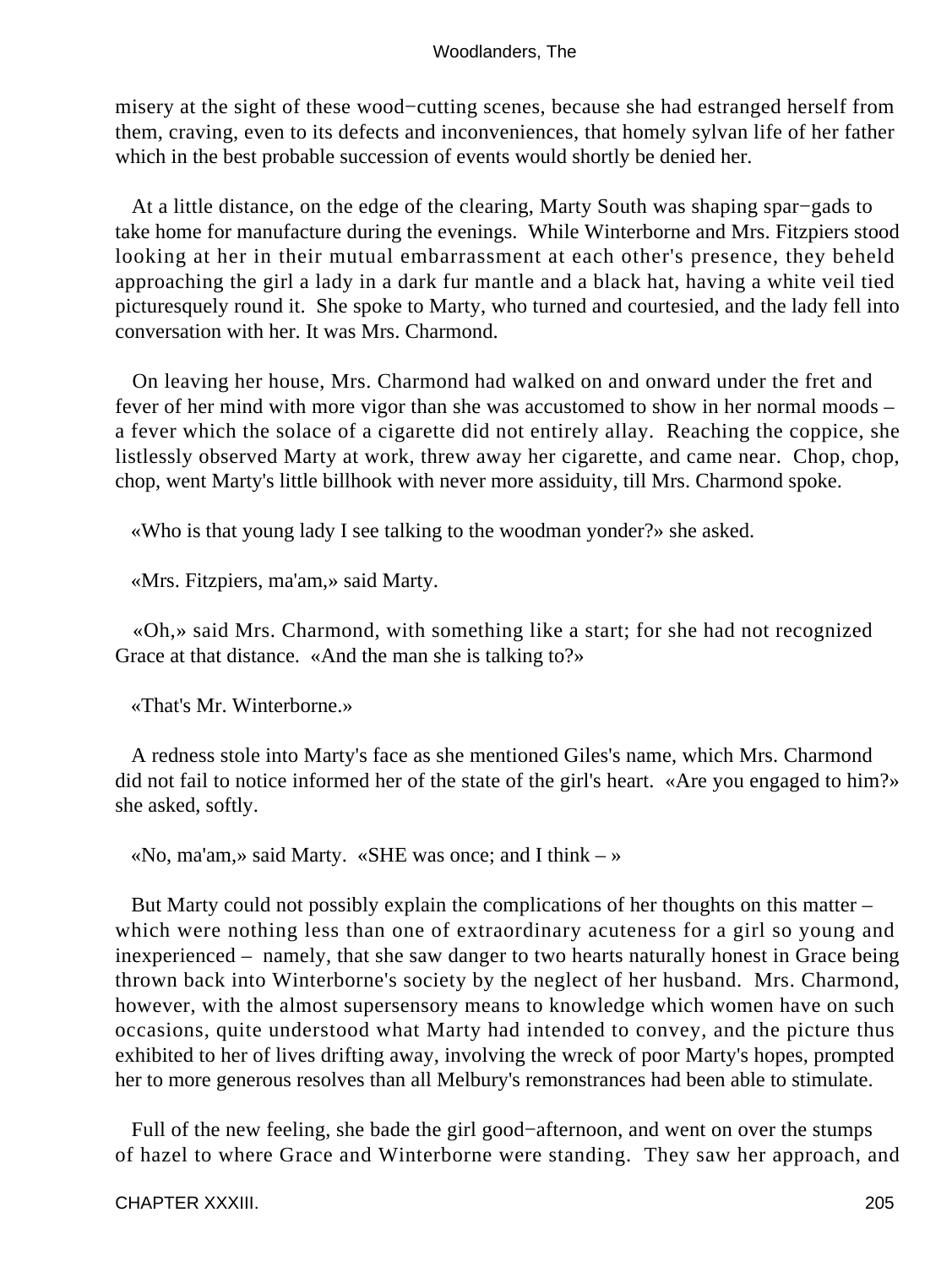misery at the sight of these wood−cutting scenes, because she had estranged herself from them, craving, even to its defects and inconveniences, that homely sylvan life of her father which in the best probable succession of events would shortly be denied her.

At a little distance, on the edge of the clearing, Marty South was shaping spar−gads to take home for manufacture during the evenings. While Winterborne and Mrs. Fitzpiers stood looking at her in their mutual embarrassment at each other's presence, they beheld approaching the girl a lady in a dark fur mantle and a black hat, having a white veil tied picturesquely round it. She spoke to Marty, who turned and courtesied, and the lady fell into conversation with her. It was Mrs. Charmond.

On leaving her house, Mrs. Charmond had walked on and onward under the fret and fever of her mind with more vigor than she was accustomed to show in her normal moods – a fever which the solace of a cigarette did not entirely allay. Reaching the coppice, she listlessly observed Marty at work, threw away her cigarette, and came near. Chop, chop, chop, went Marty's little billhook with never more assiduity, till Mrs. Charmond spoke.

«Who is that young lady I see talking to the woodman yonder?» she asked.

«Mrs. Fitzpiers, ma'am,» said Marty.

«Oh,» said Mrs. Charmond, with something like a start; for she had not recognized Grace at that distance. «And the man she is talking to?»

«That's Mr. Winterborne.»

A redness stole into Marty's face as she mentioned Giles's name, which Mrs. Charmond did not fail to notice informed her of the state of the girl's heart. «Are you engaged to him?» she asked, softly.

«No, ma'am,» said Marty. «SHE was once; and I think – »

But Marty could not possibly explain the complications of her thoughts on this matter – which were nothing less than one of extraordinary acuteness for a girl so young and inexperienced – namely, that she saw danger to two hearts naturally honest in Grace being thrown back into Winterborne's society by the neglect of her husband. Mrs. Charmond, however, with the almost supersensory means to knowledge which women have on such occasions, quite understood what Marty had intended to convey, and the picture thus exhibited to her of lives drifting away, involving the wreck of poor Marty's hopes, prompted her to more generous resolves than all Melbury's remonstrances had been able to stimulate.

Full of the new feeling, she bade the girl good−afternoon, and went on over the stumps of hazel to where Grace and Winterborne were standing. They saw her approach, and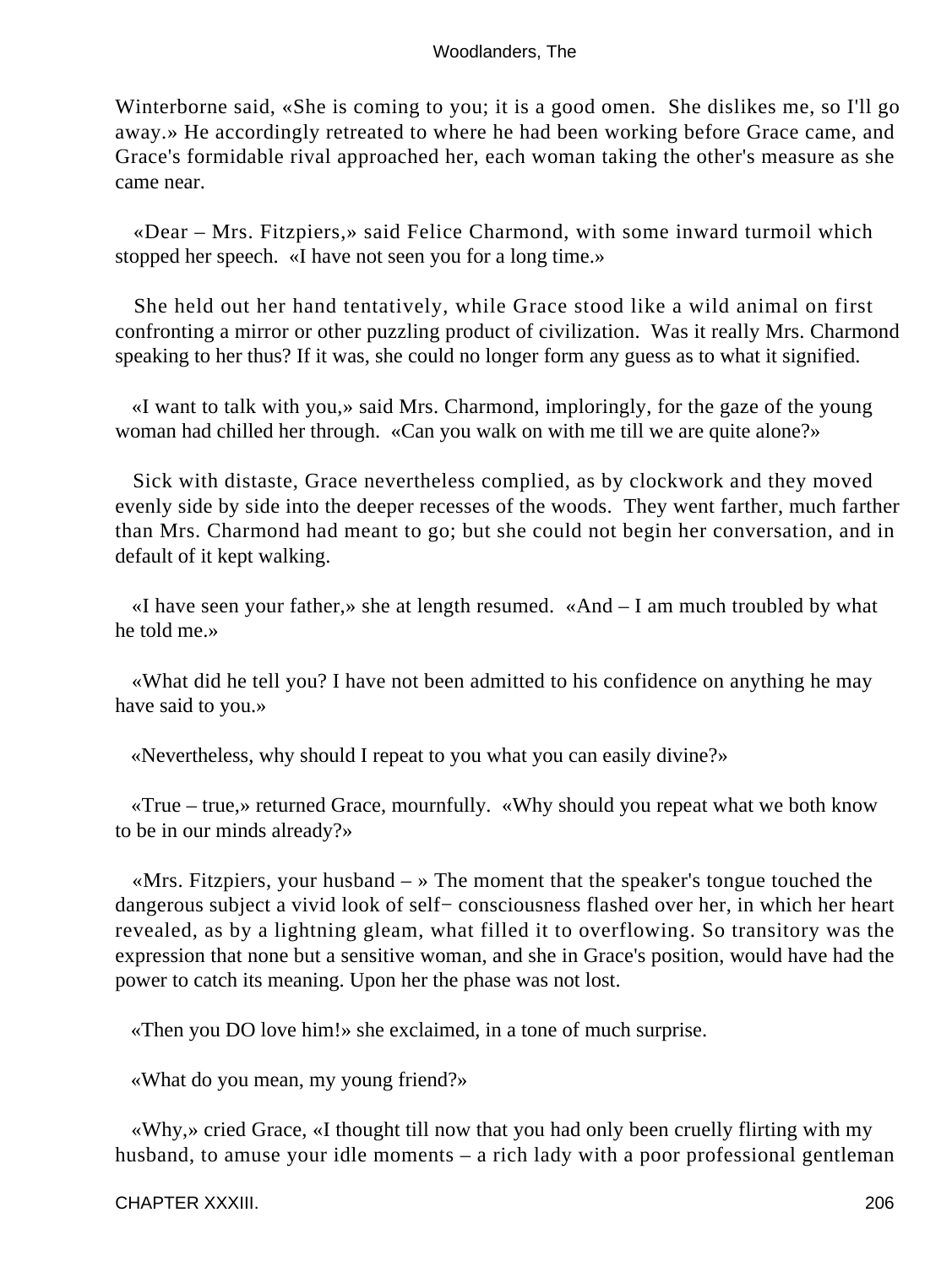Winterborne said, «She is coming to you; it is a good omen. She dislikes me, so I'll go away.» He accordingly retreated to where he had been working before Grace came, and Grace's formidable rival approached her, each woman taking the other's measure as she came near.

«Dear – Mrs. Fitzpiers,» said Felice Charmond, with some inward turmoil which stopped her speech. «I have not seen you for a long time.»

She held out her hand tentatively, while Grace stood like a wild animal on first confronting a mirror or other puzzling product of civilization. Was it really Mrs. Charmond speaking to her thus? If it was, she could no longer form any guess as to what it signified.

«I want to talk with you,» said Mrs. Charmond, imploringly, for the gaze of the young woman had chilled her through. «Can you walk on with me till we are quite alone?»

Sick with distaste, Grace nevertheless complied, as by clockwork and they moved evenly side by side into the deeper recesses of the woods. They went farther, much farther than Mrs. Charmond had meant to go; but she could not begin her conversation, and in default of it kept walking.

«I have seen your father,» she at length resumed. «And – I am much troubled by what he told me.»

«What did he tell you? I have not been admitted to his confidence on anything he may have said to you.»

«Nevertheless, why should I repeat to you what you can easily divine?»

«True – true,» returned Grace, mournfully. «Why should you repeat what we both know to be in our minds already?»

«Mrs. Fitzpiers, your husband – » The moment that the speaker's tongue touched the dangerous subject a vivid look of self− consciousness flashed over her, in which her heart revealed, as by a lightning gleam, what filled it to overflowing. So transitory was the expression that none but a sensitive woman, and she in Grace's position, would have had the power to catch its meaning. Upon her the phase was not lost.

«Then you DO love him!» she exclaimed, in a tone of much surprise.

«What do you mean, my young friend?»

«Why,» cried Grace, «I thought till now that you had only been cruelly flirting with my husband, to amuse your idle moments – a rich lady with a poor professional gentleman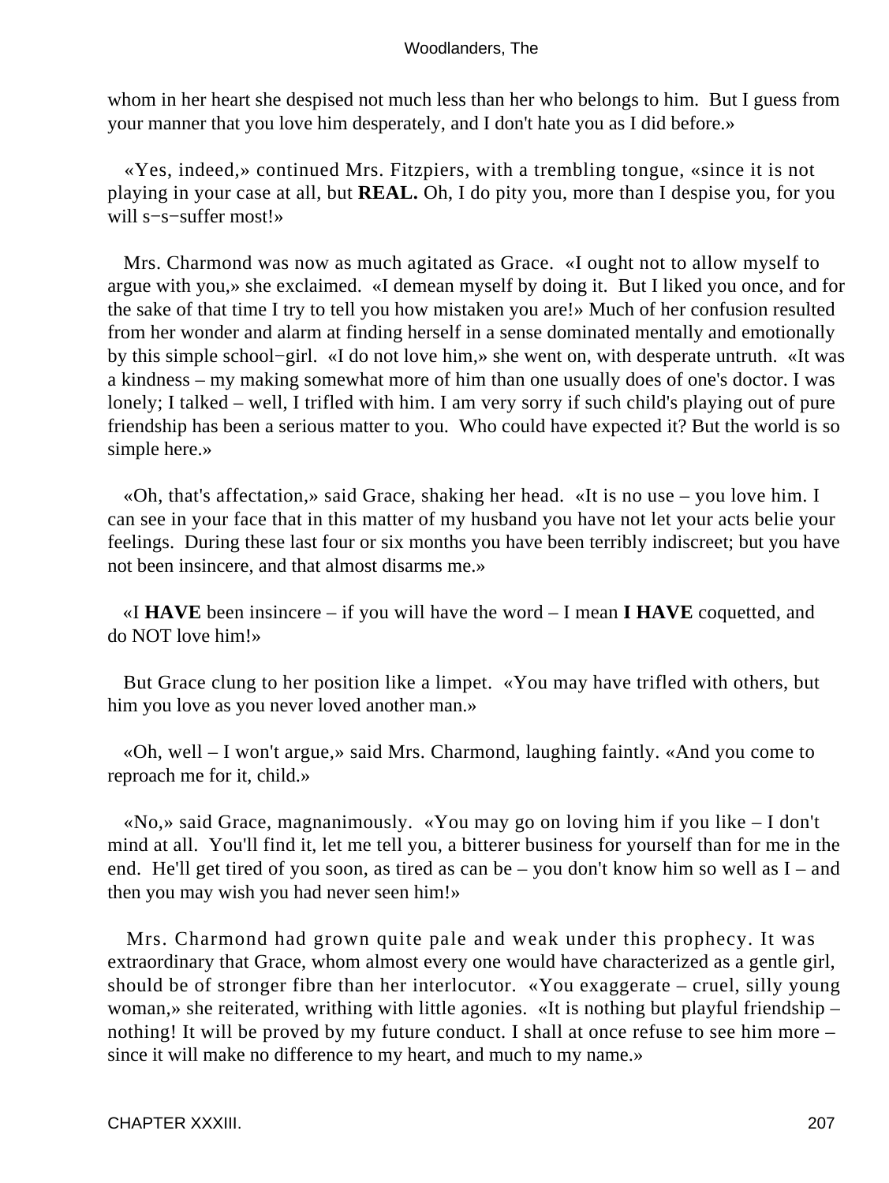whom in her heart she despised not much less than her who belongs to him.  But I guess from your manner that you love him desperately, and I don't hate you as I did before.»

«Yes, indeed,» continued Mrs. Fitzpiers, with a trembling tongue, «since it is not playing in your case at all, but **REAL.** Oh, I do pity you, more than I despise you, for you will s−s−suffer most!»

Mrs. Charmond was now as much agitated as Grace.  «I ought not to allow myself to argue with you,» she exclaimed.  «I demean myself by doing it.  But I liked you once, and for the sake of that time I try to tell you how mistaken you are!» Much of her confusion resulted from her wonder and alarm at finding herself in a sense dominated mentally and emotionally by this simple school−girl.  «I do not love him,» she went on, with desperate untruth.  «It was a kindness – my making somewhat more of him than one usually does of one's doctor. I was lonely; I talked – well, I trifled with him. I am very sorry if such child's playing out of pure friendship has been a serious matter to you.  Who could have expected it? But the world is so simple here.»

«Oh, that's affectation,» said Grace, shaking her head.  «It is no use – you love him. I can see in your face that in this matter of my husband you have not let your acts belie your feelings.  During these last four or six months you have been terribly indiscreet; but you have not been insincere, and that almost disarms me.»

«I **HAVE** been insincere – if you will have the word – I mean **I HAVE** coquetted, and do NOT love him!»

But Grace clung to her position like a limpet.  «You may have trifled with others, but him you love as you never loved another man.»

«Oh, well – I won't argue,» said Mrs. Charmond, laughing faintly. «And you come to reproach me for it, child.»

«No,» said Grace, magnanimously.  «You may go on loving him if you like – I don't mind at all.  You'll find it, let me tell you, a bitterer business for yourself than for me in the end.  He'll get tired of you soon, as tired as can be – you don't know him so well as I – and then you may wish you had never seen him!»

Mrs. Charmond had grown quite pale and weak under this prophecy. It was extraordinary that Grace, whom almost every one would have characterized as a gentle girl, should be of stronger fibre than her interlocutor.  «You exaggerate – cruel, silly young woman,» she reiterated, writhing with little agonies.  «It is nothing but playful friendship – nothing! It will be proved by my future conduct. I shall at once refuse to see him more – since it will make no difference to my heart, and much to my name.»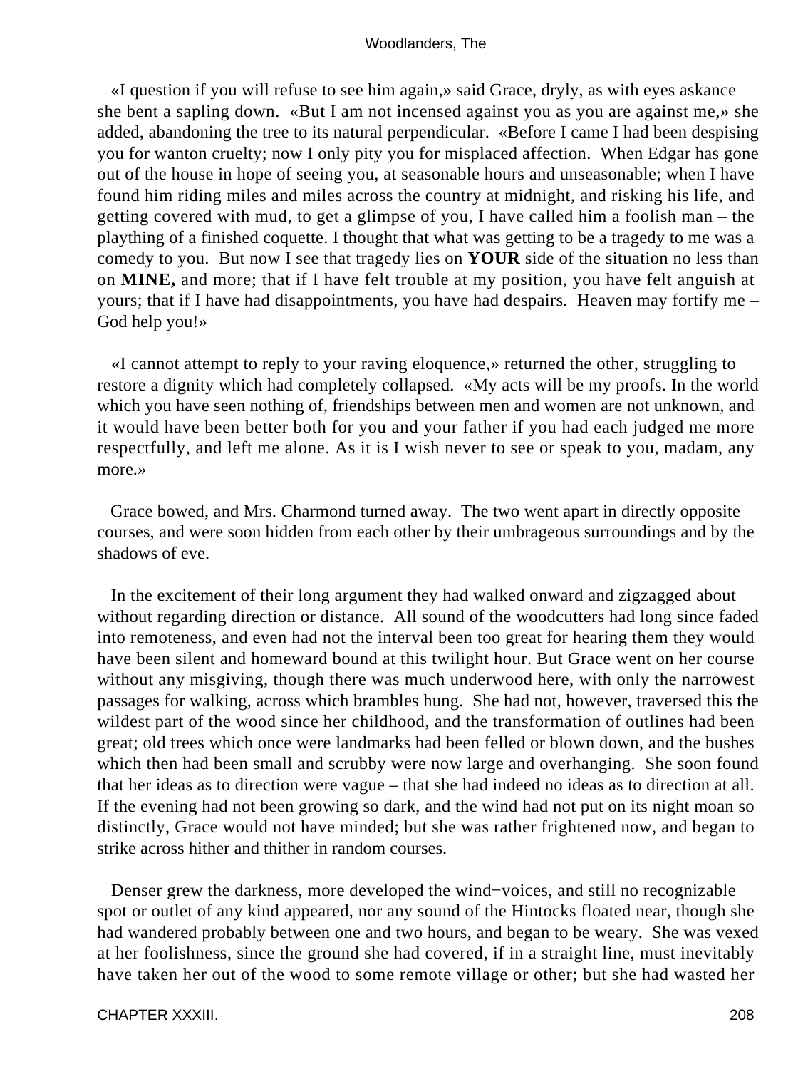«I question if you will refuse to see him again,» said Grace, dryly, as with eyes askance she bent a sapling down. «But I am not incensed against you as you are against me,» she added, abandoning the tree to its natural perpendicular. «Before I came I had been despising you for wanton cruelty; now I only pity you for misplaced affection. When Edgar has gone out of the house in hope of seeing you, at seasonable hours and unseasonable; when I have found him riding miles and miles across the country at midnight, and risking his life, and getting covered with mud, to get a glimpse of you, I have called him a foolish man – the plaything of a finished coquette. I thought that what was getting to be a tragedy to me was a comedy to you. But now I see that tragedy lies on **YOUR** side of the situation no less than on **MINE,** and more; that if I have felt trouble at my position, you have felt anguish at yours; that if I have had disappointments, you have had despairs. Heaven may fortify me – God help you!»

«I cannot attempt to reply to your raving eloquence,» returned the other, struggling to restore a dignity which had completely collapsed. «My acts will be my proofs. In the world which you have seen nothing of, friendships between men and women are not unknown, and it would have been better both for you and your father if you had each judged me more respectfully, and left me alone. As it is I wish never to see or speak to you, madam, any more.»

Grace bowed, and Mrs. Charmond turned away. The two went apart in directly opposite courses, and were soon hidden from each other by their umbrageous surroundings and by the shadows of eve.

In the excitement of their long argument they had walked onward and zigzagged about without regarding direction or distance. All sound of the woodcutters had long since faded into remoteness, and even had not the interval been too great for hearing them they would have been silent and homeward bound at this twilight hour. But Grace went on her course without any misgiving, though there was much underwood here, with only the narrowest passages for walking, across which brambles hung. She had not, however, traversed this the wildest part of the wood since her childhood, and the transformation of outlines had been great; old trees which once were landmarks had been felled or blown down, and the bushes which then had been small and scrubby were now large and overhanging. She soon found that her ideas as to direction were vague – that she had indeed no ideas as to direction at all. If the evening had not been growing so dark, and the wind had not put on its night moan so distinctly, Grace would not have minded; but she was rather frightened now, and began to strike across hither and thither in random courses.

Denser grew the darkness, more developed the wind−voices, and still no recognizable spot or outlet of any kind appeared, nor any sound of the Hintocks floated near, though she had wandered probably between one and two hours, and began to be weary. She was vexed at her foolishness, since the ground she had covered, if in a straight line, must inevitably have taken her out of the wood to some remote village or other; but she had wasted her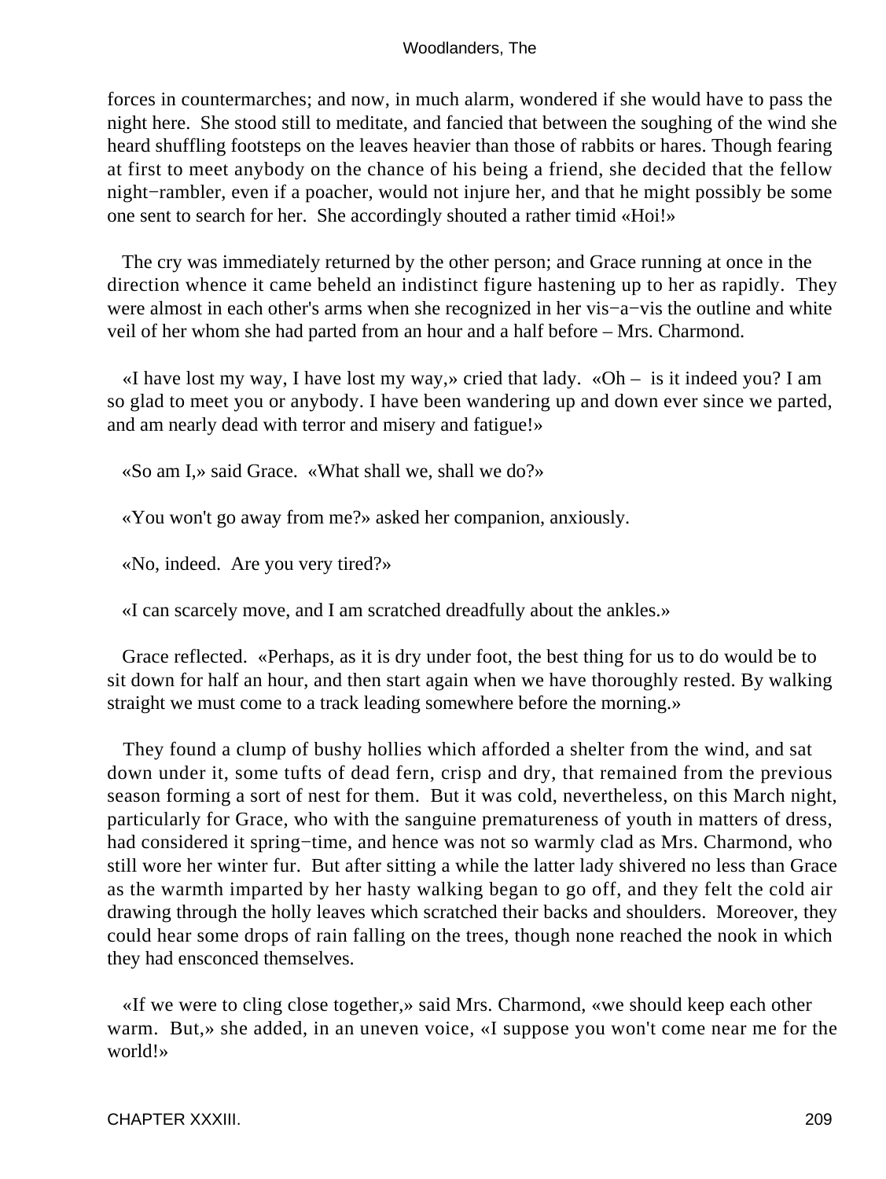forces in countermarches; and now, in much alarm, wondered if she would have to pass the night here. She stood still to meditate, and fancied that between the soughing of the wind she heard shuffling footsteps on the leaves heavier than those of rabbits or hares. Though fearing at first to meet anybody on the chance of his being a friend, she decided that the fellow night−rambler, even if a poacher, would not injure her, and that he might possibly be some one sent to search for her. She accordingly shouted a rather timid «Hoi!»

The cry was immediately returned by the other person; and Grace running at once in the direction whence it came beheld an indistinct figure hastening up to her as rapidly. They were almost in each other's arms when she recognized in her vis−a−vis the outline and white veil of her whom she had parted from an hour and a half before – Mrs. Charmond.

«I have lost my way, I have lost my way,» cried that lady. «Oh – is it indeed you? I am so glad to meet you or anybody. I have been wandering up and down ever since we parted, and am nearly dead with terror and misery and fatigue!»

«So am I,» said Grace. «What shall we, shall we do?»

«You won't go away from me?» asked her companion, anxiously.

«No, indeed. Are you very tired?»

«I can scarcely move, and I am scratched dreadfully about the ankles.»

Grace reflected. «Perhaps, as it is dry under foot, the best thing for us to do would be to sit down for half an hour, and then start again when we have thoroughly rested. By walking straight we must come to a track leading somewhere before the morning.»

They found a clump of bushy hollies which afforded a shelter from the wind, and sat down under it, some tufts of dead fern, crisp and dry, that remained from the previous season forming a sort of nest for them. But it was cold, nevertheless, on this March night, particularly for Grace, who with the sanguine prematureness of youth in matters of dress, had considered it spring−time, and hence was not so warmly clad as Mrs. Charmond, who still wore her winter fur. But after sitting a while the latter lady shivered no less than Grace as the warmth imparted by her hasty walking began to go off, and they felt the cold air drawing through the holly leaves which scratched their backs and shoulders. Moreover, they could hear some drops of rain falling on the trees, though none reached the nook in which they had ensconced themselves.

«If we were to cling close together,» said Mrs. Charmond, «we should keep each other warm. But,» she added, in an uneven voice, «I suppose you won't come near me for the world!»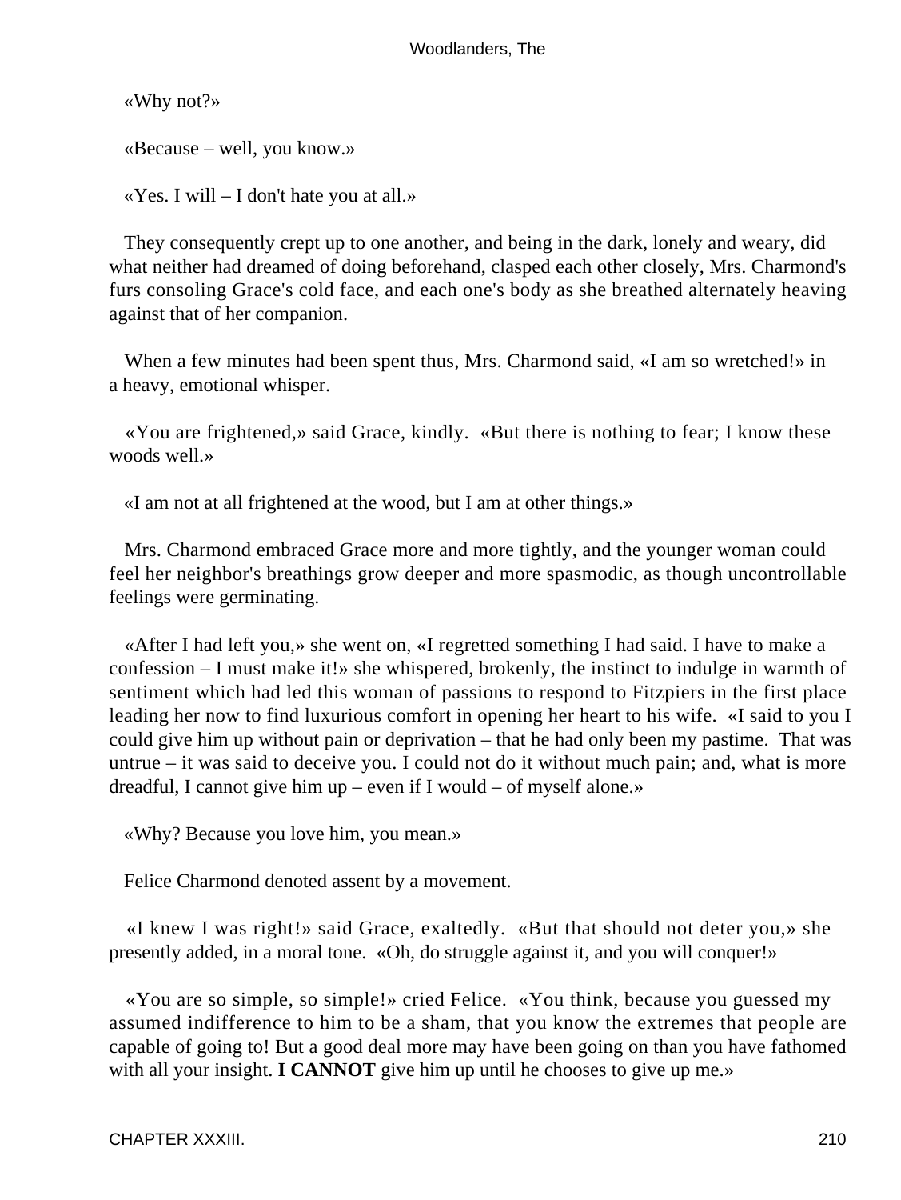«Why not?»

«Because – well, you know.»

«Yes. I will – I don't hate you at all.»

They consequently crept up to one another, and being in the dark, lonely and weary, did what neither had dreamed of doing beforehand, clasped each other closely, Mrs. Charmond's furs consoling Grace's cold face, and each one's body as she breathed alternately heaving against that of her companion.

When a few minutes had been spent thus, Mrs. Charmond said, «I am so wretched!» in a heavy, emotional whisper.

«You are frightened,» said Grace, kindly. «But there is nothing to fear; I know these woods well.»

«I am not at all frightened at the wood, but I am at other things.»

Mrs. Charmond embraced Grace more and more tightly, and the younger woman could feel her neighbor's breathings grow deeper and more spasmodic, as though uncontrollable feelings were germinating.

«After I had left you,» she went on, «I regretted something I had said. I have to make a confession – I must make it!» she whispered, brokenly, the instinct to indulge in warmth of sentiment which had led this woman of passions to respond to Fitzpiers in the first place leading her now to find luxurious comfort in opening her heart to his wife. «I said to you I could give him up without pain or deprivation – that he had only been my pastime. That was untrue – it was said to deceive you. I could not do it without much pain; and, what is more dreadful, I cannot give him up – even if I would – of myself alone.»

«Why? Because you love him, you mean.»

Felice Charmond denoted assent by a movement.

«I knew I was right!» said Grace, exaltedly. «But that should not deter you,» she presently added, in a moral tone. «Oh, do struggle against it, and you will conquer!»

«You are so simple, so simple!» cried Felice. «You think, because you guessed my assumed indifference to him to be a sham, that you know the extremes that people are capable of going to! But a good deal more may have been going on than you have fathomed with all your insight. **I CANNOT** give him up until he chooses to give up me.»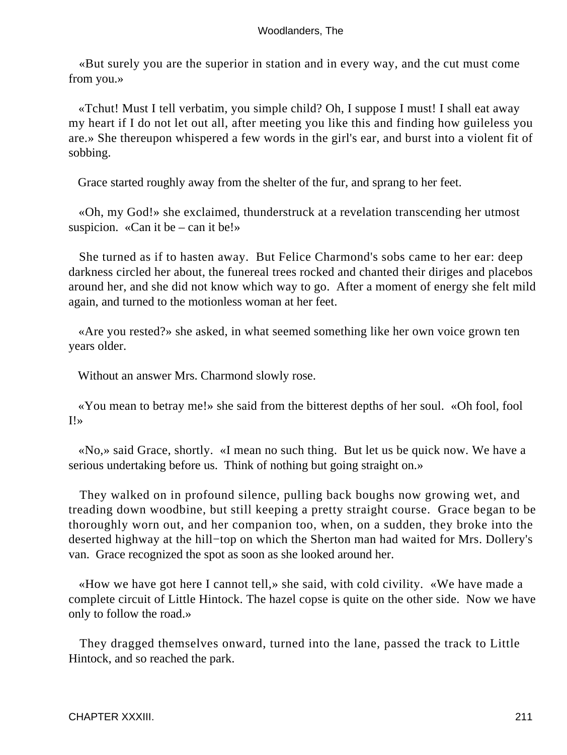«But surely you are the superior in station and in every way, and the cut must come from you.»

«Tchut! Must I tell verbatim, you simple child? Oh, I suppose I must! I shall eat away my heart if I do not let out all, after meeting you like this and finding how guileless you are.» She thereupon whispered a few words in the girl's ear, and burst into a violent fit of sobbing.

Grace started roughly away from the shelter of the fur, and sprang to her feet.

«Oh, my God!» she exclaimed, thunderstruck at a revelation transcending her utmost suspicion. «Can it be – can it be!»

She turned as if to hasten away. But Felice Charmond's sobs came to her ear: deep darkness circled her about, the funereal trees rocked and chanted their diriges and placebos around her, and she did not know which way to go. After a moment of energy she felt mild again, and turned to the motionless woman at her feet.

«Are you rested?» she asked, in what seemed something like her own voice grown ten years older.

Without an answer Mrs. Charmond slowly rose.

«You mean to betray me!» she said from the bitterest depths of her soul. «Oh fool, fool I!»

«No,» said Grace, shortly. «I mean no such thing. But let us be quick now. We have a serious undertaking before us. Think of nothing but going straight on.»

They walked on in profound silence, pulling back boughs now growing wet, and treading down woodbine, but still keeping a pretty straight course. Grace began to be thoroughly worn out, and her companion too, when, on a sudden, they broke into the deserted highway at the hill−top on which the Sherton man had waited for Mrs. Dollery's van. Grace recognized the spot as soon as she looked around her.

«How we have got here I cannot tell,» she said, with cold civility. «We have made a complete circuit of Little Hintock. The hazel copse is quite on the other side. Now we have only to follow the road.»

They dragged themselves onward, turned into the lane, passed the track to Little Hintock, and so reached the park.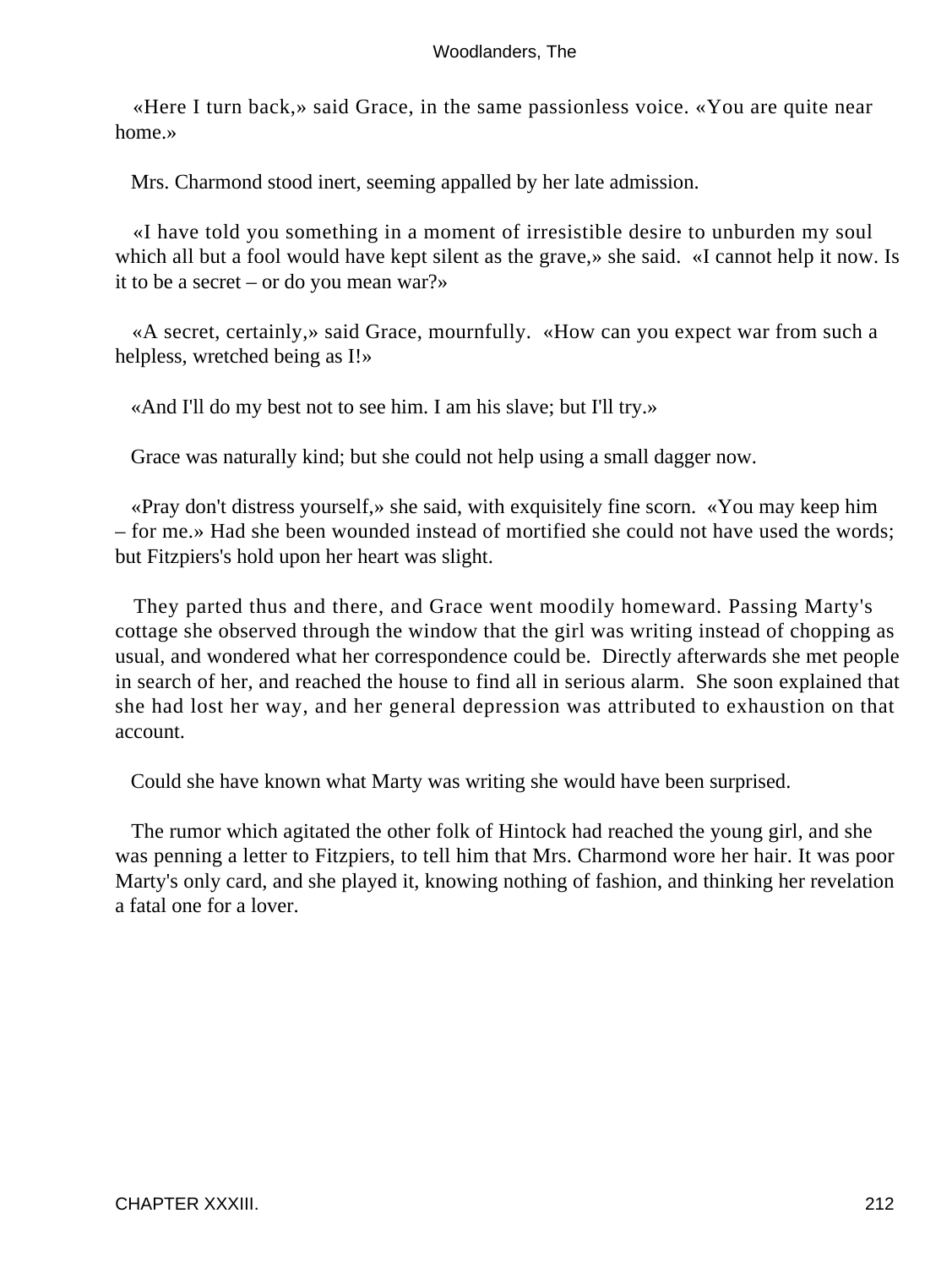«Here I turn back,» said Grace, in the same passionless voice. «You are quite near home.»

Mrs. Charmond stood inert, seeming appalled by her late admission.

«I have told you something in a moment of irresistible desire to unburden my soul which all but a fool would have kept silent as the grave,» she said. «I cannot help it now. Is it to be a secret – or do you mean war?»

«A secret, certainly,» said Grace, mournfully. «How can you expect war from such a helpless, wretched being as I!»

«And I'll do my best not to see him. I am his slave; but I'll try.»

Grace was naturally kind; but she could not help using a small dagger now.

«Pray don't distress yourself,» she said, with exquisitely fine scorn. «You may keep him – for me.» Had she been wounded instead of mortified she could not have used the words; but Fitzpiers's hold upon her heart was slight.

They parted thus and there, and Grace went moodily homeward. Passing Marty's cottage she observed through the window that the girl was writing instead of chopping as usual, and wondered what her correspondence could be. Directly afterwards she met people in search of her, and reached the house to find all in serious alarm. She soon explained that she had lost her way, and her general depression was attributed to exhaustion on that account.

Could she have known what Marty was writing she would have been surprised.

The rumor which agitated the other folk of Hintock had reached the young girl, and she was penning a letter to Fitzpiers, to tell him that Mrs. Charmond wore her hair. It was poor Marty's only card, and she played it, knowing nothing of fashion, and thinking her revelation a fatal one for a lover.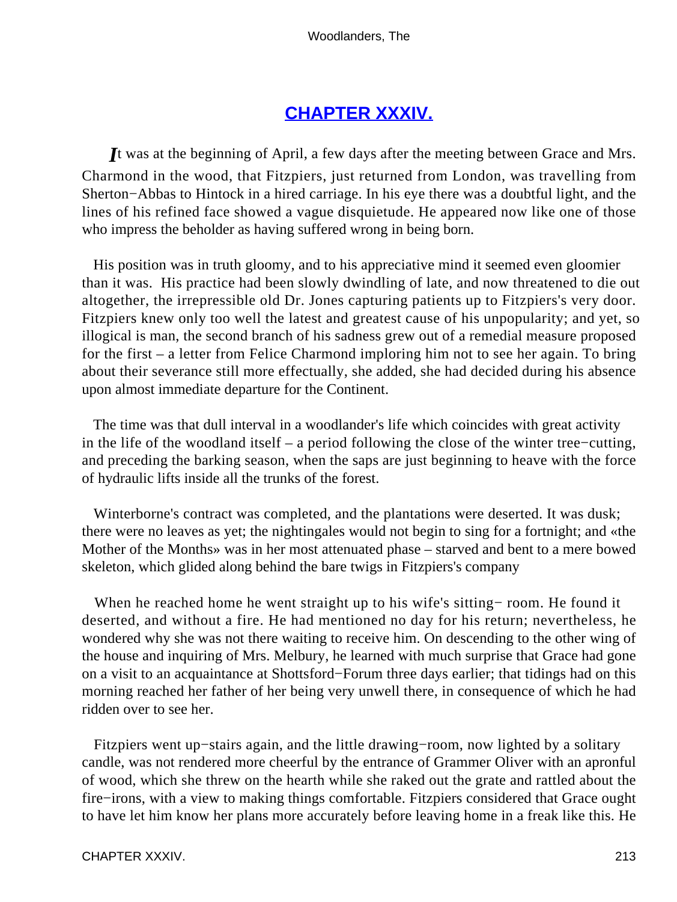## [CHAPTER XXXIV.](#)

*I*t was at the beginning of April, a few days after the meeting between Grace and Mrs. Charmond in the wood, that Fitzpiers, just returned from London, was travelling from Sherton−Abbas to Hintock in a hired carriage. In his eye there was a doubtful light, and the lines of his refined face showed a vague disquietude. He appeared now like one of those who impress the beholder as having suffered wrong in being born.

His position was in truth gloomy, and to his appreciative mind it seemed even gloomier than it was. His practice had been slowly dwindling of late, and now threatened to die out altogether, the irrepressible old Dr. Jones capturing patients up to Fitzpiers's very door. Fitzpiers knew only too well the latest and greatest cause of his unpopularity; and yet, so illogical is man, the second branch of his sadness grew out of a remedial measure proposed for the first – a letter from Felice Charmond imploring him not to see her again. To bring about their severance still more effectually, she added, she had decided during his absence upon almost immediate departure for the Continent.

The time was that dull interval in a woodlander's life which coincides with great activity in the life of the woodland itself – a period following the close of the winter tree−cutting, and preceding the barking season, when the saps are just beginning to heave with the force of hydraulic lifts inside all the trunks of the forest.

Winterborne's contract was completed, and the plantations were deserted. It was dusk; there were no leaves as yet; the nightingales would not begin to sing for a fortnight; and «the Mother of the Months» was in her most attenuated phase – starved and bent to a mere bowed skeleton, which glided along behind the bare twigs in Fitzpiers's company

When he reached home he went straight up to his wife's sitting− room. He found it deserted, and without a fire. He had mentioned no day for his return; nevertheless, he wondered why she was not there waiting to receive him. On descending to the other wing of the house and inquiring of Mrs. Melbury, he learned with much surprise that Grace had gone on a visit to an acquaintance at Shottsford−Forum three days earlier; that tidings had on this morning reached her father of her being very unwell there, in consequence of which he had ridden over to see her.

Fitzpiers went up−stairs again, and the little drawing−room, now lighted by a solitary candle, was not rendered more cheerful by the entrance of Grammer Oliver with an apronful of wood, which she threw on the hearth while she raked out the grate and rattled about the fire−irons, with a view to making things comfortable. Fitzpiers considered that Grace ought to have let him know her plans more accurately before leaving home in a freak like this. He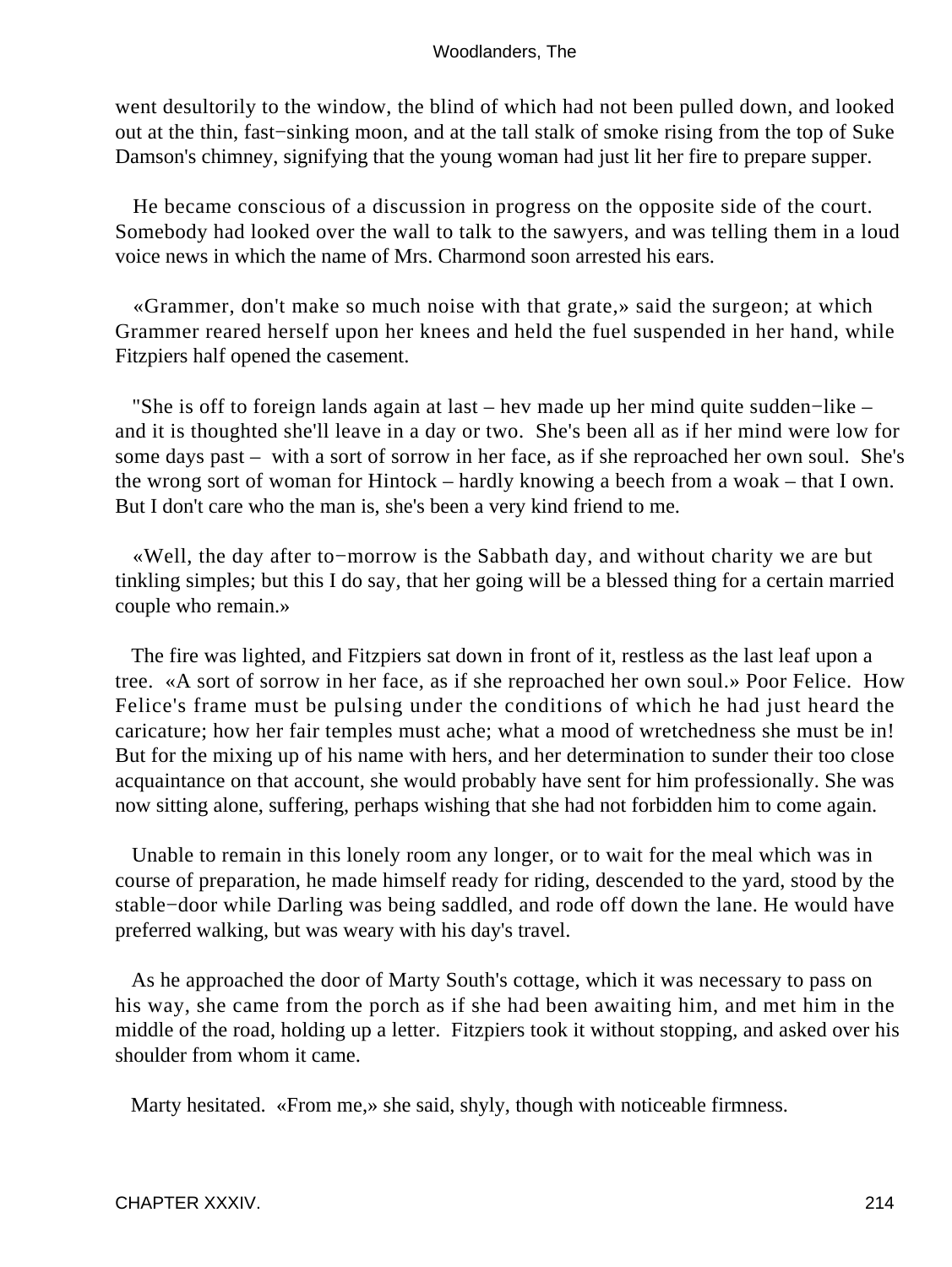went desultorily to the window, the blind of which had not been pulled down, and looked out at the thin, fast−sinking moon, and at the tall stalk of smoke rising from the top of Suke Damson's chimney, signifying that the young woman had just lit her fire to prepare supper.

He became conscious of a discussion in progress on the opposite side of the court. Somebody had looked over the wall to talk to the sawyers, and was telling them in a loud voice news in which the name of Mrs. Charmond soon arrested his ears.

«Grammer, don't make so much noise with that grate,» said the surgeon; at which Grammer reared herself upon her knees and held the fuel suspended in her hand, while Fitzpiers half opened the casement.

"She is off to foreign lands again at last – hev made up her mind quite sudden−like – and it is thoughted she'll leave in a day or two. She's been all as if her mind were low for some days past – with a sort of sorrow in her face, as if she reproached her own soul. She's the wrong sort of woman for Hintock – hardly knowing a beech from a woak – that I own. But I don't care who the man is, she's been a very kind friend to me.

«Well, the day after to−morrow is the Sabbath day, and without charity we are but tinkling simples; but this I do say, that her going will be a blessed thing for a certain married couple who remain.»

The fire was lighted, and Fitzpiers sat down in front of it, restless as the last leaf upon a tree. «A sort of sorrow in her face, as if she reproached her own soul.» Poor Felice. How Felice's frame must be pulsing under the conditions of which he had just heard the caricature; how her fair temples must ache; what a mood of wretchedness she must be in! But for the mixing up of his name with hers, and her determination to sunder their too close acquaintance on that account, she would probably have sent for him professionally. She was now sitting alone, suffering, perhaps wishing that she had not forbidden him to come again.

Unable to remain in this lonely room any longer, or to wait for the meal which was in course of preparation, he made himself ready for riding, descended to the yard, stood by the stable−door while Darling was being saddled, and rode off down the lane. He would have preferred walking, but was weary with his day's travel.

As he approached the door of Marty South's cottage, which it was necessary to pass on his way, she came from the porch as if she had been awaiting him, and met him in the middle of the road, holding up a letter. Fitzpiers took it without stopping, and asked over his shoulder from whom it came.

Marty hesitated. «From me,» she said, shyly, though with noticeable firmness.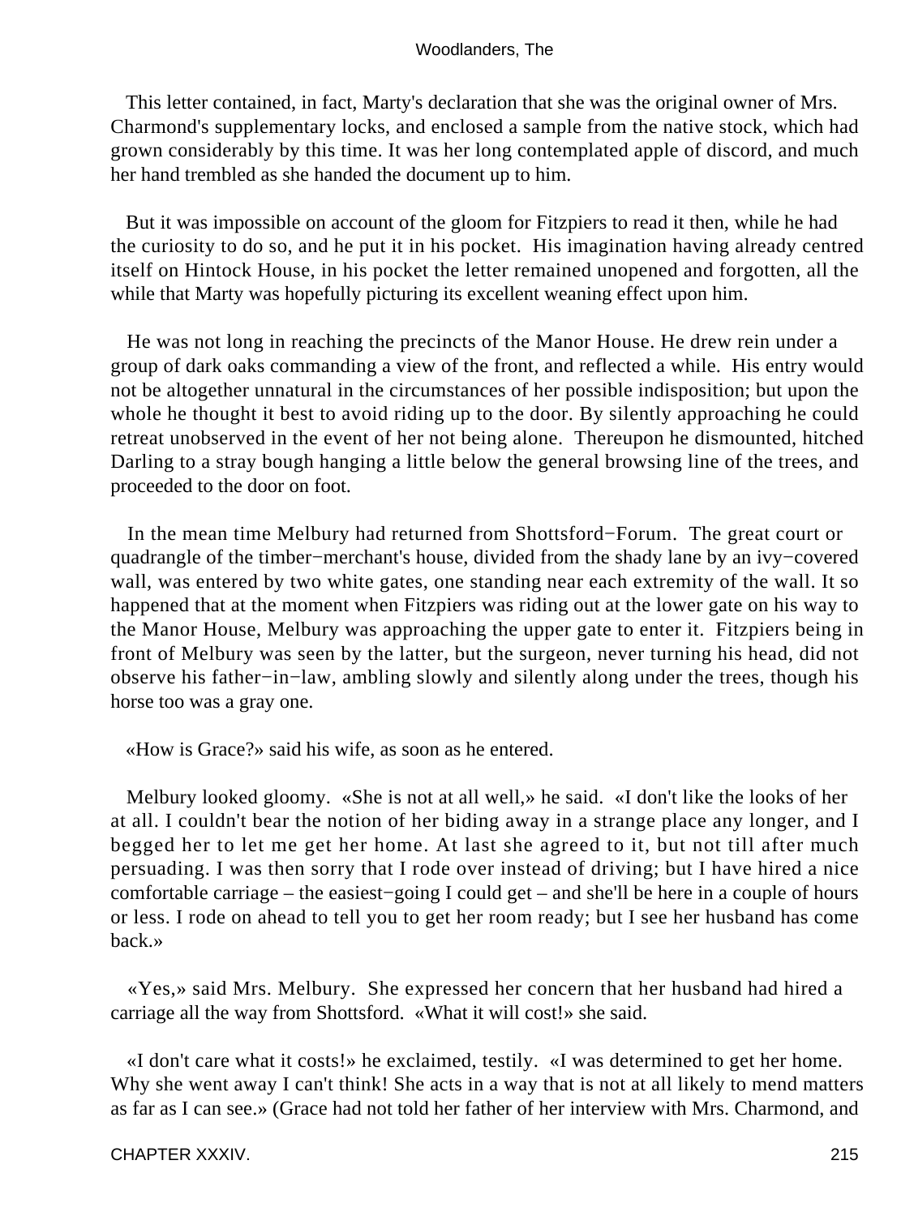This letter contained, in fact, Marty's declaration that she was the original owner of Mrs. Charmond's supplementary locks, and enclosed a sample from the native stock, which had grown considerably by this time. It was her long contemplated apple of discord, and much her hand trembled as she handed the document up to him.

But it was impossible on account of the gloom for Fitzpiers to read it then, while he had the curiosity to do so, and he put it in his pocket. His imagination having already centred itself on Hintock House, in his pocket the letter remained unopened and forgotten, all the while that Marty was hopefully picturing its excellent weaning effect upon him.

He was not long in reaching the precincts of the Manor House. He drew rein under a group of dark oaks commanding a view of the front, and reflected a while. His entry would not be altogether unnatural in the circumstances of her possible indisposition; but upon the whole he thought it best to avoid riding up to the door. By silently approaching he could retreat unobserved in the event of her not being alone. Thereupon he dismounted, hitched Darling to a stray bough hanging a little below the general browsing line of the trees, and proceeded to the door on foot.

In the mean time Melbury had returned from Shottsford−Forum. The great court or quadrangle of the timber−merchant's house, divided from the shady lane by an ivy−covered wall, was entered by two white gates, one standing near each extremity of the wall. It so happened that at the moment when Fitzpiers was riding out at the lower gate on his way to the Manor House, Melbury was approaching the upper gate to enter it. Fitzpiers being in front of Melbury was seen by the latter, but the surgeon, never turning his head, did not observe his father−in−law, ambling slowly and silently along under the trees, though his horse too was a gray one.

«How is Grace?» said his wife, as soon as he entered.

Melbury looked gloomy. «She is not at all well,» he said. «I don't like the looks of her at all. I couldn't bear the notion of her biding away in a strange place any longer, and I begged her to let me get her home. At last she agreed to it, but not till after much persuading. I was then sorry that I rode over instead of driving; but I have hired a nice comfortable carriage – the easiest−going I could get – and she'll be here in a couple of hours or less. I rode on ahead to tell you to get her room ready; but I see her husband has come back.»

«Yes,» said Mrs. Melbury. She expressed her concern that her husband had hired a carriage all the way from Shottsford. «What it will cost!» she said.

«I don't care what it costs!» he exclaimed, testily. «I was determined to get her home. Why she went away I can't think! She acts in a way that is not at all likely to mend matters as far as I can see.» (Grace had not told her father of her interview with Mrs. Charmond, and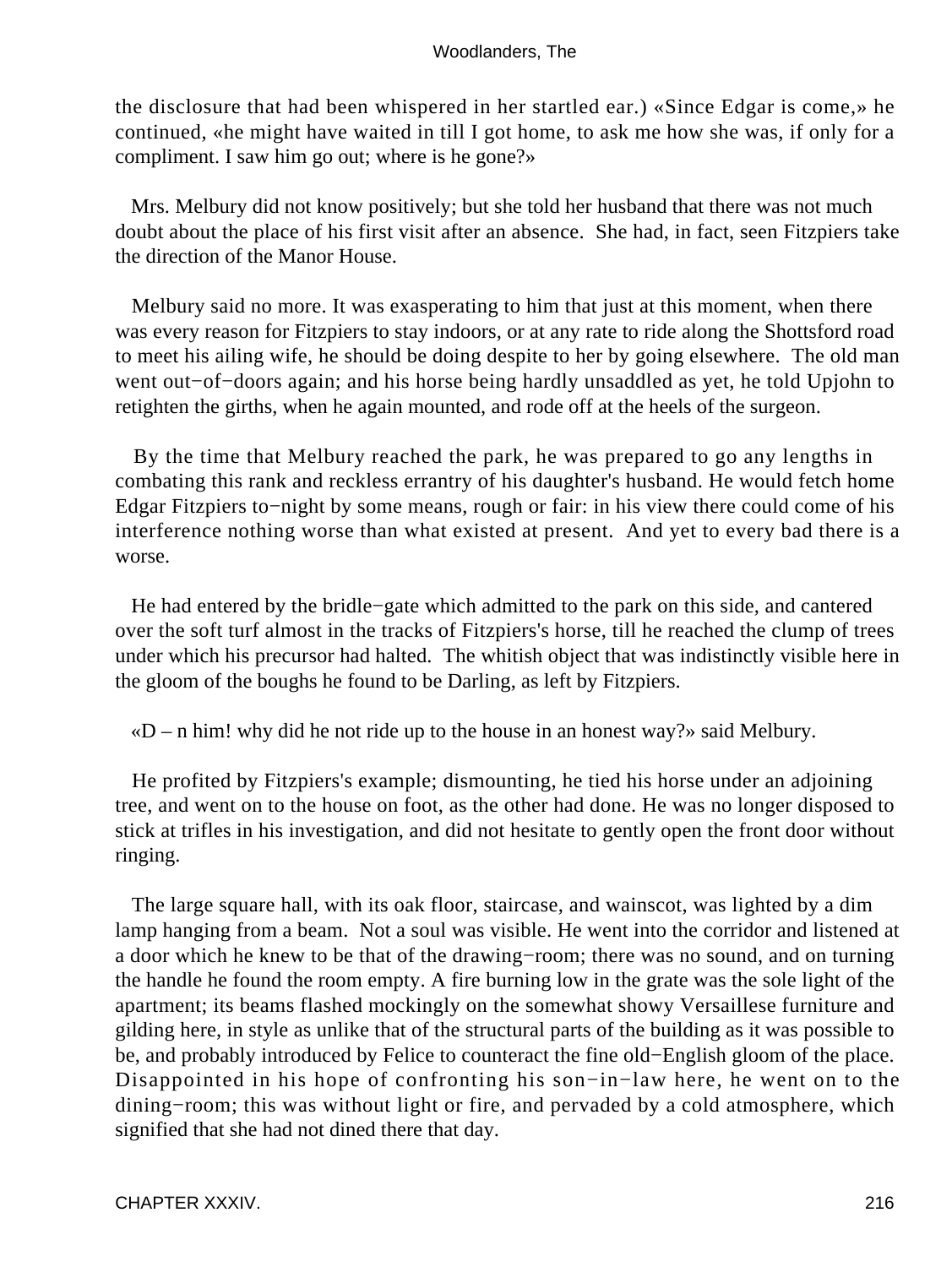the disclosure that had been whispered in her startled ear.) «Since Edgar is come,» he continued, «he might have waited in till I got home, to ask me how she was, if only for a compliment. I saw him go out; where is he gone?»

Mrs. Melbury did not know positively; but she told her husband that there was not much doubt about the place of his first visit after an absence. She had, in fact, seen Fitzpiers take the direction of the Manor House.

Melbury said no more. It was exasperating to him that just at this moment, when there was every reason for Fitzpiers to stay indoors, or at any rate to ride along the Shottsford road to meet his ailing wife, he should be doing despite to her by going elsewhere. The old man went out−of−doors again; and his horse being hardly unsaddled as yet, he told Upjohn to retighten the girths, when he again mounted, and rode off at the heels of the surgeon.

By the time that Melbury reached the park, he was prepared to go any lengths in combating this rank and reckless errantry of his daughter's husband. He would fetch home Edgar Fitzpiers to−night by some means, rough or fair: in his view there could come of his interference nothing worse than what existed at present. And yet to every bad there is a worse.

He had entered by the bridle−gate which admitted to the park on this side, and cantered over the soft turf almost in the tracks of Fitzpiers's horse, till he reached the clump of trees under which his precursor had halted. The whitish object that was indistinctly visible here in the gloom of the boughs he found to be Darling, as left by Fitzpiers.

«D – n him! why did he not ride up to the house in an honest way?» said Melbury.

He profited by Fitzpiers's example; dismounting, he tied his horse under an adjoining tree, and went on to the house on foot, as the other had done. He was no longer disposed to stick at trifles in his investigation, and did not hesitate to gently open the front door without ringing.

The large square hall, with its oak floor, staircase, and wainscot, was lighted by a dim lamp hanging from a beam. Not a soul was visible. He went into the corridor and listened at a door which he knew to be that of the drawing−room; there was no sound, and on turning the handle he found the room empty. A fire burning low in the grate was the sole light of the apartment; its beams flashed mockingly on the somewhat showy Versaillese furniture and gilding here, in style as unlike that of the structural parts of the building as it was possible to be, and probably introduced by Felice to counteract the fine old−English gloom of the place. Disappointed in his hope of confronting his son−in−law here, he went on to the dining−room; this was without light or fire, and pervaded by a cold atmosphere, which signified that she had not dined there that day.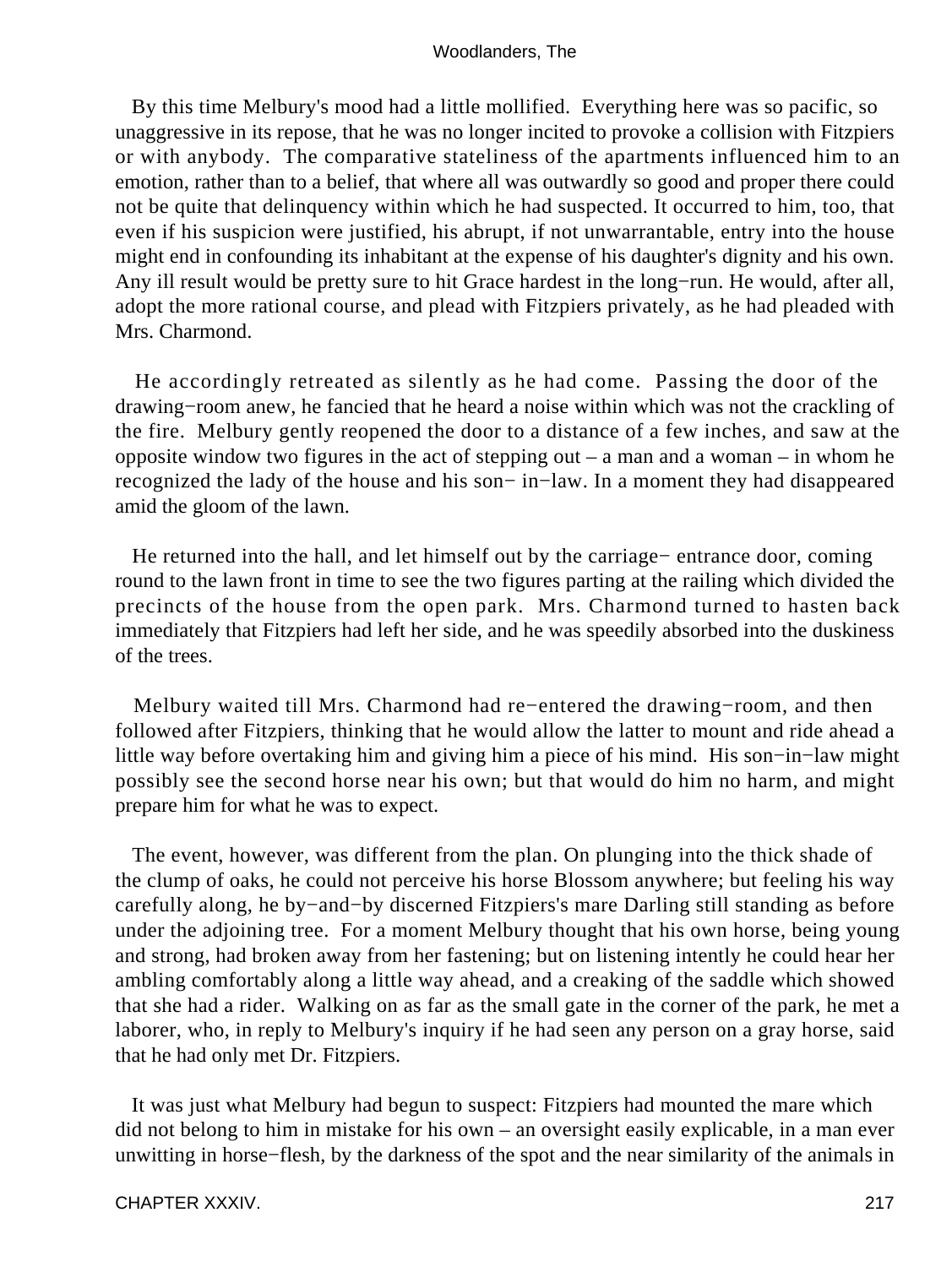By this time Melbury's mood had a little mollified. Everything here was so pacific, so unaggressive in its repose, that he was no longer incited to provoke a collision with Fitzpiers or with anybody. The comparative stateliness of the apartments influenced him to an emotion, rather than to a belief, that where all was outwardly so good and proper there could not be quite that delinquency within which he had suspected. It occurred to him, too, that even if his suspicion were justified, his abrupt, if not unwarrantable, entry into the house might end in confounding its inhabitant at the expense of his daughter's dignity and his own. Any ill result would be pretty sure to hit Grace hardest in the long−run. He would, after all, adopt the more rational course, and plead with Fitzpiers privately, as he had pleaded with Mrs. Charmond.

He accordingly retreated as silently as he had come. Passing the door of the drawing−room anew, he fancied that he heard a noise within which was not the crackling of the fire. Melbury gently reopened the door to a distance of a few inches, and saw at the opposite window two figures in the act of stepping out – a man and a woman – in whom he recognized the lady of the house and his son− in−law. In a moment they had disappeared amid the gloom of the lawn.

He returned into the hall, and let himself out by the carriage− entrance door, coming round to the lawn front in time to see the two figures parting at the railing which divided the precincts of the house from the open park. Mrs. Charmond turned to hasten back immediately that Fitzpiers had left her side, and he was speedily absorbed into the duskiness of the trees.

Melbury waited till Mrs. Charmond had re−entered the drawing−room, and then followed after Fitzpiers, thinking that he would allow the latter to mount and ride ahead a little way before overtaking him and giving him a piece of his mind. His son−in−law might possibly see the second horse near his own; but that would do him no harm, and might prepare him for what he was to expect.

The event, however, was different from the plan. On plunging into the thick shade of the clump of oaks, he could not perceive his horse Blossom anywhere; but feeling his way carefully along, he by−and−by discerned Fitzpiers's mare Darling still standing as before under the adjoining tree. For a moment Melbury thought that his own horse, being young and strong, had broken away from her fastening; but on listening intently he could hear her ambling comfortably along a little way ahead, and a creaking of the saddle which showed that she had a rider. Walking on as far as the small gate in the corner of the park, he met a laborer, who, in reply to Melbury's inquiry if he had seen any person on a gray horse, said that he had only met Dr. Fitzpiers.

It was just what Melbury had begun to suspect: Fitzpiers had mounted the mare which did not belong to him in mistake for his own – an oversight easily explicable, in a man ever unwitting in horse−flesh, by the darkness of the spot and the near similarity of the animals in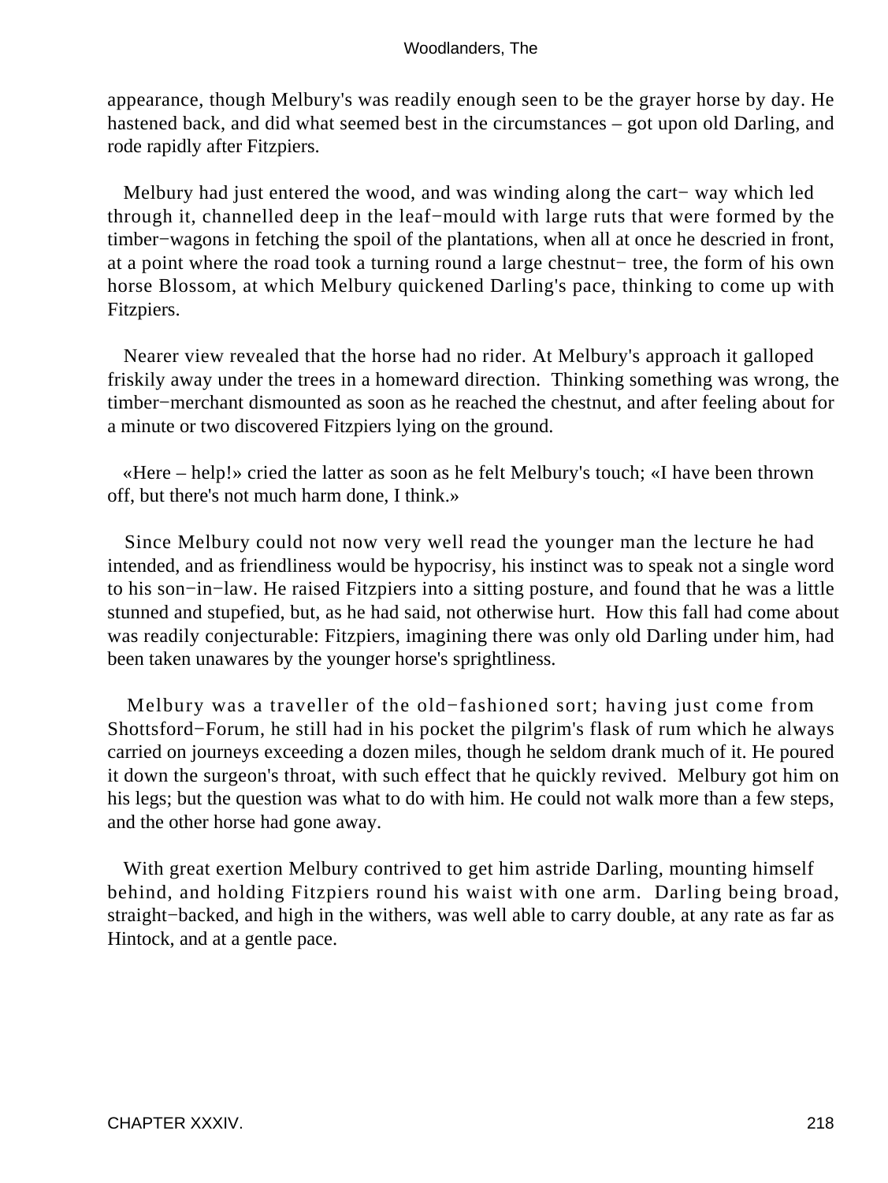appearance, though Melbury's was readily enough seen to be the grayer horse by day. He hastened back, and did what seemed best in the circumstances – got upon old Darling, and rode rapidly after Fitzpiers.

Melbury had just entered the wood, and was winding along the cart− way which led through it, channelled deep in the leaf−mould with large ruts that were formed by the timber−wagons in fetching the spoil of the plantations, when all at once he descried in front, at a point where the road took a turning round a large chestnut− tree, the form of his own horse Blossom, at which Melbury quickened Darling's pace, thinking to come up with Fitzpiers.

Nearer view revealed that the horse had no rider. At Melbury's approach it galloped friskily away under the trees in a homeward direction. Thinking something was wrong, the timber−merchant dismounted as soon as he reached the chestnut, and after feeling about for a minute or two discovered Fitzpiers lying on the ground.

«Here – help!» cried the latter as soon as he felt Melbury's touch; «I have been thrown off, but there's not much harm done, I think.»

Since Melbury could not now very well read the younger man the lecture he had intended, and as friendliness would be hypocrisy, his instinct was to speak not a single word to his son−in−law. He raised Fitzpiers into a sitting posture, and found that he was a little stunned and stupefied, but, as he had said, not otherwise hurt. How this fall had come about was readily conjecturable: Fitzpiers, imagining there was only old Darling under him, had been taken unawares by the younger horse's sprightliness.

Melbury was a traveller of the old−fashioned sort; having just come from Shottsford−Forum, he still had in his pocket the pilgrim's flask of rum which he always carried on journeys exceeding a dozen miles, though he seldom drank much of it. He poured it down the surgeon's throat, with such effect that he quickly revived. Melbury got him on his legs; but the question was what to do with him. He could not walk more than a few steps, and the other horse had gone away.

With great exertion Melbury contrived to get him astride Darling, mounting himself behind, and holding Fitzpiers round his waist with one arm. Darling being broad, straight−backed, and high in the withers, was well able to carry double, at any rate as far as Hintock, and at a gentle pace.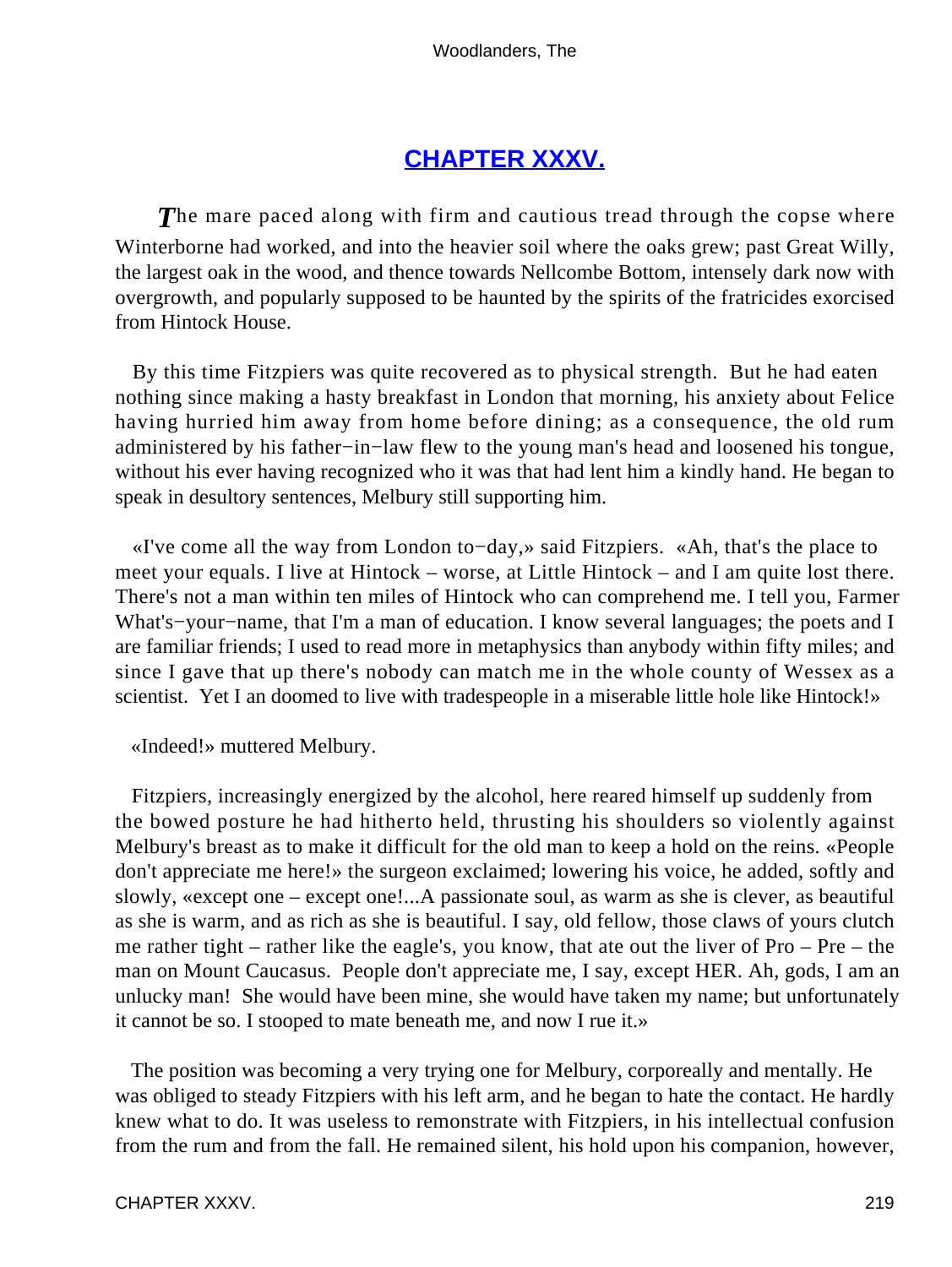## [CHAPTER XXXV.](#)

*T*he mare paced along with firm and cautious tread through the copse where Winterborne had worked, and into the heavier soil where the oaks grew; past Great Willy, the largest oak in the wood, and thence towards Nellcombe Bottom, intensely dark now with overgrowth, and popularly supposed to be haunted by the spirits of the fratricides exorcised from Hintock House.

By this time Fitzpiers was quite recovered as to physical strength. But he had eaten nothing since making a hasty breakfast in London that morning, his anxiety about Felice having hurried him away from home before dining; as a consequence, the old rum administered by his father−in−law flew to the young man's head and loosened his tongue, without his ever having recognized who it was that had lent him a kindly hand. He began to speak in desultory sentences, Melbury still supporting him.

«I've come all the way from London to−day,» said Fitzpiers. «Ah, that's the place to meet your equals. I live at Hintock – worse, at Little Hintock – and I am quite lost there. There's not a man within ten miles of Hintock who can comprehend me. I tell you, Farmer What's−your−name, that I'm a man of education. I know several languages; the poets and I are familiar friends; I used to read more in metaphysics than anybody within fifty miles; and since I gave that up there's nobody can match me in the whole county of Wessex as a scientist. Yet I an doomed to live with tradespeople in a miserable little hole like Hintock!»

«Indeed!» muttered Melbury.

Fitzpiers, increasingly energized by the alcohol, here reared himself up suddenly from the bowed posture he had hitherto held, thrusting his shoulders so violently against Melbury's breast as to make it difficult for the old man to keep a hold on the reins. «People don't appreciate me here!» the surgeon exclaimed; lowering his voice, he added, softly and slowly, «except one – except one!...A passionate soul, as warm as she is clever, as beautiful as she is warm, and as rich as she is beautiful. I say, old fellow, those claws of yours clutch me rather tight – rather like the eagle's, you know, that ate out the liver of Pro – Pre – the man on Mount Caucasus. People don't appreciate me, I say, except HER. Ah, gods, I am an unlucky man! She would have been mine, she would have taken my name; but unfortunately it cannot be so. I stooped to mate beneath me, and now I rue it.»

The position was becoming a very trying one for Melbury, corporeally and mentally. He was obliged to steady Fitzpiers with his left arm, and he began to hate the contact. He hardly knew what to do. It was useless to remonstrate with Fitzpiers, in his intellectual confusion from the rum and from the fall. He remained silent, his hold upon his companion, however,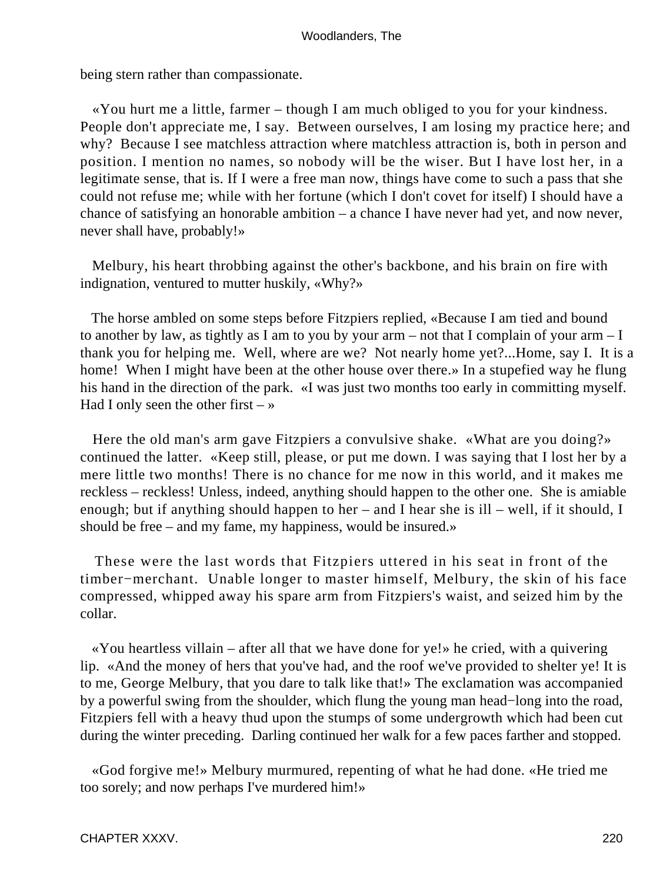being stern rather than compassionate.

«You hurt me a little, farmer – though I am much obliged to you for your kindness. People don't appreciate me, I say. Between ourselves, I am losing my practice here; and why? Because I see matchless attraction where matchless attraction is, both in person and position. I mention no names, so nobody will be the wiser. But I have lost her, in a legitimate sense, that is. If I were a free man now, things have come to such a pass that she could not refuse me; while with her fortune (which I don't covet for itself) I should have a chance of satisfying an honorable ambition – a chance I have never had yet, and now never, never shall have, probably!»

Melbury, his heart throbbing against the other's backbone, and his brain on fire with indignation, ventured to mutter huskily, «Why?»

The horse ambled on some steps before Fitzpiers replied, «Because I am tied and bound to another by law, as tightly as I am to you by your arm – not that I complain of your arm – I thank you for helping me. Well, where are we? Not nearly home yet?...Home, say I. It is a home! When I might have been at the other house over there.» In a stupefied way he flung his hand in the direction of the park. «I was just two months too early in committing myself. Had I only seen the other first – »

Here the old man's arm gave Fitzpiers a convulsive shake. «What are you doing?» continued the latter. «Keep still, please, or put me down. I was saying that I lost her by a mere little two months! There is no chance for me now in this world, and it makes me reckless – reckless! Unless, indeed, anything should happen to the other one. She is amiable enough; but if anything should happen to her – and I hear she is ill – well, if it should, I should be free – and my fame, my happiness, would be insured.»

These were the last words that Fitzpiers uttered in his seat in front of the timber−merchant. Unable longer to master himself, Melbury, the skin of his face compressed, whipped away his spare arm from Fitzpiers's waist, and seized him by the collar.

«You heartless villain – after all that we have done for ye!» he cried, with a quivering lip. «And the money of hers that you've had, and the roof we've provided to shelter ye! It is to me, George Melbury, that you dare to talk like that!» The exclamation was accompanied by a powerful swing from the shoulder, which flung the young man head−long into the road, Fitzpiers fell with a heavy thud upon the stumps of some undergrowth which had been cut during the winter preceding. Darling continued her walk for a few paces farther and stopped.

«God forgive me!» Melbury murmured, repenting of what he had done. «He tried me too sorely; and now perhaps I've murdered him!»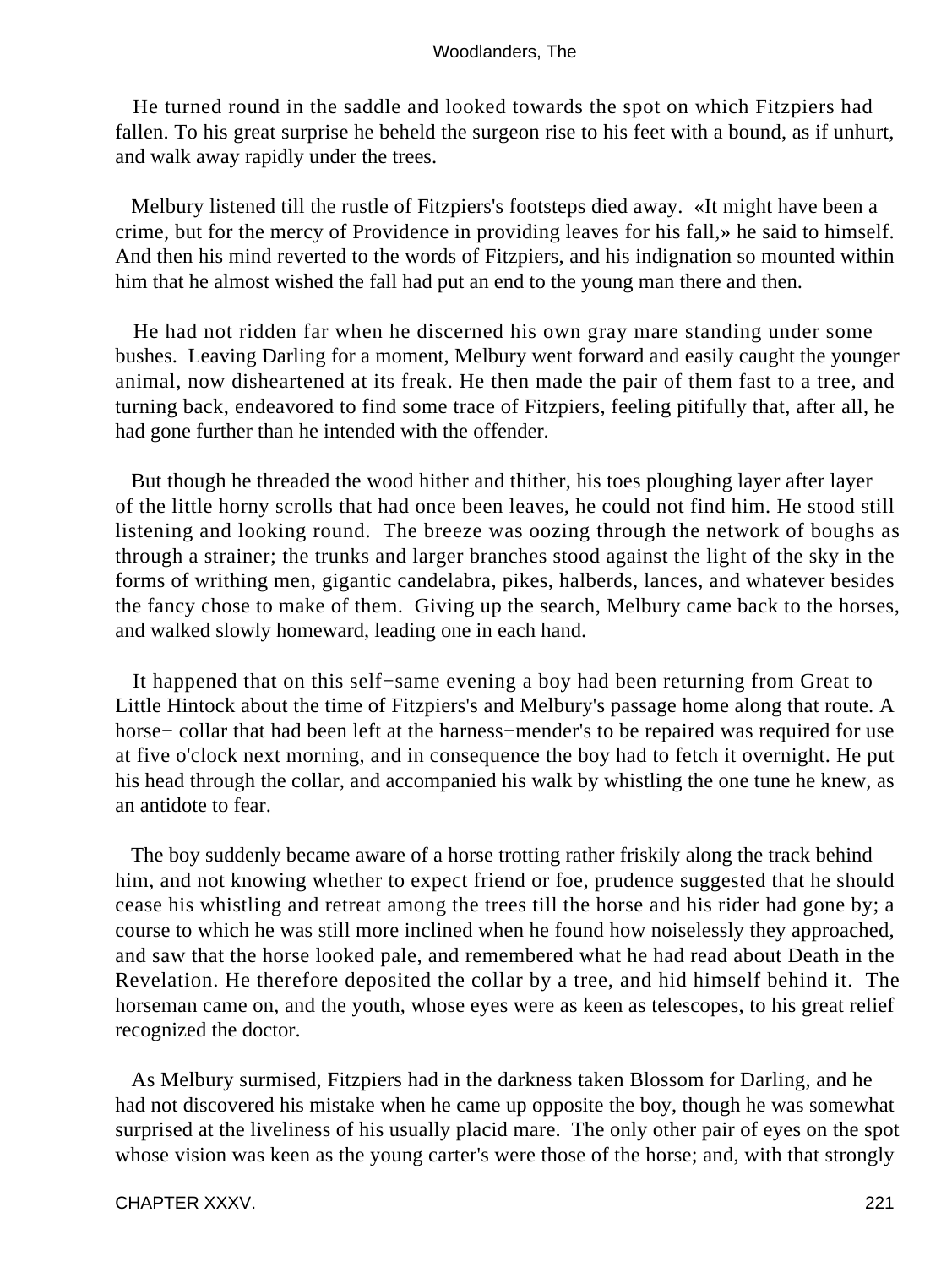He turned round in the saddle and looked towards the spot on which Fitzpiers had fallen. To his great surprise he beheld the surgeon rise to his feet with a bound, as if unhurt, and walk away rapidly under the trees.

Melbury listened till the rustle of Fitzpiers's footsteps died away. «It might have been a crime, but for the mercy of Providence in providing leaves for his fall,» he said to himself. And then his mind reverted to the words of Fitzpiers, and his indignation so mounted within him that he almost wished the fall had put an end to the young man there and then.

He had not ridden far when he discerned his own gray mare standing under some bushes. Leaving Darling for a moment, Melbury went forward and easily caught the younger animal, now disheartened at its freak. He then made the pair of them fast to a tree, and turning back, endeavored to find some trace of Fitzpiers, feeling pitifully that, after all, he had gone further than he intended with the offender.

But though he threaded the wood hither and thither, his toes ploughing layer after layer of the little horny scrolls that had once been leaves, he could not find him. He stood still listening and looking round. The breeze was oozing through the network of boughs as through a strainer; the trunks and larger branches stood against the light of the sky in the forms of writhing men, gigantic candelabra, pikes, halberds, lances, and whatever besides the fancy chose to make of them. Giving up the search, Melbury came back to the horses, and walked slowly homeward, leading one in each hand.

It happened that on this self−same evening a boy had been returning from Great to Little Hintock about the time of Fitzpiers's and Melbury's passage home along that route. A horse− collar that had been left at the harness−mender's to be repaired was required for use at five o'clock next morning, and in consequence the boy had to fetch it overnight. He put his head through the collar, and accompanied his walk by whistling the one tune he knew, as an antidote to fear.

The boy suddenly became aware of a horse trotting rather friskily along the track behind him, and not knowing whether to expect friend or foe, prudence suggested that he should cease his whistling and retreat among the trees till the horse and his rider had gone by; a course to which he was still more inclined when he found how noiselessly they approached, and saw that the horse looked pale, and remembered what he had read about Death in the Revelation. He therefore deposited the collar by a tree, and hid himself behind it. The horseman came on, and the youth, whose eyes were as keen as telescopes, to his great relief recognized the doctor.

As Melbury surmised, Fitzpiers had in the darkness taken Blossom for Darling, and he had not discovered his mistake when he came up opposite the boy, though he was somewhat surprised at the liveliness of his usually placid mare. The only other pair of eyes on the spot whose vision was keen as the young carter's were those of the horse; and, with that strongly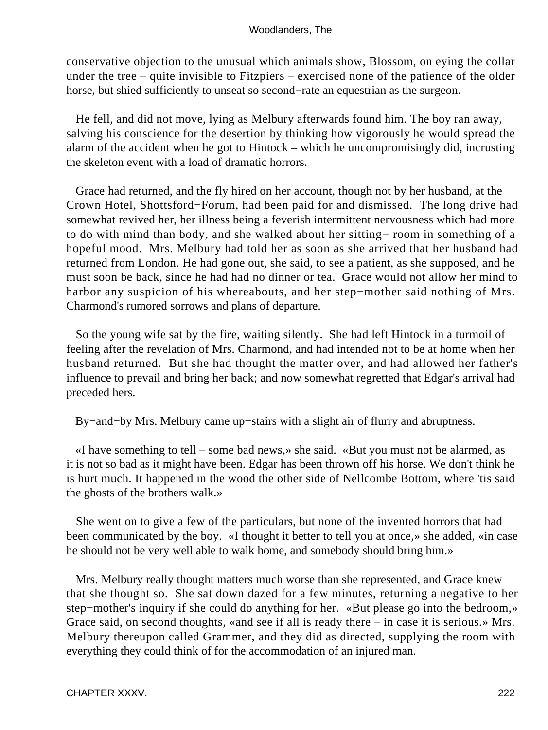conservative objection to the unusual which animals show, Blossom, on eying the collar under the tree – quite invisible to Fitzpiers – exercised none of the patience of the older horse, but shied sufficiently to unseat so second−rate an equestrian as the surgeon.

He fell, and did not move, lying as Melbury afterwards found him. The boy ran away, salving his conscience for the desertion by thinking how vigorously he would spread the alarm of the accident when he got to Hintock – which he uncompromisingly did, incrusting the skeleton event with a load of dramatic horrors.

Grace had returned, and the fly hired on her account, though not by her husband, at the Crown Hotel, Shottsford−Forum, had been paid for and dismissed. The long drive had somewhat revived her, her illness being a feverish intermittent nervousness which had more to do with mind than body, and she walked about her sitting− room in something of a hopeful mood. Mrs. Melbury had told her as soon as she arrived that her husband had returned from London. He had gone out, she said, to see a patient, as she supposed, and he must soon be back, since he had had no dinner or tea. Grace would not allow her mind to harbor any suspicion of his whereabouts, and her step−mother said nothing of Mrs. Charmond's rumored sorrows and plans of departure.

So the young wife sat by the fire, waiting silently. She had left Hintock in a turmoil of feeling after the revelation of Mrs. Charmond, and had intended not to be at home when her husband returned. But she had thought the matter over, and had allowed her father's influence to prevail and bring her back; and now somewhat regretted that Edgar's arrival had preceded hers.

By−and−by Mrs. Melbury came up−stairs with a slight air of flurry and abruptness.

«I have something to tell – some bad news,» she said. «But you must not be alarmed, as it is not so bad as it might have been. Edgar has been thrown off his horse. We don't think he is hurt much. It happened in the wood the other side of Nellcombe Bottom, where 'tis said the ghosts of the brothers walk.»

She went on to give a few of the particulars, but none of the invented horrors that had been communicated by the boy. «I thought it better to tell you at once,» she added, «in case he should not be very well able to walk home, and somebody should bring him.»

Mrs. Melbury really thought matters much worse than she represented, and Grace knew that she thought so. She sat down dazed for a few minutes, returning a negative to her step−mother's inquiry if she could do anything for her. «But please go into the bedroom,» Grace said, on second thoughts, «and see if all is ready there – in case it is serious.» Mrs. Melbury thereupon called Grammer, and they did as directed, supplying the room with everything they could think of for the accommodation of an injured man.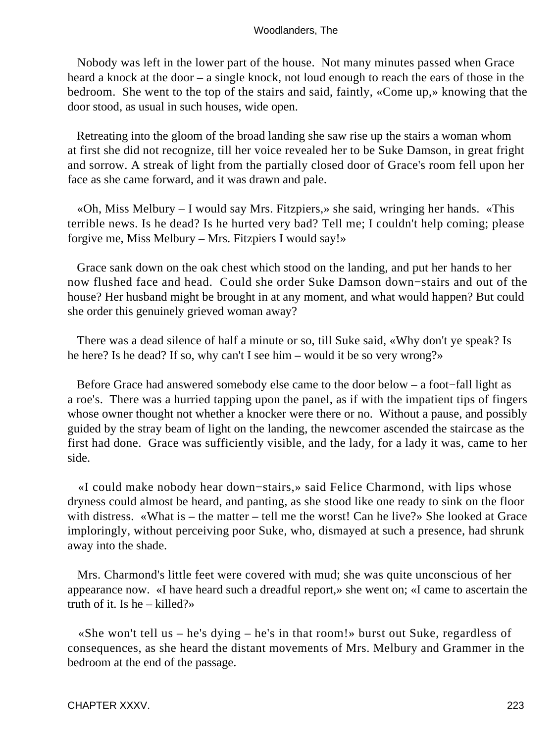Nobody was left in the lower part of the house. Not many minutes passed when Grace heard a knock at the door – a single knock, not loud enough to reach the ears of those in the bedroom. She went to the top of the stairs and said, faintly, «Come up,» knowing that the door stood, as usual in such houses, wide open.

Retreating into the gloom of the broad landing she saw rise up the stairs a woman whom at first she did not recognize, till her voice revealed her to be Suke Damson, in great fright and sorrow. A streak of light from the partially closed door of Grace's room fell upon her face as she came forward, and it was drawn and pale.

«Oh, Miss Melbury – I would say Mrs. Fitzpiers,» she said, wringing her hands. «This terrible news. Is he dead? Is he hurted very bad? Tell me; I couldn't help coming; please forgive me, Miss Melbury – Mrs. Fitzpiers I would say!»

Grace sank down on the oak chest which stood on the landing, and put her hands to her now flushed face and head. Could she order Suke Damson down−stairs and out of the house? Her husband might be brought in at any moment, and what would happen? But could she order this genuinely grieved woman away?

There was a dead silence of half a minute or so, till Suke said, «Why don't ye speak? Is he here? Is he dead? If so, why can't I see him – would it be so very wrong?»

Before Grace had answered somebody else came to the door below – a foot−fall light as a roe's. There was a hurried tapping upon the panel, as if with the impatient tips of fingers whose owner thought not whether a knocker were there or no. Without a pause, and possibly guided by the stray beam of light on the landing, the newcomer ascended the staircase as the first had done. Grace was sufficiently visible, and the lady, for a lady it was, came to her side.

«I could make nobody hear down−stairs,» said Felice Charmond, with lips whose dryness could almost be heard, and panting, as she stood like one ready to sink on the floor with distress. «What is – the matter – tell me the worst! Can he live?» She looked at Grace imploringly, without perceiving poor Suke, who, dismayed at such a presence, had shrunk away into the shade.

Mrs. Charmond's little feet were covered with mud; she was quite unconscious of her appearance now. «I have heard such a dreadful report,» she went on; «I came to ascertain the truth of it. Is he – killed?»

«She won't tell us – he's dying – he's in that room!» burst out Suke, regardless of consequences, as she heard the distant movements of Mrs. Melbury and Grammer in the bedroom at the end of the passage.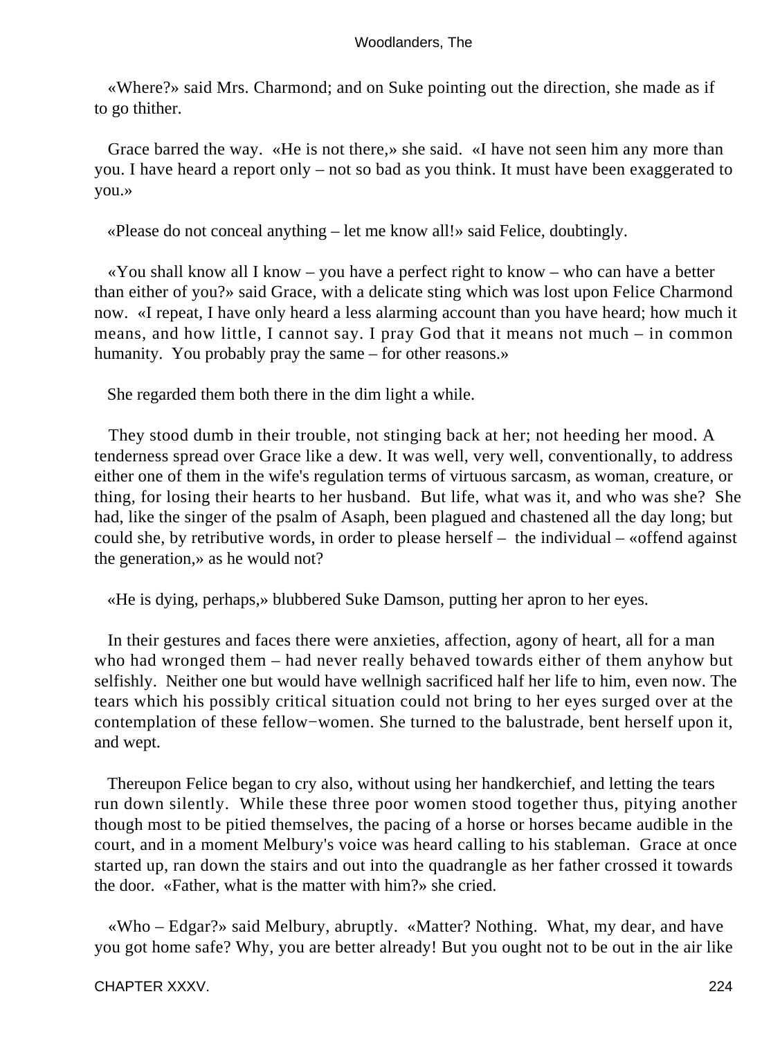«Where?» said Mrs. Charmond; and on Suke pointing out the direction, she made as if to go thither.

Grace barred the way. «He is not there,» she said. «I have not seen him any more than you. I have heard a report only – not so bad as you think. It must have been exaggerated to you.»

«Please do not conceal anything – let me know all!» said Felice, doubtingly.

«You shall know all I know – you have a perfect right to know – who can have a better than either of you?» said Grace, with a delicate sting which was lost upon Felice Charmond now. «I repeat, I have only heard a less alarming account than you have heard; how much it means, and how little, I cannot say. I pray God that it means not much – in common humanity. You probably pray the same – for other reasons.»

She regarded them both there in the dim light a while.

They stood dumb in their trouble, not stinging back at her; not heeding her mood. A tenderness spread over Grace like a dew. It was well, very well, conventionally, to address either one of them in the wife's regulation terms of virtuous sarcasm, as woman, creature, or thing, for losing their hearts to her husband. But life, what was it, and who was she? She had, like the singer of the psalm of Asaph, been plagued and chastened all the day long; but could she, by retributive words, in order to please herself – the individual – «offend against the generation,» as he would not?

«He is dying, perhaps,» blubbered Suke Damson, putting her apron to her eyes.

In their gestures and faces there were anxieties, affection, agony of heart, all for a man who had wronged them – had never really behaved towards either of them anyhow but selfishly. Neither one but would have wellnigh sacrificed half her life to him, even now. The tears which his possibly critical situation could not bring to her eyes surged over at the contemplation of these fellow−women. She turned to the balustrade, bent herself upon it, and wept.

Thereupon Felice began to cry also, without using her handkerchief, and letting the tears run down silently. While these three poor women stood together thus, pitying another though most to be pitied themselves, the pacing of a horse or horses became audible in the court, and in a moment Melbury's voice was heard calling to his stableman. Grace at once started up, ran down the stairs and out into the quadrangle as her father crossed it towards the door. «Father, what is the matter with him?» she cried.

«Who – Edgar?» said Melbury, abruptly. «Matter? Nothing. What, my dear, and have you got home safe? Why, you are better already! But you ought not to be out in the air like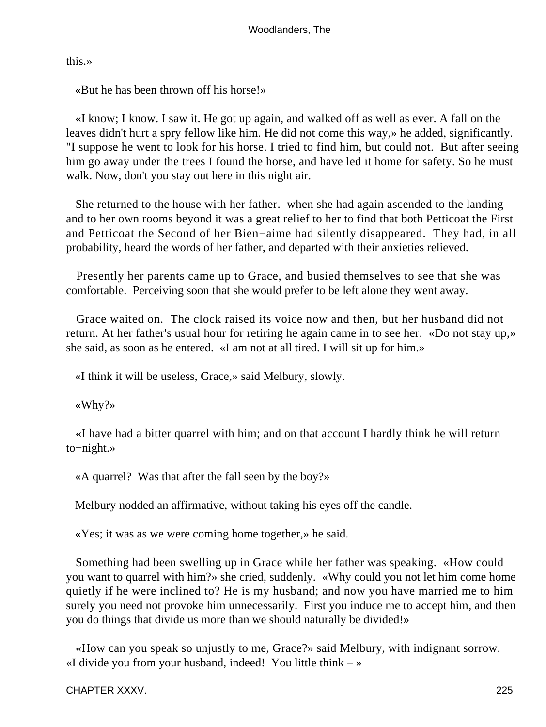this.»

«But he has been thrown off his horse!»

«I know; I know. I saw it. He got up again, and walked off as well as ever. A fall on the leaves didn't hurt a spry fellow like him. He did not come this way,» he added, significantly. "I suppose he went to look for his horse. I tried to find him, but could not. But after seeing him go away under the trees I found the horse, and have led it home for safety. So he must walk. Now, don't you stay out here in this night air.

She returned to the house with her father. when she had again ascended to the landing and to her own rooms beyond it was a great relief to her to find that both Petticoat the First and Petticoat the Second of her Bien−aime had silently disappeared. They had, in all probability, heard the words of her father, and departed with their anxieties relieved.

Presently her parents came up to Grace, and busied themselves to see that she was comfortable. Perceiving soon that she would prefer to be left alone they went away.

Grace waited on. The clock raised its voice now and then, but her husband did not return. At her father's usual hour for retiring he again came in to see her. «Do not stay up,» she said, as soon as he entered. «I am not at all tired. I will sit up for him.»

«I think it will be useless, Grace,» said Melbury, slowly.

«Why?»

«I have had a bitter quarrel with him; and on that account I hardly think he will return to−night.»

«A quarrel? Was that after the fall seen by the boy?»

Melbury nodded an affirmative, without taking his eyes off the candle.

«Yes; it was as we were coming home together,» he said.

Something had been swelling up in Grace while her father was speaking. «How could you want to quarrel with him?» she cried, suddenly. «Why could you not let him come home quietly if he were inclined to? He is my husband; and now you have married me to him surely you need not provoke him unnecessarily. First you induce me to accept him, and then you do things that divide us more than we should naturally be divided!»

«How can you speak so unjustly to me, Grace?» said Melbury, with indignant sorrow. «I divide you from your husband, indeed! You little think – »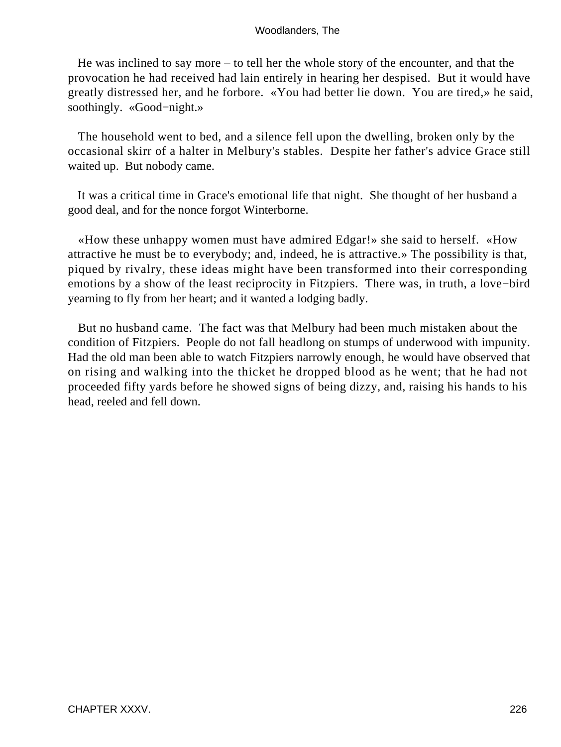He was inclined to say more – to tell her the whole story of the encounter, and that the provocation he had received had lain entirely in hearing her despised. But it would have greatly distressed her, and he forbore. «You had better lie down. You are tired,» he said, soothingly. «Good−night.»

The household went to bed, and a silence fell upon the dwelling, broken only by the occasional skirr of a halter in Melbury's stables. Despite her father's advice Grace still waited up. But nobody came.

It was a critical time in Grace's emotional life that night. She thought of her husband a good deal, and for the nonce forgot Winterborne.

«How these unhappy women must have admired Edgar!» she said to herself. «How attractive he must be to everybody; and, indeed, he is attractive.» The possibility is that, piqued by rivalry, these ideas might have been transformed into their corresponding emotions by a show of the least reciprocity in Fitzpiers. There was, in truth, a love−bird yearning to fly from her heart; and it wanted a lodging badly.

But no husband came. The fact was that Melbury had been much mistaken about the condition of Fitzpiers. People do not fall headlong on stumps of underwood with impunity. Had the old man been able to watch Fitzpiers narrowly enough, he would have observed that on rising and walking into the thicket he dropped blood as he went; that he had not proceeded fifty yards before he showed signs of being dizzy, and, raising his hands to his head, reeled and fell down.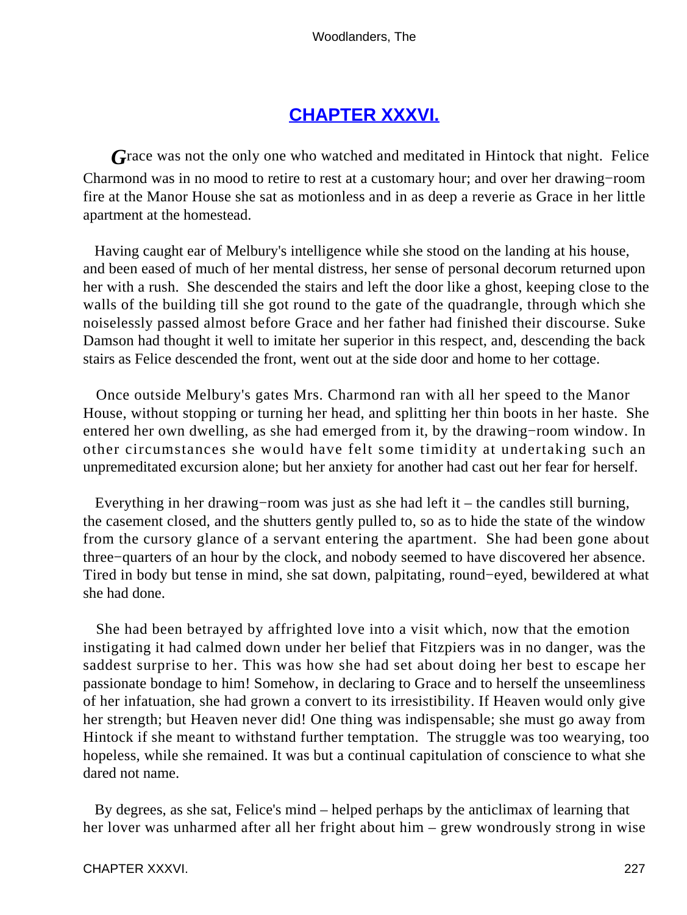## CHAPTER XXXVI.

*G*race was not the only one who watched and meditated in Hintock that night. Felice Charmond was in no mood to retire to rest at a customary hour; and over her drawing−room fire at the Manor House she sat as motionless and in as deep a reverie as Grace in her little apartment at the homestead.

Having caught ear of Melbury's intelligence while she stood on the landing at his house, and been eased of much of her mental distress, her sense of personal decorum returned upon her with a rush. She descended the stairs and left the door like a ghost, keeping close to the walls of the building till she got round to the gate of the quadrangle, through which she noiselessly passed almost before Grace and her father had finished their discourse. Suke Damson had thought it well to imitate her superior in this respect, and, descending the back stairs as Felice descended the front, went out at the side door and home to her cottage.

Once outside Melbury's gates Mrs. Charmond ran with all her speed to the Manor House, without stopping or turning her head, and splitting her thin boots in her haste. She entered her own dwelling, as she had emerged from it, by the drawing−room window. In other circumstances she would have felt some timidity at undertaking such an unpremeditated excursion alone; but her anxiety for another had cast out her fear for herself.

Everything in her drawing−room was just as she had left it – the candles still burning, the casement closed, and the shutters gently pulled to, so as to hide the state of the window from the cursory glance of a servant entering the apartment. She had been gone about three−quarters of an hour by the clock, and nobody seemed to have discovered her absence. Tired in body but tense in mind, she sat down, palpitating, round−eyed, bewildered at what she had done.

She had been betrayed by affrighted love into a visit which, now that the emotion instigating it had calmed down under her belief that Fitzpiers was in no danger, was the saddest surprise to her. This was how she had set about doing her best to escape her passionate bondage to him! Somehow, in declaring to Grace and to herself the unseemliness of her infatuation, she had grown a convert to its irresistibility. If Heaven would only give her strength; but Heaven never did! One thing was indispensable; she must go away from Hintock if she meant to withstand further temptation. The struggle was too wearying, too hopeless, while she remained. It was but a continual capitulation of conscience to what she dared not name.

By degrees, as she sat, Felice's mind – helped perhaps by the anticlimax of learning that her lover was unharmed after all her fright about him – grew wondrously strong in wise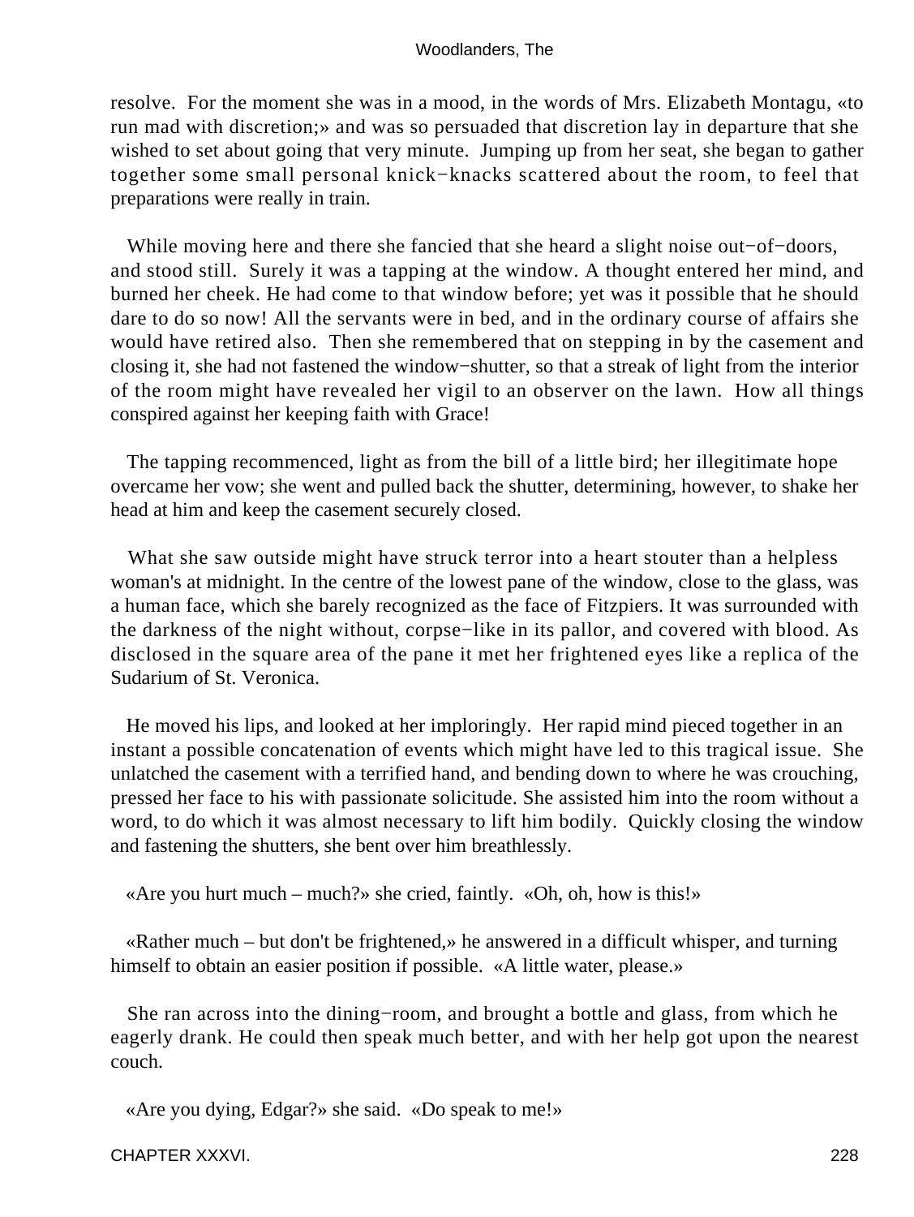resolve. For the moment she was in a mood, in the words of Mrs. Elizabeth Montagu, «to run mad with discretion;» and was so persuaded that discretion lay in departure that she wished to set about going that very minute. Jumping up from her seat, she began to gather together some small personal knick−knacks scattered about the room, to feel that preparations were really in train.

While moving here and there she fancied that she heard a slight noise out−of−doors, and stood still. Surely it was a tapping at the window. A thought entered her mind, and burned her cheek. He had come to that window before; yet was it possible that he should dare to do so now! All the servants were in bed, and in the ordinary course of affairs she would have retired also. Then she remembered that on stepping in by the casement and closing it, she had not fastened the window−shutter, so that a streak of light from the interior of the room might have revealed her vigil to an observer on the lawn. How all things conspired against her keeping faith with Grace!

The tapping recommenced, light as from the bill of a little bird; her illegitimate hope overcame her vow; she went and pulled back the shutter, determining, however, to shake her head at him and keep the casement securely closed.

What she saw outside might have struck terror into a heart stouter than a helpless woman's at midnight. In the centre of the lowest pane of the window, close to the glass, was a human face, which she barely recognized as the face of Fitzpiers. It was surrounded with the darkness of the night without, corpse−like in its pallor, and covered with blood. As disclosed in the square area of the pane it met her frightened eyes like a replica of the Sudarium of St. Veronica.

He moved his lips, and looked at her imploringly. Her rapid mind pieced together in an instant a possible concatenation of events which might have led to this tragical issue. She unlatched the casement with a terrified hand, and bending down to where he was crouching, pressed her face to his with passionate solicitude. She assisted him into the room without a word, to do which it was almost necessary to lift him bodily. Quickly closing the window and fastening the shutters, she bent over him breathlessly.

«Are you hurt much – much?» she cried, faintly. «Oh, oh, how is this!»

«Rather much – but don't be frightened,» he answered in a difficult whisper, and turning himself to obtain an easier position if possible. «A little water, please.»

She ran across into the dining−room, and brought a bottle and glass, from which he eagerly drank. He could then speak much better, and with her help got upon the nearest couch.

«Are you dying, Edgar?» she said. «Do speak to me!»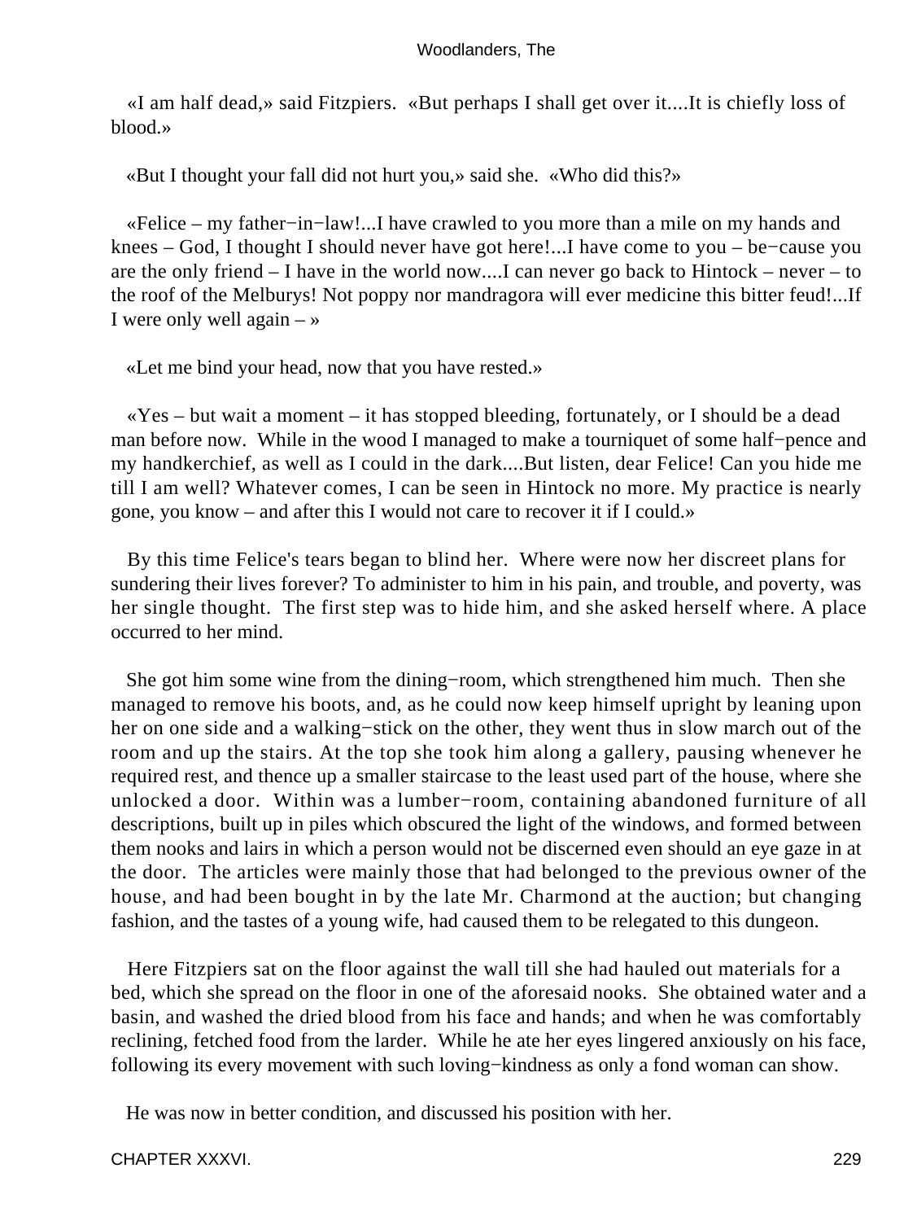«I am half dead,» said Fitzpiers. «But perhaps I shall get over it....It is chiefly loss of blood.»

«But I thought your fall did not hurt you,» said she. «Who did this?»

«Felice – my father−in−law!...I have crawled to you more than a mile on my hands and knees – God, I thought I should never have got here!...I have come to you – be−cause you are the only friend – I have in the world now....I can never go back to Hintock – never – to the roof of the Melburys! Not poppy nor mandragora will ever medicine this bitter feud!...If I were only well again – »

«Let me bind your head, now that you have rested.»

«Yes – but wait a moment – it has stopped bleeding, fortunately, or I should be a dead man before now. While in the wood I managed to make a tourniquet of some half−pence and my handkerchief, as well as I could in the dark....But listen, dear Felice! Can you hide me till I am well? Whatever comes, I can be seen in Hintock no more. My practice is nearly gone, you know – and after this I would not care to recover it if I could.»

By this time Felice's tears began to blind her. Where were now her discreet plans for sundering their lives forever? To administer to him in his pain, and trouble, and poverty, was her single thought. The first step was to hide him, and she asked herself where. A place occurred to her mind.

She got him some wine from the dining−room, which strengthened him much. Then she managed to remove his boots, and, as he could now keep himself upright by leaning upon her on one side and a walking−stick on the other, they went thus in slow march out of the room and up the stairs. At the top she took him along a gallery, pausing whenever he required rest, and thence up a smaller staircase to the least used part of the house, where she unlocked a door. Within was a lumber−room, containing abandoned furniture of all descriptions, built up in piles which obscured the light of the windows, and formed between them nooks and lairs in which a person would not be discerned even should an eye gaze in at the door. The articles were mainly those that had belonged to the previous owner of the house, and had been bought in by the late Mr. Charmond at the auction; but changing fashion, and the tastes of a young wife, had caused them to be relegated to this dungeon.

Here Fitzpiers sat on the floor against the wall till she had hauled out materials for a bed, which she spread on the floor in one of the aforesaid nooks. She obtained water and a basin, and washed the dried blood from his face and hands; and when he was comfortably reclining, fetched food from the larder. While he ate her eyes lingered anxiously on his face, following its every movement with such loving−kindness as only a fond woman can show.

He was now in better condition, and discussed his position with her.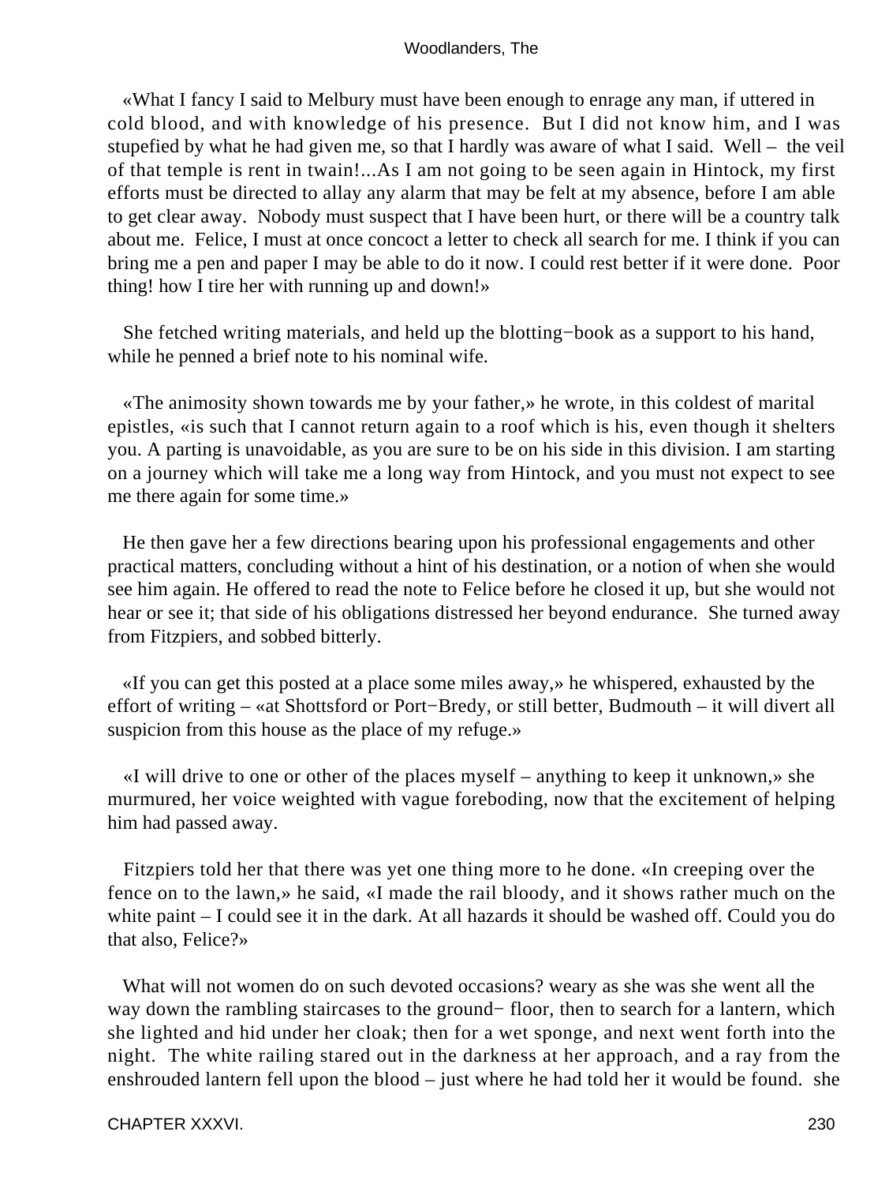«What I fancy I said to Melbury must have been enough to enrage any man, if uttered in cold blood, and with knowledge of his presence. But I did not know him, and I was stupefied by what he had given me, so that I hardly was aware of what I said. Well – the veil of that temple is rent in twain!...As I am not going to be seen again in Hintock, my first efforts must be directed to allay any alarm that may be felt at my absence, before I am able to get clear away. Nobody must suspect that I have been hurt, or there will be a country talk about me. Felice, I must at once concoct a letter to check all search for me. I think if you can bring me a pen and paper I may be able to do it now. I could rest better if it were done. Poor thing! how I tire her with running up and down!»

She fetched writing materials, and held up the blotting−book as a support to his hand, while he penned a brief note to his nominal wife.

«The animosity shown towards me by your father,» he wrote, in this coldest of marital epistles, «is such that I cannot return again to a roof which is his, even though it shelters you. A parting is unavoidable, as you are sure to be on his side in this division. I am starting on a journey which will take me a long way from Hintock, and you must not expect to see me there again for some time.»

He then gave her a few directions bearing upon his professional engagements and other practical matters, concluding without a hint of his destination, or a notion of when she would see him again. He offered to read the note to Felice before he closed it up, but she would not hear or see it; that side of his obligations distressed her beyond endurance. She turned away from Fitzpiers, and sobbed bitterly.

«If you can get this posted at a place some miles away,» he whispered, exhausted by the effort of writing – «at Shottsford or Port−Bredy, or still better, Budmouth – it will divert all suspicion from this house as the place of my refuge.»

«I will drive to one or other of the places myself – anything to keep it unknown,» she murmured, her voice weighted with vague foreboding, now that the excitement of helping him had passed away.

Fitzpiers told her that there was yet one thing more to he done. «In creeping over the fence on to the lawn,» he said, «I made the rail bloody, and it shows rather much on the white paint – I could see it in the dark. At all hazards it should be washed off. Could you do that also, Felice?»

What will not women do on such devoted occasions? weary as she was she went all the way down the rambling staircases to the ground− floor, then to search for a lantern, which she lighted and hid under her cloak; then for a wet sponge, and next went forth into the night. The white railing stared out in the darkness at her approach, and a ray from the enshrouded lantern fell upon the blood – just where he had told her it would be found. she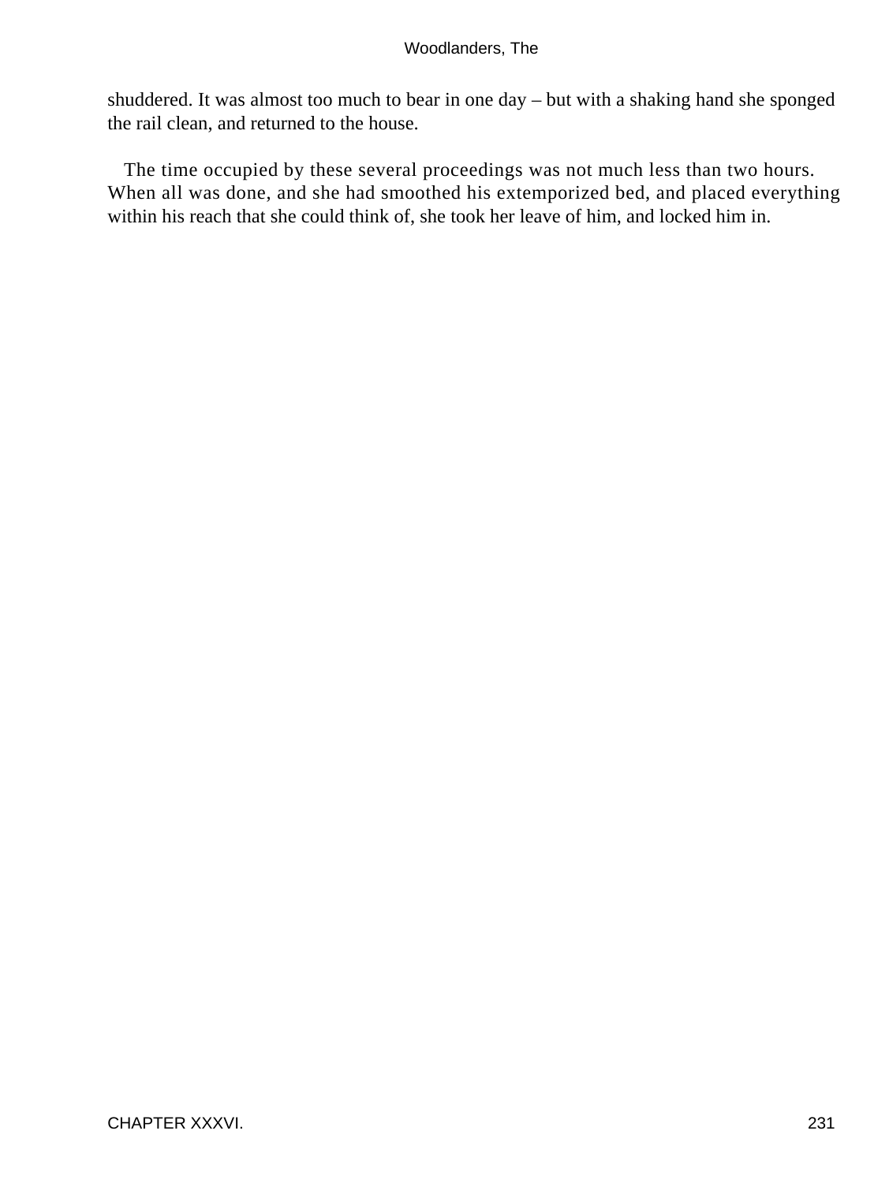shuddered. It was almost too much to bear in one day – but with a shaking hand she sponged the rail clean, and returned to the house.

The time occupied by these several proceedings was not much less than two hours. When all was done, and she had smoothed his extemporized bed, and placed everything within his reach that she could think of, she took her leave of him, and locked him in.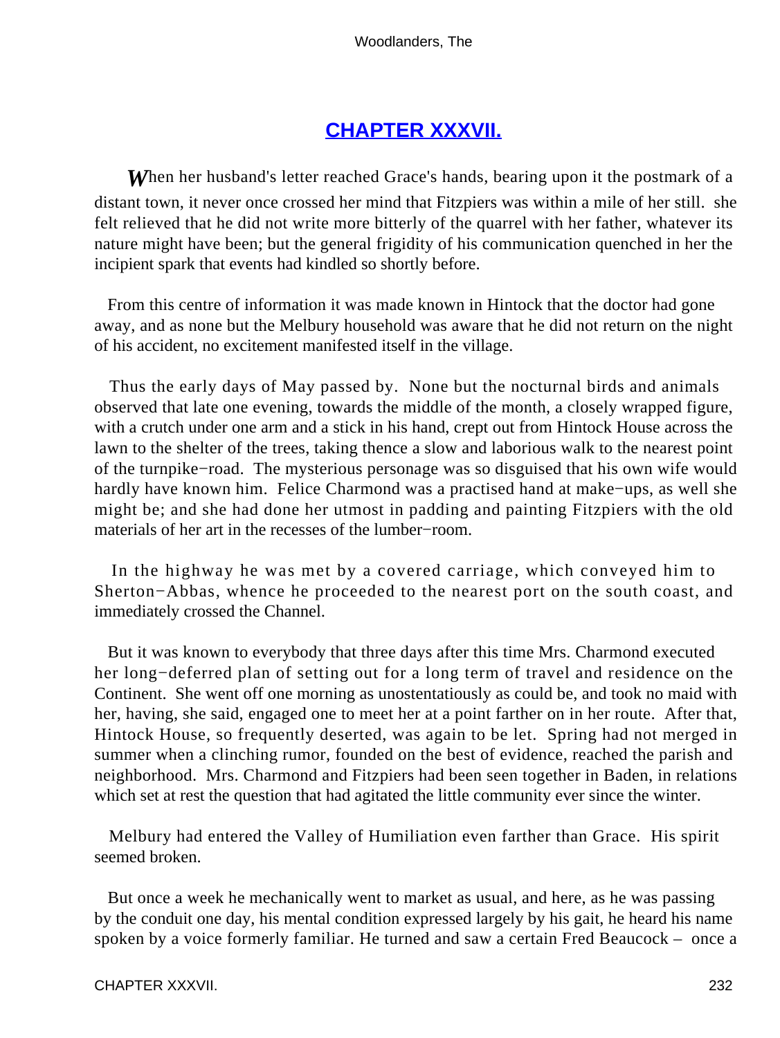## CHAPTER XXXVII.

When her husband's letter reached Grace's hands, bearing upon it the postmark of a distant town, it never once crossed her mind that Fitzpiers was within a mile of her still. she felt relieved that he did not write more bitterly of the quarrel with her father, whatever its nature might have been; but the general frigidity of his communication quenched in her the incipient spark that events had kindled so shortly before.

From this centre of information it was made known in Hintock that the doctor had gone away, and as none but the Melbury household was aware that he did not return on the night of his accident, no excitement manifested itself in the village.

Thus the early days of May passed by. None but the nocturnal birds and animals observed that late one evening, towards the middle of the month, a closely wrapped figure, with a crutch under one arm and a stick in his hand, crept out from Hintock House across the lawn to the shelter of the trees, taking thence a slow and laborious walk to the nearest point of the turnpike−road. The mysterious personage was so disguised that his own wife would hardly have known him. Felice Charmond was a practised hand at make−ups, as well she might be; and she had done her utmost in padding and painting Fitzpiers with the old materials of her art in the recesses of the lumber−room.

In the highway he was met by a covered carriage, which conveyed him to Sherton−Abbas, whence he proceeded to the nearest port on the south coast, and immediately crossed the Channel.

But it was known to everybody that three days after this time Mrs. Charmond executed her long−deferred plan of setting out for a long term of travel and residence on the Continent. She went off one morning as unostentatiously as could be, and took no maid with her, having, she said, engaged one to meet her at a point farther on in her route. After that, Hintock House, so frequently deserted, was again to be let. Spring had not merged in summer when a clinching rumor, founded on the best of evidence, reached the parish and neighborhood. Mrs. Charmond and Fitzpiers had been seen together in Baden, in relations which set at rest the question that had agitated the little community ever since the winter.

Melbury had entered the Valley of Humiliation even farther than Grace. His spirit seemed broken.

But once a week he mechanically went to market as usual, and here, as he was passing by the conduit one day, his mental condition expressed largely by his gait, he heard his name spoken by a voice formerly familiar. He turned and saw a certain Fred Beaucock – once a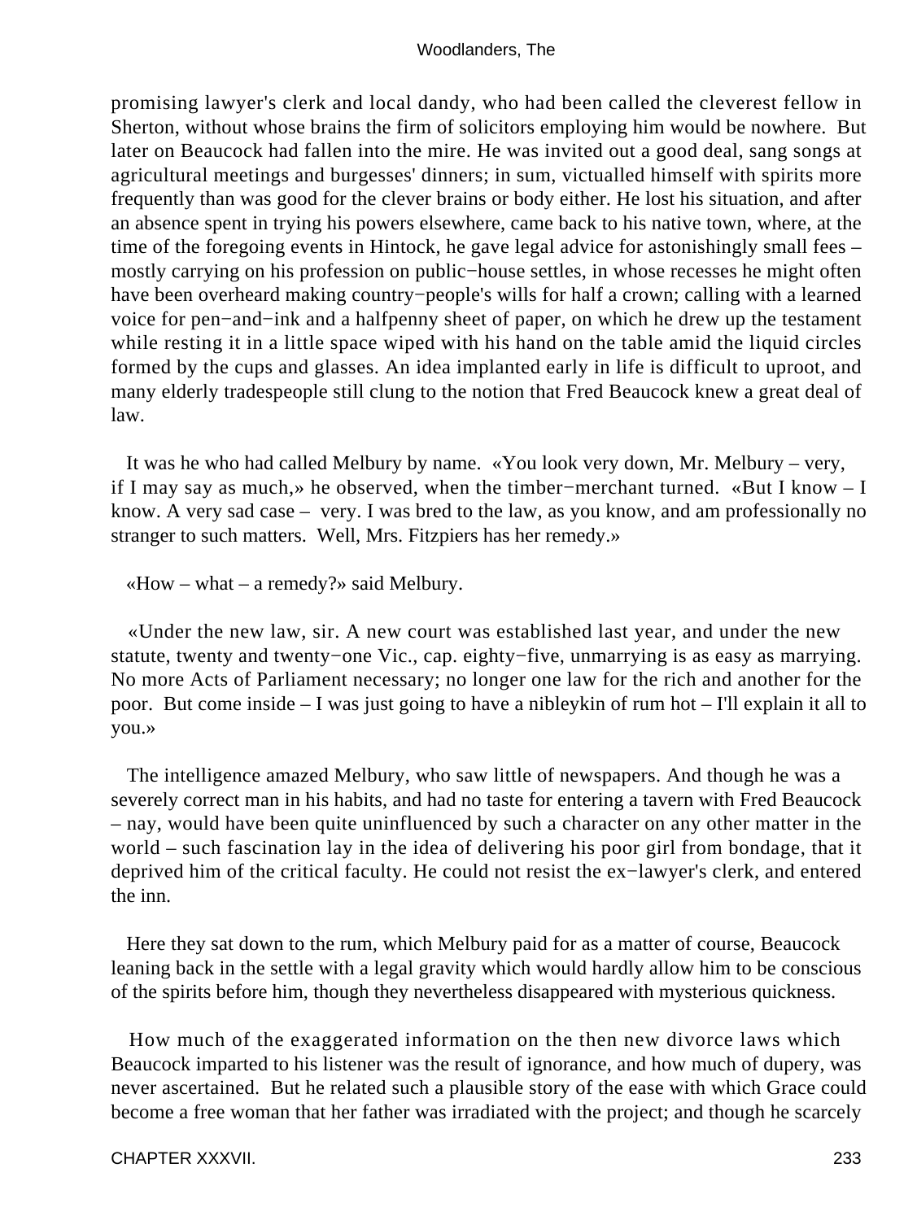promising lawyer's clerk and local dandy, who had been called the cleverest fellow in Sherton, without whose brains the firm of solicitors employing him would be nowhere. But later on Beaucock had fallen into the mire. He was invited out a good deal, sang songs at agricultural meetings and burgesses' dinners; in sum, victualled himself with spirits more frequently than was good for the clever brains or body either. He lost his situation, and after an absence spent in trying his powers elsewhere, came back to his native town, where, at the time of the foregoing events in Hintock, he gave legal advice for astonishingly small fees – mostly carrying on his profession on public−house settles, in whose recesses he might often have been overheard making country−people's wills for half a crown; calling with a learned voice for pen−and−ink and a halfpenny sheet of paper, on which he drew up the testament while resting it in a little space wiped with his hand on the table amid the liquid circles formed by the cups and glasses. An idea implanted early in life is difficult to uproot, and many elderly tradespeople still clung to the notion that Fred Beaucock knew a great deal of law.

It was he who had called Melbury by name. «You look very down, Mr. Melbury – very, if I may say as much,» he observed, when the timber−merchant turned. «But I know – I know. A very sad case – very. I was bred to the law, as you know, and am professionally no stranger to such matters. Well, Mrs. Fitzpiers has her remedy.»

«How – what – a remedy?» said Melbury.

«Under the new law, sir. A new court was established last year, and under the new statute, twenty and twenty−one Vic., cap. eighty−five, unmarrying is as easy as marrying. No more Acts of Parliament necessary; no longer one law for the rich and another for the poor. But come inside – I was just going to have a nibleykin of rum hot – I'll explain it all to you.»

The intelligence amazed Melbury, who saw little of newspapers. And though he was a severely correct man in his habits, and had no taste for entering a tavern with Fred Beaucock – nay, would have been quite uninfluenced by such a character on any other matter in the world – such fascination lay in the idea of delivering his poor girl from bondage, that it deprived him of the critical faculty. He could not resist the ex−lawyer's clerk, and entered the inn.

Here they sat down to the rum, which Melbury paid for as a matter of course, Beaucock leaning back in the settle with a legal gravity which would hardly allow him to be conscious of the spirits before him, though they nevertheless disappeared with mysterious quickness.

How much of the exaggerated information on the then new divorce laws which Beaucock imparted to his listener was the result of ignorance, and how much of dupery, was never ascertained. But he related such a plausible story of the ease with which Grace could become a free woman that her father was irradiated with the project; and though he scarcely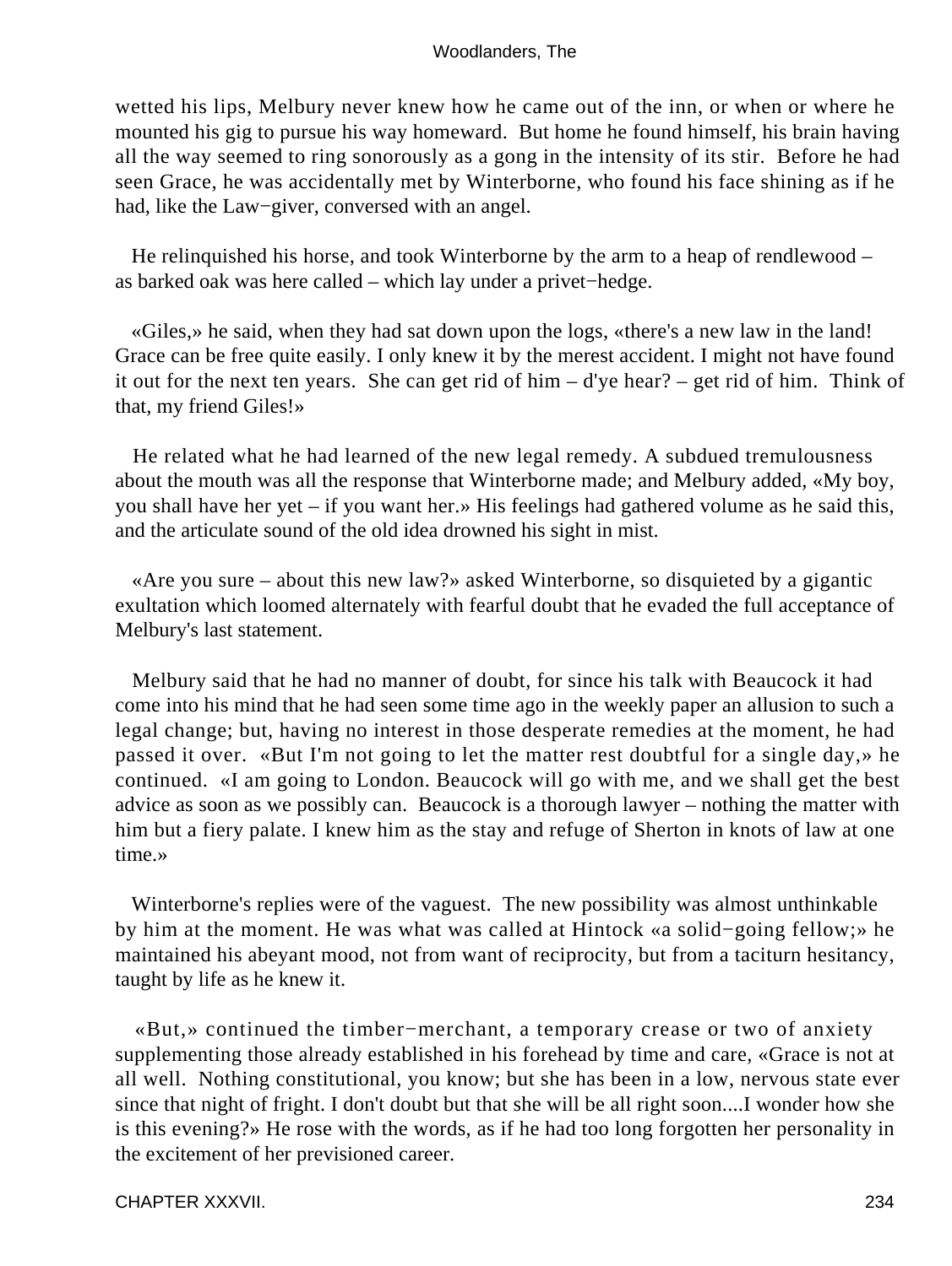wetted his lips, Melbury never knew how he came out of the inn, or when or where he mounted his gig to pursue his way homeward. But home he found himself, his brain having all the way seemed to ring sonorously as a gong in the intensity of its stir. Before he had seen Grace, he was accidentally met by Winterborne, who found his face shining as if he had, like the Law−giver, conversed with an angel.

He relinquished his horse, and took Winterborne by the arm to a heap of rendlewood – as barked oak was here called – which lay under a privet−hedge.

«Giles,» he said, when they had sat down upon the logs, «there's a new law in the land! Grace can be free quite easily. I only knew it by the merest accident. I might not have found it out for the next ten years. She can get rid of him – d'ye hear? – get rid of him. Think of that, my friend Giles!»

He related what he had learned of the new legal remedy. A subdued tremulousness about the mouth was all the response that Winterborne made; and Melbury added, «My boy, you shall have her yet – if you want her.» His feelings had gathered volume as he said this, and the articulate sound of the old idea drowned his sight in mist.

«Are you sure – about this new law?» asked Winterborne, so disquieted by a gigantic exultation which loomed alternately with fearful doubt that he evaded the full acceptance of Melbury's last statement.

Melbury said that he had no manner of doubt, for since his talk with Beaucock it had come into his mind that he had seen some time ago in the weekly paper an allusion to such a legal change; but, having no interest in those desperate remedies at the moment, he had passed it over. «But I'm not going to let the matter rest doubtful for a single day,» he continued. «I am going to London. Beaucock will go with me, and we shall get the best advice as soon as we possibly can. Beaucock is a thorough lawyer – nothing the matter with him but a fiery palate. I knew him as the stay and refuge of Sherton in knots of law at one time.»

Winterborne's replies were of the vaguest. The new possibility was almost unthinkable by him at the moment. He was what was called at Hintock «a solid−going fellow;» he maintained his abeyant mood, not from want of reciprocity, but from a taciturn hesitancy, taught by life as he knew it.

«But,» continued the timber−merchant, a temporary crease or two of anxiety supplementing those already established in his forehead by time and care, «Grace is not at all well. Nothing constitutional, you know; but she has been in a low, nervous state ever since that night of fright. I don't doubt but that she will be all right soon....I wonder how she is this evening?» He rose with the words, as if he had too long forgotten her personality in the excitement of her previsioned career.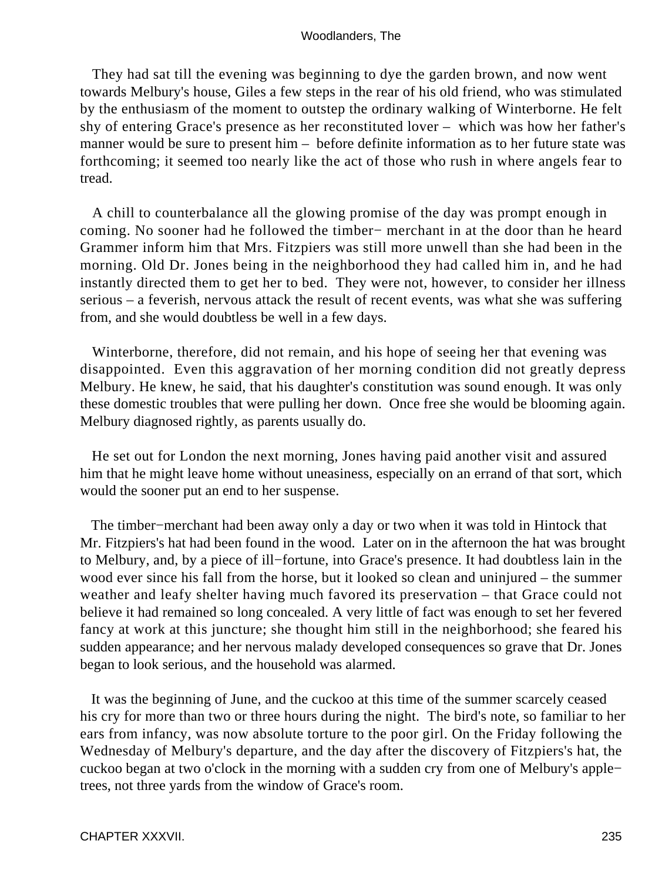They had sat till the evening was beginning to dye the garden brown, and now went towards Melbury's house, Giles a few steps in the rear of his old friend, who was stimulated by the enthusiasm of the moment to outstep the ordinary walking of Winterborne. He felt shy of entering Grace's presence as her reconstituted lover – which was how her father's manner would be sure to present him – before definite information as to her future state was forthcoming; it seemed too nearly like the act of those who rush in where angels fear to tread.

A chill to counterbalance all the glowing promise of the day was prompt enough in coming. No sooner had he followed the timber− merchant in at the door than he heard Grammer inform him that Mrs. Fitzpiers was still more unwell than she had been in the morning. Old Dr. Jones being in the neighborhood they had called him in, and he had instantly directed them to get her to bed. They were not, however, to consider her illness serious – a feverish, nervous attack the result of recent events, was what she was suffering from, and she would doubtless be well in a few days.

Winterborne, therefore, did not remain, and his hope of seeing her that evening was disappointed. Even this aggravation of her morning condition did not greatly depress Melbury. He knew, he said, that his daughter's constitution was sound enough. It was only these domestic troubles that were pulling her down. Once free she would be blooming again. Melbury diagnosed rightly, as parents usually do.

He set out for London the next morning, Jones having paid another visit and assured him that he might leave home without uneasiness, especially on an errand of that sort, which would the sooner put an end to her suspense.

The timber−merchant had been away only a day or two when it was told in Hintock that Mr. Fitzpiers's hat had been found in the wood. Later on in the afternoon the hat was brought to Melbury, and, by a piece of ill−fortune, into Grace's presence. It had doubtless lain in the wood ever since his fall from the horse, but it looked so clean and uninjured – the summer weather and leafy shelter having much favored its preservation – that Grace could not believe it had remained so long concealed. A very little of fact was enough to set her fevered fancy at work at this juncture; she thought him still in the neighborhood; she feared his sudden appearance; and her nervous malady developed consequences so grave that Dr. Jones began to look serious, and the household was alarmed.

It was the beginning of June, and the cuckoo at this time of the summer scarcely ceased his cry for more than two or three hours during the night. The bird's note, so familiar to her ears from infancy, was now absolute torture to the poor girl. On the Friday following the Wednesday of Melbury's departure, and the day after the discovery of Fitzpiers's hat, the cuckoo began at two o'clock in the morning with a sudden cry from one of Melbury's apple− trees, not three yards from the window of Grace's room.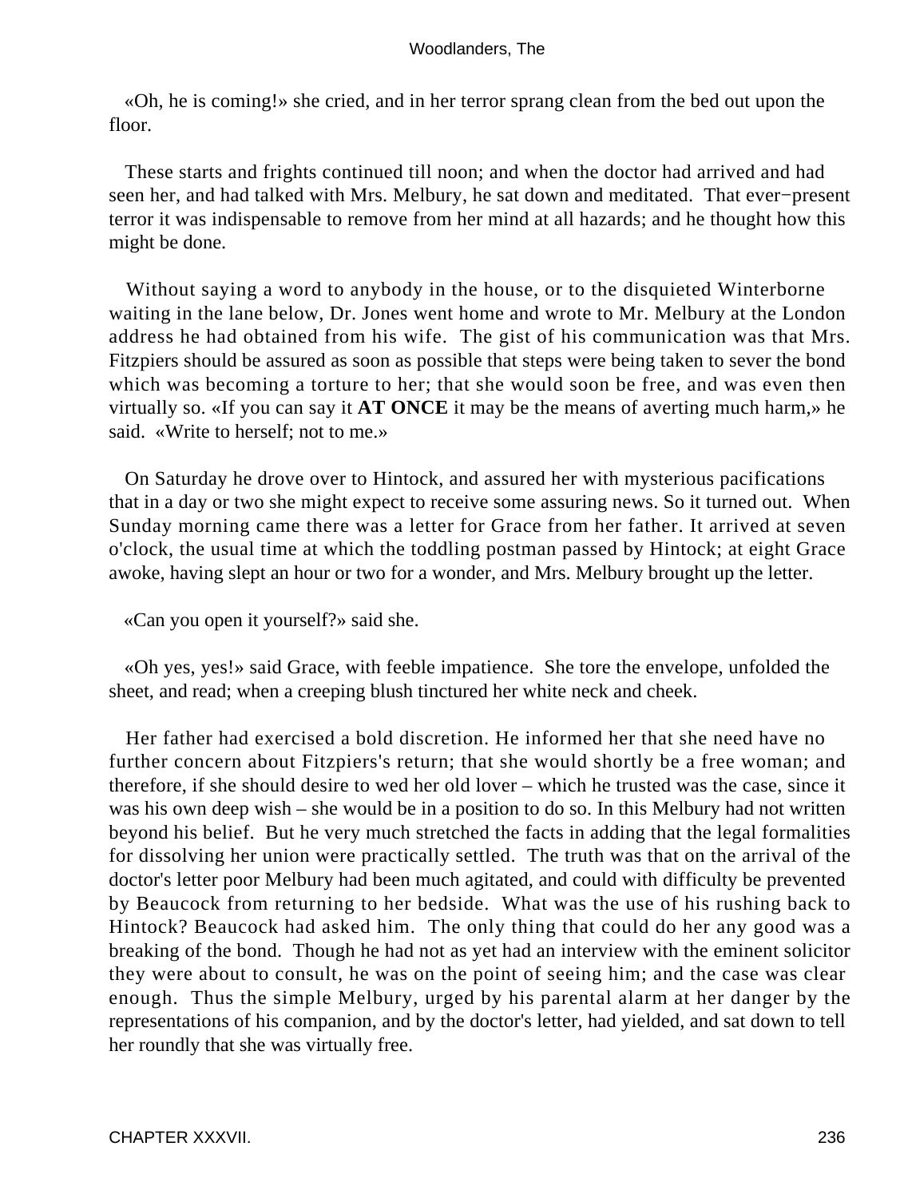«Oh, he is coming!» she cried, and in her terror sprang clean from the bed out upon the floor.

These starts and frights continued till noon; and when the doctor had arrived and had seen her, and had talked with Mrs. Melbury, he sat down and meditated. That ever−present terror it was indispensable to remove from her mind at all hazards; and he thought how this might be done.

Without saying a word to anybody in the house, or to the disquieted Winterborne waiting in the lane below, Dr. Jones went home and wrote to Mr. Melbury at the London address he had obtained from his wife. The gist of his communication was that Mrs. Fitzpiers should be assured as soon as possible that steps were being taken to sever the bond which was becoming a torture to her; that she would soon be free, and was even then virtually so. «If you can say it **AT ONCE** it may be the means of averting much harm,» he said. «Write to herself; not to me.»

On Saturday he drove over to Hintock, and assured her with mysterious pacifications that in a day or two she might expect to receive some assuring news. So it turned out. When Sunday morning came there was a letter for Grace from her father. It arrived at seven o'clock, the usual time at which the toddling postman passed by Hintock; at eight Grace awoke, having slept an hour or two for a wonder, and Mrs. Melbury brought up the letter.

«Can you open it yourself?» said she.

«Oh yes, yes!» said Grace, with feeble impatience. She tore the envelope, unfolded the sheet, and read; when a creeping blush tinctured her white neck and cheek.

Her father had exercised a bold discretion. He informed her that she need have no further concern about Fitzpiers's return; that she would shortly be a free woman; and therefore, if she should desire to wed her old lover – which he trusted was the case, since it was his own deep wish – she would be in a position to do so. In this Melbury had not written beyond his belief. But he very much stretched the facts in adding that the legal formalities for dissolving her union were practically settled. The truth was that on the arrival of the doctor's letter poor Melbury had been much agitated, and could with difficulty be prevented by Beaucock from returning to her bedside. What was the use of his rushing back to Hintock? Beaucock had asked him. The only thing that could do her any good was a breaking of the bond. Though he had not as yet had an interview with the eminent solicitor they were about to consult, he was on the point of seeing him; and the case was clear enough. Thus the simple Melbury, urged by his parental alarm at her danger by the representations of his companion, and by the doctor's letter, had yielded, and sat down to tell her roundly that she was virtually free.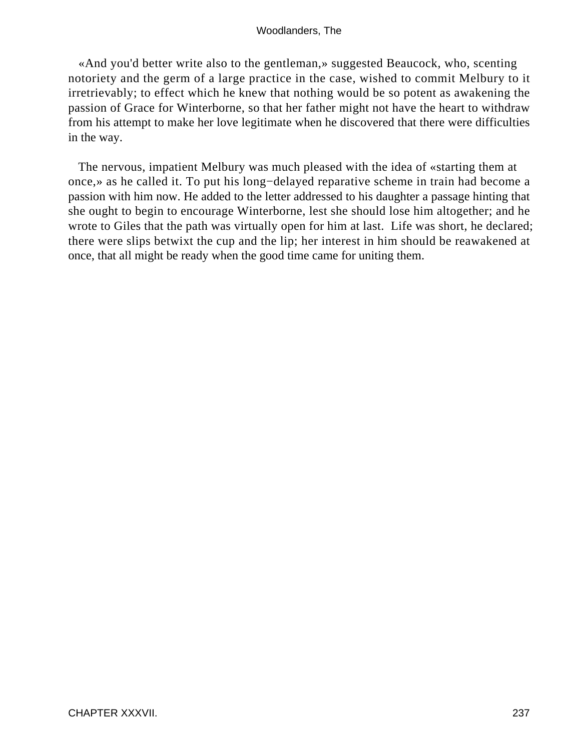«And you'd better write also to the gentleman,» suggested Beaucock, who, scenting notoriety and the germ of a large practice in the case, wished to commit Melbury to it irretrievably; to effect which he knew that nothing would be so potent as awakening the passion of Grace for Winterborne, so that her father might not have the heart to withdraw from his attempt to make her love legitimate when he discovered that there were difficulties in the way.

The nervous, impatient Melbury was much pleased with the idea of «starting them at once,» as he called it. To put his long−delayed reparative scheme in train had become a passion with him now. He added to the letter addressed to his daughter a passage hinting that she ought to begin to encourage Winterborne, lest she should lose him altogether; and he wrote to Giles that the path was virtually open for him at last. Life was short, he declared; there were slips betwixt the cup and the lip; her interest in him should be reawakened at once, that all might be ready when the good time came for uniting them.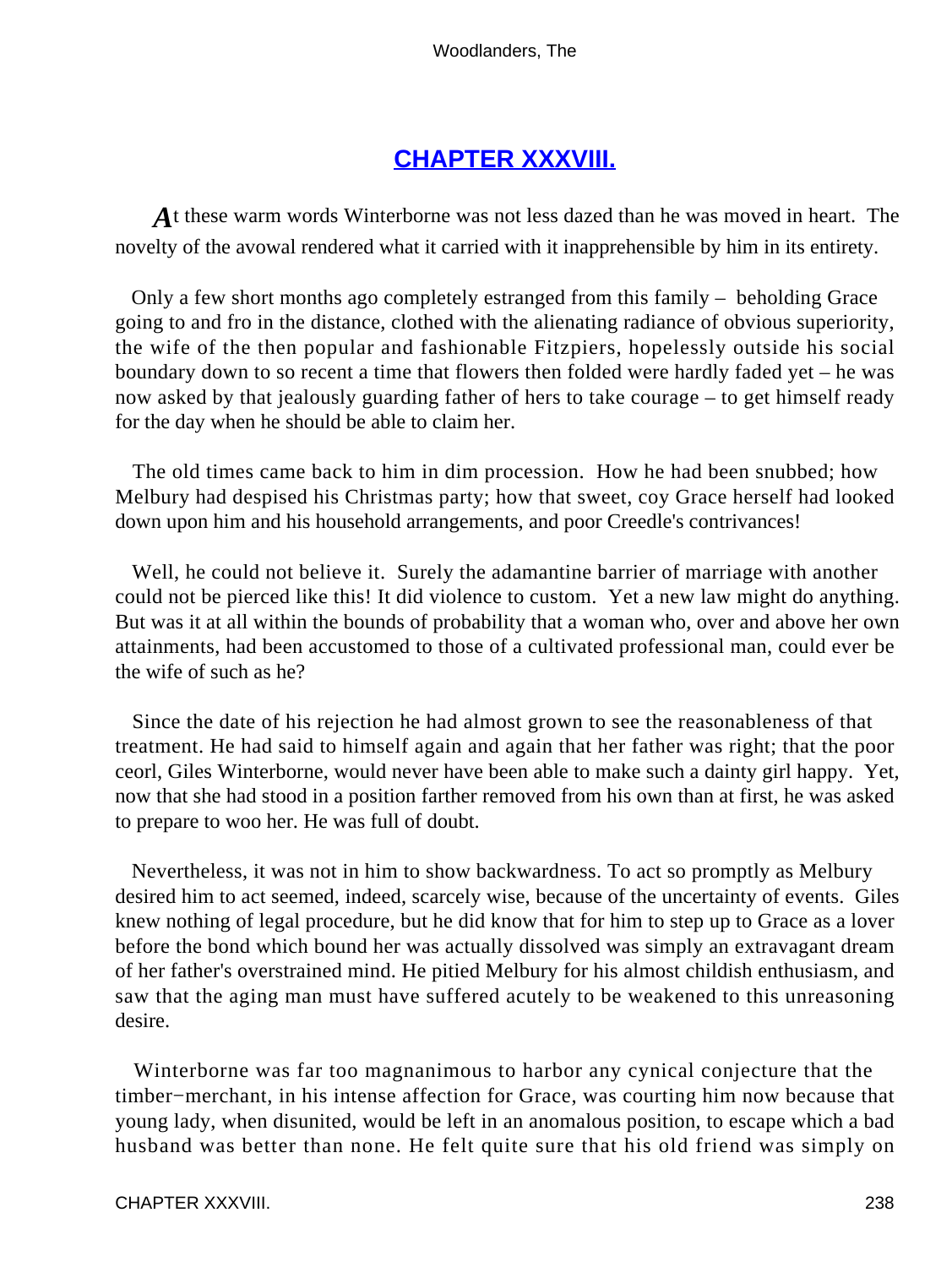## CHAPTER XXXVIII.

At these warm words Winterborne was not less dazed than he was moved in heart. The novelty of the avowal rendered what it carried with it inapprehensible by him in its entirety.

Only a few short months ago completely estranged from this family – beholding Grace going to and fro in the distance, clothed with the alienating radiance of obvious superiority, the wife of the then popular and fashionable Fitzpiers, hopelessly outside his social boundary down to so recent a time that flowers then folded were hardly faded yet – he was now asked by that jealously guarding father of hers to take courage – to get himself ready for the day when he should be able to claim her.

The old times came back to him in dim procession. How he had been snubbed; how Melbury had despised his Christmas party; how that sweet, coy Grace herself had looked down upon him and his household arrangements, and poor Creedle's contrivances!

Well, he could not believe it. Surely the adamantine barrier of marriage with another could not be pierced like this! It did violence to custom. Yet a new law might do anything. But was it at all within the bounds of probability that a woman who, over and above her own attainments, had been accustomed to those of a cultivated professional man, could ever be the wife of such as he?

Since the date of his rejection he had almost grown to see the reasonableness of that treatment. He had said to himself again and again that her father was right; that the poor ceorl, Giles Winterborne, would never have been able to make such a dainty girl happy. Yet, now that she had stood in a position farther removed from his own than at first, he was asked to prepare to woo her. He was full of doubt.

Nevertheless, it was not in him to show backwardness. To act so promptly as Melbury desired him to act seemed, indeed, scarcely wise, because of the uncertainty of events. Giles knew nothing of legal procedure, but he did know that for him to step up to Grace as a lover before the bond which bound her was actually dissolved was simply an extravagant dream of her father's overstrained mind. He pitied Melbury for his almost childish enthusiasm, and saw that the aging man must have suffered acutely to be weakened to this unreasoning desire.

Winterborne was far too magnanimous to harbor any cynical conjecture that the timber−merchant, in his intense affection for Grace, was courting him now because that young lady, when disunited, would be left in an anomalous position, to escape which a bad husband was better than none. He felt quite sure that his old friend was simply on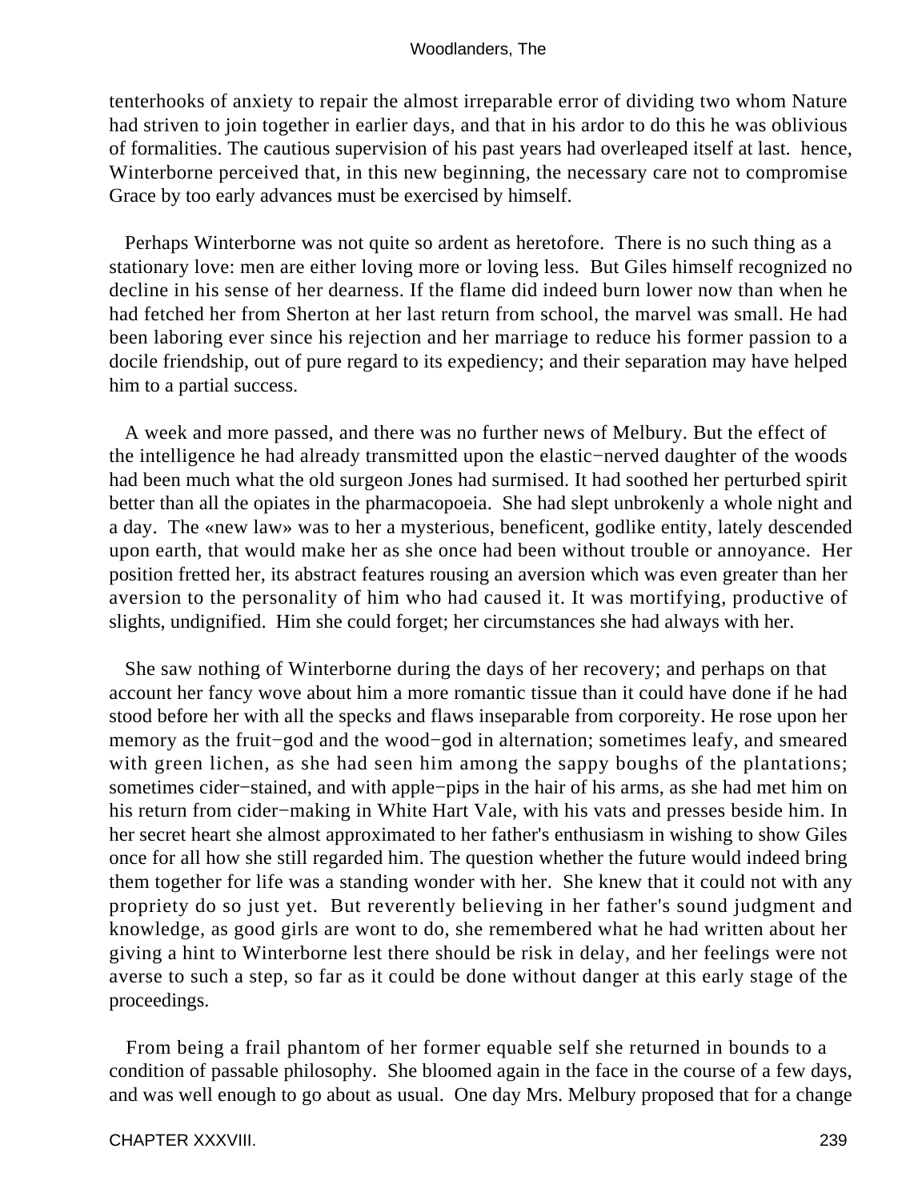tenterhooks of anxiety to repair the almost irreparable error of dividing two whom Nature had striven to join together in earlier days, and that in his ardor to do this he was oblivious of formalities. The cautious supervision of his past years had overleaped itself at last. hence, Winterborne perceived that, in this new beginning, the necessary care not to compromise Grace by too early advances must be exercised by himself.

Perhaps Winterborne was not quite so ardent as heretofore. There is no such thing as a stationary love: men are either loving more or loving less. But Giles himself recognized no decline in his sense of her dearness. If the flame did indeed burn lower now than when he had fetched her from Sherton at her last return from school, the marvel was small. He had been laboring ever since his rejection and her marriage to reduce his former passion to a docile friendship, out of pure regard to its expediency; and their separation may have helped him to a partial success.

A week and more passed, and there was no further news of Melbury. But the effect of the intelligence he had already transmitted upon the elastic−nerved daughter of the woods had been much what the old surgeon Jones had surmised. It had soothed her perturbed spirit better than all the opiates in the pharmacopoeia. She had slept unbrokenly a whole night and a day. The «new law» was to her a mysterious, beneficent, godlike entity, lately descended upon earth, that would make her as she once had been without trouble or annoyance. Her position fretted her, its abstract features rousing an aversion which was even greater than her aversion to the personality of him who had caused it. It was mortifying, productive of slights, undignified. Him she could forget; her circumstances she had always with her.

She saw nothing of Winterborne during the days of her recovery; and perhaps on that account her fancy wove about him a more romantic tissue than it could have done if he had stood before her with all the specks and flaws inseparable from corporeity. He rose upon her memory as the fruit−god and the wood−god in alternation; sometimes leafy, and smeared with green lichen, as she had seen him among the sappy boughs of the plantations; sometimes cider−stained, and with apple−pips in the hair of his arms, as she had met him on his return from cider−making in White Hart Vale, with his vats and presses beside him. In her secret heart she almost approximated to her father's enthusiasm in wishing to show Giles once for all how she still regarded him. The question whether the future would indeed bring them together for life was a standing wonder with her. She knew that it could not with any propriety do so just yet. But reverently believing in her father's sound judgment and knowledge, as good girls are wont to do, she remembered what he had written about her giving a hint to Winterborne lest there should be risk in delay, and her feelings were not averse to such a step, so far as it could be done without danger at this early stage of the proceedings.

From being a frail phantom of her former equable self she returned in bounds to a condition of passable philosophy. She bloomed again in the face in the course of a few days, and was well enough to go about as usual. One day Mrs. Melbury proposed that for a change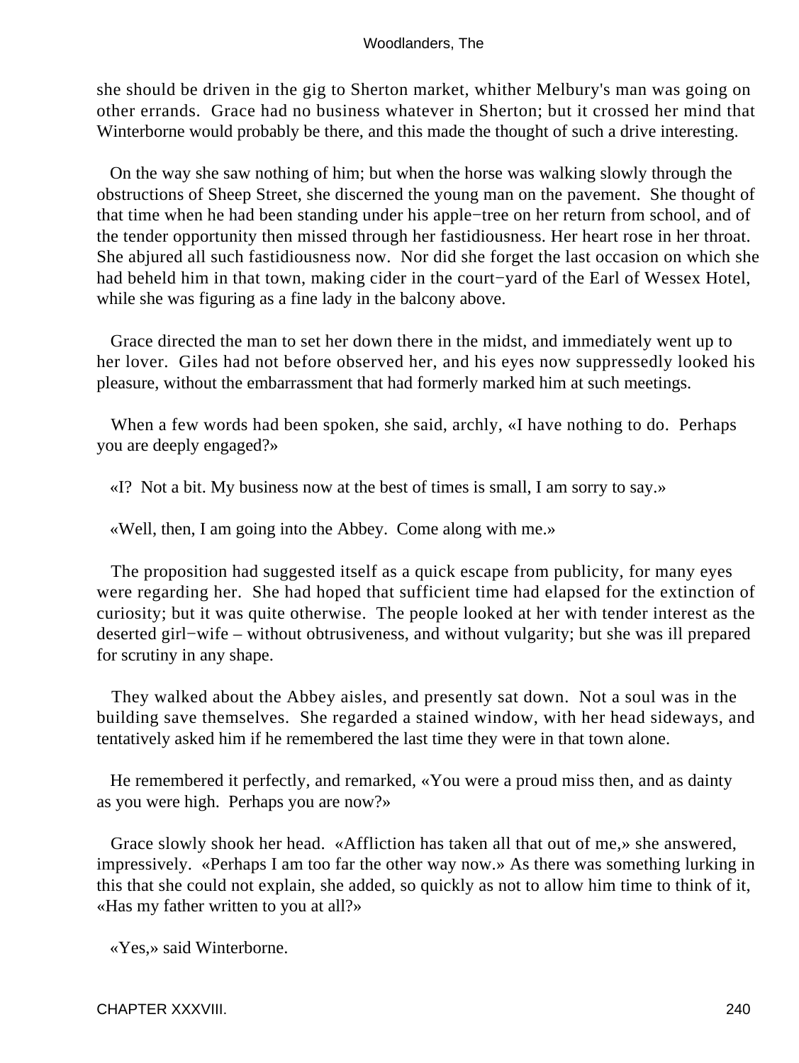she should be driven in the gig to Sherton market, whither Melbury's man was going on other errands. Grace had no business whatever in Sherton; but it crossed her mind that Winterborne would probably be there, and this made the thought of such a drive interesting.

On the way she saw nothing of him; but when the horse was walking slowly through the obstructions of Sheep Street, she discerned the young man on the pavement. She thought of that time when he had been standing under his apple−tree on her return from school, and of the tender opportunity then missed through her fastidiousness. Her heart rose in her throat. She abjured all such fastidiousness now. Nor did she forget the last occasion on which she had beheld him in that town, making cider in the court−yard of the Earl of Wessex Hotel, while she was figuring as a fine lady in the balcony above.

Grace directed the man to set her down there in the midst, and immediately went up to her lover. Giles had not before observed her, and his eyes now suppressedly looked his pleasure, without the embarrassment that had formerly marked him at such meetings.

When a few words had been spoken, she said, archly, «I have nothing to do. Perhaps you are deeply engaged?»

«I? Not a bit. My business now at the best of times is small, I am sorry to say.»

«Well, then, I am going into the Abbey. Come along with me.»

The proposition had suggested itself as a quick escape from publicity, for many eyes were regarding her. She had hoped that sufficient time had elapsed for the extinction of curiosity; but it was quite otherwise. The people looked at her with tender interest as the deserted girl−wife – without obtrusiveness, and without vulgarity; but she was ill prepared for scrutiny in any shape.

They walked about the Abbey aisles, and presently sat down. Not a soul was in the building save themselves. She regarded a stained window, with her head sideways, and tentatively asked him if he remembered the last time they were in that town alone.

He remembered it perfectly, and remarked, «You were a proud miss then, and as dainty as you were high. Perhaps you are now?»

Grace slowly shook her head. «Affliction has taken all that out of me,» she answered, impressively. «Perhaps I am too far the other way now.» As there was something lurking in this that she could not explain, she added, so quickly as not to allow him time to think of it, «Has my father written to you at all?»

«Yes,» said Winterborne.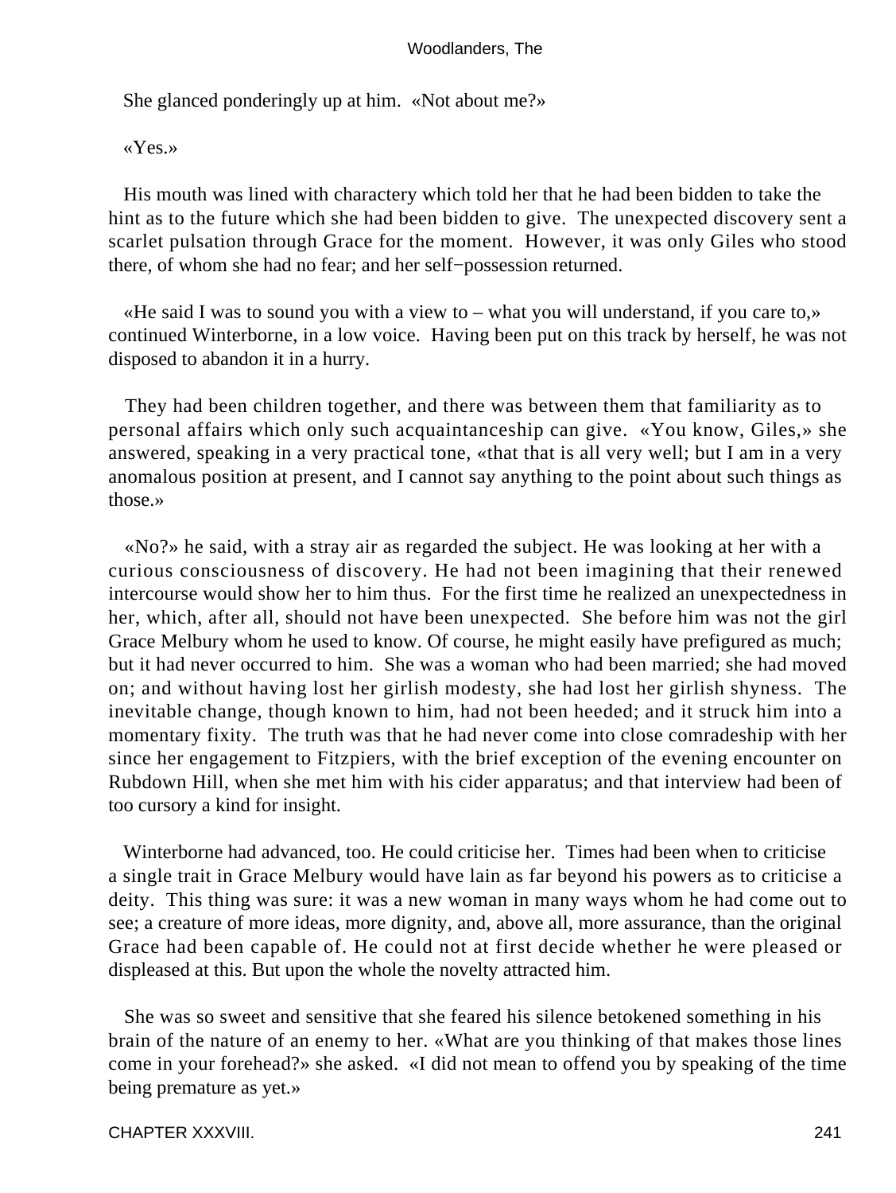She glanced ponderingly up at him. «Not about me?»

«Yes.»

His mouth was lined with charactery which told her that he had been bidden to take the hint as to the future which she had been bidden to give. The unexpected discovery sent a scarlet pulsation through Grace for the moment. However, it was only Giles who stood there, of whom she had no fear; and her self−possession returned.

«He said I was to sound you with a view to – what you will understand, if you care to,» continued Winterborne, in a low voice. Having been put on this track by herself, he was not disposed to abandon it in a hurry.

They had been children together, and there was between them that familiarity as to personal affairs which only such acquaintanceship can give. «You know, Giles,» she answered, speaking in a very practical tone, «that that is all very well; but I am in a very anomalous position at present, and I cannot say anything to the point about such things as those.»

«No?» he said, with a stray air as regarded the subject. He was looking at her with a curious consciousness of discovery. He had not been imagining that their renewed intercourse would show her to him thus. For the first time he realized an unexpectedness in her, which, after all, should not have been unexpected. She before him was not the girl Grace Melbury whom he used to know. Of course, he might easily have prefigured as much; but it had never occurred to him. She was a woman who had been married; she had moved on; and without having lost her girlish modesty, she had lost her girlish shyness. The inevitable change, though known to him, had not been heeded; and it struck him into a momentary fixity. The truth was that he had never come into close comradeship with her since her engagement to Fitzpiers, with the brief exception of the evening encounter on Rubdown Hill, when she met him with his cider apparatus; and that interview had been of too cursory a kind for insight.

Winterborne had advanced, too. He could criticise her. Times had been when to criticise a single trait in Grace Melbury would have lain as far beyond his powers as to criticise a deity. This thing was sure: it was a new woman in many ways whom he had come out to see; a creature of more ideas, more dignity, and, above all, more assurance, than the original Grace had been capable of. He could not at first decide whether he were pleased or displeased at this. But upon the whole the novelty attracted him.

She was so sweet and sensitive that she feared his silence betokened something in his brain of the nature of an enemy to her. «What are you thinking of that makes those lines come in your forehead?» she asked. «I did not mean to offend you by speaking of the time being premature as yet.»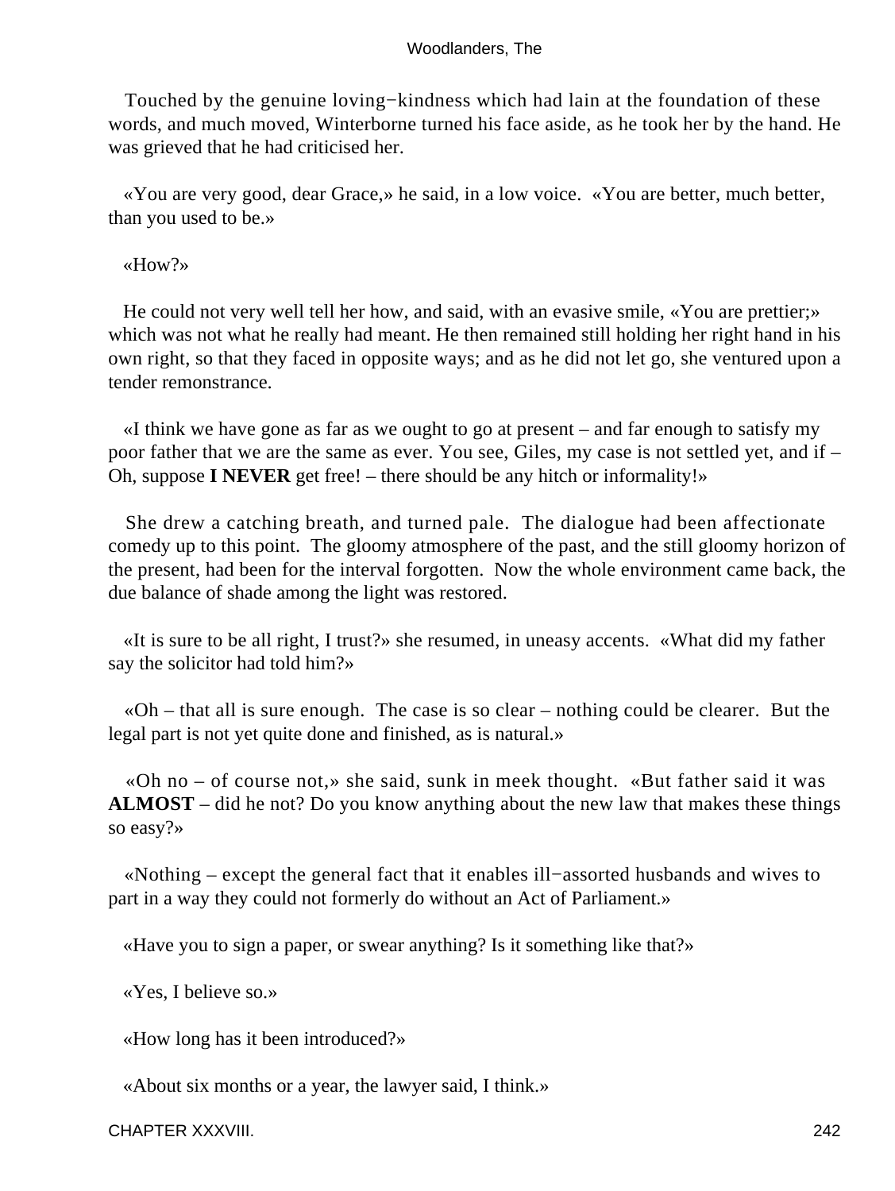Touched by the genuine loving−kindness which had lain at the foundation of these words, and much moved, Winterborne turned his face aside, as he took her by the hand. He was grieved that he had criticised her.

«You are very good, dear Grace,» he said, in a low voice. «You are better, much better, than you used to be.»

«How?»

He could not very well tell her how, and said, with an evasive smile, «You are prettier;» which was not what he really had meant. He then remained still holding her right hand in his own right, so that they faced in opposite ways; and as he did not let go, she ventured upon a tender remonstrance.

«I think we have gone as far as we ought to go at present – and far enough to satisfy my poor father that we are the same as ever. You see, Giles, my case is not settled yet, and if – Oh, suppose **I NEVER** get free! – there should be any hitch or informality!»

She drew a catching breath, and turned pale. The dialogue had been affectionate comedy up to this point. The gloomy atmosphere of the past, and the still gloomy horizon of the present, had been for the interval forgotten. Now the whole environment came back, the due balance of shade among the light was restored.

«It is sure to be all right, I trust?» she resumed, in uneasy accents. «What did my father say the solicitor had told him?»

«Oh – that all is sure enough. The case is so clear – nothing could be clearer. But the legal part is not yet quite done and finished, as is natural.»

«Oh no – of course not,» she said, sunk in meek thought. «But father said it was **ALMOST** – did he not? Do you know anything about the new law that makes these things so easy?»

«Nothing – except the general fact that it enables ill−assorted husbands and wives to part in a way they could not formerly do without an Act of Parliament.»

«Have you to sign a paper, or swear anything? Is it something like that?»

«Yes, I believe so.»

«How long has it been introduced?»

«About six months or a year, the lawyer said, I think.»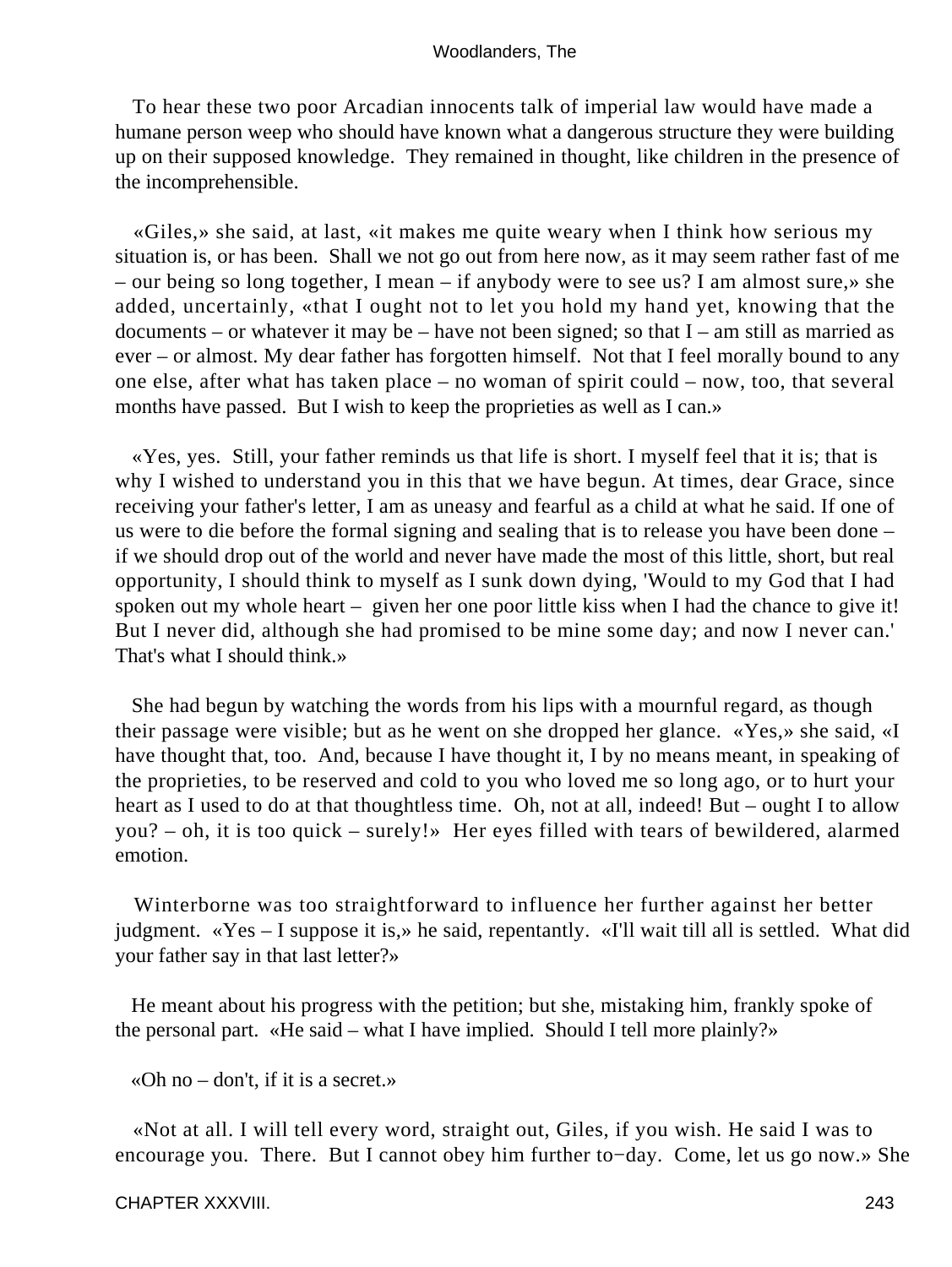To hear these two poor Arcadian innocents talk of imperial law would have made a humane person weep who should have known what a dangerous structure they were building up on their supposed knowledge. They remained in thought, like children in the presence of the incomprehensible.

«Giles,» she said, at last, «it makes me quite weary when I think how serious my situation is, or has been. Shall we not go out from here now, as it may seem rather fast of me – our being so long together, I mean – if anybody were to see us? I am almost sure,» she added, uncertainly, «that I ought not to let you hold my hand yet, knowing that the documents – or whatever it may be – have not been signed; so that I – am still as married as ever – or almost. My dear father has forgotten himself. Not that I feel morally bound to any one else, after what has taken place – no woman of spirit could – now, too, that several months have passed. But I wish to keep the proprieties as well as I can.»

«Yes, yes. Still, your father reminds us that life is short. I myself feel that it is; that is why I wished to understand you in this that we have begun. At times, dear Grace, since receiving your father's letter, I am as uneasy and fearful as a child at what he said. If one of us were to die before the formal signing and sealing that is to release you have been done – if we should drop out of the world and never have made the most of this little, short, but real opportunity, I should think to myself as I sunk down dying, 'Would to my God that I had spoken out my whole heart – given her one poor little kiss when I had the chance to give it! But I never did, although she had promised to be mine some day; and now I never can.' That's what I should think.»

She had begun by watching the words from his lips with a mournful regard, as though their passage were visible; but as he went on she dropped her glance. «Yes,» she said, «I have thought that, too. And, because I have thought it, I by no means meant, in speaking of the proprieties, to be reserved and cold to you who loved me so long ago, or to hurt your heart as I used to do at that thoughtless time. Oh, not at all, indeed! But – ought I to allow you? – oh, it is too quick – surely!» Her eyes filled with tears of bewildered, alarmed emotion.

Winterborne was too straightforward to influence her further against her better judgment. «Yes – I suppose it is,» he said, repentantly. «I'll wait till all is settled. What did your father say in that last letter?»

He meant about his progress with the petition; but she, mistaking him, frankly spoke of the personal part. «He said – what I have implied. Should I tell more plainly?»

«Oh no – don't, if it is a secret.»

«Not at all. I will tell every word, straight out, Giles, if you wish. He said I was to encourage you. There. But I cannot obey him further to−day. Come, let us go now.» She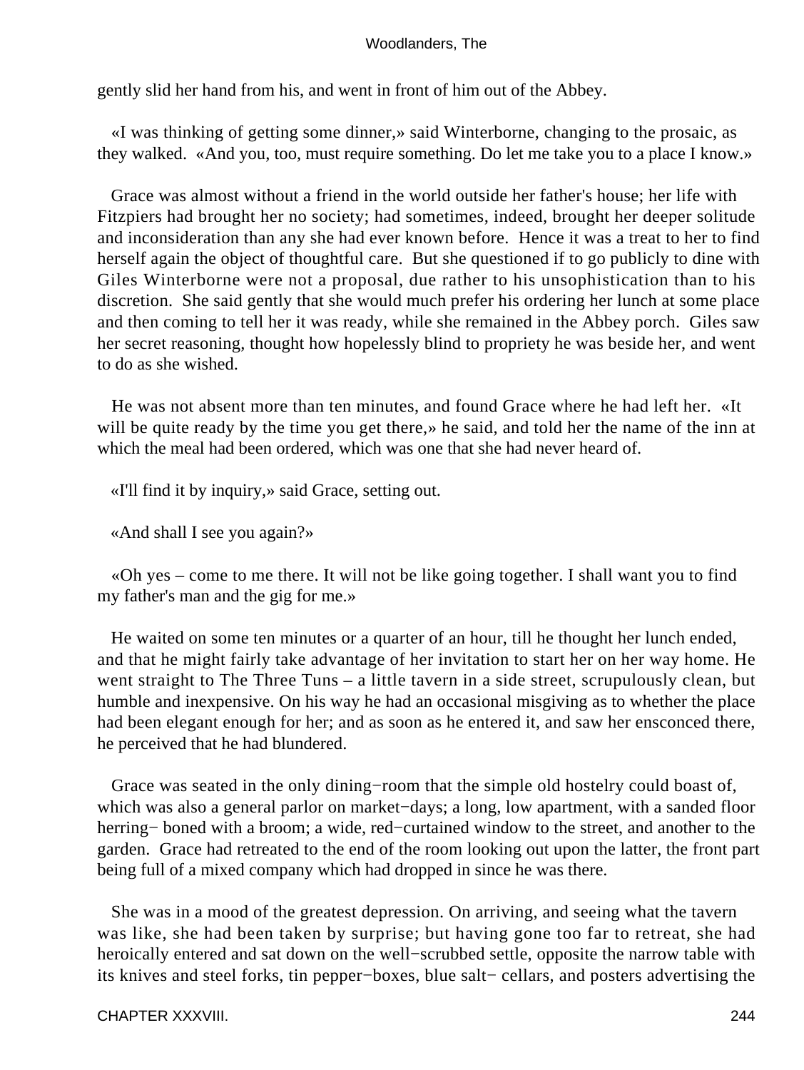gently slid her hand from his, and went in front of him out of the Abbey.

«I was thinking of getting some dinner,» said Winterborne, changing to the prosaic, as they walked. «And you, too, must require something. Do let me take you to a place I know.»

Grace was almost without a friend in the world outside her father's house; her life with Fitzpiers had brought her no society; had sometimes, indeed, brought her deeper solitude and inconsideration than any she had ever known before. Hence it was a treat to her to find herself again the object of thoughtful care. But she questioned if to go publicly to dine with Giles Winterborne were not a proposal, due rather to his unsophistication than to his discretion. She said gently that she would much prefer his ordering her lunch at some place and then coming to tell her it was ready, while she remained in the Abbey porch. Giles saw her secret reasoning, thought how hopelessly blind to propriety he was beside her, and went to do as she wished.

He was not absent more than ten minutes, and found Grace where he had left her. «It will be quite ready by the time you get there,» he said, and told her the name of the inn at which the meal had been ordered, which was one that she had never heard of.

«I'll find it by inquiry,» said Grace, setting out.

«And shall I see you again?»

«Oh yes – come to me there. It will not be like going together. I shall want you to find my father's man and the gig for me.»

He waited on some ten minutes or a quarter of an hour, till he thought her lunch ended, and that he might fairly take advantage of her invitation to start her on her way home. He went straight to The Three Tuns – a little tavern in a side street, scrupulously clean, but humble and inexpensive. On his way he had an occasional misgiving as to whether the place had been elegant enough for her; and as soon as he entered it, and saw her ensconced there, he perceived that he had blundered.

Grace was seated in the only dining−room that the simple old hostelry could boast of, which was also a general parlor on market−days; a long, low apartment, with a sanded floor herring− boned with a broom; a wide, red−curtained window to the street, and another to the garden. Grace had retreated to the end of the room looking out upon the latter, the front part being full of a mixed company which had dropped in since he was there.

She was in a mood of the greatest depression. On arriving, and seeing what the tavern was like, she had been taken by surprise; but having gone too far to retreat, she had heroically entered and sat down on the well−scrubbed settle, opposite the narrow table with its knives and steel forks, tin pepper−boxes, blue salt− cellars, and posters advertising the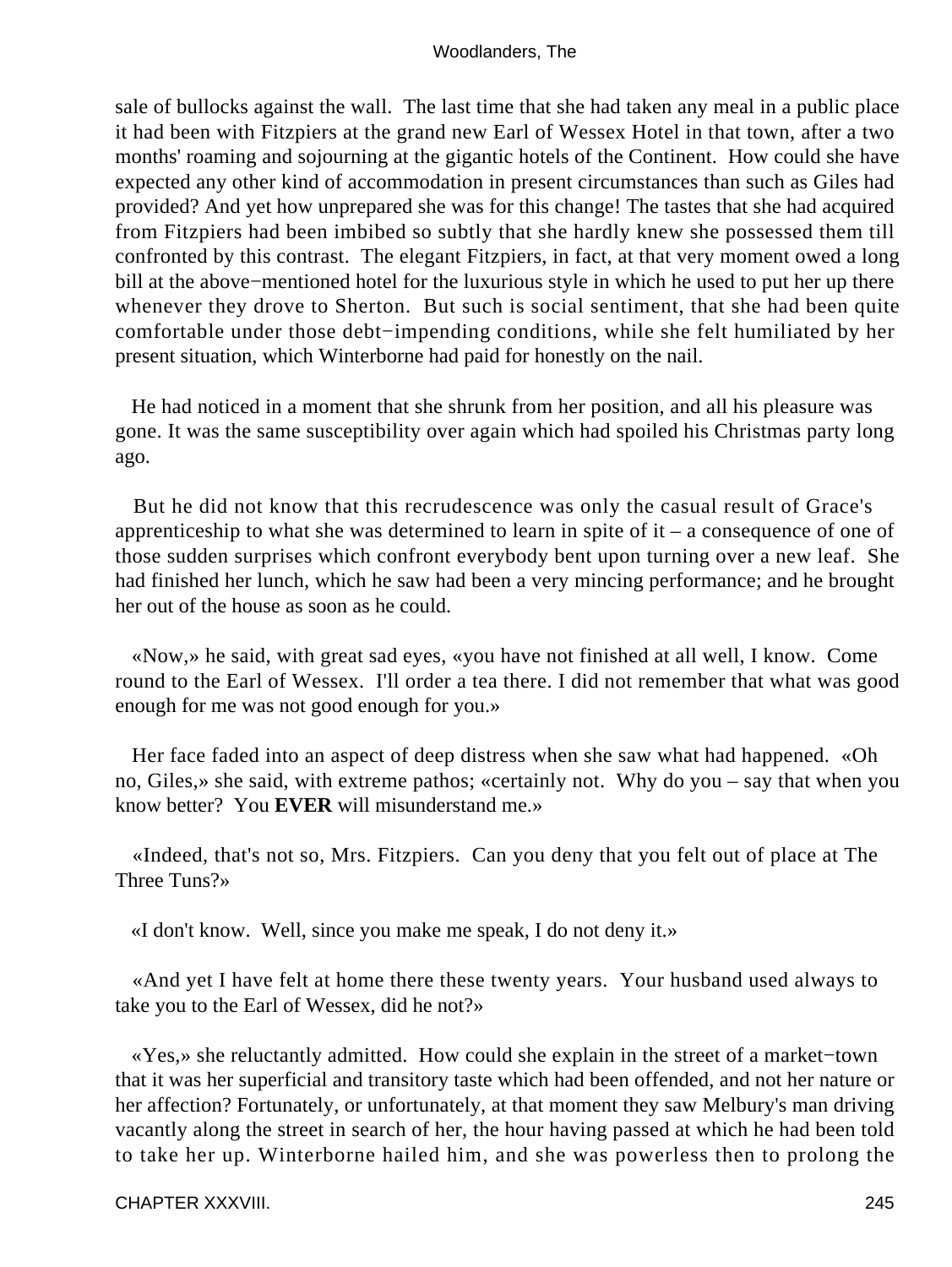sale of bullocks against the wall. The last time that she had taken any meal in a public place it had been with Fitzpiers at the grand new Earl of Wessex Hotel in that town, after a two months' roaming and sojourning at the gigantic hotels of the Continent. How could she have expected any other kind of accommodation in present circumstances than such as Giles had provided? And yet how unprepared she was for this change! The tastes that she had acquired from Fitzpiers had been imbibed so subtly that she hardly knew she possessed them till confronted by this contrast. The elegant Fitzpiers, in fact, at that very moment owed a long bill at the above−mentioned hotel for the luxurious style in which he used to put her up there whenever they drove to Sherton. But such is social sentiment, that she had been quite comfortable under those debt−impending conditions, while she felt humiliated by her present situation, which Winterborne had paid for honestly on the nail.

He had noticed in a moment that she shrunk from her position, and all his pleasure was gone. It was the same susceptibility over again which had spoiled his Christmas party long ago.

But he did not know that this recrudescence was only the casual result of Grace's apprenticeship to what she was determined to learn in spite of it – a consequence of one of those sudden surprises which confront everybody bent upon turning over a new leaf. She had finished her lunch, which he saw had been a very mincing performance; and he brought her out of the house as soon as he could.

«Now,» he said, with great sad eyes, «you have not finished at all well, I know. Come round to the Earl of Wessex. I'll order a tea there. I did not remember that what was good enough for me was not good enough for you.»

Her face faded into an aspect of deep distress when she saw what had happened. «Oh no, Giles,» she said, with extreme pathos; «certainly not. Why do you – say that when you know better? You **EVER** will misunderstand me.»

«Indeed, that's not so, Mrs. Fitzpiers. Can you deny that you felt out of place at The Three Tuns?»

«I don't know. Well, since you make me speak, I do not deny it.»

«And yet I have felt at home there these twenty years. Your husband used always to take you to the Earl of Wessex, did he not?»

«Yes,» she reluctantly admitted. How could she explain in the street of a market−town that it was her superficial and transitory taste which had been offended, and not her nature or her affection? Fortunately, or unfortunately, at that moment they saw Melbury's man driving vacantly along the street in search of her, the hour having passed at which he had been told to take her up. Winterborne hailed him, and she was powerless then to prolong the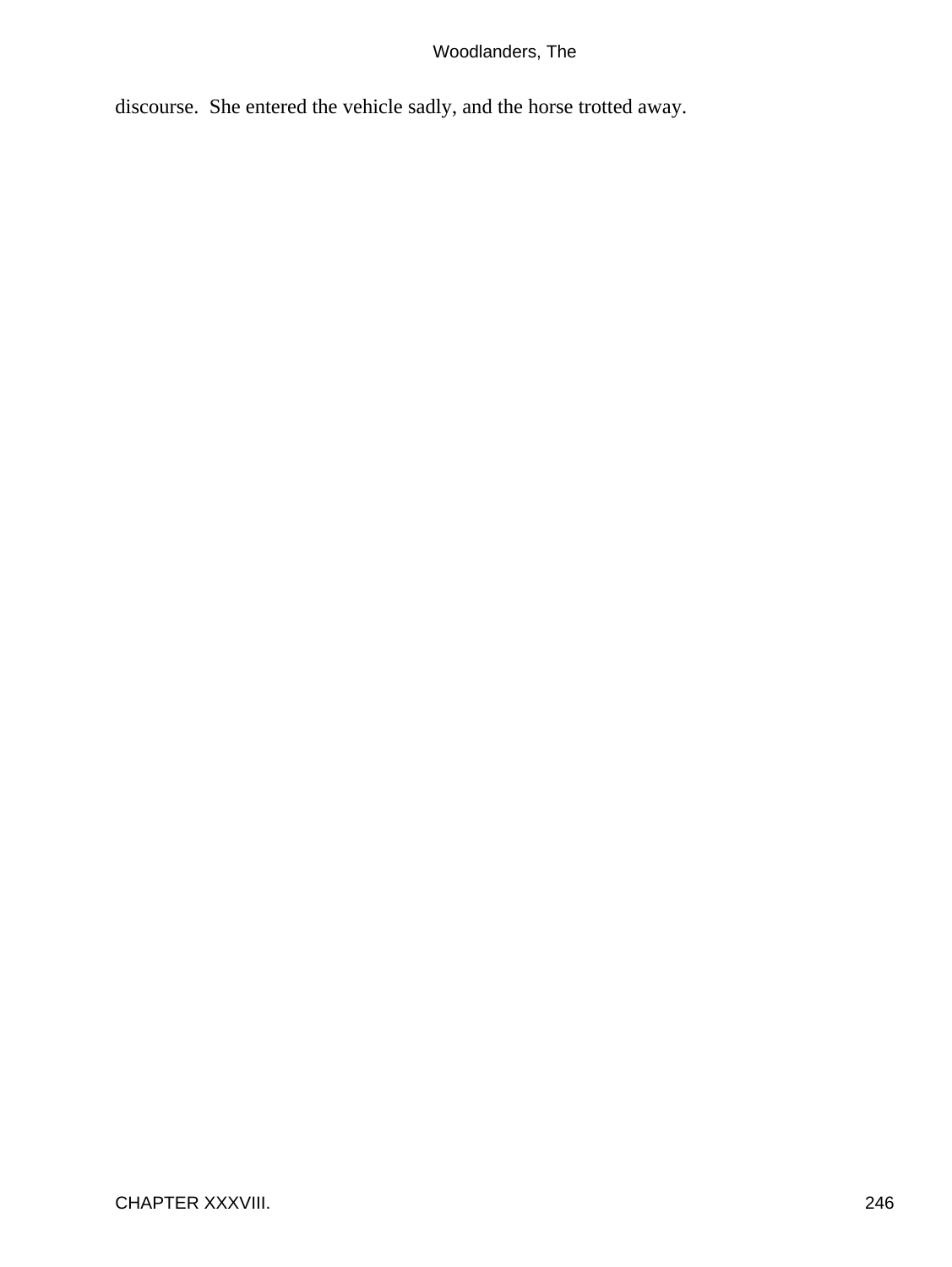discourse.  She entered the vehicle sadly, and the horse trotted away.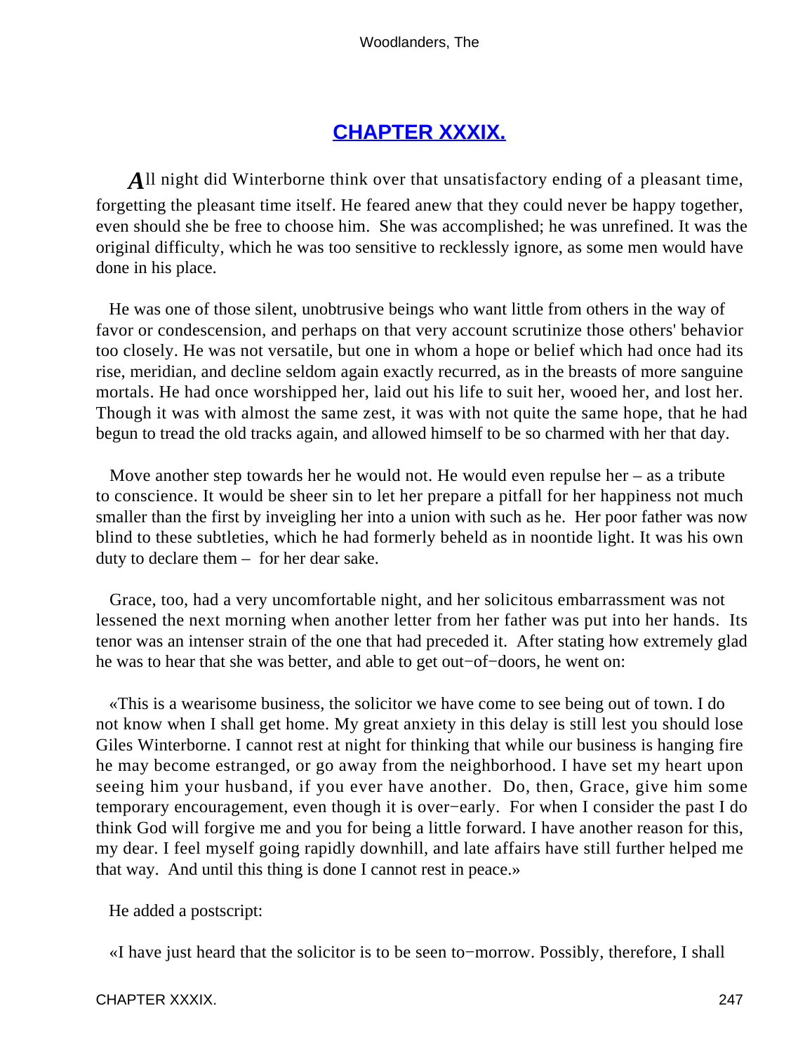## CHAPTER XXXIX.

All night did Winterborne think over that unsatisfactory ending of a pleasant time, forgetting the pleasant time itself. He feared anew that they could never be happy together, even should she be free to choose him. She was accomplished; he was unrefined. It was the original difficulty, which he was too sensitive to recklessly ignore, as some men would have done in his place.

He was one of those silent, unobtrusive beings who want little from others in the way of favor or condescension, and perhaps on that very account scrutinize those others' behavior too closely. He was not versatile, but one in whom a hope or belief which had once had its rise, meridian, and decline seldom again exactly recurred, as in the breasts of more sanguine mortals. He had once worshipped her, laid out his life to suit her, wooed her, and lost her. Though it was with almost the same zest, it was with not quite the same hope, that he had begun to tread the old tracks again, and allowed himself to be so charmed with her that day.

Move another step towards her he would not. He would even repulse her – as a tribute to conscience. It would be sheer sin to let her prepare a pitfall for her happiness not much smaller than the first by inveigling her into a union with such as he. Her poor father was now blind to these subtleties, which he had formerly beheld as in noontide light. It was his own duty to declare them – for her dear sake.

Grace, too, had a very uncomfortable night, and her solicitous embarrassment was not lessened the next morning when another letter from her father was put into her hands. Its tenor was an intenser strain of the one that had preceded it. After stating how extremely glad he was to hear that she was better, and able to get out−of−doors, he went on:

«This is a wearisome business, the solicitor we have come to see being out of town. I do not know when I shall get home. My great anxiety in this delay is still lest you should lose Giles Winterborne. I cannot rest at night for thinking that while our business is hanging fire he may become estranged, or go away from the neighborhood. I have set my heart upon seeing him your husband, if you ever have another. Do, then, Grace, give him some temporary encouragement, even though it is over−early. For when I consider the past I do think God will forgive me and you for being a little forward. I have another reason for this, my dear. I feel myself going rapidly downhill, and late affairs have still further helped me that way. And until this thing is done I cannot rest in peace.»

He added a postscript:

«I have just heard that the solicitor is to be seen to−morrow. Possibly, therefore, I shall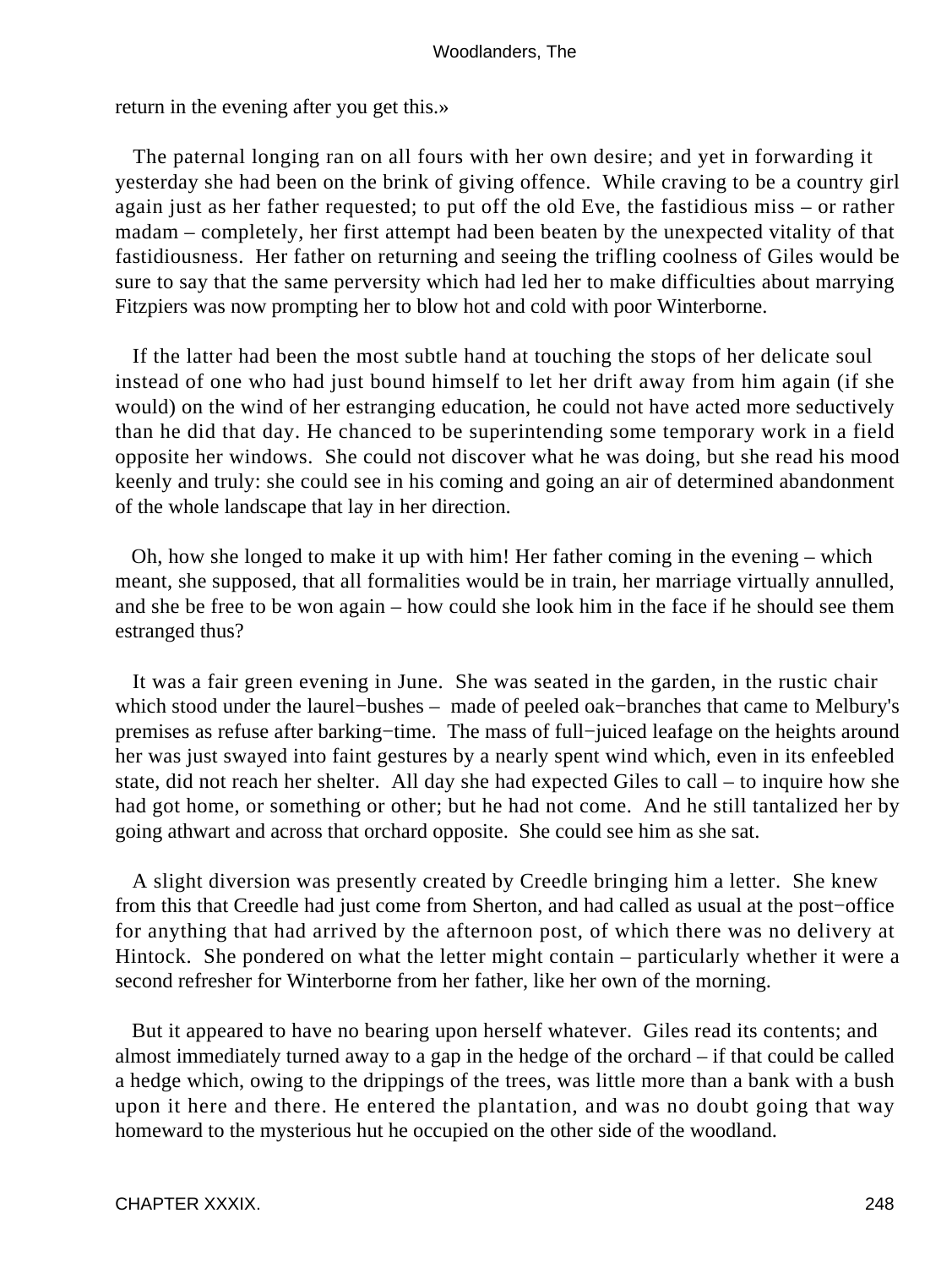return in the evening after you get this.»

The paternal longing ran on all fours with her own desire; and yet in forwarding it yesterday she had been on the brink of giving offence. While craving to be a country girl again just as her father requested; to put off the old Eve, the fastidious miss – or rather madam – completely, her first attempt had been beaten by the unexpected vitality of that fastidiousness. Her father on returning and seeing the trifling coolness of Giles would be sure to say that the same perversity which had led her to make difficulties about marrying Fitzpiers was now prompting her to blow hot and cold with poor Winterborne.

If the latter had been the most subtle hand at touching the stops of her delicate soul instead of one who had just bound himself to let her drift away from him again (if she would) on the wind of her estranging education, he could not have acted more seductively than he did that day. He chanced to be superintending some temporary work in a field opposite her windows. She could not discover what he was doing, but she read his mood keenly and truly: she could see in his coming and going an air of determined abandonment of the whole landscape that lay in her direction.

Oh, how she longed to make it up with him! Her father coming in the evening – which meant, she supposed, that all formalities would be in train, her marriage virtually annulled, and she be free to be won again – how could she look him in the face if he should see them estranged thus?

It was a fair green evening in June. She was seated in the garden, in the rustic chair which stood under the laurel−bushes – made of peeled oak−branches that came to Melbury's premises as refuse after barking−time. The mass of full−juiced leafage on the heights around her was just swayed into faint gestures by a nearly spent wind which, even in its enfeebled state, did not reach her shelter. All day she had expected Giles to call – to inquire how she had got home, or something or other; but he had not come. And he still tantalized her by going athwart and across that orchard opposite. She could see him as she sat.

A slight diversion was presently created by Creedle bringing him a letter. She knew from this that Creedle had just come from Sherton, and had called as usual at the post−office for anything that had arrived by the afternoon post, of which there was no delivery at Hintock. She pondered on what the letter might contain – particularly whether it were a second refresher for Winterborne from her father, like her own of the morning.

But it appeared to have no bearing upon herself whatever. Giles read its contents; and almost immediately turned away to a gap in the hedge of the orchard – if that could be called a hedge which, owing to the drippings of the trees, was little more than a bank with a bush upon it here and there. He entered the plantation, and was no doubt going that way homeward to the mysterious hut he occupied on the other side of the woodland.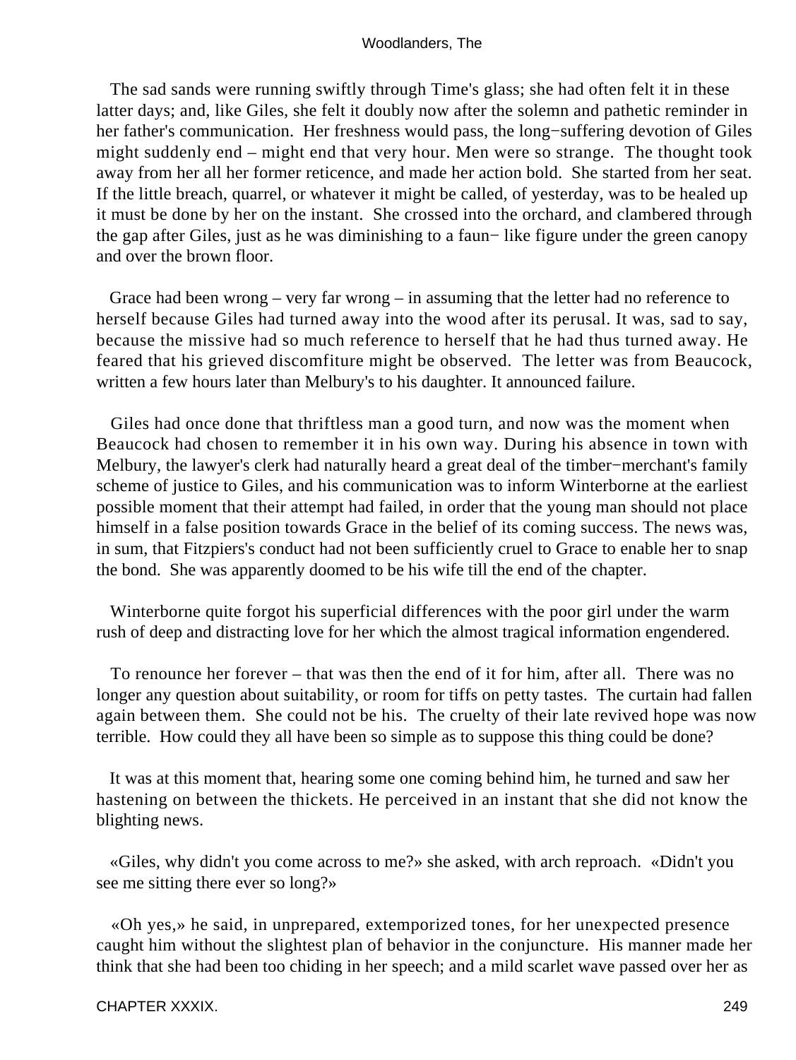The sad sands were running swiftly through Time's glass; she had often felt it in these latter days; and, like Giles, she felt it doubly now after the solemn and pathetic reminder in her father's communication. Her freshness would pass, the long−suffering devotion of Giles might suddenly end – might end that very hour. Men were so strange. The thought took away from her all her former reticence, and made her action bold. She started from her seat. If the little breach, quarrel, or whatever it might be called, of yesterday, was to be healed up it must be done by her on the instant. She crossed into the orchard, and clambered through the gap after Giles, just as he was diminishing to a faun− like figure under the green canopy and over the brown floor.

Grace had been wrong – very far wrong – in assuming that the letter had no reference to herself because Giles had turned away into the wood after its perusal. It was, sad to say, because the missive had so much reference to herself that he had thus turned away. He feared that his grieved discomfiture might be observed. The letter was from Beaucock, written a few hours later than Melbury's to his daughter. It announced failure.

Giles had once done that thriftless man a good turn, and now was the moment when Beaucock had chosen to remember it in his own way. During his absence in town with Melbury, the lawyer's clerk had naturally heard a great deal of the timber−merchant's family scheme of justice to Giles, and his communication was to inform Winterborne at the earliest possible moment that their attempt had failed, in order that the young man should not place himself in a false position towards Grace in the belief of its coming success. The news was, in sum, that Fitzpiers's conduct had not been sufficiently cruel to Grace to enable her to snap the bond. She was apparently doomed to be his wife till the end of the chapter.

Winterborne quite forgot his superficial differences with the poor girl under the warm rush of deep and distracting love for her which the almost tragical information engendered.

To renounce her forever – that was then the end of it for him, after all. There was no longer any question about suitability, or room for tiffs on petty tastes. The curtain had fallen again between them. She could not be his. The cruelty of their late revived hope was now terrible. How could they all have been so simple as to suppose this thing could be done?

It was at this moment that, hearing some one coming behind him, he turned and saw her hastening on between the thickets. He perceived in an instant that she did not know the blighting news.

«Giles, why didn't you come across to me?» she asked, with arch reproach. «Didn't you see me sitting there ever so long?»

«Oh yes,» he said, in unprepared, extemporized tones, for her unexpected presence caught him without the slightest plan of behavior in the conjuncture. His manner made her think that she had been too chiding in her speech; and a mild scarlet wave passed over her as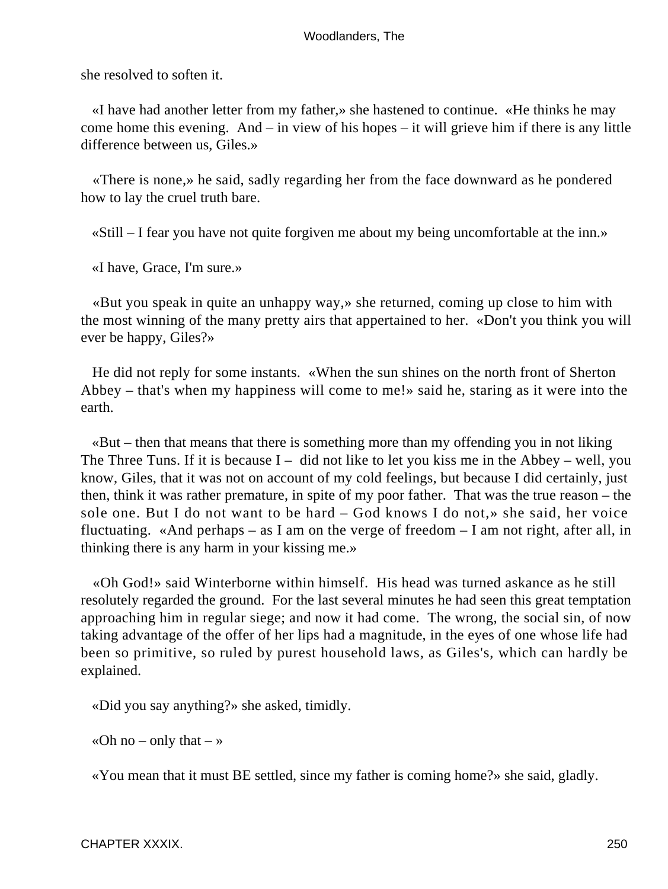she resolved to soften it.

«I have had another letter from my father,» she hastened to continue. «He thinks he may come home this evening. And – in view of his hopes – it will grieve him if there is any little difference between us, Giles.»

«There is none,» he said, sadly regarding her from the face downward as he pondered how to lay the cruel truth bare.

«Still – I fear you have not quite forgiven me about my being uncomfortable at the inn.»

«I have, Grace, I'm sure.»

«But you speak in quite an unhappy way,» she returned, coming up close to him with the most winning of the many pretty airs that appertained to her. «Don't you think you will ever be happy, Giles?»

He did not reply for some instants. «When the sun shines on the north front of Sherton Abbey – that's when my happiness will come to me!» said he, staring as it were into the earth.

«But – then that means that there is something more than my offending you in not liking The Three Tuns. If it is because I – did not like to let you kiss me in the Abbey – well, you know, Giles, that it was not on account of my cold feelings, but because I did certainly, just then, think it was rather premature, in spite of my poor father. That was the true reason – the sole one. But I do not want to be hard – God knows I do not,» she said, her voice fluctuating. «And perhaps – as I am on the verge of freedom – I am not right, after all, in thinking there is any harm in your kissing me.»

«Oh God!» said Winterborne within himself. His head was turned askance as he still resolutely regarded the ground. For the last several minutes he had seen this great temptation approaching him in regular siege; and now it had come. The wrong, the social sin, of now taking advantage of the offer of her lips had a magnitude, in the eyes of one whose life had been so primitive, so ruled by purest household laws, as Giles's, which can hardly be explained.

«Did you say anything?» she asked, timidly.

«Oh no – only that – »

«You mean that it must BE settled, since my father is coming home?» she said, gladly.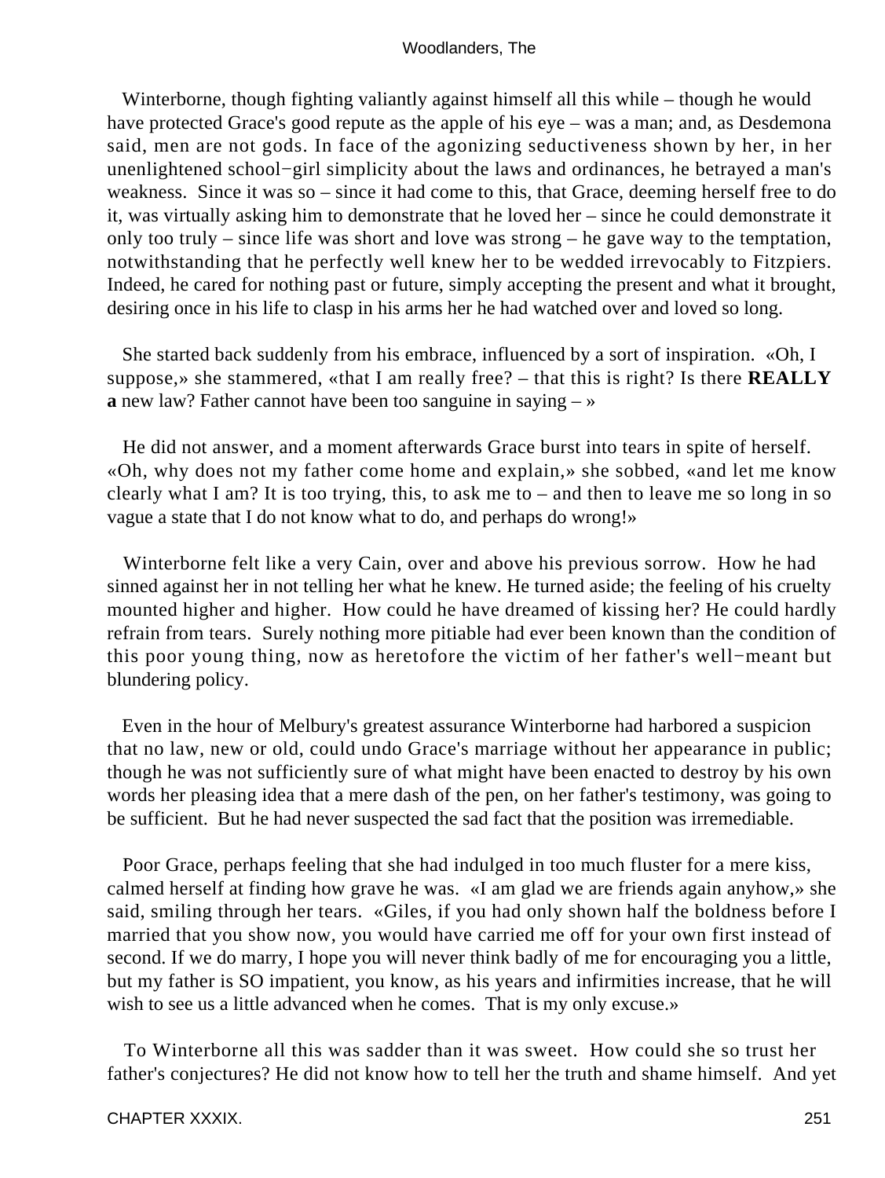Winterborne, though fighting valiantly against himself all this while – though he would have protected Grace's good repute as the apple of his eye – was a man; and, as Desdemona said, men are not gods. In face of the agonizing seductiveness shown by her, in her unenlightened school−girl simplicity about the laws and ordinances, he betrayed a man's weakness. Since it was so – since it had come to this, that Grace, deeming herself free to do it, was virtually asking him to demonstrate that he loved her – since he could demonstrate it only too truly – since life was short and love was strong – he gave way to the temptation, notwithstanding that he perfectly well knew her to be wedded irrevocably to Fitzpiers. Indeed, he cared for nothing past or future, simply accepting the present and what it brought, desiring once in his life to clasp in his arms her he had watched over and loved so long.

She started back suddenly from his embrace, influenced by a sort of inspiration. «Oh, I suppose,» she stammered, «that I am really free? – that this is right? Is there **REALLY a** new law? Father cannot have been too sanguine in saying – »

He did not answer, and a moment afterwards Grace burst into tears in spite of herself. «Oh, why does not my father come home and explain,» she sobbed, «and let me know clearly what I am? It is too trying, this, to ask me to – and then to leave me so long in so vague a state that I do not know what to do, and perhaps do wrong!»

Winterborne felt like a very Cain, over and above his previous sorrow. How he had sinned against her in not telling her what he knew. He turned aside; the feeling of his cruelty mounted higher and higher. How could he have dreamed of kissing her? He could hardly refrain from tears. Surely nothing more pitiable had ever been known than the condition of this poor young thing, now as heretofore the victim of her father's well−meant but blundering policy.

Even in the hour of Melbury's greatest assurance Winterborne had harbored a suspicion that no law, new or old, could undo Grace's marriage without her appearance in public; though he was not sufficiently sure of what might have been enacted to destroy by his own words her pleasing idea that a mere dash of the pen, on her father's testimony, was going to be sufficient. But he had never suspected the sad fact that the position was irremediable.

Poor Grace, perhaps feeling that she had indulged in too much fluster for a mere kiss, calmed herself at finding how grave he was. «I am glad we are friends again anyhow,» she said, smiling through her tears. «Giles, if you had only shown half the boldness before I married that you show now, you would have carried me off for your own first instead of second. If we do marry, I hope you will never think badly of me for encouraging you a little, but my father is SO impatient, you know, as his years and infirmities increase, that he will wish to see us a little advanced when he comes. That is my only excuse.»

To Winterborne all this was sadder than it was sweet. How could she so trust her father's conjectures? He did not know how to tell her the truth and shame himself. And yet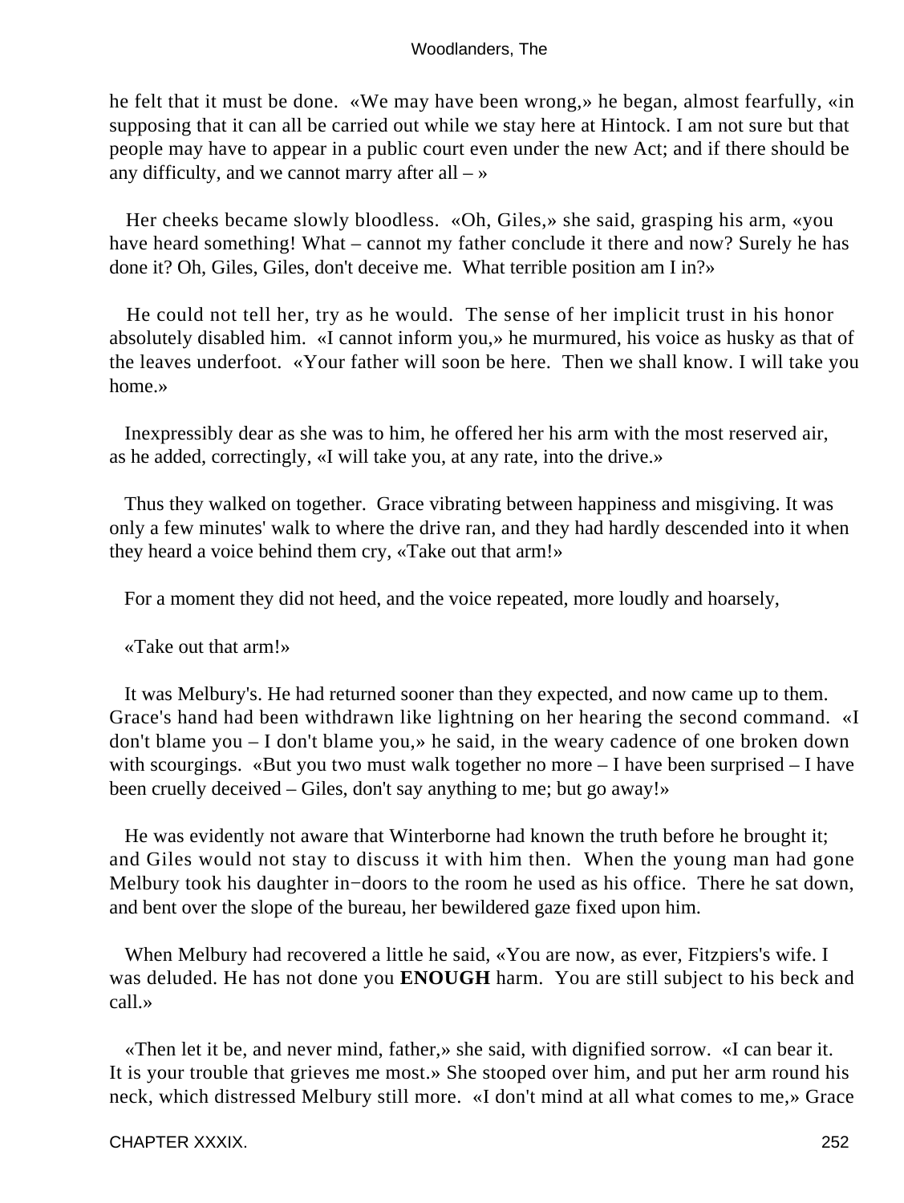he felt that it must be done. «We may have been wrong,» he began, almost fearfully, «in supposing that it can all be carried out while we stay here at Hintock. I am not sure but that people may have to appear in a public court even under the new Act; and if there should be any difficulty, and we cannot marry after all – »

Her cheeks became slowly bloodless. «Oh, Giles,» she said, grasping his arm, «you have heard something! What – cannot my father conclude it there and now? Surely he has done it? Oh, Giles, Giles, don't deceive me. What terrible position am I in?»

He could not tell her, try as he would. The sense of her implicit trust in his honor absolutely disabled him. «I cannot inform you,» he murmured, his voice as husky as that of the leaves underfoot. «Your father will soon be here. Then we shall know. I will take you home.»

Inexpressibly dear as she was to him, he offered her his arm with the most reserved air, as he added, correctingly, «I will take you, at any rate, into the drive.»

Thus they walked on together. Grace vibrating between happiness and misgiving. It was only a few minutes' walk to where the drive ran, and they had hardly descended into it when they heard a voice behind them cry, «Take out that arm!»

For a moment they did not heed, and the voice repeated, more loudly and hoarsely,

«Take out that arm!»

It was Melbury's. He had returned sooner than they expected, and now came up to them. Grace's hand had been withdrawn like lightning on her hearing the second command. «I don't blame you – I don't blame you,» he said, in the weary cadence of one broken down with scourgings. «But you two must walk together no more – I have been surprised – I have been cruelly deceived – Giles, don't say anything to me; but go away!»

He was evidently not aware that Winterborne had known the truth before he brought it; and Giles would not stay to discuss it with him then. When the young man had gone Melbury took his daughter in−doors to the room he used as his office. There he sat down, and bent over the slope of the bureau, her bewildered gaze fixed upon him.

When Melbury had recovered a little he said, «You are now, as ever, Fitzpiers's wife. I was deluded. He has not done you **ENOUGH** harm. You are still subject to his beck and call.»

«Then let it be, and never mind, father,» she said, with dignified sorrow. «I can bear it. It is your trouble that grieves me most.» She stooped over him, and put her arm round his neck, which distressed Melbury still more. «I don't mind at all what comes to me,» Grace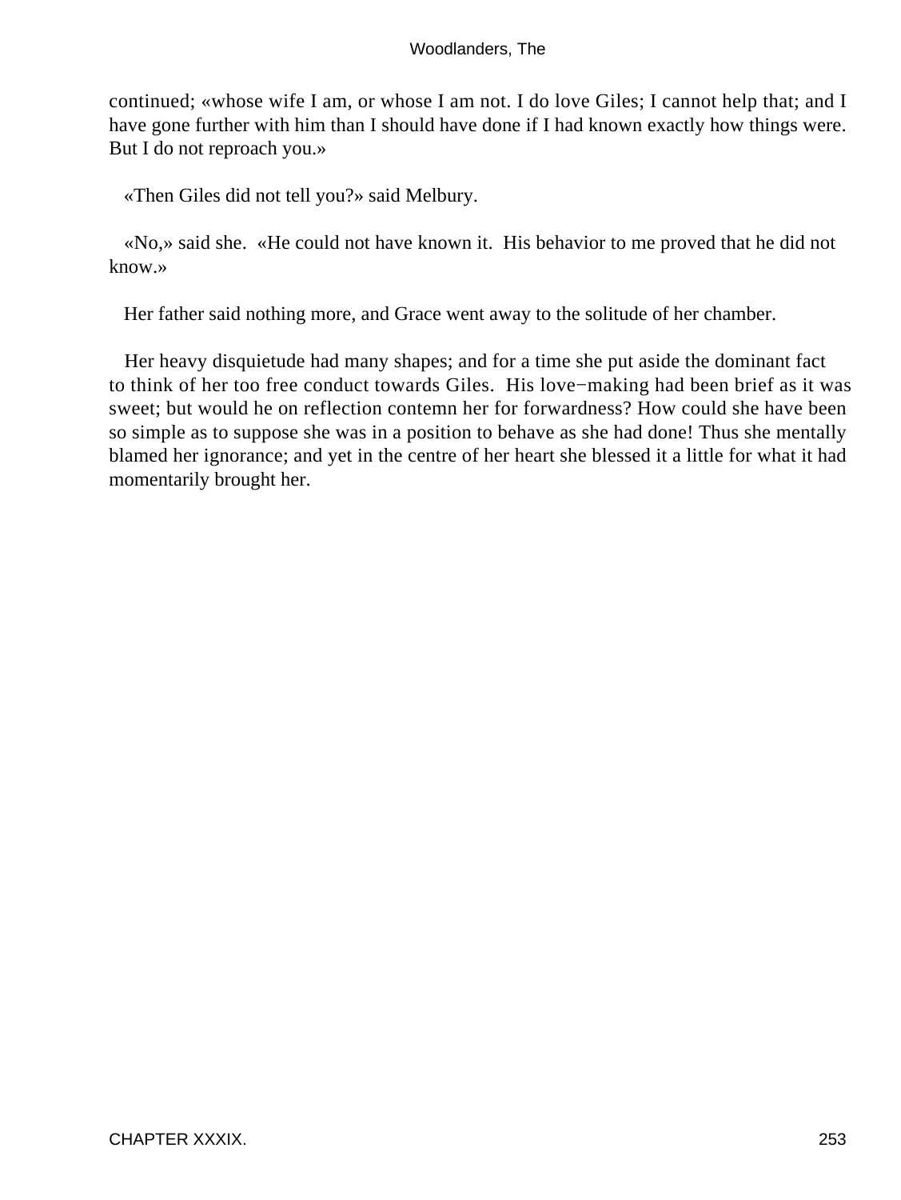continued; «whose wife I am, or whose I am not. I do love Giles; I cannot help that; and I have gone further with him than I should have done if I had known exactly how things were. But I do not reproach you.»

«Then Giles did not tell you?» said Melbury.

«No,» said she. «He could not have known it. His behavior to me proved that he did not know.»

Her father said nothing more, and Grace went away to the solitude of her chamber.

Her heavy disquietude had many shapes; and for a time she put aside the dominant fact to think of her too free conduct towards Giles. His love−making had been brief as it was sweet; but would he on reflection contemn her for forwardness? How could she have been so simple as to suppose she was in a position to behave as she had done! Thus she mentally blamed her ignorance; and yet in the centre of her heart she blessed it a little for what it had momentarily brought her.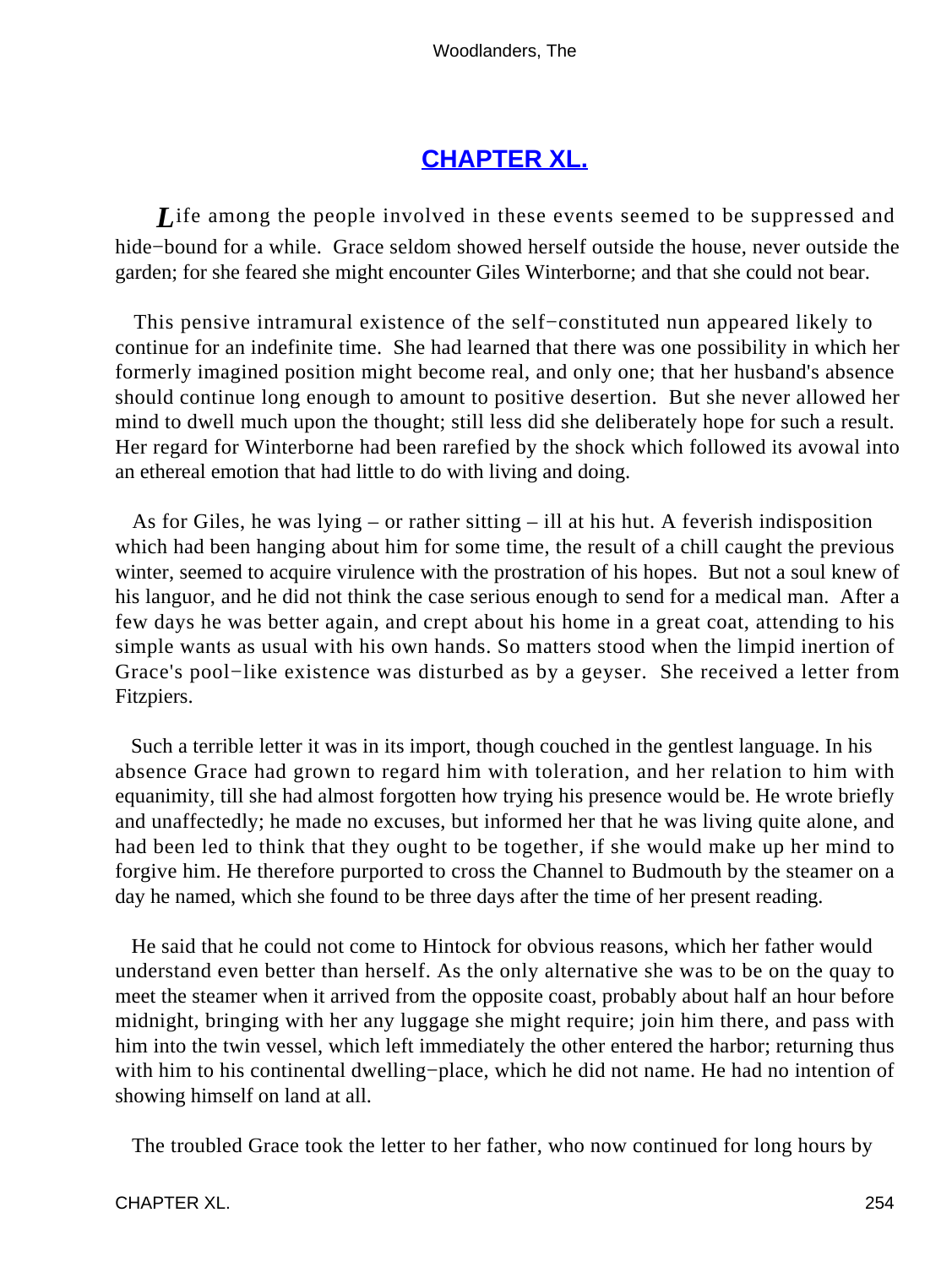## [CHAPTER XL.](#)

*L*ife among the people involved in these events seemed to be suppressed and hide−bound for a while. Grace seldom showed herself outside the house, never outside the garden; for she feared she might encounter Giles Winterborne; and that she could not bear.

This pensive intramural existence of the self−constituted nun appeared likely to continue for an indefinite time. She had learned that there was one possibility in which her formerly imagined position might become real, and only one; that her husband's absence should continue long enough to amount to positive desertion. But she never allowed her mind to dwell much upon the thought; still less did she deliberately hope for such a result. Her regard for Winterborne had been rarefied by the shock which followed its avowal into an ethereal emotion that had little to do with living and doing.

As for Giles, he was lying – or rather sitting – ill at his hut. A feverish indisposition which had been hanging about him for some time, the result of a chill caught the previous winter, seemed to acquire virulence with the prostration of his hopes. But not a soul knew of his languor, and he did not think the case serious enough to send for a medical man. After a few days he was better again, and crept about his home in a great coat, attending to his simple wants as usual with his own hands. So matters stood when the limpid inertion of Grace's pool−like existence was disturbed as by a geyser. She received a letter from Fitzpiers.

Such a terrible letter it was in its import, though couched in the gentlest language. In his absence Grace had grown to regard him with toleration, and her relation to him with equanimity, till she had almost forgotten how trying his presence would be. He wrote briefly and unaffectedly; he made no excuses, but informed her that he was living quite alone, and had been led to think that they ought to be together, if she would make up her mind to forgive him. He therefore purported to cross the Channel to Budmouth by the steamer on a day he named, which she found to be three days after the time of her present reading.

He said that he could not come to Hintock for obvious reasons, which her father would understand even better than herself. As the only alternative she was to be on the quay to meet the steamer when it arrived from the opposite coast, probably about half an hour before midnight, bringing with her any luggage she might require; join him there, and pass with him into the twin vessel, which left immediately the other entered the harbor; returning thus with him to his continental dwelling−place, which he did not name. He had no intention of showing himself on land at all.

The troubled Grace took the letter to her father, who now continued for long hours by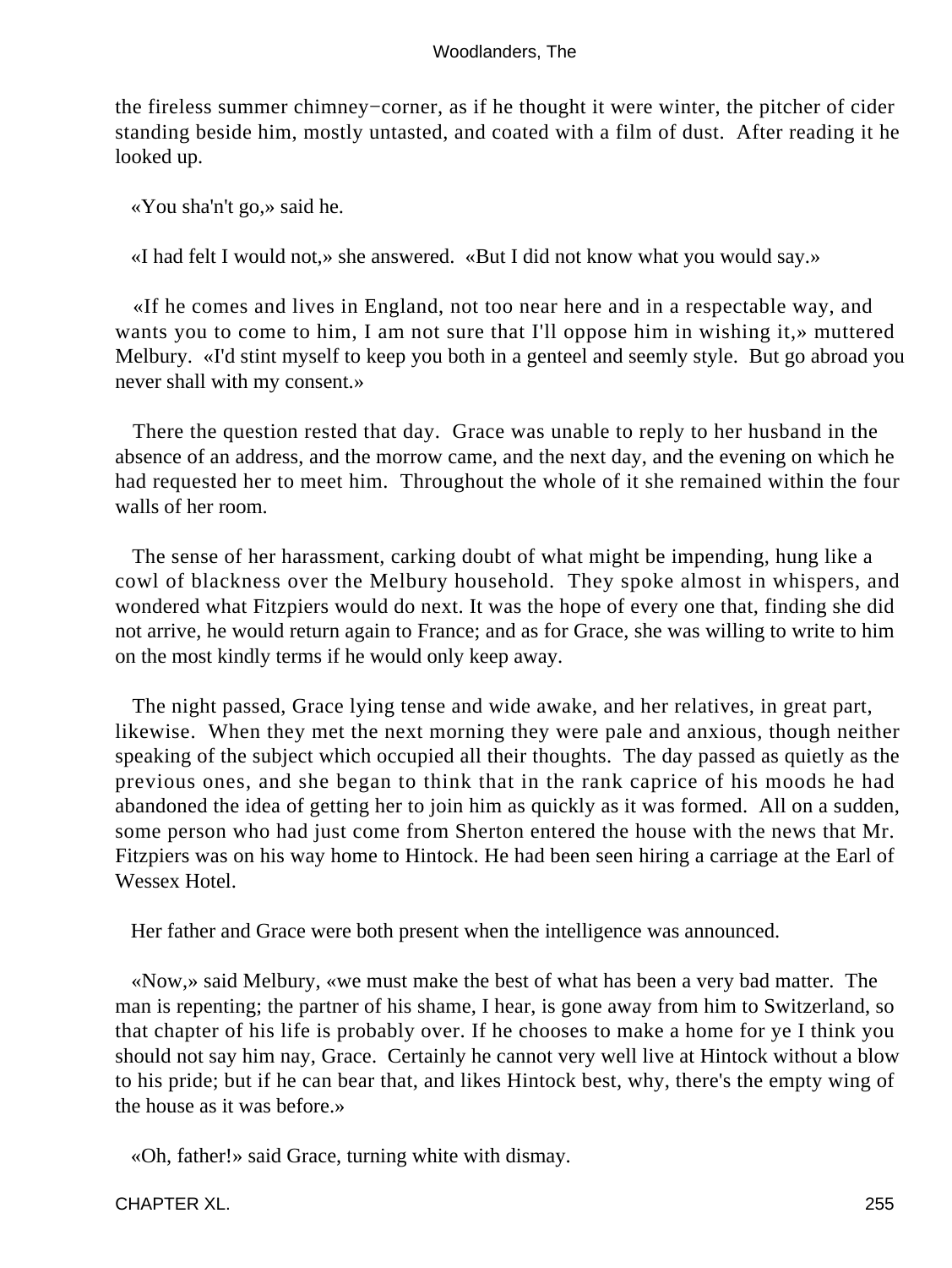the fireless summer chimney−corner, as if he thought it were winter, the pitcher of cider standing beside him, mostly untasted, and coated with a film of dust. After reading it he looked up.

«You sha'n't go,» said he.

«I had felt I would not,» she answered. «But I did not know what you would say.»

«If he comes and lives in England, not too near here and in a respectable way, and wants you to come to him, I am not sure that I'll oppose him in wishing it,» muttered Melbury. «I'd stint myself to keep you both in a genteel and seemly style. But go abroad you never shall with my consent.»

There the question rested that day. Grace was unable to reply to her husband in the absence of an address, and the morrow came, and the next day, and the evening on which he had requested her to meet him. Throughout the whole of it she remained within the four walls of her room.

The sense of her harassment, carking doubt of what might be impending, hung like a cowl of blackness over the Melbury household. They spoke almost in whispers, and wondered what Fitzpiers would do next. It was the hope of every one that, finding she did not arrive, he would return again to France; and as for Grace, she was willing to write to him on the most kindly terms if he would only keep away.

The night passed, Grace lying tense and wide awake, and her relatives, in great part, likewise. When they met the next morning they were pale and anxious, though neither speaking of the subject which occupied all their thoughts. The day passed as quietly as the previous ones, and she began to think that in the rank caprice of his moods he had abandoned the idea of getting her to join him as quickly as it was formed. All on a sudden, some person who had just come from Sherton entered the house with the news that Mr. Fitzpiers was on his way home to Hintock. He had been seen hiring a carriage at the Earl of Wessex Hotel.

Her father and Grace were both present when the intelligence was announced.

«Now,» said Melbury, «we must make the best of what has been a very bad matter. The man is repenting; the partner of his shame, I hear, is gone away from him to Switzerland, so that chapter of his life is probably over. If he chooses to make a home for ye I think you should not say him nay, Grace. Certainly he cannot very well live at Hintock without a blow to his pride; but if he can bear that, and likes Hintock best, why, there's the empty wing of the house as it was before.»

«Oh, father!» said Grace, turning white with dismay.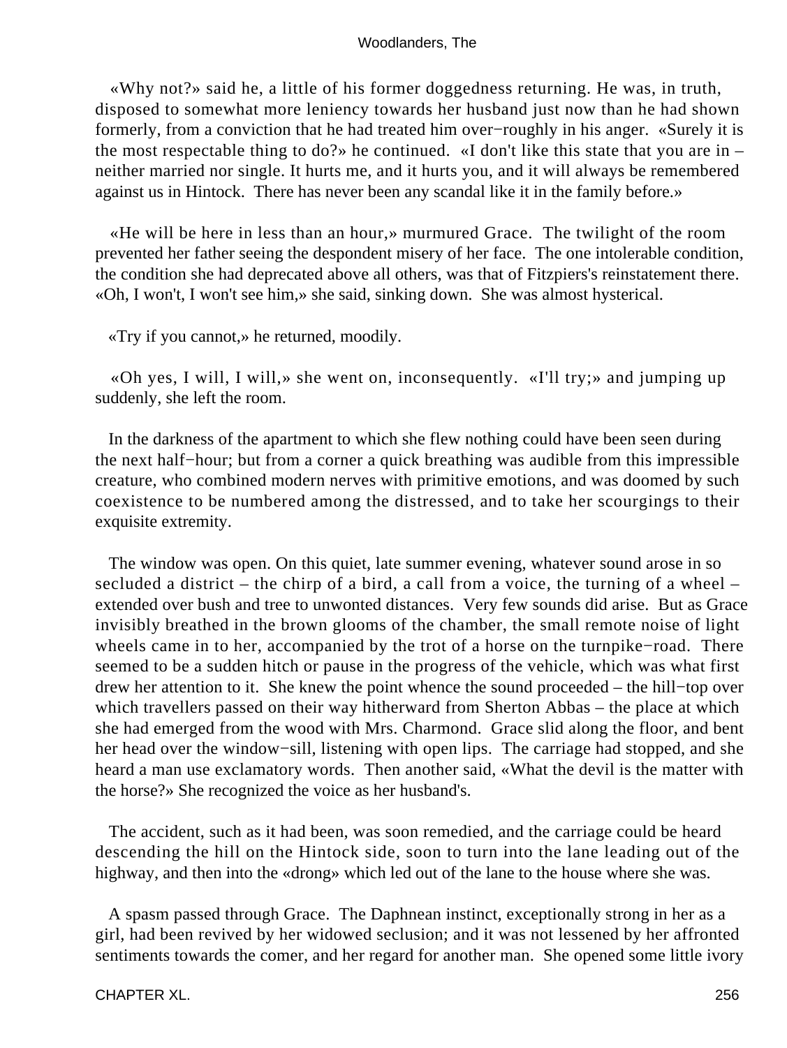«Why not?» said he, a little of his former doggedness returning. He was, in truth, disposed to somewhat more leniency towards her husband just now than he had shown formerly, from a conviction that he had treated him over−roughly in his anger. «Surely it is the most respectable thing to do?» he continued. «I don't like this state that you are in – neither married nor single. It hurts me, and it hurts you, and it will always be remembered against us in Hintock. There has never been any scandal like it in the family before.»

«He will be here in less than an hour,» murmured Grace. The twilight of the room prevented her father seeing the despondent misery of her face. The one intolerable condition, the condition she had deprecated above all others, was that of Fitzpiers's reinstatement there. «Oh, I won't, I won't see him,» she said, sinking down. She was almost hysterical.

«Try if you cannot,» he returned, moodily.

«Oh yes, I will, I will,» she went on, inconsequently. «I'll try;» and jumping up suddenly, she left the room.

In the darkness of the apartment to which she flew nothing could have been seen during the next half−hour; but from a corner a quick breathing was audible from this impressible creature, who combined modern nerves with primitive emotions, and was doomed by such coexistence to be numbered among the distressed, and to take her scourgings to their exquisite extremity.

The window was open. On this quiet, late summer evening, whatever sound arose in so secluded a district – the chirp of a bird, a call from a voice, the turning of a wheel – extended over bush and tree to unwonted distances. Very few sounds did arise. But as Grace invisibly breathed in the brown glooms of the chamber, the small remote noise of light wheels came in to her, accompanied by the trot of a horse on the turnpike−road. There seemed to be a sudden hitch or pause in the progress of the vehicle, which was what first drew her attention to it. She knew the point whence the sound proceeded – the hill−top over which travellers passed on their way hitherward from Sherton Abbas – the place at which she had emerged from the wood with Mrs. Charmond. Grace slid along the floor, and bent her head over the window−sill, listening with open lips. The carriage had stopped, and she heard a man use exclamatory words. Then another said, «What the devil is the matter with the horse?» She recognized the voice as her husband's.

The accident, such as it had been, was soon remedied, and the carriage could be heard descending the hill on the Hintock side, soon to turn into the lane leading out of the highway, and then into the «drong» which led out of the lane to the house where she was.

A spasm passed through Grace. The Daphnean instinct, exceptionally strong in her as a girl, had been revived by her widowed seclusion; and it was not lessened by her affronted sentiments towards the comer, and her regard for another man. She opened some little ivory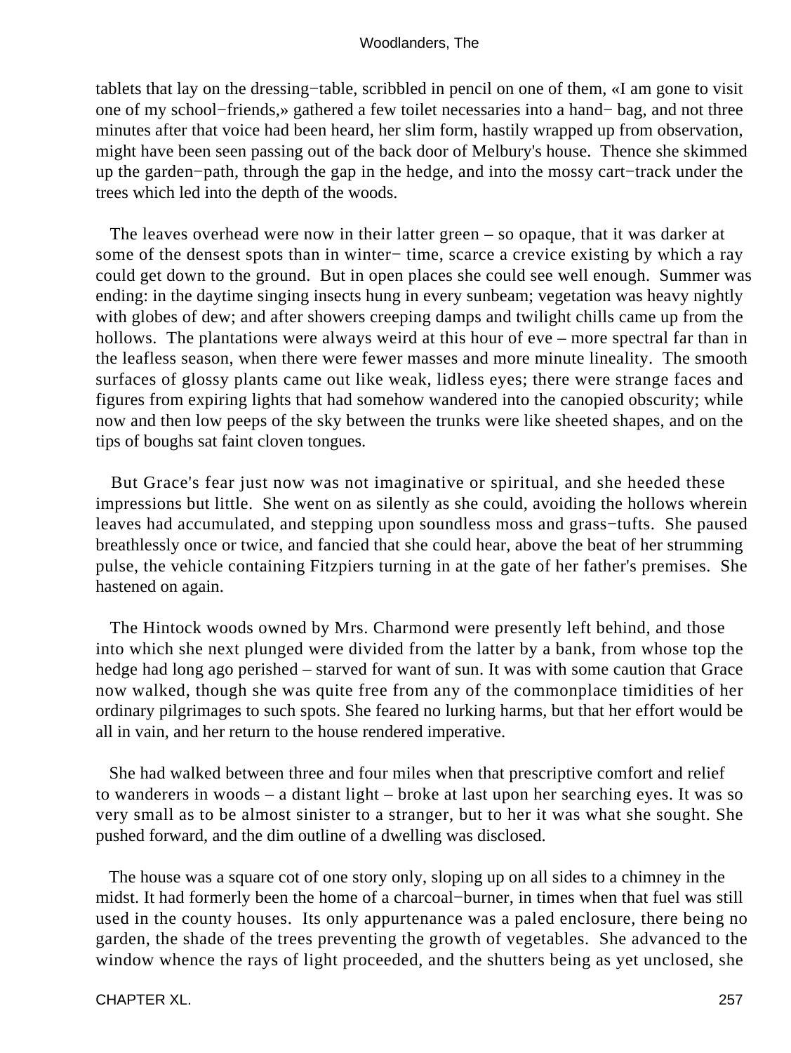tablets that lay on the dressing−table, scribbled in pencil on one of them, «I am gone to visit one of my school−friends,» gathered a few toilet necessaries into a hand− bag, and not three minutes after that voice had been heard, her slim form, hastily wrapped up from observation, might have been seen passing out of the back door of Melbury's house. Thence she skimmed up the garden−path, through the gap in the hedge, and into the mossy cart−track under the trees which led into the depth of the woods.

The leaves overhead were now in their latter green – so opaque, that it was darker at some of the densest spots than in winter− time, scarce a crevice existing by which a ray could get down to the ground. But in open places she could see well enough. Summer was ending: in the daytime singing insects hung in every sunbeam; vegetation was heavy nightly with globes of dew; and after showers creeping damps and twilight chills came up from the hollows. The plantations were always weird at this hour of eve – more spectral far than in the leafless season, when there were fewer masses and more minute lineality. The smooth surfaces of glossy plants came out like weak, lidless eyes; there were strange faces and figures from expiring lights that had somehow wandered into the canopied obscurity; while now and then low peeps of the sky between the trunks were like sheeted shapes, and on the tips of boughs sat faint cloven tongues.

But Grace's fear just now was not imaginative or spiritual, and she heeded these impressions but little. She went on as silently as she could, avoiding the hollows wherein leaves had accumulated, and stepping upon soundless moss and grass−tufts. She paused breathlessly once or twice, and fancied that she could hear, above the beat of her strumming pulse, the vehicle containing Fitzpiers turning in at the gate of her father's premises. She hastened on again.

The Hintock woods owned by Mrs. Charmond were presently left behind, and those into which she next plunged were divided from the latter by a bank, from whose top the hedge had long ago perished – starved for want of sun. It was with some caution that Grace now walked, though she was quite free from any of the commonplace timidities of her ordinary pilgrimages to such spots. She feared no lurking harms, but that her effort would be all in vain, and her return to the house rendered imperative.

She had walked between three and four miles when that prescriptive comfort and relief to wanderers in woods – a distant light – broke at last upon her searching eyes. It was so very small as to be almost sinister to a stranger, but to her it was what she sought. She pushed forward, and the dim outline of a dwelling was disclosed.

The house was a square cot of one story only, sloping up on all sides to a chimney in the midst. It had formerly been the home of a charcoal−burner, in times when that fuel was still used in the county houses. Its only appurtenance was a paled enclosure, there being no garden, the shade of the trees preventing the growth of vegetables. She advanced to the window whence the rays of light proceeded, and the shutters being as yet unclosed, she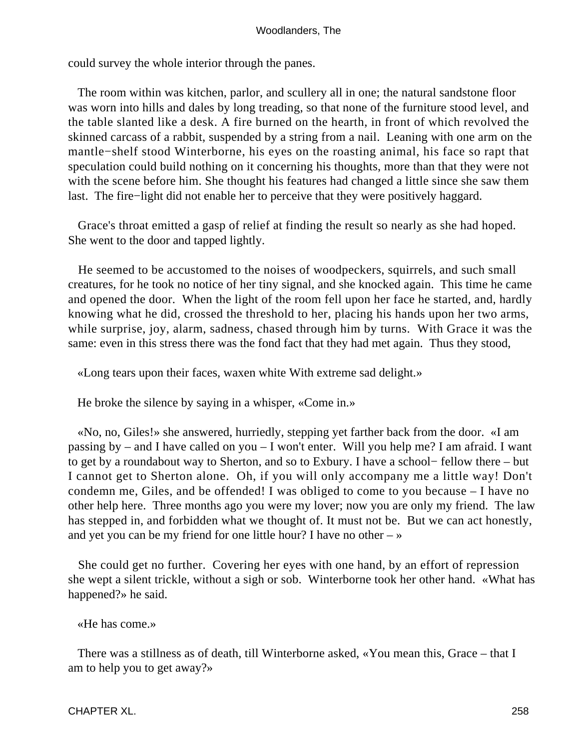could survey the whole interior through the panes.

The room within was kitchen, parlor, and scullery all in one; the natural sandstone floor was worn into hills and dales by long treading, so that none of the furniture stood level, and the table slanted like a desk. A fire burned on the hearth, in front of which revolved the skinned carcass of a rabbit, suspended by a string from a nail. Leaning with one arm on the mantle−shelf stood Winterborne, his eyes on the roasting animal, his face so rapt that speculation could build nothing on it concerning his thoughts, more than that they were not with the scene before him. She thought his features had changed a little since she saw them last. The fire−light did not enable her to perceive that they were positively haggard.

Grace's throat emitted a gasp of relief at finding the result so nearly as she had hoped. She went to the door and tapped lightly.

He seemed to be accustomed to the noises of woodpeckers, squirrels, and such small creatures, for he took no notice of her tiny signal, and she knocked again. This time he came and opened the door. When the light of the room fell upon her face he started, and, hardly knowing what he did, crossed the threshold to her, placing his hands upon her two arms, while surprise, joy, alarm, sadness, chased through him by turns. With Grace it was the same: even in this stress there was the fond fact that they had met again. Thus they stood,

«Long tears upon their faces, waxen white With extreme sad delight.»

He broke the silence by saying in a whisper, «Come in.»

«No, no, Giles!» she answered, hurriedly, stepping yet farther back from the door. «I am passing by – and I have called on you – I won't enter. Will you help me? I am afraid. I want to get by a roundabout way to Sherton, and so to Exbury. I have a school− fellow there – but I cannot get to Sherton alone. Oh, if you will only accompany me a little way! Don't condemn me, Giles, and be offended! I was obliged to come to you because – I have no other help here. Three months ago you were my lover; now you are only my friend. The law has stepped in, and forbidden what we thought of. It must not be. But we can act honestly, and yet you can be my friend for one little hour? I have no other – »

She could get no further. Covering her eyes with one hand, by an effort of repression she wept a silent trickle, without a sigh or sob. Winterborne took her other hand. «What has happened?» he said.

«He has come.»

There was a stillness as of death, till Winterborne asked, «You mean this, Grace – that I am to help you to get away?»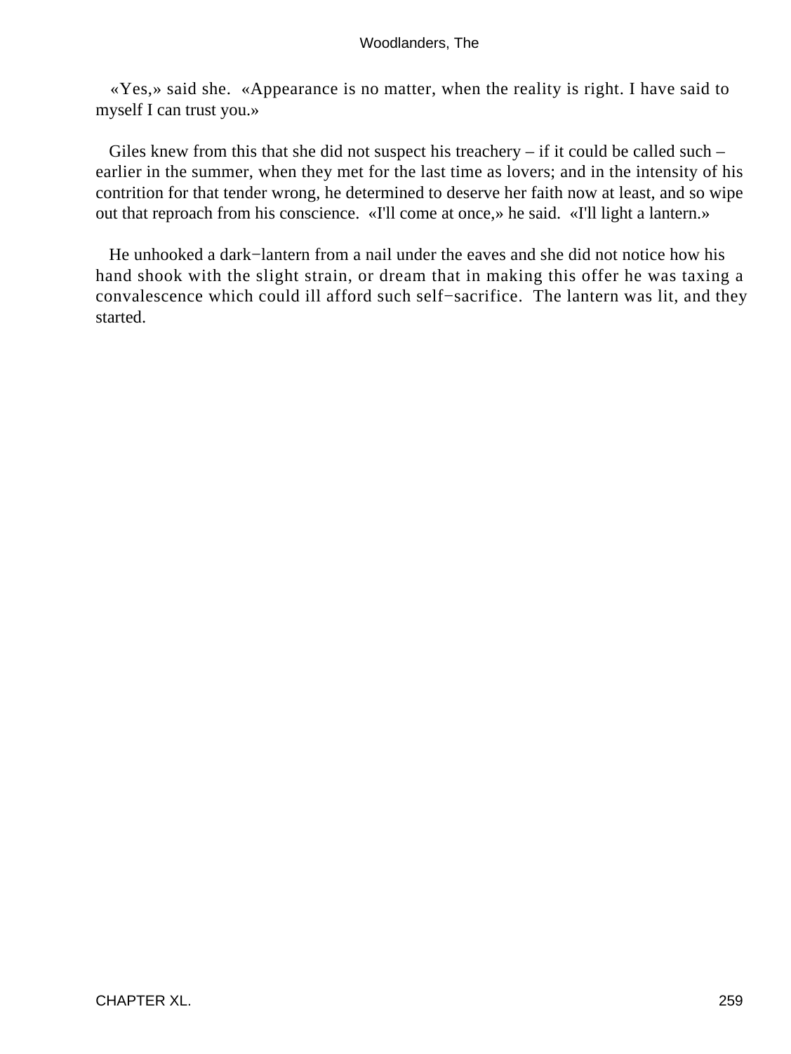«Yes,» said she. «Appearance is no matter, when the reality is right. I have said to myself I can trust you.»

Giles knew from this that she did not suspect his treachery – if it could be called such – earlier in the summer, when they met for the last time as lovers; and in the intensity of his contrition for that tender wrong, he determined to deserve her faith now at least, and so wipe out that reproach from his conscience. «I'll come at once,» he said. «I'll light a lantern.»

He unhooked a dark−lantern from a nail under the eaves and she did not notice how his hand shook with the slight strain, or dream that in making this offer he was taxing a convalescence which could ill afford such self−sacrifice. The lantern was lit, and they started.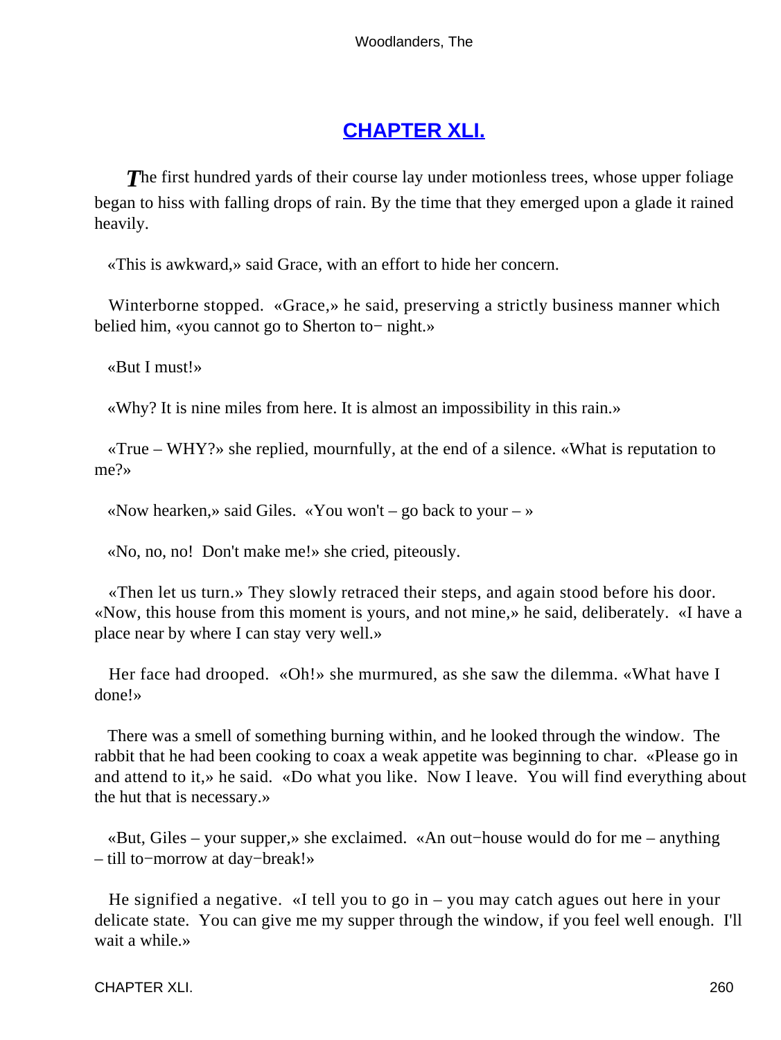## CHAPTER XLI.

*T*he first hundred yards of their course lay under motionless trees, whose upper foliage began to hiss with falling drops of rain. By the time that they emerged upon a glade it rained heavily.

«This is awkward,» said Grace, with an effort to hide her concern.

Winterborne stopped. «Grace,» he said, preserving a strictly business manner which belied him, «you cannot go to Sherton to− night.»

«But I must!»

«Why? It is nine miles from here. It is almost an impossibility in this rain.»

«True – WHY?» she replied, mournfully, at the end of a silence. «What is reputation to me?»

«Now hearken,» said Giles. «You won't – go back to your – »

«No, no, no! Don't make me!» she cried, piteously.

«Then let us turn.» They slowly retraced their steps, and again stood before his door. «Now, this house from this moment is yours, and not mine,» he said, deliberately. «I have a place near by where I can stay very well.»

Her face had drooped. «Oh!» she murmured, as she saw the dilemma. «What have I done!»

There was a smell of something burning within, and he looked through the window. The rabbit that he had been cooking to coax a weak appetite was beginning to char. «Please go in and attend to it,» he said. «Do what you like. Now I leave. You will find everything about the hut that is necessary.»

«But, Giles – your supper,» she exclaimed. «An out−house would do for me – anything – till to−morrow at day−break!»

He signified a negative. «I tell you to go in – you may catch agues out here in your delicate state. You can give me my supper through the window, if you feel well enough. I'll wait a while.»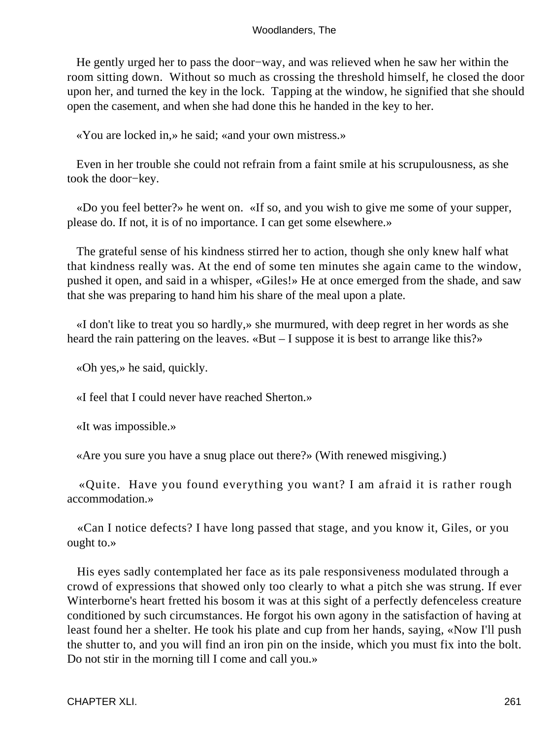He gently urged her to pass the door−way, and was relieved when he saw her within the room sitting down. Without so much as crossing the threshold himself, he closed the door upon her, and turned the key in the lock. Tapping at the window, he signified that she should open the casement, and when she had done this he handed in the key to her.

«You are locked in,» he said; «and your own mistress.»

Even in her trouble she could not refrain from a faint smile at his scrupulousness, as she took the door−key.

«Do you feel better?» he went on. «If so, and you wish to give me some of your supper, please do. If not, it is of no importance. I can get some elsewhere.»

The grateful sense of his kindness stirred her to action, though she only knew half what that kindness really was. At the end of some ten minutes she again came to the window, pushed it open, and said in a whisper, «Giles!» He at once emerged from the shade, and saw that she was preparing to hand him his share of the meal upon a plate.

«I don't like to treat you so hardly,» she murmured, with deep regret in her words as she heard the rain pattering on the leaves. «But – I suppose it is best to arrange like this?»

«Oh yes,» he said, quickly.

«I feel that I could never have reached Sherton.»

«It was impossible.»

«Are you sure you have a snug place out there?» (With renewed misgiving.)

«Quite. Have you found everything you want? I am afraid it is rather rough accommodation.»

«Can I notice defects? I have long passed that stage, and you know it, Giles, or you ought to.»

His eyes sadly contemplated her face as its pale responsiveness modulated through a crowd of expressions that showed only too clearly to what a pitch she was strung. If ever Winterborne's heart fretted his bosom it was at this sight of a perfectly defenceless creature conditioned by such circumstances. He forgot his own agony in the satisfaction of having at least found her a shelter. He took his plate and cup from her hands, saying, «Now I'll push the shutter to, and you will find an iron pin on the inside, which you must fix into the bolt. Do not stir in the morning till I come and call you.»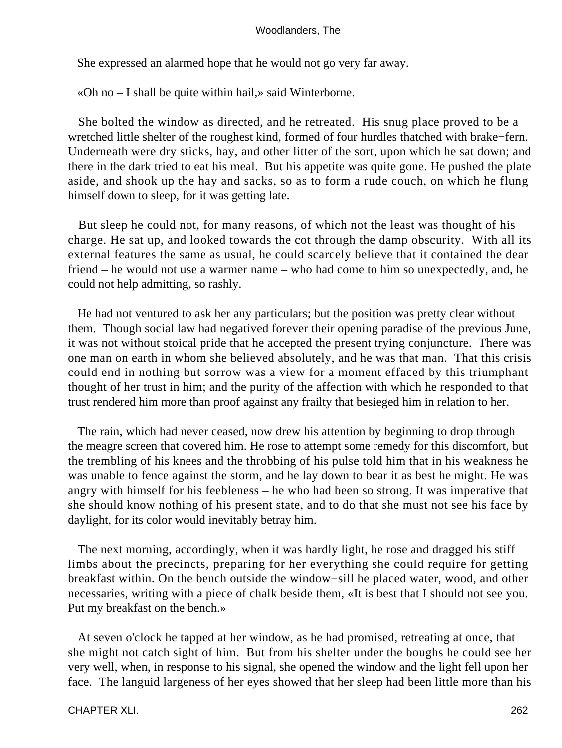She expressed an alarmed hope that he would not go very far away.

«Oh no – I shall be quite within hail,» said Winterborne.

She bolted the window as directed, and he retreated. His snug place proved to be a wretched little shelter of the roughest kind, formed of four hurdles thatched with brake−fern. Underneath were dry sticks, hay, and other litter of the sort, upon which he sat down; and there in the dark tried to eat his meal. But his appetite was quite gone. He pushed the plate aside, and shook up the hay and sacks, so as to form a rude couch, on which he flung himself down to sleep, for it was getting late.

But sleep he could not, for many reasons, of which not the least was thought of his charge. He sat up, and looked towards the cot through the damp obscurity. With all its external features the same as usual, he could scarcely believe that it contained the dear friend – he would not use a warmer name – who had come to him so unexpectedly, and, he could not help admitting, so rashly.

He had not ventured to ask her any particulars; but the position was pretty clear without them. Though social law had negatived forever their opening paradise of the previous June, it was not without stoical pride that he accepted the present trying conjuncture. There was one man on earth in whom she believed absolutely, and he was that man. That this crisis could end in nothing but sorrow was a view for a moment effaced by this triumphant thought of her trust in him; and the purity of the affection with which he responded to that trust rendered him more than proof against any frailty that besieged him in relation to her.

The rain, which had never ceased, now drew his attention by beginning to drop through the meagre screen that covered him. He rose to attempt some remedy for this discomfort, but the trembling of his knees and the throbbing of his pulse told him that in his weakness he was unable to fence against the storm, and he lay down to bear it as best he might. He was angry with himself for his feebleness – he who had been so strong. It was imperative that she should know nothing of his present state, and to do that she must not see his face by daylight, for its color would inevitably betray him.

The next morning, accordingly, when it was hardly light, he rose and dragged his stiff limbs about the precincts, preparing for her everything she could require for getting breakfast within. On the bench outside the window−sill he placed water, wood, and other necessaries, writing with a piece of chalk beside them, «It is best that I should not see you. Put my breakfast on the bench.»

At seven o'clock he tapped at her window, as he had promised, retreating at once, that she might not catch sight of him. But from his shelter under the boughs he could see her very well, when, in response to his signal, she opened the window and the light fell upon her face. The languid largeness of her eyes showed that her sleep had been little more than his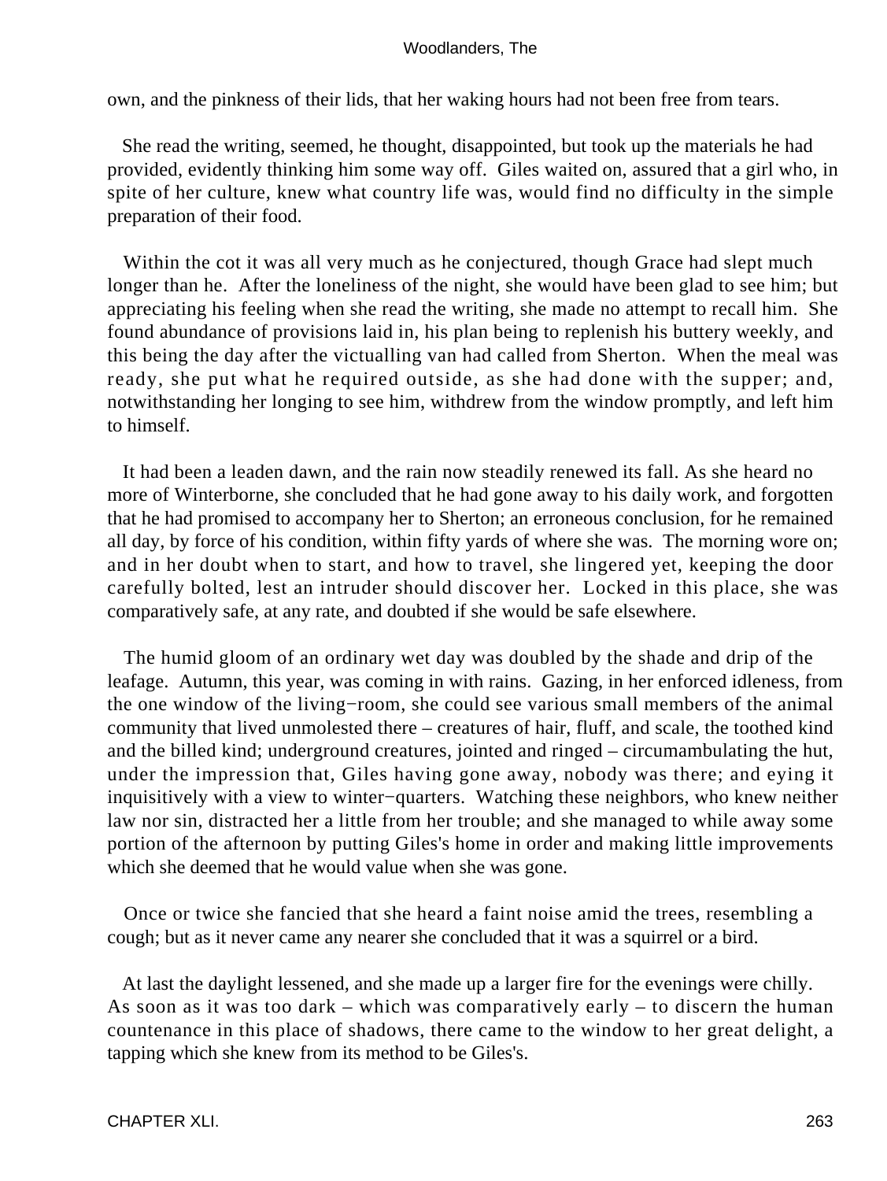own, and the pinkness of their lids, that her waking hours had not been free from tears.

She read the writing, seemed, he thought, disappointed, but took up the materials he had provided, evidently thinking him some way off. Giles waited on, assured that a girl who, in spite of her culture, knew what country life was, would find no difficulty in the simple preparation of their food.

Within the cot it was all very much as he conjectured, though Grace had slept much longer than he. After the loneliness of the night, she would have been glad to see him; but appreciating his feeling when she read the writing, she made no attempt to recall him. She found abundance of provisions laid in, his plan being to replenish his buttery weekly, and this being the day after the victualling van had called from Sherton. When the meal was ready, she put what he required outside, as she had done with the supper; and, notwithstanding her longing to see him, withdrew from the window promptly, and left him to himself.

It had been a leaden dawn, and the rain now steadily renewed its fall. As she heard no more of Winterborne, she concluded that he had gone away to his daily work, and forgotten that he had promised to accompany her to Sherton; an erroneous conclusion, for he remained all day, by force of his condition, within fifty yards of where she was. The morning wore on; and in her doubt when to start, and how to travel, she lingered yet, keeping the door carefully bolted, lest an intruder should discover her. Locked in this place, she was comparatively safe, at any rate, and doubted if she would be safe elsewhere.

The humid gloom of an ordinary wet day was doubled by the shade and drip of the leafage. Autumn, this year, was coming in with rains. Gazing, in her enforced idleness, from the one window of the living−room, she could see various small members of the animal community that lived unmolested there – creatures of hair, fluff, and scale, the toothed kind and the billed kind; underground creatures, jointed and ringed – circumambulating the hut, under the impression that, Giles having gone away, nobody was there; and eying it inquisitively with a view to winter−quarters. Watching these neighbors, who knew neither law nor sin, distracted her a little from her trouble; and she managed to while away some portion of the afternoon by putting Giles's home in order and making little improvements which she deemed that he would value when she was gone.

Once or twice she fancied that she heard a faint noise amid the trees, resembling a cough; but as it never came any nearer she concluded that it was a squirrel or a bird.

At last the daylight lessened, and she made up a larger fire for the evenings were chilly. As soon as it was too dark – which was comparatively early – to discern the human countenance in this place of shadows, there came to the window to her great delight, a tapping which she knew from its method to be Giles's.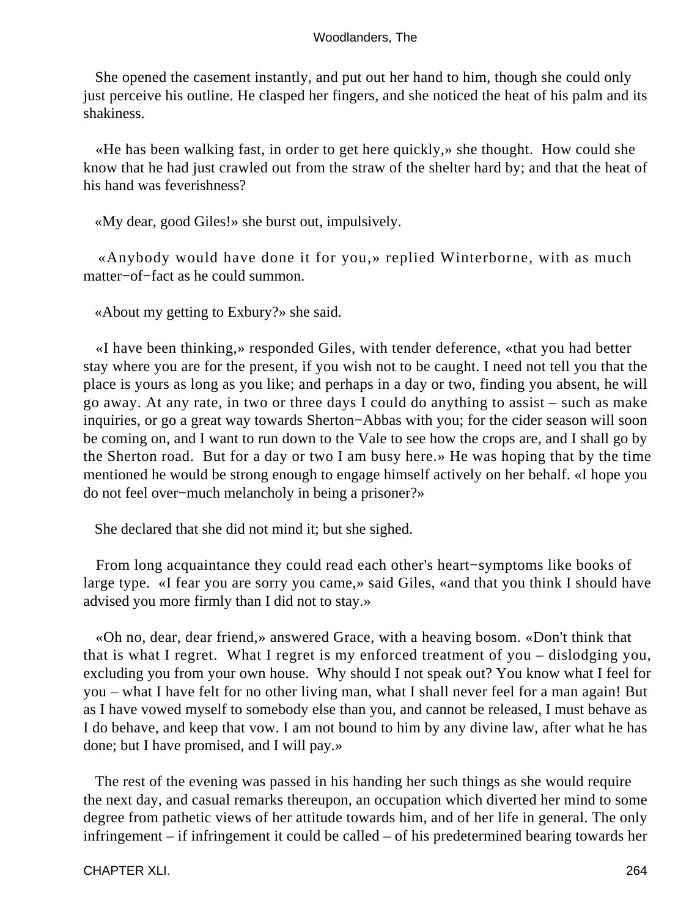She opened the casement instantly, and put out her hand to him, though she could only just perceive his outline. He clasped her fingers, and she noticed the heat of his palm and its shakiness.

«He has been walking fast, in order to get here quickly,» she thought. How could she know that he had just crawled out from the straw of the shelter hard by; and that the heat of his hand was feverishness?

«My dear, good Giles!» she burst out, impulsively.

«Anybody would have done it for you,» replied Winterborne, with as much matter−of−fact as he could summon.

«About my getting to Exbury?» she said.

«I have been thinking,» responded Giles, with tender deference, «that you had better stay where you are for the present, if you wish not to be caught. I need not tell you that the place is yours as long as you like; and perhaps in a day or two, finding you absent, he will go away. At any rate, in two or three days I could do anything to assist – such as make inquiries, or go a great way towards Sherton−Abbas with you; for the cider season will soon be coming on, and I want to run down to the Vale to see how the crops are, and I shall go by the Sherton road. But for a day or two I am busy here.» He was hoping that by the time mentioned he would be strong enough to engage himself actively on her behalf. «I hope you do not feel over−much melancholy in being a prisoner?»

She declared that she did not mind it; but she sighed.

From long acquaintance they could read each other's heart−symptoms like books of large type. «I fear you are sorry you came,» said Giles, «and that you think I should have advised you more firmly than I did not to stay.»

«Oh no, dear, dear friend,» answered Grace, with a heaving bosom. «Don't think that that is what I regret. What I regret is my enforced treatment of you – dislodging you, excluding you from your own house. Why should I not speak out? You know what I feel for you – what I have felt for no other living man, what I shall never feel for a man again! But as I have vowed myself to somebody else than you, and cannot be released, I must behave as I do behave, and keep that vow. I am not bound to him by any divine law, after what he has done; but I have promised, and I will pay.»

The rest of the evening was passed in his handing her such things as she would require the next day, and casual remarks thereupon, an occupation which diverted her mind to some degree from pathetic views of her attitude towards him, and of her life in general. The only infringement – if infringement it could be called – of his predetermined bearing towards her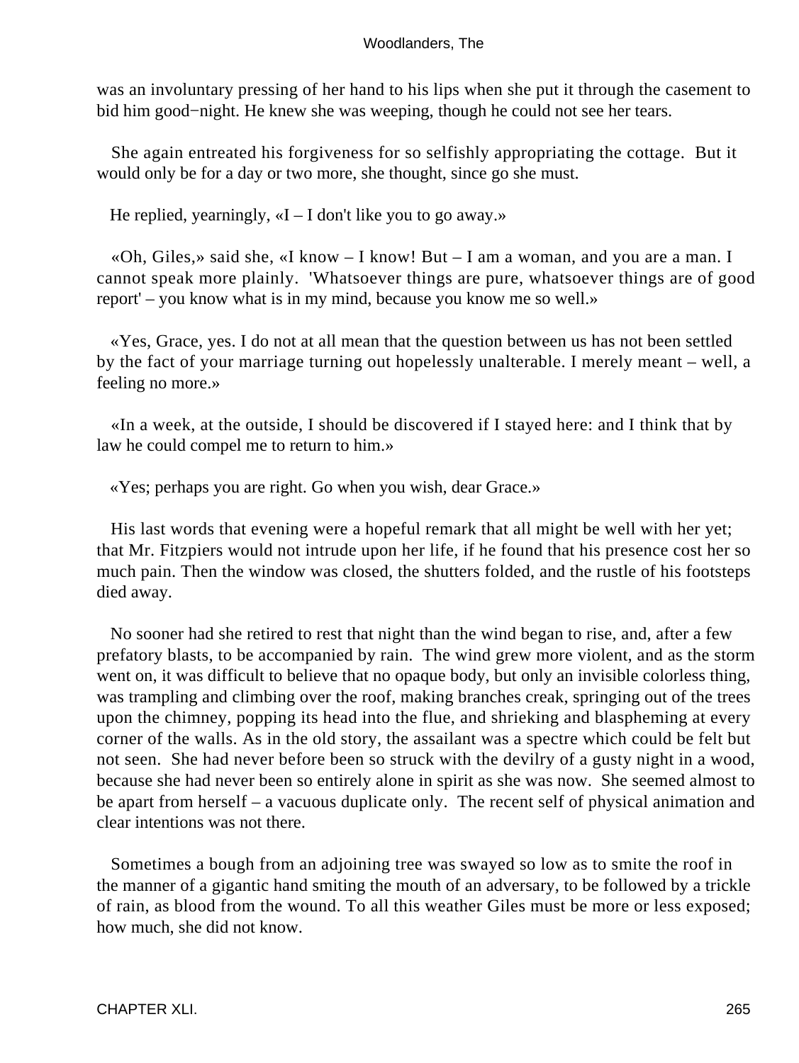was an involuntary pressing of her hand to his lips when she put it through the casement to bid him good−night. He knew she was weeping, though he could not see her tears.

She again entreated his forgiveness for so selfishly appropriating the cottage. But it would only be for a day or two more, she thought, since go she must.

He replied, yearningly, «I – I don't like you to go away.»

«Oh, Giles,» said she, «I know – I know! But – I am a woman, and you are a man. I cannot speak more plainly. 'Whatsoever things are pure, whatsoever things are of good report' – you know what is in my mind, because you know me so well.»

«Yes, Grace, yes. I do not at all mean that the question between us has not been settled by the fact of your marriage turning out hopelessly unalterable. I merely meant – well, a feeling no more.»

«In a week, at the outside, I should be discovered if I stayed here: and I think that by law he could compel me to return to him.»

«Yes; perhaps you are right. Go when you wish, dear Grace.»

His last words that evening were a hopeful remark that all might be well with her yet; that Mr. Fitzpiers would not intrude upon her life, if he found that his presence cost her so much pain. Then the window was closed, the shutters folded, and the rustle of his footsteps died away.

No sooner had she retired to rest that night than the wind began to rise, and, after a few prefatory blasts, to be accompanied by rain. The wind grew more violent, and as the storm went on, it was difficult to believe that no opaque body, but only an invisible colorless thing, was trampling and climbing over the roof, making branches creak, springing out of the trees upon the chimney, popping its head into the flue, and shrieking and blaspheming at every corner of the walls. As in the old story, the assailant was a spectre which could be felt but not seen. She had never before been so struck with the devilry of a gusty night in a wood, because she had never been so entirely alone in spirit as she was now. She seemed almost to be apart from herself – a vacuous duplicate only. The recent self of physical animation and clear intentions was not there.

Sometimes a bough from an adjoining tree was swayed so low as to smite the roof in the manner of a gigantic hand smiting the mouth of an adversary, to be followed by a trickle of rain, as blood from the wound. To all this weather Giles must be more or less exposed; how much, she did not know.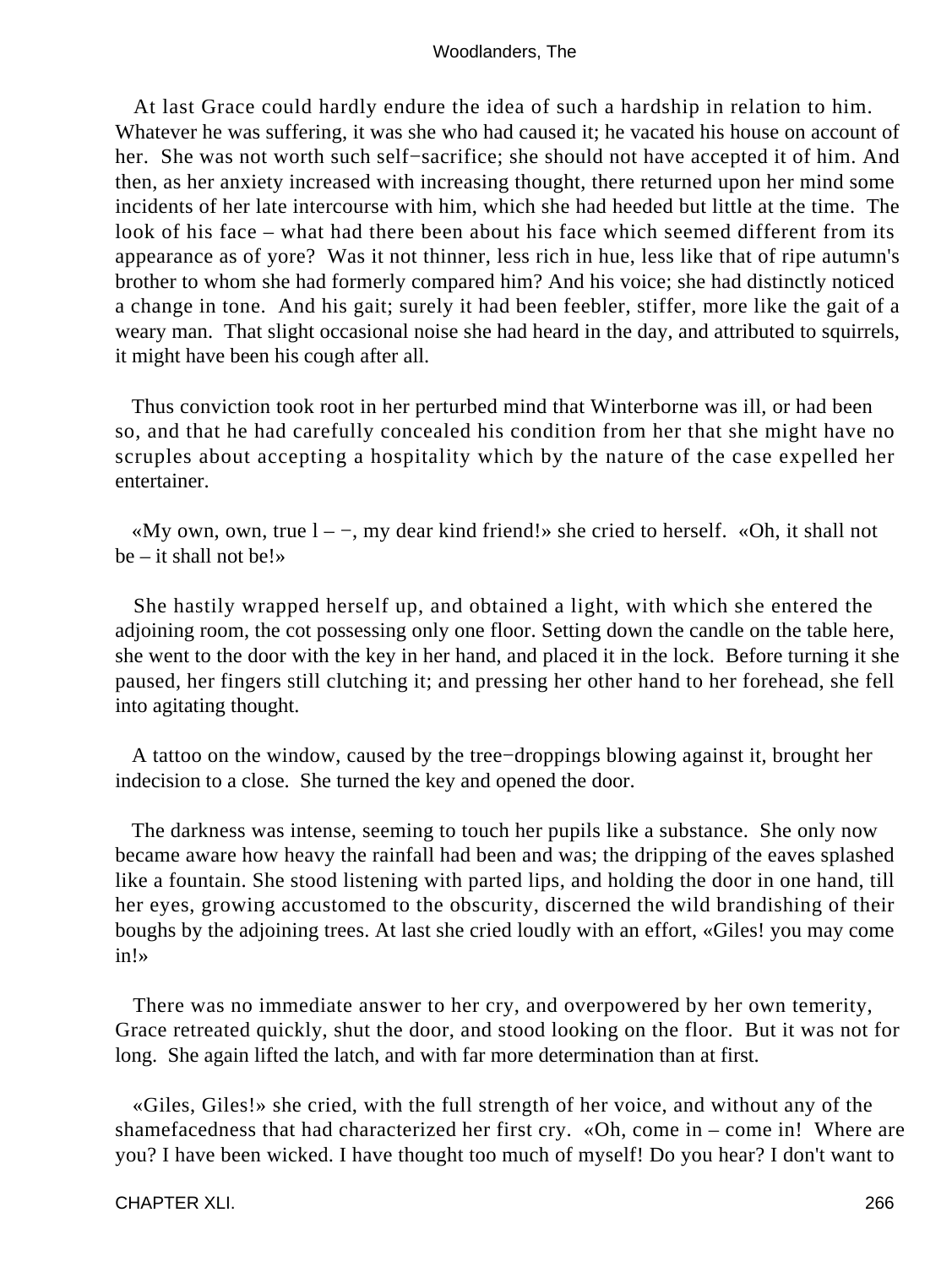At last Grace could hardly endure the idea of such a hardship in relation to him. Whatever he was suffering, it was she who had caused it; he vacated his house on account of her. She was not worth such self−sacrifice; she should not have accepted it of him. And then, as her anxiety increased with increasing thought, there returned upon her mind some incidents of her late intercourse with him, which she had heeded but little at the time. The look of his face – what had there been about his face which seemed different from its appearance as of yore? Was it not thinner, less rich in hue, less like that of ripe autumn's brother to whom she had formerly compared him? And his voice; she had distinctly noticed a change in tone. And his gait; surely it had been feebler, stiffer, more like the gait of a weary man. That slight occasional noise she had heard in the day, and attributed to squirrels, it might have been his cough after all.

Thus conviction took root in her perturbed mind that Winterborne was ill, or had been so, and that he had carefully concealed his condition from her that she might have no scruples about accepting a hospitality which by the nature of the case expelled her entertainer.

«My own, own, true l – −, my dear kind friend!» she cried to herself. «Oh, it shall not be – it shall not be!»

She hastily wrapped herself up, and obtained a light, with which she entered the adjoining room, the cot possessing only one floor. Setting down the candle on the table here, she went to the door with the key in her hand, and placed it in the lock. Before turning it she paused, her fingers still clutching it; and pressing her other hand to her forehead, she fell into agitating thought.

A tattoo on the window, caused by the tree−droppings blowing against it, brought her indecision to a close. She turned the key and opened the door.

The darkness was intense, seeming to touch her pupils like a substance. She only now became aware how heavy the rainfall had been and was; the dripping of the eaves splashed like a fountain. She stood listening with parted lips, and holding the door in one hand, till her eyes, growing accustomed to the obscurity, discerned the wild brandishing of their boughs by the adjoining trees. At last she cried loudly with an effort, «Giles! you may come in!»

There was no immediate answer to her cry, and overpowered by her own temerity, Grace retreated quickly, shut the door, and stood looking on the floor. But it was not for long. She again lifted the latch, and with far more determination than at first.

«Giles, Giles!» she cried, with the full strength of her voice, and without any of the shamefacedness that had characterized her first cry. «Oh, come in – come in! Where are you? I have been wicked. I have thought too much of myself! Do you hear? I don't want to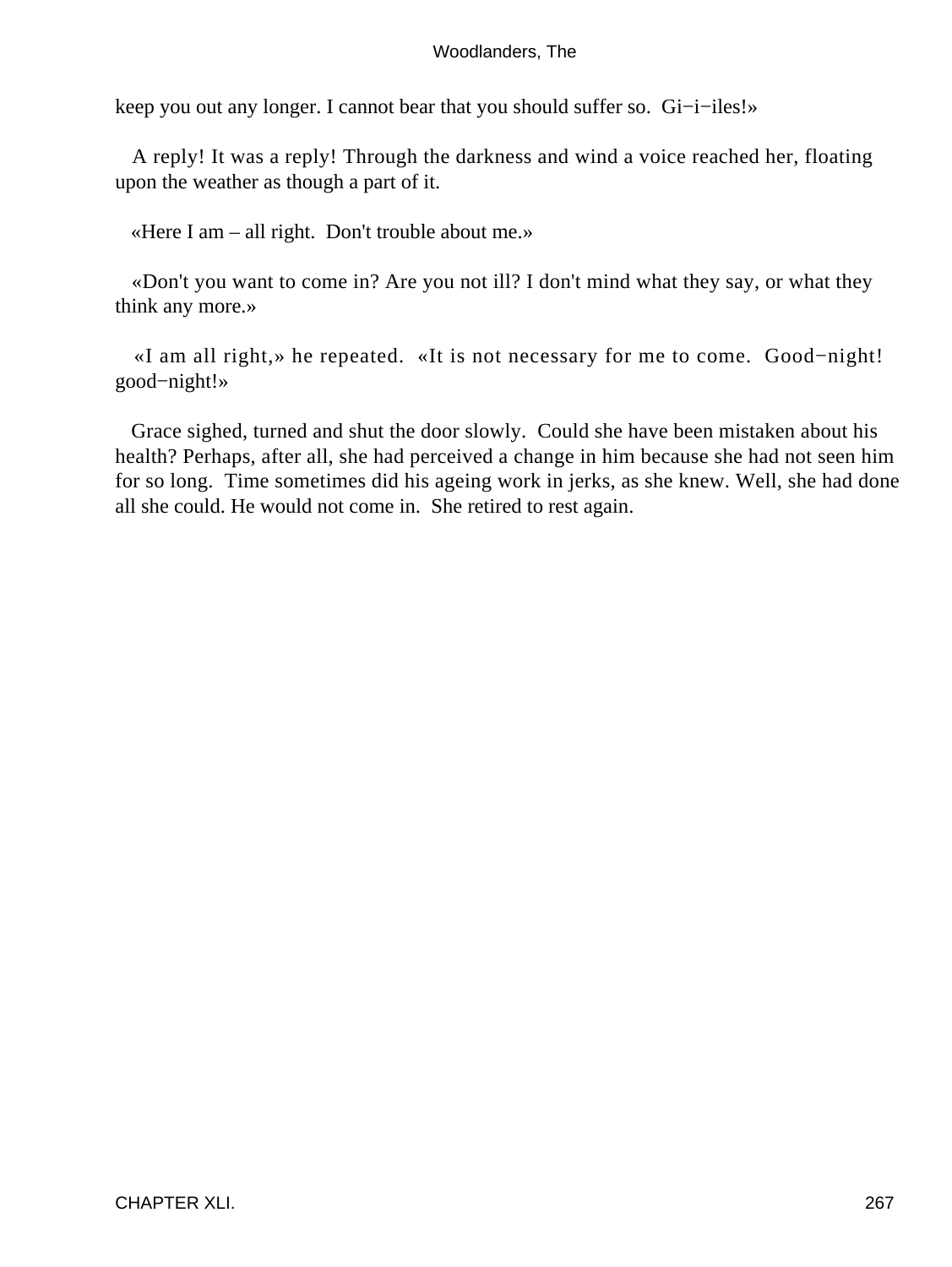keep you out any longer. I cannot bear that you should suffer so.  Gi−i−iles!»

A reply! It was a reply! Through the darkness and wind a voice reached her, floating upon the weather as though a part of it.

«Here I am – all right.  Don't trouble about me.»

«Don't you want to come in? Are you not ill? I don't mind what they say, or what they think any more.»

«I am all right,» he repeated.  «It is not necessary for me to come.  Good−night! good−night!»

Grace sighed, turned and shut the door slowly.  Could she have been mistaken about his health? Perhaps, after all, she had perceived a change in him because she had not seen him for so long.  Time sometimes did his ageing work in jerks, as she knew. Well, she had done all she could. He would not come in.  She retired to rest again.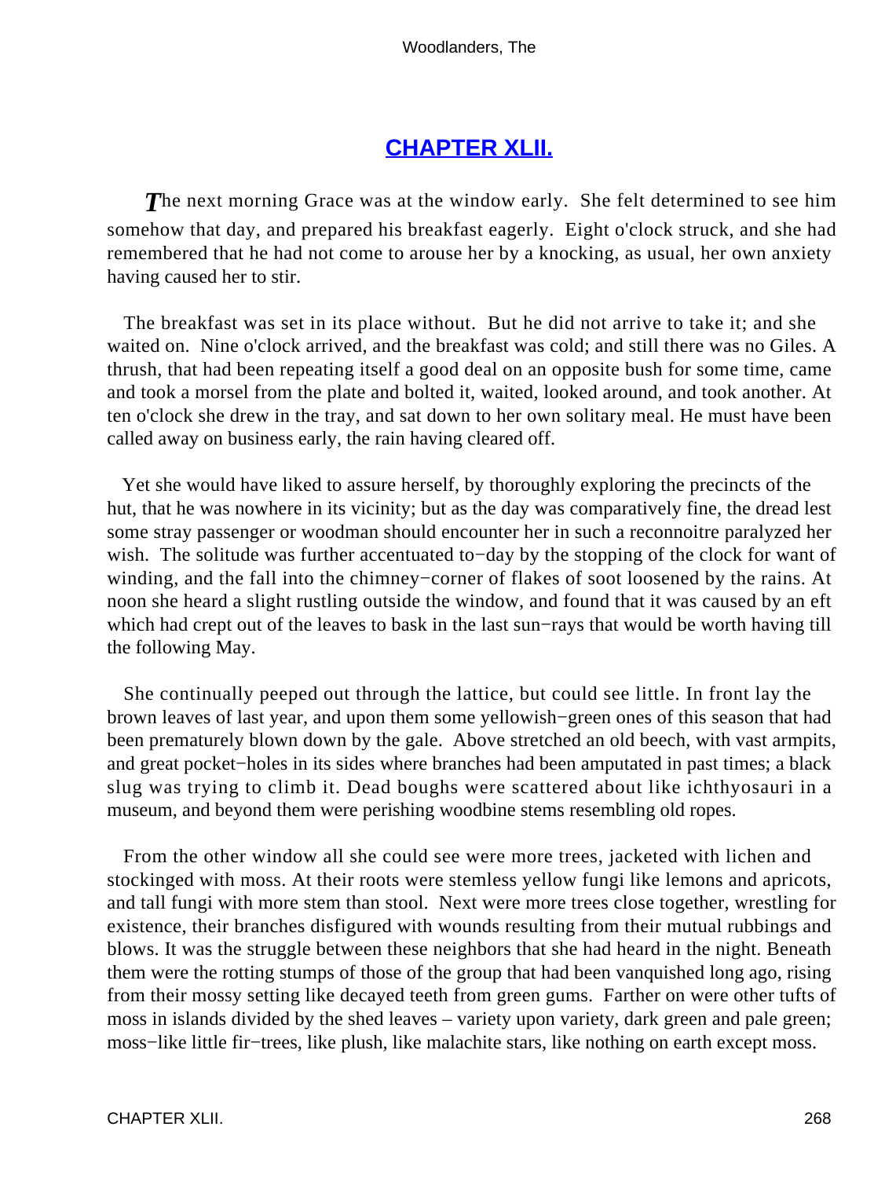## CHAPTER XLII.

*T*he next morning Grace was at the window early. She felt determined to see him somehow that day, and prepared his breakfast eagerly. Eight o'clock struck, and she had remembered that he had not come to arouse her by a knocking, as usual, her own anxiety having caused her to stir.

The breakfast was set in its place without. But he did not arrive to take it; and she waited on. Nine o'clock arrived, and the breakfast was cold; and still there was no Giles. A thrush, that had been repeating itself a good deal on an opposite bush for some time, came and took a morsel from the plate and bolted it, waited, looked around, and took another. At ten o'clock she drew in the tray, and sat down to her own solitary meal. He must have been called away on business early, the rain having cleared off.

Yet she would have liked to assure herself, by thoroughly exploring the precincts of the hut, that he was nowhere in its vicinity; but as the day was comparatively fine, the dread lest some stray passenger or woodman should encounter her in such a reconnoitre paralyzed her wish. The solitude was further accentuated to−day by the stopping of the clock for want of winding, and the fall into the chimney−corner of flakes of soot loosened by the rains. At noon she heard a slight rustling outside the window, and found that it was caused by an eft which had crept out of the leaves to bask in the last sun−rays that would be worth having till the following May.

She continually peeped out through the lattice, but could see little. In front lay the brown leaves of last year, and upon them some yellowish−green ones of this season that had been prematurely blown down by the gale. Above stretched an old beech, with vast armpits, and great pocket−holes in its sides where branches had been amputated in past times; a black slug was trying to climb it. Dead boughs were scattered about like ichthyosauri in a museum, and beyond them were perishing woodbine stems resembling old ropes.

From the other window all she could see were more trees, jacketed with lichen and stockinged with moss. At their roots were stemless yellow fungi like lemons and apricots, and tall fungi with more stem than stool. Next were more trees close together, wrestling for existence, their branches disfigured with wounds resulting from their mutual rubbings and blows. It was the struggle between these neighbors that she had heard in the night. Beneath them were the rotting stumps of those of the group that had been vanquished long ago, rising from their mossy setting like decayed teeth from green gums. Farther on were other tufts of moss in islands divided by the shed leaves – variety upon variety, dark green and pale green; moss−like little fir−trees, like plush, like malachite stars, like nothing on earth except moss.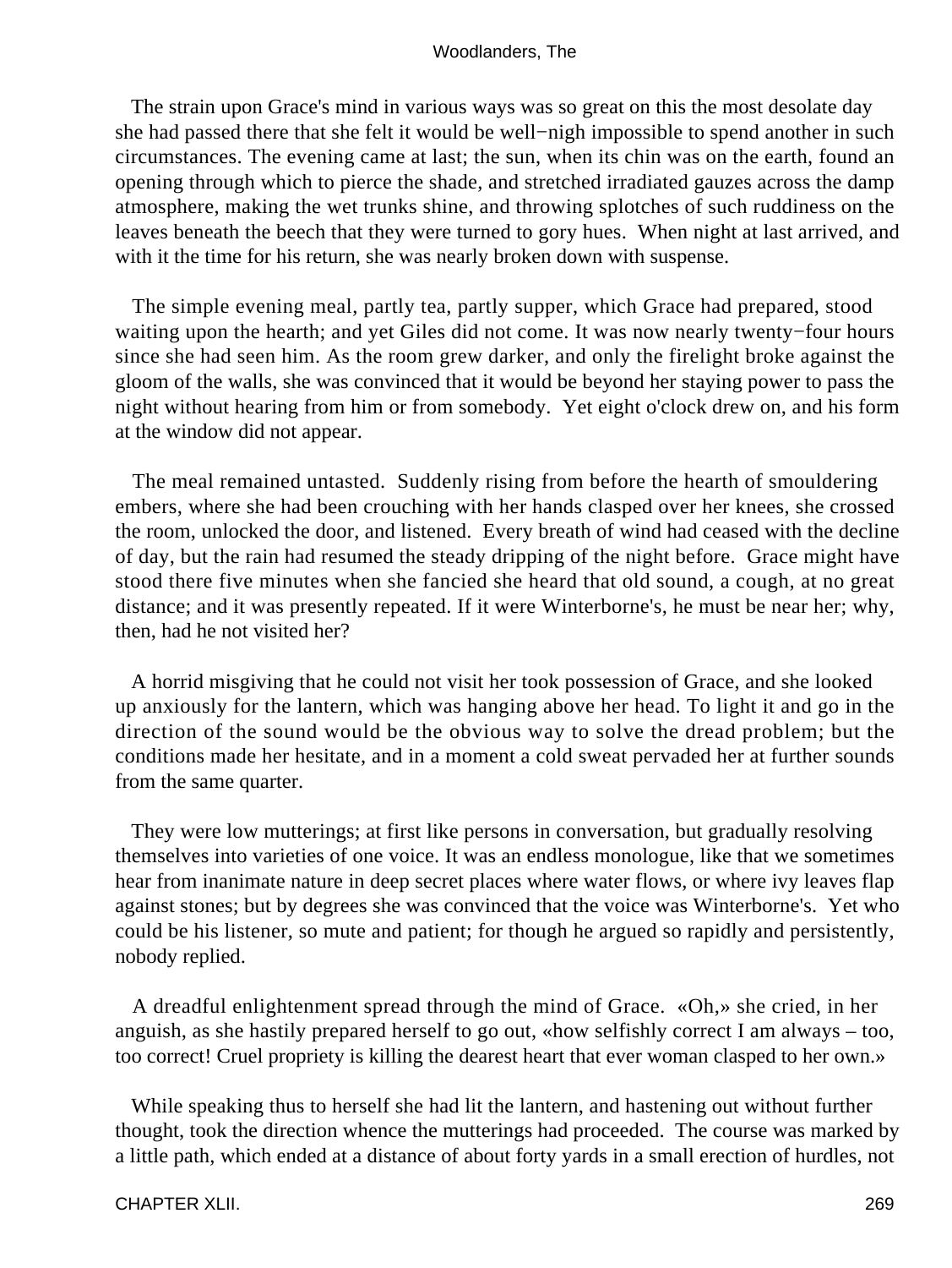The strain upon Grace's mind in various ways was so great on this the most desolate day she had passed there that she felt it would be well−nigh impossible to spend another in such circumstances. The evening came at last; the sun, when its chin was on the earth, found an opening through which to pierce the shade, and stretched irradiated gauzes across the damp atmosphere, making the wet trunks shine, and throwing splotches of such ruddiness on the leaves beneath the beech that they were turned to gory hues. When night at last arrived, and with it the time for his return, she was nearly broken down with suspense.

The simple evening meal, partly tea, partly supper, which Grace had prepared, stood waiting upon the hearth; and yet Giles did not come. It was now nearly twenty−four hours since she had seen him. As the room grew darker, and only the firelight broke against the gloom of the walls, she was convinced that it would be beyond her staying power to pass the night without hearing from him or from somebody. Yet eight o'clock drew on, and his form at the window did not appear.

The meal remained untasted. Suddenly rising from before the hearth of smouldering embers, where she had been crouching with her hands clasped over her knees, she crossed the room, unlocked the door, and listened. Every breath of wind had ceased with the decline of day, but the rain had resumed the steady dripping of the night before. Grace might have stood there five minutes when she fancied she heard that old sound, a cough, at no great distance; and it was presently repeated. If it were Winterborne's, he must be near her; why, then, had he not visited her?

A horrid misgiving that he could not visit her took possession of Grace, and she looked up anxiously for the lantern, which was hanging above her head. To light it and go in the direction of the sound would be the obvious way to solve the dread problem; but the conditions made her hesitate, and in a moment a cold sweat pervaded her at further sounds from the same quarter.

They were low mutterings; at first like persons in conversation, but gradually resolving themselves into varieties of one voice. It was an endless monologue, like that we sometimes hear from inanimate nature in deep secret places where water flows, or where ivy leaves flap against stones; but by degrees she was convinced that the voice was Winterborne's. Yet who could be his listener, so mute and patient; for though he argued so rapidly and persistently, nobody replied.

A dreadful enlightenment spread through the mind of Grace. «Oh,» she cried, in her anguish, as she hastily prepared herself to go out, «how selfishly correct I am always – too, too correct! Cruel propriety is killing the dearest heart that ever woman clasped to her own.»

While speaking thus to herself she had lit the lantern, and hastening out without further thought, took the direction whence the mutterings had proceeded. The course was marked by a little path, which ended at a distance of about forty yards in a small erection of hurdles, not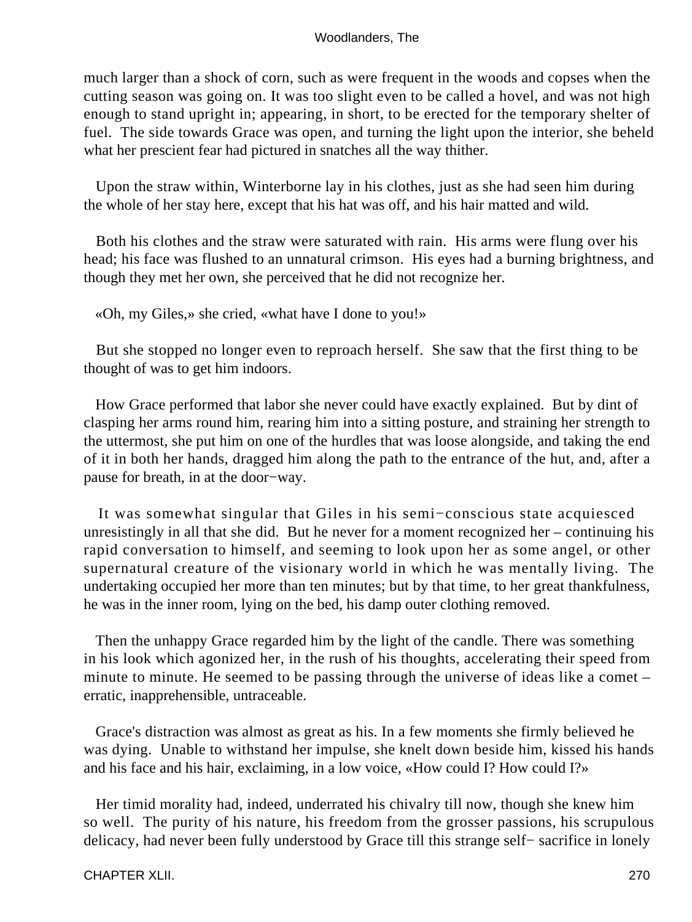much larger than a shock of corn, such as were frequent in the woods and copses when the cutting season was going on. It was too slight even to be called a hovel, and was not high enough to stand upright in; appearing, in short, to be erected for the temporary shelter of fuel. The side towards Grace was open, and turning the light upon the interior, she beheld what her prescient fear had pictured in snatches all the way thither.

Upon the straw within, Winterborne lay in his clothes, just as she had seen him during the whole of her stay here, except that his hat was off, and his hair matted and wild.

Both his clothes and the straw were saturated with rain. His arms were flung over his head; his face was flushed to an unnatural crimson. His eyes had a burning brightness, and though they met her own, she perceived that he did not recognize her.

«Oh, my Giles,» she cried, «what have I done to you!»

But she stopped no longer even to reproach herself. She saw that the first thing to be thought of was to get him indoors.

How Grace performed that labor she never could have exactly explained. But by dint of clasping her arms round him, rearing him into a sitting posture, and straining her strength to the uttermost, she put him on one of the hurdles that was loose alongside, and taking the end of it in both her hands, dragged him along the path to the entrance of the hut, and, after a pause for breath, in at the door−way.

It was somewhat singular that Giles in his semi−conscious state acquiesced unresistingly in all that she did. But he never for a moment recognized her – continuing his rapid conversation to himself, and seeming to look upon her as some angel, or other supernatural creature of the visionary world in which he was mentally living. The undertaking occupied her more than ten minutes; but by that time, to her great thankfulness, he was in the inner room, lying on the bed, his damp outer clothing removed.

Then the unhappy Grace regarded him by the light of the candle. There was something in his look which agonized her, in the rush of his thoughts, accelerating their speed from minute to minute. He seemed to be passing through the universe of ideas like a comet – erratic, inapprehensible, untraceable.

Grace's distraction was almost as great as his. In a few moments she firmly believed he was dying. Unable to withstand her impulse, she knelt down beside him, kissed his hands and his face and his hair, exclaiming, in a low voice, «How could I? How could I?»

Her timid morality had, indeed, underrated his chivalry till now, though she knew him so well. The purity of his nature, his freedom from the grosser passions, his scrupulous delicacy, had never been fully understood by Grace till this strange self− sacrifice in lonely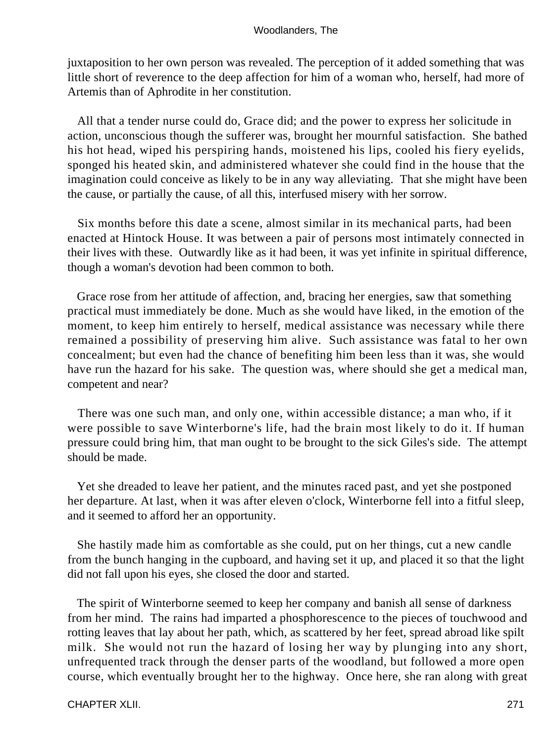juxtaposition to her own person was revealed. The perception of it added something that was little short of reverence to the deep affection for him of a woman who, herself, had more of Artemis than of Aphrodite in her constitution.

All that a tender nurse could do, Grace did; and the power to express her solicitude in action, unconscious though the sufferer was, brought her mournful satisfaction. She bathed his hot head, wiped his perspiring hands, moistened his lips, cooled his fiery eyelids, sponged his heated skin, and administered whatever she could find in the house that the imagination could conceive as likely to be in any way alleviating. That she might have been the cause, or partially the cause, of all this, interfused misery with her sorrow.

Six months before this date a scene, almost similar in its mechanical parts, had been enacted at Hintock House. It was between a pair of persons most intimately connected in their lives with these. Outwardly like as it had been, it was yet infinite in spiritual difference, though a woman's devotion had been common to both.

Grace rose from her attitude of affection, and, bracing her energies, saw that something practical must immediately be done. Much as she would have liked, in the emotion of the moment, to keep him entirely to herself, medical assistance was necessary while there remained a possibility of preserving him alive. Such assistance was fatal to her own concealment; but even had the chance of benefiting him been less than it was, she would have run the hazard for his sake. The question was, where should she get a medical man, competent and near?

There was one such man, and only one, within accessible distance; a man who, if it were possible to save Winterborne's life, had the brain most likely to do it. If human pressure could bring him, that man ought to be brought to the sick Giles's side. The attempt should be made.

Yet she dreaded to leave her patient, and the minutes raced past, and yet she postponed her departure. At last, when it was after eleven o'clock, Winterborne fell into a fitful sleep, and it seemed to afford her an opportunity.

She hastily made him as comfortable as she could, put on her things, cut a new candle from the bunch hanging in the cupboard, and having set it up, and placed it so that the light did not fall upon his eyes, she closed the door and started.

The spirit of Winterborne seemed to keep her company and banish all sense of darkness from her mind. The rains had imparted a phosphorescence to the pieces of touchwood and rotting leaves that lay about her path, which, as scattered by her feet, spread abroad like spilt milk. She would not run the hazard of losing her way by plunging into any short, unfrequented track through the denser parts of the woodland, but followed a more open course, which eventually brought her to the highway. Once here, she ran along with great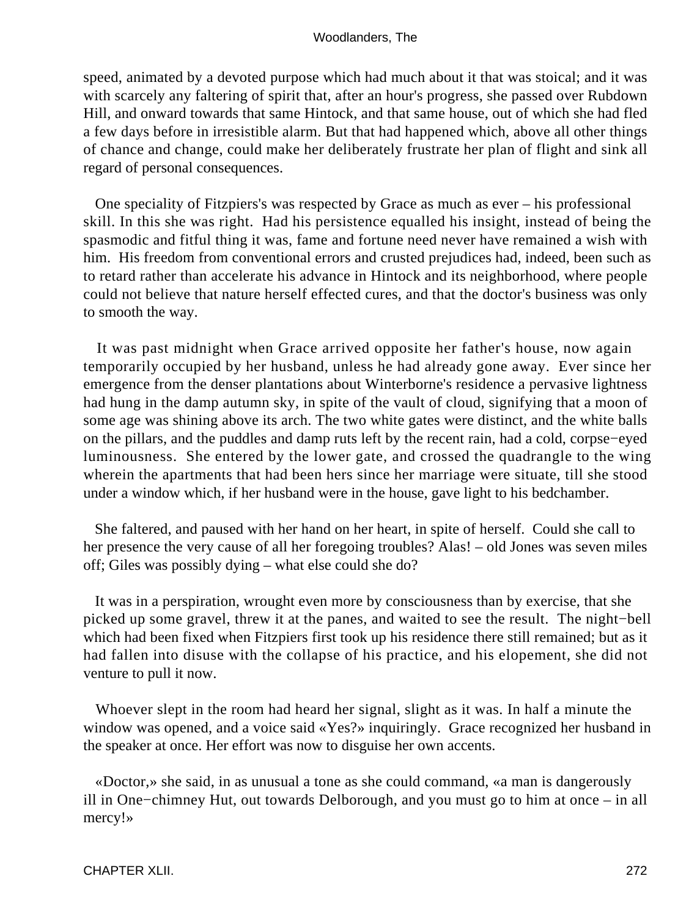speed, animated by a devoted purpose which had much about it that was stoical; and it was with scarcely any faltering of spirit that, after an hour's progress, she passed over Rubdown Hill, and onward towards that same Hintock, and that same house, out of which she had fled a few days before in irresistible alarm. But that had happened which, above all other things of chance and change, could make her deliberately frustrate her plan of flight and sink all regard of personal consequences.

One speciality of Fitzpiers's was respected by Grace as much as ever – his professional skill. In this she was right. Had his persistence equalled his insight, instead of being the spasmodic and fitful thing it was, fame and fortune need never have remained a wish with him. His freedom from conventional errors and crusted prejudices had, indeed, been such as to retard rather than accelerate his advance in Hintock and its neighborhood, where people could not believe that nature herself effected cures, and that the doctor's business was only to smooth the way.

It was past midnight when Grace arrived opposite her father's house, now again temporarily occupied by her husband, unless he had already gone away. Ever since her emergence from the denser plantations about Winterborne's residence a pervasive lightness had hung in the damp autumn sky, in spite of the vault of cloud, signifying that a moon of some age was shining above its arch. The two white gates were distinct, and the white balls on the pillars, and the puddles and damp ruts left by the recent rain, had a cold, corpse−eyed luminousness. She entered by the lower gate, and crossed the quadrangle to the wing wherein the apartments that had been hers since her marriage were situate, till she stood under a window which, if her husband were in the house, gave light to his bedchamber.

She faltered, and paused with her hand on her heart, in spite of herself. Could she call to her presence the very cause of all her foregoing troubles? Alas! – old Jones was seven miles off; Giles was possibly dying – what else could she do?

It was in a perspiration, wrought even more by consciousness than by exercise, that she picked up some gravel, threw it at the panes, and waited to see the result. The night−bell which had been fixed when Fitzpiers first took up his residence there still remained; but as it had fallen into disuse with the collapse of his practice, and his elopement, she did not venture to pull it now.

Whoever slept in the room had heard her signal, slight as it was. In half a minute the window was opened, and a voice said «Yes?» inquiringly. Grace recognized her husband in the speaker at once. Her effort was now to disguise her own accents.

«Doctor,» she said, in as unusual a tone as she could command, «a man is dangerously ill in One−chimney Hut, out towards Delborough, and you must go to him at once – in all mercy!»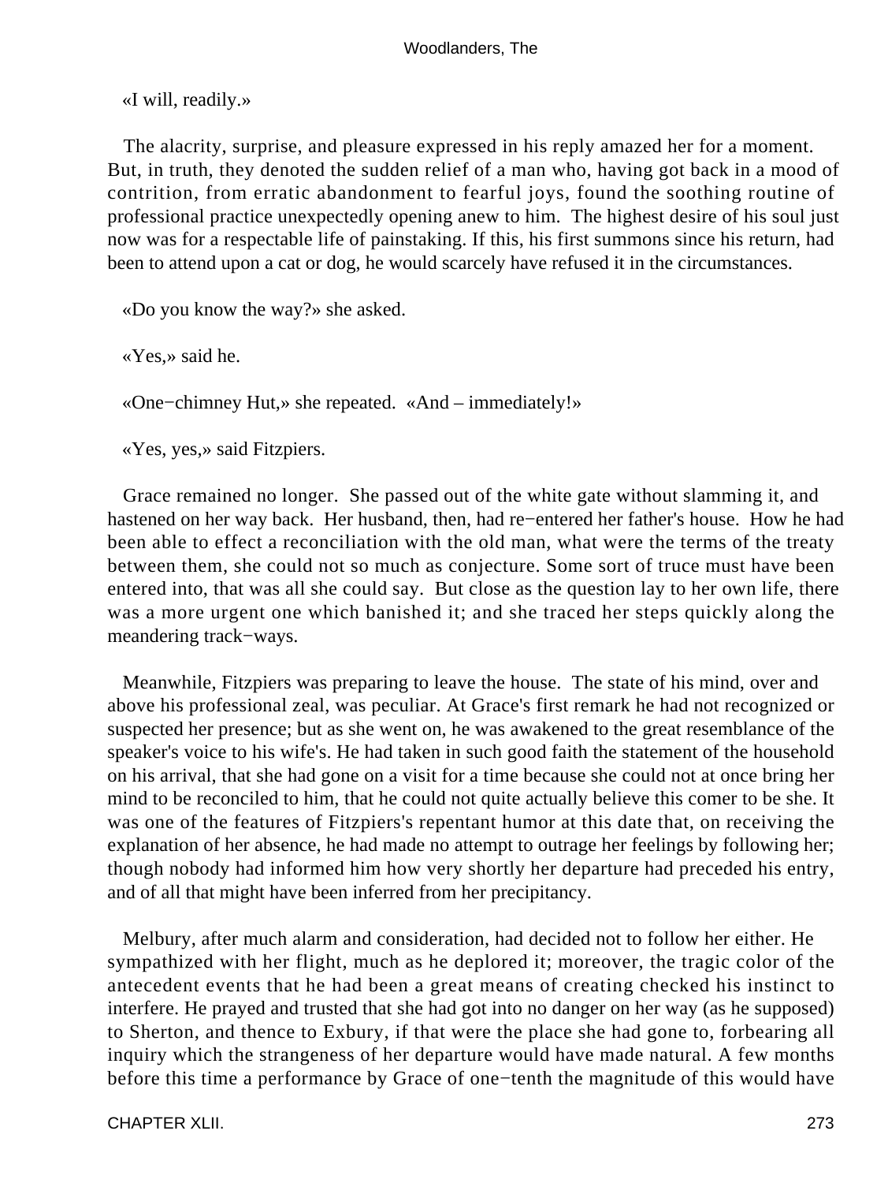«I will, readily.»

The alacrity, surprise, and pleasure expressed in his reply amazed her for a moment. But, in truth, they denoted the sudden relief of a man who, having got back in a mood of contrition, from erratic abandonment to fearful joys, found the soothing routine of professional practice unexpectedly opening anew to him. The highest desire of his soul just now was for a respectable life of painstaking. If this, his first summons since his return, had been to attend upon a cat or dog, he would scarcely have refused it in the circumstances.

«Do you know the way?» she asked.

«Yes,» said he.

«One−chimney Hut,» she repeated. «And – immediately!»

«Yes, yes,» said Fitzpiers.

Grace remained no longer. She passed out of the white gate without slamming it, and hastened on her way back. Her husband, then, had re−entered her father's house. How he had been able to effect a reconciliation with the old man, what were the terms of the treaty between them, she could not so much as conjecture. Some sort of truce must have been entered into, that was all she could say. But close as the question lay to her own life, there was a more urgent one which banished it; and she traced her steps quickly along the meandering track−ways.

Meanwhile, Fitzpiers was preparing to leave the house. The state of his mind, over and above his professional zeal, was peculiar. At Grace's first remark he had not recognized or suspected her presence; but as she went on, he was awakened to the great resemblance of the speaker's voice to his wife's. He had taken in such good faith the statement of the household on his arrival, that she had gone on a visit for a time because she could not at once bring her mind to be reconciled to him, that he could not quite actually believe this comer to be she. It was one of the features of Fitzpiers's repentant humor at this date that, on receiving the explanation of her absence, he had made no attempt to outrage her feelings by following her; though nobody had informed him how very shortly her departure had preceded his entry, and of all that might have been inferred from her precipitancy.

Melbury, after much alarm and consideration, had decided not to follow her either. He sympathized with her flight, much as he deplored it; moreover, the tragic color of the antecedent events that he had been a great means of creating checked his instinct to interfere. He prayed and trusted that she had got into no danger on her way (as he supposed) to Sherton, and thence to Exbury, if that were the place she had gone to, forbearing all inquiry which the strangeness of her departure would have made natural. A few months before this time a performance by Grace of one−tenth the magnitude of this would have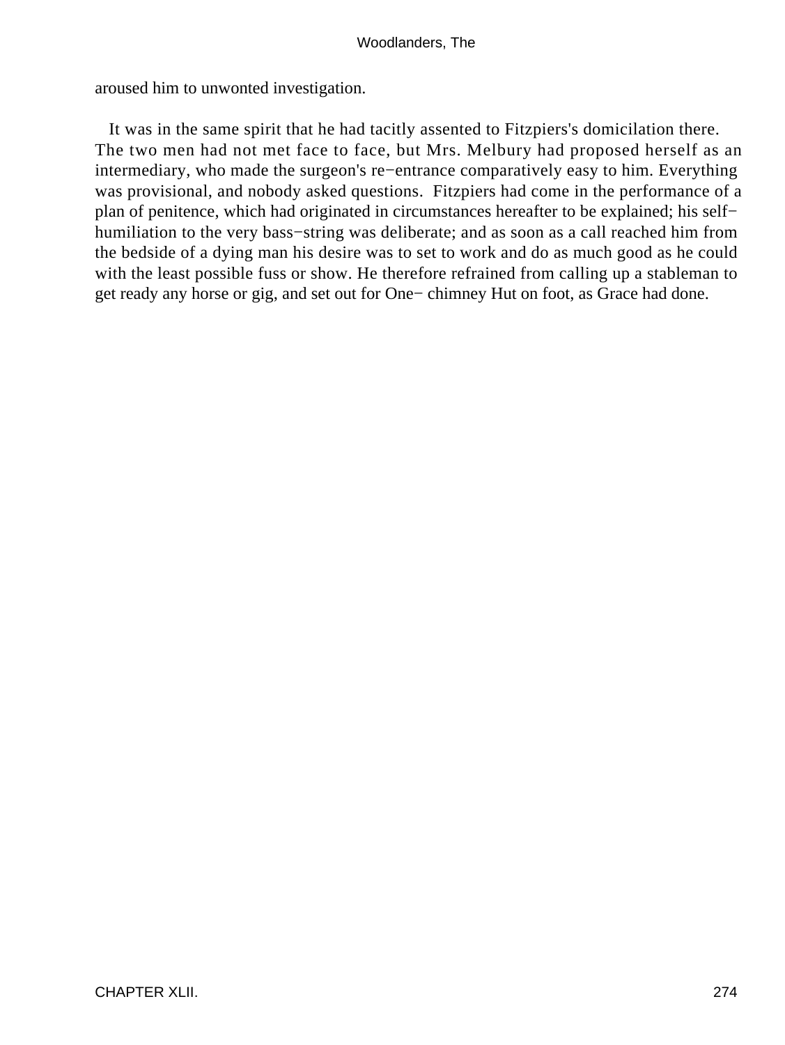aroused him to unwonted investigation.

It was in the same spirit that he had tacitly assented to Fitzpiers's domicilation there. The two men had not met face to face, but Mrs. Melbury had proposed herself as an intermediary, who made the surgeon's re−entrance comparatively easy to him. Everything was provisional, and nobody asked questions. Fitzpiers had come in the performance of a plan of penitence, which had originated in circumstances hereafter to be explained; his self−humiliation to the very bass−string was deliberate; and as soon as a call reached him from the bedside of a dying man his desire was to set to work and do as much good as he could with the least possible fuss or show. He therefore refrained from calling up a stableman to get ready any horse or gig, and set out for One− chimney Hut on foot, as Grace had done.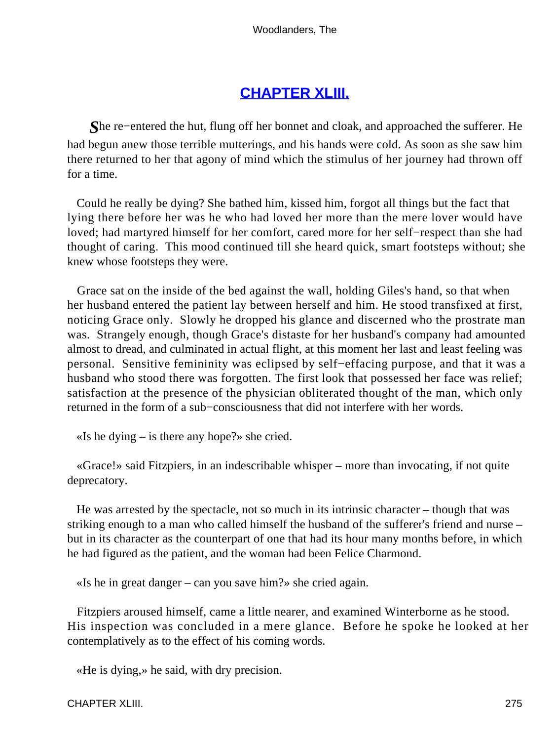## CHAPTER XLIII.

She re−entered the hut, flung off her bonnet and cloak, and approached the sufferer. He had begun anew those terrible mutterings, and his hands were cold. As soon as she saw him there returned to her that agony of mind which the stimulus of her journey had thrown off for a time.

Could he really be dying? She bathed him, kissed him, forgot all things but the fact that lying there before her was he who had loved her more than the mere lover would have loved; had martyred himself for her comfort, cared more for her self−respect than she had thought of caring. This mood continued till she heard quick, smart footsteps without; she knew whose footsteps they were.

Grace sat on the inside of the bed against the wall, holding Giles's hand, so that when her husband entered the patient lay between herself and him. He stood transfixed at first, noticing Grace only. Slowly he dropped his glance and discerned who the prostrate man was. Strangely enough, though Grace's distaste for her husband's company had amounted almost to dread, and culminated in actual flight, at this moment her last and least feeling was personal. Sensitive femininity was eclipsed by self−effacing purpose, and that it was a husband who stood there was forgotten. The first look that possessed her face was relief; satisfaction at the presence of the physician obliterated thought of the man, which only returned in the form of a sub−consciousness that did not interfere with her words.

«Is he dying – is there any hope?» she cried.

«Grace!» said Fitzpiers, in an indescribable whisper – more than invocating, if not quite deprecatory.

He was arrested by the spectacle, not so much in its intrinsic character – though that was striking enough to a man who called himself the husband of the sufferer's friend and nurse – but in its character as the counterpart of one that had its hour many months before, in which he had figured as the patient, and the woman had been Felice Charmond.

«Is he in great danger – can you save him?» she cried again.

Fitzpiers aroused himself, came a little nearer, and examined Winterborne as he stood. His inspection was concluded in a mere glance. Before he spoke he looked at her contemplatively as to the effect of his coming words.

«He is dying,» he said, with dry precision.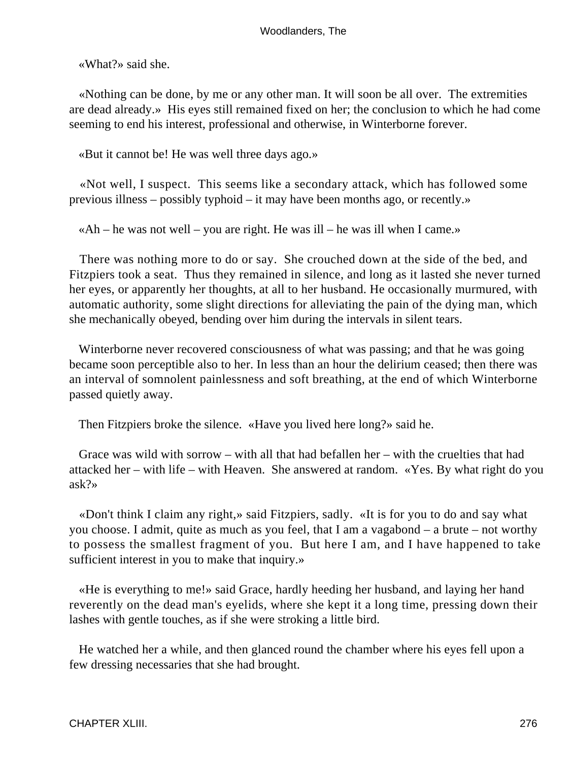«What?» said she.

«Nothing can be done, by me or any other man. It will soon be all over. The extremities are dead already.» His eyes still remained fixed on her; the conclusion to which he had come seeming to end his interest, professional and otherwise, in Winterborne forever.

«But it cannot be! He was well three days ago.»

«Not well, I suspect. This seems like a secondary attack, which has followed some previous illness – possibly typhoid – it may have been months ago, or recently.»

«Ah – he was not well – you are right. He was ill – he was ill when I came.»

There was nothing more to do or say. She crouched down at the side of the bed, and Fitzpiers took a seat. Thus they remained in silence, and long as it lasted she never turned her eyes, or apparently her thoughts, at all to her husband. He occasionally murmured, with automatic authority, some slight directions for alleviating the pain of the dying man, which she mechanically obeyed, bending over him during the intervals in silent tears.

Winterborne never recovered consciousness of what was passing; and that he was going became soon perceptible also to her. In less than an hour the delirium ceased; then there was an interval of somnolent painlessness and soft breathing, at the end of which Winterborne passed quietly away.

Then Fitzpiers broke the silence. «Have you lived here long?» said he.

Grace was wild with sorrow – with all that had befallen her – with the cruelties that had attacked her – with life – with Heaven. She answered at random. «Yes. By what right do you ask?»

«Don't think I claim any right,» said Fitzpiers, sadly. «It is for you to do and say what you choose. I admit, quite as much as you feel, that I am a vagabond – a brute – not worthy to possess the smallest fragment of you. But here I am, and I have happened to take sufficient interest in you to make that inquiry.»

«He is everything to me!» said Grace, hardly heeding her husband, and laying her hand reverently on the dead man's eyelids, where she kept it a long time, pressing down their lashes with gentle touches, as if she were stroking a little bird.

He watched her a while, and then glanced round the chamber where his eyes fell upon a few dressing necessaries that she had brought.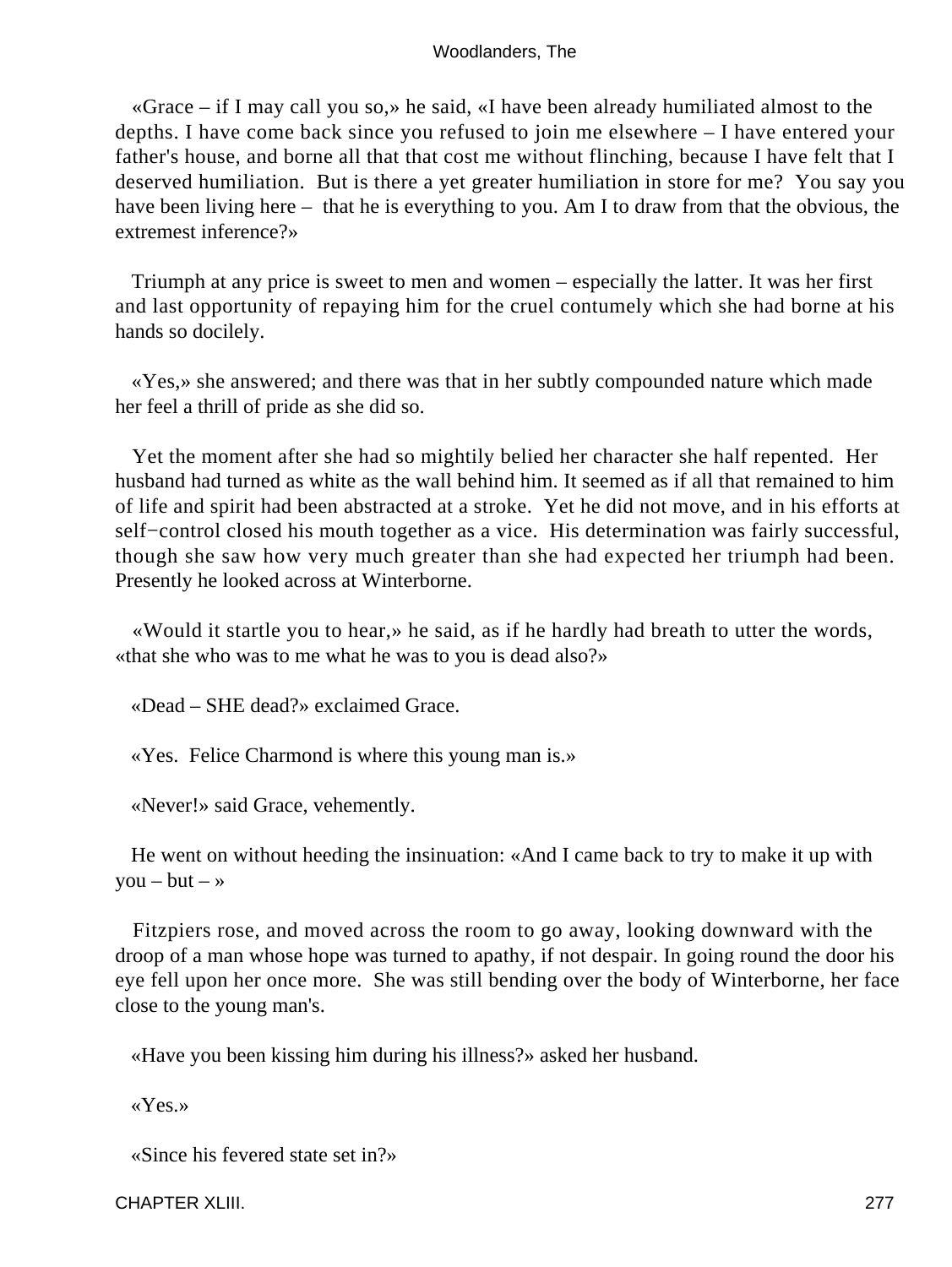«Grace – if I may call you so,» he said, «I have been already humiliated almost to the depths. I have come back since you refused to join me elsewhere – I have entered your father's house, and borne all that that cost me without flinching, because I have felt that I deserved humiliation. But is there a yet greater humiliation in store for me? You say you have been living here – that he is everything to you. Am I to draw from that the obvious, the extremest inference?»

Triumph at any price is sweet to men and women – especially the latter. It was her first and last opportunity of repaying him for the cruel contumely which she had borne at his hands so docilely.

«Yes,» she answered; and there was that in her subtly compounded nature which made her feel a thrill of pride as she did so.

Yet the moment after she had so mightily belied her character she half repented. Her husband had turned as white as the wall behind him. It seemed as if all that remained to him of life and spirit had been abstracted at a stroke. Yet he did not move, and in his efforts at self−control closed his mouth together as a vice. His determination was fairly successful, though she saw how very much greater than she had expected her triumph had been. Presently he looked across at Winterborne.

«Would it startle you to hear,» he said, as if he hardly had breath to utter the words, «that she who was to me what he was to you is dead also?»

«Dead – SHE dead?» exclaimed Grace.

«Yes. Felice Charmond is where this young man is.»

«Never!» said Grace, vehemently.

He went on without heeding the insinuation: «And I came back to try to make it up with you – but – »

Fitzpiers rose, and moved across the room to go away, looking downward with the droop of a man whose hope was turned to apathy, if not despair. In going round the door his eye fell upon her once more. She was still bending over the body of Winterborne, her face close to the young man's.

«Have you been kissing him during his illness?» asked her husband.

«Yes.»

«Since his fevered state set in?»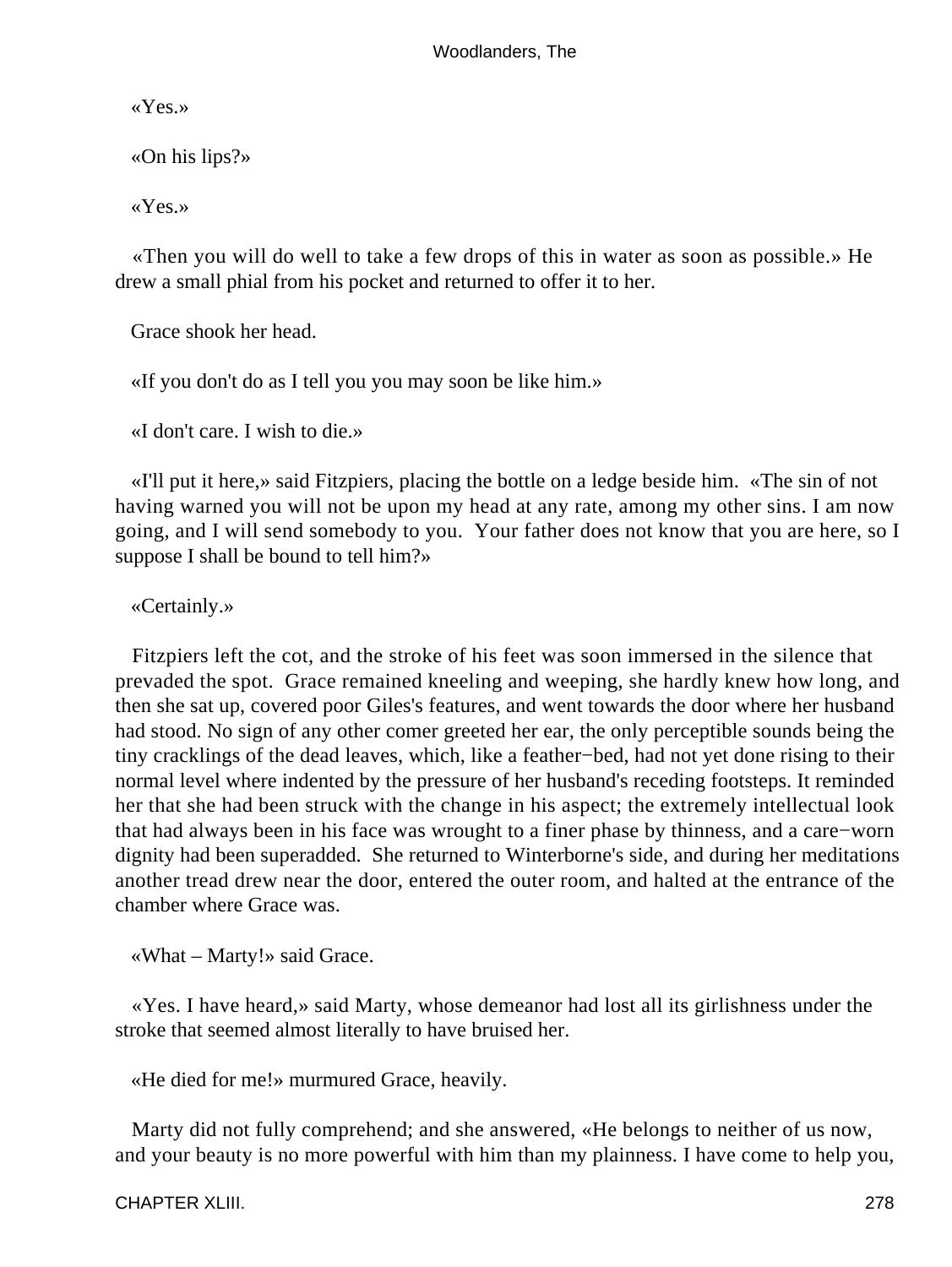«Yes.»

«On his lips?»

«Yes.»

«Then you will do well to take a few drops of this in water as soon as possible.» He drew a small phial from his pocket and returned to offer it to her.

Grace shook her head.

«If you don't do as I tell you you may soon be like him.»

«I don't care. I wish to die.»

«I'll put it here,» said Fitzpiers, placing the bottle on a ledge beside him. «The sin of not having warned you will not be upon my head at any rate, among my other sins. I am now going, and I will send somebody to you. Your father does not know that you are here, so I suppose I shall be bound to tell him?»

«Certainly.»

Fitzpiers left the cot, and the stroke of his feet was soon immersed in the silence that prevaded the spot. Grace remained kneeling and weeping, she hardly knew how long, and then she sat up, covered poor Giles's features, and went towards the door where her husband had stood. No sign of any other comer greeted her ear, the only perceptible sounds being the tiny cracklings of the dead leaves, which, like a feather−bed, had not yet done rising to their normal level where indented by the pressure of her husband's receding footsteps. It reminded her that she had been struck with the change in his aspect; the extremely intellectual look that had always been in his face was wrought to a finer phase by thinness, and a care−worn dignity had been superadded. She returned to Winterborne's side, and during her meditations another tread drew near the door, entered the outer room, and halted at the entrance of the chamber where Grace was.

«What – Marty!» said Grace.

«Yes. I have heard,» said Marty, whose demeanor had lost all its girlishness under the stroke that seemed almost literally to have bruised her.

«He died for me!» murmured Grace, heavily.

Marty did not fully comprehend; and she answered, «He belongs to neither of us now, and your beauty is no more powerful with him than my plainness. I have come to help you,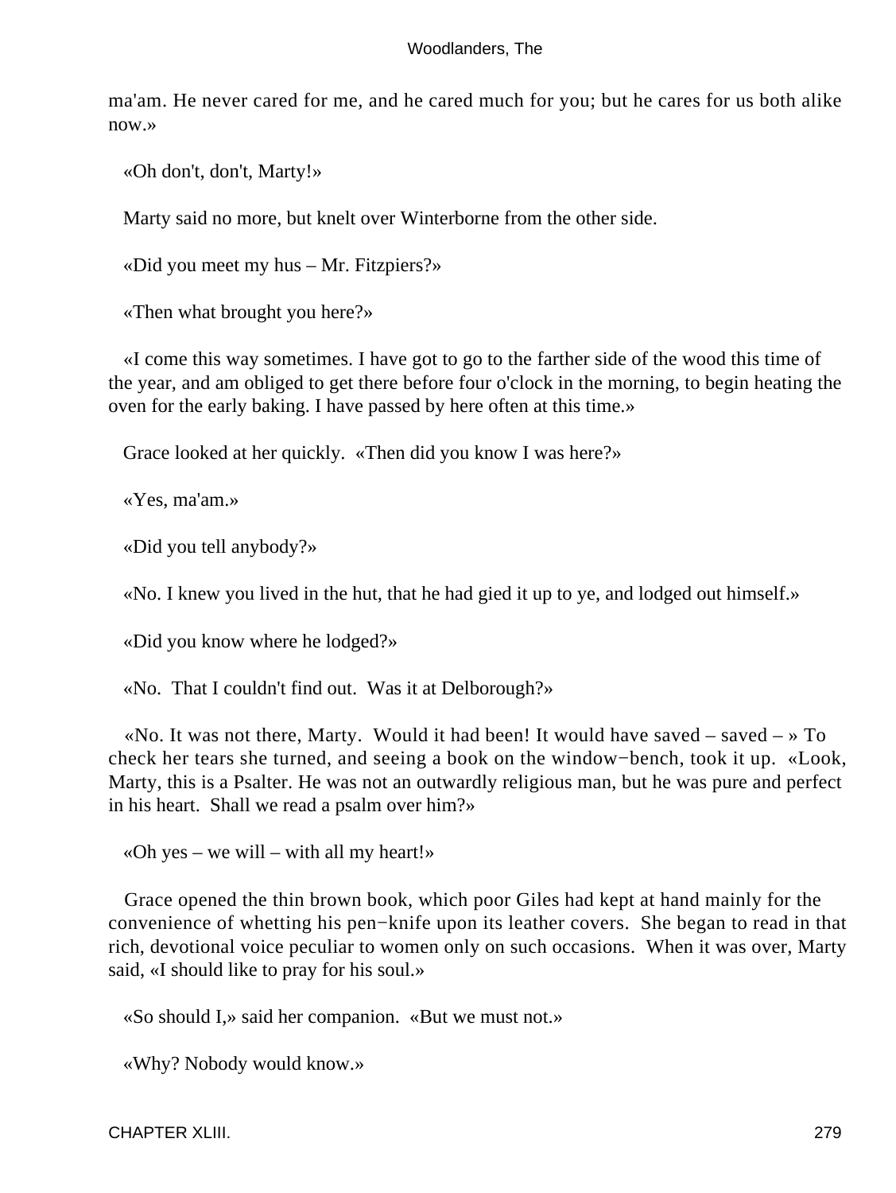ma'am. He never cared for me, and he cared much for you; but he cares for us both alike now.»

«Oh don't, don't, Marty!»

Marty said no more, but knelt over Winterborne from the other side.

«Did you meet my hus – Mr. Fitzpiers?»

«Then what brought you here?»

«I come this way sometimes. I have got to go to the farther side of the wood this time of the year, and am obliged to get there before four o'clock in the morning, to begin heating the oven for the early baking. I have passed by here often at this time.»

Grace looked at her quickly. «Then did you know I was here?»

«Yes, ma'am.»

«Did you tell anybody?»

«No. I knew you lived in the hut, that he had gied it up to ye, and lodged out himself.»

«Did you know where he lodged?»

«No. That I couldn't find out. Was it at Delborough?»

«No. It was not there, Marty. Would it had been! It would have saved – saved – » To check her tears she turned, and seeing a book on the window−bench, took it up. «Look, Marty, this is a Psalter. He was not an outwardly religious man, but he was pure and perfect in his heart. Shall we read a psalm over him?»

«Oh yes – we will – with all my heart!»

Grace opened the thin brown book, which poor Giles had kept at hand mainly for the convenience of whetting his pen−knife upon its leather covers. She began to read in that rich, devotional voice peculiar to women only on such occasions. When it was over, Marty said, «I should like to pray for his soul.»

«So should I,» said her companion. «But we must not.»

«Why? Nobody would know.»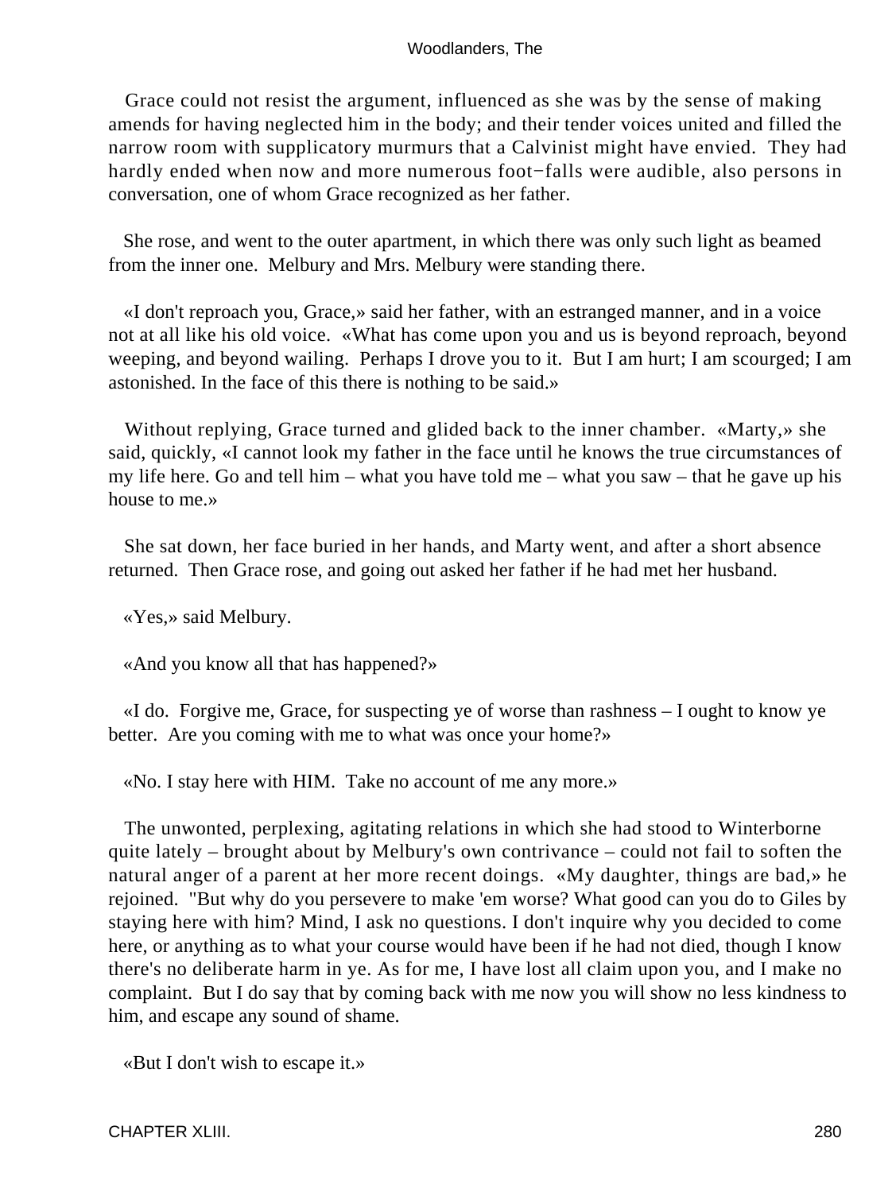Grace could not resist the argument, influenced as she was by the sense of making amends for having neglected him in the body; and their tender voices united and filled the narrow room with supplicatory murmurs that a Calvinist might have envied. They had hardly ended when now and more numerous foot−falls were audible, also persons in conversation, one of whom Grace recognized as her father.

She rose, and went to the outer apartment, in which there was only such light as beamed from the inner one. Melbury and Mrs. Melbury were standing there.

«I don't reproach you, Grace,» said her father, with an estranged manner, and in a voice not at all like his old voice. «What has come upon you and us is beyond reproach, beyond weeping, and beyond wailing. Perhaps I drove you to it. But I am hurt; I am scourged; I am astonished. In the face of this there is nothing to be said.»

Without replying, Grace turned and glided back to the inner chamber. «Marty,» she said, quickly, «I cannot look my father in the face until he knows the true circumstances of my life here. Go and tell him – what you have told me – what you saw – that he gave up his house to me.»

She sat down, her face buried in her hands, and Marty went, and after a short absence returned. Then Grace rose, and going out asked her father if he had met her husband.

«Yes,» said Melbury.

«And you know all that has happened?»

«I do. Forgive me, Grace, for suspecting ye of worse than rashness – I ought to know ye better. Are you coming with me to what was once your home?»

«No. I stay here with HIM. Take no account of me any more.»

The unwonted, perplexing, agitating relations in which she had stood to Winterborne quite lately – brought about by Melbury's own contrivance – could not fail to soften the natural anger of a parent at her more recent doings. «My daughter, things are bad,» he rejoined. "But why do you persevere to make 'em worse? What good can you do to Giles by staying here with him? Mind, I ask no questions. I don't inquire why you decided to come here, or anything as to what your course would have been if he had not died, though I know there's no deliberate harm in ye. As for me, I have lost all claim upon you, and I make no complaint. But I do say that by coming back with me now you will show no less kindness to him, and escape any sound of shame.

«But I don't wish to escape it.»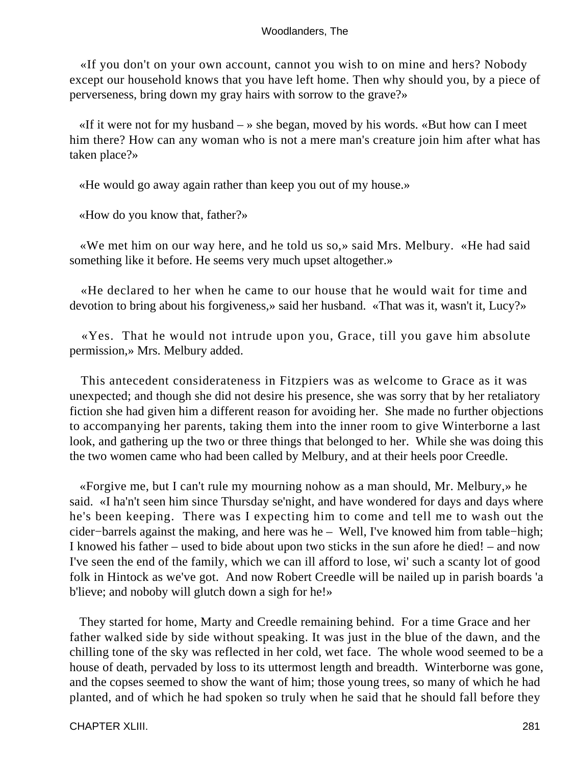«If you don't on your own account, cannot you wish to on mine and hers? Nobody except our household knows that you have left home. Then why should you, by a piece of perverseness, bring down my gray hairs with sorrow to the grave?»

«If it were not for my husband – » she began, moved by his words. «But how can I meet him there? How can any woman who is not a mere man's creature join him after what has taken place?»

«He would go away again rather than keep you out of my house.»

«How do you know that, father?»

«We met him on our way here, and he told us so,» said Mrs. Melbury. «He had said something like it before. He seems very much upset altogether.»

«He declared to her when he came to our house that he would wait for time and devotion to bring about his forgiveness,» said her husband. «That was it, wasn't it, Lucy?»

«Yes. That he would not intrude upon you, Grace, till you gave him absolute permission,» Mrs. Melbury added.

This antecedent considerateness in Fitzpiers was as welcome to Grace as it was unexpected; and though she did not desire his presence, she was sorry that by her retaliatory fiction she had given him a different reason for avoiding her. She made no further objections to accompanying her parents, taking them into the inner room to give Winterborne a last look, and gathering up the two or three things that belonged to her. While she was doing this the two women came who had been called by Melbury, and at their heels poor Creedle.

«Forgive me, but I can't rule my mourning nohow as a man should, Mr. Melbury,» he said. «I ha'n't seen him since Thursday se'night, and have wondered for days and days where he's been keeping. There was I expecting him to come and tell me to wash out the cider−barrels against the making, and here was he – Well, I've knowed him from table−high; I knowed his father – used to bide about upon two sticks in the sun afore he died! – and now I've seen the end of the family, which we can ill afford to lose, wi' such a scanty lot of good folk in Hintock as we've got. And now Robert Creedle will be nailed up in parish boards 'a b'lieve; and noboby will glutch down a sigh for he!»

They started for home, Marty and Creedle remaining behind. For a time Grace and her father walked side by side without speaking. It was just in the blue of the dawn, and the chilling tone of the sky was reflected in her cold, wet face. The whole wood seemed to be a house of death, pervaded by loss to its uttermost length and breadth. Winterborne was gone, and the copses seemed to show the want of him; those young trees, so many of which he had planted, and of which he had spoken so truly when he said that he should fall before they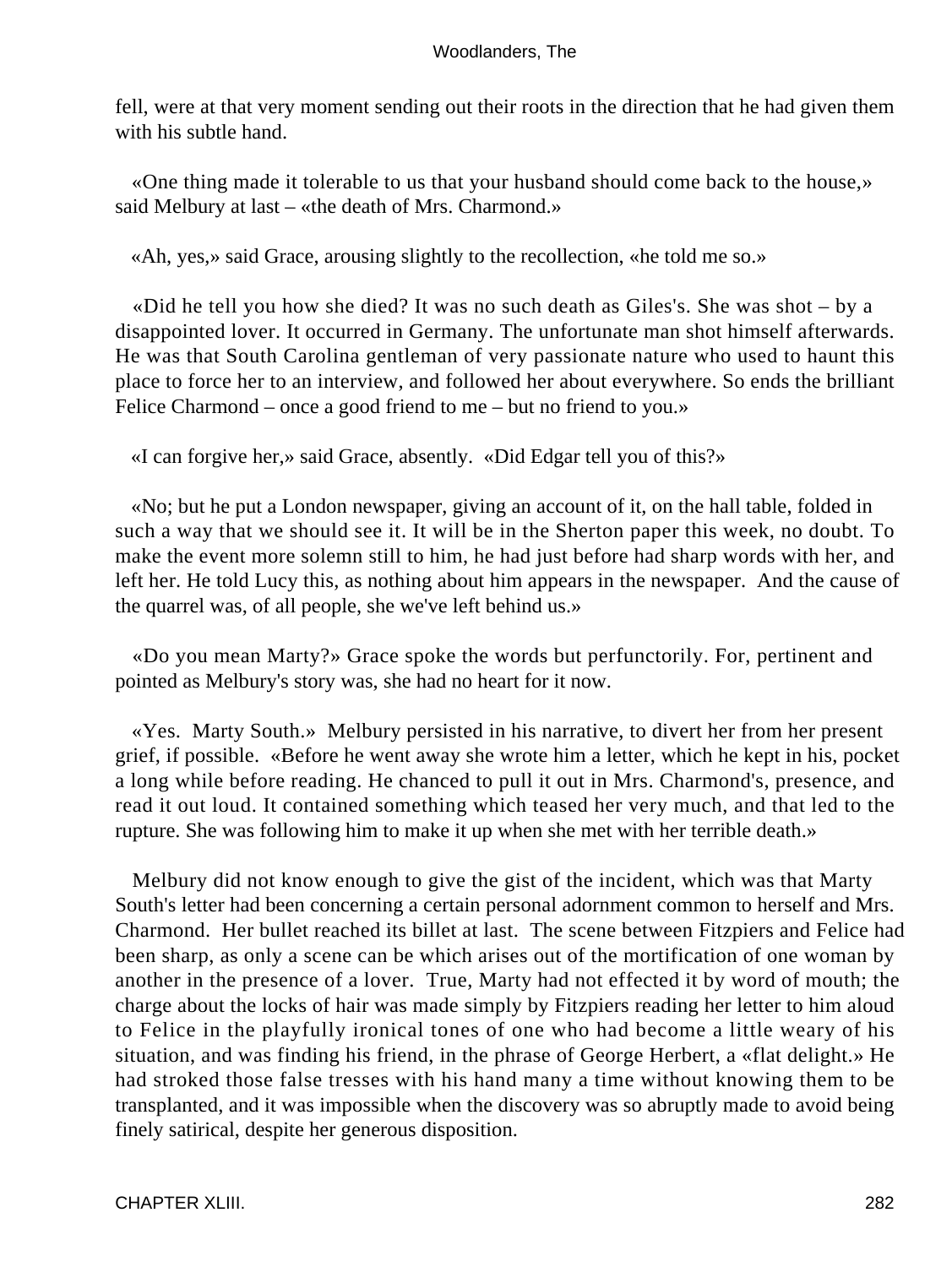fell, were at that very moment sending out their roots in the direction that he had given them with his subtle hand.

«One thing made it tolerable to us that your husband should come back to the house,» said Melbury at last – «the death of Mrs. Charmond.»

«Ah, yes,» said Grace, arousing slightly to the recollection, «he told me so.»

«Did he tell you how she died? It was no such death as Giles's. She was shot – by a disappointed lover. It occurred in Germany. The unfortunate man shot himself afterwards. He was that South Carolina gentleman of very passionate nature who used to haunt this place to force her to an interview, and followed her about everywhere. So ends the brilliant Felice Charmond – once a good friend to me – but no friend to you.»

«I can forgive her,» said Grace, absently. «Did Edgar tell you of this?»

«No; but he put a London newspaper, giving an account of it, on the hall table, folded in such a way that we should see it. It will be in the Sherton paper this week, no doubt. To make the event more solemn still to him, he had just before had sharp words with her, and left her. He told Lucy this, as nothing about him appears in the newspaper. And the cause of the quarrel was, of all people, she we've left behind us.»

«Do you mean Marty?» Grace spoke the words but perfunctorily. For, pertinent and pointed as Melbury's story was, she had no heart for it now.

«Yes. Marty South.» Melbury persisted in his narrative, to divert her from her present grief, if possible. «Before he went away she wrote him a letter, which he kept in his, pocket a long while before reading. He chanced to pull it out in Mrs. Charmond's, presence, and read it out loud. It contained something which teased her very much, and that led to the rupture. She was following him to make it up when she met with her terrible death.»

Melbury did not know enough to give the gist of the incident, which was that Marty South's letter had been concerning a certain personal adornment common to herself and Mrs. Charmond. Her bullet reached its billet at last. The scene between Fitzpiers and Felice had been sharp, as only a scene can be which arises out of the mortification of one woman by another in the presence of a lover. True, Marty had not effected it by word of mouth; the charge about the locks of hair was made simply by Fitzpiers reading her letter to him aloud to Felice in the playfully ironical tones of one who had become a little weary of his situation, and was finding his friend, in the phrase of George Herbert, a «flat delight.» He had stroked those false tresses with his hand many a time without knowing them to be transplanted, and it was impossible when the discovery was so abruptly made to avoid being finely satirical, despite her generous disposition.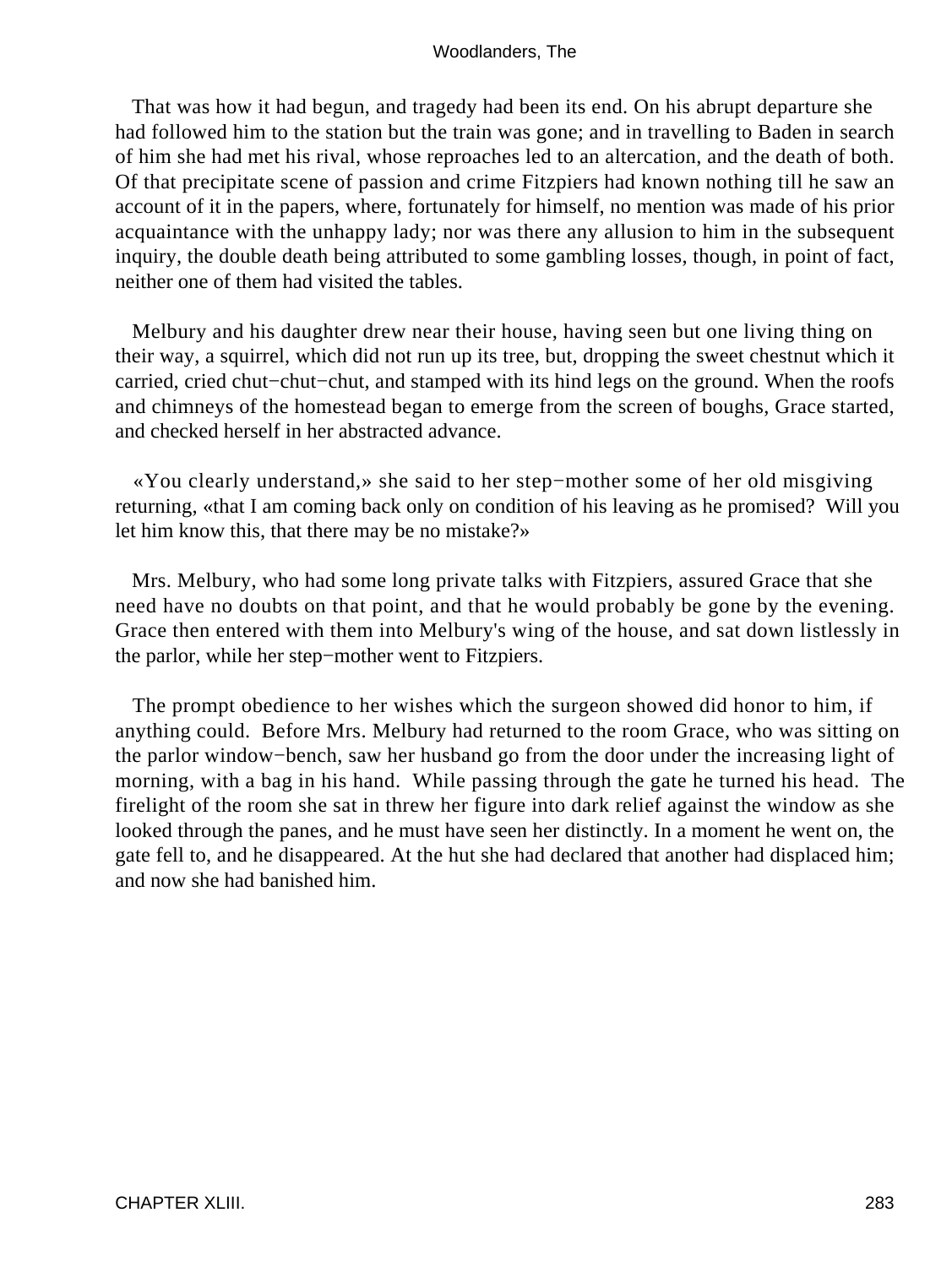That was how it had begun, and tragedy had been its end. On his abrupt departure she had followed him to the station but the train was gone; and in travelling to Baden in search of him she had met his rival, whose reproaches led to an altercation, and the death of both. Of that precipitate scene of passion and crime Fitzpiers had known nothing till he saw an account of it in the papers, where, fortunately for himself, no mention was made of his prior acquaintance with the unhappy lady; nor was there any allusion to him in the subsequent inquiry, the double death being attributed to some gambling losses, though, in point of fact, neither one of them had visited the tables.

Melbury and his daughter drew near their house, having seen but one living thing on their way, a squirrel, which did not run up its tree, but, dropping the sweet chestnut which it carried, cried chut−chut−chut, and stamped with its hind legs on the ground. When the roofs and chimneys of the homestead began to emerge from the screen of boughs, Grace started, and checked herself in her abstracted advance.

«You clearly understand,» she said to her step−mother some of her old misgiving returning, «that I am coming back only on condition of his leaving as he promised? Will you let him know this, that there may be no mistake?»

Mrs. Melbury, who had some long private talks with Fitzpiers, assured Grace that she need have no doubts on that point, and that he would probably be gone by the evening. Grace then entered with them into Melbury's wing of the house, and sat down listlessly in the parlor, while her step−mother went to Fitzpiers.

The prompt obedience to her wishes which the surgeon showed did honor to him, if anything could. Before Mrs. Melbury had returned to the room Grace, who was sitting on the parlor window−bench, saw her husband go from the door under the increasing light of morning, with a bag in his hand. While passing through the gate he turned his head. The firelight of the room she sat in threw her figure into dark relief against the window as she looked through the panes, and he must have seen her distinctly. In a moment he went on, the gate fell to, and he disappeared. At the hut she had declared that another had displaced him; and now she had banished him.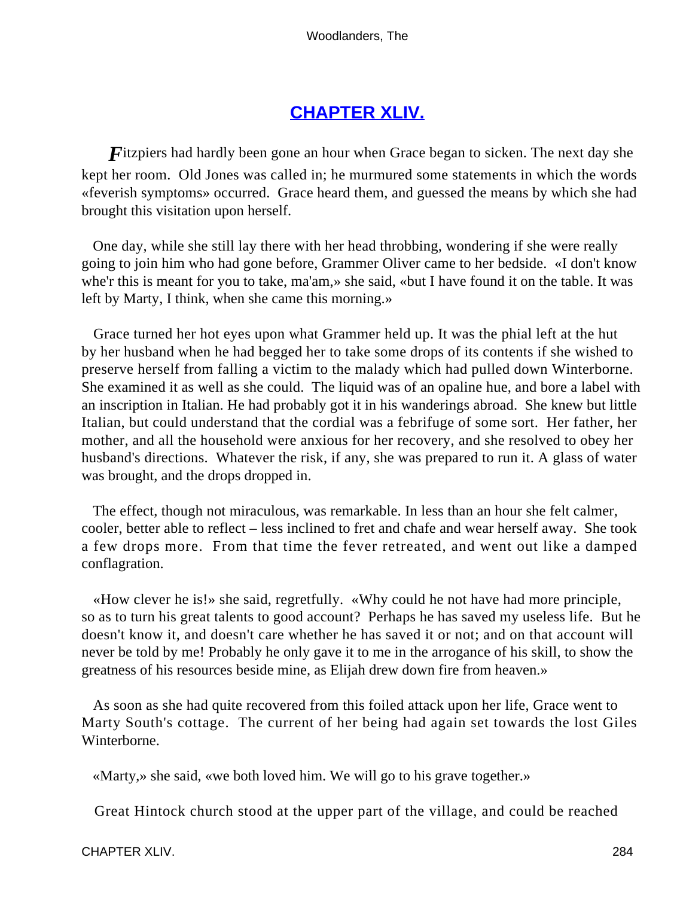## CHAPTER XLIV.

*F*itzpiers had hardly been gone an hour when Grace began to sicken. The next day she kept her room. Old Jones was called in; he murmured some statements in which the words «feverish symptoms» occurred. Grace heard them, and guessed the means by which she had brought this visitation upon herself.

One day, while she still lay there with her head throbbing, wondering if she were really going to join him who had gone before, Grammer Oliver came to her bedside. «I don't know whe'r this is meant for you to take, ma'am,» she said, «but I have found it on the table. It was left by Marty, I think, when she came this morning.»

Grace turned her hot eyes upon what Grammer held up. It was the phial left at the hut by her husband when he had begged her to take some drops of its contents if she wished to preserve herself from falling a victim to the malady which had pulled down Winterborne. She examined it as well as she could. The liquid was of an opaline hue, and bore a label with an inscription in Italian. He had probably got it in his wanderings abroad. She knew but little Italian, but could understand that the cordial was a febrifuge of some sort. Her father, her mother, and all the household were anxious for her recovery, and she resolved to obey her husband's directions. Whatever the risk, if any, she was prepared to run it. A glass of water was brought, and the drops dropped in.

The effect, though not miraculous, was remarkable. In less than an hour she felt calmer, cooler, better able to reflect – less inclined to fret and chafe and wear herself away. She took a few drops more. From that time the fever retreated, and went out like a damped conflagration.

«How clever he is!» she said, regretfully. «Why could he not have had more principle, so as to turn his great talents to good account? Perhaps he has saved my useless life. But he doesn't know it, and doesn't care whether he has saved it or not; and on that account will never be told by me! Probably he only gave it to me in the arrogance of his skill, to show the greatness of his resources beside mine, as Elijah drew down fire from heaven.»

As soon as she had quite recovered from this foiled attack upon her life, Grace went to Marty South's cottage. The current of her being had again set towards the lost Giles Winterborne.

«Marty,» she said, «we both loved him. We will go to his grave together.»

Great Hintock church stood at the upper part of the village, and could be reached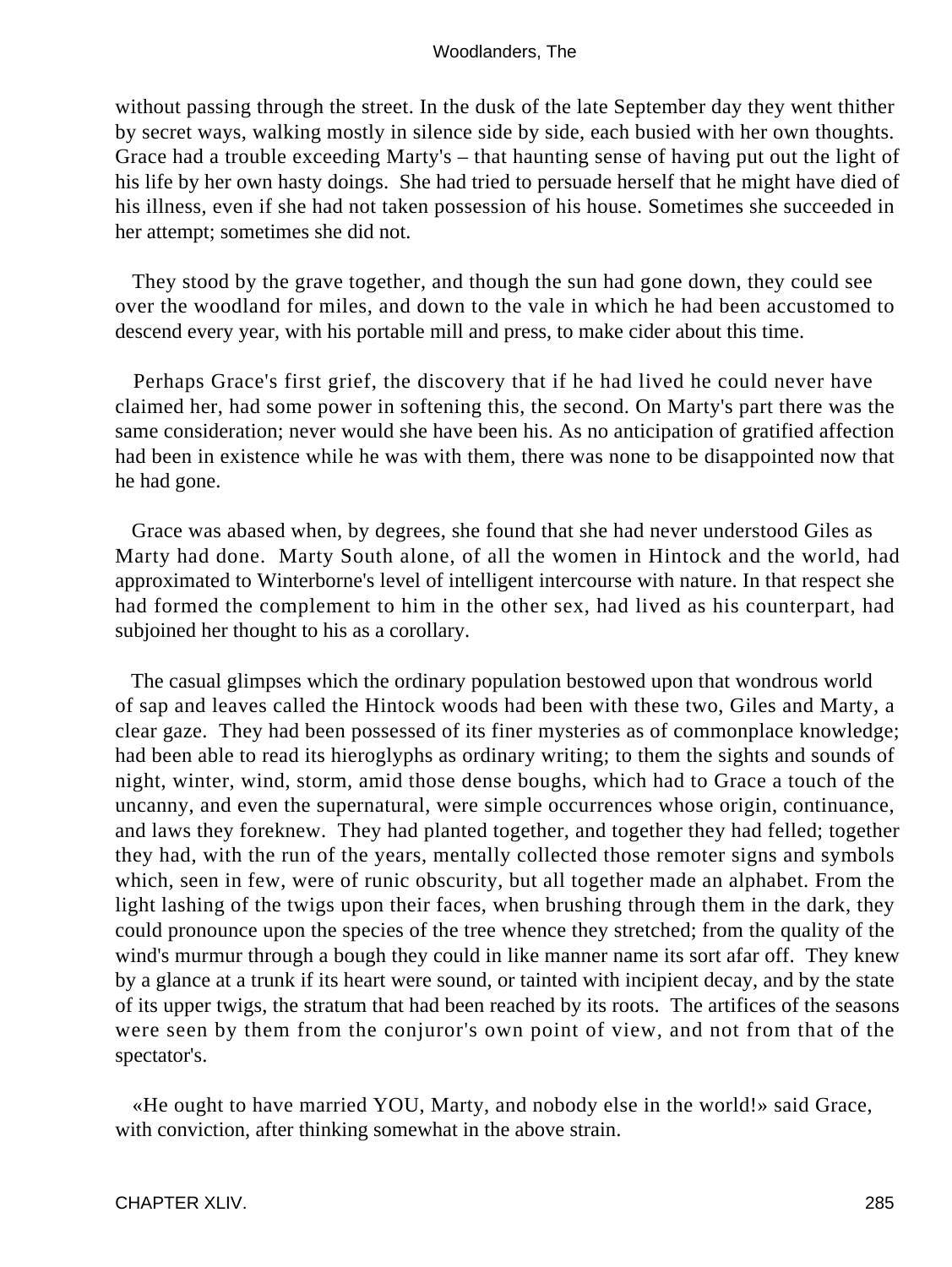without passing through the street. In the dusk of the late September day they went thither by secret ways, walking mostly in silence side by side, each busied with her own thoughts. Grace had a trouble exceeding Marty's – that haunting sense of having put out the light of his life by her own hasty doings. She had tried to persuade herself that he might have died of his illness, even if she had not taken possession of his house. Sometimes she succeeded in her attempt; sometimes she did not.

They stood by the grave together, and though the sun had gone down, they could see over the woodland for miles, and down to the vale in which he had been accustomed to descend every year, with his portable mill and press, to make cider about this time.

Perhaps Grace's first grief, the discovery that if he had lived he could never have claimed her, had some power in softening this, the second. On Marty's part there was the same consideration; never would she have been his. As no anticipation of gratified affection had been in existence while he was with them, there was none to be disappointed now that he had gone.

Grace was abased when, by degrees, she found that she had never understood Giles as Marty had done. Marty South alone, of all the women in Hintock and the world, had approximated to Winterborne's level of intelligent intercourse with nature. In that respect she had formed the complement to him in the other sex, had lived as his counterpart, had subjoined her thought to his as a corollary.

The casual glimpses which the ordinary population bestowed upon that wondrous world of sap and leaves called the Hintock woods had been with these two, Giles and Marty, a clear gaze. They had been possessed of its finer mysteries as of commonplace knowledge; had been able to read its hieroglyphs as ordinary writing; to them the sights and sounds of night, winter, wind, storm, amid those dense boughs, which had to Grace a touch of the uncanny, and even the supernatural, were simple occurrences whose origin, continuance, and laws they foreknew. They had planted together, and together they had felled; together they had, with the run of the years, mentally collected those remoter signs and symbols which, seen in few, were of runic obscurity, but all together made an alphabet. From the light lashing of the twigs upon their faces, when brushing through them in the dark, they could pronounce upon the species of the tree whence they stretched; from the quality of the wind's murmur through a bough they could in like manner name its sort afar off. They knew by a glance at a trunk if its heart were sound, or tainted with incipient decay, and by the state of its upper twigs, the stratum that had been reached by its roots. The artifices of the seasons were seen by them from the conjuror's own point of view, and not from that of the spectator's.

«He ought to have married YOU, Marty, and nobody else in the world!» said Grace, with conviction, after thinking somewhat in the above strain.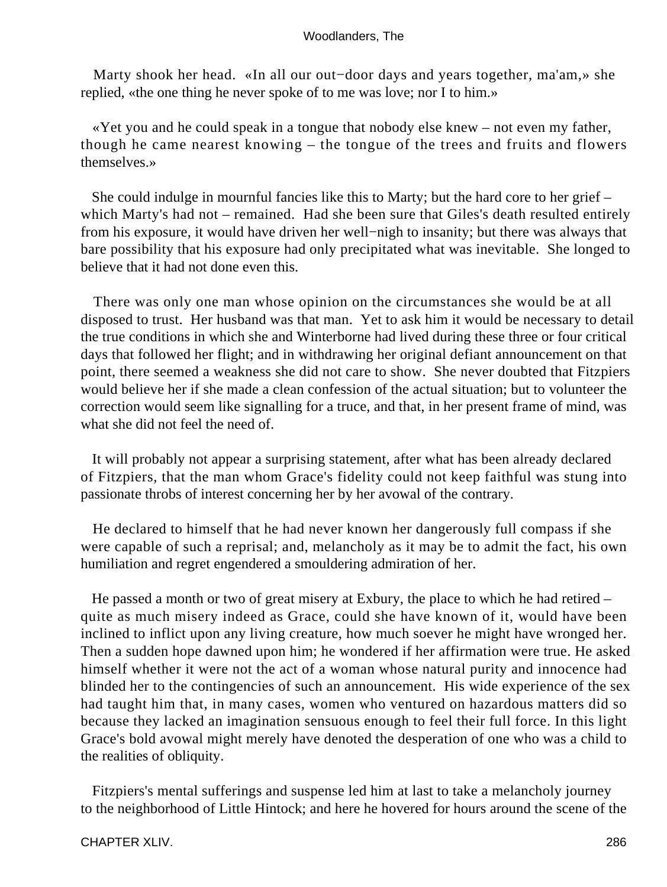Marty shook her head. «In all our out−door days and years together, ma'am,» she replied, «the one thing he never spoke of to me was love; nor I to him.»

«Yet you and he could speak in a tongue that nobody else knew – not even my father, though he came nearest knowing – the tongue of the trees and fruits and flowers themselves.»

She could indulge in mournful fancies like this to Marty; but the hard core to her grief – which Marty's had not – remained. Had she been sure that Giles's death resulted entirely from his exposure, it would have driven her well−nigh to insanity; but there was always that bare possibility that his exposure had only precipitated what was inevitable. She longed to believe that it had not done even this.

There was only one man whose opinion on the circumstances she would be at all disposed to trust. Her husband was that man. Yet to ask him it would be necessary to detail the true conditions in which she and Winterborne had lived during these three or four critical days that followed her flight; and in withdrawing her original defiant announcement on that point, there seemed a weakness she did not care to show. She never doubted that Fitzpiers would believe her if she made a clean confession of the actual situation; but to volunteer the correction would seem like signalling for a truce, and that, in her present frame of mind, was what she did not feel the need of.

It will probably not appear a surprising statement, after what has been already declared of Fitzpiers, that the man whom Grace's fidelity could not keep faithful was stung into passionate throbs of interest concerning her by her avowal of the contrary.

He declared to himself that he had never known her dangerously full compass if she were capable of such a reprisal; and, melancholy as it may be to admit the fact, his own humiliation and regret engendered a smouldering admiration of her.

He passed a month or two of great misery at Exbury, the place to which he had retired – quite as much misery indeed as Grace, could she have known of it, would have been inclined to inflict upon any living creature, how much soever he might have wronged her. Then a sudden hope dawned upon him; he wondered if her affirmation were true. He asked himself whether it were not the act of a woman whose natural purity and innocence had blinded her to the contingencies of such an announcement. His wide experience of the sex had taught him that, in many cases, women who ventured on hazardous matters did so because they lacked an imagination sensuous enough to feel their full force. In this light Grace's bold avowal might merely have denoted the desperation of one who was a child to the realities of obliquity.

Fitzpiers's mental sufferings and suspense led him at last to take a melancholy journey to the neighborhood of Little Hintock; and here he hovered for hours around the scene of the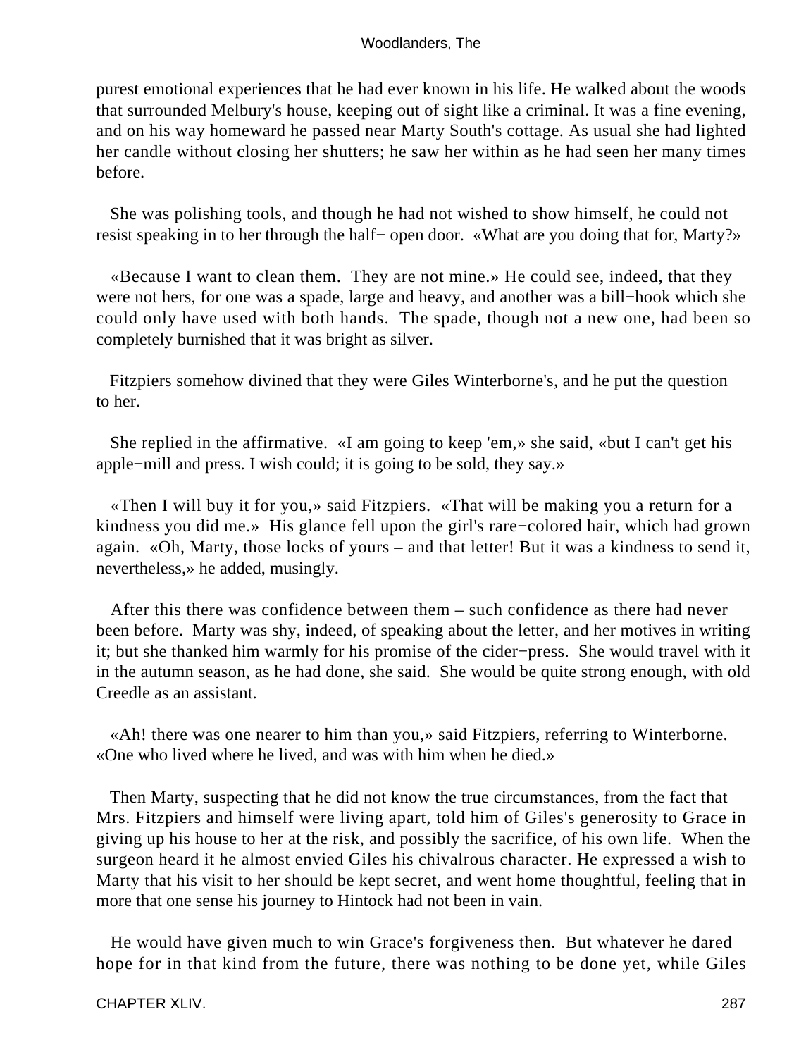purest emotional experiences that he had ever known in his life. He walked about the woods that surrounded Melbury's house, keeping out of sight like a criminal. It was a fine evening, and on his way homeward he passed near Marty South's cottage. As usual she had lighted her candle without closing her shutters; he saw her within as he had seen her many times before.

She was polishing tools, and though he had not wished to show himself, he could not resist speaking in to her through the half− open door. «What are you doing that for, Marty?»

«Because I want to clean them. They are not mine.» He could see, indeed, that they were not hers, for one was a spade, large and heavy, and another was a bill−hook which she could only have used with both hands. The spade, though not a new one, had been so completely burnished that it was bright as silver.

Fitzpiers somehow divined that they were Giles Winterborne's, and he put the question to her.

She replied in the affirmative. «I am going to keep 'em,» she said, «but I can't get his apple−mill and press. I wish could; it is going to be sold, they say.»

«Then I will buy it for you,» said Fitzpiers. «That will be making you a return for a kindness you did me.» His glance fell upon the girl's rare−colored hair, which had grown again. «Oh, Marty, those locks of yours – and that letter! But it was a kindness to send it, nevertheless,» he added, musingly.

After this there was confidence between them – such confidence as there had never been before. Marty was shy, indeed, of speaking about the letter, and her motives in writing it; but she thanked him warmly for his promise of the cider−press. She would travel with it in the autumn season, as he had done, she said. She would be quite strong enough, with old Creedle as an assistant.

«Ah! there was one nearer to him than you,» said Fitzpiers, referring to Winterborne. «One who lived where he lived, and was with him when he died.»

Then Marty, suspecting that he did not know the true circumstances, from the fact that Mrs. Fitzpiers and himself were living apart, told him of Giles's generosity to Grace in giving up his house to her at the risk, and possibly the sacrifice, of his own life. When the surgeon heard it he almost envied Giles his chivalrous character. He expressed a wish to Marty that his visit to her should be kept secret, and went home thoughtful, feeling that in more that one sense his journey to Hintock had not been in vain.

He would have given much to win Grace's forgiveness then. But whatever he dared hope for in that kind from the future, there was nothing to be done yet, while Giles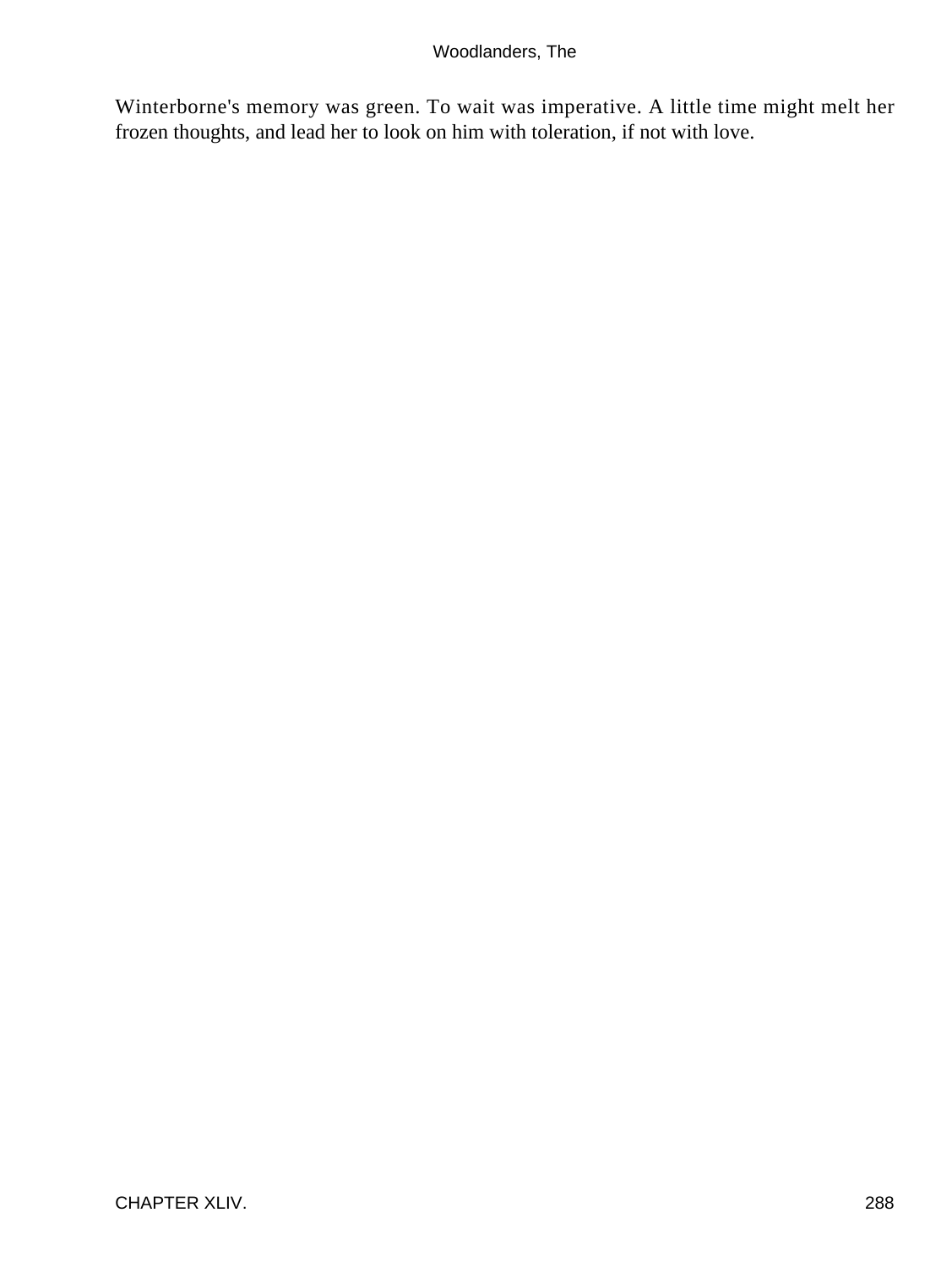Winterborne's memory was green. To wait was imperative. A little time might melt her frozen thoughts, and lead her to look on him with toleration, if not with love.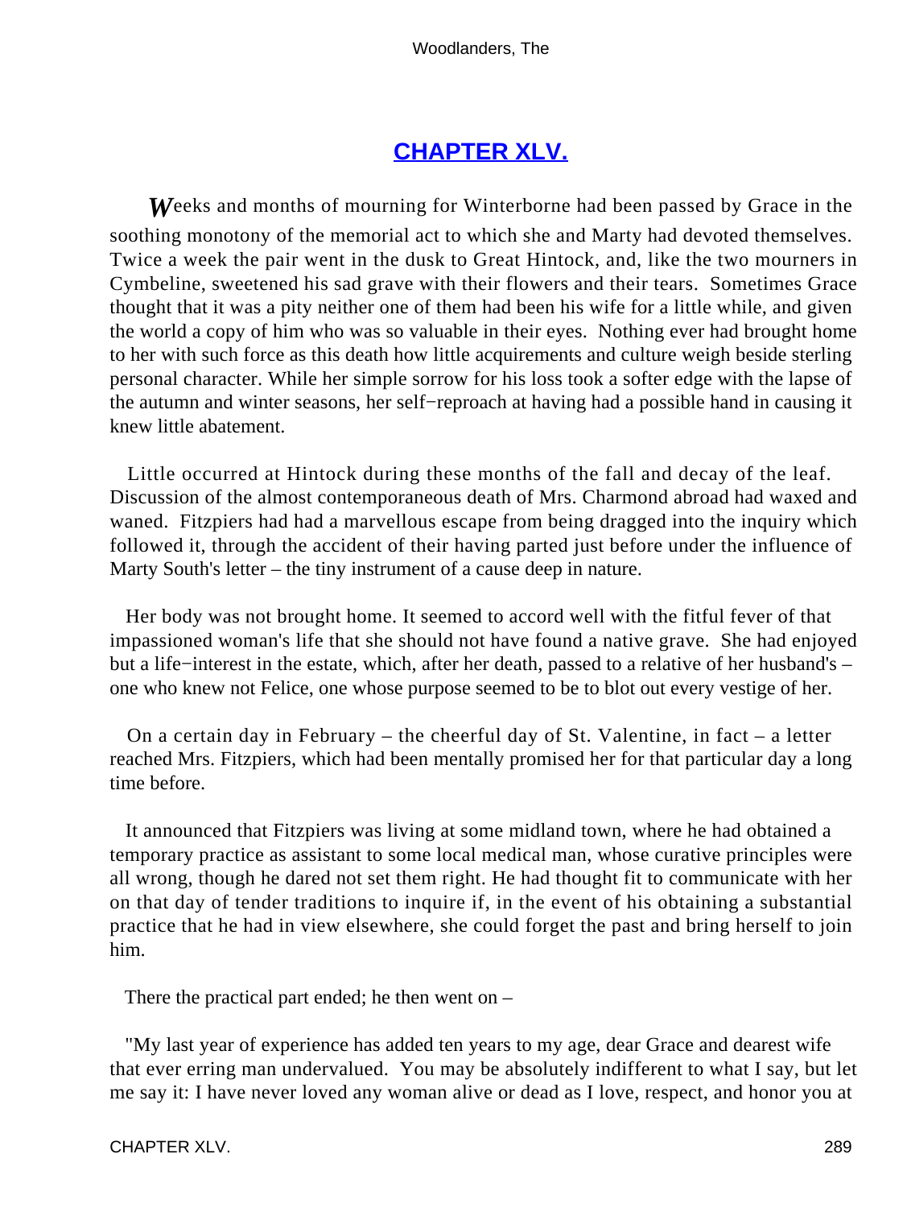## CHAPTER XLV.

*W*eeks and months of mourning for Winterborne had been passed by Grace in the soothing monotony of the memorial act to which she and Marty had devoted themselves. Twice a week the pair went in the dusk to Great Hintock, and, like the two mourners in Cymbeline, sweetened his sad grave with their flowers and their tears. Sometimes Grace thought that it was a pity neither one of them had been his wife for a little while, and given the world a copy of him who was so valuable in their eyes. Nothing ever had brought home to her with such force as this death how little acquirements and culture weigh beside sterling personal character. While her simple sorrow for his loss took a softer edge with the lapse of the autumn and winter seasons, her self−reproach at having had a possible hand in causing it knew little abatement.

Little occurred at Hintock during these months of the fall and decay of the leaf. Discussion of the almost contemporaneous death of Mrs. Charmond abroad had waxed and waned. Fitzpiers had had a marvellous escape from being dragged into the inquiry which followed it, through the accident of their having parted just before under the influence of Marty South's letter – the tiny instrument of a cause deep in nature.

Her body was not brought home. It seemed to accord well with the fitful fever of that impassioned woman's life that she should not have found a native grave. She had enjoyed but a life−interest in the estate, which, after her death, passed to a relative of her husband's – one who knew not Felice, one whose purpose seemed to be to blot out every vestige of her.

On a certain day in February – the cheerful day of St. Valentine, in fact – a letter reached Mrs. Fitzpiers, which had been mentally promised her for that particular day a long time before.

It announced that Fitzpiers was living at some midland town, where he had obtained a temporary practice as assistant to some local medical man, whose curative principles were all wrong, though he dared not set them right. He had thought fit to communicate with her on that day of tender traditions to inquire if, in the event of his obtaining a substantial practice that he had in view elsewhere, she could forget the past and bring herself to join him.

There the practical part ended; he then went on –

"My last year of experience has added ten years to my age, dear Grace and dearest wife that ever erring man undervalued. You may be absolutely indifferent to what I say, but let me say it: I have never loved any woman alive or dead as I love, respect, and honor you at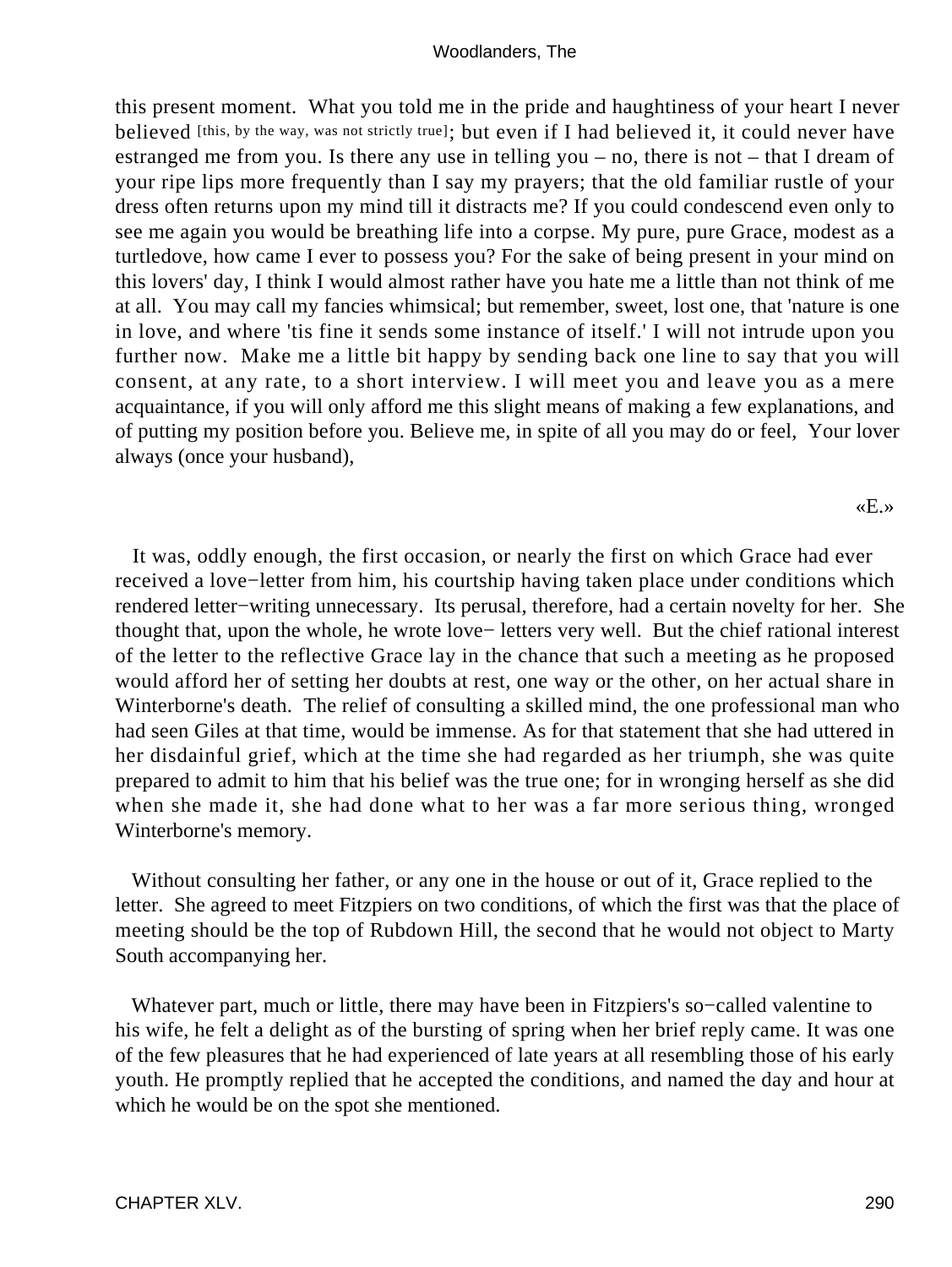this present moment. What you told me in the pride and haughtiness of your heart I never believed [this, by the way, was not strictly true]; but even if I had believed it, it could never have estranged me from you. Is there any use in telling you – no, there is not – that I dream of your ripe lips more frequently than I say my prayers; that the old familiar rustle of your dress often returns upon my mind till it distracts me? If you could condescend even only to see me again you would be breathing life into a corpse. My pure, pure Grace, modest as a turtledove, how came I ever to possess you? For the sake of being present in your mind on this lovers' day, I think I would almost rather have you hate me a little than not think of me at all. You may call my fancies whimsical; but remember, sweet, lost one, that 'nature is one in love, and where 'tis fine it sends some instance of itself.' I will not intrude upon you further now. Make me a little bit happy by sending back one line to say that you will consent, at any rate, to a short interview. I will meet you and leave you as a mere acquaintance, if you will only afford me this slight means of making a few explanations, and of putting my position before you. Believe me, in spite of all you may do or feel, Your lover always (once your husband),

«E.»

It was, oddly enough, the first occasion, or nearly the first on which Grace had ever received a love−letter from him, his courtship having taken place under conditions which rendered letter−writing unnecessary. Its perusal, therefore, had a certain novelty for her. She thought that, upon the whole, he wrote love− letters very well. But the chief rational interest of the letter to the reflective Grace lay in the chance that such a meeting as he proposed would afford her of setting her doubts at rest, one way or the other, on her actual share in Winterborne's death. The relief of consulting a skilled mind, the one professional man who had seen Giles at that time, would be immense. As for that statement that she had uttered in her disdainful grief, which at the time she had regarded as her triumph, she was quite prepared to admit to him that his belief was the true one; for in wronging herself as she did when she made it, she had done what to her was a far more serious thing, wronged Winterborne's memory.

Without consulting her father, or any one in the house or out of it, Grace replied to the letter. She agreed to meet Fitzpiers on two conditions, of which the first was that the place of meeting should be the top of Rubdown Hill, the second that he would not object to Marty South accompanying her.

Whatever part, much or little, there may have been in Fitzpiers's so−called valentine to his wife, he felt a delight as of the bursting of spring when her brief reply came. It was one of the few pleasures that he had experienced of late years at all resembling those of his early youth. He promptly replied that he accepted the conditions, and named the day and hour at which he would be on the spot she mentioned.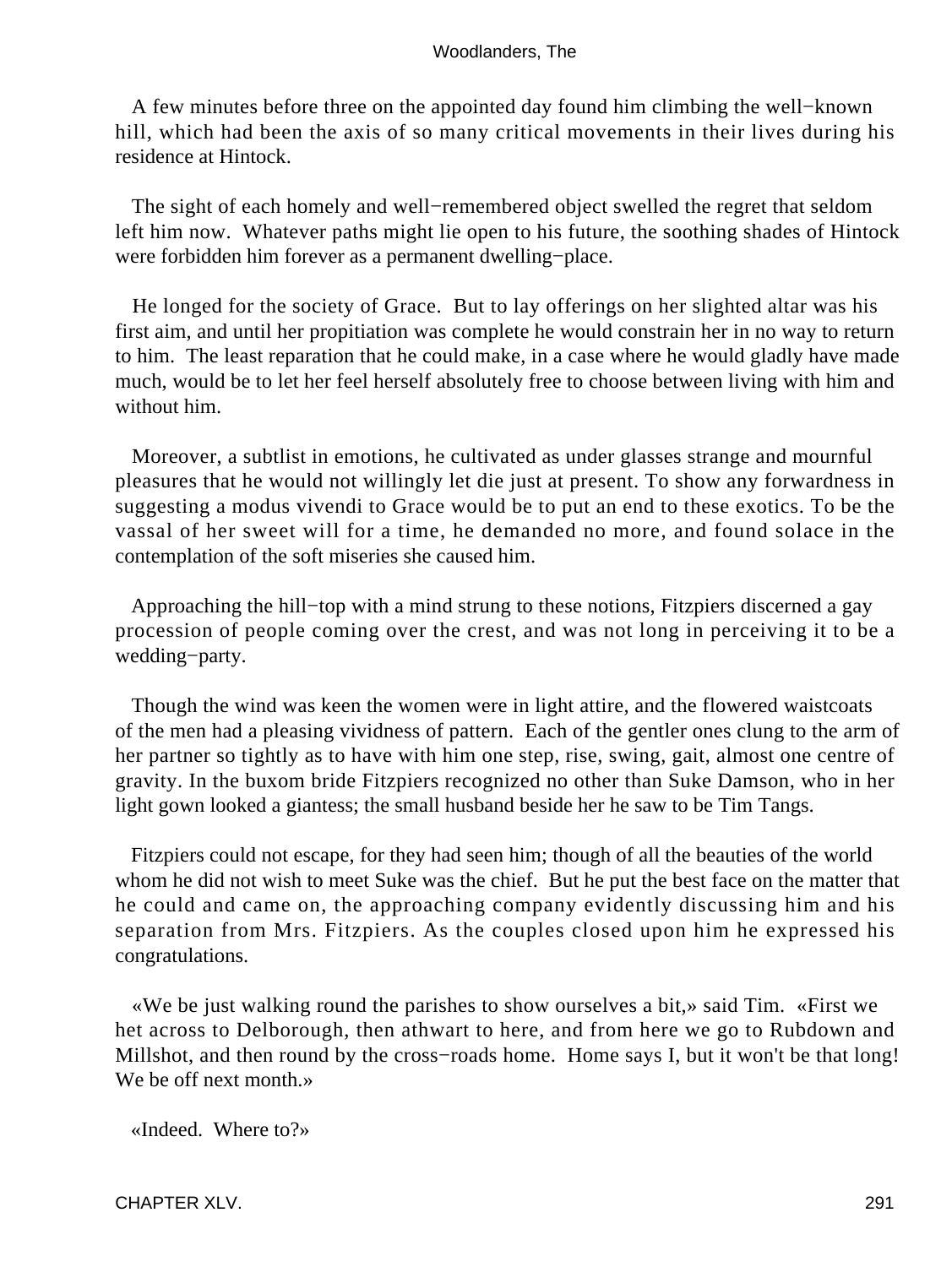A few minutes before three on the appointed day found him climbing the well−known hill, which had been the axis of so many critical movements in their lives during his residence at Hintock.

The sight of each homely and well−remembered object swelled the regret that seldom left him now. Whatever paths might lie open to his future, the soothing shades of Hintock were forbidden him forever as a permanent dwelling−place.

He longed for the society of Grace. But to lay offerings on her slighted altar was his first aim, and until her propitiation was complete he would constrain her in no way to return to him. The least reparation that he could make, in a case where he would gladly have made much, would be to let her feel herself absolutely free to choose between living with him and without him.

Moreover, a subtlist in emotions, he cultivated as under glasses strange and mournful pleasures that he would not willingly let die just at present. To show any forwardness in suggesting a modus vivendi to Grace would be to put an end to these exotics. To be the vassal of her sweet will for a time, he demanded no more, and found solace in the contemplation of the soft miseries she caused him.

Approaching the hill−top with a mind strung to these notions, Fitzpiers discerned a gay procession of people coming over the crest, and was not long in perceiving it to be a wedding−party.

Though the wind was keen the women were in light attire, and the flowered waistcoats of the men had a pleasing vividness of pattern. Each of the gentler ones clung to the arm of her partner so tightly as to have with him one step, rise, swing, gait, almost one centre of gravity. In the buxom bride Fitzpiers recognized no other than Suke Damson, who in her light gown looked a giantess; the small husband beside her he saw to be Tim Tangs.

Fitzpiers could not escape, for they had seen him; though of all the beauties of the world whom he did not wish to meet Suke was the chief. But he put the best face on the matter that he could and came on, the approaching company evidently discussing him and his separation from Mrs. Fitzpiers. As the couples closed upon him he expressed his congratulations.

«We be just walking round the parishes to show ourselves a bit,» said Tim. «First we het across to Delborough, then athwart to here, and from here we go to Rubdown and Millshot, and then round by the cross−roads home. Home says I, but it won't be that long! We be off next month.»

«Indeed. Where to?»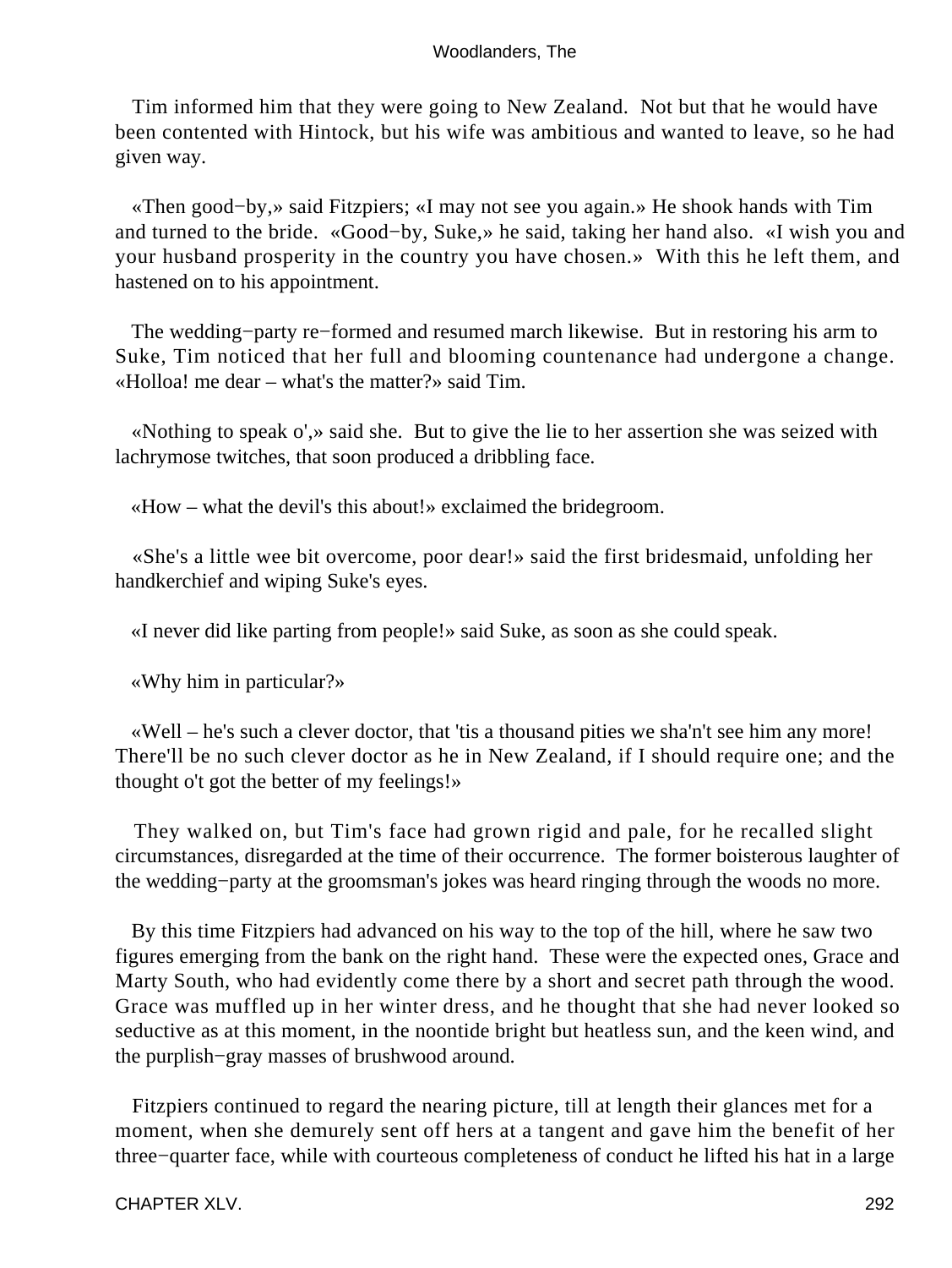Tim informed him that they were going to New Zealand. Not but that he would have been contented with Hintock, but his wife was ambitious and wanted to leave, so he had given way.

«Then good−by,» said Fitzpiers; «I may not see you again.» He shook hands with Tim and turned to the bride. «Good−by, Suke,» he said, taking her hand also. «I wish you and your husband prosperity in the country you have chosen.» With this he left them, and hastened on to his appointment.

The wedding−party re−formed and resumed march likewise. But in restoring his arm to Suke, Tim noticed that her full and blooming countenance had undergone a change. «Holloa! me dear – what's the matter?» said Tim.

«Nothing to speak o',» said she. But to give the lie to her assertion she was seized with lachrymose twitches, that soon produced a dribbling face.

«How – what the devil's this about!» exclaimed the bridegroom.

«She's a little wee bit overcome, poor dear!» said the first bridesmaid, unfolding her handkerchief and wiping Suke's eyes.

«I never did like parting from people!» said Suke, as soon as she could speak.

«Why him in particular?»

«Well – he's such a clever doctor, that 'tis a thousand pities we sha'n't see him any more! There'll be no such clever doctor as he in New Zealand, if I should require one; and the thought o't got the better of my feelings!»

They walked on, but Tim's face had grown rigid and pale, for he recalled slight circumstances, disregarded at the time of their occurrence. The former boisterous laughter of the wedding−party at the groomsman's jokes was heard ringing through the woods no more.

By this time Fitzpiers had advanced on his way to the top of the hill, where he saw two figures emerging from the bank on the right hand. These were the expected ones, Grace and Marty South, who had evidently come there by a short and secret path through the wood. Grace was muffled up in her winter dress, and he thought that she had never looked so seductive as at this moment, in the noontide bright but heatless sun, and the keen wind, and the purplish−gray masses of brushwood around.

Fitzpiers continued to regard the nearing picture, till at length their glances met for a moment, when she demurely sent off hers at a tangent and gave him the benefit of her three−quarter face, while with courteous completeness of conduct he lifted his hat in a large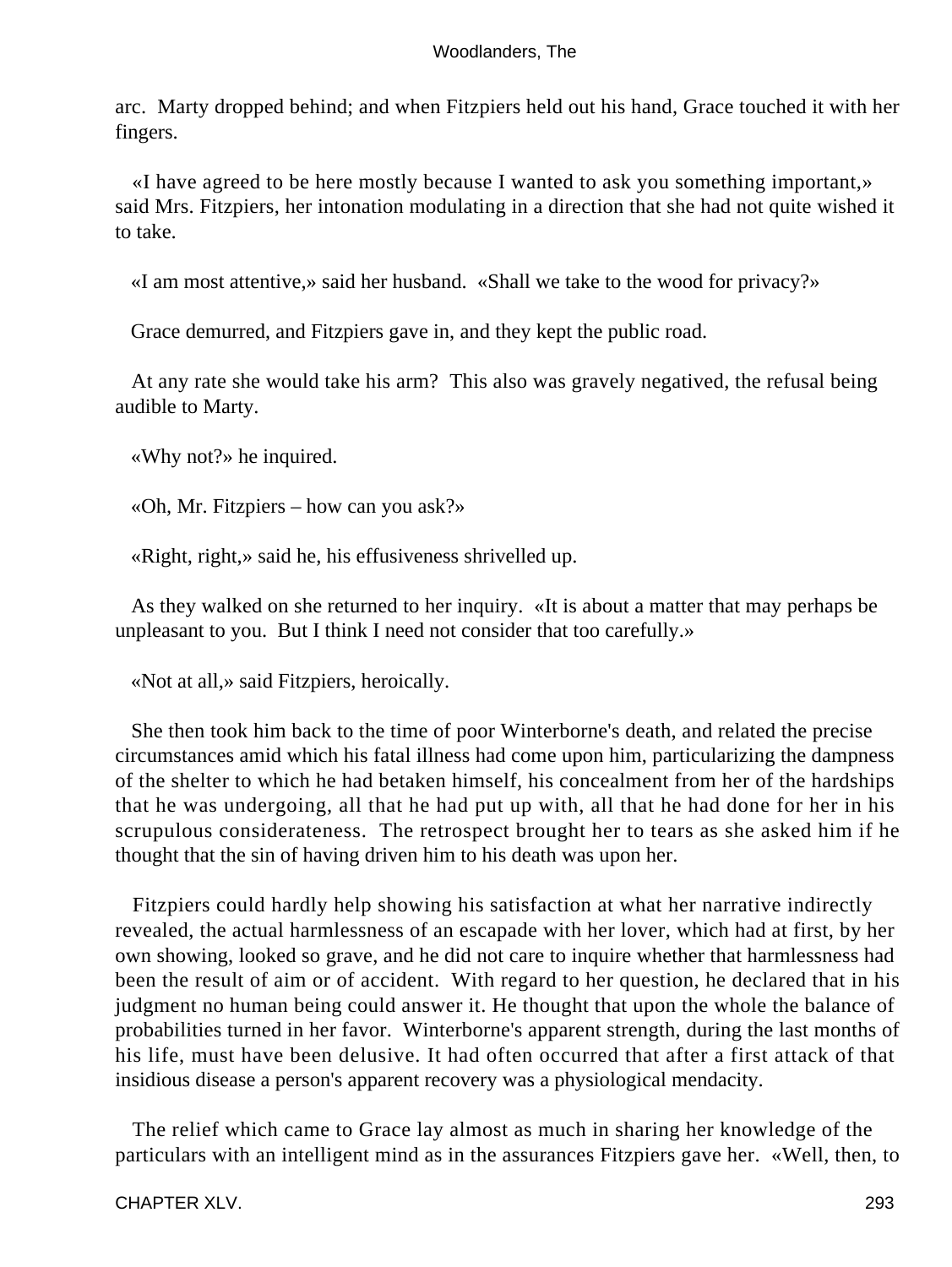arc. Marty dropped behind; and when Fitzpiers held out his hand, Grace touched it with her fingers.

«I have agreed to be here mostly because I wanted to ask you something important,» said Mrs. Fitzpiers, her intonation modulating in a direction that she had not quite wished it to take.

«I am most attentive,» said her husband. «Shall we take to the wood for privacy?»

Grace demurred, and Fitzpiers gave in, and they kept the public road.

At any rate she would take his arm? This also was gravely negatived, the refusal being audible to Marty.

«Why not?» he inquired.

«Oh, Mr. Fitzpiers – how can you ask?»

«Right, right,» said he, his effusiveness shrivelled up.

As they walked on she returned to her inquiry. «It is about a matter that may perhaps be unpleasant to you. But I think I need not consider that too carefully.»

«Not at all,» said Fitzpiers, heroically.

She then took him back to the time of poor Winterborne's death, and related the precise circumstances amid which his fatal illness had come upon him, particularizing the dampness of the shelter to which he had betaken himself, his concealment from her of the hardships that he was undergoing, all that he had put up with, all that he had done for her in his scrupulous considerateness. The retrospect brought her to tears as she asked him if he thought that the sin of having driven him to his death was upon her.

Fitzpiers could hardly help showing his satisfaction at what her narrative indirectly revealed, the actual harmlessness of an escapade with her lover, which had at first, by her own showing, looked so grave, and he did not care to inquire whether that harmlessness had been the result of aim or of accident. With regard to her question, he declared that in his judgment no human being could answer it. He thought that upon the whole the balance of probabilities turned in her favor. Winterborne's apparent strength, during the last months of his life, must have been delusive. It had often occurred that after a first attack of that insidious disease a person's apparent recovery was a physiological mendacity.

The relief which came to Grace lay almost as much in sharing her knowledge of the particulars with an intelligent mind as in the assurances Fitzpiers gave her. «Well, then, to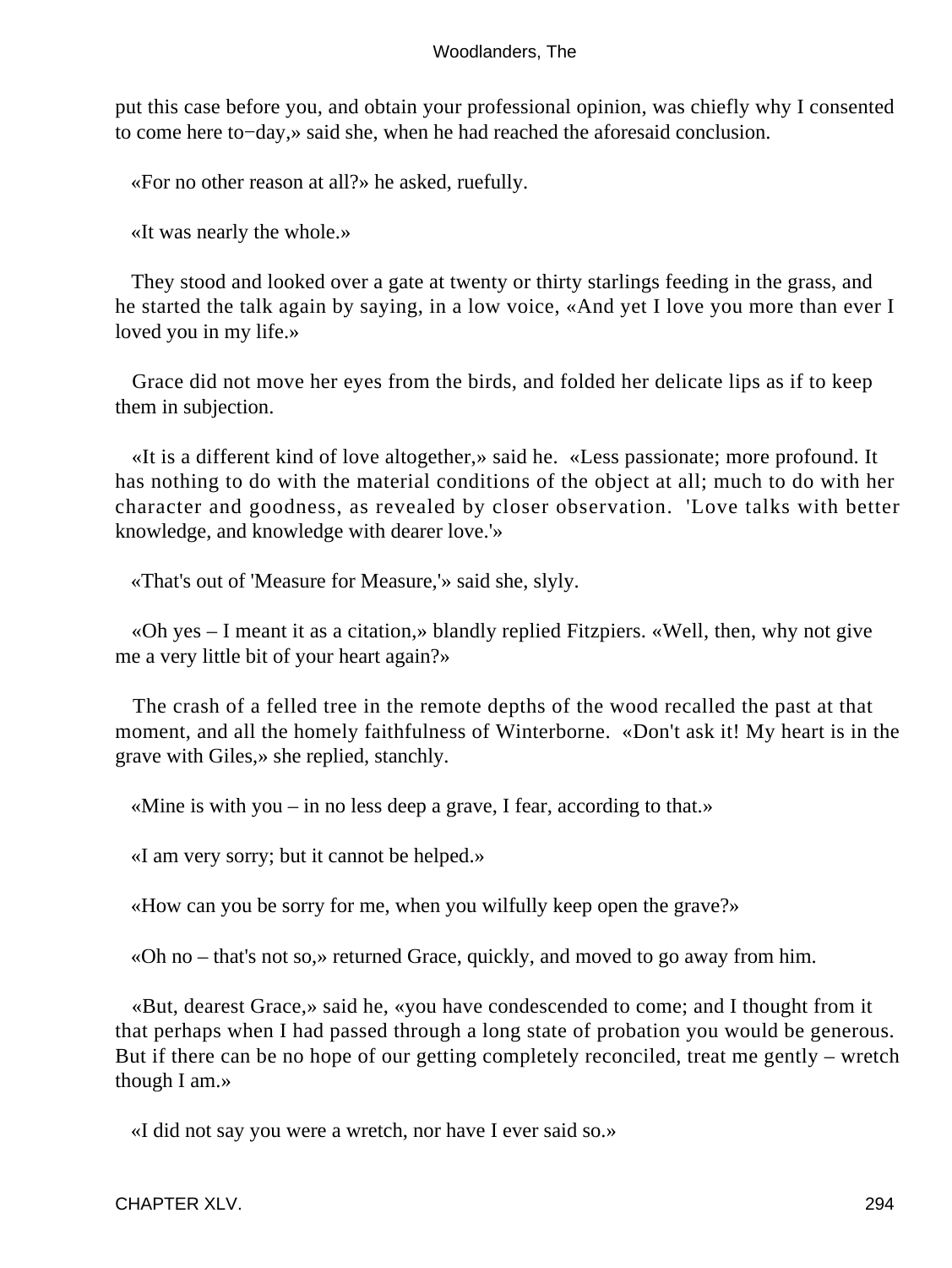put this case before you, and obtain your professional opinion, was chiefly why I consented to come here to−day,» said she, when he had reached the aforesaid conclusion.

«For no other reason at all?» he asked, ruefully.

«It was nearly the whole.»

They stood and looked over a gate at twenty or thirty starlings feeding in the grass, and he started the talk again by saying, in a low voice, «And yet I love you more than ever I loved you in my life.»

Grace did not move her eyes from the birds, and folded her delicate lips as if to keep them in subjection.

«It is a different kind of love altogether,» said he. «Less passionate; more profound. It has nothing to do with the material conditions of the object at all; much to do with her character and goodness, as revealed by closer observation. 'Love talks with better knowledge, and knowledge with dearer love.'»

«That's out of 'Measure for Measure,'» said she, slyly.

«Oh yes – I meant it as a citation,» blandly replied Fitzpiers. «Well, then, why not give me a very little bit of your heart again?»

The crash of a felled tree in the remote depths of the wood recalled the past at that moment, and all the homely faithfulness of Winterborne. «Don't ask it! My heart is in the grave with Giles,» she replied, stanchly.

«Mine is with you – in no less deep a grave, I fear, according to that.»

«I am very sorry; but it cannot be helped.»

«How can you be sorry for me, when you wilfully keep open the grave?»

«Oh no – that's not so,» returned Grace, quickly, and moved to go away from him.

«But, dearest Grace,» said he, «you have condescended to come; and I thought from it that perhaps when I had passed through a long state of probation you would be generous. But if there can be no hope of our getting completely reconciled, treat me gently – wretch though I am.»

«I did not say you were a wretch, nor have I ever said so.»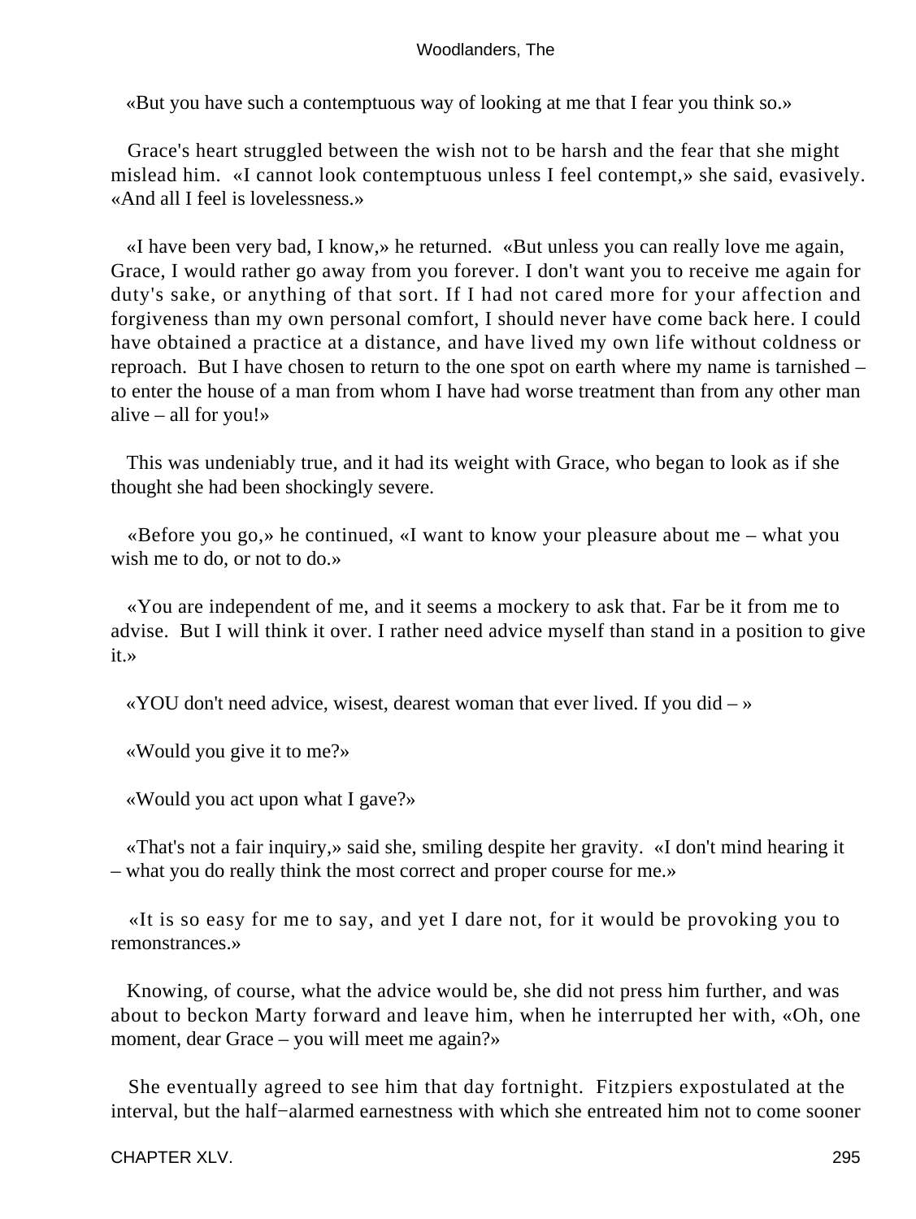«But you have such a contemptuous way of looking at me that I fear you think so.»

Grace's heart struggled between the wish not to be harsh and the fear that she might mislead him. «I cannot look contemptuous unless I feel contempt,» she said, evasively. «And all I feel is lovelessness.»

«I have been very bad, I know,» he returned. «But unless you can really love me again, Grace, I would rather go away from you forever. I don't want you to receive me again for duty's sake, or anything of that sort. If I had not cared more for your affection and forgiveness than my own personal comfort, I should never have come back here. I could have obtained a practice at a distance, and have lived my own life without coldness or reproach. But I have chosen to return to the one spot on earth where my name is tarnished – to enter the house of a man from whom I have had worse treatment than from any other man alive – all for you!»

This was undeniably true, and it had its weight with Grace, who began to look as if she thought she had been shockingly severe.

«Before you go,» he continued, «I want to know your pleasure about me – what you wish me to do, or not to do.»

«You are independent of me, and it seems a mockery to ask that. Far be it from me to advise. But I will think it over. I rather need advice myself than stand in a position to give it.»

«YOU don't need advice, wisest, dearest woman that ever lived. If you did – »

«Would you give it to me?»

«Would you act upon what I gave?»

«That's not a fair inquiry,» said she, smiling despite her gravity. «I don't mind hearing it – what you do really think the most correct and proper course for me.»

«It is so easy for me to say, and yet I dare not, for it would be provoking you to remonstrances.»

Knowing, of course, what the advice would be, she did not press him further, and was about to beckon Marty forward and leave him, when he interrupted her with, «Oh, one moment, dear Grace – you will meet me again?»

She eventually agreed to see him that day fortnight. Fitzpiers expostulated at the interval, but the half-alarmed earnestness with which she entreated him not to come sooner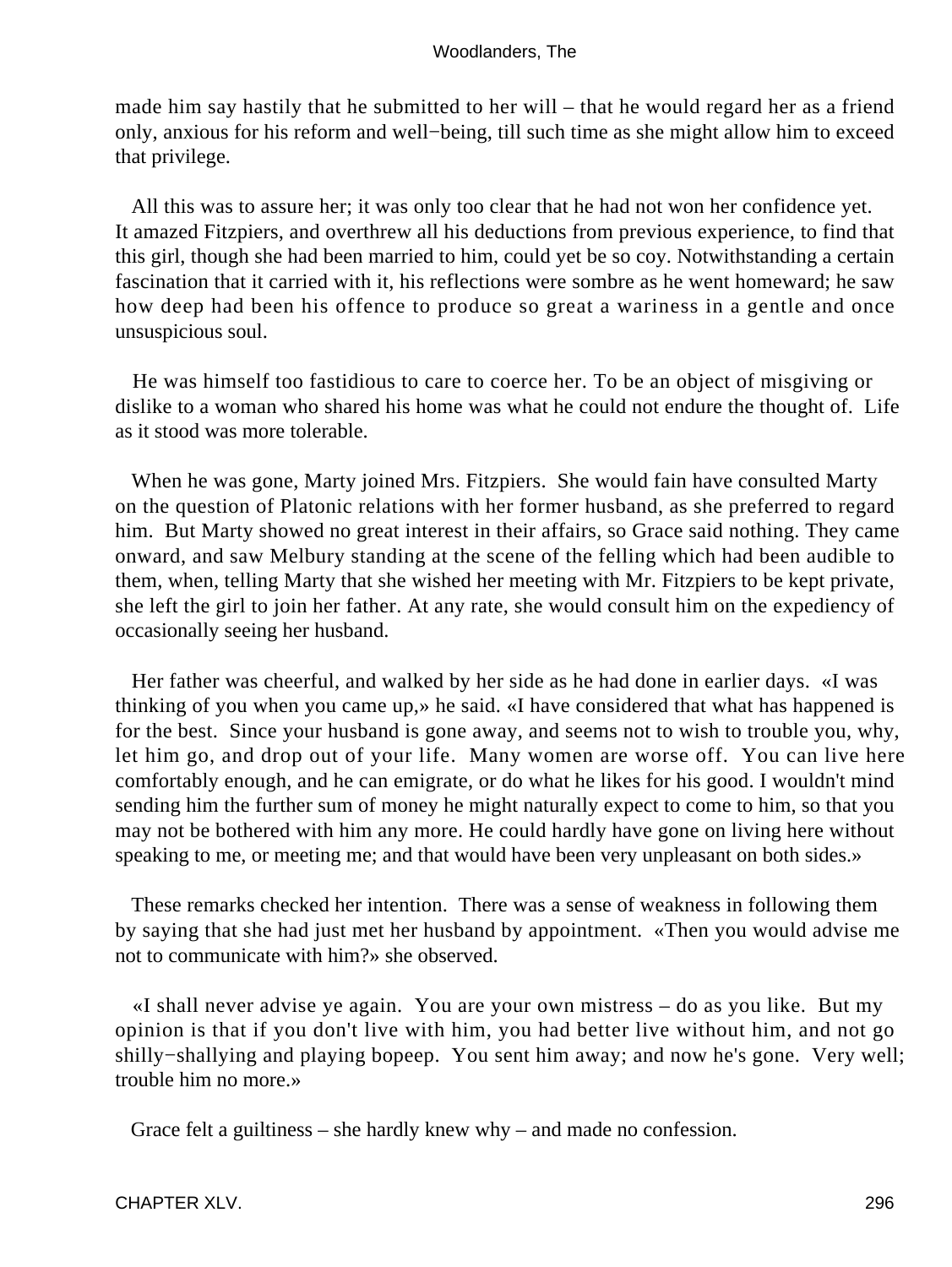made him say hastily that he submitted to her will – that he would regard her as a friend only, anxious for his reform and well−being, till such time as she might allow him to exceed that privilege.

All this was to assure her; it was only too clear that he had not won her confidence yet. It amazed Fitzpiers, and overthrew all his deductions from previous experience, to find that this girl, though she had been married to him, could yet be so coy. Notwithstanding a certain fascination that it carried with it, his reflections were sombre as he went homeward; he saw how deep had been his offence to produce so great a wariness in a gentle and once unsuspicious soul.

He was himself too fastidious to care to coerce her. To be an object of misgiving or dislike to a woman who shared his home was what he could not endure the thought of. Life as it stood was more tolerable.

When he was gone, Marty joined Mrs. Fitzpiers. She would fain have consulted Marty on the question of Platonic relations with her former husband, as she preferred to regard him. But Marty showed no great interest in their affairs, so Grace said nothing. They came onward, and saw Melbury standing at the scene of the felling which had been audible to them, when, telling Marty that she wished her meeting with Mr. Fitzpiers to be kept private, she left the girl to join her father. At any rate, she would consult him on the expediency of occasionally seeing her husband.

Her father was cheerful, and walked by her side as he had done in earlier days. «I was thinking of you when you came up,» he said. «I have considered that what has happened is for the best. Since your husband is gone away, and seems not to wish to trouble you, why, let him go, and drop out of your life. Many women are worse off. You can live here comfortably enough, and he can emigrate, or do what he likes for his good. I wouldn't mind sending him the further sum of money he might naturally expect to come to him, so that you may not be bothered with him any more. He could hardly have gone on living here without speaking to me, or meeting me; and that would have been very unpleasant on both sides.»

These remarks checked her intention. There was a sense of weakness in following them by saying that she had just met her husband by appointment. «Then you would advise me not to communicate with him?» she observed.

«I shall never advise ye again. You are your own mistress – do as you like. But my opinion is that if you don't live with him, you had better live without him, and not go shilly−shallying and playing bopeep. You sent him away; and now he's gone. Very well; trouble him no more.»

Grace felt a guiltiness – she hardly knew why – and made no confession.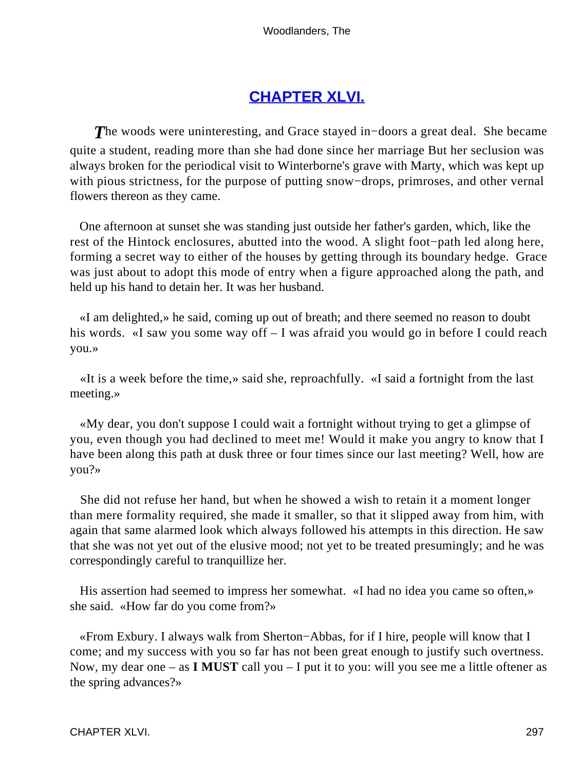## CHAPTER XLVI.

*T*he woods were uninteresting, and Grace stayed in−doors a great deal. She became quite a student, reading more than she had done since her marriage But her seclusion was always broken for the periodical visit to Winterborne's grave with Marty, which was kept up with pious strictness, for the purpose of putting snow−drops, primroses, and other vernal flowers thereon as they came.

One afternoon at sunset she was standing just outside her father's garden, which, like the rest of the Hintock enclosures, abutted into the wood. A slight foot−path led along here, forming a secret way to either of the houses by getting through its boundary hedge. Grace was just about to adopt this mode of entry when a figure approached along the path, and held up his hand to detain her. It was her husband.

«I am delighted,» he said, coming up out of breath; and there seemed no reason to doubt his words. «I saw you some way off – I was afraid you would go in before I could reach you.»

«It is a week before the time,» said she, reproachfully. «I said a fortnight from the last meeting.»

«My dear, you don't suppose I could wait a fortnight without trying to get a glimpse of you, even though you had declined to meet me! Would it make you angry to know that I have been along this path at dusk three or four times since our last meeting? Well, how are you?»

She did not refuse her hand, but when he showed a wish to retain it a moment longer than mere formality required, she made it smaller, so that it slipped away from him, with again that same alarmed look which always followed his attempts in this direction. He saw that she was not yet out of the elusive mood; not yet to be treated presumingly; and he was correspondingly careful to tranquillize her.

His assertion had seemed to impress her somewhat. «I had no idea you came so often,» she said. «How far do you come from?»

«From Exbury. I always walk from Sherton−Abbas, for if I hire, people will know that I come; and my success with you so far has not been great enough to justify such overtness. Now, my dear one – as **I MUST** call you – I put it to you: will you see me a little oftener as the spring advances?»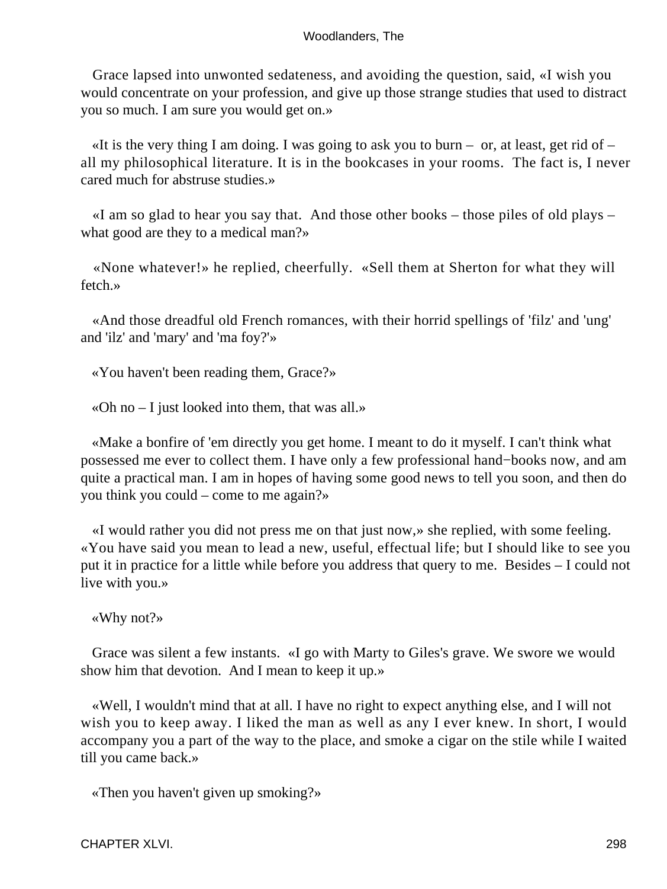Grace lapsed into unwonted sedateness, and avoiding the question, said, «I wish you would concentrate on your profession, and give up those strange studies that used to distract you so much. I am sure you would get on.»

«It is the very thing I am doing. I was going to ask you to burn – or, at least, get rid of – all my philosophical literature. It is in the bookcases in your rooms. The fact is, I never cared much for abstruse studies.»

«I am so glad to hear you say that. And those other books – those piles of old plays – what good are they to a medical man?»

«None whatever!» he replied, cheerfully. «Sell them at Sherton for what they will fetch.»

«And those dreadful old French romances, with their horrid spellings of 'filz' and 'ung' and 'ilz' and 'mary' and 'ma foy?'»

«You haven't been reading them, Grace?»

«Oh no – I just looked into them, that was all.»

«Make a bonfire of 'em directly you get home. I meant to do it myself. I can't think what possessed me ever to collect them. I have only a few professional hand−books now, and am quite a practical man. I am in hopes of having some good news to tell you soon, and then do you think you could – come to me again?»

«I would rather you did not press me on that just now,» she replied, with some feeling. «You have said you mean to lead a new, useful, effectual life; but I should like to see you put it in practice for a little while before you address that query to me. Besides – I could not live with you.»

«Why not?»

Grace was silent a few instants. «I go with Marty to Giles's grave. We swore we would show him that devotion. And I mean to keep it up.»

«Well, I wouldn't mind that at all. I have no right to expect anything else, and I will not wish you to keep away. I liked the man as well as any I ever knew. In short, I would accompany you a part of the way to the place, and smoke a cigar on the stile while I waited till you came back.»

«Then you haven't given up smoking?»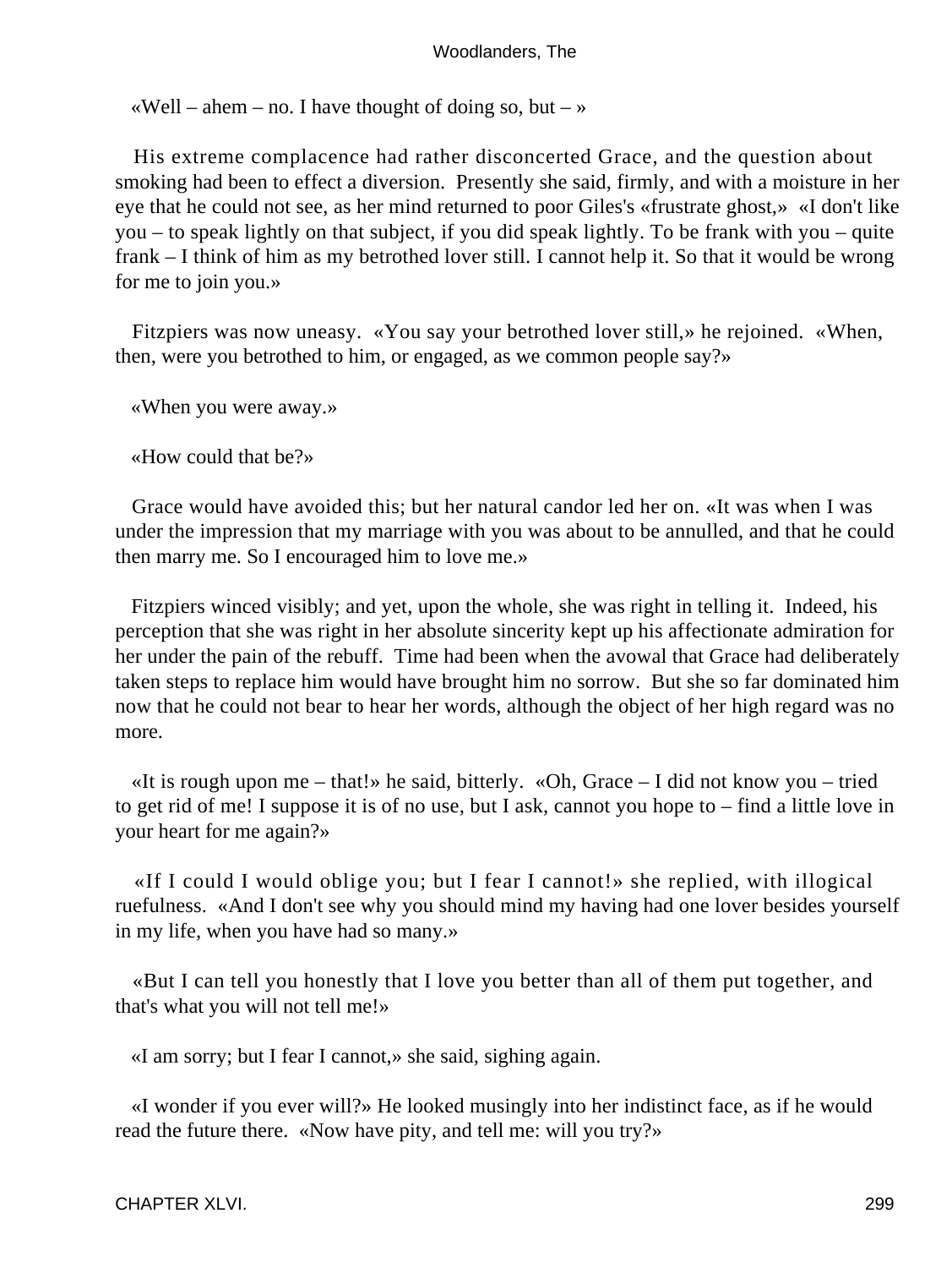«Well – ahem – no. I have thought of doing so, but – »

His extreme complacence had rather disconcerted Grace, and the question about smoking had been to effect a diversion. Presently she said, firmly, and with a moisture in her eye that he could not see, as her mind returned to poor Giles's «frustrate ghost,» «I don't like you – to speak lightly on that subject, if you did speak lightly. To be frank with you – quite frank – I think of him as my betrothed lover still. I cannot help it. So that it would be wrong for me to join you.»

Fitzpiers was now uneasy. «You say your betrothed lover still,» he rejoined. «When, then, were you betrothed to him, or engaged, as we common people say?»

«When you were away.»

«How could that be?»

Grace would have avoided this; but her natural candor led her on. «It was when I was under the impression that my marriage with you was about to be annulled, and that he could then marry me. So I encouraged him to love me.»

Fitzpiers winced visibly; and yet, upon the whole, she was right in telling it. Indeed, his perception that she was right in her absolute sincerity kept up his affectionate admiration for her under the pain of the rebuff. Time had been when the avowal that Grace had deliberately taken steps to replace him would have brought him no sorrow. But she so far dominated him now that he could not bear to hear her words, although the object of her high regard was no more.

«It is rough upon me – that!» he said, bitterly. «Oh, Grace – I did not know you – tried to get rid of me! I suppose it is of no use, but I ask, cannot you hope to – find a little love in your heart for me again?»

«If I could I would oblige you; but I fear I cannot!» she replied, with illogical ruefulness. «And I don't see why you should mind my having had one lover besides yourself in my life, when you have had so many.»

«But I can tell you honestly that I love you better than all of them put together, and that's what you will not tell me!»

«I am sorry; but I fear I cannot,» she said, sighing again.

«I wonder if you ever will?» He looked musingly into her indistinct face, as if he would read the future there. «Now have pity, and tell me: will you try?»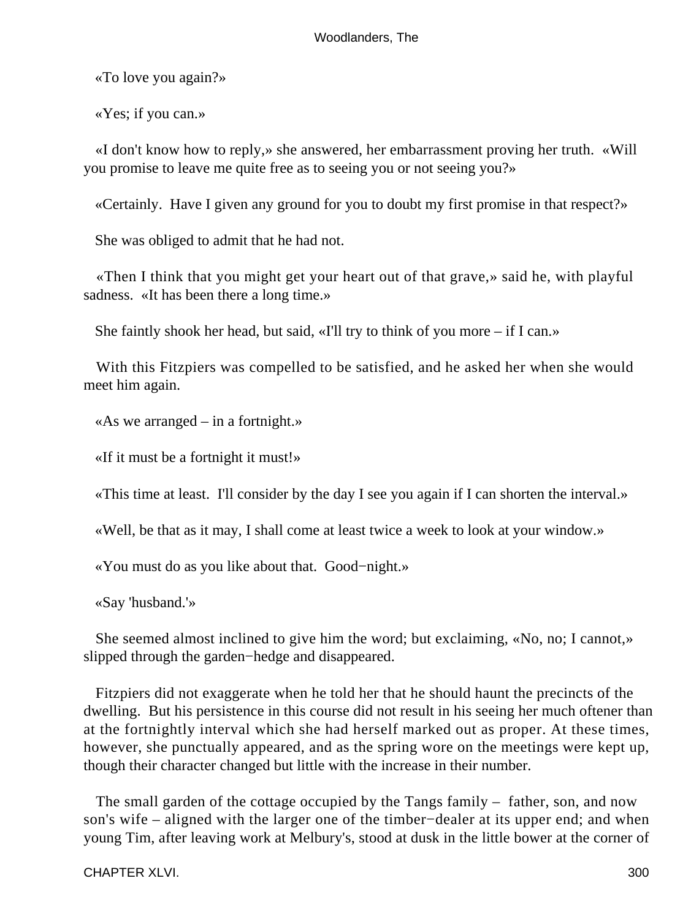«To love you again?»

«Yes; if you can.»

«I don't know how to reply,» she answered, her embarrassment proving her truth. «Will you promise to leave me quite free as to seeing you or not seeing you?»

«Certainly. Have I given any ground for you to doubt my first promise in that respect?»

She was obliged to admit that he had not.

«Then I think that you might get your heart out of that grave,» said he, with playful sadness. «It has been there a long time.»

She faintly shook her head, but said, «I'll try to think of you more – if I can.»

With this Fitzpiers was compelled to be satisfied, and he asked her when she would meet him again.

«As we arranged – in a fortnight.»

«If it must be a fortnight it must!»

«This time at least. I'll consider by the day I see you again if I can shorten the interval.»

«Well, be that as it may, I shall come at least twice a week to look at your window.»

«You must do as you like about that. Good−night.»

«Say 'husband.'»

She seemed almost inclined to give him the word; but exclaiming, «No, no; I cannot,» slipped through the garden−hedge and disappeared.

Fitzpiers did not exaggerate when he told her that he should haunt the precincts of the dwelling. But his persistence in this course did not result in his seeing her much oftener than at the fortnightly interval which she had herself marked out as proper. At these times, however, she punctually appeared, and as the spring wore on the meetings were kept up, though their character changed but little with the increase in their number.

The small garden of the cottage occupied by the Tangs family – father, son, and now son's wife – aligned with the larger one of the timber−dealer at its upper end; and when young Tim, after leaving work at Melbury's, stood at dusk in the little bower at the corner of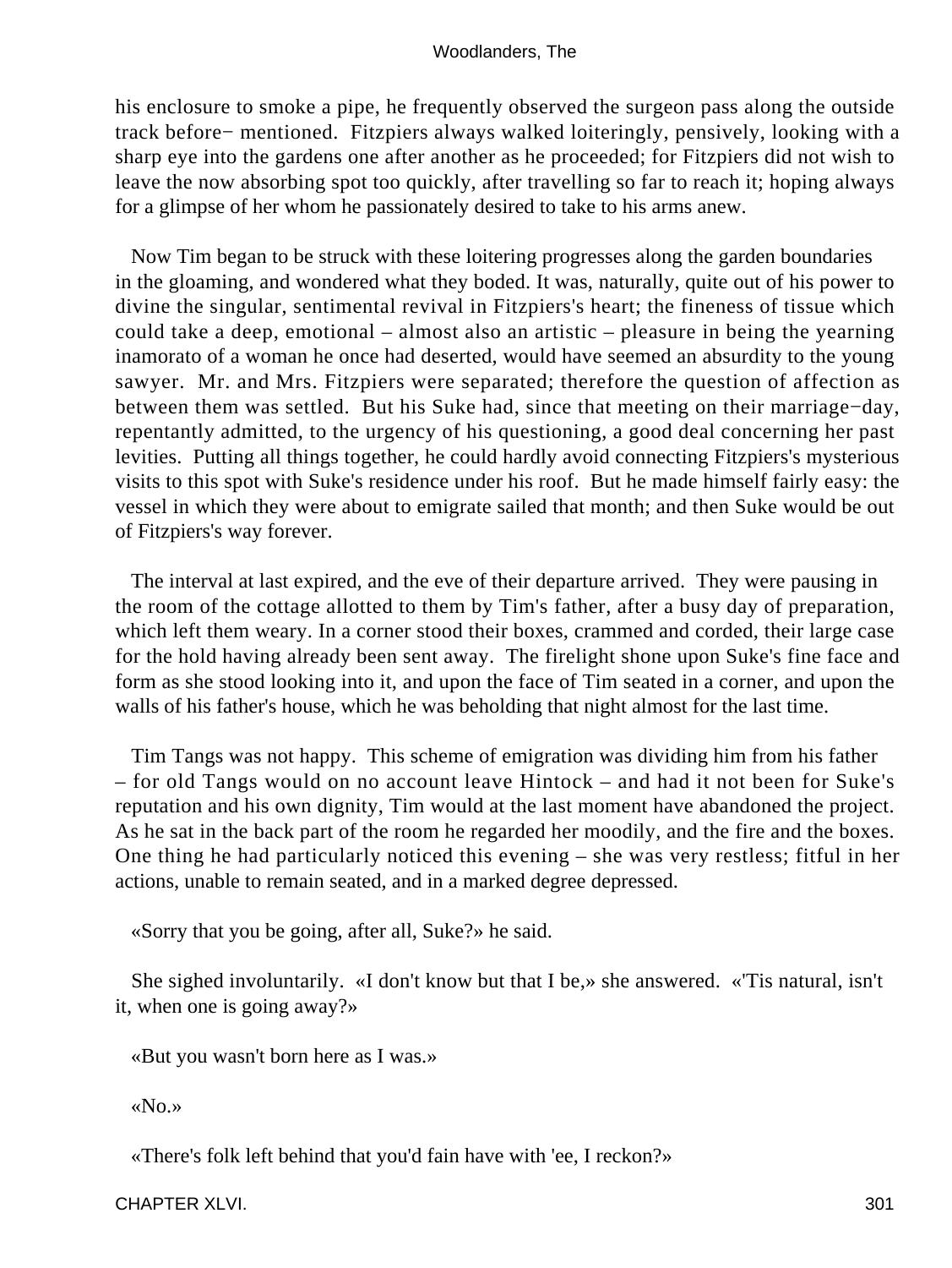his enclosure to smoke a pipe, he frequently observed the surgeon pass along the outside track before− mentioned. Fitzpiers always walked loiteringly, pensively, looking with a sharp eye into the gardens one after another as he proceeded; for Fitzpiers did not wish to leave the now absorbing spot too quickly, after travelling so far to reach it; hoping always for a glimpse of her whom he passionately desired to take to his arms anew.

Now Tim began to be struck with these loitering progresses along the garden boundaries in the gloaming, and wondered what they boded. It was, naturally, quite out of his power to divine the singular, sentimental revival in Fitzpiers's heart; the fineness of tissue which could take a deep, emotional – almost also an artistic – pleasure in being the yearning inamorato of a woman he once had deserted, would have seemed an absurdity to the young sawyer. Mr. and Mrs. Fitzpiers were separated; therefore the question of affection as between them was settled. But his Suke had, since that meeting on their marriage−day, repentantly admitted, to the urgency of his questioning, a good deal concerning her past levities. Putting all things together, he could hardly avoid connecting Fitzpiers's mysterious visits to this spot with Suke's residence under his roof. But he made himself fairly easy: the vessel in which they were about to emigrate sailed that month; and then Suke would be out of Fitzpiers's way forever.

The interval at last expired, and the eve of their departure arrived. They were pausing in the room of the cottage allotted to them by Tim's father, after a busy day of preparation, which left them weary. In a corner stood their boxes, crammed and corded, their large case for the hold having already been sent away. The firelight shone upon Suke's fine face and form as she stood looking into it, and upon the face of Tim seated in a corner, and upon the walls of his father's house, which he was beholding that night almost for the last time.

Tim Tangs was not happy. This scheme of emigration was dividing him from his father – for old Tangs would on no account leave Hintock – and had it not been for Suke's reputation and his own dignity, Tim would at the last moment have abandoned the project. As he sat in the back part of the room he regarded her moodily, and the fire and the boxes. One thing he had particularly noticed this evening – she was very restless; fitful in her actions, unable to remain seated, and in a marked degree depressed.

«Sorry that you be going, after all, Suke?» he said.

She sighed involuntarily. «I don't know but that I be,» she answered. «'Tis natural, isn't it, when one is going away?»

«But you wasn't born here as I was.»

«No.»

«There's folk left behind that you'd fain have with 'ee, I reckon?»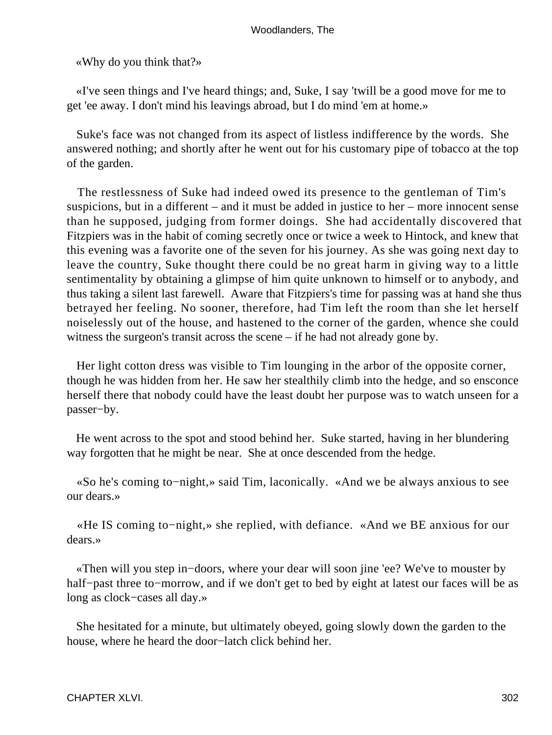«Why do you think that?»

«I've seen things and I've heard things; and, Suke, I say 'twill be a good move for me to get 'ee away. I don't mind his leavings abroad, but I do mind 'em at home.»

Suke's face was not changed from its aspect of listless indifference by the words. She answered nothing; and shortly after he went out for his customary pipe of tobacco at the top of the garden.

The restlessness of Suke had indeed owed its presence to the gentleman of Tim's suspicions, but in a different – and it must be added in justice to her – more innocent sense than he supposed, judging from former doings. She had accidentally discovered that Fitzpiers was in the habit of coming secretly once or twice a week to Hintock, and knew that this evening was a favorite one of the seven for his journey. As she was going next day to leave the country, Suke thought there could be no great harm in giving way to a little sentimentality by obtaining a glimpse of him quite unknown to himself or to anybody, and thus taking a silent last farewell. Aware that Fitzpiers's time for passing was at hand she thus betrayed her feeling. No sooner, therefore, had Tim left the room than she let herself noiselessly out of the house, and hastened to the corner of the garden, whence she could witness the surgeon's transit across the scene – if he had not already gone by.

Her light cotton dress was visible to Tim lounging in the arbor of the opposite corner, though he was hidden from her. He saw her stealthily climb into the hedge, and so ensconce herself there that nobody could have the least doubt her purpose was to watch unseen for a passer−by.

He went across to the spot and stood behind her. Suke started, having in her blundering way forgotten that he might be near. She at once descended from the hedge.

«So he's coming to−night,» said Tim, laconically. «And we be always anxious to see our dears.»

«He IS coming to−night,» she replied, with defiance. «And we BE anxious for our dears.»

«Then will you step in−doors, where your dear will soon jine 'ee? We've to mouster by half−past three to−morrow, and if we don't get to bed by eight at latest our faces will be as long as clock−cases all day.»

She hesitated for a minute, but ultimately obeyed, going slowly down the garden to the house, where he heard the door−latch click behind her.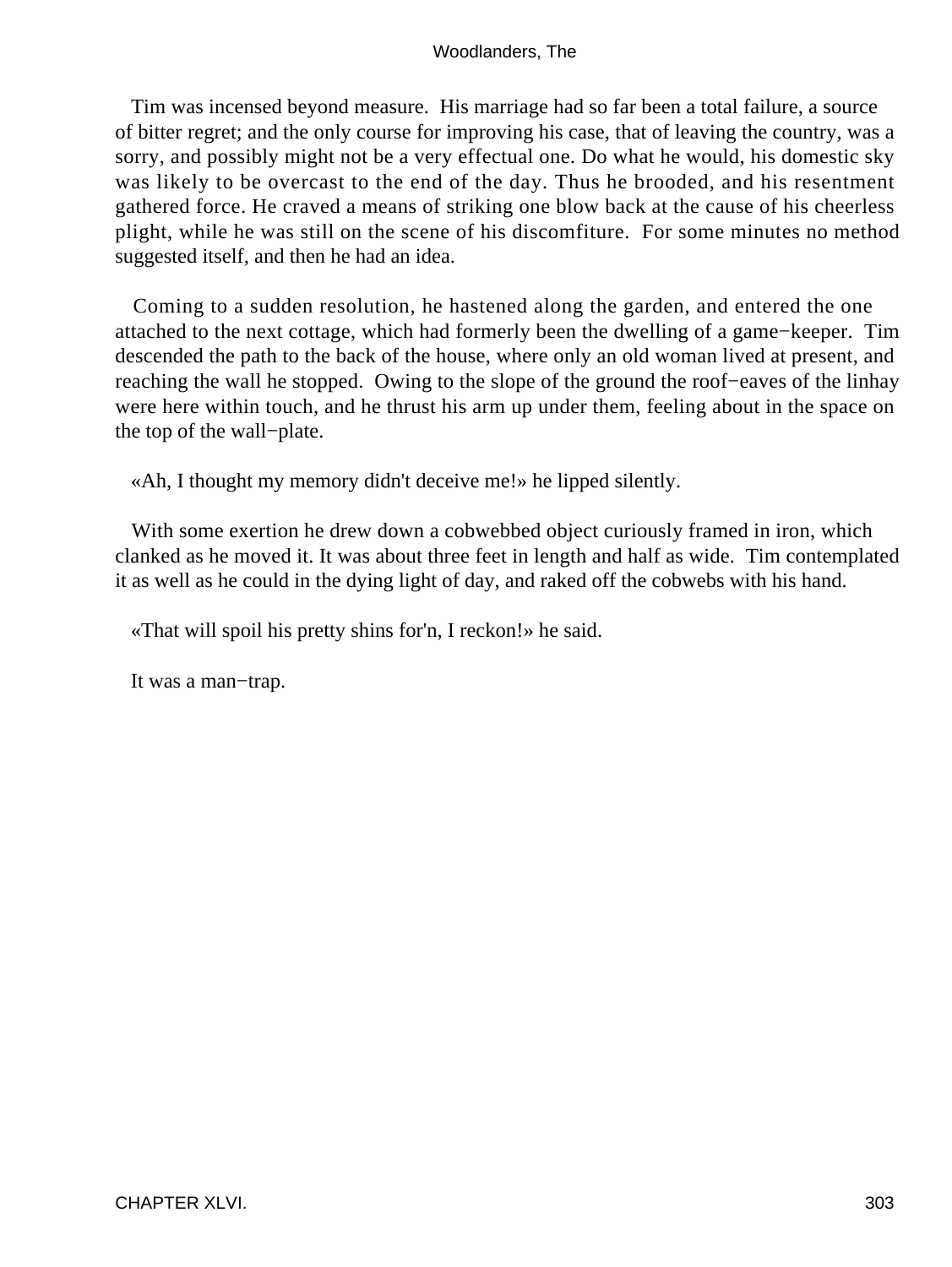Tim was incensed beyond measure. His marriage had so far been a total failure, a source of bitter regret; and the only course for improving his case, that of leaving the country, was a sorry, and possibly might not be a very effectual one. Do what he would, his domestic sky was likely to be overcast to the end of the day. Thus he brooded, and his resentment gathered force. He craved a means of striking one blow back at the cause of his cheerless plight, while he was still on the scene of his discomfiture. For some minutes no method suggested itself, and then he had an idea.

Coming to a sudden resolution, he hastened along the garden, and entered the one attached to the next cottage, which had formerly been the dwelling of a game−keeper. Tim descended the path to the back of the house, where only an old woman lived at present, and reaching the wall he stopped. Owing to the slope of the ground the roof−eaves of the linhay were here within touch, and he thrust his arm up under them, feeling about in the space on the top of the wall−plate.

«Ah, I thought my memory didn't deceive me!» he lipped silently.

With some exertion he drew down a cobwebbed object curiously framed in iron, which clanked as he moved it. It was about three feet in length and half as wide. Tim contemplated it as well as he could in the dying light of day, and raked off the cobwebs with his hand.

«That will spoil his pretty shins for'n, I reckon!» he said.

It was a man−trap.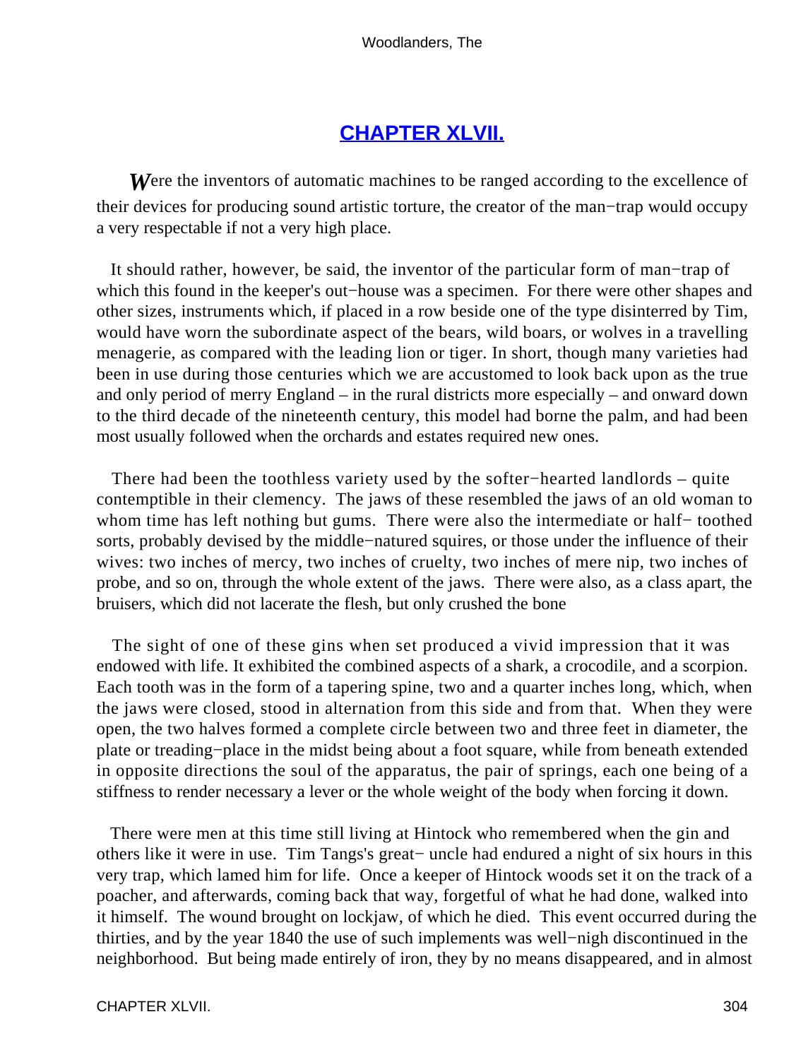## CHAPTER XLVII.

*W*ere the inventors of automatic machines to be ranged according to the excellence of their devices for producing sound artistic torture, the creator of the man−trap would occupy a very respectable if not a very high place.

It should rather, however, be said, the inventor of the particular form of man−trap of which this found in the keeper's out−house was a specimen. For there were other shapes and other sizes, instruments which, if placed in a row beside one of the type disinterred by Tim, would have worn the subordinate aspect of the bears, wild boars, or wolves in a travelling menagerie, as compared with the leading lion or tiger. In short, though many varieties had been in use during those centuries which we are accustomed to look back upon as the true and only period of merry England – in the rural districts more especially – and onward down to the third decade of the nineteenth century, this model had borne the palm, and had been most usually followed when the orchards and estates required new ones.

There had been the toothless variety used by the softer−hearted landlords – quite contemptible in their clemency. The jaws of these resembled the jaws of an old woman to whom time has left nothing but gums. There were also the intermediate or half− toothed sorts, probably devised by the middle−natured squires, or those under the influence of their wives: two inches of mercy, two inches of cruelty, two inches of mere nip, two inches of probe, and so on, through the whole extent of the jaws. There were also, as a class apart, the bruisers, which did not lacerate the flesh, but only crushed the bone

The sight of one of these gins when set produced a vivid impression that it was endowed with life. It exhibited the combined aspects of a shark, a crocodile, and a scorpion. Each tooth was in the form of a tapering spine, two and a quarter inches long, which, when the jaws were closed, stood in alternation from this side and from that. When they were open, the two halves formed a complete circle between two and three feet in diameter, the plate or treading−place in the midst being about a foot square, while from beneath extended in opposite directions the soul of the apparatus, the pair of springs, each one being of a stiffness to render necessary a lever or the whole weight of the body when forcing it down.

There were men at this time still living at Hintock who remembered when the gin and others like it were in use. Tim Tangs's great− uncle had endured a night of six hours in this very trap, which lamed him for life. Once a keeper of Hintock woods set it on the track of a poacher, and afterwards, coming back that way, forgetful of what he had done, walked into it himself. The wound brought on lockjaw, of which he died. This event occurred during the thirties, and by the year 1840 the use of such implements was well−nigh discontinued in the neighborhood. But being made entirely of iron, they by no means disappeared, and in almost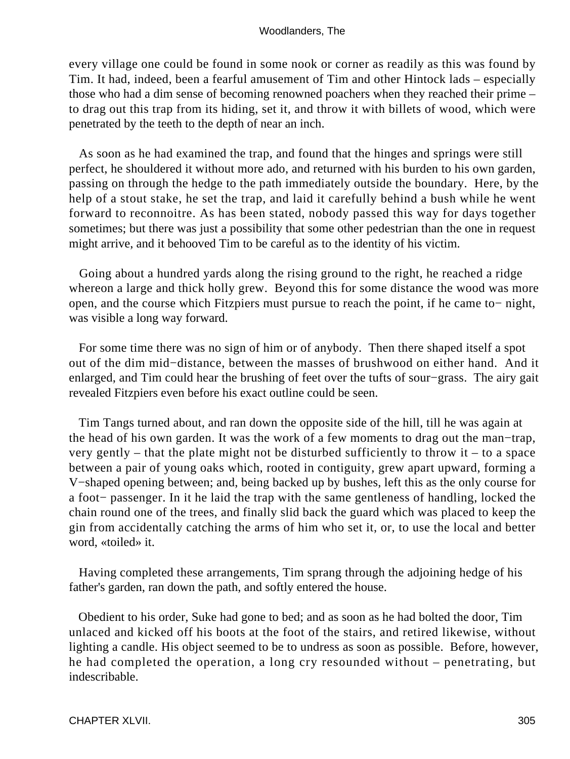every village one could be found in some nook or corner as readily as this was found by Tim. It had, indeed, been a fearful amusement of Tim and other Hintock lads – especially those who had a dim sense of becoming renowned poachers when they reached their prime – to drag out this trap from its hiding, set it, and throw it with billets of wood, which were penetrated by the teeth to the depth of near an inch.

As soon as he had examined the trap, and found that the hinges and springs were still perfect, he shouldered it without more ado, and returned with his burden to his own garden, passing on through the hedge to the path immediately outside the boundary. Here, by the help of a stout stake, he set the trap, and laid it carefully behind a bush while he went forward to reconnoitre. As has been stated, nobody passed this way for days together sometimes; but there was just a possibility that some other pedestrian than the one in request might arrive, and it behooved Tim to be careful as to the identity of his victim.

Going about a hundred yards along the rising ground to the right, he reached a ridge whereon a large and thick holly grew. Beyond this for some distance the wood was more open, and the course which Fitzpiers must pursue to reach the point, if he came to− night, was visible a long way forward.

For some time there was no sign of him or of anybody. Then there shaped itself a spot out of the dim mid−distance, between the masses of brushwood on either hand. And it enlarged, and Tim could hear the brushing of feet over the tufts of sour−grass. The airy gait revealed Fitzpiers even before his exact outline could be seen.

Tim Tangs turned about, and ran down the opposite side of the hill, till he was again at the head of his own garden. It was the work of a few moments to drag out the man−trap, very gently – that the plate might not be disturbed sufficiently to throw it – to a space between a pair of young oaks which, rooted in contiguity, grew apart upward, forming a V−shaped opening between; and, being backed up by bushes, left this as the only course for a foot− passenger. In it he laid the trap with the same gentleness of handling, locked the chain round one of the trees, and finally slid back the guard which was placed to keep the gin from accidentally catching the arms of him who set it, or, to use the local and better word, «toiled» it.

Having completed these arrangements, Tim sprang through the adjoining hedge of his father's garden, ran down the path, and softly entered the house.

Obedient to his order, Suke had gone to bed; and as soon as he had bolted the door, Tim unlaced and kicked off his boots at the foot of the stairs, and retired likewise, without lighting a candle. His object seemed to be to undress as soon as possible. Before, however, he had completed the operation, a long cry resounded without – penetrating, but indescribable.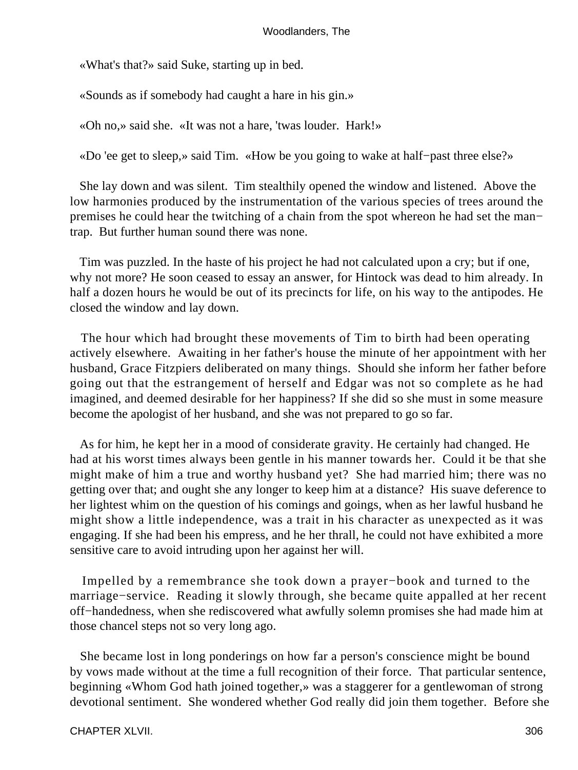«What's that?» said Suke, starting up in bed.

«Sounds as if somebody had caught a hare in his gin.»

«Oh no,» said she. «It was not a hare, 'twas louder. Hark!»

«Do 'ee get to sleep,» said Tim. «How be you going to wake at half−past three else?»

She lay down and was silent. Tim stealthily opened the window and listened. Above the low harmonies produced by the instrumentation of the various species of trees around the premises he could hear the twitching of a chain from the spot whereon he had set the man−trap. But further human sound there was none.

Tim was puzzled. In the haste of his project he had not calculated upon a cry; but if one, why not more? He soon ceased to essay an answer, for Hintock was dead to him already. In half a dozen hours he would be out of its precincts for life, on his way to the antipodes. He closed the window and lay down.

The hour which had brought these movements of Tim to birth had been operating actively elsewhere. Awaiting in her father's house the minute of her appointment with her husband, Grace Fitzpiers deliberated on many things. Should she inform her father before going out that the estrangement of herself and Edgar was not so complete as he had imagined, and deemed desirable for her happiness? If she did so she must in some measure become the apologist of her husband, and she was not prepared to go so far.

As for him, he kept her in a mood of considerate gravity. He certainly had changed. He had at his worst times always been gentle in his manner towards her. Could it be that she might make of him a true and worthy husband yet? She had married him; there was no getting over that; and ought she any longer to keep him at a distance? His suave deference to her lightest whim on the question of his comings and goings, when as her lawful husband he might show a little independence, was a trait in his character as unexpected as it was engaging. If she had been his empress, and he her thrall, he could not have exhibited a more sensitive care to avoid intruding upon her against her will.

Impelled by a remembrance she took down a prayer−book and turned to the marriage−service. Reading it slowly through, she became quite appalled at her recent off−handedness, when she rediscovered what awfully solemn promises she had made him at those chancel steps not so very long ago.

She became lost in long ponderings on how far a person's conscience might be bound by vows made without at the time a full recognition of their force. That particular sentence, beginning «Whom God hath joined together,» was a staggerer for a gentlewoman of strong devotional sentiment. She wondered whether God really did join them together. Before she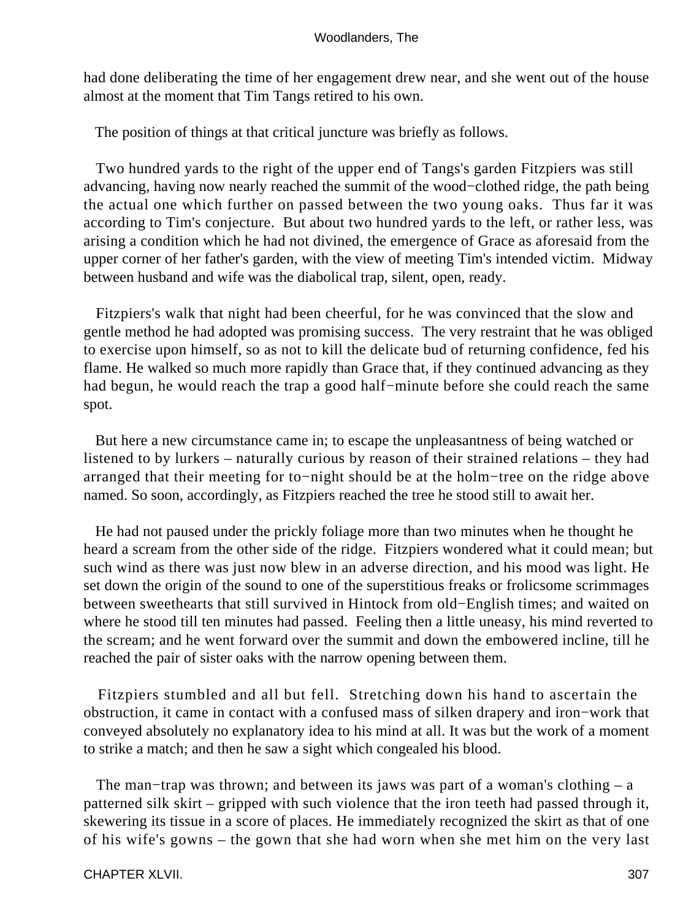had done deliberating the time of her engagement drew near, and she went out of the house almost at the moment that Tim Tangs retired to his own.

The position of things at that critical juncture was briefly as follows.

Two hundred yards to the right of the upper end of Tangs's garden Fitzpiers was still advancing, having now nearly reached the summit of the wood−clothed ridge, the path being the actual one which further on passed between the two young oaks. Thus far it was according to Tim's conjecture. But about two hundred yards to the left, or rather less, was arising a condition which he had not divined, the emergence of Grace as aforesaid from the upper corner of her father's garden, with the view of meeting Tim's intended victim. Midway between husband and wife was the diabolical trap, silent, open, ready.

Fitzpiers's walk that night had been cheerful, for he was convinced that the slow and gentle method he had adopted was promising success. The very restraint that he was obliged to exercise upon himself, so as not to kill the delicate bud of returning confidence, fed his flame. He walked so much more rapidly than Grace that, if they continued advancing as they had begun, he would reach the trap a good half−minute before she could reach the same spot.

But here a new circumstance came in; to escape the unpleasantness of being watched or listened to by lurkers – naturally curious by reason of their strained relations – they had arranged that their meeting for to−night should be at the holm−tree on the ridge above named. So soon, accordingly, as Fitzpiers reached the tree he stood still to await her.

He had not paused under the prickly foliage more than two minutes when he thought he heard a scream from the other side of the ridge. Fitzpiers wondered what it could mean; but such wind as there was just now blew in an adverse direction, and his mood was light. He set down the origin of the sound to one of the superstitious freaks or frolicsome scrimmages between sweethearts that still survived in Hintock from old−English times; and waited on where he stood till ten minutes had passed. Feeling then a little uneasy, his mind reverted to the scream; and he went forward over the summit and down the embowered incline, till he reached the pair of sister oaks with the narrow opening between them.

Fitzpiers stumbled and all but fell. Stretching down his hand to ascertain the obstruction, it came in contact with a confused mass of silken drapery and iron−work that conveyed absolutely no explanatory idea to his mind at all. It was but the work of a moment to strike a match; and then he saw a sight which congealed his blood.

The man−trap was thrown; and between its jaws was part of a woman's clothing – a patterned silk skirt – gripped with such violence that the iron teeth had passed through it, skewering its tissue in a score of places. He immediately recognized the skirt as that of one of his wife's gowns – the gown that she had worn when she met him on the very last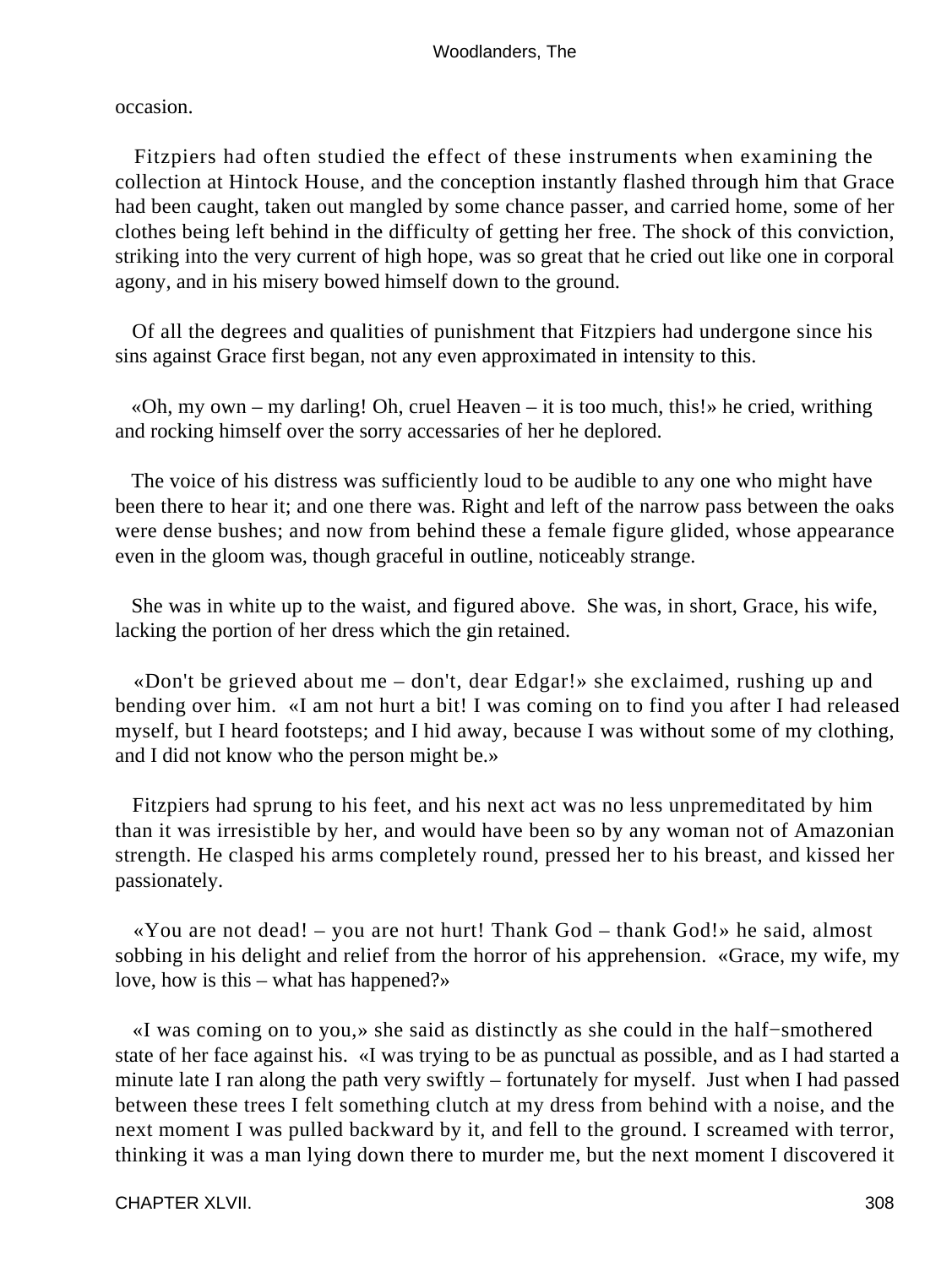occasion.

Fitzpiers had often studied the effect of these instruments when examining the collection at Hintock House, and the conception instantly flashed through him that Grace had been caught, taken out mangled by some chance passer, and carried home, some of her clothes being left behind in the difficulty of getting her free. The shock of this conviction, striking into the very current of high hope, was so great that he cried out like one in corporal agony, and in his misery bowed himself down to the ground.

Of all the degrees and qualities of punishment that Fitzpiers had undergone since his sins against Grace first began, not any even approximated in intensity to this.

«Oh, my own – my darling! Oh, cruel Heaven – it is too much, this!» he cried, writhing and rocking himself over the sorry accessaries of her he deplored.

The voice of his distress was sufficiently loud to be audible to any one who might have been there to hear it; and one there was. Right and left of the narrow pass between the oaks were dense bushes; and now from behind these a female figure glided, whose appearance even in the gloom was, though graceful in outline, noticeably strange.

She was in white up to the waist, and figured above. She was, in short, Grace, his wife, lacking the portion of her dress which the gin retained.

«Don't be grieved about me – don't, dear Edgar!» she exclaimed, rushing up and bending over him. «I am not hurt a bit! I was coming on to find you after I had released myself, but I heard footsteps; and I hid away, because I was without some of my clothing, and I did not know who the person might be.»

Fitzpiers had sprung to his feet, and his next act was no less unpremeditated by him than it was irresistible by her, and would have been so by any woman not of Amazonian strength. He clasped his arms completely round, pressed her to his breast, and kissed her passionately.

«You are not dead! – you are not hurt! Thank God – thank God!» he said, almost sobbing in his delight and relief from the horror of his apprehension. «Grace, my wife, my love, how is this – what has happened?»

«I was coming on to you,» she said as distinctly as she could in the half−smothered state of her face against his. «I was trying to be as punctual as possible, and as I had started a minute late I ran along the path very swiftly – fortunately for myself. Just when I had passed between these trees I felt something clutch at my dress from behind with a noise, and the next moment I was pulled backward by it, and fell to the ground. I screamed with terror, thinking it was a man lying down there to murder me, but the next moment I discovered it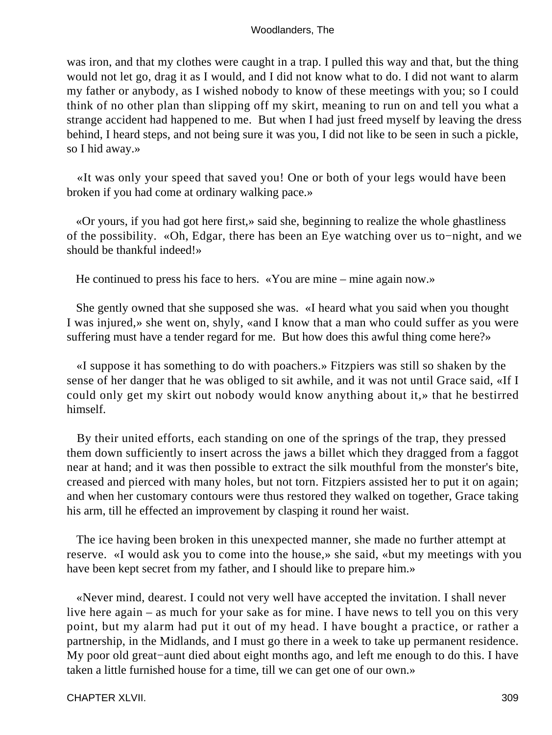was iron, and that my clothes were caught in a trap. I pulled this way and that, but the thing would not let go, drag it as I would, and I did not know what to do. I did not want to alarm my father or anybody, as I wished nobody to know of these meetings with you; so I could think of no other plan than slipping off my skirt, meaning to run on and tell you what a strange accident had happened to me. But when I had just freed myself by leaving the dress behind, I heard steps, and not being sure it was you, I did not like to be seen in such a pickle, so I hid away.»

«It was only your speed that saved you! One or both of your legs would have been broken if you had come at ordinary walking pace.»

«Or yours, if you had got here first,» said she, beginning to realize the whole ghastliness of the possibility. «Oh, Edgar, there has been an Eye watching over us to−night, and we should be thankful indeed!»

He continued to press his face to hers. «You are mine – mine again now.»

She gently owned that she supposed she was. «I heard what you said when you thought I was injured,» she went on, shyly, «and I know that a man who could suffer as you were suffering must have a tender regard for me. But how does this awful thing come here?»

«I suppose it has something to do with poachers.» Fitzpiers was still so shaken by the sense of her danger that he was obliged to sit awhile, and it was not until Grace said, «If I could only get my skirt out nobody would know anything about it,» that he bestirred himself.

By their united efforts, each standing on one of the springs of the trap, they pressed them down sufficiently to insert across the jaws a billet which they dragged from a faggot near at hand; and it was then possible to extract the silk mouthful from the monster's bite, creased and pierced with many holes, but not torn. Fitzpiers assisted her to put it on again; and when her customary contours were thus restored they walked on together, Grace taking his arm, till he effected an improvement by clasping it round her waist.

The ice having been broken in this unexpected manner, she made no further attempt at reserve. «I would ask you to come into the house,» she said, «but my meetings with you have been kept secret from my father, and I should like to prepare him.»

«Never mind, dearest. I could not very well have accepted the invitation. I shall never live here again – as much for your sake as for mine. I have news to tell you on this very point, but my alarm had put it out of my head. I have bought a practice, or rather a partnership, in the Midlands, and I must go there in a week to take up permanent residence. My poor old great−aunt died about eight months ago, and left me enough to do this. I have taken a little furnished house for a time, till we can get one of our own.»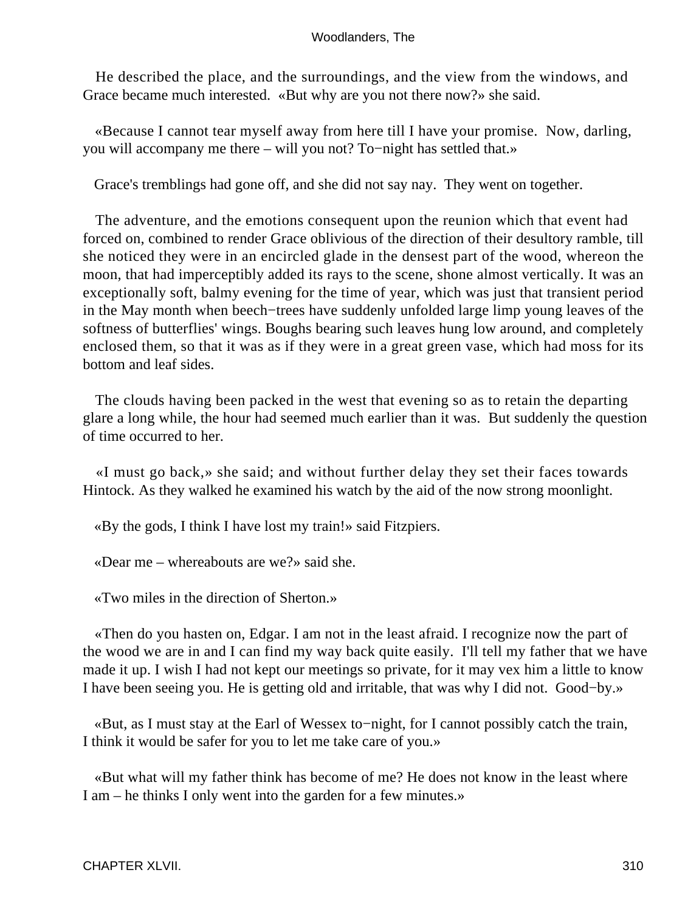He described the place, and the surroundings, and the view from the windows, and Grace became much interested. «But why are you not there now?» she said.

«Because I cannot tear myself away from here till I have your promise. Now, darling, you will accompany me there – will you not? To−night has settled that.»

Grace's tremblings had gone off, and she did not say nay. They went on together.

The adventure, and the emotions consequent upon the reunion which that event had forced on, combined to render Grace oblivious of the direction of their desultory ramble, till she noticed they were in an encircled glade in the densest part of the wood, whereon the moon, that had imperceptibly added its rays to the scene, shone almost vertically. It was an exceptionally soft, balmy evening for the time of year, which was just that transient period in the May month when beech−trees have suddenly unfolded large limp young leaves of the softness of butterflies' wings. Boughs bearing such leaves hung low around, and completely enclosed them, so that it was as if they were in a great green vase, which had moss for its bottom and leaf sides.

The clouds having been packed in the west that evening so as to retain the departing glare a long while, the hour had seemed much earlier than it was. But suddenly the question of time occurred to her.

«I must go back,» she said; and without further delay they set their faces towards Hintock. As they walked he examined his watch by the aid of the now strong moonlight.

«By the gods, I think I have lost my train!» said Fitzpiers.

«Dear me – whereabouts are we?» said she.

«Two miles in the direction of Sherton.»

«Then do you hasten on, Edgar. I am not in the least afraid. I recognize now the part of the wood we are in and I can find my way back quite easily. I'll tell my father that we have made it up. I wish I had not kept our meetings so private, for it may vex him a little to know I have been seeing you. He is getting old and irritable, that was why I did not. Good−by.»

«But, as I must stay at the Earl of Wessex to−night, for I cannot possibly catch the train, I think it would be safer for you to let me take care of you.»

«But what will my father think has become of me? He does not know in the least where I am – he thinks I only went into the garden for a few minutes.»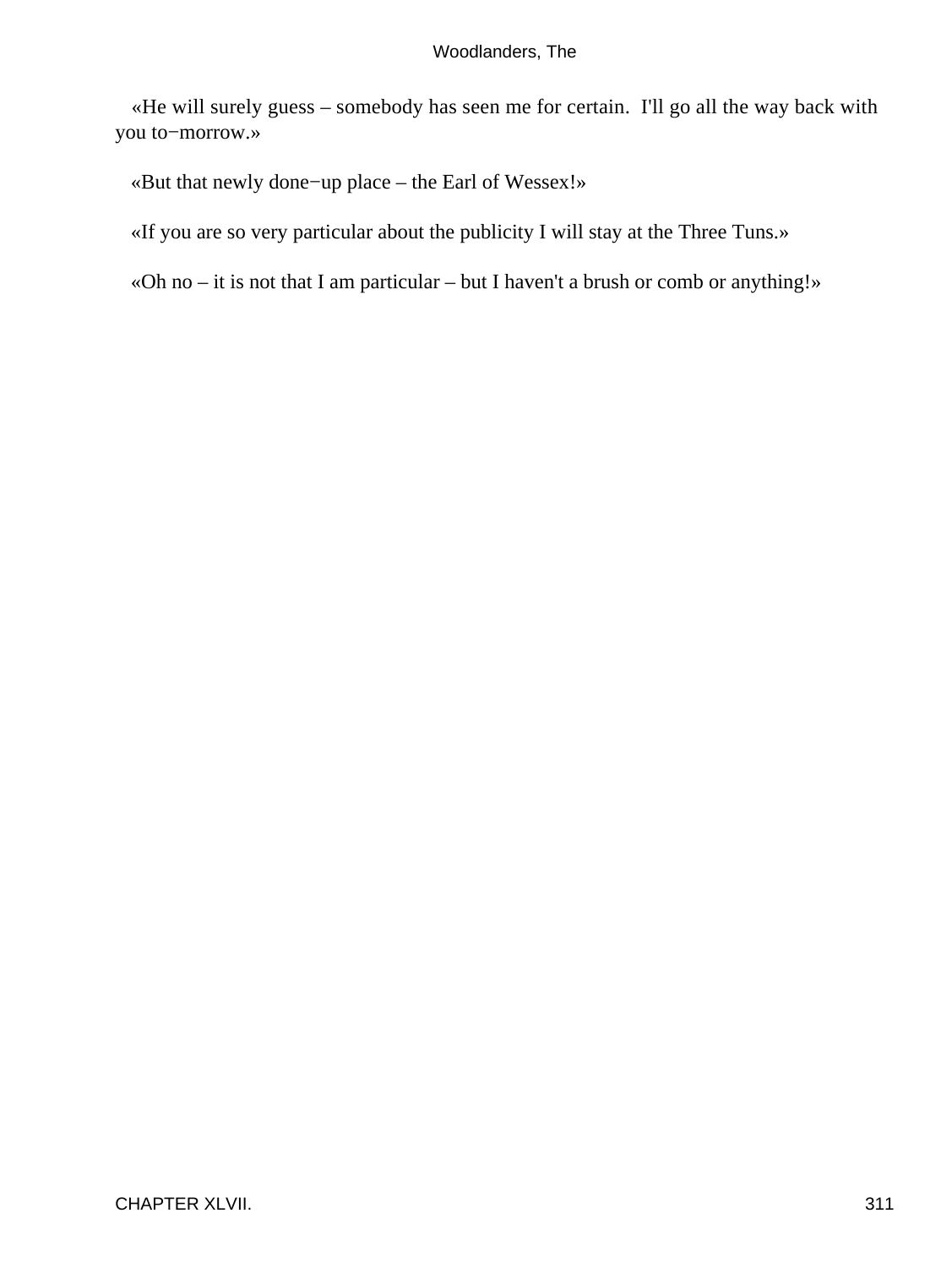«He will surely guess – somebody has seen me for certain. I'll go all the way back with you to−morrow.»

«But that newly done−up place – the Earl of Wessex!»

«If you are so very particular about the publicity I will stay at the Three Tuns.»

«Oh no – it is not that I am particular – but I haven't a brush or comb or anything!»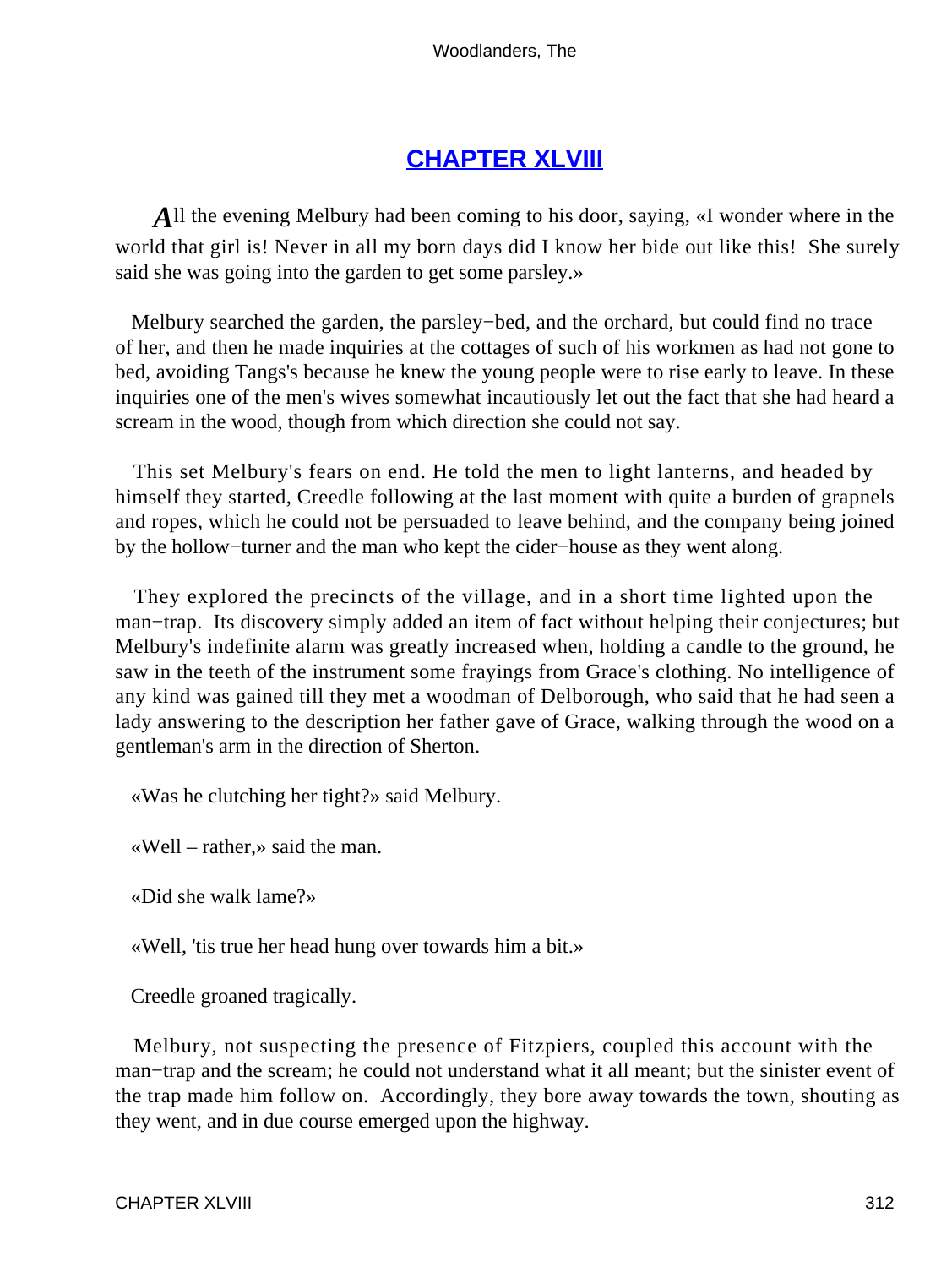## CHAPTER XLVIII

*A*ll the evening Melbury had been coming to his door, saying, «I wonder where in the world that girl is! Never in all my born days did I know her bide out like this! She surely said she was going into the garden to get some parsley.»

Melbury searched the garden, the parsley−bed, and the orchard, but could find no trace of her, and then he made inquiries at the cottages of such of his workmen as had not gone to bed, avoiding Tangs's because he knew the young people were to rise early to leave. In these inquiries one of the men's wives somewhat incautiously let out the fact that she had heard a scream in the wood, though from which direction she could not say.

This set Melbury's fears on end. He told the men to light lanterns, and headed by himself they started, Creedle following at the last moment with quite a burden of grapnels and ropes, which he could not be persuaded to leave behind, and the company being joined by the hollow−turner and the man who kept the cider−house as they went along.

They explored the precincts of the village, and in a short time lighted upon the man−trap. Its discovery simply added an item of fact without helping their conjectures; but Melbury's indefinite alarm was greatly increased when, holding a candle to the ground, he saw in the teeth of the instrument some frayings from Grace's clothing. No intelligence of any kind was gained till they met a woodman of Delborough, who said that he had seen a lady answering to the description her father gave of Grace, walking through the wood on a gentleman's arm in the direction of Sherton.

«Was he clutching her tight?» said Melbury.

«Well – rather,» said the man.

«Did she walk lame?»

«Well, 'tis true her head hung over towards him a bit.»

Creedle groaned tragically.

Melbury, not suspecting the presence of Fitzpiers, coupled this account with the man−trap and the scream; he could not understand what it all meant; but the sinister event of the trap made him follow on. Accordingly, they bore away towards the town, shouting as they went, and in due course emerged upon the highway.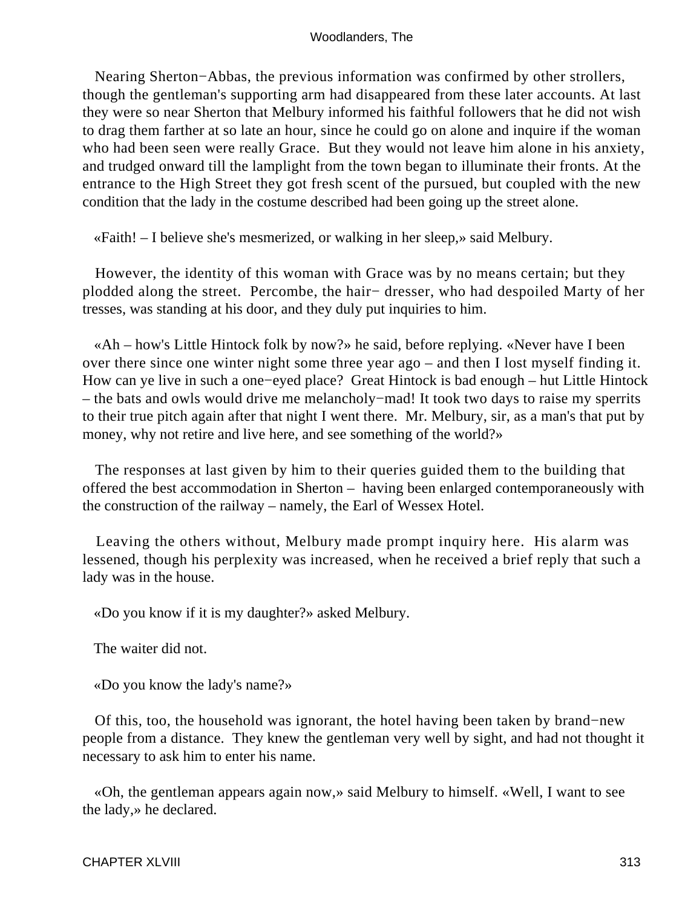Nearing Sherton−Abbas, the previous information was confirmed by other strollers, though the gentleman's supporting arm had disappeared from these later accounts. At last they were so near Sherton that Melbury informed his faithful followers that he did not wish to drag them farther at so late an hour, since he could go on alone and inquire if the woman who had been seen were really Grace. But they would not leave him alone in his anxiety, and trudged onward till the lamplight from the town began to illuminate their fronts. At the entrance to the High Street they got fresh scent of the pursued, but coupled with the new condition that the lady in the costume described had been going up the street alone.

«Faith! – I believe she's mesmerized, or walking in her sleep,» said Melbury.

However, the identity of this woman with Grace was by no means certain; but they plodded along the street. Percombe, the hair− dresser, who had despoiled Marty of her tresses, was standing at his door, and they duly put inquiries to him.

«Ah – how's Little Hintock folk by now?» he said, before replying. «Never have I been over there since one winter night some three year ago – and then I lost myself finding it. How can ye live in such a one−eyed place? Great Hintock is bad enough – hut Little Hintock – the bats and owls would drive me melancholy−mad! It took two days to raise my sperrits to their true pitch again after that night I went there. Mr. Melbury, sir, as a man's that put by money, why not retire and live here, and see something of the world?»

The responses at last given by him to their queries guided them to the building that offered the best accommodation in Sherton – having been enlarged contemporaneously with the construction of the railway – namely, the Earl of Wessex Hotel.

Leaving the others without, Melbury made prompt inquiry here. His alarm was lessened, though his perplexity was increased, when he received a brief reply that such a lady was in the house.

«Do you know if it is my daughter?» asked Melbury.

The waiter did not.

«Do you know the lady's name?»

Of this, too, the household was ignorant, the hotel having been taken by brand−new people from a distance. They knew the gentleman very well by sight, and had not thought it necessary to ask him to enter his name.

«Oh, the gentleman appears again now,» said Melbury to himself. «Well, I want to see the lady,» he declared.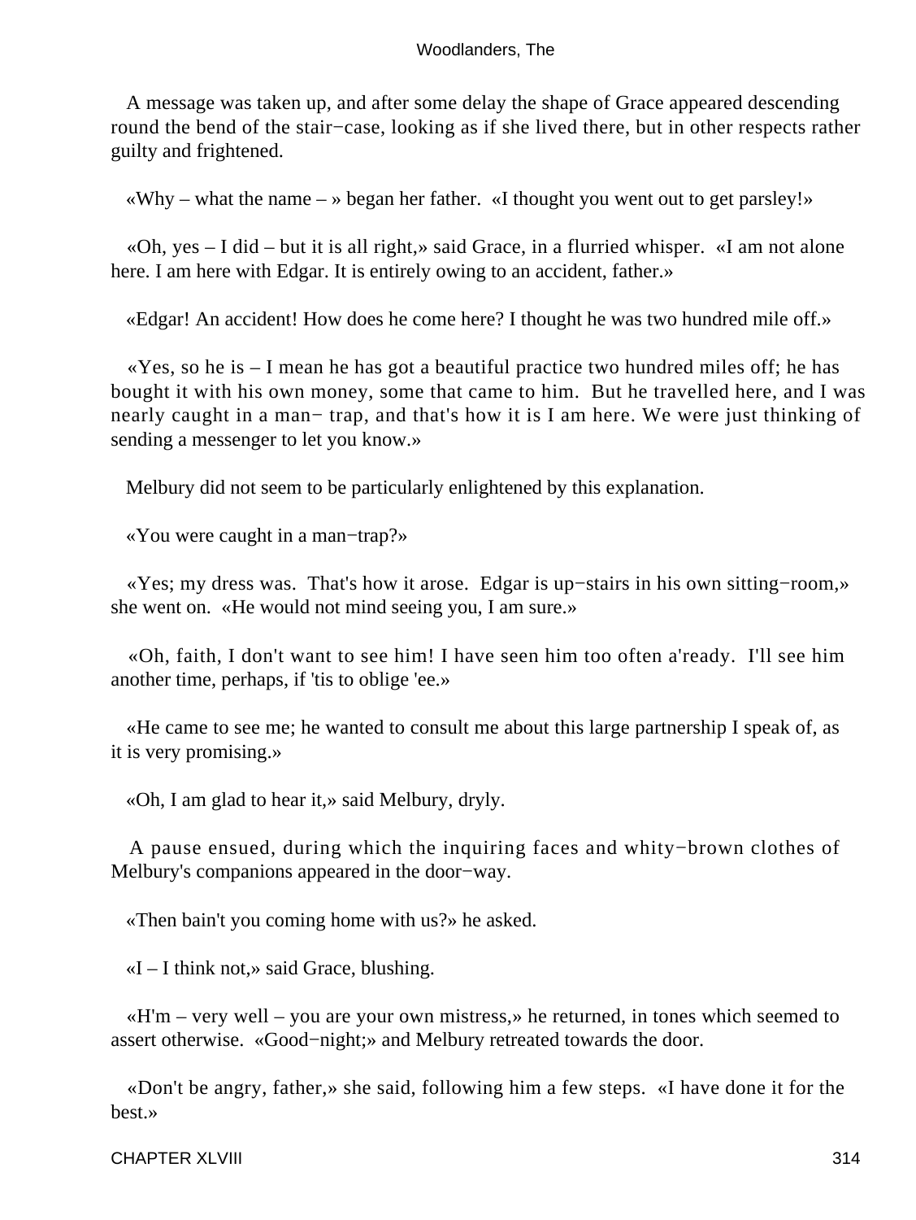A message was taken up, and after some delay the shape of Grace appeared descending round the bend of the stair−case, looking as if she lived there, but in other respects rather guilty and frightened.

«Why – what the name – » began her father. «I thought you went out to get parsley!»

«Oh, yes – I did – but it is all right,» said Grace, in a flurried whisper. «I am not alone here. I am here with Edgar. It is entirely owing to an accident, father.»

«Edgar! An accident! How does he come here? I thought he was two hundred mile off.»

«Yes, so he is – I mean he has got a beautiful practice two hundred miles off; he has bought it with his own money, some that came to him. But he travelled here, and I was nearly caught in a man− trap, and that's how it is I am here. We were just thinking of sending a messenger to let you know.»

Melbury did not seem to be particularly enlightened by this explanation.

«You were caught in a man−trap?»

«Yes; my dress was. That's how it arose. Edgar is up−stairs in his own sitting−room,» she went on. «He would not mind seeing you, I am sure.»

«Oh, faith, I don't want to see him! I have seen him too often a'ready. I'll see him another time, perhaps, if 'tis to oblige 'ee.»

«He came to see me; he wanted to consult me about this large partnership I speak of, as it is very promising.»

«Oh, I am glad to hear it,» said Melbury, dryly.

A pause ensued, during which the inquiring faces and whity−brown clothes of Melbury's companions appeared in the door−way.

«Then bain't you coming home with us?» he asked.

«I – I think not,» said Grace, blushing.

«H'm – very well – you are your own mistress,» he returned, in tones which seemed to assert otherwise. «Good−night;» and Melbury retreated towards the door.

«Don't be angry, father,» she said, following him a few steps. «I have done it for the best.»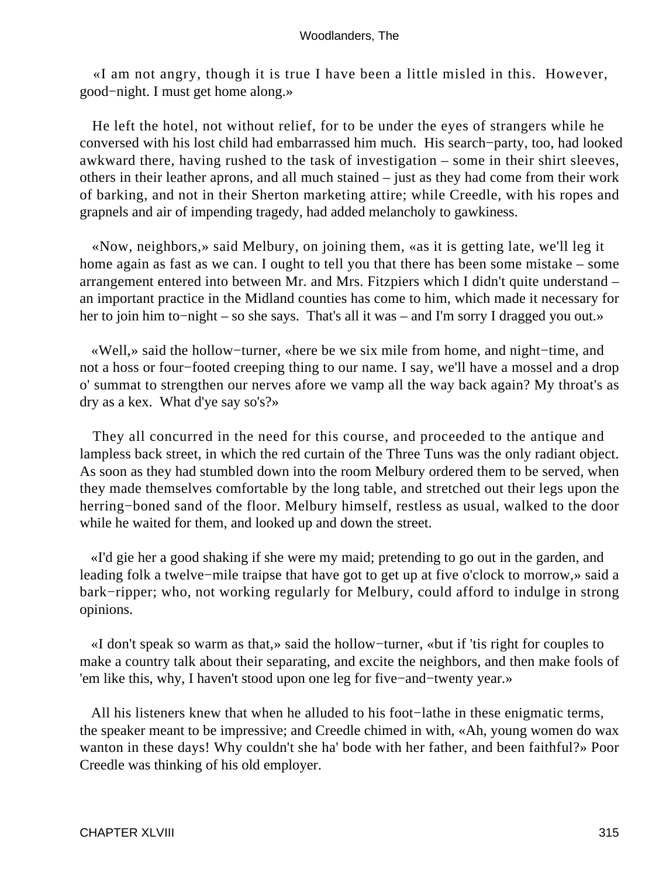«I am not angry, though it is true I have been a little misled in this. However, good−night. I must get home along.»

He left the hotel, not without relief, for to be under the eyes of strangers while he conversed with his lost child had embarrassed him much. His search−party, too, had looked awkward there, having rushed to the task of investigation – some in their shirt sleeves, others in their leather aprons, and all much stained – just as they had come from their work of barking, and not in their Sherton marketing attire; while Creedle, with his ropes and grapnels and air of impending tragedy, had added melancholy to gawkiness.

«Now, neighbors,» said Melbury, on joining them, «as it is getting late, we'll leg it home again as fast as we can. I ought to tell you that there has been some mistake – some arrangement entered into between Mr. and Mrs. Fitzpiers which I didn't quite understand – an important practice in the Midland counties has come to him, which made it necessary for her to join him to−night – so she says. That's all it was – and I'm sorry I dragged you out.»

«Well,» said the hollow−turner, «here be we six mile from home, and night−time, and not a hoss or four−footed creeping thing to our name. I say, we'll have a mossel and a drop o' summat to strengthen our nerves afore we vamp all the way back again? My throat's as dry as a kex. What d'ye say so's?»

They all concurred in the need for this course, and proceeded to the antique and lampless back street, in which the red curtain of the Three Tuns was the only radiant object. As soon as they had stumbled down into the room Melbury ordered them to be served, when they made themselves comfortable by the long table, and stretched out their legs upon the herring−boned sand of the floor. Melbury himself, restless as usual, walked to the door while he waited for them, and looked up and down the street.

«I'd gie her a good shaking if she were my maid; pretending to go out in the garden, and leading folk a twelve−mile traipse that have got to get up at five o'clock to morrow,» said a bark−ripper; who, not working regularly for Melbury, could afford to indulge in strong opinions.

«I don't speak so warm as that,» said the hollow−turner, «but if 'tis right for couples to make a country talk about their separating, and excite the neighbors, and then make fools of 'em like this, why, I haven't stood upon one leg for five−and−twenty year.»

All his listeners knew that when he alluded to his foot−lathe in these enigmatic terms, the speaker meant to be impressive; and Creedle chimed in with, «Ah, young women do wax wanton in these days! Why couldn't she ha' bode with her father, and been faithful?» Poor Creedle was thinking of his old employer.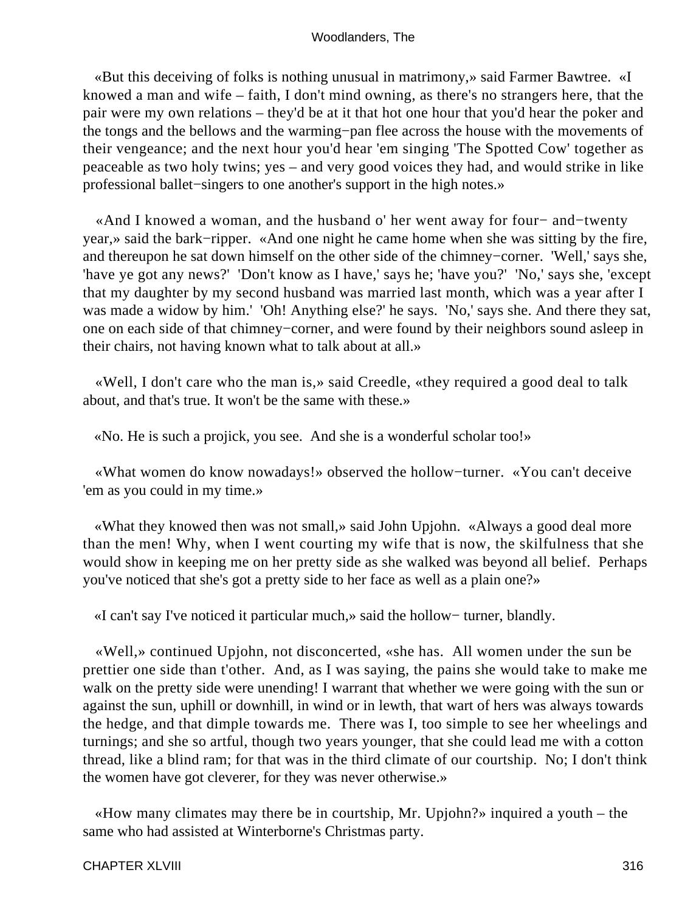«But this deceiving of folks is nothing unusual in matrimony,» said Farmer Bawtree. «I knowed a man and wife – faith, I don't mind owning, as there's no strangers here, that the pair were my own relations – they'd be at it that hot one hour that you'd hear the poker and the tongs and the bellows and the warming−pan flee across the house with the movements of their vengeance; and the next hour you'd hear 'em singing 'The Spotted Cow' together as peaceable as two holy twins; yes – and very good voices they had, and would strike in like professional ballet−singers to one another's support in the high notes.»

«And I knowed a woman, and the husband o' her went away for four− and−twenty year,» said the bark−ripper. «And one night he came home when she was sitting by the fire, and thereupon he sat down himself on the other side of the chimney−corner. 'Well,' says she, 'have ye got any news?' 'Don't know as I have,' says he; 'have you?' 'No,' says she, 'except that my daughter by my second husband was married last month, which was a year after I was made a widow by him.' 'Oh! Anything else?' he says. 'No,' says she. And there they sat, one on each side of that chimney−corner, and were found by their neighbors sound asleep in their chairs, not having known what to talk about at all.»

«Well, I don't care who the man is,» said Creedle, «they required a good deal to talk about, and that's true. It won't be the same with these.»

«No. He is such a projick, you see. And she is a wonderful scholar too!»

«What women do know nowadays!» observed the hollow−turner. «You can't deceive 'em as you could in my time.»

«What they knowed then was not small,» said John Upjohn. «Always a good deal more than the men! Why, when I went courting my wife that is now, the skilfulness that she would show in keeping me on her pretty side as she walked was beyond all belief. Perhaps you've noticed that she's got a pretty side to her face as well as a plain one?»

«I can't say I've noticed it particular much,» said the hollow− turner, blandly.

«Well,» continued Upjohn, not disconcerted, «she has. All women under the sun be prettier one side than t'other. And, as I was saying, the pains she would take to make me walk on the pretty side were unending! I warrant that whether we were going with the sun or against the sun, uphill or downhill, in wind or in lewth, that wart of hers was always towards the hedge, and that dimple towards me. There was I, too simple to see her wheelings and turnings; and she so artful, though two years younger, that she could lead me with a cotton thread, like a blind ram; for that was in the third climate of our courtship. No; I don't think the women have got cleverer, for they was never otherwise.»

«How many climates may there be in courtship, Mr. Upjohn?» inquired a youth – the same who had assisted at Winterborne's Christmas party.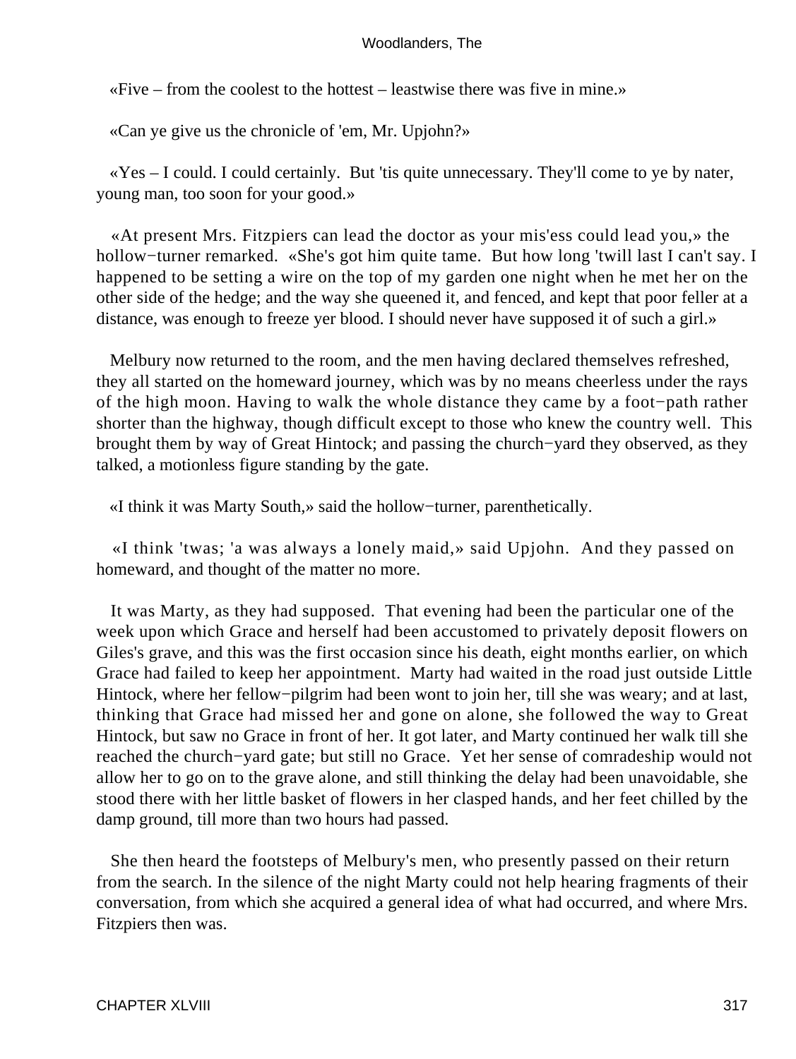«Five – from the coolest to the hottest – leastwise there was five in mine.»

«Can ye give us the chronicle of 'em, Mr. Upjohn?»

«Yes – I could. I could certainly. But 'tis quite unnecessary. They'll come to ye by nater, young man, too soon for your good.»

«At present Mrs. Fitzpiers can lead the doctor as your mis'ess could lead you,» the hollow−turner remarked. «She's got him quite tame. But how long 'twill last I can't say. I happened to be setting a wire on the top of my garden one night when he met her on the other side of the hedge; and the way she queened it, and fenced, and kept that poor feller at a distance, was enough to freeze yer blood. I should never have supposed it of such a girl.»

Melbury now returned to the room, and the men having declared themselves refreshed, they all started on the homeward journey, which was by no means cheerless under the rays of the high moon. Having to walk the whole distance they came by a foot−path rather shorter than the highway, though difficult except to those who knew the country well. This brought them by way of Great Hintock; and passing the church−yard they observed, as they talked, a motionless figure standing by the gate.

«I think it was Marty South,» said the hollow−turner, parenthetically.

«I think 'twas; 'a was always a lonely maid,» said Upjohn. And they passed on homeward, and thought of the matter no more.

It was Marty, as they had supposed. That evening had been the particular one of the week upon which Grace and herself had been accustomed to privately deposit flowers on Giles's grave, and this was the first occasion since his death, eight months earlier, on which Grace had failed to keep her appointment. Marty had waited in the road just outside Little Hintock, where her fellow−pilgrim had been wont to join her, till she was weary; and at last, thinking that Grace had missed her and gone on alone, she followed the way to Great Hintock, but saw no Grace in front of her. It got later, and Marty continued her walk till she reached the church−yard gate; but still no Grace. Yet her sense of comradeship would not allow her to go on to the grave alone, and still thinking the delay had been unavoidable, she stood there with her little basket of flowers in her clasped hands, and her feet chilled by the damp ground, till more than two hours had passed.

She then heard the footsteps of Melbury's men, who presently passed on their return from the search. In the silence of the night Marty could not help hearing fragments of their conversation, from which she acquired a general idea of what had occurred, and where Mrs. Fitzpiers then was.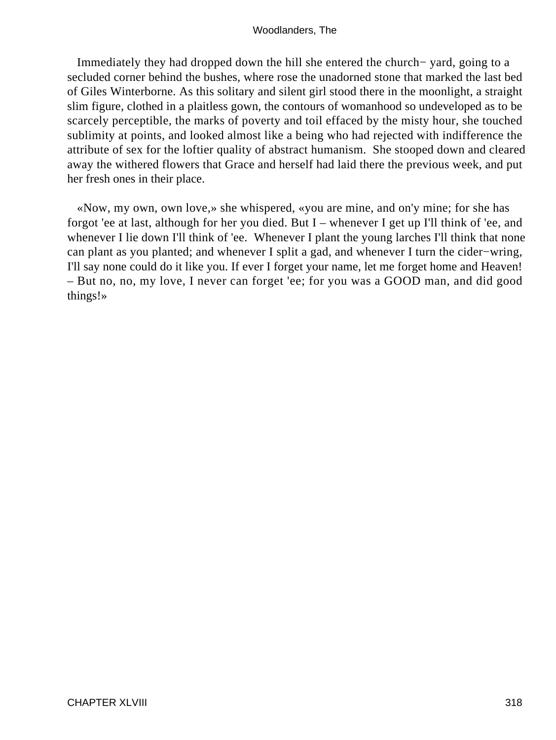Immediately they had dropped down the hill she entered the church− yard, going to a secluded corner behind the bushes, where rose the unadorned stone that marked the last bed of Giles Winterborne. As this solitary and silent girl stood there in the moonlight, a straight slim figure, clothed in a plaitless gown, the contours of womanhood so undeveloped as to be scarcely perceptible, the marks of poverty and toil effaced by the misty hour, she touched sublimity at points, and looked almost like a being who had rejected with indifference the attribute of sex for the loftier quality of abstract humanism. She stooped down and cleared away the withered flowers that Grace and herself had laid there the previous week, and put her fresh ones in their place.

«Now, my own, own love,» she whispered, «you are mine, and on'y mine; for she has forgot 'ee at last, although for her you died. But I – whenever I get up I'll think of 'ee, and whenever I lie down I'll think of 'ee. Whenever I plant the young larches I'll think that none can plant as you planted; and whenever I split a gad, and whenever I turn the cider−wring, I'll say none could do it like you. If ever I forget your name, let me forget home and Heaven! – But no, no, my love, I never can forget 'ee; for you was a GOOD man, and did good things!»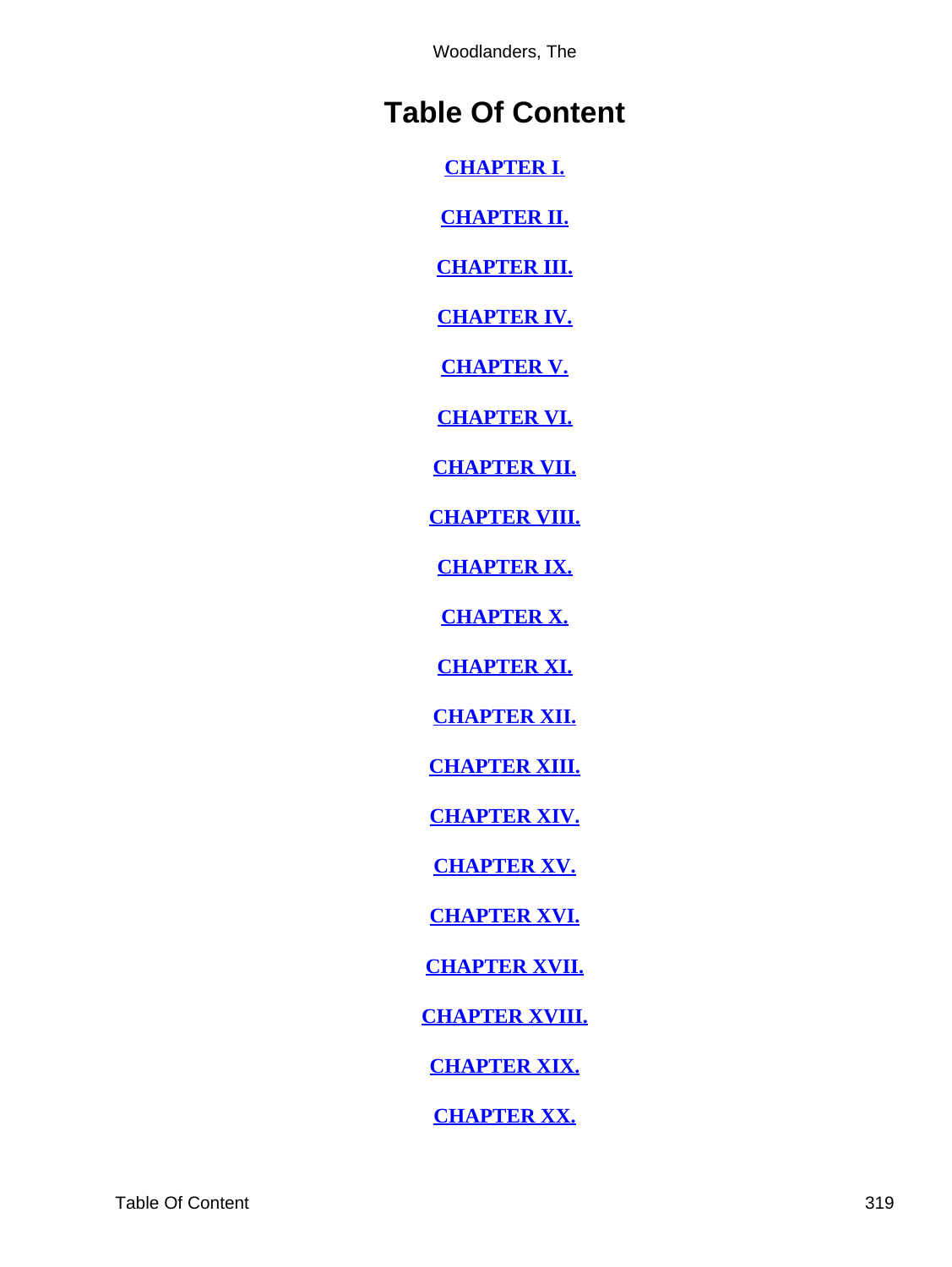# Table Of Content

[CHAPTER I.](#)

[CHAPTER II.](#)

[CHAPTER III.](#)

[CHAPTER IV.](#)

[CHAPTER V.](#)

[CHAPTER VI.](#)

[CHAPTER VII.](#)

[CHAPTER VIII.](#)

[CHAPTER IX.](#)

[CHAPTER X.](#)

[CHAPTER XI.](#)

[CHAPTER XII.](#)

[CHAPTER XIII.](#)

[CHAPTER XIV.](#)

[CHAPTER XV.](#)

[CHAPTER XVI.](#)

[CHAPTER XVII.](#)

[CHAPTER XVIII.](#)

[CHAPTER XIX.](#)

[CHAPTER XX.](#)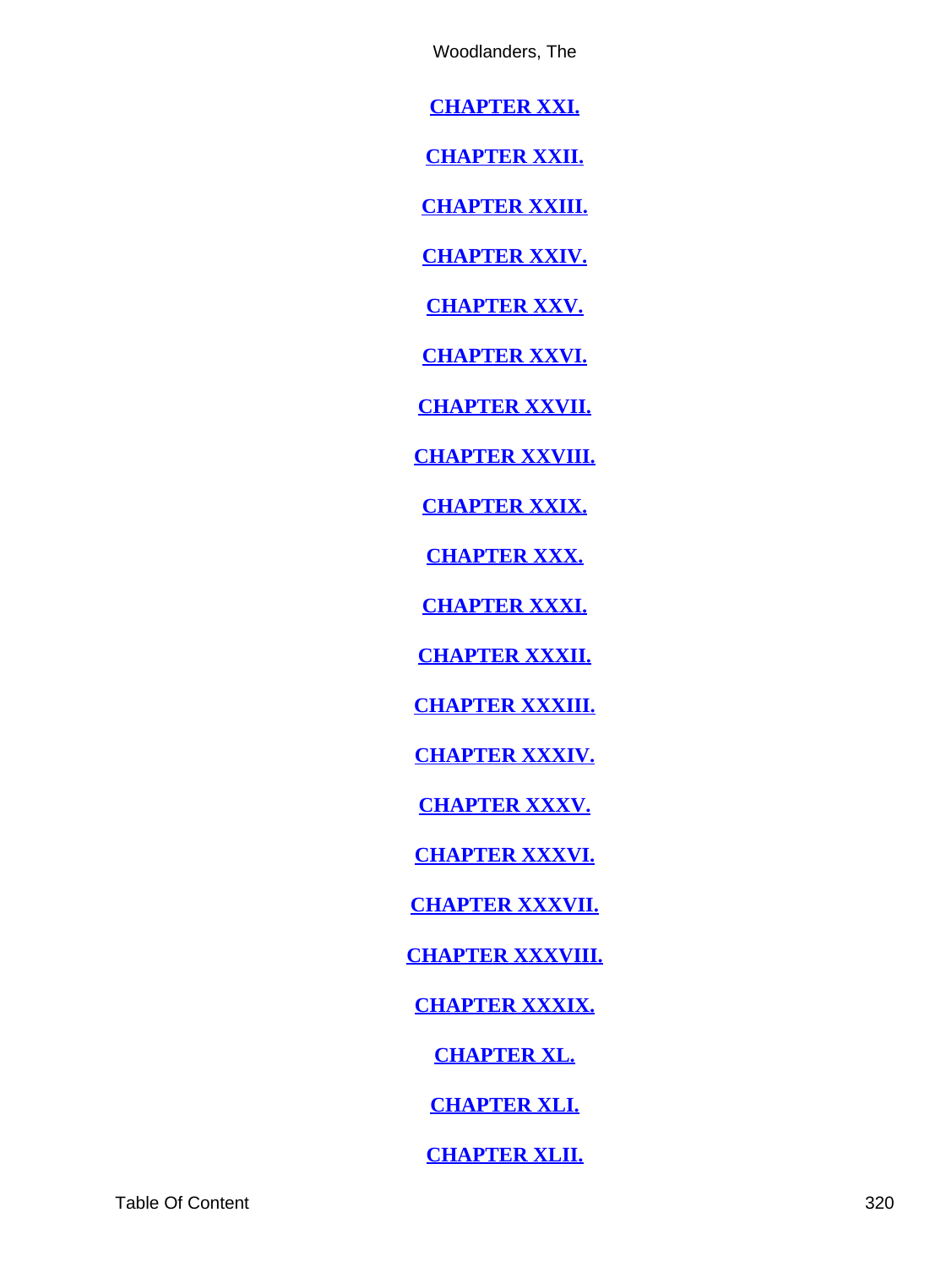[CHAPTER XXI.]

[CHAPTER XXII.]

[CHAPTER XXIII.]

[CHAPTER XXIV.]

[CHAPTER XXV.]

[CHAPTER XXVI.]

[CHAPTER XXVII.]

[CHAPTER XXVIII.]

[CHAPTER XXIX.]

[CHAPTER XXX.]

[CHAPTER XXXI.]

[CHAPTER XXXII.]

[CHAPTER XXXIII.]

[CHAPTER XXXIV.]

[CHAPTER XXXV.]

[CHAPTER XXXVI.]

[CHAPTER XXXVII.]

[CHAPTER XXXVIII.]

[CHAPTER XXXIX.]

[CHAPTER XL.]

[CHAPTER XLI.]

[CHAPTER XLII.]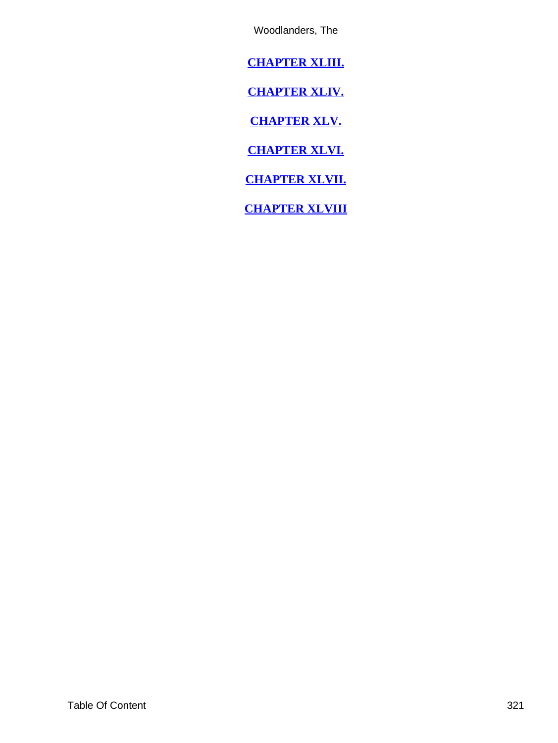[CHAPTER XLIII.]

[CHAPTER XLIV.]

[CHAPTER XLV.]

[CHAPTER XLVI.]

[CHAPTER XLVII.]

[CHAPTER XLVIII]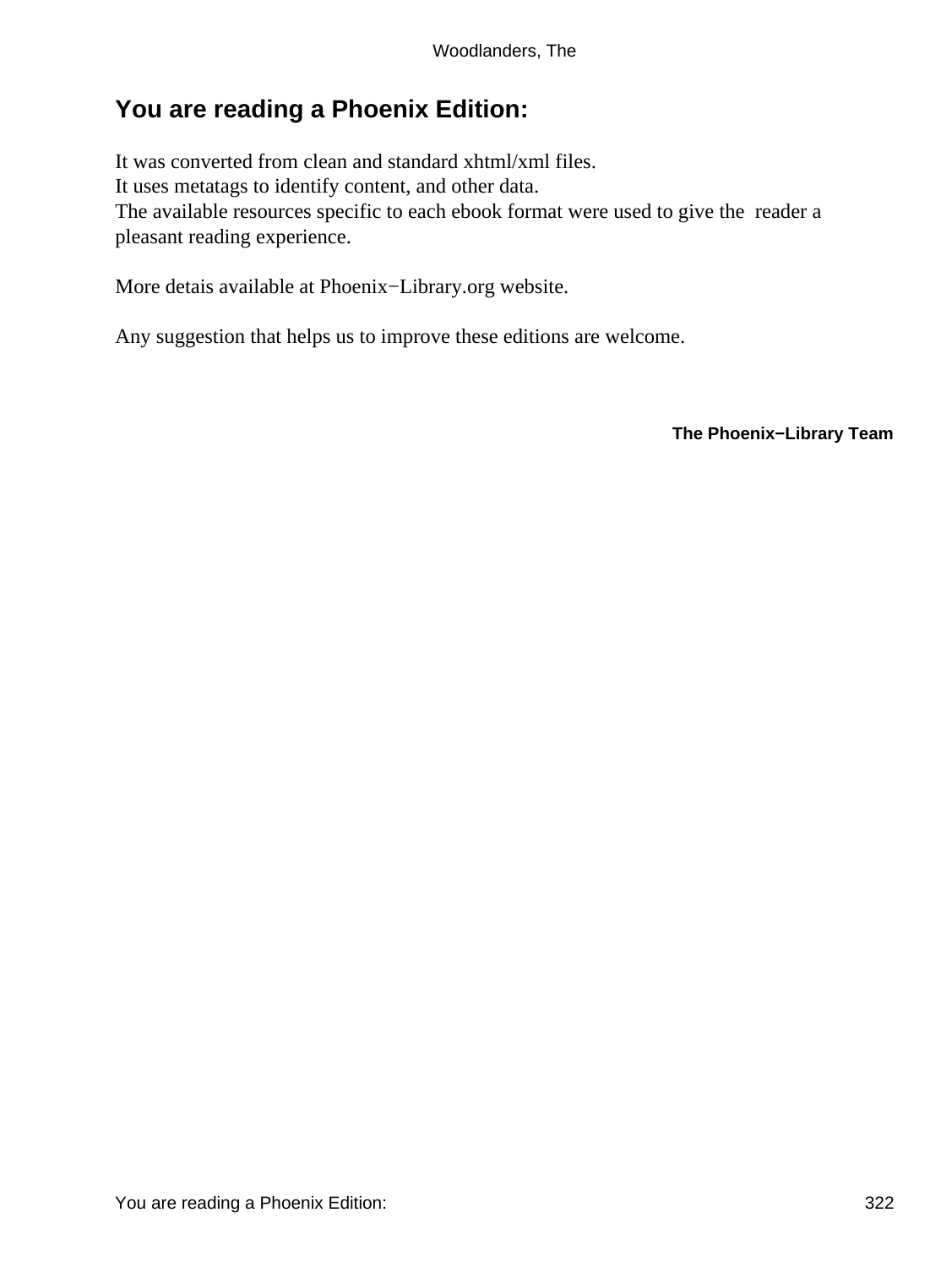## You are reading a Phoenix Edition:

It was converted from clean and standard xhtml/xml files.
It uses metatags to identify content, and other data.
The available resources specific to each ebook format were used to give the reader a pleasant reading experience.

More detais available at Phoenix−Library.org website.

Any suggestion that helps us to improve these editions are welcome.

**The Phoenix−Library Team**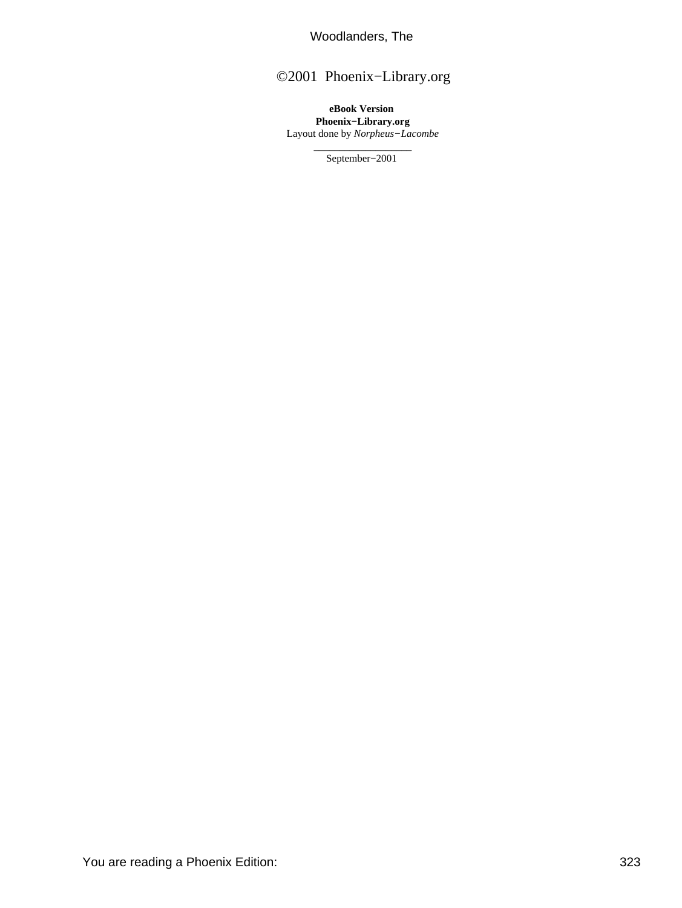©2001 Phoenix−Library.org

**eBook Version**
**Phoenix−Library.org**
Layout done by *Norpheus−Lacombe*

\_\_\_\_\_\_\_\_\_\_\_\_\_\_\_\_\_\_\_\_

September−2001